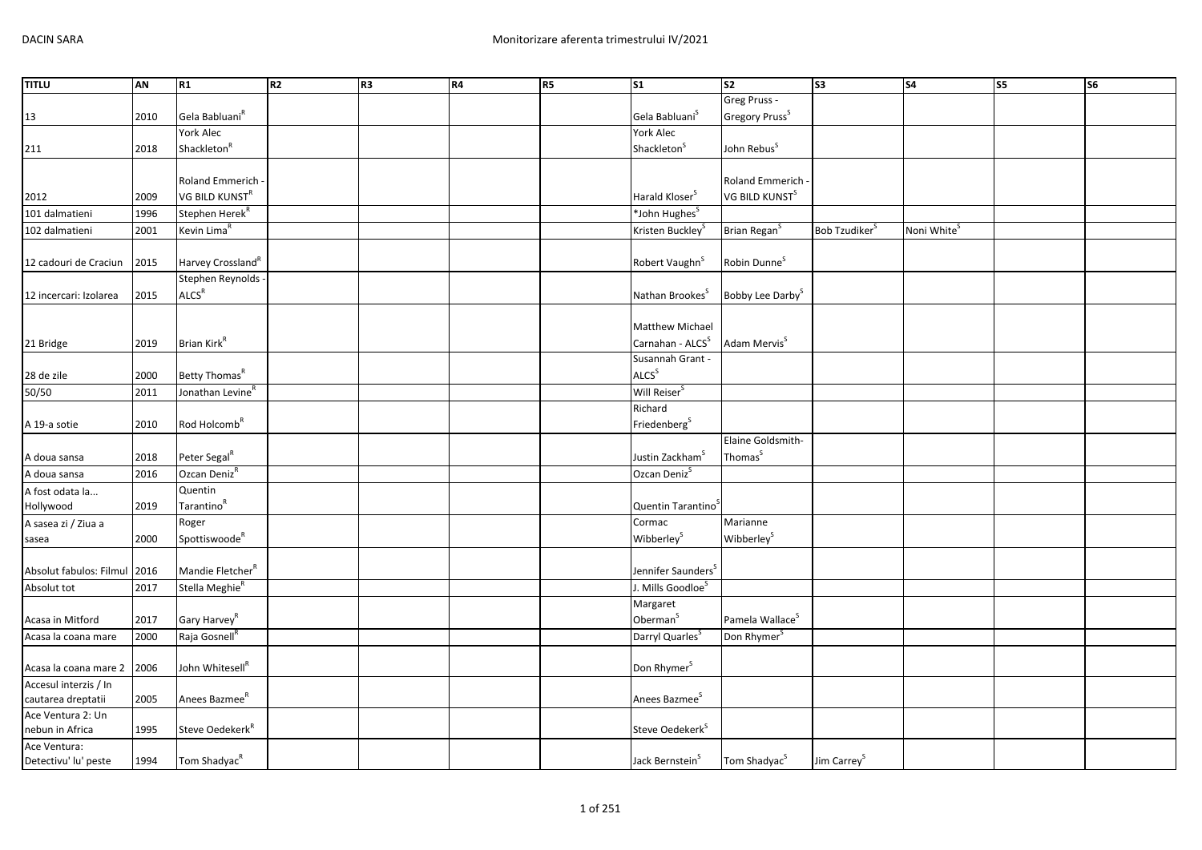| TITLU | AN | R1 | R2 | R3 | R4 | R5 | S1 | S2 | S3 | S4 | S5 | S6 |
|---|---|---|---|---|---|---|---|---|---|---|---|---|
| 13 | 2010 | Gela Babluani[R] | | | | | Gela Babluani[S] | Greg Pruss - Gregory Pruss[S] | | | | |
| 211 | 2018 | York Alec Shackleton[R] | | | | | York Alec Shackleton[S] | John Rebus[S] | | | | |
| 2012 | 2009 | Roland Emmerich - VG BILD KUNST[R] | | | | | Harald Kloser[S] | Roland Emmerich - VG BILD KUNST[S] | | | | |
| 101 dalmatieni | 1996 | Stephen Herek[R] | | | | | *John Hughes[S] | | | | | |
| 102 dalmatieni | 2001 | Kevin Lima[R] | | | | | Kristen Buckley[S] | Brian Regan[S] | Bob Tzudiker[S] | Noni White[S] | | |
| 12 cadouri de Craciun | 2015 | Harvey Crossland[R] | | | | | Robert Vaughn[S] | Robin Dunne[S] | | | | |
| 12 incercari: Izolarea | 2015 | Stephen Reynolds - ALCS[R] | | | | | Nathan Brookes[S] | Bobby Lee Darby[S] | | | | |
| 21 Bridge | 2019 | Brian Kirk[R] | | | | | Matthew Michael Carnahan - ALCS[S] | Adam Mervis[S] | | | | |
| 28 de zile | 2000 | Betty Thomas[R] | | | | | Susannah Grant - ALCS[S] | | | | | |
| 50/50 | 2011 | Jonathan Levine[R] | | | | | Will Reiser[S] | | | | | |
| A 19-a sotie | 2010 | Rod Holcomb[R] | | | | | Richard Friedenberg[S] | | | | | |
| A doua sansa | 2018 | Peter Segal[R] | | | | | Justin Zackham[S] | Elaine Goldsmith-Thomas[S] | | | | |
| A doua sansa | 2016 | Ozcan Deniz[R] | | | | | Ozcan Deniz[S] | | | | | |
| A fost odata la... Hollywood | 2019 | Quentin Tarantino[R] | | | | | Quentin Tarantino[S] | | | | | |
| A sasea zi / Ziua a sasea | 2000 | Roger Spottiswoode[R] | | | | | Cormac Wibberley[S] | Marianne Wibberley[S] | | | | |
| Absolut fabulos: Filmul | 2016 | Mandie Fletcher[R] | | | | | Jennifer Saunders[S] | | | | | |
| Absolut tot | 2017 | Stella Meghie[R] | | | | | J. Mills Goodloe[S] | | | | | |
| Acasa in Mitford | 2017 | Gary Harvey[R] | | | | | Margaret Oberman[S] | Pamela Wallace[S] | | | | |
| Acasa la coana mare | 2000 | Raja Gosnell[R] | | | | | Darryl Quarles[S] | Don Rhymer[S] | | | | |
| Acasa la coana mare 2 | 2006 | John Whitesell[R] | | | | | Don Rhymer[S] | | | | | |
| Accesul interzis / In cautarea dreptatii | 2005 | Anees Bazmee[R] | | | | | Anees Bazmee[S] | | | | | |
| Ace Ventura 2: Un nebun in Africa | 1995 | Steve Oedekerk[R] | | | | | Steve Oedekerk[S] | | | | | |
| Ace Ventura: Detectivu' lu' peste | 1994 | Tom Shadyac[R] | | | | | Jack Bernstein[S] | Tom Shadyac[S] | Jim Carrey[S] | | | |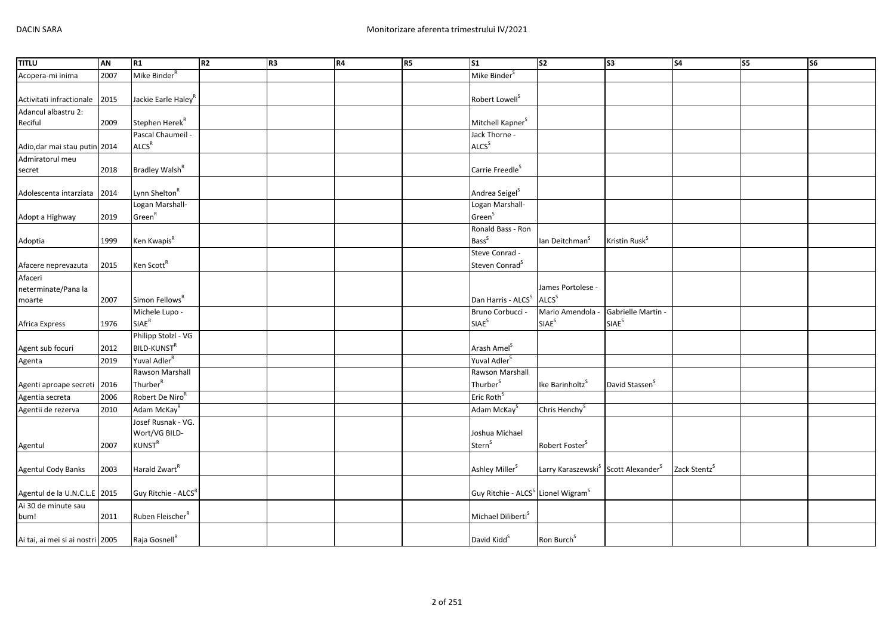| TITLU | AN | R1 | R2 | R3 | R4 | R5 | S1 | S2 | S3 | S4 | S5 | S6 |
|---|---|---|---|---|---|---|---|---|---|---|---|---|
| Acopera-mi inima | 2007 | Mike Binder[R] | | | | | Mike Binder[S] | | | | | |
| Activitati infractionale | 2015 | Jackie Earle Haley[R] | | | | | Robert Lowell[S] | | | | | |
| Adancul albastru 2: Reciful | 2009 | Stephen Herek[R] | | | | | Mitchell Kapner[S] | | | | | |
| Adio,dar mai stau putin | 2014 | Pascal Chaumeil - ALCS[R] | | | | | Jack Thorne - ALCS[S] | | | | | |
| Admiratorul meu secret | 2018 | Bradley Walsh[R] | | | | | Carrie Freedle[S] | | | | | |
| Adolescenta intarziata | 2014 | Lynn Shelton[R] | | | | | Andrea Seigel[S] | | | | | |
| Adopt a Highway | 2019 | Logan Marshall-Green[R] | | | | | Logan Marshall-Green[S] | | | | | |
| Adoptia | 1999 | Ken Kwapis[R] | | | | | Ronald Bass - Ron Bass[S] | Ian Deitchman[S] | Kristin Rusk[S] | | | |
| Afacere neprevazuta | 2015 | Ken Scott[R] | | | | | Steve Conrad - Steven Conrad[S] | | | | | |
| Afaceri neterminate/Pana la moarte | 2007 | Simon Fellows[R] | | | | | Dan Harris - ALCS[S] | James Portolese - ALCS[S] | | | | |
| Africa Express | 1976 | Michele Lupo - SIAE[R] | | | | | Bruno Corbucci - SIAE[S] | Mario Amendola - SIAE[S] | Gabrielle Martin - SIAE[S] | | | |
| Agent sub focuri | 2012 | Philipp Stolzl - VG BILD-KUNST[R] | | | | | Arash Amel[S] | | | | | |
| Agenta | 2019 | Yuval Adler[R] | | | | | Yuval Adler[S] | | | | | |
| Agenti aproape secreti | 2016 | Rawson Marshall Thurber[R] | | | | | Rawson Marshall Thurber[S] | Ike Barinholtz[S] | David Stassen[S] | | | |
| Agentia secreta | 2006 | Robert De Niro[R] | | | | | Eric Roth[S] | | | | | |
| Agentii de rezerva | 2010 | Adam McKay[R] | | | | | Adam McKay[S] | Chris Henchy[S] | | | | |
| Agentul | 2007 | Josef Rusnak - VG. Wort/VG BILD-KUNST[R] | | | | | Joshua Michael Stern[S] | Robert Foster[S] | | | | |
| Agentul Cody Banks | 2003 | Harald Zwart[R] | | | | | Ashley Miller[S] | Larry Karaszewski[S] | Scott Alexander[S] | Zack Stentz[S] | | |
| Agentul de la U.N.C.L.E | 2015 | Guy Ritchie - ALCS[R] | | | | | Guy Ritchie - ALCS[S] | Lionel Wigram[S] | | | | |
| Ai 30 de minute sau bum! | 2011 | Ruben Fleischer[R] | | | | | Michael Diliberti[S] | | | | | |
| Ai tai, ai mei si ai nostri | 2005 | Raja Gosnell[R] | | | | | David Kidd[S] | Ron Burch[S] | | | | |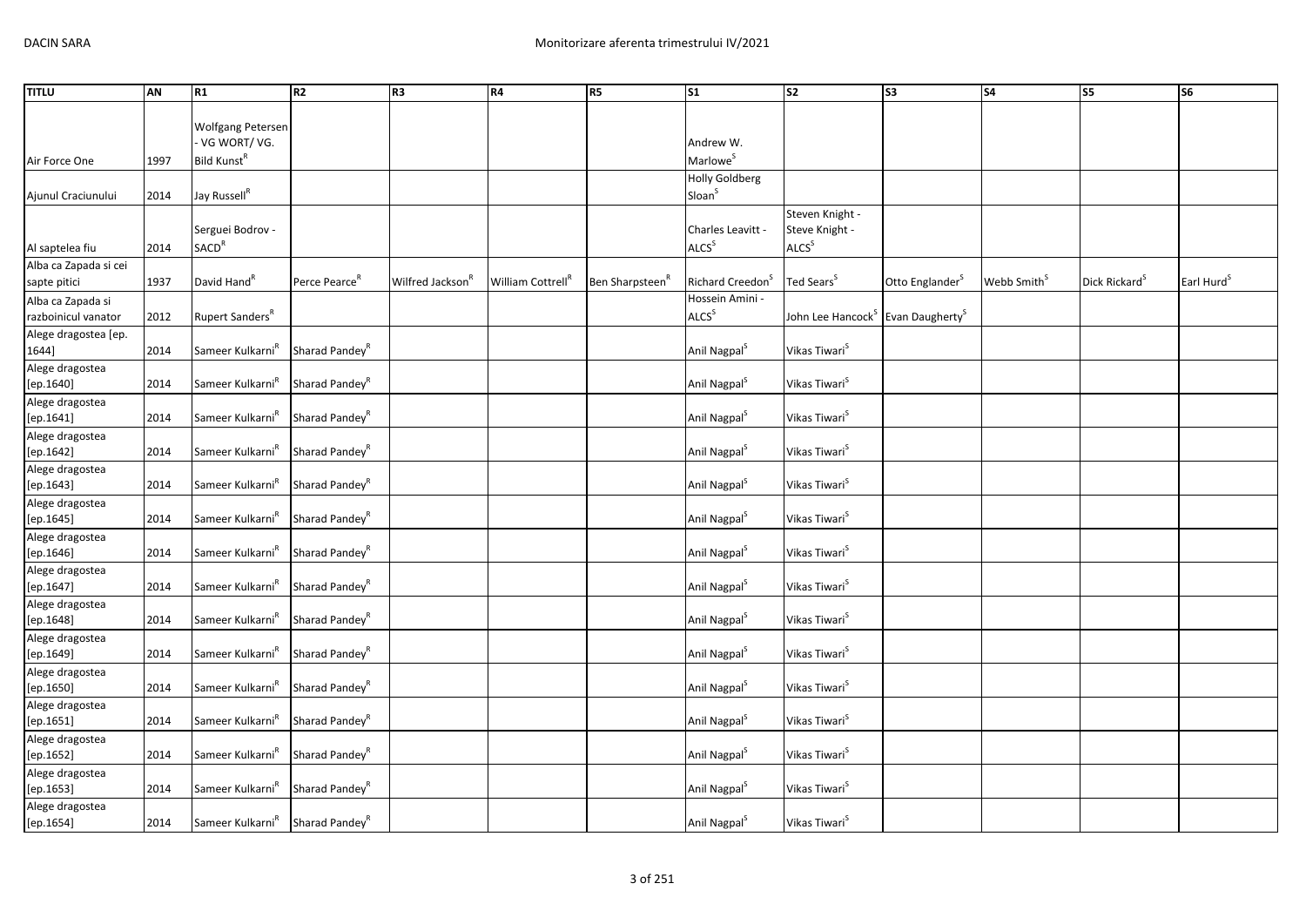| TITLU | AN | R1 | R2 | R3 | R4 | R5 | S1 | S2 | S3 | S4 | S5 | S6 |
|---|---|---|---|---|---|---|---|---|---|---|---|---|
| Air Force One | 1997 | Wolfgang Petersen - VG WORT/ VG. Bild Kunst[R] | | | | | Andrew W. Marlowe[S] | | | | | |
| Ajunul Craciunului | 2014 | Jay Russell[R] | | | | | Holly Goldberg Sloan[S] | | | | | |
| Al saptelea fiu | 2014 | Serguei Bodrov - SACD[R] | | | | | Charles Leavitt - ALCS[S] | Steven Knight - Steve Knight - ALCS[S] | | | | |
| Alba ca Zapada si cei sapte pitici | 1937 | David Hand[R] | Perce Pearce[R] | Wilfred Jackson[R] | William Cottrell[R] | Ben Sharpsteen[R] | Richard Creedon[S] | Ted Sears[S] | Otto Englander[S] | Webb Smith[S] | Dick Rickard[S] | Earl Hurd[S] |
| Alba ca Zapada si razboinicul vanator | 2012 | Rupert Sanders[R] | | | | | Hossein Amini - ALCS[S] | John Lee Hancock[S] | Evan Daugherty[S] | | | |
| Alege dragostea [ep. 1644] | 2014 | Sameer Kulkarni[R] | Sharad Pandey[R] | | | | Anil Nagpal[S] | Vikas Tiwari[S] | | | | |
| Alege dragostea [ep.1640] | 2014 | Sameer Kulkarni[R] | Sharad Pandey[R] | | | | Anil Nagpal[S] | Vikas Tiwari[S] | | | | |
| Alege dragostea [ep.1641] | 2014 | Sameer Kulkarni[R] | Sharad Pandey[R] | | | | Anil Nagpal[S] | Vikas Tiwari[S] | | | | |
| Alege dragostea [ep.1642] | 2014 | Sameer Kulkarni[R] | Sharad Pandey[R] | | | | Anil Nagpal[S] | Vikas Tiwari[S] | | | | |
| Alege dragostea [ep.1643] | 2014 | Sameer Kulkarni[R] | Sharad Pandey[R] | | | | Anil Nagpal[S] | Vikas Tiwari[S] | | | | |
| Alege dragostea [ep.1645] | 2014 | Sameer Kulkarni[R] | Sharad Pandey[R] | | | | Anil Nagpal[S] | Vikas Tiwari[S] | | | | |
| Alege dragostea [ep.1646] | 2014 | Sameer Kulkarni[R] | Sharad Pandey[R] | | | | Anil Nagpal[S] | Vikas Tiwari[S] | | | | |
| Alege dragostea [ep.1647] | 2014 | Sameer Kulkarni[R] | Sharad Pandey[R] | | | | Anil Nagpal[S] | Vikas Tiwari[S] | | | | |
| Alege dragostea [ep.1648] | 2014 | Sameer Kulkarni[R] | Sharad Pandey[R] | | | | Anil Nagpal[S] | Vikas Tiwari[S] | | | | |
| Alege dragostea [ep.1649] | 2014 | Sameer Kulkarni[R] | Sharad Pandey[R] | | | | Anil Nagpal[S] | Vikas Tiwari[S] | | | | |
| Alege dragostea [ep.1650] | 2014 | Sameer Kulkarni[R] | Sharad Pandey[R] | | | | Anil Nagpal[S] | Vikas Tiwari[S] | | | | |
| Alege dragostea [ep.1651] | 2014 | Sameer Kulkarni[R] | Sharad Pandey[R] | | | | Anil Nagpal[S] | Vikas Tiwari[S] | | | | |
| Alege dragostea [ep.1652] | 2014 | Sameer Kulkarni[R] | Sharad Pandey[R] | | | | Anil Nagpal[S] | Vikas Tiwari[S] | | | | |
| Alege dragostea [ep.1653] | 2014 | Sameer Kulkarni[R] | Sharad Pandey[R] | | | | Anil Nagpal[S] | Vikas Tiwari[S] | | | | |
| Alege dragostea [ep.1654] | 2014 | Sameer Kulkarni[R] | Sharad Pandey[R] | | | | Anil Nagpal[S] | Vikas Tiwari[S] | | | | |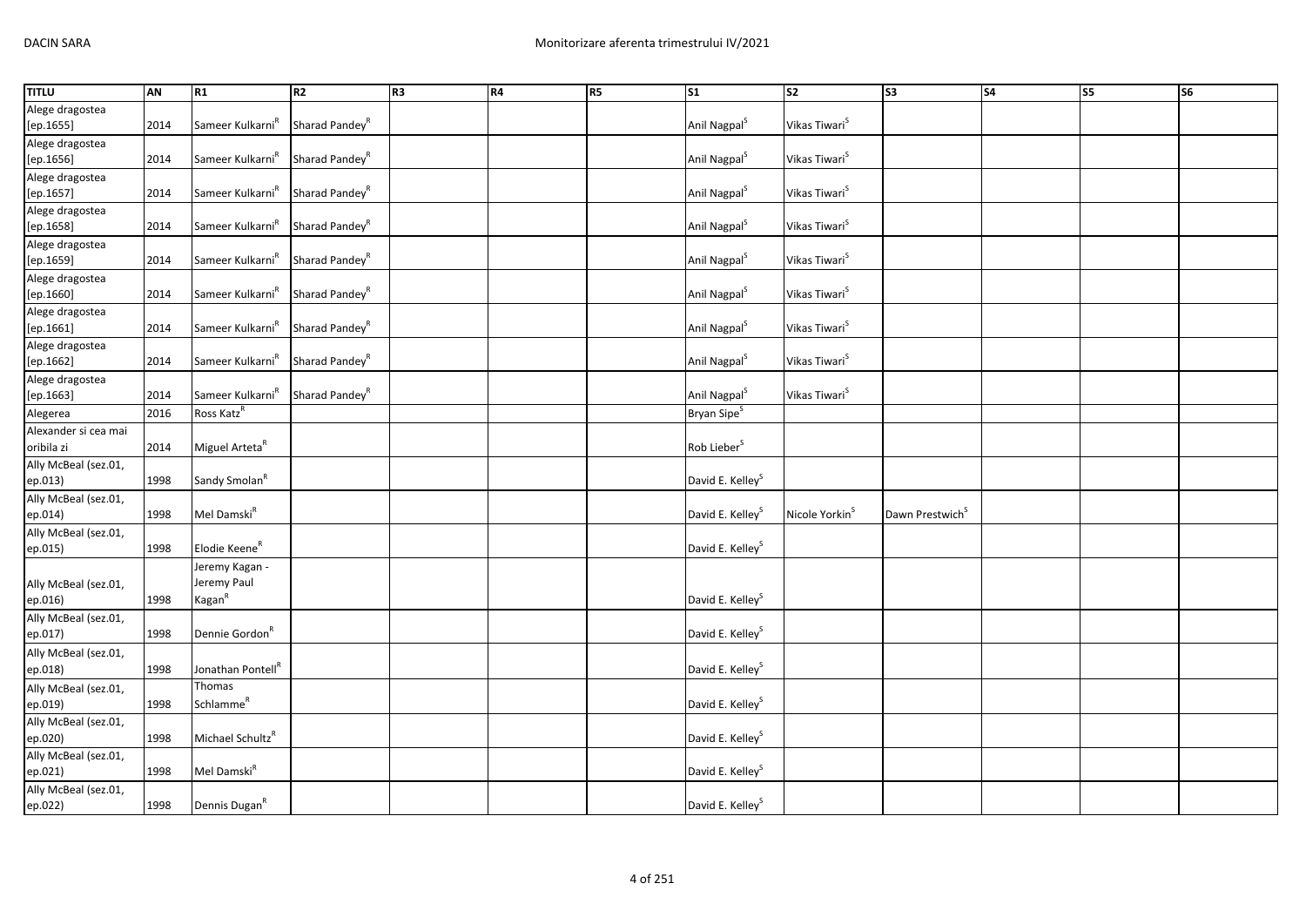| TITLU | AN | R1 | R2 | R3 | R4 | R5 | S1 | S2 | S3 | S4 | S5 | S6 |
|---|---|---|---|---|---|---|---|---|---|---|---|---|
| Alege dragostea [ep.1655] | 2014 | Sameer Kulkarni[R] | Sharad Pandey[R] | | | | Anil Nagpal[S] | Vikas Tiwari[S] | | | | |
| Alege dragostea [ep.1656] | 2014 | Sameer Kulkarni[R] | Sharad Pandey[R] | | | | Anil Nagpal[S] | Vikas Tiwari[S] | | | | |
| Alege dragostea [ep.1657] | 2014 | Sameer Kulkarni[R] | Sharad Pandey[R] | | | | Anil Nagpal[S] | Vikas Tiwari[S] | | | | |
| Alege dragostea [ep.1658] | 2014 | Sameer Kulkarni[R] | Sharad Pandey[R] | | | | Anil Nagpal[S] | Vikas Tiwari[S] | | | | |
| Alege dragostea [ep.1659] | 2014 | Sameer Kulkarni[R] | Sharad Pandey[R] | | | | Anil Nagpal[S] | Vikas Tiwari[S] | | | | |
| Alege dragostea [ep.1660] | 2014 | Sameer Kulkarni[R] | Sharad Pandey[R] | | | | Anil Nagpal[S] | Vikas Tiwari[S] | | | | |
| Alege dragostea [ep.1661] | 2014 | Sameer Kulkarni[R] | Sharad Pandey[R] | | | | Anil Nagpal[S] | Vikas Tiwari[S] | | | | |
| Alege dragostea [ep.1662] | 2014 | Sameer Kulkarni[R] | Sharad Pandey[R] | | | | Anil Nagpal[S] | Vikas Tiwari[S] | | | | |
| Alege dragostea [ep.1663] | 2014 | Sameer Kulkarni[R] | Sharad Pandey[R] | | | | Anil Nagpal[S] | Vikas Tiwari[S] | | | | |
| Alegerea | 2016 | Ross Katz[R] | | | | | Bryan Sipe[S] | | | | | |
| Alexander si cea mai oribila zi | 2014 | Miguel Arteta[R] | | | | | Rob Lieber[S] | | | | | |
| Ally McBeal (sez.01, ep.013) | 1998 | Sandy Smolan[R] | | | | | David E. Kelley[S] | | | | | |
| Ally McBeal (sez.01, ep.014) | 1998 | Mel Damski[R] | | | | | David E. Kelley[S] | Nicole Yorkin[S] | Dawn Prestwich[S] | | | |
| Ally McBeal (sez.01, ep.015) | 1998 | Elodie Keene[R] | | | | | David E. Kelley[S] | | | | | |
| Ally McBeal (sez.01, ep.016) | 1998 | Jeremy Kagan - Jeremy Paul Kagan[R] | | | | | David E. Kelley[S] | | | | | |
| Ally McBeal (sez.01, ep.017) | 1998 | Dennie Gordon[R] | | | | | David E. Kelley[S] | | | | | |
| Ally McBeal (sez.01, ep.018) | 1998 | Jonathan Pontell[R] | | | | | David E. Kelley[S] | | | | | |
| Ally McBeal (sez.01, ep.019) | 1998 | Thomas Schlamme[R] | | | | | David E. Kelley[S] | | | | | |
| Ally McBeal (sez.01, ep.020) | 1998 | Michael Schultz[R] | | | | | David E. Kelley[S] | | | | | |
| Ally McBeal (sez.01, ep.021) | 1998 | Mel Damski[R] | | | | | David E. Kelley[S] | | | | | |
| Ally McBeal (sez.01, ep.022) | 1998 | Dennis Dugan[R] | | | | | David E. Kelley[S] | | | | | |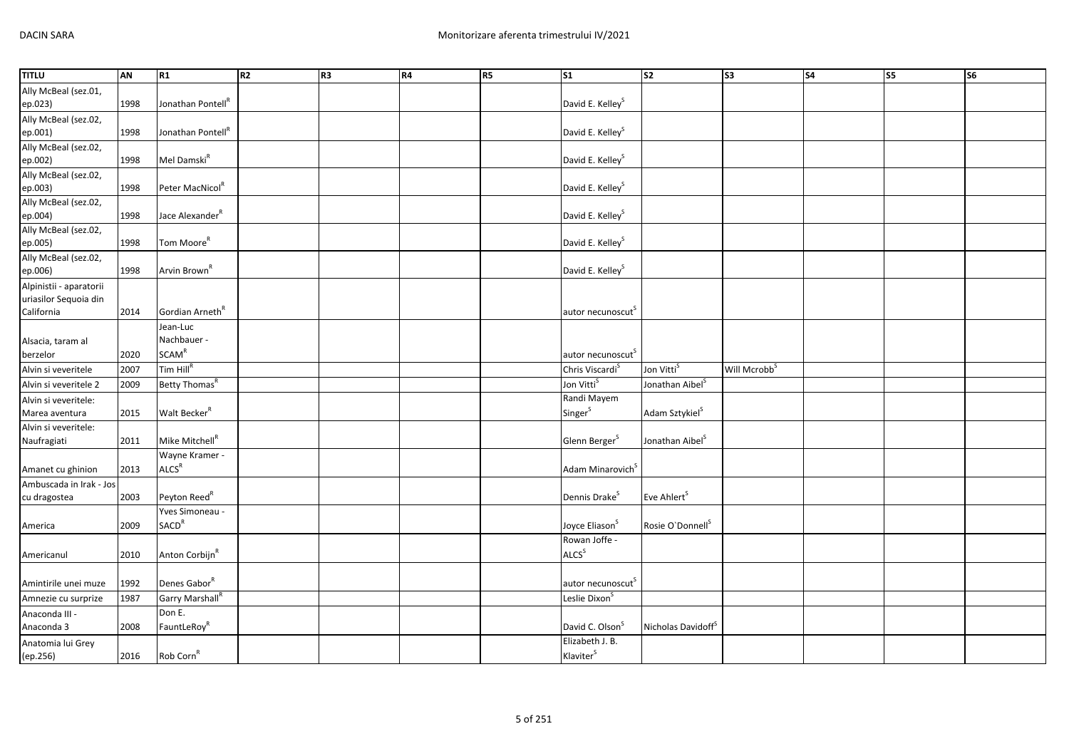| TITLU | AN | R1 | R2 | R3 | R4 | R5 | S1 | S2 | S3 | S4 | S5 | S6 |
|---|---|---|---|---|---|---|---|---|---|---|---|---|
| Ally McBeal (sez.01, ep.023) | 1998 | Jonathan Pontell[R] | | | | | David E. Kelley[S] | | | | | |
| Ally McBeal (sez.02, ep.001) | 1998 | Jonathan Pontell[R] | | | | | David E. Kelley[S] | | | | | |
| Ally McBeal (sez.02, ep.002) | 1998 | Mel Damski[R] | | | | | David E. Kelley[S] | | | | | |
| Ally McBeal (sez.02, ep.003) | 1998 | Peter MacNicol[R] | | | | | David E. Kelley[S] | | | | | |
| Ally McBeal (sez.02, ep.004) | 1998 | Jace Alexander[R] | | | | | David E. Kelley[S] | | | | | |
| Ally McBeal (sez.02, ep.005) | 1998 | Tom Moore[R] | | | | | David E. Kelley[S] | | | | | |
| Ally McBeal (sez.02, ep.006) | 1998 | Arvin Brown[R] | | | | | David E. Kelley[S] | | | | | |
| Alpinistii - aparatorii uriasilor Sequoia din California | 2014 | Gordian Arneth[R] | | | | | autor necunoscut[S] | | | | | |
| Alsacia, taram al berzelor | 2020 | Jean-Luc Nachbauer - SCAM[R] | | | | | autor necunoscut[S] | | | | | |
| Alvin si veveritele | 2007 | Tim Hill[R] | | | | | Chris Viscardi[S] | Jon Vitti[S] | Will Mcrobb[S] | | | |
| Alvin si veveritele 2 | 2009 | Betty Thomas[R] | | | | | Jon Vitti[S] | Jonathan Aibel[S] | | | | |
| Alvin si veveritele: Marea aventura | 2015 | Walt Becker[R] | | | | | Randi Mayem Singer[S] | Adam Sztykiel[S] | | | | |
| Alvin si veveritele: Naufragiati | 2011 | Mike Mitchell[R] | | | | | Glenn Berger[S] | Jonathan Aibel[S] | | | | |
| Amanet cu ghinion | 2013 | Wayne Kramer - ALCS[R] | | | | | Adam Minarovich[S] | | | | | |
| Ambuscada in Irak - Jos cu dragostea | 2003 | Peyton Reed[R] | | | | | Dennis Drake[S] | Eve Ahlert[S] | | | | |
| America | 2009 | Yves Simoneau - SACD[R] | | | | | Joyce Eliason[S] | Rosie O`Donnell[S] | | | | |
| Americanul | 2010 | Anton Corbijn[R] | | | | | Rowan Joffe - ALCS[S] | | | | | |
| Amintirile unei muze | 1992 | Denes Gabor[R] | | | | | autor necunoscut[S] | | | | | |
| Amnezie cu surprize | 1987 | Garry Marshall[R] | | | | | Leslie Dixon[S] | | | | | |
| Anaconda III - Anaconda 3 | 2008 | Don E. FauntLeRoy[R] | | | | | David C. Olson[S] | Nicholas Davidoff[S] | | | | |
| Anatomia lui Grey (ep.256) | 2016 | Rob Corn[R] | | | | | Elizabeth J. B. Klaviter[S] | | | | | |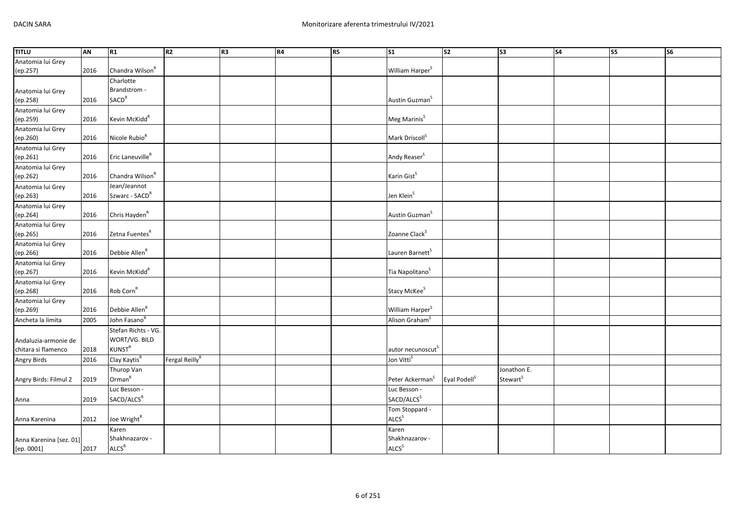| TITLU | AN | R1 | R2 | R3 | R4 | R5 | S1 | S2 | S3 | S4 | S5 | S6 |
|---|---|---|---|---|---|---|---|---|---|---|---|---|
| Anatomia lui Grey (ep.257) | 2016 | Chandra Wilson[R] | | | | | William Harper[S] | | | | | |
| Anatomia lui Grey (ep.258) | 2016 | Charlotte Brandstrom - SACD[R] | | | | | Austin Guzman[S] | | | | | |
| Anatomia lui Grey (ep.259) | 2016 | Kevin McKidd[R] | | | | | Meg Marinis[S] | | | | | |
| Anatomia lui Grey (ep.260) | 2016 | Nicole Rubio[R] | | | | | Mark Driscoll[S] | | | | | |
| Anatomia lui Grey (ep.261) | 2016 | Eric Laneuville[R] | | | | | Andy Reaser[S] | | | | | |
| Anatomia lui Grey (ep.262) | 2016 | Chandra Wilson[R] | | | | | Karin Gist[S] | | | | | |
| Anatomia lui Grey (ep.263) | 2016 | Jean/Jeannot Szwarc - SACD[R] | | | | | Jen Klein[S] | | | | | |
| Anatomia lui Grey (ep.264) | 2016 | Chris Hayden[R] | | | | | Austin Guzman[S] | | | | | |
| Anatomia lui Grey (ep.265) | 2016 | Zetna Fuentes[R] | | | | | Zoanne Clack[S] | | | | | |
| Anatomia lui Grey (ep.266) | 2016 | Debbie Allen[R] | | | | | Lauren Barnett[S] | | | | | |
| Anatomia lui Grey (ep.267) | 2016 | Kevin McKidd[R] | | | | | Tia Napolitano[S] | | | | | |
| Anatomia lui Grey (ep.268) | 2016 | Rob Corn[R] | | | | | Stacy McKee[S] | | | | | |
| Anatomia lui Grey (ep.269) | 2016 | Debbie Allen[R] | | | | | William Harper[S] | | | | | |
| Ancheta la limita | 2005 | John Fasano[R] | | | | | Alison Graham[S] | | | | | |
| Andaluzia-armonie de chitara si flamenco | 2018 | Stefan Richts - VG. WORT/VG. BILD KUNST[R] | | | | | autor necunoscut[S] | | | | | |
| Angry Birds | 2016 | Clay Kaytis[R] | Fergal Reilly[R] | | | | Jon Vitti[S] | | | | | |
| Angry Birds: Filmul 2 | 2019 | Thurop Van Orman[R] | | | | | Peter Ackerman[S] | Eyal Podell[S] | Jonathon E. Stewart[S] | | | |
| Anna | 2019 | Luc Besson - SACD/ALCS[R] | | | | | Luc Besson - SACD/ALCS[S] | | | | | |
| Anna Karenina | 2012 | Joe Wright[R] | | | | | Tom Stoppard - ALCS[S] | | | | | |
| Anna Karenina [sez. 01] [ep. 0001] | 2017 | Karen Shakhnazarov - ALCS[R] | | | | | Karen Shakhnazarov - ALCS[S] | | | | | |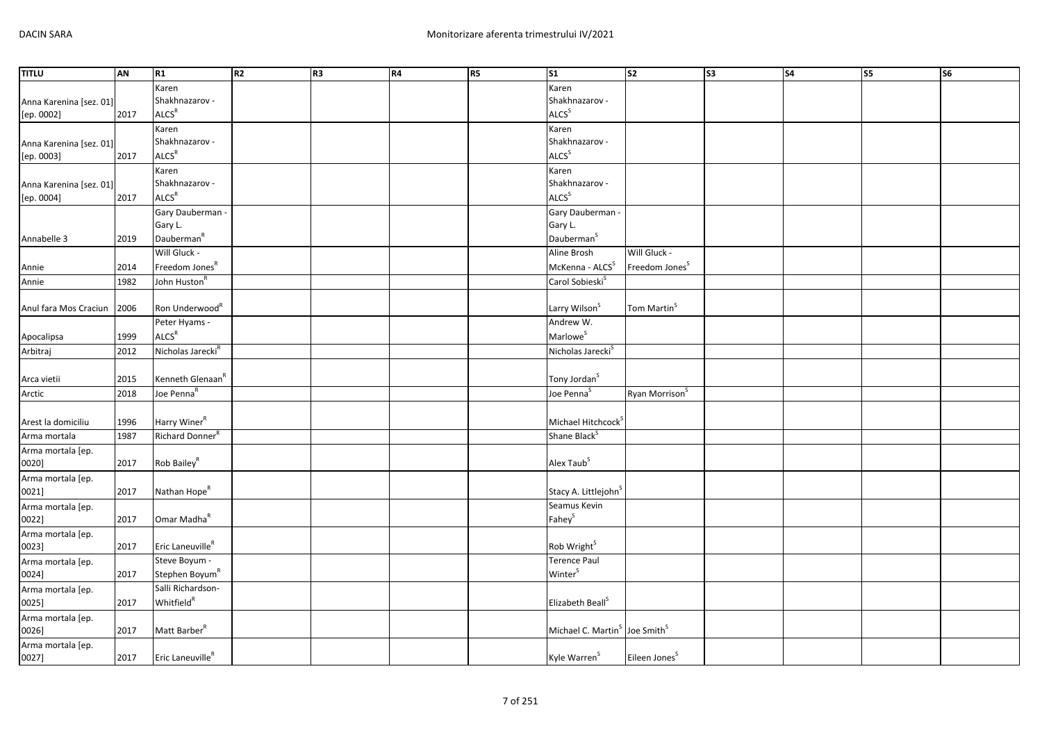| TITLU | AN | R1 | R2 | R3 | R4 | R5 | S1 | S2 | S3 | S4 | S5 | S6 |
|---|---|---|---|---|---|---|---|---|---|---|---|---|
| Anna Karenina [sez. 01] [ep. 0002] | 2017 | Karen Shakhnazarov - ALCS[R] | | | | | Karen Shakhnazarov - ALCS[S] | | | | | |
| Anna Karenina [sez. 01] [ep. 0003] | 2017 | Karen Shakhnazarov - ALCS[R] | | | | | Karen Shakhnazarov - ALCS[S] | | | | | |
| Anna Karenina [sez. 01] [ep. 0004] | 2017 | Karen Shakhnazarov - ALCS[R] | | | | | Karen Shakhnazarov - ALCS[S] | | | | | |
| Annabelle 3 | 2019 | Gary Dauberman - Gary L. Dauberman[R] | | | | | Gary Dauberman - Gary L. Dauberman[S] | | | | | |
| Annie | 2014 | Will Gluck - Freedom Jones[R] | | | | | Aline Brosh McKenna - ALCS[S] | Will Gluck - Freedom Jones[S] | | | | |
| Annie | 1982 | John Huston[R] | | | | | Carol Sobieski[S] | | | | | |
| Anul fara Mos Craciun | 2006 | Ron Underwood[R] | | | | | Larry Wilson[S] | Tom Martin[S] | | | | |
| Apocalipsa | 1999 | Peter Hyams - ALCS[R] | | | | | Andrew W. Marlowe[S] | | | | | |
| Arbitraj | 2012 | Nicholas Jarecki[R] | | | | | Nicholas Jarecki[S] | | | | | |
| Arca vietii | 2015 | Kenneth Glenaan[R] | | | | | Tony Jordan[S] | | | | | |
| Arctic | 2018 | Joe Penna[R] | | | | | Joe Penna[S] | Ryan Morrison[S] | | | | |
| Arest la domiciliu | 1996 | Harry Winer[R] | | | | | Michael Hitchcock[S] | | | | | |
| Arma mortala | 1987 | Richard Donner[R] | | | | | Shane Black[S] | | | | | |
| Arma mortala [ep. 0020] | 2017 | Rob Bailey[R] | | | | | Alex Taub[S] | | | | | |
| Arma mortala [ep. 0021] | 2017 | Nathan Hope[R] | | | | | Stacy A. Littlejohn[S] | | | | | |
| Arma mortala [ep. 0022] | 2017 | Omar Madha[R] | | | | | Seamus Kevin Fahey[S] | | | | | |
| Arma mortala [ep. 0023] | 2017 | Eric Laneuville[R] | | | | | Rob Wright[S] | | | | | |
| Arma mortala [ep. 0024] | 2017 | Steve Boyum - Stephen Boyum[R] | | | | | Terence Paul Winter[S] | | | | | |
| Arma mortala [ep. 0025] | 2017 | Salli Richardson-Whitfield[R] | | | | | Elizabeth Beall[S] | | | | | |
| Arma mortala [ep. 0026] | 2017 | Matt Barber[R] | | | | | Michael C. Martin[S] | Joe Smith[S] | | | | |
| Arma mortala [ep. 0027] | 2017 | Eric Laneuville[R] | | | | | Kyle Warren[S] | Eileen Jones[S] | | | | |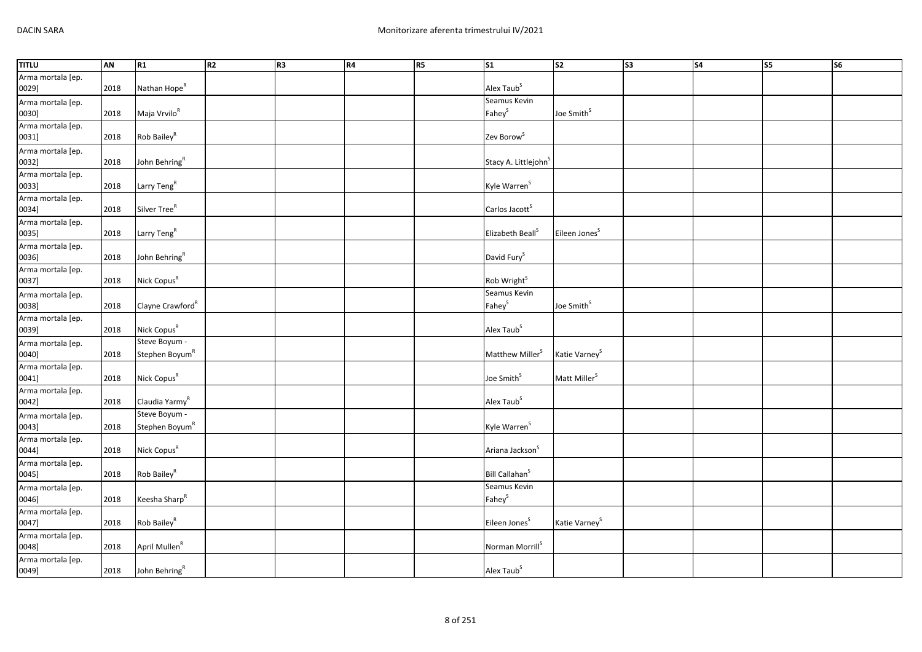| TITLU | AN | R1 | R2 | R3 | R4 | R5 | S1 | S2 | S3 | S4 | S5 | S6 |
|---|---|---|---|---|---|---|---|---|---|---|---|---|
| Arma mortala [ep. 0029] | 2018 | Nathan Hope[R] | | | | | Alex Taub[S] | | | | | |
| Arma mortala [ep. 0030] | 2018 | Maja Vrvilo[R] | | | | | Seamus Kevin Fahey[S] | Joe Smith[S] | | | | |
| Arma mortala [ep. 0031] | 2018 | Rob Bailey[R] | | | | | Zev Borow[S] | | | | | |
| Arma mortala [ep. 0032] | 2018 | John Behring[R] | | | | | Stacy A. Littlejohn[S] | | | | | |
| Arma mortala [ep. 0033] | 2018 | Larry Teng[R] | | | | | Kyle Warren[S] | | | | | |
| Arma mortala [ep. 0034] | 2018 | Silver Tree[R] | | | | | Carlos Jacott[S] | | | | | |
| Arma mortala [ep. 0035] | 2018 | Larry Teng[R] | | | | | Elizabeth Beall[S] | Eileen Jones[S] | | | | |
| Arma mortala [ep. 0036] | 2018 | John Behring[R] | | | | | David Fury[S] | | | | | |
| Arma mortala [ep. 0037] | 2018 | Nick Copus[R] | | | | | Rob Wright[S] | | | | | |
| Arma mortala [ep. 0038] | 2018 | Clayne Crawford[R] | | | | | Seamus Kevin Fahey[S] | Joe Smith[S] | | | | |
| Arma mortala [ep. 0039] | 2018 | Nick Copus[R] | | | | | Alex Taub[S] | | | | | |
| Arma mortala [ep. 0040] | 2018 | Steve Boyum - Stephen Boyum[R] | | | | | Matthew Miller[S] | Katie Varney[S] | | | | |
| Arma mortala [ep. 0041] | 2018 | Nick Copus[R] | | | | | Joe Smith[S] | Matt Miller[S] | | | | |
| Arma mortala [ep. 0042] | 2018 | Claudia Yarmy[R] | | | | | Alex Taub[S] | | | | | |
| Arma mortala [ep. 0043] | 2018 | Steve Boyum - Stephen Boyum[R] | | | | | Kyle Warren[S] | | | | | |
| Arma mortala [ep. 0044] | 2018 | Nick Copus[R] | | | | | Ariana Jackson[S] | | | | | |
| Arma mortala [ep. 0045] | 2018 | Rob Bailey[R] | | | | | Bill Callahan[S] | | | | | |
| Arma mortala [ep. 0046] | 2018 | Keesha Sharp[R] | | | | | Seamus Kevin Fahey[S] | | | | | |
| Arma mortala [ep. 0047] | 2018 | Rob Bailey[R] | | | | | Eileen Jones[S] | Katie Varney[S] | | | | |
| Arma mortala [ep. 0048] | 2018 | April Mullen[R] | | | | | Norman Morrill[S] | | | | | |
| Arma mortala [ep. 0049] | 2018 | John Behring[R] | | | | | Alex Taub[S] | | | | | |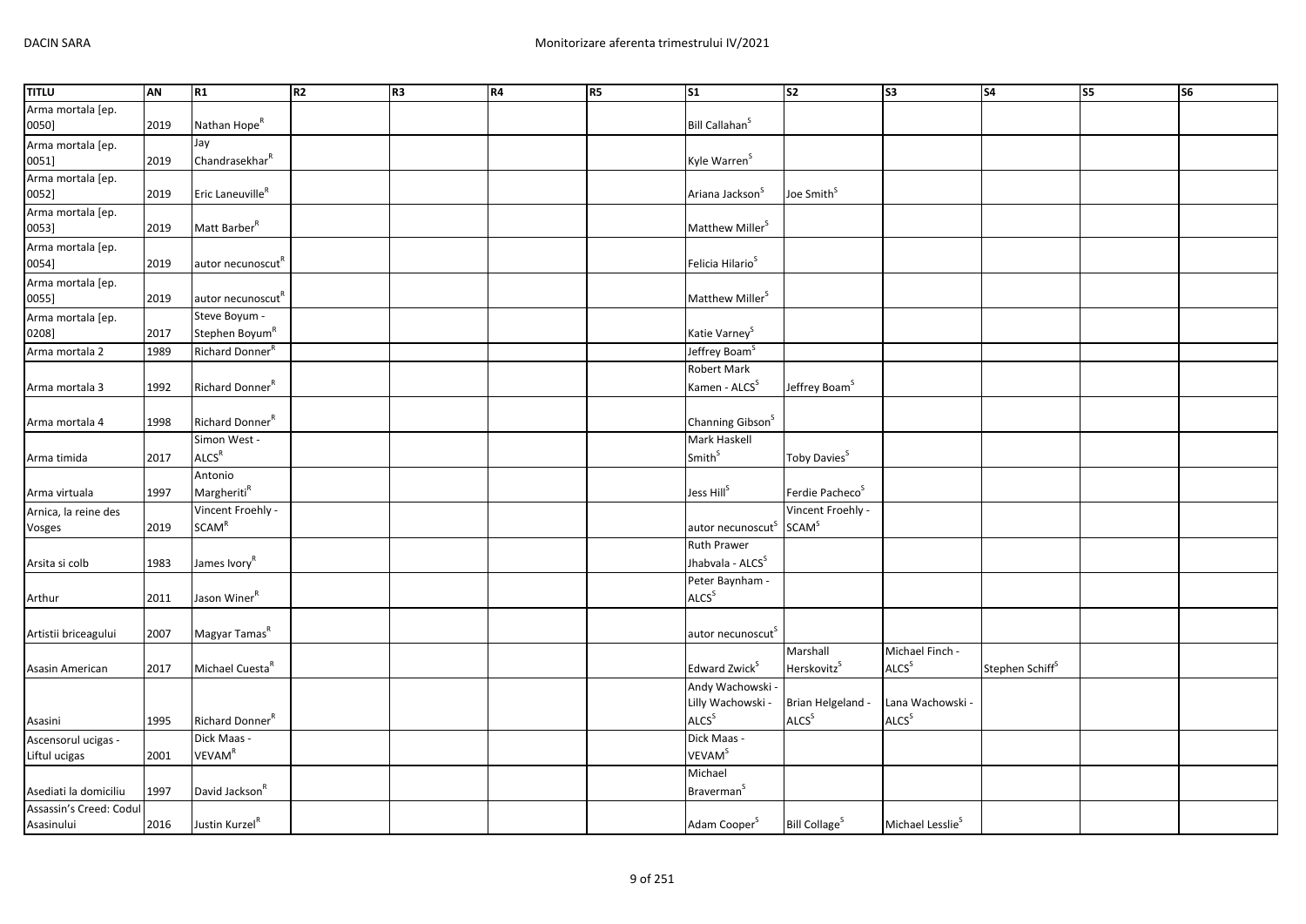| TITLU | AN | R1 | R2 | R3 | R4 | R5 | S1 | S2 | S3 | S4 | S5 | S6 |
|---|---|---|---|---|---|---|---|---|---|---|---|---|
| Arma mortala [ep. 0050] | 2019 | Nathan Hope[R] | | | | | Bill Callahan[S] | | | | | |
| Arma mortala [ep. 0051] | 2019 | Jay Chandrasekhar[R] | | | | | Kyle Warren[S] | | | | | |
| Arma mortala [ep. 0052] | 2019 | Eric Laneuville[R] | | | | | Ariana Jackson[S] | Joe Smith[S] | | | | |
| Arma mortala [ep. 0053] | 2019 | Matt Barber[R] | | | | | Matthew Miller[S] | | | | | |
| Arma mortala [ep. 0054] | 2019 | autor necunoscut[R] | | | | | Felicia Hilario[S] | | | | | |
| Arma mortala [ep. 0055] | 2019 | autor necunoscut[R] | | | | | Matthew Miller[S] | | | | | |
| Arma mortala [ep. 0208] | 2017 | Steve Boyum - Stephen Boyum[R] | | | | | Katie Varney[S] | | | | | |
| Arma mortala 2 | 1989 | Richard Donner[R] | | | | | Jeffrey Boam[S] | | | | | |
| Arma mortala 3 | 1992 | Richard Donner[R] | | | | | Robert Mark Kamen - ALCS[S] | Jeffrey Boam[S] | | | | |
| Arma mortala 4 | 1998 | Richard Donner[R] | | | | | Channing Gibson[S] | | | | | |
| Arma timida | 2017 | Simon West - ALCS[R] | | | | | Mark Haskell Smith[S] | Toby Davies[S] | | | | |
| Arma virtuala | 1997 | Antonio Margheriti[R] | | | | | Jess Hill[S] | Ferdie Pacheco[S] | | | | |
| Arnica, la reine des Vosges | 2019 | Vincent Froehly - SCAM[R] | | | | | autor necunoscut[S] | Vincent Froehly - SCAM[S] | | | | |
| Arsita si colb | 1983 | James Ivory[R] | | | | | Ruth Prawer Jhabvala - ALCS[S] | | | | | |
| Arthur | 2011 | Jason Winer[R] | | | | | Peter Baynham - ALCS[S] | | | | | |
| Artistii briceagului | 2007 | Magyar Tamas[R] | | | | | autor necunoscut[S] | | | | | |
| Asasin American | 2017 | Michael Cuesta[R] | | | | | Edward Zwick[S] | Marshall Herskovitz[S] | Michael Finch - ALCS[S] | Stephen Schiff[S] | | |
| Asasini | 1995 | Richard Donner[R] | | | | | Andy Wachowski - Lilly Wachowski - ALCS[S] | Brian Helgeland - ALCS[S] | Lana Wachowski - ALCS[S] | | | |
| Ascensorul ucigas - Liftul ucigas | 2001 | Dick Maas - VEVAM[R] | | | | | Dick Maas - VEVAM[S] | | | | | |
| Asediati la domiciliu | 1997 | David Jackson[R] | | | | | Michael Braverman[S] | | | | | |
| Assassin's Creed: Codul Asasinului | 2016 | Justin Kurzel[R] | | | | | Adam Cooper[S] | Bill Collage[S] | Michael Lesslie[S] | | | |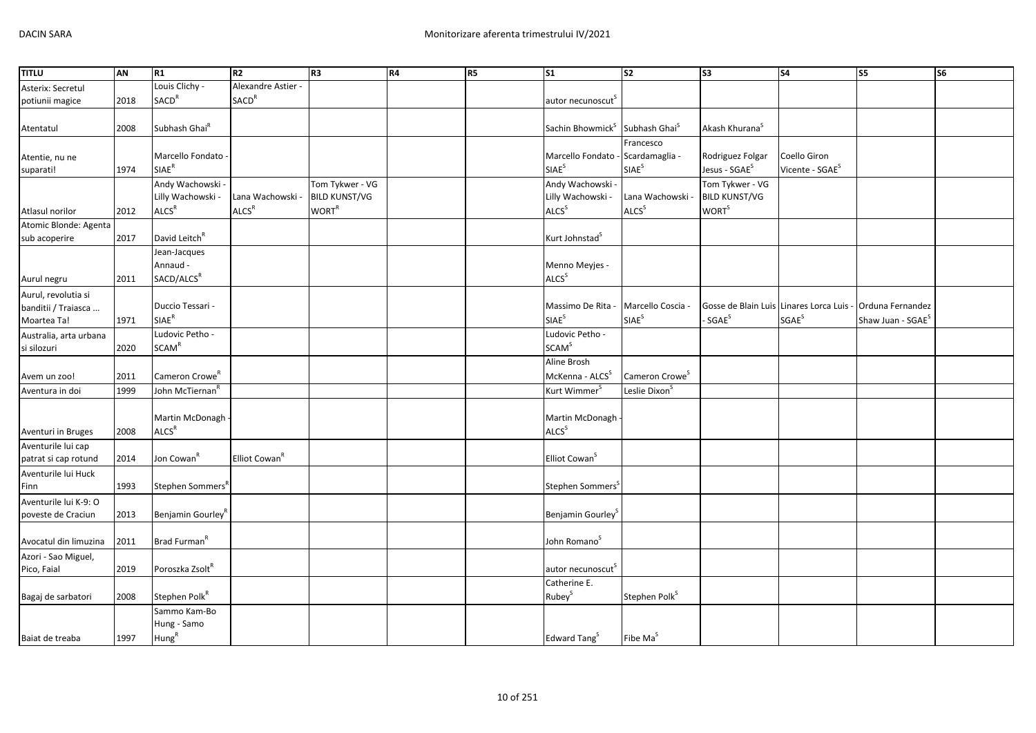| TITLU | AN | R1 | R2 | R3 | R4 | R5 | S1 | S2 | S3 | S4 | S5 | S6 |
|---|---|---|---|---|---|---|---|---|---|---|---|---|
| Asterix: Secretul potiunii magice | 2018 | Louis Clichy - SACD[R] | Alexandre Astier - SACD[R] | | | | autor necunoscut[S] | | | | | |
| Atentatul | 2008 | Subhash Ghai[R] | | | | | Sachin Bhowmick[S] | Subhash Ghai[S] | Akash Khurana[S] | | | |
| Atentie, nu ne suparati! | 1974 | Marcello Fondato - SIAE[R] | | | | | Marcello Fondato - SIAE[S] | Francesco Scardamaglia - SIAE[S] | Rodriguez Folgar Jesus - SGAE[S] | Coello Giron Vicente - SGAE[S] | | |
| Atlasul norilor | 2012 | Andy Wachowski - Lilly Wachowski - ALCS[R] | Lana Wachowski - ALCS[R] | Tom Tykwer - VG BILD KUNST/VG WORT[R] | | | Andy Wachowski - Lilly Wachowski - ALCS[S] | Lana Wachowski - ALCS[S] | Tom Tykwer - VG BILD KUNST/VG WORT[S] | | | |
| Atomic Blonde: Agenta sub acoperire | 2017 | David Leitch[R] | | | | | Kurt Johnstad[S] | | | | | |
| Aurul negru | 2011 | Jean-Jacques Annaud - SACD/ALCS[R] | | | | | Menno Meyjes - ALCS[S] | | | | | |
| Aurul, revolutia si banditii / Traiasca ... Moartea Ta! | 1971 | Duccio Tessari - SIAE[R] | | | | | Massimo De Rita - SIAE[S] | Marcello Coscia - SIAE[S] | Gosse de Blain Luis - SGAE[S] | Linares Lorca Luis - SGAE[S] | Orduna Fernandez Shaw Juan - SGAE[S] | |
| Australia, arta urbana si silozuri | 2020 | Ludovic Petho - SCAM[R] | | | | | Ludovic Petho - SCAM[S] | | | | | |
| Avem un zoo! | 2011 | Cameron Crowe[R] | | | | | Aline Brosh McKenna - ALCS[S] | Cameron Crowe[S] | | | | |
| Aventura in doi | 1999 | John McTiernan[R] | | | | | Kurt Wimmer[S] | Leslie Dixon[S] | | | | |
| Aventuri in Bruges | 2008 | Martin McDonagh - ALCS[R] | | | | | Martin McDonagh - ALCS[S] | | | | | |
| Aventurile lui cap patrat si cap rotund | 2014 | Jon Cowan[R] | Elliot Cowan[R] | | | | Elliot Cowan[S] | | | | | |
| Aventurile lui Huck Finn | 1993 | Stephen Sommers[R] | | | | | Stephen Sommers[S] | | | | | |
| Aventurile lui K-9: O poveste de Craciun | 2013 | Benjamin Gourley[R] | | | | | Benjamin Gourley[S] | | | | | |
| Avocatul din limuzina | 2011 | Brad Furman[R] | | | | | John Romano[S] | | | | | |
| Azori - Sao Miguel, Pico, Faial | 2019 | Poroszka Zsolt[R] | | | | | autor necunoscut[S] | | | | | |
| Bagaj de sarbatori | 2008 | Stephen Polk[R] | | | | | Catherine E. Rubey[S] | Stephen Polk[S] | | | | |
| Baiat de treaba | 1997 | Sammo Kam-Bo Hung - Samo Hung[R] | | | | | Edward Tang[S] | Fibe Ma[S] | | | | |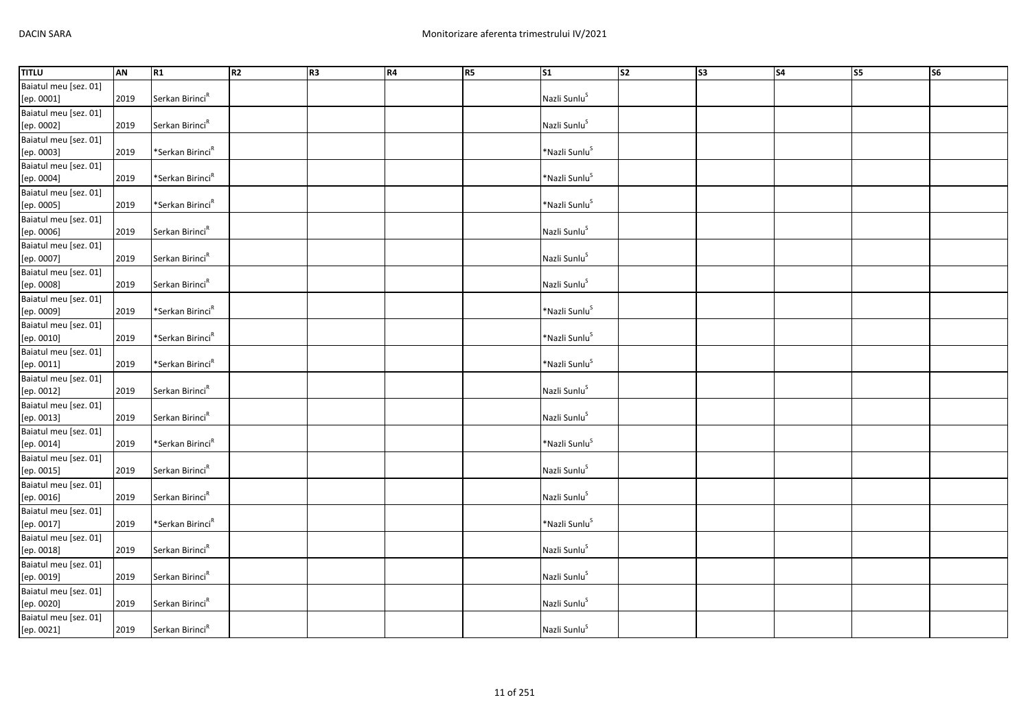| TITLU | AN | R1 | R2 | R3 | R4 | R5 | S1 | S2 | S3 | S4 | S5 | S6 |
|---|---|---|---|---|---|---|---|---|---|---|---|---|
| Baiatul meu [sez. 01] [ep. 0001] | 2019 | Serkan Birinci[R] | | | | | Nazli Sunlu[S] | | | | | |
| Baiatul meu [sez. 01] [ep. 0002] | 2019 | Serkan Birinci[R] | | | | | Nazli Sunlu[S] | | | | | |
| Baiatul meu [sez. 01] [ep. 0003] | 2019 | *Serkan Birinci[R] | | | | | *Nazli Sunlu[S] | | | | | |
| Baiatul meu [sez. 01] [ep. 0004] | 2019 | *Serkan Birinci[R] | | | | | *Nazli Sunlu[S] | | | | | |
| Baiatul meu [sez. 01] [ep. 0005] | 2019 | *Serkan Birinci[R] | | | | | *Nazli Sunlu[S] | | | | | |
| Baiatul meu [sez. 01] [ep. 0006] | 2019 | Serkan Birinci[R] | | | | | Nazli Sunlu[S] | | | | | |
| Baiatul meu [sez. 01] [ep. 0007] | 2019 | Serkan Birinci[R] | | | | | Nazli Sunlu[S] | | | | | |
| Baiatul meu [sez. 01] [ep. 0008] | 2019 | Serkan Birinci[R] | | | | | Nazli Sunlu[S] | | | | | |
| Baiatul meu [sez. 01] [ep. 0009] | 2019 | *Serkan Birinci[R] | | | | | *Nazli Sunlu[S] | | | | | |
| Baiatul meu [sez. 01] [ep. 0010] | 2019 | *Serkan Birinci[R] | | | | | *Nazli Sunlu[S] | | | | | |
| Baiatul meu [sez. 01] [ep. 0011] | 2019 | *Serkan Birinci[R] | | | | | *Nazli Sunlu[S] | | | | | |
| Baiatul meu [sez. 01] [ep. 0012] | 2019 | Serkan Birinci[R] | | | | | Nazli Sunlu[S] | | | | | |
| Baiatul meu [sez. 01] [ep. 0013] | 2019 | Serkan Birinci[R] | | | | | Nazli Sunlu[S] | | | | | |
| Baiatul meu [sez. 01] [ep. 0014] | 2019 | *Serkan Birinci[R] | | | | | *Nazli Sunlu[S] | | | | | |
| Baiatul meu [sez. 01] [ep. 0015] | 2019 | Serkan Birinci[R] | | | | | Nazli Sunlu[S] | | | | | |
| Baiatul meu [sez. 01] [ep. 0016] | 2019 | Serkan Birinci[R] | | | | | Nazli Sunlu[S] | | | | | |
| Baiatul meu [sez. 01] [ep. 0017] | 2019 | *Serkan Birinci[R] | | | | | *Nazli Sunlu[S] | | | | | |
| Baiatul meu [sez. 01] [ep. 0018] | 2019 | Serkan Birinci[R] | | | | | Nazli Sunlu[S] | | | | | |
| Baiatul meu [sez. 01] [ep. 0019] | 2019 | Serkan Birinci[R] | | | | | Nazli Sunlu[S] | | | | | |
| Baiatul meu [sez. 01] [ep. 0020] | 2019 | Serkan Birinci[R] | | | | | Nazli Sunlu[S] | | | | | |
| Baiatul meu [sez. 01] [ep. 0021] | 2019 | Serkan Birinci[R] | | | | | Nazli Sunlu[S] | | | | | |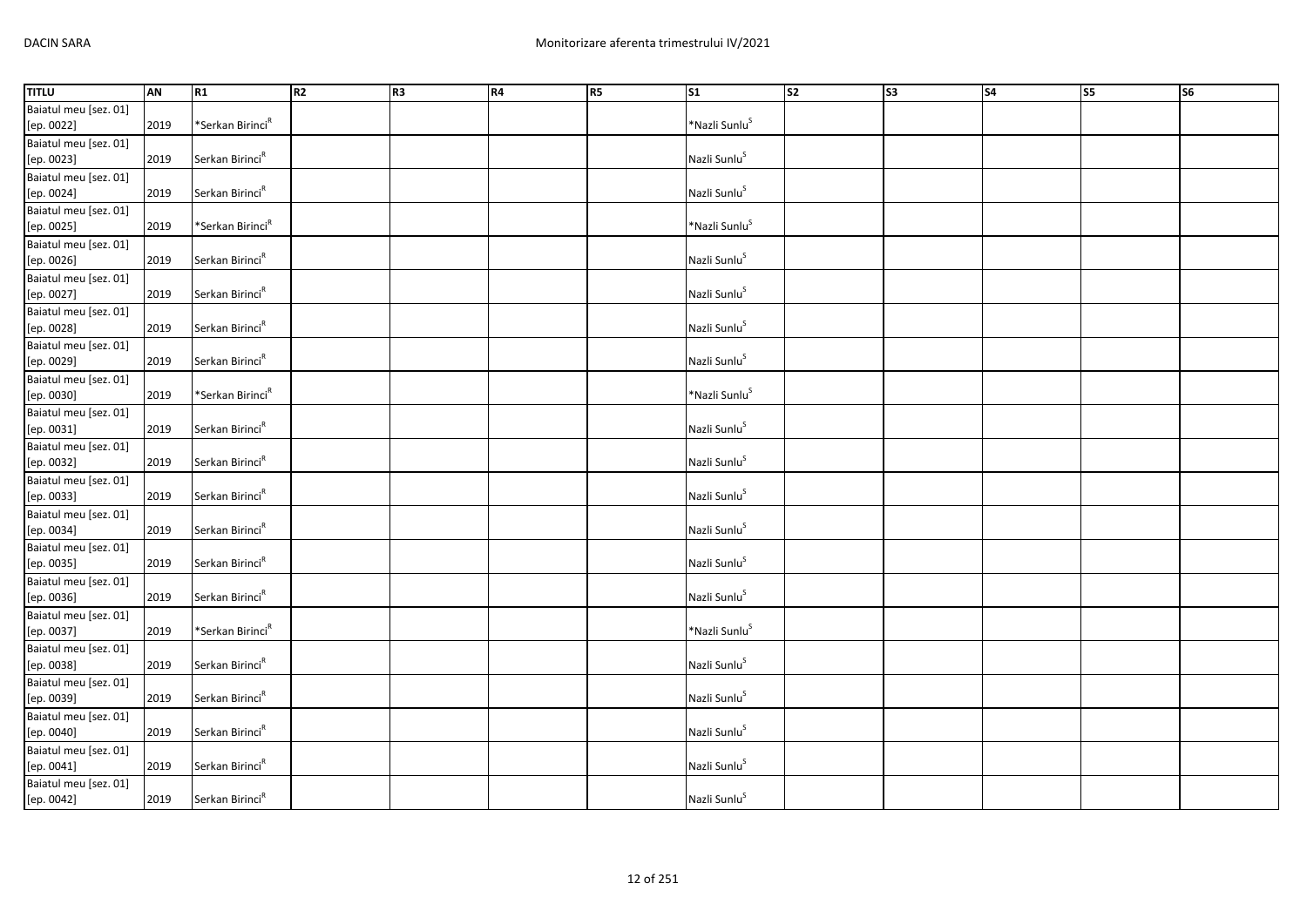| TITLU | AN | R1 | R2 | R3 | R4 | R5 | S1 | S2 | S3 | S4 | S5 | S6 |
|---|---|---|---|---|---|---|---|---|---|---|---|---|
| Baiatul meu [sez. 01] [ep. 0022] | 2019 | *Serkan Birinci[R] | | | | | *Nazli Sunlu[S] | | | | | |
| Baiatul meu [sez. 01] [ep. 0023] | 2019 | Serkan Birinci[R] | | | | | Nazli Sunlu[S] | | | | | |
| Baiatul meu [sez. 01] [ep. 0024] | 2019 | Serkan Birinci[R] | | | | | Nazli Sunlu[S] | | | | | |
| Baiatul meu [sez. 01] [ep. 0025] | 2019 | *Serkan Birinci[R] | | | | | *Nazli Sunlu[S] | | | | | |
| Baiatul meu [sez. 01] [ep. 0026] | 2019 | Serkan Birinci[R] | | | | | Nazli Sunlu[S] | | | | | |
| Baiatul meu [sez. 01] [ep. 0027] | 2019 | Serkan Birinci[R] | | | | | Nazli Sunlu[S] | | | | | |
| Baiatul meu [sez. 01] [ep. 0028] | 2019 | Serkan Birinci[R] | | | | | Nazli Sunlu[S] | | | | | |
| Baiatul meu [sez. 01] [ep. 0029] | 2019 | Serkan Birinci[R] | | | | | Nazli Sunlu[S] | | | | | |
| Baiatul meu [sez. 01] [ep. 0030] | 2019 | *Serkan Birinci[R] | | | | | *Nazli Sunlu[S] | | | | | |
| Baiatul meu [sez. 01] [ep. 0031] | 2019 | Serkan Birinci[R] | | | | | Nazli Sunlu[S] | | | | | |
| Baiatul meu [sez. 01] [ep. 0032] | 2019 | Serkan Birinci[R] | | | | | Nazli Sunlu[S] | | | | | |
| Baiatul meu [sez. 01] [ep. 0033] | 2019 | Serkan Birinci[R] | | | | | Nazli Sunlu[S] | | | | | |
| Baiatul meu [sez. 01] [ep. 0034] | 2019 | Serkan Birinci[R] | | | | | Nazli Sunlu[S] | | | | | |
| Baiatul meu [sez. 01] [ep. 0035] | 2019 | Serkan Birinci[R] | | | | | Nazli Sunlu[S] | | | | | |
| Baiatul meu [sez. 01] [ep. 0036] | 2019 | Serkan Birinci[R] | | | | | Nazli Sunlu[S] | | | | | |
| Baiatul meu [sez. 01] [ep. 0037] | 2019 | *Serkan Birinci[R] | | | | | *Nazli Sunlu[S] | | | | | |
| Baiatul meu [sez. 01] [ep. 0038] | 2019 | Serkan Birinci[R] | | | | | Nazli Sunlu[S] | | | | | |
| Baiatul meu [sez. 01] [ep. 0039] | 2019 | Serkan Birinci[R] | | | | | Nazli Sunlu[S] | | | | | |
| Baiatul meu [sez. 01] [ep. 0040] | 2019 | Serkan Birinci[R] | | | | | Nazli Sunlu[S] | | | | | |
| Baiatul meu [sez. 01] [ep. 0041] | 2019 | Serkan Birinci[R] | | | | | Nazli Sunlu[S] | | | | | |
| Baiatul meu [sez. 01] [ep. 0042] | 2019 | Serkan Birinci[R] | | | | | Nazli Sunlu[S] | | | | | |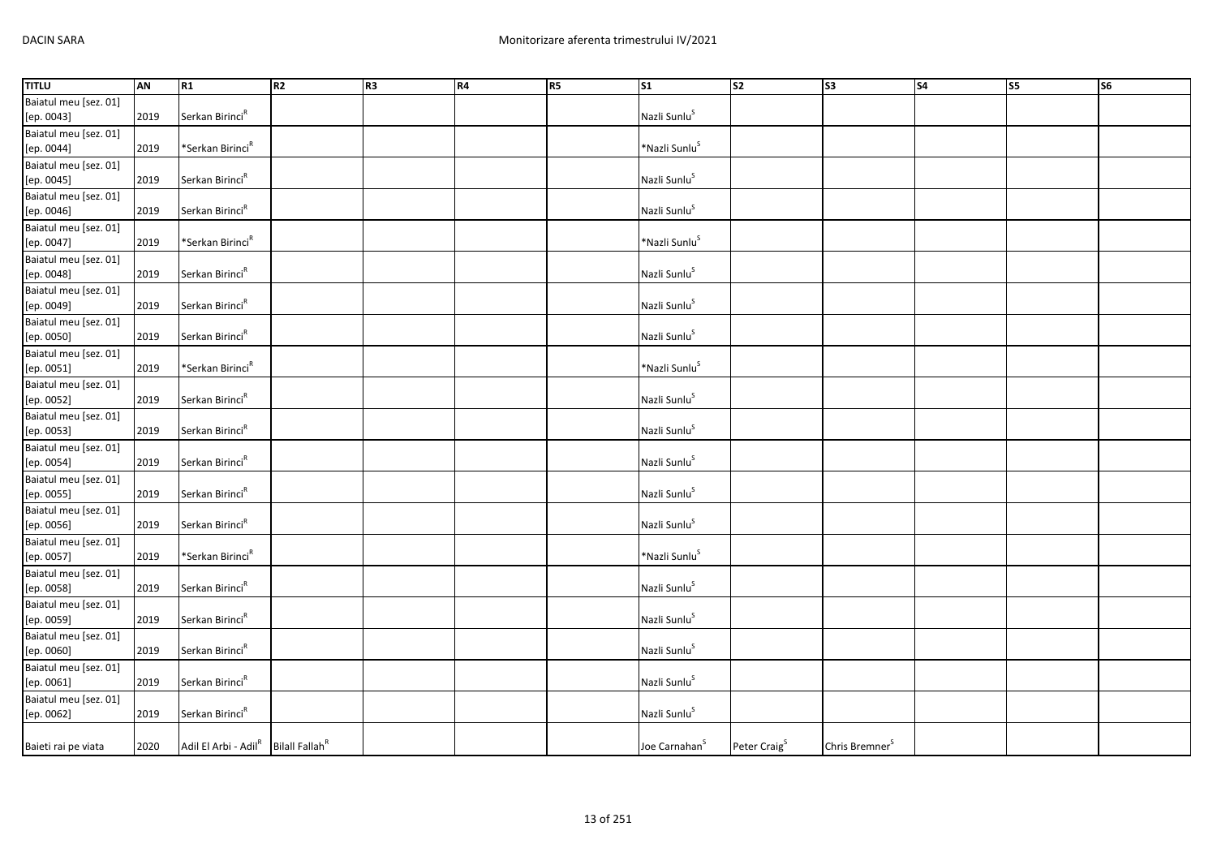| TITLU | AN | R1 | R2 | R3 | R4 | R5 | S1 | S2 | S3 | S4 | S5 | S6 |
|---|---|---|---|---|---|---|---|---|---|---|---|---|
| Baiatul meu [sez. 01] [ep. 0043] | 2019 | Serkan Birinci[R] | | | | | Nazli Sunlu[S] | | | | | |
| Baiatul meu [sez. 01] [ep. 0044] | 2019 | *Serkan Birinci[R] | | | | | *Nazli Sunlu[S] | | | | | |
| Baiatul meu [sez. 01] [ep. 0045] | 2019 | Serkan Birinci[R] | | | | | Nazli Sunlu[S] | | | | | |
| Baiatul meu [sez. 01] [ep. 0046] | 2019 | Serkan Birinci[R] | | | | | Nazli Sunlu[S] | | | | | |
| Baiatul meu [sez. 01] [ep. 0047] | 2019 | *Serkan Birinci[R] | | | | | *Nazli Sunlu[S] | | | | | |
| Baiatul meu [sez. 01] [ep. 0048] | 2019 | Serkan Birinci[R] | | | | | Nazli Sunlu[S] | | | | | |
| Baiatul meu [sez. 01] [ep. 0049] | 2019 | Serkan Birinci[R] | | | | | Nazli Sunlu[S] | | | | | |
| Baiatul meu [sez. 01] [ep. 0050] | 2019 | Serkan Birinci[R] | | | | | Nazli Sunlu[S] | | | | | |
| Baiatul meu [sez. 01] [ep. 0051] | 2019 | *Serkan Birinci[R] | | | | | *Nazli Sunlu[S] | | | | | |
| Baiatul meu [sez. 01] [ep. 0052] | 2019 | Serkan Birinci[R] | | | | | Nazli Sunlu[S] | | | | | |
| Baiatul meu [sez. 01] [ep. 0053] | 2019 | Serkan Birinci[R] | | | | | Nazli Sunlu[S] | | | | | |
| Baiatul meu [sez. 01] [ep. 0054] | 2019 | Serkan Birinci[R] | | | | | Nazli Sunlu[S] | | | | | |
| Baiatul meu [sez. 01] [ep. 0055] | 2019 | Serkan Birinci[R] | | | | | Nazli Sunlu[S] | | | | | |
| Baiatul meu [sez. 01] [ep. 0056] | 2019 | Serkan Birinci[R] | | | | | Nazli Sunlu[S] | | | | | |
| Baiatul meu [sez. 01] [ep. 0057] | 2019 | *Serkan Birinci[R] | | | | | *Nazli Sunlu[S] | | | | | |
| Baiatul meu [sez. 01] [ep. 0058] | 2019 | Serkan Birinci[R] | | | | | Nazli Sunlu[S] | | | | | |
| Baiatul meu [sez. 01] [ep. 0059] | 2019 | Serkan Birinci[R] | | | | | Nazli Sunlu[S] | | | | | |
| Baiatul meu [sez. 01] [ep. 0060] | 2019 | Serkan Birinci[R] | | | | | Nazli Sunlu[S] | | | | | |
| Baiatul meu [sez. 01] [ep. 0061] | 2019 | Serkan Birinci[R] | | | | | Nazli Sunlu[S] | | | | | |
| Baiatul meu [sez. 01] [ep. 0062] | 2019 | Serkan Birinci[R] | | | | | Nazli Sunlu[S] | | | | | |
| Baieti rai pe viata | 2020 | Adil El Arbi - Adil[R] | Bilall Fallah[R] | | | | Joe Carnahan[S] | Peter Craig[S] | Chris Bremner[S] | | | |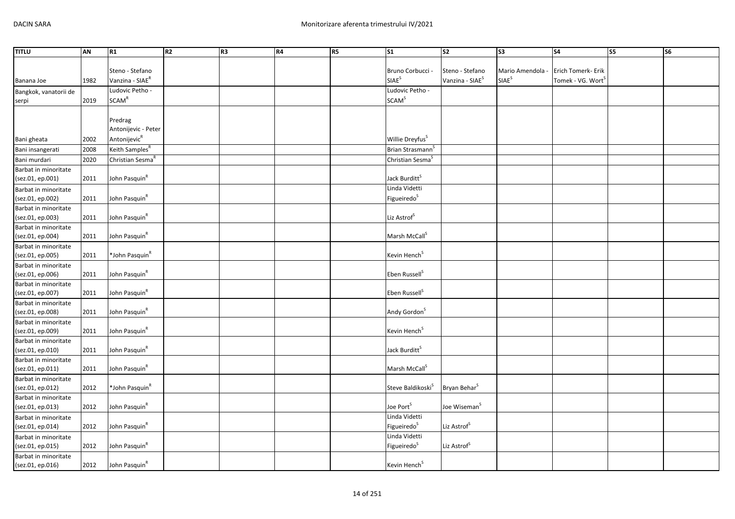| TITLU | AN | R1 | R2 | R3 | R4 | R5 | S1 | S2 | S3 | S4 | S5 | S6 |
|---|---|---|---|---|---|---|---|---|---|---|---|---|
| Banana Joe | 1982 | Steno - Stefano Vanzina - SIAE[R] | | | | | Bruno Corbucci - SIAE[S] | Steno - Stefano Vanzina - SIAE[S] | Mario Amendola - SIAE[S] | Erich Tomerk- Erik Tomek - VG. Wort[S] | | |
| Bangkok, vanatorii de serpi | 2019 | Ludovic Petho - SCAM[R] | | | | | Ludovic Petho - SCAM[S] | | | | | |
| Bani gheata | 2002 | Predrag Antonijevic - Peter Antonijevic[R] | | | | | Willie Dreyfus[S] | | | | | |
| Bani insangerati | 2008 | Keith Samples[R] | | | | | Brian Strasmann[S] | | | | | |
| Bani murdari | 2020 | Christian Sesma[R] | | | | | Christian Sesma[S] | | | | | |
| Barbat in minoritate (sez.01, ep.001) | 2011 | John Pasquin[R] | | | | | Jack Burditt[S] | | | | | |
| Barbat in minoritate (sez.01, ep.002) | 2011 | John Pasquin[R] | | | | | Linda Videtti Figueiredo[S] | | | | | |
| Barbat in minoritate (sez.01, ep.003) | 2011 | John Pasquin[R] | | | | | Liz Astrof[S] | | | | | |
| Barbat in minoritate (sez.01, ep.004) | 2011 | John Pasquin[R] | | | | | Marsh McCall[S] | | | | | |
| Barbat in minoritate (sez.01, ep.005) | 2011 | *John Pasquin[R] | | | | | Kevin Hench[S] | | | | | |
| Barbat in minoritate (sez.01, ep.006) | 2011 | John Pasquin[R] | | | | | Eben Russell[S] | | | | | |
| Barbat in minoritate (sez.01, ep.007) | 2011 | John Pasquin[R] | | | | | Eben Russell[S] | | | | | |
| Barbat in minoritate (sez.01, ep.008) | 2011 | John Pasquin[R] | | | | | Andy Gordon[S] | | | | | |
| Barbat in minoritate (sez.01, ep.009) | 2011 | John Pasquin[R] | | | | | Kevin Hench[S] | | | | | |
| Barbat in minoritate (sez.01, ep.010) | 2011 | John Pasquin[R] | | | | | Jack Burditt[S] | | | | | |
| Barbat in minoritate (sez.01, ep.011) | 2011 | John Pasquin[R] | | | | | Marsh McCall[S] | | | | | |
| Barbat in minoritate (sez.01, ep.012) | 2012 | *John Pasquin[R] | | | | | Steve Baldikoski[S] | Bryan Behar[S] | | | | |
| Barbat in minoritate (sez.01, ep.013) | 2012 | John Pasquin[R] | | | | | Joe Port[S] | Joe Wiseman[S] | | | | |
| Barbat in minoritate (sez.01, ep.014) | 2012 | John Pasquin[R] | | | | | Linda Videtti Figueiredo[S] | Liz Astrof[S] | | | | |
| Barbat in minoritate (sez.01, ep.015) | 2012 | John Pasquin[R] | | | | | Linda Videtti Figueiredo[S] | Liz Astrof[S] | | | | |
| Barbat in minoritate (sez.01, ep.016) | 2012 | John Pasquin[R] | | | | | Kevin Hench[S] | | | | | |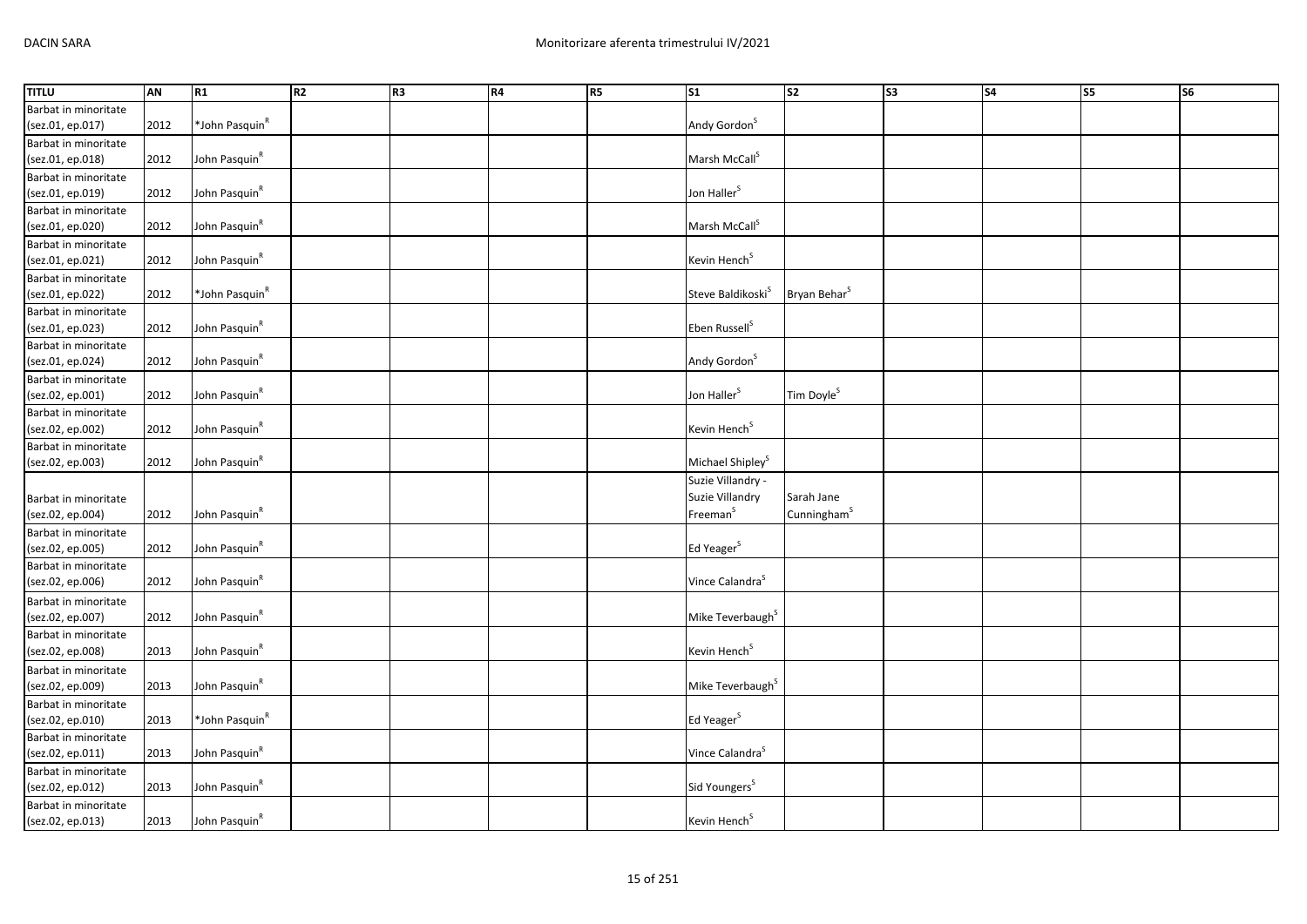| TITLU | AN | R1 | R2 | R3 | R4 | R5 | S1 | S2 | S3 | S4 | S5 | S6 |
|---|---|---|---|---|---|---|---|---|---|---|---|---|
| Barbat in minoritate (sez.01, ep.017) | 2012 | *John Pasquin[R] | | | | | Andy Gordon[S] | | | | | |
| Barbat in minoritate (sez.01, ep.018) | 2012 | John Pasquin[R] | | | | | Marsh McCall[S] | | | | | |
| Barbat in minoritate (sez.01, ep.019) | 2012 | John Pasquin[R] | | | | | Jon Haller[S] | | | | | |
| Barbat in minoritate (sez.01, ep.020) | 2012 | John Pasquin[R] | | | | | Marsh McCall[S] | | | | | |
| Barbat in minoritate (sez.01, ep.021) | 2012 | John Pasquin[R] | | | | | Kevin Hench[S] | | | | | |
| Barbat in minoritate (sez.01, ep.022) | 2012 | *John Pasquin[R] | | | | | Steve Baldikoski[S] | Bryan Behar[S] | | | | |
| Barbat in minoritate (sez.01, ep.023) | 2012 | John Pasquin[R] | | | | | Eben Russell[S] | | | | | |
| Barbat in minoritate (sez.01, ep.024) | 2012 | John Pasquin[R] | | | | | Andy Gordon[S] | | | | | |
| Barbat in minoritate (sez.02, ep.001) | 2012 | John Pasquin[R] | | | | | Jon Haller[S] | Tim Doyle[S] | | | | |
| Barbat in minoritate (sez.02, ep.002) | 2012 | John Pasquin[R] | | | | | Kevin Hench[S] | | | | | |
| Barbat in minoritate (sez.02, ep.003) | 2012 | John Pasquin[R] | | | | | Michael Shipley[S] | | | | | |
| Barbat in minoritate (sez.02, ep.004) | 2012 | John Pasquin[R] | | | | | Suzie Villandry - Suzie Villandry Freeman[S] | Sarah Jane Cunningham[S] | | | | |
| Barbat in minoritate (sez.02, ep.005) | 2012 | John Pasquin[R] | | | | | Ed Yeager[S] | | | | | |
| Barbat in minoritate (sez.02, ep.006) | 2012 | John Pasquin[R] | | | | | Vince Calandra[S] | | | | | |
| Barbat in minoritate (sez.02, ep.007) | 2012 | John Pasquin[R] | | | | | Mike Teverbaugh[S] | | | | | |
| Barbat in minoritate (sez.02, ep.008) | 2013 | John Pasquin[R] | | | | | Kevin Hench[S] | | | | | |
| Barbat in minoritate (sez.02, ep.009) | 2013 | John Pasquin[R] | | | | | Mike Teverbaugh[S] | | | | | |
| Barbat in minoritate (sez.02, ep.010) | 2013 | *John Pasquin[R] | | | | | Ed Yeager[S] | | | | | |
| Barbat in minoritate (sez.02, ep.011) | 2013 | John Pasquin[R] | | | | | Vince Calandra[S] | | | | | |
| Barbat in minoritate (sez.02, ep.012) | 2013 | John Pasquin[R] | | | | | Sid Youngers[S] | | | | | |
| Barbat in minoritate (sez.02, ep.013) | 2013 | John Pasquin[R] | | | | | Kevin Hench[S] | | | | | |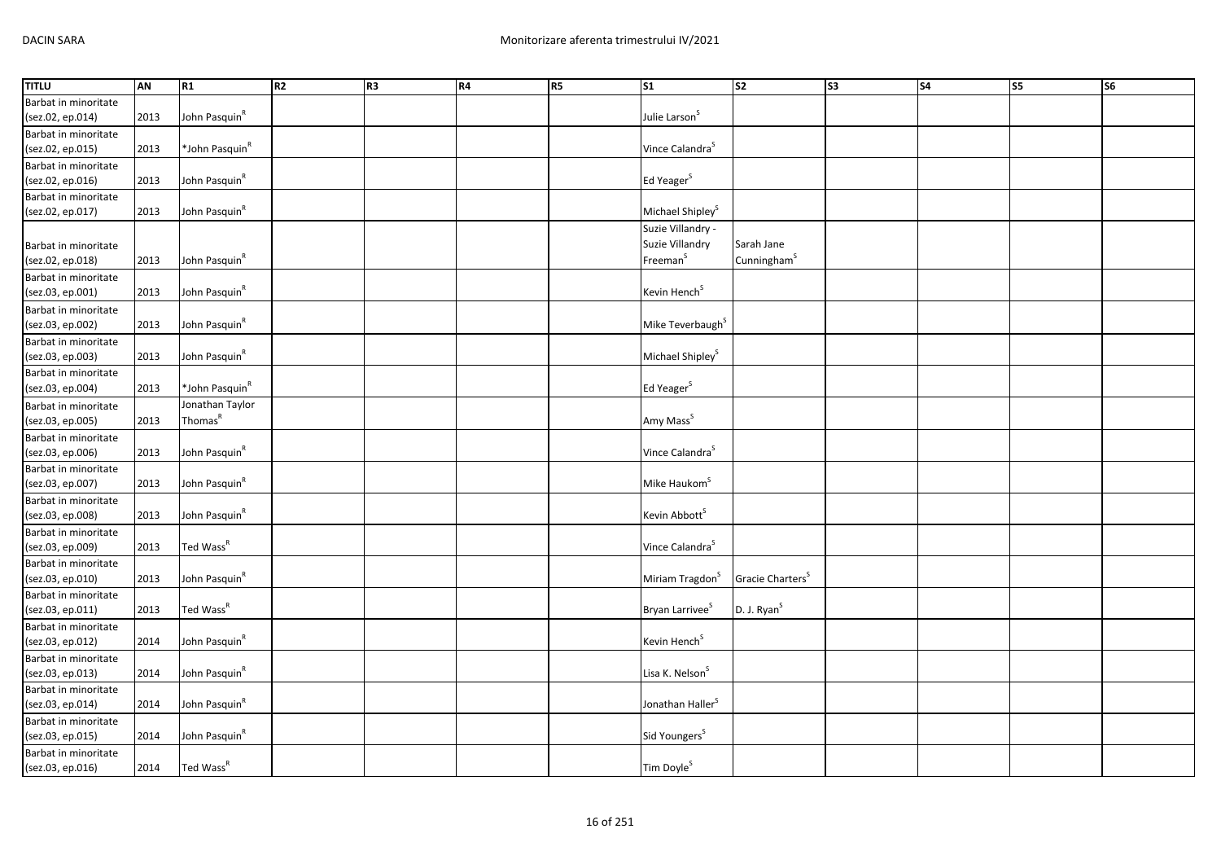| TITLU | AN | R1 | R2 | R3 | R4 | R5 | S1 | S2 | S3 | S4 | S5 | S6 |
|---|---|---|---|---|---|---|---|---|---|---|---|---|
| Barbat in minoritate (sez.02, ep.014) | 2013 | John Pasquin[R] | | | | | Julie Larson[S] | | | | | |
| Barbat in minoritate (sez.02, ep.015) | 2013 | *John Pasquin[R] | | | | | Vince Calandra[S] | | | | | |
| Barbat in minoritate (sez.02, ep.016) | 2013 | John Pasquin[R] | | | | | Ed Yeager[S] | | | | | |
| Barbat in minoritate (sez.02, ep.017) | 2013 | John Pasquin[R] | | | | | Michael Shipley[S] | | | | | |
| Barbat in minoritate (sez.02, ep.018) | 2013 | John Pasquin[R] | | | | | Suzie Villandry - Suzie Villandry Freeman[S] | Sarah Jane Cunningham[S] | | | | |
| Barbat in minoritate (sez.03, ep.001) | 2013 | John Pasquin[R] | | | | | Kevin Hench[S] | | | | | |
| Barbat in minoritate (sez.03, ep.002) | 2013 | John Pasquin[R] | | | | | Mike Teverbaugh[S] | | | | | |
| Barbat in minoritate (sez.03, ep.003) | 2013 | John Pasquin[R] | | | | | Michael Shipley[S] | | | | | |
| Barbat in minoritate (sez.03, ep.004) | 2013 | *John Pasquin[R] | | | | | Ed Yeager[S] | | | | | |
| Barbat in minoritate (sez.03, ep.005) | 2013 | Jonathan Taylor Thomas[R] | | | | | Amy Mass[S] | | | | | |
| Barbat in minoritate (sez.03, ep.006) | 2013 | John Pasquin[R] | | | | | Vince Calandra[S] | | | | | |
| Barbat in minoritate (sez.03, ep.007) | 2013 | John Pasquin[R] | | | | | Mike Haukom[S] | | | | | |
| Barbat in minoritate (sez.03, ep.008) | 2013 | John Pasquin[R] | | | | | Kevin Abbott[S] | | | | | |
| Barbat in minoritate (sez.03, ep.009) | 2013 | Ted Wass[R] | | | | | Vince Calandra[S] | | | | | |
| Barbat in minoritate (sez.03, ep.010) | 2013 | John Pasquin[R] | | | | | Miriam Tragdon[S] | Gracie Charters[S] | | | | |
| Barbat in minoritate (sez.03, ep.011) | 2013 | Ted Wass[R] | | | | | Bryan Larrivee[S] | D. J. Ryan[S] | | | | |
| Barbat in minoritate (sez.03, ep.012) | 2014 | John Pasquin[R] | | | | | Kevin Hench[S] | | | | | |
| Barbat in minoritate (sez.03, ep.013) | 2014 | John Pasquin[R] | | | | | Lisa K. Nelson[S] | | | | | |
| Barbat in minoritate (sez.03, ep.014) | 2014 | John Pasquin[R] | | | | | Jonathan Haller[S] | | | | | |
| Barbat in minoritate (sez.03, ep.015) | 2014 | John Pasquin[R] | | | | | Sid Youngers[S] | | | | | |
| Barbat in minoritate (sez.03, ep.016) | 2014 | Ted Wass[R] | | | | | Tim Doyle[S] | | | | | |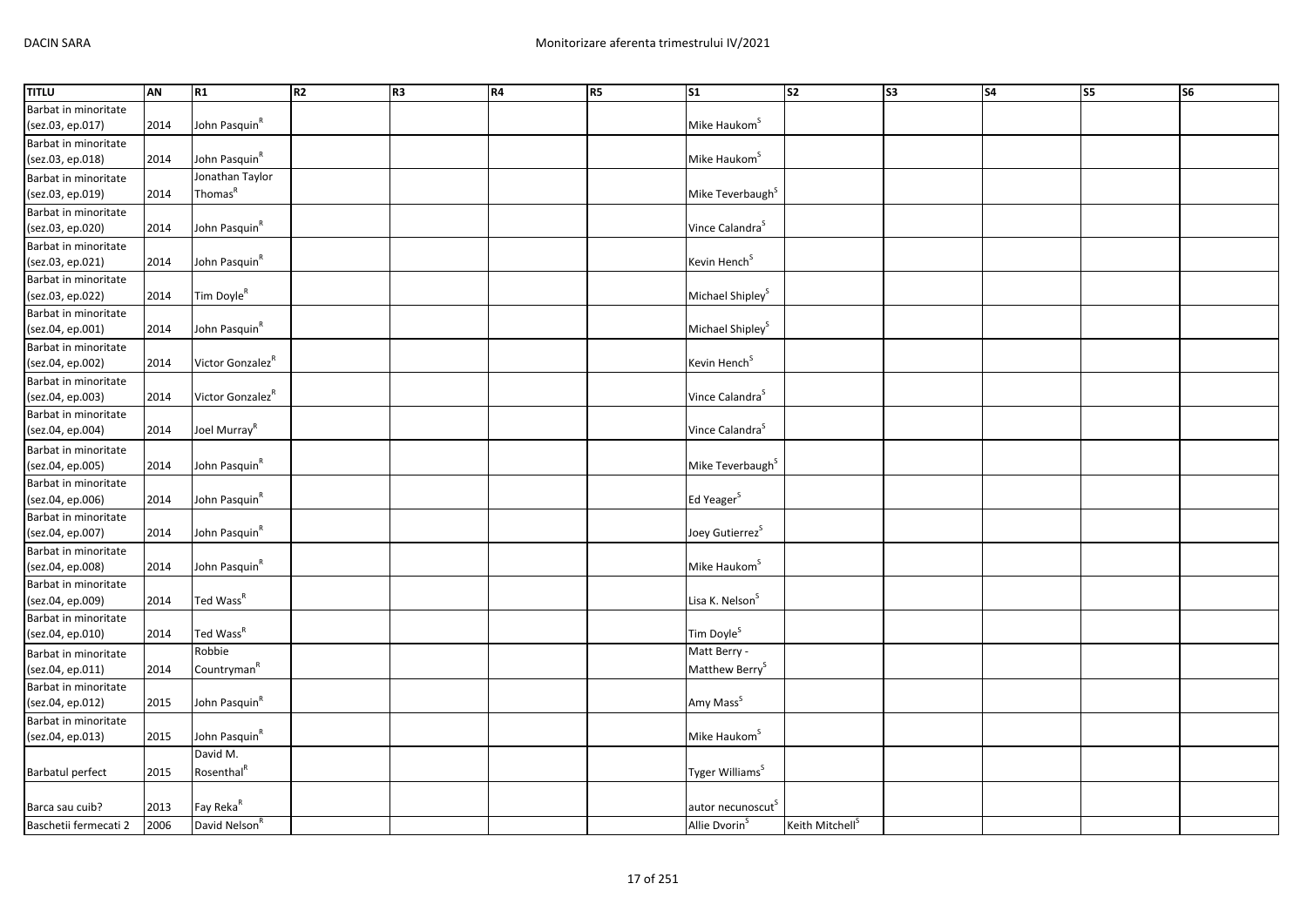| TITLU | AN | R1 | R2 | R3 | R4 | R5 | S1 | S2 | S3 | S4 | S5 | S6 |
|---|---|---|---|---|---|---|---|---|---|---|---|---|
| Barbat in minoritate (sez.03, ep.017) | 2014 | John Pasquin[R] | | | | | Mike Haukom[S] | | | | | |
| Barbat in minoritate (sez.03, ep.018) | 2014 | John Pasquin[R] | | | | | Mike Haukom[S] | | | | | |
| Barbat in minoritate (sez.03, ep.019) | 2014 | Jonathan Taylor Thomas[R] | | | | | Mike Teverbaugh[S] | | | | | |
| Barbat in minoritate (sez.03, ep.020) | 2014 | John Pasquin[R] | | | | | Vince Calandra[S] | | | | | |
| Barbat in minoritate (sez.03, ep.021) | 2014 | John Pasquin[R] | | | | | Kevin Hench[S] | | | | | |
| Barbat in minoritate (sez.03, ep.022) | 2014 | Tim Doyle[R] | | | | | Michael Shipley[S] | | | | | |
| Barbat in minoritate (sez.04, ep.001) | 2014 | John Pasquin[R] | | | | | Michael Shipley[S] | | | | | |
| Barbat in minoritate (sez.04, ep.002) | 2014 | Victor Gonzalez[R] | | | | | Kevin Hench[S] | | | | | |
| Barbat in minoritate (sez.04, ep.003) | 2014 | Victor Gonzalez[R] | | | | | Vince Calandra[S] | | | | | |
| Barbat in minoritate (sez.04, ep.004) | 2014 | Joel Murray[R] | | | | | Vince Calandra[S] | | | | | |
| Barbat in minoritate (sez.04, ep.005) | 2014 | John Pasquin[R] | | | | | Mike Teverbaugh[S] | | | | | |
| Barbat in minoritate (sez.04, ep.006) | 2014 | John Pasquin[R] | | | | | Ed Yeager[S] | | | | | |
| Barbat in minoritate (sez.04, ep.007) | 2014 | John Pasquin[R] | | | | | Joey Gutierrez[S] | | | | | |
| Barbat in minoritate (sez.04, ep.008) | 2014 | John Pasquin[R] | | | | | Mike Haukom[S] | | | | | |
| Barbat in minoritate (sez.04, ep.009) | 2014 | Ted Wass[R] | | | | | Lisa K. Nelson[S] | | | | | |
| Barbat in minoritate (sez.04, ep.010) | 2014 | Ted Wass[R] | | | | | Tim Doyle[S] | | | | | |
| Barbat in minoritate (sez.04, ep.011) | 2014 | Robbie Countryman[R] | | | | | Matt Berry - Matthew Berry[S] | | | | | |
| Barbat in minoritate (sez.04, ep.012) | 2015 | John Pasquin[R] | | | | | Amy Mass[S] | | | | | |
| Barbat in minoritate (sez.04, ep.013) | 2015 | John Pasquin[R] | | | | | Mike Haukom[S] | | | | | |
| Barbatul perfect | 2015 | David M. Rosenthal[R] | | | | | Tyger Williams[S] | | | | | |
| Barca sau cuib? | 2013 | Fay Reka[R] | | | | | autor necunoscut[S] | | | | | |
| Baschetii fermecati 2 | 2006 | David Nelson[R] | | | | | Allie Dvorin[S] | Keith Mitchell[S] | | | | |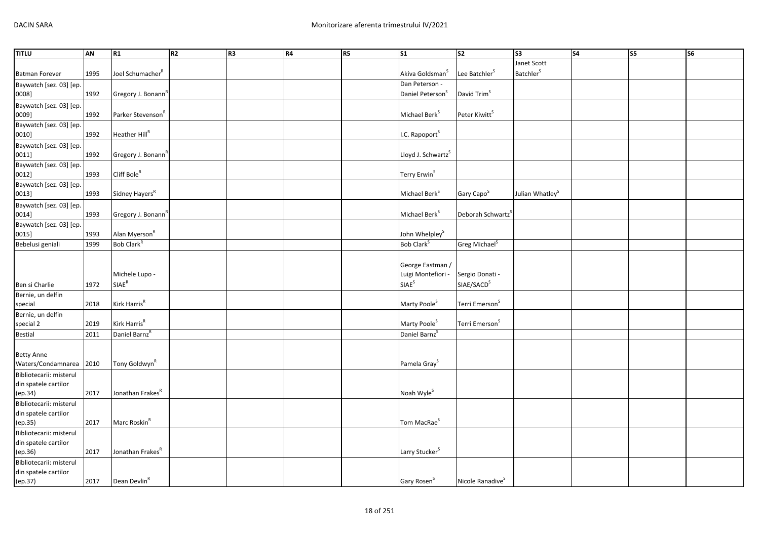| TITLU | AN | R1 | R2 | R3 | R4 | R5 | S1 | S2 | S3 | S4 | S5 | S6 |
|---|---|---|---|---|---|---|---|---|---|---|---|---|
| Batman Forever | 1995 | Joel Schumacher[R] | | | | | Akiva Goldsman[S] | Lee Batchler[S] | Janet Scott Batchler[S] | | | |
| Baywatch [sez. 03] [ep. 0008] | 1992 | Gregory J. Bonann[R] | | | | | Dan Peterson - Daniel Peterson[S] | David Trim[S] | | | | |
| Baywatch [sez. 03] [ep. 0009] | 1992 | Parker Stevenson[R] | | | | | Michael Berk[S] | Peter Kiwitt[S] | | | | |
| Baywatch [sez. 03] [ep. 0010] | 1992 | Heather Hill[R] | | | | | I.C. Rapoport[S] | | | | | |
| Baywatch [sez. 03] [ep. 0011] | 1992 | Gregory J. Bonann[R] | | | | | Lloyd J. Schwartz[S] | | | | | |
| Baywatch [sez. 03] [ep. 0012] | 1993 | Cliff Bole[R] | | | | | Terry Erwin[S] | | | | | |
| Baywatch [sez. 03] [ep. 0013] | 1993 | Sidney Hayers[R] | | | | | Michael Berk[S] | Gary Capo[S] | Julian Whatley[S] | | | |
| Baywatch [sez. 03] [ep. 0014] | 1993 | Gregory J. Bonann[R] | | | | | Michael Berk[S] | Deborah Schwartz[S] | | | | |
| Baywatch [sez. 03] [ep. 0015] | 1993 | Alan Myerson[R] | | | | | John Whelpley[S] | | | | | |
| Bebelusi geniali | 1999 | Bob Clark[R] | | | | | Bob Clark[S] | Greg Michael[S] | | | | |
| Ben si Charlie | 1972 | Michele Lupo - SIAE[R] | | | | | George Eastman / Luigi Montefiori - SIAE[S] | Sergio Donati - SIAE/SACD[S] | | | | |
| Bernie, un delfin special | 2018 | Kirk Harris[R] | | | | | Marty Poole[S] | Terri Emerson[S] | | | | |
| Bernie, un delfin special 2 | 2019 | Kirk Harris[R] | | | | | Marty Poole[S] | Terri Emerson[S] | | | | |
| Bestial | 2011 | Daniel Barnz[R] | | | | | Daniel Barnz[S] | | | | | |
| Betty Anne Waters/Condamnarea | 2010 | Tony Goldwyn[R] | | | | | Pamela Gray[S] | | | | | |
| Bibliotecarii: misterul din spatele cartilor (ep.34) | 2017 | Jonathan Frakes[R] | | | | | Noah Wyle[S] | | | | | |
| Bibliotecarii: misterul din spatele cartilor (ep.35) | 2017 | Marc Roskin[R] | | | | | Tom MacRae[S] | | | | | |
| Bibliotecarii: misterul din spatele cartilor (ep.36) | 2017 | Jonathan Frakes[R] | | | | | Larry Stucker[S] | | | | | |
| Bibliotecarii: misterul din spatele cartilor (ep.37) | 2017 | Dean Devlin[R] | | | | | Gary Rosen[S] | Nicole Ranadive[S] | | | | |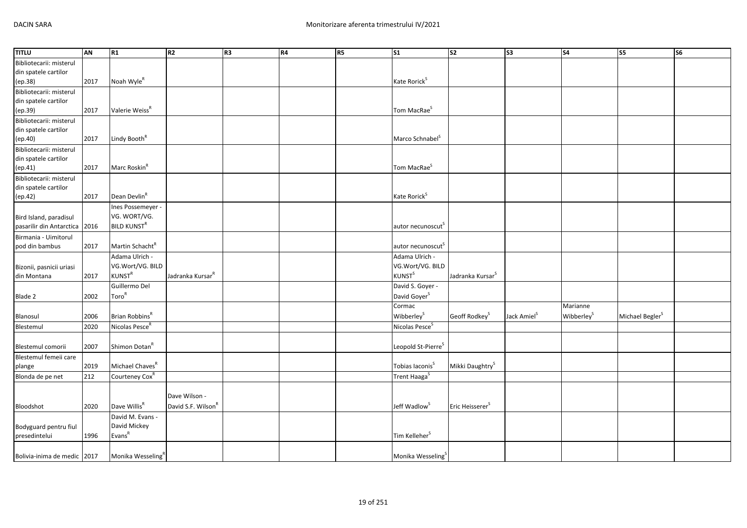| TITLU | AN | R1 | R2 | R3 | R4 | R5 | S1 | S2 | S3 | S4 | S5 | S6 |
|---|---|---|---|---|---|---|---|---|---|---|---|---|
| Bibliotecarii: misterul din spatele cartilor (ep.38) | 2017 | Noah Wyle[R] | | | | | Kate Rorick[S] | | | | | |
| Bibliotecarii: misterul din spatele cartilor (ep.39) | 2017 | Valerie Weiss[R] | | | | | Tom MacRae[S] | | | | | |
| Bibliotecarii: misterul din spatele cartilor (ep.40) | 2017 | Lindy Booth[R] | | | | | Marco Schnabel[S] | | | | | |
| Bibliotecarii: misterul din spatele cartilor (ep.41) | 2017 | Marc Roskin[R] | | | | | Tom MacRae[S] | | | | | |
| Bibliotecarii: misterul din spatele cartilor (ep.42) | 2017 | Dean Devlin[R] | | | | | Kate Rorick[S] | | | | | |
| Bird Island, paradisul pasarilir din Antarctica | 2016 | Ines Possemeyer - VG. WORT/VG. BILD KUNST[R] | | | | | autor necunoscut[S] | | | | | |
| Birmania - Uimitorul pod din bambus | 2017 | Martin Schacht[R] | | | | | autor necunoscut[S] | | | | | |
| Bizonii, pasnicii uriasi din Montana | 2017 | Adama Ulrich - VG.Wort/VG. BILD KUNST[R] | Jadranka Kursar[R] | | | | Adama Ulrich - VG.Wort/VG. BILD KUNST[S] | Jadranka Kursar[S] | | | | |
| Blade 2 | 2002 | Guillermo Del Toro[R] | | | | | David S. Goyer - David Goyer[S] | | | | | |
| Blanosul | 2006 | Brian Robbins[R] | | | | | Cormac Wibberley[S] | Geoff Rodkey[S] | Jack Amiel[S] | Marianne Wibberley[S] | Michael Begler[S] | |
| Blestemul | 2020 | Nicolas Pesce[R] | | | | | Nicolas Pesce[S] | | | | | |
| Blestemul comorii | 2007 | Shimon Dotan[R] | | | | | Leopold St-Pierre[S] | | | | | |
| Blestemul femeii care plange | 2019 | Michael Chaves[R] | | | | | Tobias Iaconis[S] | Mikki Daughtry[S] | | | | |
| Blonda de pe net | 212 | Courteney Cox[R] | | | | | Trent Haaga[S] | | | | | |
| Bloodshot | 2020 | Dave Willis[R] | Dave Wilson - David S.F. Wilson[R] | | | | Jeff Wadlow[S] | Eric Heisserer[S] | | | | |
| Bodyguard pentru fiul presedintelui | 1996 | David M. Evans - David Mickey Evans[R] | | | | | Tim Kelleher[S] | | | | | |
| Bolivia-inima de medic | 2017 | Monika Wesseling[R] | | | | | Monika Wesseling[S] | | | | | |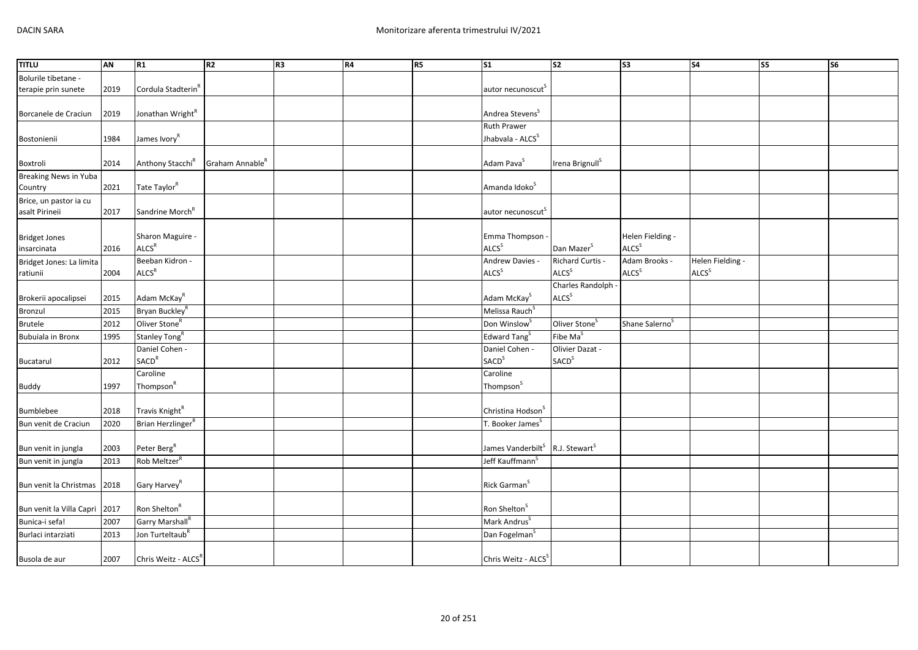| TITLU | AN | R1 | R2 | R3 | R4 | R5 | S1 | S2 | S3 | S4 | S5 | S6 |
|---|---|---|---|---|---|---|---|---|---|---|---|---|
| Bolurile tibetane - terapie prin sunete | 2019 | Cordula Stadterin[R] | | | | | autor necunoscut[S] | | | | | |
| Borcanele de Craciun | 2019 | Jonathan Wright[R] | | | | | Andrea Stevens[S] | | | | | |
| Bostonienii | 1984 | James Ivory[R] | | | | | Ruth Prawer Jhabvala - ALCS[S] | | | | | |
| Boxtroli | 2014 | Anthony Stacchi[R] | Graham Annable[R] | | | | Adam Pava[S] | Irena Brignull[S] | | | | |
| Breaking News in Yuba Country | 2021 | Tate Taylor[R] | | | | | Amanda Idoko[S] | | | | | |
| Brice, un pastor ia cu asalt Pirineii | 2017 | Sandrine Morch[R] | | | | | autor necunoscut[S] | | | | | |
| Bridget Jones insarcinata | 2016 | Sharon Maguire - ALCS[R] | | | | | Emma Thompson - ALCS[S] | Dan Mazer[S] | Helen Fielding - ALCS[S] | | | |
| Bridget Jones: La limita ratiunii | 2004 | Beeban Kidron - ALCS[R] | | | | | Andrew Davies - ALCS[S] | Richard Curtis - ALCS[S] | Adam Brooks - ALCS[S] | Helen Fielding - ALCS[S] | | |
| Brokerii apocalipsei | 2015 | Adam McKay[R] | | | | | Adam McKay[S] | Charles Randolph - ALCS[S] | | | | |
| Bronzul | 2015 | Bryan Buckley[R] | | | | | Melissa Rauch[S] | | | | | |
| Brutele | 2012 | Oliver Stone[R] | | | | | Don Winslow[S] | Oliver Stone[S] | Shane Salerno[S] | | | |
| Bubuiala in Bronx | 1995 | Stanley Tong[R] | | | | | Edward Tang[S] | Fibe Ma[S] | | | | |
| Bucatarul | 2012 | Daniel Cohen - SACD[R] | | | | | Daniel Cohen - SACD[S] | Olivier Dazat - SACD[S] | | | | |
| Buddy | 1997 | Caroline Thompson[R] | | | | | Caroline Thompson[S] | | | | | |
| Bumblebee | 2018 | Travis Knight[R] | | | | | Christina Hodson[S] | | | | | |
| Bun venit de Craciun | 2020 | Brian Herzlinger[R] | | | | | T. Booker James[S] | | | | | |
| Bun venit in jungla | 2003 | Peter Berg[R] | | | | | James Vanderbilt[S] | R.J. Stewart[S] | | | | |
| Bun venit in jungla | 2013 | Rob Meltzer[R] | | | | | Jeff Kauffmann[S] | | | | | |
| Bun venit la Christmas | 2018 | Gary Harvey[R] | | | | | Rick Garman[S] | | | | | |
| Bun venit la Villa Capri | 2017 | Ron Shelton[R] | | | | | Ron Shelton[S] | | | | | |
| Bunica-i sefa! | 2007 | Garry Marshall[R] | | | | | Mark Andrus[S] | | | | | |
| Burlaci intarziati | 2013 | Jon Turteltaub[R] | | | | | Dan Fogelman[S] | | | | | |
| Busola de aur | 2007 | Chris Weitz - ALCS[R] | | | | | Chris Weitz - ALCS[S] | | | | | |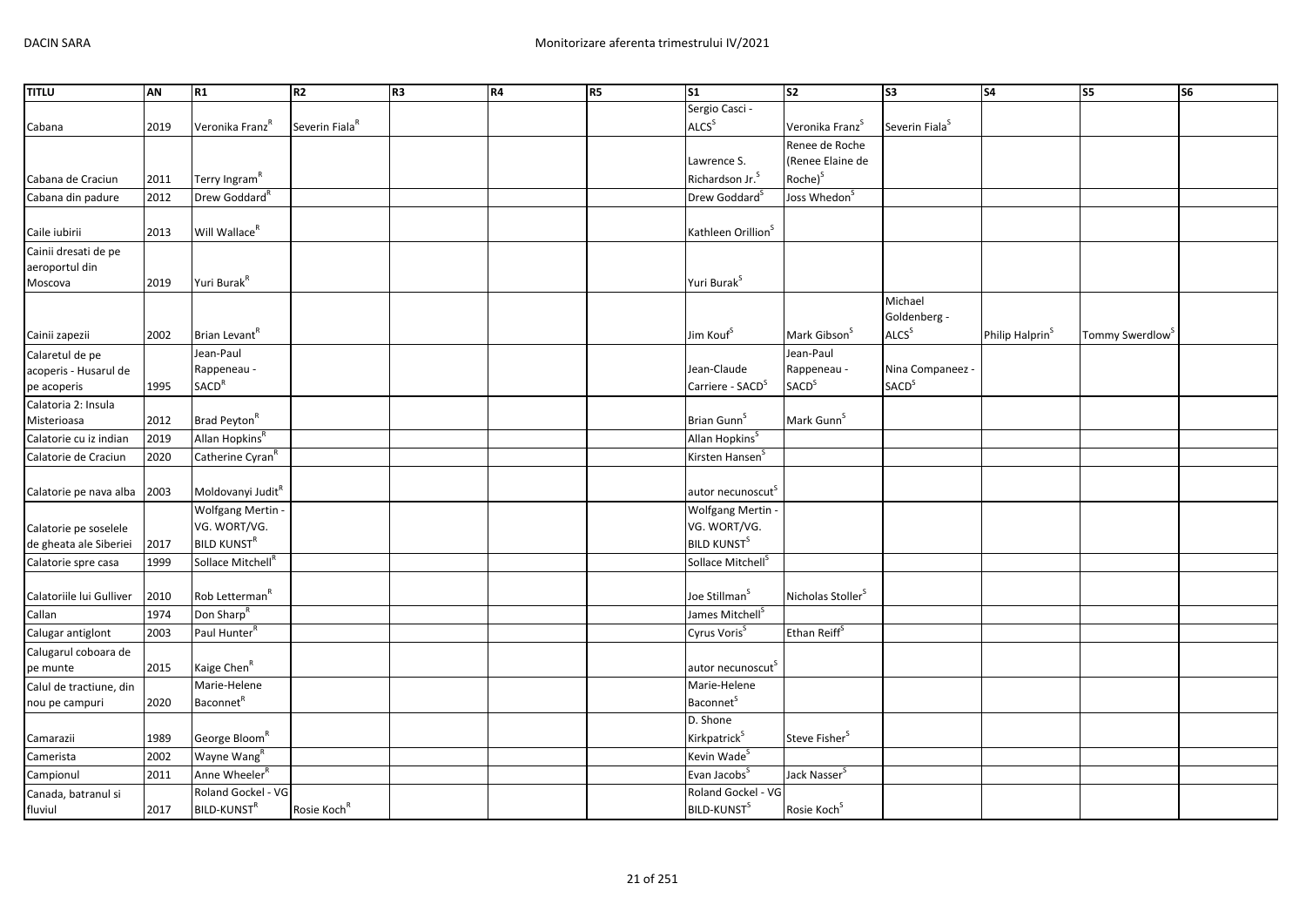| TITLU | AN | R1 | R2 | R3 | R4 | R5 | S1 | S2 | S3 | S4 | S5 | S6 |
|---|---|---|---|---|---|---|---|---|---|---|---|---|
| Cabana | 2019 | Veronika Franz[R] | Severin Fiala[R] | | | | Sergio Casci - ALCS[S] | Veronika Franz[S] | Severin Fiala[S] | | | |
| Cabana de Craciun | 2011 | Terry Ingram[R] | | | | | Lawrence S. Richardson Jr.[S] | Renee de Roche (Renee Elaine de Roche)[S] | | | | |
| Cabana din padure | 2012 | Drew Goddard[R] | | | | | Drew Goddard[S] | Joss Whedon[S] | | | | |
| Caile iubirii | 2013 | Will Wallace[R] | | | | | Kathleen Orillion[S] | | | | | |
| Cainii dresati de pe aeroportul din Moscova | 2019 | Yuri Burak[R] | | | | | Yuri Burak[S] | | | | | |
| Cainii zapezii | 2002 | Brian Levant[R] | | | | | Jim Kouf[S] | Mark Gibson[S] | Michael Goldenberg - ALCS[S] | Philip Halprin[S] | Tommy Swerdlow[S] | |
| Calaretul de pe acoperis - Husarul de pe acoperis | 1995 | Jean-Paul Rappeneau - SACD[R] | | | | | Jean-Claude Carriere - SACD[S] | Jean-Paul Rappeneau - SACD[S] | Nina Companeez - SACD[S] | | | |
| Calatoria 2: Insula Misterioasa | 2012 | Brad Peyton[R] | | | | | Brian Gunn[S] | Mark Gunn[S] | | | | |
| Calatorie cu iz indian | 2019 | Allan Hopkins[R] | | | | | Allan Hopkins[S] | | | | | |
| Calatorie de Craciun | 2020 | Catherine Cyran[R] | | | | | Kirsten Hansen[S] | | | | | |
| Calatorie pe nava alba | 2003 | Moldovanyi Judit[R] | | | | | autor necunoscut[S] | | | | | |
| Calatorie pe soselele de gheata ale Siberiei | 2017 | Wolfgang Mertin - VG. WORT/VG. BILD KUNST[R] | | | | | Wolfgang Mertin - VG. WORT/VG. BILD KUNST[S] | | | | | |
| Calatorie spre casa | 1999 | Sollace Mitchell[R] | | | | | Sollace Mitchell[S] | | | | | |
| Calatoriile lui Gulliver | 2010 | Rob Letterman[R] | | | | | Joe Stillman[S] | Nicholas Stoller[S] | | | | |
| Callan | 1974 | Don Sharp[R] | | | | | James Mitchell[S] | | | | | |
| Calugar antiglont | 2003 | Paul Hunter[R] | | | | | Cyrus Voris[S] | Ethan Reiff[S] | | | | |
| Calugarul coboara de pe munte | 2015 | Kaige Chen[R] | | | | | autor necunoscut[S] | | | | | |
| Calul de tractiune, din nou pe campuri | 2020 | Marie-Helene Baconnet[R] | | | | | Marie-Helene Baconnet[S] | | | | | |
| Camarazii | 1989 | George Bloom[R] | | | | | D. Shone Kirkpatrick[S] | Steve Fisher[S] | | | | |
| Camerista | 2002 | Wayne Wang[R] | | | | | Kevin Wade[S] | | | | | |
| Campionul | 2011 | Anne Wheeler[R] | | | | | Evan Jacobs[S] | Jack Nasser[S] | | | | |
| Canada, batranul si fluviul | 2017 | Roland Gockel - VG BILD-KUNST[R] | Rosie Koch[R] | | | | Roland Gockel - VG BILD-KUNST[S] | Rosie Koch[S] | | | | |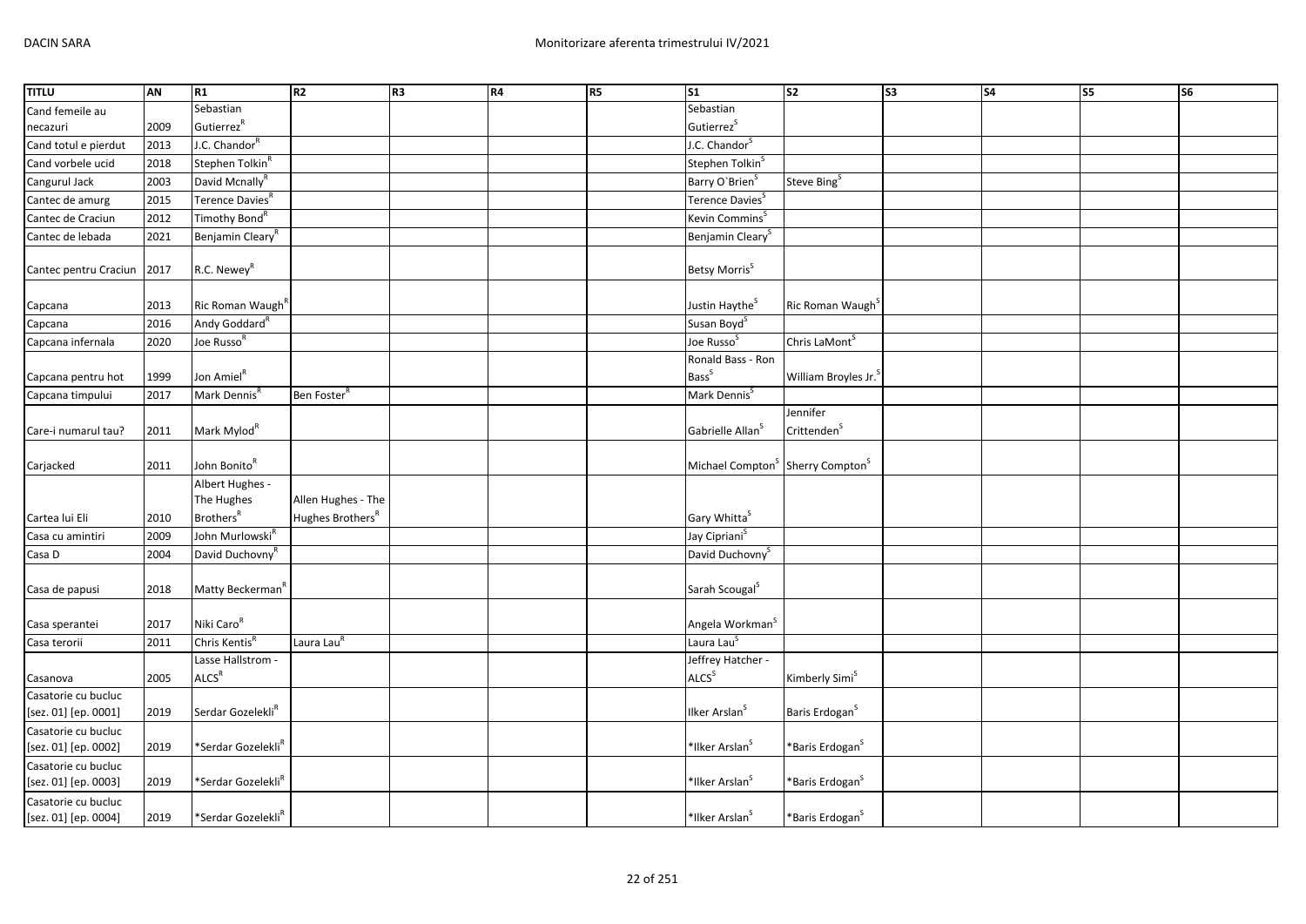| TITLU | AN | R1 | R2 | R3 | R4 | R5 | S1 | S2 | S3 | S4 | S5 | S6 |
|---|---|---|---|---|---|---|---|---|---|---|---|---|
| Cand femeile au necazuri | 2009 | Sebastian Gutierrez[R] | | | | | Sebastian Gutierrez[S] | | | | | |
| Cand totul e pierdut | 2013 | J.C. Chandor[R] | | | | | J.C. Chandor[S] | | | | | |
| Cand vorbele ucid | 2018 | Stephen Tolkin[R] | | | | | Stephen Tolkin[S] | | | | | |
| Cangurul Jack | 2003 | David Mcnally[R] | | | | | Barry O`Brien[S] | Steve Bing[S] | | | | |
| Cantec de amurg | 2015 | Terence Davies[R] | | | | | Terence Davies[S] | | | | | |
| Cantec de Craciun | 2012 | Timothy Bond[R] | | | | | Kevin Commins[S] | | | | | |
| Cantec de lebada | 2021 | Benjamin Cleary[R] | | | | | Benjamin Cleary[S] | | | | | |
| Cantec pentru Craciun | 2017 | R.C. Newey[R] | | | | | Betsy Morris[S] | | | | | |
| Capcana | 2013 | Ric Roman Waugh[R] | | | | | Justin Haythe[S] | Ric Roman Waugh[S] | | | | |
| Capcana | 2016 | Andy Goddard[R] | | | | | Susan Boyd[S] | | | | | |
| Capcana infernala | 2020 | Joe Russo[R] | | | | | Joe Russo[S] | Chris LaMont[S] | | | | |
| Capcana pentru hot | 1999 | Jon Amiel[R] | | | | | Ronald Bass - Ron Bass[S] | William Broyles Jr.[S] | | | | |
| Capcana timpului | 2017 | Mark Dennis[R] | Ben Foster[R] | | | | Mark Dennis[S] | | | | | |
| Care-i numarul tau? | 2011 | Mark Mylod[R] | | | | | Gabrielle Allan[S] | Jennifer Crittenden[S] | | | | |
| Carjacked | 2011 | John Bonito[R] | | | | | Michael Compton[S] | Sherry Compton[S] | | | | |
| Cartea lui Eli | 2010 | Albert Hughes - The Hughes Brothers[R] | Allen Hughes - The Hughes Brothers[R] | | | | Gary Whitta[S] | | | | | |
| Casa cu amintiri | 2009 | John Murlowski[R] | | | | | Jay Cipriani[S] | | | | | |
| Casa D | 2004 | David Duchovny[R] | | | | | David Duchovny[S] | | | | | |
| Casa de papusi | 2018 | Matty Beckerman[R] | | | | | Sarah Scougal[S] | | | | | |
| Casa sperantei | 2017 | Niki Caro[R] | | | | | Angela Workman[S] | | | | | |
| Casa terorii | 2011 | Chris Kentis[R] | Laura Lau[R] | | | | Laura Lau[S] | | | | | |
| Casanova | 2005 | Lasse Hallstrom - ALCS[R] | | | | | Jeffrey Hatcher - ALCS[S] | Kimberly Simi[S] | | | | |
| Casatorie cu bucluc [sez. 01] [ep. 0001] | 2019 | Serdar Gozelekli[R] | | | | | Ilker Arslan[S] | Baris Erdogan[S] | | | | |
| Casatorie cu bucluc [sez. 01] [ep. 0002] | 2019 | *Serdar Gozelekli[R] | | | | | *Ilker Arslan[S] | *Baris Erdogan[S] | | | | |
| Casatorie cu bucluc [sez. 01] [ep. 0003] | 2019 | *Serdar Gozelekli[R] | | | | | *Ilker Arslan[S] | *Baris Erdogan[S] | | | | |
| Casatorie cu bucluc [sez. 01] [ep. 0004] | 2019 | *Serdar Gozelekli[R] | | | | | *Ilker Arslan[S] | *Baris Erdogan[S] | | | | |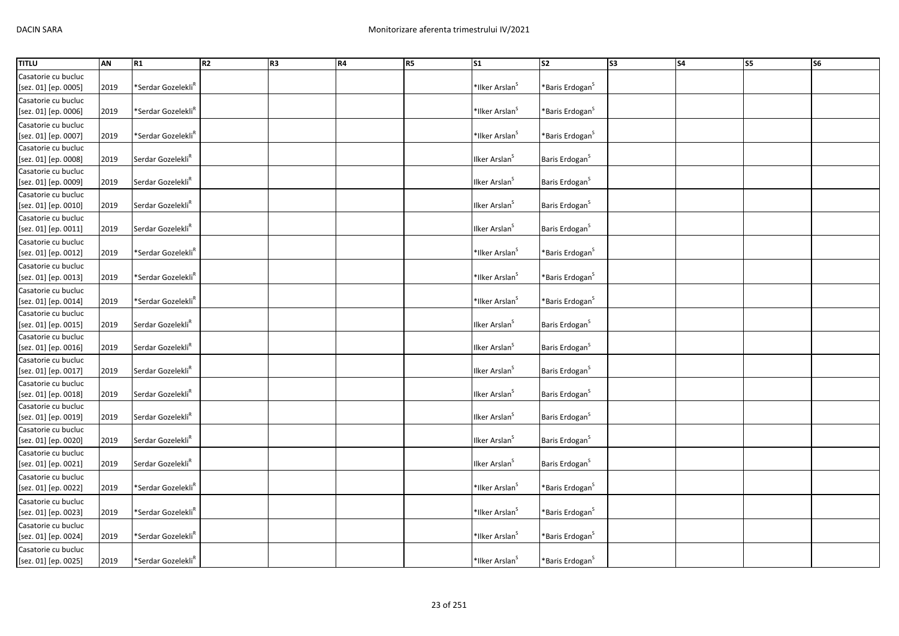| TITLU | AN | R1 | R2 | R3 | R4 | R5 | S1 | S2 | S3 | S4 | S5 | S6 |
|---|---|---|---|---|---|---|---|---|---|---|---|---|
| Casatorie cu bucluc [sez. 01] [ep. 0005] | 2019 | *Serdar Gozelekli[R] | | | | | *Ilker Arslan[S] | *Baris Erdogan[S] | | | | |
| Casatorie cu bucluc [sez. 01] [ep. 0006] | 2019 | *Serdar Gozelekli[R] | | | | | *Ilker Arslan[S] | *Baris Erdogan[S] | | | | |
| Casatorie cu bucluc [sez. 01] [ep. 0007] | 2019 | *Serdar Gozelekli[R] | | | | | *Ilker Arslan[S] | *Baris Erdogan[S] | | | | |
| Casatorie cu bucluc [sez. 01] [ep. 0008] | 2019 | Serdar Gozelekli[R] | | | | | Ilker Arslan[S] | Baris Erdogan[S] | | | | |
| Casatorie cu bucluc [sez. 01] [ep. 0009] | 2019 | Serdar Gozelekli[R] | | | | | Ilker Arslan[S] | Baris Erdogan[S] | | | | |
| Casatorie cu bucluc [sez. 01] [ep. 0010] | 2019 | Serdar Gozelekli[R] | | | | | Ilker Arslan[S] | Baris Erdogan[S] | | | | |
| Casatorie cu bucluc [sez. 01] [ep. 0011] | 2019 | Serdar Gozelekli[R] | | | | | Ilker Arslan[S] | Baris Erdogan[S] | | | | |
| Casatorie cu bucluc [sez. 01] [ep. 0012] | 2019 | *Serdar Gozelekli[R] | | | | | *Ilker Arslan[S] | *Baris Erdogan[S] | | | | |
| Casatorie cu bucluc [sez. 01] [ep. 0013] | 2019 | *Serdar Gozelekli[R] | | | | | *Ilker Arslan[S] | *Baris Erdogan[S] | | | | |
| Casatorie cu bucluc [sez. 01] [ep. 0014] | 2019 | *Serdar Gozelekli[R] | | | | | *Ilker Arslan[S] | *Baris Erdogan[S] | | | | |
| Casatorie cu bucluc [sez. 01] [ep. 0015] | 2019 | Serdar Gozelekli[R] | | | | | Ilker Arslan[S] | Baris Erdogan[S] | | | | |
| Casatorie cu bucluc [sez. 01] [ep. 0016] | 2019 | Serdar Gozelekli[R] | | | | | Ilker Arslan[S] | Baris Erdogan[S] | | | | |
| Casatorie cu bucluc [sez. 01] [ep. 0017] | 2019 | Serdar Gozelekli[R] | | | | | Ilker Arslan[S] | Baris Erdogan[S] | | | | |
| Casatorie cu bucluc [sez. 01] [ep. 0018] | 2019 | Serdar Gozelekli[R] | | | | | Ilker Arslan[S] | Baris Erdogan[S] | | | | |
| Casatorie cu bucluc [sez. 01] [ep. 0019] | 2019 | Serdar Gozelekli[R] | | | | | Ilker Arslan[S] | Baris Erdogan[S] | | | | |
| Casatorie cu bucluc [sez. 01] [ep. 0020] | 2019 | Serdar Gozelekli[R] | | | | | Ilker Arslan[S] | Baris Erdogan[S] | | | | |
| Casatorie cu bucluc [sez. 01] [ep. 0021] | 2019 | Serdar Gozelekli[R] | | | | | Ilker Arslan[S] | Baris Erdogan[S] | | | | |
| Casatorie cu bucluc [sez. 01] [ep. 0022] | 2019 | *Serdar Gozelekli[R] | | | | | *Ilker Arslan[S] | *Baris Erdogan[S] | | | | |
| Casatorie cu bucluc [sez. 01] [ep. 0023] | 2019 | *Serdar Gozelekli[R] | | | | | *Ilker Arslan[S] | *Baris Erdogan[S] | | | | |
| Casatorie cu bucluc [sez. 01] [ep. 0024] | 2019 | *Serdar Gozelekli[R] | | | | | *Ilker Arslan[S] | *Baris Erdogan[S] | | | | |
| Casatorie cu bucluc [sez. 01] [ep. 0025] | 2019 | *Serdar Gozelekli[R] | | | | | *Ilker Arslan[S] | *Baris Erdogan[S] | | | | |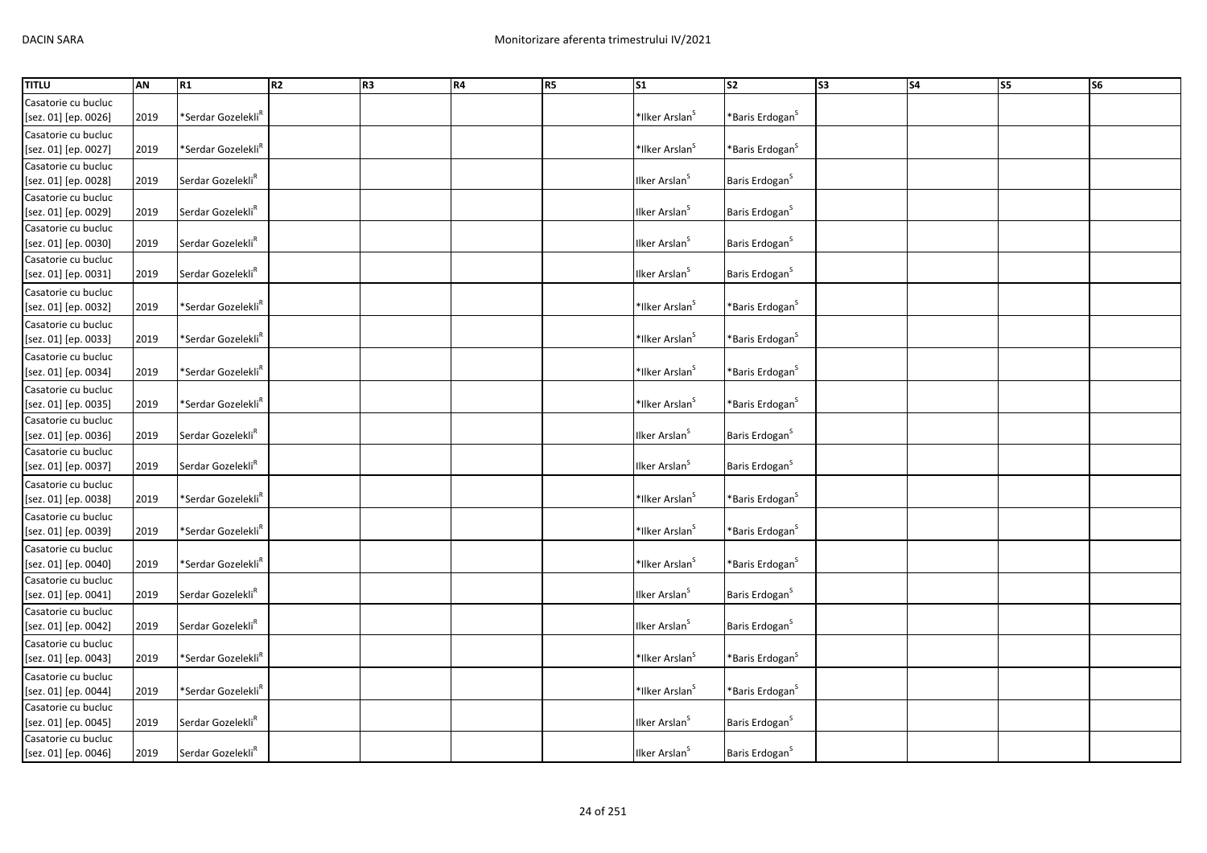| TITLU | AN | R1 | R2 | R3 | R4 | R5 | S1 | S2 | S3 | S4 | S5 | S6 |
|---|---|---|---|---|---|---|---|---|---|---|---|---|
| Casatorie cu bucluc [sez. 01] [ep. 0026] | 2019 | *Serdar Gozelekli[R] | | | | | *Ilker Arslan[S] | *Baris Erdogan[S] | | | | |
| Casatorie cu bucluc [sez. 01] [ep. 0027] | 2019 | *Serdar Gozelekli[R] | | | | | *Ilker Arslan[S] | *Baris Erdogan[S] | | | | |
| Casatorie cu bucluc [sez. 01] [ep. 0028] | 2019 | Serdar Gozelekli[R] | | | | | Ilker Arslan[S] | Baris Erdogan[S] | | | | |
| Casatorie cu bucluc [sez. 01] [ep. 0029] | 2019 | Serdar Gozelekli[R] | | | | | Ilker Arslan[S] | Baris Erdogan[S] | | | | |
| Casatorie cu bucluc [sez. 01] [ep. 0030] | 2019 | Serdar Gozelekli[R] | | | | | Ilker Arslan[S] | Baris Erdogan[S] | | | | |
| Casatorie cu bucluc [sez. 01] [ep. 0031] | 2019 | Serdar Gozelekli[R] | | | | | Ilker Arslan[S] | Baris Erdogan[S] | | | | |
| Casatorie cu bucluc [sez. 01] [ep. 0032] | 2019 | *Serdar Gozelekli[R] | | | | | *Ilker Arslan[S] | *Baris Erdogan[S] | | | | |
| Casatorie cu bucluc [sez. 01] [ep. 0033] | 2019 | *Serdar Gozelekli[R] | | | | | *Ilker Arslan[S] | *Baris Erdogan[S] | | | | |
| Casatorie cu bucluc [sez. 01] [ep. 0034] | 2019 | *Serdar Gozelekli[R] | | | | | *Ilker Arslan[S] | *Baris Erdogan[S] | | | | |
| Casatorie cu bucluc [sez. 01] [ep. 0035] | 2019 | *Serdar Gozelekli[R] | | | | | *Ilker Arslan[S] | *Baris Erdogan[S] | | | | |
| Casatorie cu bucluc [sez. 01] [ep. 0036] | 2019 | Serdar Gozelekli[R] | | | | | Ilker Arslan[S] | Baris Erdogan[S] | | | | |
| Casatorie cu bucluc [sez. 01] [ep. 0037] | 2019 | Serdar Gozelekli[R] | | | | | Ilker Arslan[S] | Baris Erdogan[S] | | | | |
| Casatorie cu bucluc [sez. 01] [ep. 0038] | 2019 | *Serdar Gozelekli[R] | | | | | *Ilker Arslan[S] | *Baris Erdogan[S] | | | | |
| Casatorie cu bucluc [sez. 01] [ep. 0039] | 2019 | *Serdar Gozelekli[R] | | | | | *Ilker Arslan[S] | *Baris Erdogan[S] | | | | |
| Casatorie cu bucluc [sez. 01] [ep. 0040] | 2019 | *Serdar Gozelekli[R] | | | | | *Ilker Arslan[S] | *Baris Erdogan[S] | | | | |
| Casatorie cu bucluc [sez. 01] [ep. 0041] | 2019 | Serdar Gozelekli[R] | | | | | Ilker Arslan[S] | Baris Erdogan[S] | | | | |
| Casatorie cu bucluc [sez. 01] [ep. 0042] | 2019 | Serdar Gozelekli[R] | | | | | Ilker Arslan[S] | Baris Erdogan[S] | | | | |
| Casatorie cu bucluc [sez. 01] [ep. 0043] | 2019 | *Serdar Gozelekli[R] | | | | | *Ilker Arslan[S] | *Baris Erdogan[S] | | | | |
| Casatorie cu bucluc [sez. 01] [ep. 0044] | 2019 | *Serdar Gozelekli[R] | | | | | *Ilker Arslan[S] | *Baris Erdogan[S] | | | | |
| Casatorie cu bucluc [sez. 01] [ep. 0045] | 2019 | Serdar Gozelekli[R] | | | | | Ilker Arslan[S] | Baris Erdogan[S] | | | | |
| Casatorie cu bucluc [sez. 01] [ep. 0046] | 2019 | Serdar Gozelekli[R] | | | | | Ilker Arslan[S] | Baris Erdogan[S] | | | | |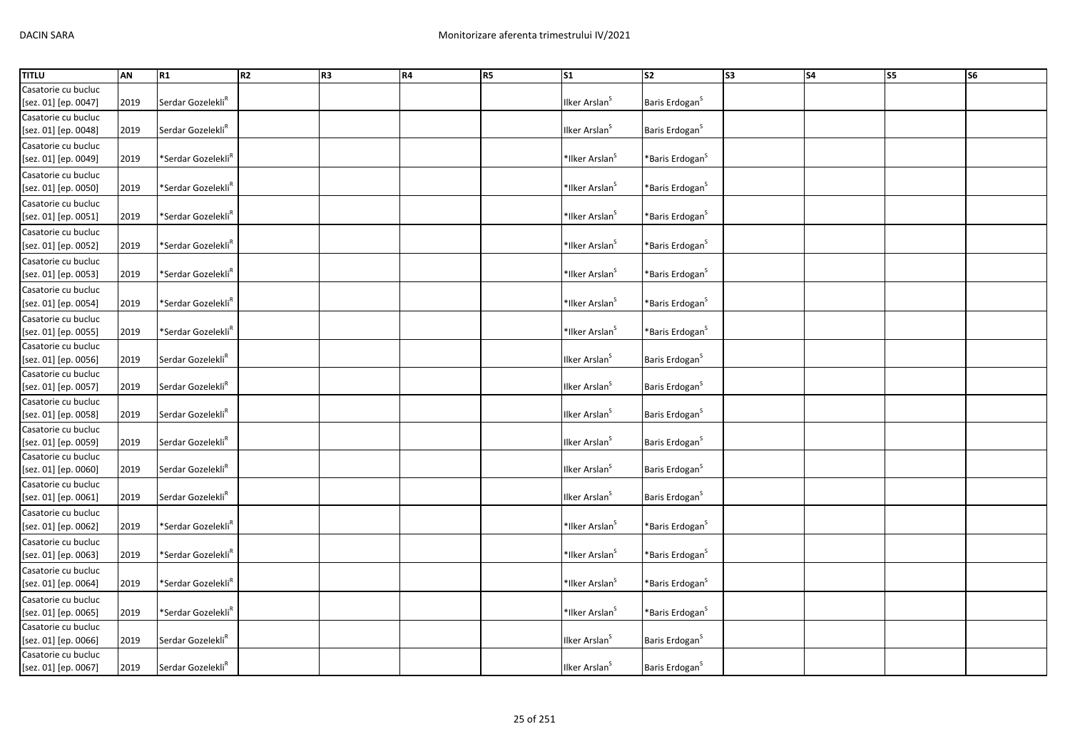| TITLU | AN | R1 | R2 | R3 | R4 | R5 | S1 | S2 | S3 | S4 | S5 | S6 |
|---|---|---|---|---|---|---|---|---|---|---|---|---|
| Casatorie cu bucluc [sez. 01] [ep. 0047] | 2019 | Serdar Gozelekli[R] | | | | | Ilker Arslan[S] | Baris Erdogan[S] | | | | |
| Casatorie cu bucluc [sez. 01] [ep. 0048] | 2019 | Serdar Gozelekli[R] | | | | | Ilker Arslan[S] | Baris Erdogan[S] | | | | |
| Casatorie cu bucluc [sez. 01] [ep. 0049] | 2019 | *Serdar Gozelekli[R] | | | | | *Ilker Arslan[S] | *Baris Erdogan[S] | | | | |
| Casatorie cu bucluc [sez. 01] [ep. 0050] | 2019 | *Serdar Gozelekli[R] | | | | | *Ilker Arslan[S] | *Baris Erdogan[S] | | | | |
| Casatorie cu bucluc [sez. 01] [ep. 0051] | 2019 | *Serdar Gozelekli[R] | | | | | *Ilker Arslan[S] | *Baris Erdogan[S] | | | | |
| Casatorie cu bucluc [sez. 01] [ep. 0052] | 2019 | *Serdar Gozelekli[R] | | | | | *Ilker Arslan[S] | *Baris Erdogan[S] | | | | |
| Casatorie cu bucluc [sez. 01] [ep. 0053] | 2019 | *Serdar Gozelekli[R] | | | | | *Ilker Arslan[S] | *Baris Erdogan[S] | | | | |
| Casatorie cu bucluc [sez. 01] [ep. 0054] | 2019 | *Serdar Gozelekli[R] | | | | | *Ilker Arslan[S] | *Baris Erdogan[S] | | | | |
| Casatorie cu bucluc [sez. 01] [ep. 0055] | 2019 | *Serdar Gozelekli[R] | | | | | *Ilker Arslan[S] | *Baris Erdogan[S] | | | | |
| Casatorie cu bucluc [sez. 01] [ep. 0056] | 2019 | Serdar Gozelekli[R] | | | | | Ilker Arslan[S] | Baris Erdogan[S] | | | | |
| Casatorie cu bucluc [sez. 01] [ep. 0057] | 2019 | Serdar Gozelekli[R] | | | | | Ilker Arslan[S] | Baris Erdogan[S] | | | | |
| Casatorie cu bucluc [sez. 01] [ep. 0058] | 2019 | Serdar Gozelekli[R] | | | | | Ilker Arslan[S] | Baris Erdogan[S] | | | | |
| Casatorie cu bucluc [sez. 01] [ep. 0059] | 2019 | Serdar Gozelekli[R] | | | | | Ilker Arslan[S] | Baris Erdogan[S] | | | | |
| Casatorie cu bucluc [sez. 01] [ep. 0060] | 2019 | Serdar Gozelekli[R] | | | | | Ilker Arslan[S] | Baris Erdogan[S] | | | | |
| Casatorie cu bucluc [sez. 01] [ep. 0061] | 2019 | Serdar Gozelekli[R] | | | | | Ilker Arslan[S] | Baris Erdogan[S] | | | | |
| Casatorie cu bucluc [sez. 01] [ep. 0062] | 2019 | *Serdar Gozelekli[R] | | | | | *Ilker Arslan[S] | *Baris Erdogan[S] | | | | |
| Casatorie cu bucluc [sez. 01] [ep. 0063] | 2019 | *Serdar Gozelekli[R] | | | | | *Ilker Arslan[S] | *Baris Erdogan[S] | | | | |
| Casatorie cu bucluc [sez. 01] [ep. 0064] | 2019 | *Serdar Gozelekli[R] | | | | | *Ilker Arslan[S] | *Baris Erdogan[S] | | | | |
| Casatorie cu bucluc [sez. 01] [ep. 0065] | 2019 | *Serdar Gozelekli[R] | | | | | *Ilker Arslan[S] | *Baris Erdogan[S] | | | | |
| Casatorie cu bucluc [sez. 01] [ep. 0066] | 2019 | Serdar Gozelekli[R] | | | | | Ilker Arslan[S] | Baris Erdogan[S] | | | | |
| Casatorie cu bucluc [sez. 01] [ep. 0067] | 2019 | Serdar Gozelekli[R] | | | | | Ilker Arslan[S] | Baris Erdogan[S] | | | | |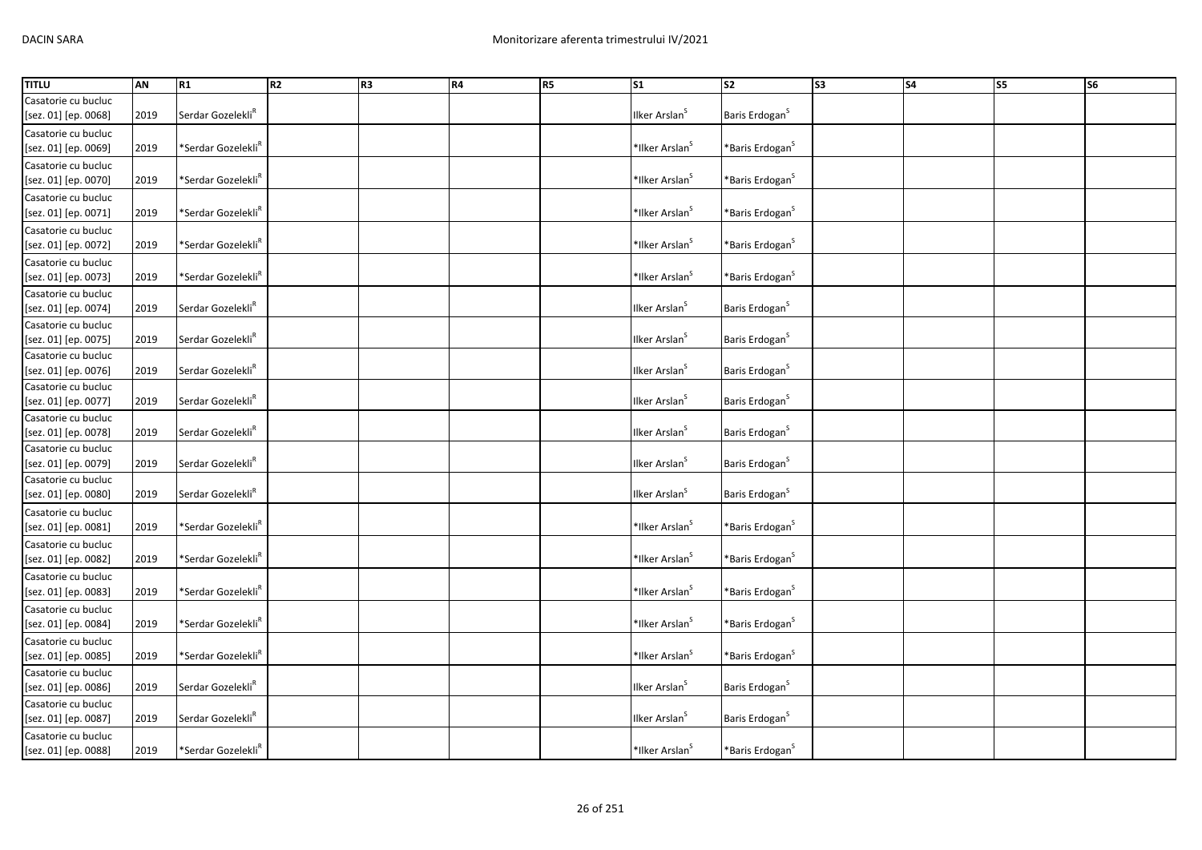| TITLU | AN | R1 | R2 | R3 | R4 | R5 | S1 | S2 | S3 | S4 | S5 | S6 |
|---|---|---|---|---|---|---|---|---|---|---|---|---|
| Casatorie cu bucluc [sez. 01] [ep. 0068] | 2019 | Serdar Gozelekli[R] | | | | | Ilker Arslan[S] | Baris Erdogan[S] | | | | |
| Casatorie cu bucluc [sez. 01] [ep. 0069] | 2019 | *Serdar Gozelekli[R] | | | | | *Ilker Arslan[S] | *Baris Erdogan[S] | | | | |
| Casatorie cu bucluc [sez. 01] [ep. 0070] | 2019 | *Serdar Gozelekli[R] | | | | | *Ilker Arslan[S] | *Baris Erdogan[S] | | | | |
| Casatorie cu bucluc [sez. 01] [ep. 0071] | 2019 | *Serdar Gozelekli[R] | | | | | *Ilker Arslan[S] | *Baris Erdogan[S] | | | | |
| Casatorie cu bucluc [sez. 01] [ep. 0072] | 2019 | *Serdar Gozelekli[R] | | | | | *Ilker Arslan[S] | *Baris Erdogan[S] | | | | |
| Casatorie cu bucluc [sez. 01] [ep. 0073] | 2019 | *Serdar Gozelekli[R] | | | | | *Ilker Arslan[S] | *Baris Erdogan[S] | | | | |
| Casatorie cu bucluc [sez. 01] [ep. 0074] | 2019 | Serdar Gozelekli[R] | | | | | Ilker Arslan[S] | Baris Erdogan[S] | | | | |
| Casatorie cu bucluc [sez. 01] [ep. 0075] | 2019 | Serdar Gozelekli[R] | | | | | Ilker Arslan[S] | Baris Erdogan[S] | | | | |
| Casatorie cu bucluc [sez. 01] [ep. 0076] | 2019 | Serdar Gozelekli[R] | | | | | Ilker Arslan[S] | Baris Erdogan[S] | | | | |
| Casatorie cu bucluc [sez. 01] [ep. 0077] | 2019 | Serdar Gozelekli[R] | | | | | Ilker Arslan[S] | Baris Erdogan[S] | | | | |
| Casatorie cu bucluc [sez. 01] [ep. 0078] | 2019 | Serdar Gozelekli[R] | | | | | Ilker Arslan[S] | Baris Erdogan[S] | | | | |
| Casatorie cu bucluc [sez. 01] [ep. 0079] | 2019 | Serdar Gozelekli[R] | | | | | Ilker Arslan[S] | Baris Erdogan[S] | | | | |
| Casatorie cu bucluc [sez. 01] [ep. 0080] | 2019 | Serdar Gozelekli[R] | | | | | Ilker Arslan[S] | Baris Erdogan[S] | | | | |
| Casatorie cu bucluc [sez. 01] [ep. 0081] | 2019 | *Serdar Gozelekli[R] | | | | | *Ilker Arslan[S] | *Baris Erdogan[S] | | | | |
| Casatorie cu bucluc [sez. 01] [ep. 0082] | 2019 | *Serdar Gozelekli[R] | | | | | *Ilker Arslan[S] | *Baris Erdogan[S] | | | | |
| Casatorie cu bucluc [sez. 01] [ep. 0083] | 2019 | *Serdar Gozelekli[R] | | | | | *Ilker Arslan[S] | *Baris Erdogan[S] | | | | |
| Casatorie cu bucluc [sez. 01] [ep. 0084] | 2019 | *Serdar Gozelekli[R] | | | | | *Ilker Arslan[S] | *Baris Erdogan[S] | | | | |
| Casatorie cu bucluc [sez. 01] [ep. 0085] | 2019 | *Serdar Gozelekli[R] | | | | | *Ilker Arslan[S] | *Baris Erdogan[S] | | | | |
| Casatorie cu bucluc [sez. 01] [ep. 0086] | 2019 | Serdar Gozelekli[R] | | | | | Ilker Arslan[S] | Baris Erdogan[S] | | | | |
| Casatorie cu bucluc [sez. 01] [ep. 0087] | 2019 | Serdar Gozelekli[R] | | | | | Ilker Arslan[S] | Baris Erdogan[S] | | | | |
| Casatorie cu bucluc [sez. 01] [ep. 0088] | 2019 | *Serdar Gozelekli[R] | | | | | *Ilker Arslan[S] | *Baris Erdogan[S] | | | | |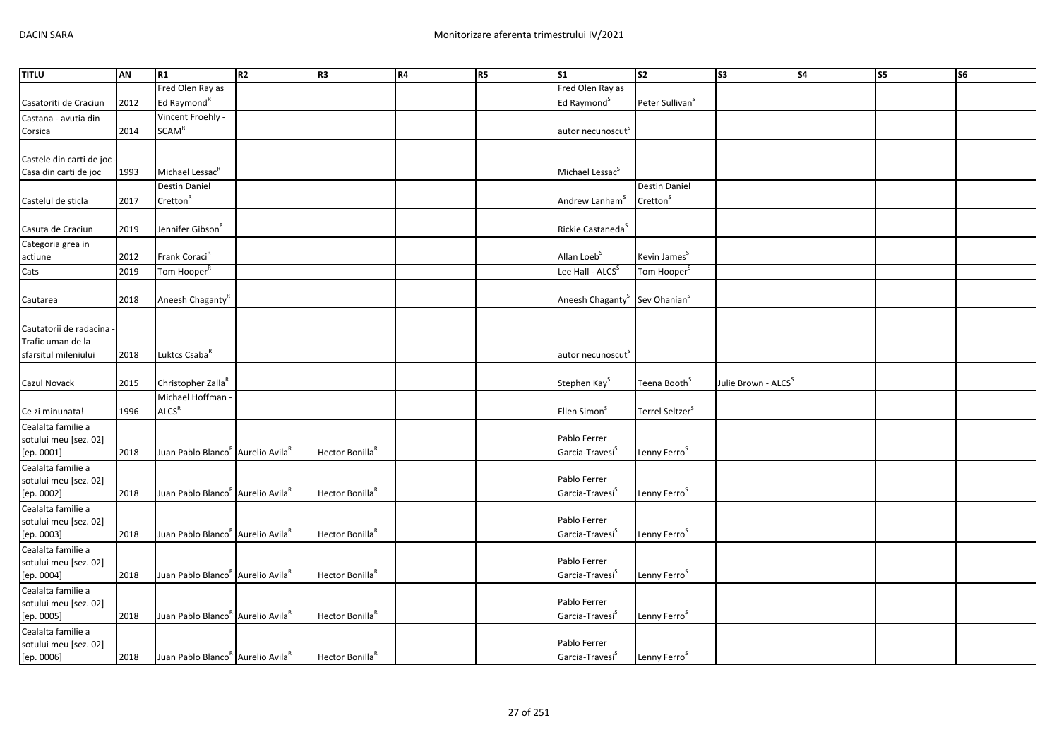| TITLU | AN | R1 | R2 | R3 | R4 | R5 | S1 | S2 | S3 | S4 | S5 | S6 |
|---|---|---|---|---|---|---|---|---|---|---|---|---|
| Casatoriti de Craciun | 2012 | Fred Olen Ray as Ed Raymond[R] | | | | | Fred Olen Ray as Ed Raymond[S] | Peter Sullivan[S] | | | | |
| Castana - avutia din Corsica | 2014 | Vincent Froehly - SCAM[R] | | | | | autor necunoscut[S] | | | | | |
| Castele din carti de joc - Casa din carti de joc | 1993 | Michael Lessac[R] | | | | | Michael Lessac[S] | | | | | |
| Castelul de sticla | 2017 | Destin Daniel Cretton[R] | | | | | Andrew Lanham[S] | Destin Daniel Cretton[S] | | | | |
| Casuta de Craciun | 2019 | Jennifer Gibson[R] | | | | | Rickie Castaneda[S] | | | | | |
| Categoria grea in actiune | 2012 | Frank Coraci[R] | | | | | Allan Loeb[S] | Kevin James[S] | | | | |
| Cats | 2019 | Tom Hooper[R] | | | | | Lee Hall - ALCS[S] | Tom Hooper[S] | | | | |
| Cautarea | 2018 | Aneesh Chaganty[R] | | | | | Aneesh Chaganty[S] | Sev Ohanian[S] | | | | |
| Cautatorii de radacina - Trafic uman de la sfarsitul mileniului | 2018 | Luktcs Csaba[R] | | | | | autor necunoscut[S] | | | | | |
| Cazul Novack | 2015 | Christopher Zalla[R] | | | | | Stephen Kay[S] | Teena Booth[S] | Julie Brown - ALCS[S] | | | |
| Ce zi minunata! | 1996 | Michael Hoffman - ALCS[R] | | | | | Ellen Simon[S] | Terrel Seltzer[S] | | | | |
| Cealalta familie a sotului meu [sez. 02] [ep. 0001] | 2018 | Juan Pablo Blanco[R] | Aurelio Avila[R] | Hector Bonilla[R] | | | Pablo Ferrer Garcia-Travesi[S] | Lenny Ferro[S] | | | | |
| Cealalta familie a sotului meu [sez. 02] [ep. 0002] | 2018 | Juan Pablo Blanco[R] | Aurelio Avila[R] | Hector Bonilla[R] | | | Pablo Ferrer Garcia-Travesi[S] | Lenny Ferro[S] | | | | |
| Cealalta familie a sotului meu [sez. 02] [ep. 0003] | 2018 | Juan Pablo Blanco[R] | Aurelio Avila[R] | Hector Bonilla[R] | | | Pablo Ferrer Garcia-Travesi[S] | Lenny Ferro[S] | | | | |
| Cealalta familie a sotului meu [sez. 02] [ep. 0004] | 2018 | Juan Pablo Blanco[R] | Aurelio Avila[R] | Hector Bonilla[R] | | | Pablo Ferrer Garcia-Travesi[S] | Lenny Ferro[S] | | | | |
| Cealalta familie a sotului meu [sez. 02] [ep. 0005] | 2018 | Juan Pablo Blanco[R] | Aurelio Avila[R] | Hector Bonilla[R] | | | Pablo Ferrer Garcia-Travesi[S] | Lenny Ferro[S] | | | | |
| Cealalta familie a sotului meu [sez. 02] [ep. 0006] | 2018 | Juan Pablo Blanco[R] | Aurelio Avila[R] | Hector Bonilla[R] | | | Pablo Ferrer Garcia-Travesi[S] | Lenny Ferro[S] | | | | |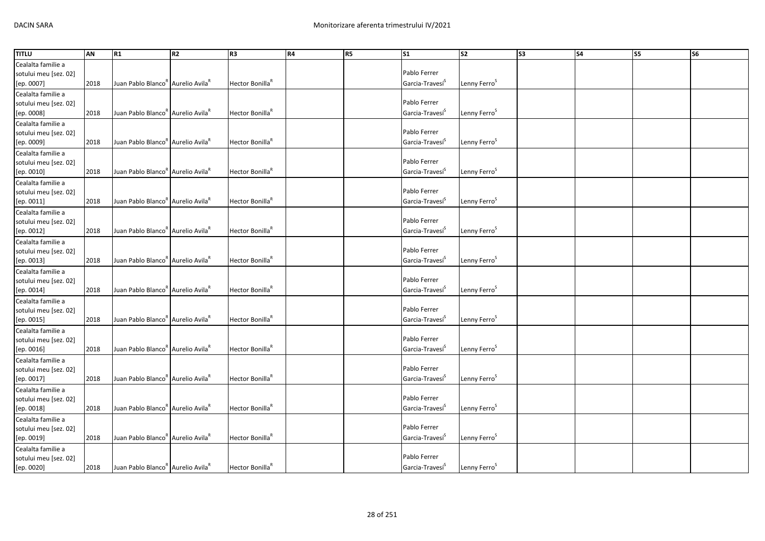| TITLU | AN | R1 | R2 | R3 | R4 | R5 | S1 | S2 | S3 | S4 | S5 | S6 |
|---|---|---|---|---|---|---|---|---|---|---|---|---|
| Cealalta familie a sotului meu [sez. 02] [ep. 0007] | 2018 | Juan Pablo Blanco[R] | Aurelio Avila[R] | Hector Bonilla[R] | | | Pablo Ferrer Garcia-Travesi[S] | Lenny Ferro[S] | | | | |
| Cealalta familie a sotului meu [sez. 02] [ep. 0008] | 2018 | Juan Pablo Blanco[R] | Aurelio Avila[R] | Hector Bonilla[R] | | | Pablo Ferrer Garcia-Travesi[S] | Lenny Ferro[S] | | | | |
| Cealalta familie a sotului meu [sez. 02] [ep. 0009] | 2018 | Juan Pablo Blanco[R] | Aurelio Avila[R] | Hector Bonilla[R] | | | Pablo Ferrer Garcia-Travesi[S] | Lenny Ferro[S] | | | | |
| Cealalta familie a sotului meu [sez. 02] [ep. 0010] | 2018 | Juan Pablo Blanco[R] | Aurelio Avila[R] | Hector Bonilla[R] | | | Pablo Ferrer Garcia-Travesi[S] | Lenny Ferro[S] | | | | |
| Cealalta familie a sotului meu [sez. 02] [ep. 0011] | 2018 | Juan Pablo Blanco[R] | Aurelio Avila[R] | Hector Bonilla[R] | | | Pablo Ferrer Garcia-Travesi[S] | Lenny Ferro[S] | | | | |
| Cealalta familie a sotului meu [sez. 02] [ep. 0012] | 2018 | Juan Pablo Blanco[R] | Aurelio Avila[R] | Hector Bonilla[R] | | | Pablo Ferrer Garcia-Travesi[S] | Lenny Ferro[S] | | | | |
| Cealalta familie a sotului meu [sez. 02] [ep. 0013] | 2018 | Juan Pablo Blanco[R] | Aurelio Avila[R] | Hector Bonilla[R] | | | Pablo Ferrer Garcia-Travesi[S] | Lenny Ferro[S] | | | | |
| Cealalta familie a sotului meu [sez. 02] [ep. 0014] | 2018 | Juan Pablo Blanco[R] | Aurelio Avila[R] | Hector Bonilla[R] | | | Pablo Ferrer Garcia-Travesi[S] | Lenny Ferro[S] | | | | |
| Cealalta familie a sotului meu [sez. 02] [ep. 0015] | 2018 | Juan Pablo Blanco[R] | Aurelio Avila[R] | Hector Bonilla[R] | | | Pablo Ferrer Garcia-Travesi[S] | Lenny Ferro[S] | | | | |
| Cealalta familie a sotului meu [sez. 02] [ep. 0016] | 2018 | Juan Pablo Blanco[R] | Aurelio Avila[R] | Hector Bonilla[R] | | | Pablo Ferrer Garcia-Travesi[S] | Lenny Ferro[S] | | | | |
| Cealalta familie a sotului meu [sez. 02] [ep. 0017] | 2018 | Juan Pablo Blanco[R] | Aurelio Avila[R] | Hector Bonilla[R] | | | Pablo Ferrer Garcia-Travesi[S] | Lenny Ferro[S] | | | | |
| Cealalta familie a sotului meu [sez. 02] [ep. 0018] | 2018 | Juan Pablo Blanco[R] | Aurelio Avila[R] | Hector Bonilla[R] | | | Pablo Ferrer Garcia-Travesi[S] | Lenny Ferro[S] | | | | |
| Cealalta familie a sotului meu [sez. 02] [ep. 0019] | 2018 | Juan Pablo Blanco[R] | Aurelio Avila[R] | Hector Bonilla[R] | | | Pablo Ferrer Garcia-Travesi[S] | Lenny Ferro[S] | | | | |
| Cealalta familie a sotului meu [sez. 02] [ep. 0020] | 2018 | Juan Pablo Blanco[R] | Aurelio Avila[R] | Hector Bonilla[R] | | | Pablo Ferrer Garcia-Travesi[S] | Lenny Ferro[S] | | | | |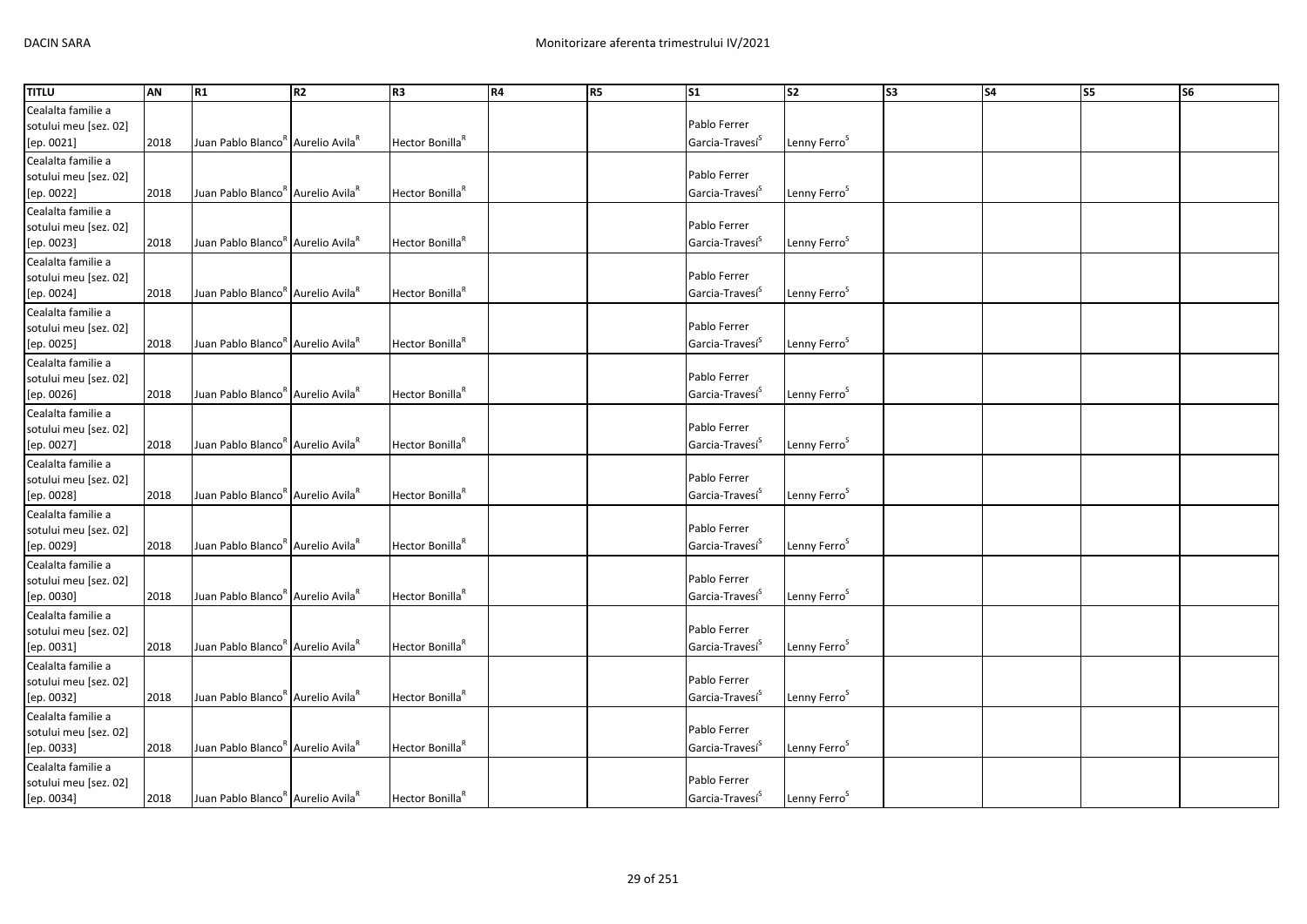| TITLU | AN | R1 | R2 | R3 | R4 | R5 | S1 | S2 | S3 | S4 | S5 | S6 |
|---|---|---|---|---|---|---|---|---|---|---|---|---|
| Cealalta familie a sotului meu [sez. 02] [ep. 0021] | 2018 | Juan Pablo Blanco[R] | Aurelio Avila[R] | Hector Bonilla[R] | | | Pablo Ferrer Garcia-Travesi[S] | Lenny Ferro[S] | | | | |
| Cealalta familie a sotului meu [sez. 02] [ep. 0022] | 2018 | Juan Pablo Blanco[R] | Aurelio Avila[R] | Hector Bonilla[R] | | | Pablo Ferrer Garcia-Travesi[S] | Lenny Ferro[S] | | | | |
| Cealalta familie a sotului meu [sez. 02] [ep. 0023] | 2018 | Juan Pablo Blanco[R] | Aurelio Avila[R] | Hector Bonilla[R] | | | Pablo Ferrer Garcia-Travesi[S] | Lenny Ferro[S] | | | | |
| Cealalta familie a sotului meu [sez. 02] [ep. 0024] | 2018 | Juan Pablo Blanco[R] | Aurelio Avila[R] | Hector Bonilla[R] | | | Pablo Ferrer Garcia-Travesi[S] | Lenny Ferro[S] | | | | |
| Cealalta familie a sotului meu [sez. 02] [ep. 0025] | 2018 | Juan Pablo Blanco[R] | Aurelio Avila[R] | Hector Bonilla[R] | | | Pablo Ferrer Garcia-Travesi[S] | Lenny Ferro[S] | | | | |
| Cealalta familie a sotului meu [sez. 02] [ep. 0026] | 2018 | Juan Pablo Blanco[R] | Aurelio Avila[R] | Hector Bonilla[R] | | | Pablo Ferrer Garcia-Travesi[S] | Lenny Ferro[S] | | | | |
| Cealalta familie a sotului meu [sez. 02] [ep. 0027] | 2018 | Juan Pablo Blanco[R] | Aurelio Avila[R] | Hector Bonilla[R] | | | Pablo Ferrer Garcia-Travesi[S] | Lenny Ferro[S] | | | | |
| Cealalta familie a sotului meu [sez. 02] [ep. 0028] | 2018 | Juan Pablo Blanco[R] | Aurelio Avila[R] | Hector Bonilla[R] | | | Pablo Ferrer Garcia-Travesi[S] | Lenny Ferro[S] | | | | |
| Cealalta familie a sotului meu [sez. 02] [ep. 0029] | 2018 | Juan Pablo Blanco[R] | Aurelio Avila[R] | Hector Bonilla[R] | | | Pablo Ferrer Garcia-Travesi[S] | Lenny Ferro[S] | | | | |
| Cealalta familie a sotului meu [sez. 02] [ep. 0030] | 2018 | Juan Pablo Blanco[R] | Aurelio Avila[R] | Hector Bonilla[R] | | | Pablo Ferrer Garcia-Travesi[S] | Lenny Ferro[S] | | | | |
| Cealalta familie a sotului meu [sez. 02] [ep. 0031] | 2018 | Juan Pablo Blanco[R] | Aurelio Avila[R] | Hector Bonilla[R] | | | Pablo Ferrer Garcia-Travesi[S] | Lenny Ferro[S] | | | | |
| Cealalta familie a sotului meu [sez. 02] [ep. 0032] | 2018 | Juan Pablo Blanco[R] | Aurelio Avila[R] | Hector Bonilla[R] | | | Pablo Ferrer Garcia-Travesi[S] | Lenny Ferro[S] | | | | |
| Cealalta familie a sotului meu [sez. 02] [ep. 0033] | 2018 | Juan Pablo Blanco[R] | Aurelio Avila[R] | Hector Bonilla[R] | | | Pablo Ferrer Garcia-Travesi[S] | Lenny Ferro[S] | | | | |
| Cealalta familie a sotului meu [sez. 02] [ep. 0034] | 2018 | Juan Pablo Blanco[R] | Aurelio Avila[R] | Hector Bonilla[R] | | | Pablo Ferrer Garcia-Travesi[S] | Lenny Ferro[S] | | | | |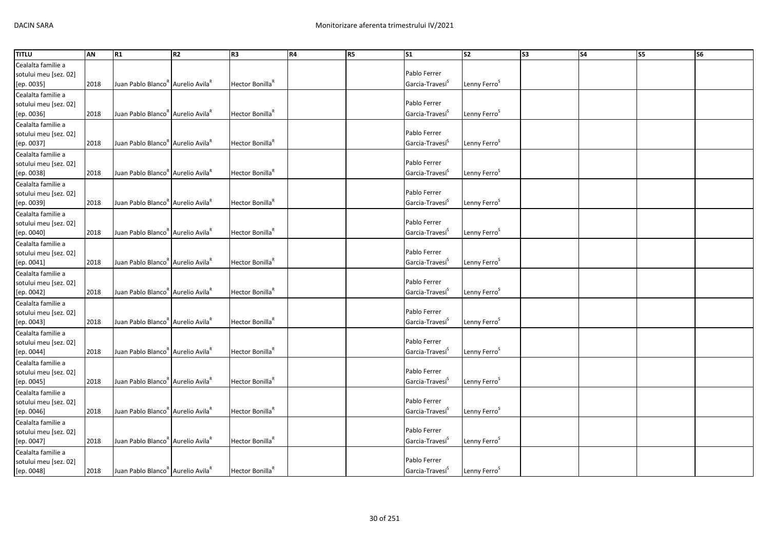| TITLU | AN | R1 | R2 | R3 | R4 | R5 | S1 | S2 | S3 | S4 | S5 | S6 |
|---|---|---|---|---|---|---|---|---|---|---|---|---|
| Cealalta familie a sotului meu [sez. 02] [ep. 0035] | 2018 | Juan Pablo Blanco[R] | Aurelio Avila[R] | Hector Bonilla[R] | | | Pablo Ferrer Garcia-Travesi[S] | Lenny Ferro[S] | | | | |
| Cealalta familie a sotului meu [sez. 02] [ep. 0036] | 2018 | Juan Pablo Blanco[R] | Aurelio Avila[R] | Hector Bonilla[R] | | | Pablo Ferrer Garcia-Travesi[S] | Lenny Ferro[S] | | | | |
| Cealalta familie a sotului meu [sez. 02] [ep. 0037] | 2018 | Juan Pablo Blanco[R] | Aurelio Avila[R] | Hector Bonilla[R] | | | Pablo Ferrer Garcia-Travesi[S] | Lenny Ferro[S] | | | | |
| Cealalta familie a sotului meu [sez. 02] [ep. 0038] | 2018 | Juan Pablo Blanco[R] | Aurelio Avila[R] | Hector Bonilla[R] | | | Pablo Ferrer Garcia-Travesi[S] | Lenny Ferro[S] | | | | |
| Cealalta familie a sotului meu [sez. 02] [ep. 0039] | 2018 | Juan Pablo Blanco[R] | Aurelio Avila[R] | Hector Bonilla[R] | | | Pablo Ferrer Garcia-Travesi[S] | Lenny Ferro[S] | | | | |
| Cealalta familie a sotului meu [sez. 02] [ep. 0040] | 2018 | Juan Pablo Blanco[R] | Aurelio Avila[R] | Hector Bonilla[R] | | | Pablo Ferrer Garcia-Travesi[S] | Lenny Ferro[S] | | | | |
| Cealalta familie a sotului meu [sez. 02] [ep. 0041] | 2018 | Juan Pablo Blanco[R] | Aurelio Avila[R] | Hector Bonilla[R] | | | Pablo Ferrer Garcia-Travesi[S] | Lenny Ferro[S] | | | | |
| Cealalta familie a sotului meu [sez. 02] [ep. 0042] | 2018 | Juan Pablo Blanco[R] | Aurelio Avila[R] | Hector Bonilla[R] | | | Pablo Ferrer Garcia-Travesi[S] | Lenny Ferro[S] | | | | |
| Cealalta familie a sotului meu [sez. 02] [ep. 0043] | 2018 | Juan Pablo Blanco[R] | Aurelio Avila[R] | Hector Bonilla[R] | | | Pablo Ferrer Garcia-Travesi[S] | Lenny Ferro[S] | | | | |
| Cealalta familie a sotului meu [sez. 02] [ep. 0044] | 2018 | Juan Pablo Blanco[R] | Aurelio Avila[R] | Hector Bonilla[R] | | | Pablo Ferrer Garcia-Travesi[S] | Lenny Ferro[S] | | | | |
| Cealalta familie a sotului meu [sez. 02] [ep. 0045] | 2018 | Juan Pablo Blanco[R] | Aurelio Avila[R] | Hector Bonilla[R] | | | Pablo Ferrer Garcia-Travesi[S] | Lenny Ferro[S] | | | | |
| Cealalta familie a sotului meu [sez. 02] [ep. 0046] | 2018 | Juan Pablo Blanco[R] | Aurelio Avila[R] | Hector Bonilla[R] | | | Pablo Ferrer Garcia-Travesi[S] | Lenny Ferro[S] | | | | |
| Cealalta familie a sotului meu [sez. 02] [ep. 0047] | 2018 | Juan Pablo Blanco[R] | Aurelio Avila[R] | Hector Bonilla[R] | | | Pablo Ferrer Garcia-Travesi[S] | Lenny Ferro[S] | | | | |
| Cealalta familie a sotului meu [sez. 02] [ep. 0048] | 2018 | Juan Pablo Blanco[R] | Aurelio Avila[R] | Hector Bonilla[R] | | | Pablo Ferrer Garcia-Travesi[S] | Lenny Ferro[S] | | | | |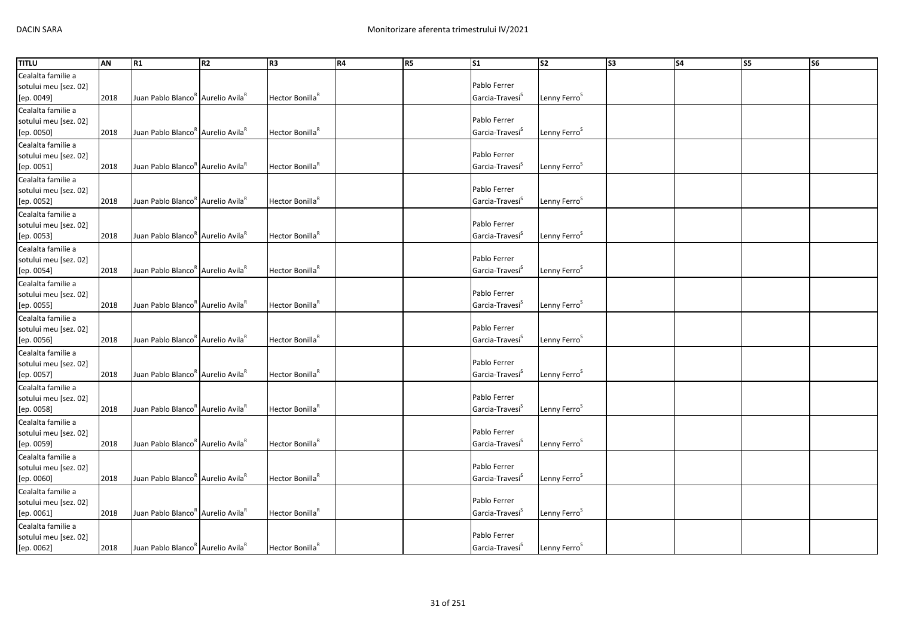| TITLU | AN | R1 | R2 | R3 | R4 | R5 | S1 | S2 | S3 | S4 | S5 | S6 |
|---|---|---|---|---|---|---|---|---|---|---|---|---|
| Cealalta familie a sotului meu [sez. 02] [ep. 0049] | 2018 | Juan Pablo Blanco[R] | Aurelio Avila[R] | Hector Bonilla[R] | | | Pablo Ferrer Garcia-Travesi[S] | Lenny Ferro[S] | | | | |
| Cealalta familie a sotului meu [sez. 02] [ep. 0050] | 2018 | Juan Pablo Blanco[R] | Aurelio Avila[R] | Hector Bonilla[R] | | | Pablo Ferrer Garcia-Travesi[S] | Lenny Ferro[S] | | | | |
| Cealalta familie a sotului meu [sez. 02] [ep. 0051] | 2018 | Juan Pablo Blanco[R] | Aurelio Avila[R] | Hector Bonilla[R] | | | Pablo Ferrer Garcia-Travesi[S] | Lenny Ferro[S] | | | | |
| Cealalta familie a sotului meu [sez. 02] [ep. 0052] | 2018 | Juan Pablo Blanco[R] | Aurelio Avila[R] | Hector Bonilla[R] | | | Pablo Ferrer Garcia-Travesi[S] | Lenny Ferro[S] | | | | |
| Cealalta familie a sotului meu [sez. 02] [ep. 0053] | 2018 | Juan Pablo Blanco[R] | Aurelio Avila[R] | Hector Bonilla[R] | | | Pablo Ferrer Garcia-Travesi[S] | Lenny Ferro[S] | | | | |
| Cealalta familie a sotului meu [sez. 02] [ep. 0054] | 2018 | Juan Pablo Blanco[R] | Aurelio Avila[R] | Hector Bonilla[R] | | | Pablo Ferrer Garcia-Travesi[S] | Lenny Ferro[S] | | | | |
| Cealalta familie a sotului meu [sez. 02] [ep. 0055] | 2018 | Juan Pablo Blanco[R] | Aurelio Avila[R] | Hector Bonilla[R] | | | Pablo Ferrer Garcia-Travesi[S] | Lenny Ferro[S] | | | | |
| Cealalta familie a sotului meu [sez. 02] [ep. 0056] | 2018 | Juan Pablo Blanco[R] | Aurelio Avila[R] | Hector Bonilla[R] | | | Pablo Ferrer Garcia-Travesi[S] | Lenny Ferro[S] | | | | |
| Cealalta familie a sotului meu [sez. 02] [ep. 0057] | 2018 | Juan Pablo Blanco[R] | Aurelio Avila[R] | Hector Bonilla[R] | | | Pablo Ferrer Garcia-Travesi[S] | Lenny Ferro[S] | | | | |
| Cealalta familie a sotului meu [sez. 02] [ep. 0058] | 2018 | Juan Pablo Blanco[R] | Aurelio Avila[R] | Hector Bonilla[R] | | | Pablo Ferrer Garcia-Travesi[S] | Lenny Ferro[S] | | | | |
| Cealalta familie a sotului meu [sez. 02] [ep. 0059] | 2018 | Juan Pablo Blanco[R] | Aurelio Avila[R] | Hector Bonilla[R] | | | Pablo Ferrer Garcia-Travesi[S] | Lenny Ferro[S] | | | | |
| Cealalta familie a sotului meu [sez. 02] [ep. 0060] | 2018 | Juan Pablo Blanco[R] | Aurelio Avila[R] | Hector Bonilla[R] | | | Pablo Ferrer Garcia-Travesi[S] | Lenny Ferro[S] | | | | |
| Cealalta familie a sotului meu [sez. 02] [ep. 0061] | 2018 | Juan Pablo Blanco[R] | Aurelio Avila[R] | Hector Bonilla[R] | | | Pablo Ferrer Garcia-Travesi[S] | Lenny Ferro[S] | | | | |
| Cealalta familie a sotului meu [sez. 02] [ep. 0062] | 2018 | Juan Pablo Blanco[R] | Aurelio Avila[R] | Hector Bonilla[R] | | | Pablo Ferrer Garcia-Travesi[S] | Lenny Ferro[S] | | | | |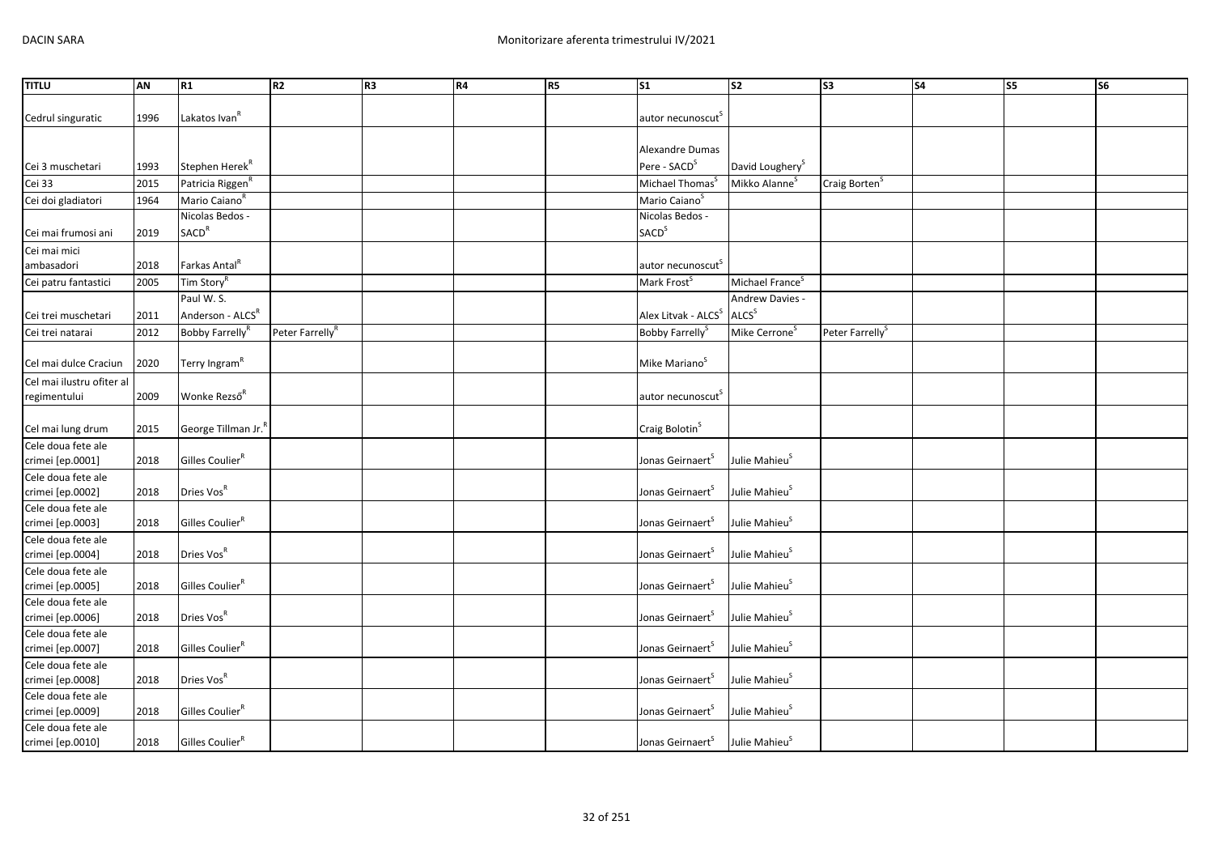| TITLU | AN | R1 | R2 | R3 | R4 | R5 | S1 | S2 | S3 | S4 | S5 | S6 |
|---|---|---|---|---|---|---|---|---|---|---|---|---|
| Cedrul singuratic | 1996 | Lakatos Ivan[R] | | | | | autor necunoscut[S] | | | | | |
| Cei 3 muschetari | 1993 | Stephen Herek[R] | | | | | Alexandre Dumas Pere - SACD[S] | David Loughery[S] | | | | |
| Cei 33 | 2015 | Patricia Riggen[R] | | | | | Michael Thomas[S] | Mikko Alanne[S] | Craig Borten[S] | | | |
| Cei doi gladiatori | 1964 | Mario Caiano[R] | | | | | Mario Caiano[S] | | | | | |
| Cei mai frumosi ani | 2019 | Nicolas Bedos - SACD[R] | | | | | Nicolas Bedos - SACD[S] | | | | | |
| Cei mai mici ambasadori | 2018 | Farkas Antal[R] | | | | | autor necunoscut[S] | | | | | |
| Cei patru fantastici | 2005 | Tim Story[R] | | | | | Mark Frost[S] | Michael France[S] | | | | |
| Cei trei muschetari | 2011 | Paul W. S. Anderson - ALCS[R] | | | | | Alex Litvak - ALCS[S] | Andrew Davies - ALCS[S] | | | | |
| Cei trei natarai | 2012 | Bobby Farrelly[R] | Peter Farrelly[R] | | | | Bobby Farrelly[S] | Mike Cerrone[S] | Peter Farrelly[S] | | | |
| Cel mai dulce Craciun | 2020 | Terry Ingram[R] | | | | | Mike Mariano[S] | | | | | |
| Cel mai ilustru ofiter al regimentului | 2009 | Wonke Rezső[R] | | | | | autor necunoscut[S] | | | | | |
| Cel mai lung drum | 2015 | George Tillman Jr.[R] | | | | | Craig Bolotin[S] | | | | | |
| Cele doua fete ale crimei [ep.0001] | 2018 | Gilles Coulier[R] | | | | | Jonas Geirnaert[S] | Julie Mahieu[S] | | | | |
| Cele doua fete ale crimei [ep.0002] | 2018 | Dries Vos[R] | | | | | Jonas Geirnaert[S] | Julie Mahieu[S] | | | | |
| Cele doua fete ale crimei [ep.0003] | 2018 | Gilles Coulier[R] | | | | | Jonas Geirnaert[S] | Julie Mahieu[S] | | | | |
| Cele doua fete ale crimei [ep.0004] | 2018 | Dries Vos[R] | | | | | Jonas Geirnaert[S] | Julie Mahieu[S] | | | | |
| Cele doua fete ale crimei [ep.0005] | 2018 | Gilles Coulier[R] | | | | | Jonas Geirnaert[S] | Julie Mahieu[S] | | | | |
| Cele doua fete ale crimei [ep.0006] | 2018 | Dries Vos[R] | | | | | Jonas Geirnaert[S] | Julie Mahieu[S] | | | | |
| Cele doua fete ale crimei [ep.0007] | 2018 | Gilles Coulier[R] | | | | | Jonas Geirnaert[S] | Julie Mahieu[S] | | | | |
| Cele doua fete ale crimei [ep.0008] | 2018 | Dries Vos[R] | | | | | Jonas Geirnaert[S] | Julie Mahieu[S] | | | | |
| Cele doua fete ale crimei [ep.0009] | 2018 | Gilles Coulier[R] | | | | | Jonas Geirnaert[S] | Julie Mahieu[S] | | | | |
| Cele doua fete ale crimei [ep.0010] | 2018 | Gilles Coulier[R] | | | | | Jonas Geirnaert[S] | Julie Mahieu[S] | | | | |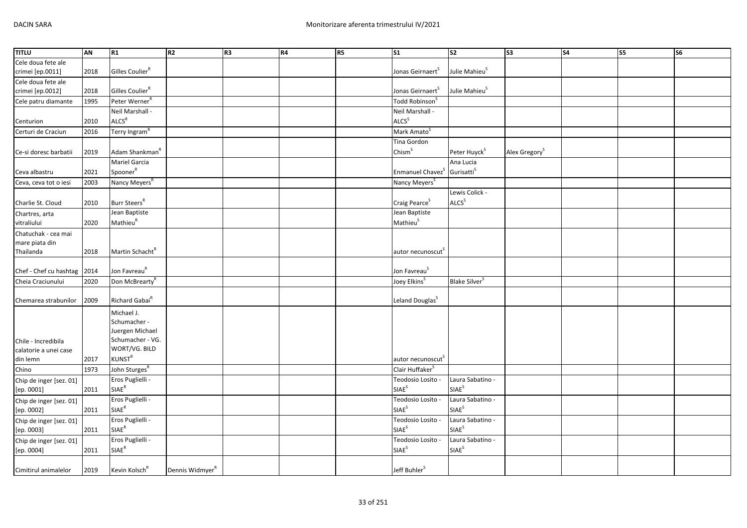| TITLU | AN | R1 | R2 | R3 | R4 | R5 | S1 | S2 | S3 | S4 | S5 | S6 |
|---|---|---|---|---|---|---|---|---|---|---|---|---|
| Cele doua fete ale crimei [ep.0011] | 2018 | Gilles Coulier[R] | | | | | Jonas Geirnaert[S] | Julie Mahieu[S] | | | | |
| Cele doua fete ale crimei [ep.0012] | 2018 | Gilles Coulier[R] | | | | | Jonas Geirnaert[S] | Julie Mahieu[S] | | | | |
| Cele patru diamante | 1995 | Peter Werner[R] | | | | | Todd Robinson[S] | | | | | |
| Centurion | 2010 | Neil Marshall - ALCS[R] | | | | | Neil Marshall - ALCS[S] | | | | | |
| Certuri de Craciun | 2016 | Terry Ingram[R] | | | | | Mark Amato[S] | | | | | |
| Ce-si doresc barbatii | 2019 | Adam Shankman[R] | | | | | Tina Gordon Chism[S] | Peter Huyck[S] | Alex Gregory[S] | | | |
| Ceva albastru | 2021 | Mariel Garcia Spooner[R] | | | | | Enmanuel Chavez[S] | Ana Lucia Gurisatti[S] | | | | |
| Ceva, ceva tot o iesi | 2003 | Nancy Meyers[R] | | | | | Nancy Meyers[S] | | | | | |
| Charlie St. Cloud | 2010 | Burr Steers[R] | | | | | Craig Pearce[S] | Lewis Colick - ALCS[S] | | | | |
| Chartres, arta vitraliului | 2020 | Jean Baptiste Mathieu[R] | | | | | Jean Baptiste Mathieu[S] | | | | | |
| Chatuchak - cea mai mare piata din Thailanda | 2018 | Martin Schacht[R] | | | | | autor necunoscut[S] | | | | | |
| Chef - Chef cu hashtag | 2014 | Jon Favreau[R] | | | | | Jon Favreau[S] | | | | | |
| Cheia Craciunului | 2020 | Don McBrearty[R] | | | | | Joey Elkins[S] | Blake Silver[S] | | | | |
| Chemarea strabunilor | 2009 | Richard Gabai[R] | | | | | Leland Douglas[S] | | | | | |
| Chile - Incredibila calatorie a unei case din lemn | 2017 | Michael J. Schumacher - Juergen Michael Schumacher - VG. WORT/VG. BILD KUNST[R] | | | | | autor necunoscut[S] | | | | | |
| Chino | 1973 | John Sturges[R] | | | | | Clair Huffaker[S] | | | | | |
| Chip de inger [sez. 01] [ep. 0001] | 2011 | Eros Puglielli - SIAE[R] | | | | | Teodosio Losito - SIAE[S] | Laura Sabatino - SIAE[S] | | | | |
| Chip de inger [sez. 01] [ep. 0002] | 2011 | Eros Puglielli - SIAE[R] | | | | | Teodosio Losito - SIAE[S] | Laura Sabatino - SIAE[S] | | | | |
| Chip de inger [sez. 01] [ep. 0003] | 2011 | Eros Puglielli - SIAE[R] | | | | | Teodosio Losito - SIAE[S] | Laura Sabatino - SIAE[S] | | | | |
| Chip de inger [sez. 01] [ep. 0004] | 2011 | Eros Puglielli - SIAE[R] | | | | | Teodosio Losito - SIAE[S] | Laura Sabatino - SIAE[S] | | | | |
| Cimitirul animalelor | 2019 | Kevin Kolsch[R] | Dennis Widmyer[R] | | | | Jeff Buhler[S] | | | | | |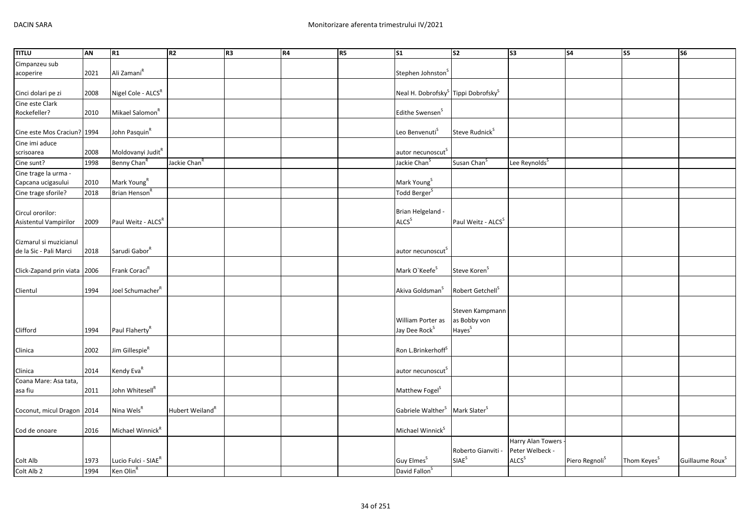| TITLU | AN | R1 | R2 | R3 | R4 | R5 | S1 | S2 | S3 | S4 | S5 | S6 |
|---|---|---|---|---|---|---|---|---|---|---|---|---|
| Cimpanzeu sub acoperire | 2021 | Ali Zamani[R] | | | | | Stephen Johnston[S] | | | | | |
| Cinci dolari pe zi | 2008 | Nigel Cole - ALCS[R] | | | | | Neal H. Dobrofsky[S] | Tippi Dobrofsky[S] | | | | |
| Cine este Clark Rockefeller? | 2010 | Mikael Salomon[R] | | | | | Edithe Swensen[S] | | | | | |
| Cine este Mos Craciun? | 1994 | John Pasquin[R] | | | | | Leo Benvenuti[S] | Steve Rudnick[S] | | | | |
| Cine imi aduce scrisoarea | 2008 | Moldovanyi Judit[R] | | | | | autor necunoscut[S] | | | | | |
| Cine sunt? | 1998 | Benny Chan[R] | Jackie Chan[R] | | | | Jackie Chan[S] | Susan Chan[S] | Lee Reynolds[S] | | | |
| Cine trage la urma - Capcana ucigasului | 2010 | Mark Young[R] | | | | | Mark Young[S] | | | | | |
| Cine trage sforile? | 2018 | Brian Henson[R] | | | | | Todd Berger[S] | | | | | |
| Circul ororilor: Asistentul Vampirilor | 2009 | Paul Weitz - ALCS[R] | | | | | Brian Helgeland - ALCS[S] | Paul Weitz - ALCS[S] | | | | |
| Cizmarul si muzicianul de la Sic - Pali Marci | 2018 | Sarudi Gabor[R] | | | | | autor necunoscut[S] | | | | | |
| Click-Zapand prin viata | 2006 | Frank Coraci[R] | | | | | Mark O`Keefe[S] | Steve Koren[S] | | | | |
| Clientul | 1994 | Joel Schumacher[R] | | | | | Akiva Goldsman[S] | Robert Getchell[S] | | | | |
| Clifford | 1994 | Paul Flaherty[R] | | | | | William Porter as Jay Dee Rock[S] | Steven Kampmann as Bobby von Hayes[S] | | | | |
| Clinica | 2002 | Jim Gillespie[R] | | | | | Ron L.Brinkerhoff[S] | | | | | |
| Clinica | 2014 | Kendy Eva[R] | | | | | autor necunoscut[S] | | | | | |
| Coana Mare: Asa tata, asa fiu | 2011 | John Whitesell[R] | | | | | Matthew Fogel[S] | | | | | |
| Coconut, micul Dragon | 2014 | Nina Wels[R] | Hubert Weiland[R] | | | | Gabriele Walther[S] | Mark Slater[S] | | | | |
| Cod de onoare | 2016 | Michael Winnick[R] | | | | | Michael Winnick[S] | | | | | |
| Colt Alb | 1973 | Lucio Fulci - SIAE[R] | | | | | Guy Elmes[S] | Roberto Gianviti - SIAE[S] | Harry Alan Towers - Peter Welbeck - ALCS[S] | Piero Regnoli[S] | Thom Keyes[S] | Guillaume Roux[S] |
| Colt Alb 2 | 1994 | Ken Olin[R] | | | | | David Fallon[S] | | | | | |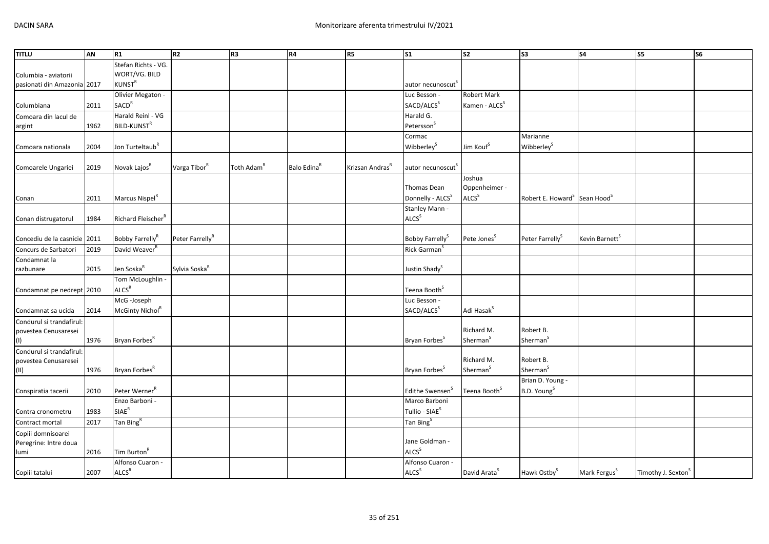| TITLU | AN | R1 | R2 | R3 | R4 | R5 | S1 | S2 | S3 | S4 | S5 | S6 |
|---|---|---|---|---|---|---|---|---|---|---|---|---|
| Columbia - aviatorii pasionati din Amazonia | 2017 | Stefan Richts - VG. WORT/VG. BILD KUNST[R] | | | | | autor necunoscut[S] | | | | | |
| Columbiana | 2011 | Olivier Megaton - SACD[R] | | | | | Luc Besson - SACD/ALCS[S] | Robert Mark Kamen - ALCS[S] | | | | |
| Comoara din lacul de argint | 1962 | Harald Reinl - VG BILD-KUNST[R] | | | | | Harald G. Petersson[S] | | | | | |
| Comoara nationala | 2004 | Jon Turteltaub[R] | | | | | Cormac Wibberley[S] | Jim Kouf[S] | Marianne Wibberley[S] | | | |
| Comoarele Ungariei | 2019 | Novak Lajos[R] | Varga Tibor[R] | Toth Adam[R] | Balo Edina[R] | Krizsan Andras[R] | autor necunoscut[S] | | | | | |
| Conan | 2011 | Marcus Nispel[R] | | | | | Thomas Dean Donnelly - ALCS[S] | Joshua Oppenheimer - ALCS[S] | Robert E. Howard[S] | Sean Hood[S] | | |
| Conan distrugatorul | 1984 | Richard Fleischer[R] | | | | | Stanley Mann - ALCS[S] | | | | | |
| Concediu de la casnicie | 2011 | Bobby Farrelly[R] | Peter Farrelly[R] | | | | Bobby Farrelly[S] | Pete Jones[S] | Peter Farrelly[S] | Kevin Barnett[S] | | |
| Concurs de Sarbatori | 2019 | David Weaver[R] | | | | | Rick Garman[S] | | | | | |
| Condamnat la razbunare | 2015 | Jen Soska[R] | Sylvia Soska[R] | | | | Justin Shady[S] | | | | | |
| Condamnat pe nedrept | 2010 | Tom McLoughlin - ALCS[R] | | | | | Teena Booth[S] | | | | | |
| Condamnat sa ucida | 2014 | McG -Joseph McGinty Nichol[R] | | | | | Luc Besson - SACD/ALCS[S] | Adi Hasak[S] | | | | |
| Condurul si trandafirul: povestea Cenusaresei (I) | 1976 | Bryan Forbes[R] | | | | | Bryan Forbes[S] | Richard M. Sherman[S] | Robert B. Sherman[S] | | | |
| Condurul si trandafirul: povestea Cenusaresei (II) | 1976 | Bryan Forbes[R] | | | | | Bryan Forbes[S] | Richard M. Sherman[S] | Robert B. Sherman[S] | | | |
| Conspiratia tacerii | 2010 | Peter Werner[R] | | | | | Edithe Swensen[S] | Teena Booth[S] | Brian D. Young - B.D. Young[S] | | | |
| Contra cronometru | 1983 | Enzo Barboni - SIAE[R] | | | | | Marco Barboni Tullio - SIAE[S] | | | | | |
| Contract mortal | 2017 | Tan Bing[R] | | | | | Tan Bing[S] | | | | | |
| Copiii domnisoarei Peregrine: Intre doua lumi | 2016 | Tim Burton[R] | | | | | Jane Goldman - ALCS[S] | | | | | |
| Copiii tatalui | 2007 | Alfonso Cuaron - ALCS[R] | | | | | Alfonso Cuaron - ALCS[S] | David Arata[S] | Hawk Ostby[S] | Mark Fergus[S] | Timothy J. Sexton[S] | |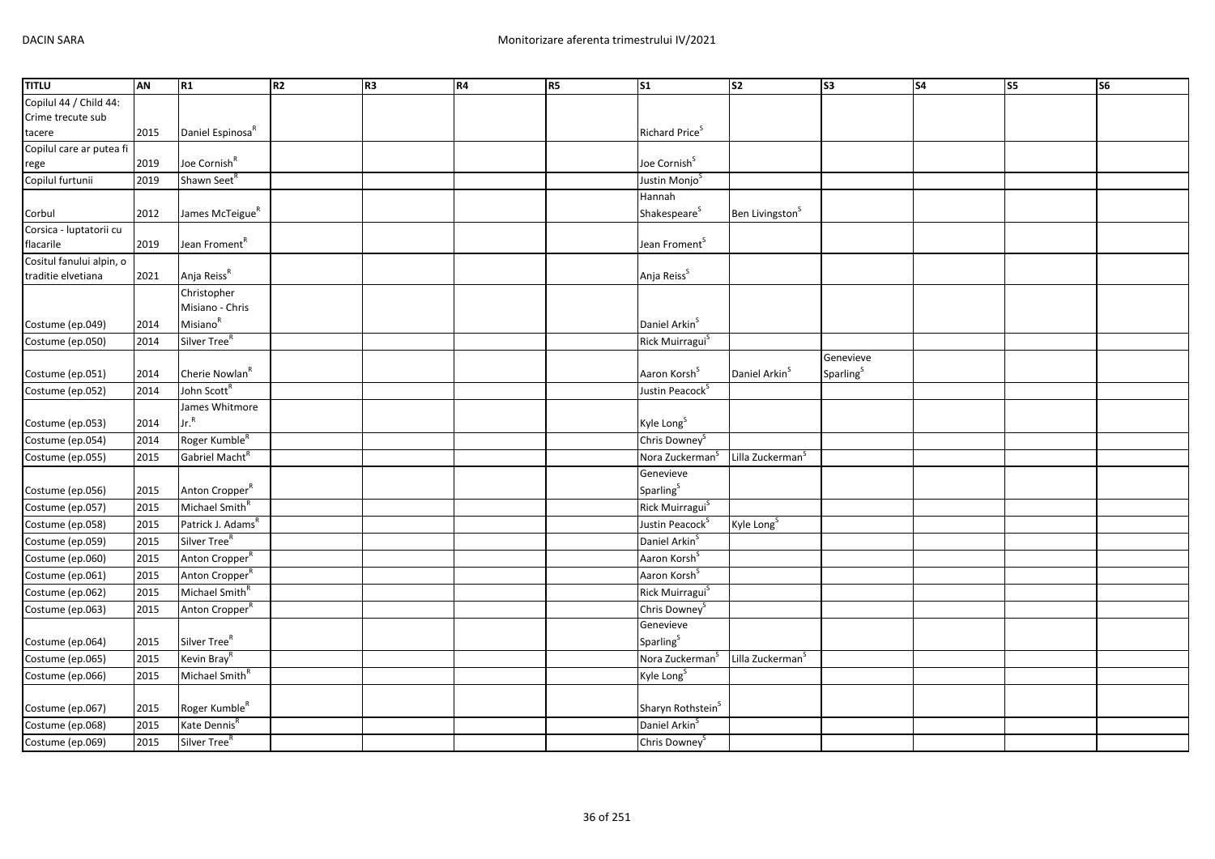| TITLU | AN | R1 | R2 | R3 | R4 | R5 | S1 | S2 | S3 | S4 | S5 | S6 |
|---|---|---|---|---|---|---|---|---|---|---|---|---|
| Copilul 44 / Child 44: Crime trecute sub tacere | 2015 | Daniel Espinosa[R] | | | | | Richard Price[S] | | | | | |
| Copilul care ar putea fi rege | 2019 | Joe Cornish[R] | | | | | Joe Cornish[S] | | | | | |
| Copilul furtunii | 2019 | Shawn Seet[R] | | | | | Justin Monjo[S] | | | | | |
| Corbul | 2012 | James McTeigue[R] | | | | | Hannah Shakespeare[S] | Ben Livingston[S] | | | | |
| Corsica - luptatorii cu flacarile | 2019 | Jean Froment[R] | | | | | Jean Froment[S] | | | | | |
| Cositul fanului alpin, o traditie elvetiana | 2021 | Anja Reiss[R] | | | | | Anja Reiss[S] | | | | | |
| Costume (ep.049) | 2014 | Christopher Misiano - Chris Misiano[R] | | | | | Daniel Arkin[S] | | | | | |
| Costume (ep.050) | 2014 | Silver Tree[R] | | | | | Rick Muirragui[S] | | | | | |
| Costume (ep.051) | 2014 | Cherie Nowlan[R] | | | | | Aaron Korsh[S] | Daniel Arkin[S] | Genevieve Sparling[S] | | | |
| Costume (ep.052) | 2014 | John Scott[R] | | | | | Justin Peacock[S] | | | | | |
| Costume (ep.053) | 2014 | James Whitmore Jr.[R] | | | | | Kyle Long[S] | | | | | |
| Costume (ep.054) | 2014 | Roger Kumble[R] | | | | | Chris Downey[S] | | | | | |
| Costume (ep.055) | 2015 | Gabriel Macht[R] | | | | | Nora Zuckerman[S] | Lilla Zuckerman[S] | | | | |
| Costume (ep.056) | 2015 | Anton Cropper[R] | | | | | Genevieve Sparling[S] | | | | | |
| Costume (ep.057) | 2015 | Michael Smith[R] | | | | | Rick Muirragui[S] | | | | | |
| Costume (ep.058) | 2015 | Patrick J. Adams[R] | | | | | Justin Peacock[S] | Kyle Long[S] | | | | |
| Costume (ep.059) | 2015 | Silver Tree[R] | | | | | Daniel Arkin[S] | | | | | |
| Costume (ep.060) | 2015 | Anton Cropper[R] | | | | | Aaron Korsh[S] | | | | | |
| Costume (ep.061) | 2015 | Anton Cropper[R] | | | | | Aaron Korsh[S] | | | | | |
| Costume (ep.062) | 2015 | Michael Smith[R] | | | | | Rick Muirragui[S] | | | | | |
| Costume (ep.063) | 2015 | Anton Cropper[R] | | | | | Chris Downey[S] | | | | | |
| Costume (ep.064) | 2015 | Silver Tree[R] | | | | | Genevieve Sparling[S] | | | | | |
| Costume (ep.065) | 2015 | Kevin Bray[R] | | | | | Nora Zuckerman[S] | Lilla Zuckerman[S] | | | | |
| Costume (ep.066) | 2015 | Michael Smith[R] | | | | | Kyle Long[S] | | | | | |
| Costume (ep.067) | 2015 | Roger Kumble[R] | | | | | Sharyn Rothstein[S] | | | | | |
| Costume (ep.068) | 2015 | Kate Dennis[R] | | | | | Daniel Arkin[S] | | | | | |
| Costume (ep.069) | 2015 | Silver Tree[R] | | | | | Chris Downey[S] | | | | | |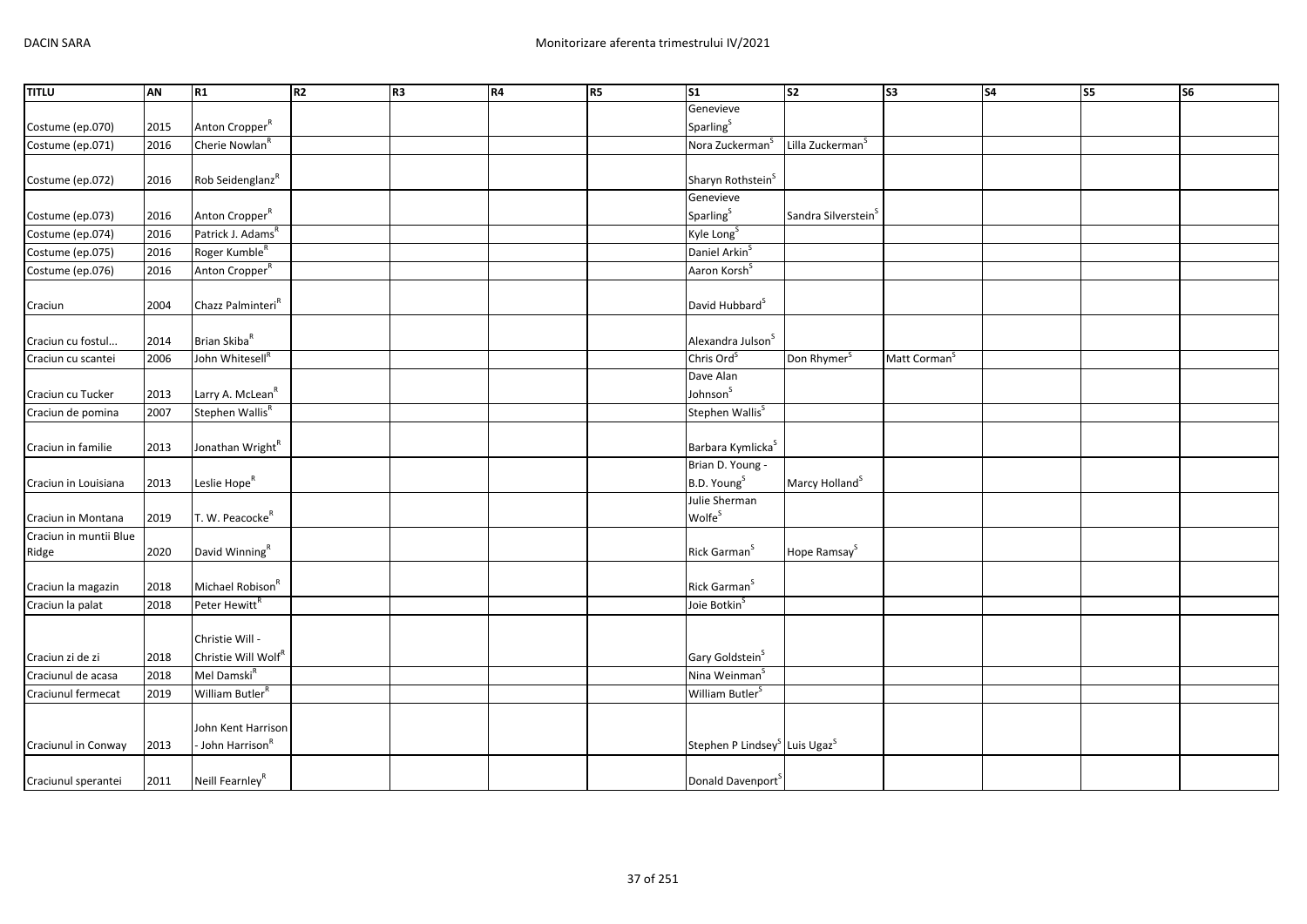| TITLU | AN | R1 | R2 | R3 | R4 | R5 | S1 | S2 | S3 | S4 | S5 | S6 |
|---|---|---|---|---|---|---|---|---|---|---|---|---|
| Costume (ep.070) | 2015 | Anton Cropper[R] | | | | | Genevieve Sparling[S] | | | | | |
| Costume (ep.071) | 2016 | Cherie Nowlan[R] | | | | | Nora Zuckerman[S] | Lilla Zuckerman[S] | | | | |
| Costume (ep.072) | 2016 | Rob Seidenglanz[R] | | | | | Sharyn Rothstein[S] | | | | | |
| Costume (ep.073) | 2016 | Anton Cropper[R] | | | | | Genevieve Sparling[S] | Sandra Silverstein[S] | | | | |
| Costume (ep.074) | 2016 | Patrick J. Adams[R] | | | | | Kyle Long[S] | | | | | |
| Costume (ep.075) | 2016 | Roger Kumble[R] | | | | | Daniel Arkin[S] | | | | | |
| Costume (ep.076) | 2016 | Anton Cropper[R] | | | | | Aaron Korsh[S] | | | | | |
| Craciun | 2004 | Chazz Palminteri[R] | | | | | David Hubbard[S] | | | | | |
| Craciun cu fostul... | 2014 | Brian Skiba[R] | | | | | Alexandra Julson[S] | | | | | |
| Craciun cu scantei | 2006 | John Whitesell[R] | | | | | Chris Ord[S] | Don Rhymer[S] | Matt Corman[S] | | | |
| Craciun cu Tucker | 2013 | Larry A. McLean[R] | | | | | Dave Alan Johnson[S] | | | | | |
| Craciun de pomina | 2007 | Stephen Wallis[R] | | | | | Stephen Wallis[S] | | | | | |
| Craciun in familie | 2013 | Jonathan Wright[R] | | | | | Barbara Kymlicka[S] | | | | | |
| Craciun in Louisiana | 2013 | Leslie Hope[R] | | | | | Brian D. Young - B.D. Young[S] | Marcy Holland[S] | | | | |
| Craciun in Montana | 2019 | T. W. Peacocke[R] | | | | | Julie Sherman Wolfe[S] | | | | | |
| Craciun in muntii Blue Ridge | 2020 | David Winning[R] | | | | | Rick Garman[S] | Hope Ramsay[S] | | | | |
| Craciun la magazin | 2018 | Michael Robison[R] | | | | | Rick Garman[S] | | | | | |
| Craciun la palat | 2018 | Peter Hewitt[R] | | | | | Joie Botkin[S] | | | | | |
| Craciun zi de zi | 2018 | Christie Will - Christie Will Wolf[R] | | | | | Gary Goldstein[S] | | | | | |
| Craciunul de acasa | 2018 | Mel Damski[R] | | | | | Nina Weinman[S] | | | | | |
| Craciunul fermecat | 2019 | William Butler[R] | | | | | William Butler[S] | | | | | |
| Craciunul in Conway | 2013 | John Kent Harrison - John Harrison[R] | | | | | Stephen P Lindsey[S] | Luis Ugaz[S] | | | | |
| Craciunul sperantei | 2011 | Neill Fearnley[R] | | | | | Donald Davenport[S] | | | | | |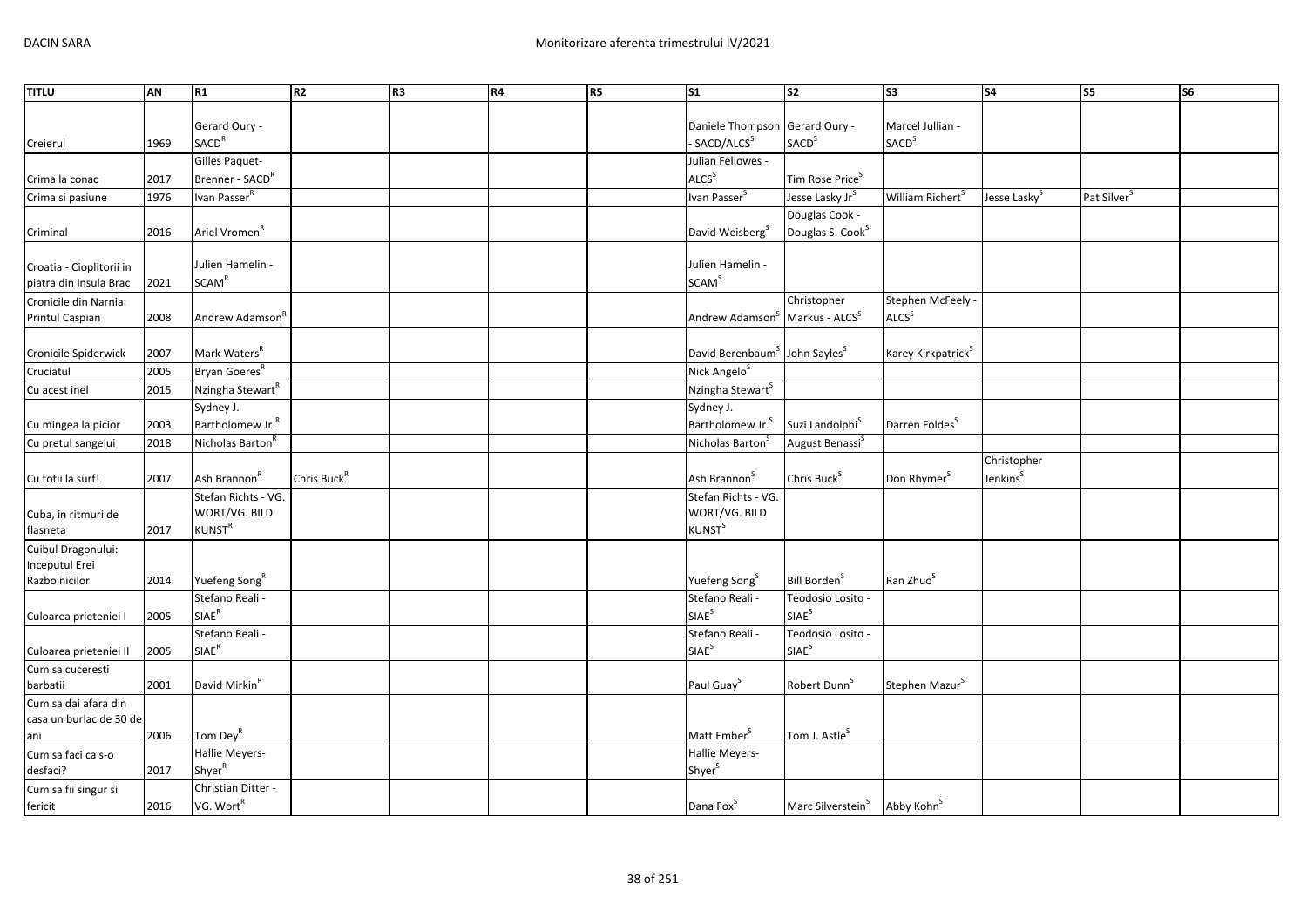| TITLU | AN | R1 | R2 | R3 | R4 | R5 | S1 | S2 | S3 | S4 | S5 | S6 |
|---|---|---|---|---|---|---|---|---|---|---|---|---|
| Creierul | 1969 | Gerard Oury - SACD$^{R}$ | | | | | Daniele Thompson - SACD/ALCS$^{S}$ | Gerard Oury - SACD$^{S}$ | Marcel Jullian - SACD$^{S}$ | | | |
| Crima la conac | 2017 | Gilles Paquet-Brenner - SACD$^{R}$ | | | | | Julian Fellowes - ALCS$^{S}$ | Tim Rose Price$^{S}$ | | | | |
| Crima si pasiune | 1976 | Ivan Passer$^{R}$ | | | | | Ivan Passer$^{S}$ | Jesse Lasky Jr$^{S}$ | William Richert$^{S}$ | Jesse Lasky$^{S}$ | Pat Silver$^{S}$ | |
| Criminal | 2016 | Ariel Vromen$^{R}$ | | | | | David Weisberg$^{S}$ | Douglas Cook - Douglas S. Cook$^{S}$ | | | | |
| Croatia - Cioplitorii in piatra din Insula Brac | 2021 | Julien Hamelin - SCAM$^{R}$ | | | | | Julien Hamelin - SCAM$^{S}$ | | | | | |
| Cronicile din Narnia: Printul Caspian | 2008 | Andrew Adamson$^{R}$ | | | | | Andrew Adamson$^{S}$ | Christopher Markus - ALCS$^{S}$ | Stephen McFeely - ALCS$^{S}$ | | | |
| Cronicile Spiderwick | 2007 | Mark Waters$^{R}$ | | | | | David Berenbaum$^{S}$ | John Sayles$^{S}$ | Karey Kirkpatrick$^{S}$ | | | |
| Cruciatul | 2005 | Bryan Goeres$^{R}$ | | | | | Nick Angelo$^{S}$ | | | | | |
| Cu acest inel | 2015 | Nzingha Stewart$^{R}$ | | | | | Nzingha Stewart$^{S}$ | | | | | |
| Cu mingea la picior | 2003 | Sydney J. Bartholomew Jr.$^{R}$ | | | | | Sydney J. Bartholomew Jr.$^{S}$ | Suzi Landolphi$^{S}$ | Darren Foldes$^{S}$ | | | |
| Cu pretul sangelui | 2018 | Nicholas Barton$^{R}$ | | | | | Nicholas Barton$^{S}$ | August Benassi$^{S}$ | | | | |
| Cu totii la surf! | 2007 | Ash Brannon$^{R}$ | Chris Buck$^{R}$ | | | | Ash Brannon$^{S}$ | Chris Buck$^{S}$ | Don Rhymer$^{S}$ | Christopher Jenkins$^{S}$ | | |
| Cuba, in ritmuri de flasneta | 2017 | Stefan Richts - VG. WORT/VG. BILD KUNST$^{R}$ | | | | | Stefan Richts - VG. WORT/VG. BILD KUNST$^{S}$ | | | | | |
| Cuibul Dragonului: Inceputul Erei Razboinicilor | 2014 | Yuefeng Song$^{R}$ | | | | | Yuefeng Song$^{S}$ | Bill Borden$^{S}$ | Ran Zhuo$^{S}$ | | | |
| Culoarea prieteniei I | 2005 | Stefano Reali - SIAE$^{R}$ | | | | | Stefano Reali - SIAE$^{S}$ | Teodosio Losito - SIAE$^{S}$ | | | | |
| Culoarea prieteniei II | 2005 | Stefano Reali - SIAE$^{R}$ | | | | | Stefano Reali - SIAE$^{S}$ | Teodosio Losito - SIAE$^{S}$ | | | | |
| Cum sa cuceresti barbatii | 2001 | David Mirkin$^{R}$ | | | | | Paul Guay$^{S}$ | Robert Dunn$^{S}$ | Stephen Mazur$^{S}$ | | | |
| Cum sa dai afara din casa un burlac de 30 de ani | 2006 | Tom Dey$^{R}$ | | | | | Matt Ember$^{S}$ | Tom J. Astle$^{S}$ | | | | |
| Cum sa faci ca s-o desfaci? | 2017 | Hallie Meyers-Shyer$^{R}$ | | | | | Hallie Meyers-Shyer$^{S}$ | | | | | |
| Cum sa fii singur si fericit | 2016 | Christian Ditter - VG. Wort$^{R}$ | | | | | Dana Fox$^{S}$ | Marc Silverstein$^{S}$ | Abby Kohn$^{S}$ | | | |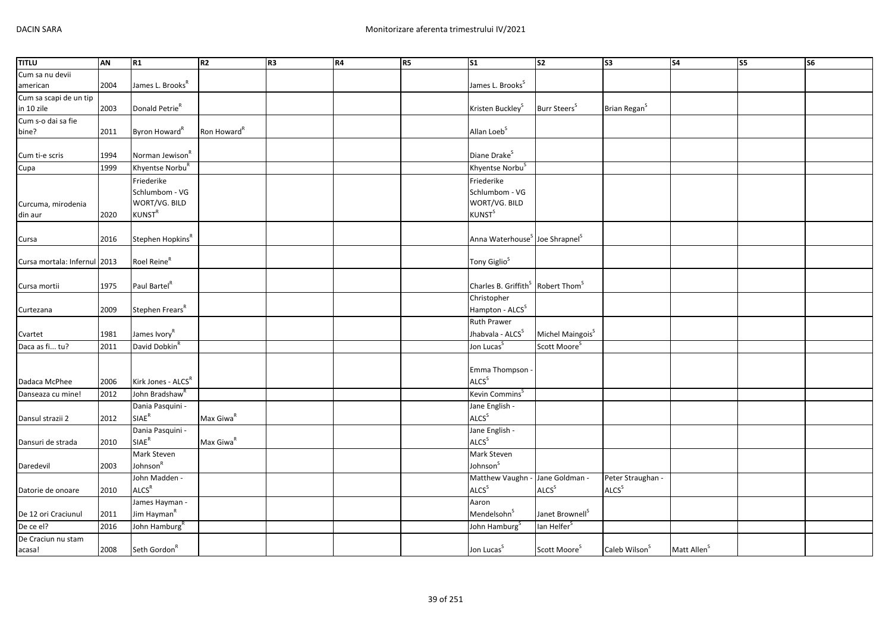| TITLU | AN | R1 | R2 | R3 | R4 | R5 | S1 | S2 | S3 | S4 | S5 | S6 |
|---|---|---|---|---|---|---|---|---|---|---|---|---|
| Cum sa nu devii american | 2004 | James L. Brooks[R] | | | | | James L. Brooks[S] | | | | | |
| Cum sa scapi de un tip in 10 zile | 2003 | Donald Petrie[R] | | | | | Kristen Buckley[S] | Burr Steers[S] | Brian Regan[S] | | | |
| Cum s-o dai sa fie bine? | 2011 | Byron Howard[R] | Ron Howard[R] | | | | Allan Loeb[S] | | | | | |
| Cum ti-e scris | 1994 | Norman Jewison[R] | | | | | Diane Drake[S] | | | | | |
| Cupa | 1999 | Khyentse Norbu[R] | | | | | Khyentse Norbu[S] | | | | | |
| Curcuma, mirodenia din aur | 2020 | Friederike Schlumbom - VG WORT/VG. BILD KUNST[R] | | | | | Friederike Schlumbom - VG WORT/VG. BILD KUNST[S] | | | | | |
| Cursa | 2016 | Stephen Hopkins[R] | | | | | Anna Waterhouse[S] | Joe Shrapnel[S] | | | | |
| Cursa mortala: Infernul | 2013 | Roel Reine[R] | | | | | Tony Giglio[S] | | | | | |
| Cursa mortii | 1975 | Paul Bartel[R] | | | | | Charles B. Griffith[S] | Robert Thom[S] | | | | |
| Curtezana | 2009 | Stephen Frears[R] | | | | | Christopher Hampton - ALCS[S] | | | | | |
| Cvartet | 1981 | James Ivory[R] | | | | | Ruth Prawer Jhabvala - ALCS[S] | Michel Maingois[S] | | | | |
| Daca as fi... tu? | 2011 | David Dobkin[R] | | | | | Jon Lucas[S] | Scott Moore[S] | | | | |
| Dadaca McPhee | 2006 | Kirk Jones - ALCS[R] | | | | | Emma Thompson - ALCS[S] | | | | | |
| Danseaza cu mine! | 2012 | John Bradshaw[R] | | | | | Kevin Commins[S] | | | | | |
| Dansul strazii 2 | 2012 | Dania Pasquini - SIAE[R] | Max Giwa[R] | | | | Jane English - ALCS[S] | | | | | |
| Dansuri de strada | 2010 | Dania Pasquini - SIAE[R] | Max Giwa[R] | | | | Jane English - ALCS[S] | | | | | |
| Daredevil | 2003 | Mark Steven Johnson[R] | | | | | Mark Steven Johnson[S] | | | | | |
| Datorie de onoare | 2010 | John Madden - ALCS[R] | | | | | Matthew Vaughn - ALCS[S] | Jane Goldman - ALCS[S] | Peter Straughan - ALCS[S] | | | |
| De 12 ori Craciunul | 2011 | James Hayman - Jim Hayman[R] | | | | | Aaron Mendelsohn[S] | Janet Brownell[S] | | | | |
| De ce el? | 2016 | John Hamburg[R] | | | | | John Hamburg[S] | Ian Helfer[S] | | | | |
| De Craciun nu stam acasa! | 2008 | Seth Gordon[R] | | | | | Jon Lucas[S] | Scott Moore[S] | Caleb Wilson[S] | Matt Allen[S] | | |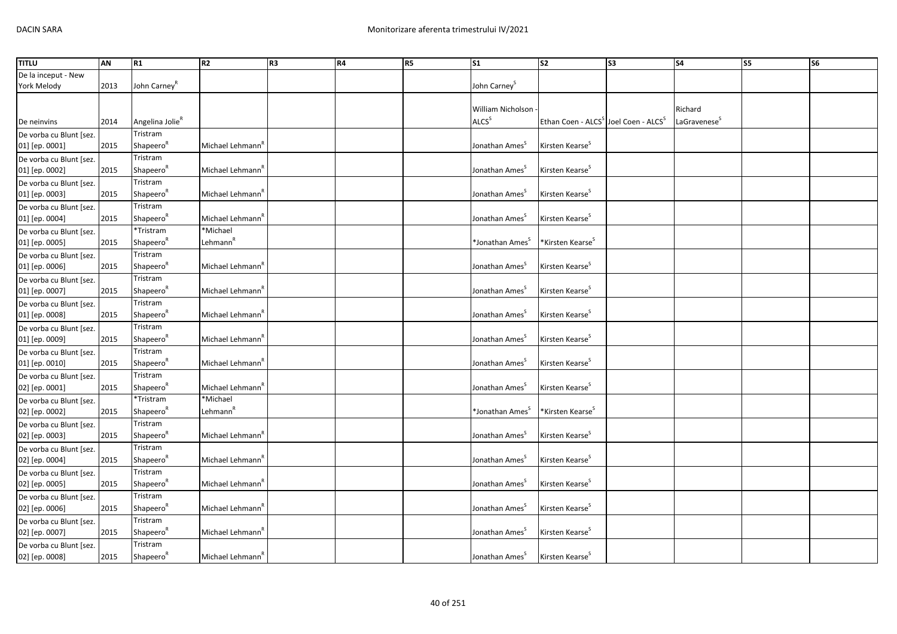| TITLU | AN | R1 | R2 | R3 | R4 | R5 | S1 | S2 | S3 | S4 | S5 | S6 |
|---|---|---|---|---|---|---|---|---|---|---|---|---|
| De la inceput - New York Melody | 2013 | John Carney[R] | | | | | John Carney[S] | | | | | |
| De neinvins | 2014 | Angelina Jolie[R] | | | | | William Nicholson - ALCS[S] | Ethan Coen - ALCS[S] | Joel Coen - ALCS[S] | Richard LaGravenese[S] | | |
| De vorba cu Blunt [sez. 01] [ep. 0001] | 2015 | Tristram Shapeero[R] | Michael Lehmann[R] | | | | Jonathan Ames[S] | Kirsten Kearse[S] | | | | |
| De vorba cu Blunt [sez. 01] [ep. 0002] | 2015 | Tristram Shapeero[R] | Michael Lehmann[R] | | | | Jonathan Ames[S] | Kirsten Kearse[S] | | | | |
| De vorba cu Blunt [sez. 01] [ep. 0003] | 2015 | Tristram Shapeero[R] | Michael Lehmann[R] | | | | Jonathan Ames[S] | Kirsten Kearse[S] | | | | |
| De vorba cu Blunt [sez. 01] [ep. 0004] | 2015 | Tristram Shapeero[R] | Michael Lehmann[R] | | | | Jonathan Ames[S] | Kirsten Kearse[S] | | | | |
| De vorba cu Blunt [sez. 01] [ep. 0005] | 2015 | *Tristram Shapeero[R] | *Michael Lehmann[R] | | | | *Jonathan Ames[S] | *Kirsten Kearse[S] | | | | |
| De vorba cu Blunt [sez. 01] [ep. 0006] | 2015 | Tristram Shapeero[R] | Michael Lehmann[R] | | | | Jonathan Ames[S] | Kirsten Kearse[S] | | | | |
| De vorba cu Blunt [sez. 01] [ep. 0007] | 2015 | Tristram Shapeero[R] | Michael Lehmann[R] | | | | Jonathan Ames[S] | Kirsten Kearse[S] | | | | |
| De vorba cu Blunt [sez. 01] [ep. 0008] | 2015 | Tristram Shapeero[R] | Michael Lehmann[R] | | | | Jonathan Ames[S] | Kirsten Kearse[S] | | | | |
| De vorba cu Blunt [sez. 01] [ep. 0009] | 2015 | Tristram Shapeero[R] | Michael Lehmann[R] | | | | Jonathan Ames[S] | Kirsten Kearse[S] | | | | |
| De vorba cu Blunt [sez. 01] [ep. 0010] | 2015 | Tristram Shapeero[R] | Michael Lehmann[R] | | | | Jonathan Ames[S] | Kirsten Kearse[S] | | | | |
| De vorba cu Blunt [sez. 02] [ep. 0001] | 2015 | Tristram Shapeero[R] | Michael Lehmann[R] | | | | Jonathan Ames[S] | Kirsten Kearse[S] | | | | |
| De vorba cu Blunt [sez. 02] [ep. 0002] | 2015 | *Tristram Shapeero[R] | *Michael Lehmann[R] | | | | *Jonathan Ames[S] | *Kirsten Kearse[S] | | | | |
| De vorba cu Blunt [sez. 02] [ep. 0003] | 2015 | Tristram Shapeero[R] | Michael Lehmann[R] | | | | Jonathan Ames[S] | Kirsten Kearse[S] | | | | |
| De vorba cu Blunt [sez. 02] [ep. 0004] | 2015 | Tristram Shapeero[R] | Michael Lehmann[R] | | | | Jonathan Ames[S] | Kirsten Kearse[S] | | | | |
| De vorba cu Blunt [sez. 02] [ep. 0005] | 2015 | Tristram Shapeero[R] | Michael Lehmann[R] | | | | Jonathan Ames[S] | Kirsten Kearse[S] | | | | |
| De vorba cu Blunt [sez. 02] [ep. 0006] | 2015 | Tristram Shapeero[R] | Michael Lehmann[R] | | | | Jonathan Ames[S] | Kirsten Kearse[S] | | | | |
| De vorba cu Blunt [sez. 02] [ep. 0007] | 2015 | Tristram Shapeero[R] | Michael Lehmann[R] | | | | Jonathan Ames[S] | Kirsten Kearse[S] | | | | |
| De vorba cu Blunt [sez. 02] [ep. 0008] | 2015 | Tristram Shapeero[R] | Michael Lehmann[R] | | | | Jonathan Ames[S] | Kirsten Kearse[S] | | | | |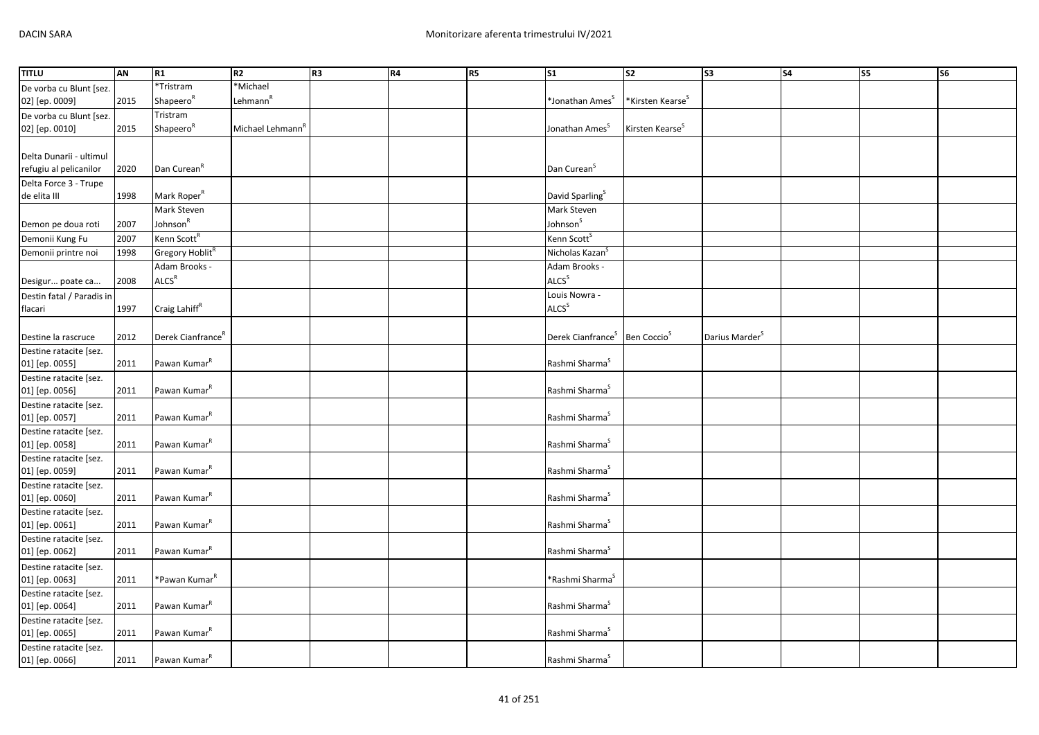| TITLU | AN | R1 | R2 | R3 | R4 | R5 | S1 | S2 | S3 | S4 | S5 | S6 |
|---|---|---|---|---|---|---|---|---|---|---|---|---|
| De vorba cu Blunt [sez. 02] [ep. 0009] | 2015 | *Tristram Shapeero[R] | *Michael Lehmann[R] | | | | *Jonathan Ames[S] | *Kirsten Kearse[S] | | | | |
| De vorba cu Blunt [sez. 02] [ep. 0010] | 2015 | Tristram Shapeero[R] | Michael Lehmann[R] | | | | Jonathan Ames[S] | Kirsten Kearse[S] | | | | |
| Delta Dunarii - ultimul refugiu al pelicanilor | 2020 | Dan Curean[R] | | | | | Dan Curean[S] | | | | | |
| Delta Force 3 - Trupe de elita III | 1998 | Mark Roper[R] | | | | | David Sparling[S] | | | | | |
| Demon pe doua roti | 2007 | Mark Steven Johnson[R] | | | | | Mark Steven Johnson[S] | | | | | |
| Demonii Kung Fu | 2007 | Kenn Scott[R] | | | | | Kenn Scott[S] | | | | | |
| Demonii printre noi | 1998 | Gregory Hoblit[R] | | | | | Nicholas Kazan[S] | | | | | |
| Desigur... poate ca... | 2008 | Adam Brooks - ALCS[R] | | | | | Adam Brooks - ALCS[S] | | | | | |
| Destin fatal / Paradis in flacari | 1997 | Craig Lahiff[R] | | | | | Louis Nowra - ALCS[S] | | | | | |
| Destine la rascruce | 2012 | Derek Cianfrance[R] | | | | | Derek Cianfrance[S] | Ben Coccio[S] | Darius Marder[S] | | | |
| Destine ratacite [sez. 01] [ep. 0055] | 2011 | Pawan Kumar[R] | | | | | Rashmi Sharma[S] | | | | | |
| Destine ratacite [sez. 01] [ep. 0056] | 2011 | Pawan Kumar[R] | | | | | Rashmi Sharma[S] | | | | | |
| Destine ratacite [sez. 01] [ep. 0057] | 2011 | Pawan Kumar[R] | | | | | Rashmi Sharma[S] | | | | | |
| Destine ratacite [sez. 01] [ep. 0058] | 2011 | Pawan Kumar[R] | | | | | Rashmi Sharma[S] | | | | | |
| Destine ratacite [sez. 01] [ep. 0059] | 2011 | Pawan Kumar[R] | | | | | Rashmi Sharma[S] | | | | | |
| Destine ratacite [sez. 01] [ep. 0060] | 2011 | Pawan Kumar[R] | | | | | Rashmi Sharma[S] | | | | | |
| Destine ratacite [sez. 01] [ep. 0061] | 2011 | Pawan Kumar[R] | | | | | Rashmi Sharma[S] | | | | | |
| Destine ratacite [sez. 01] [ep. 0062] | 2011 | Pawan Kumar[R] | | | | | Rashmi Sharma[S] | | | | | |
| Destine ratacite [sez. 01] [ep. 0063] | 2011 | *Pawan Kumar[R] | | | | | *Rashmi Sharma[S] | | | | | |
| Destine ratacite [sez. 01] [ep. 0064] | 2011 | Pawan Kumar[R] | | | | | Rashmi Sharma[S] | | | | | |
| Destine ratacite [sez. 01] [ep. 0065] | 2011 | Pawan Kumar[R] | | | | | Rashmi Sharma[S] | | | | | |
| Destine ratacite [sez. 01] [ep. 0066] | 2011 | Pawan Kumar[R] | | | | | Rashmi Sharma[S] | | | | | |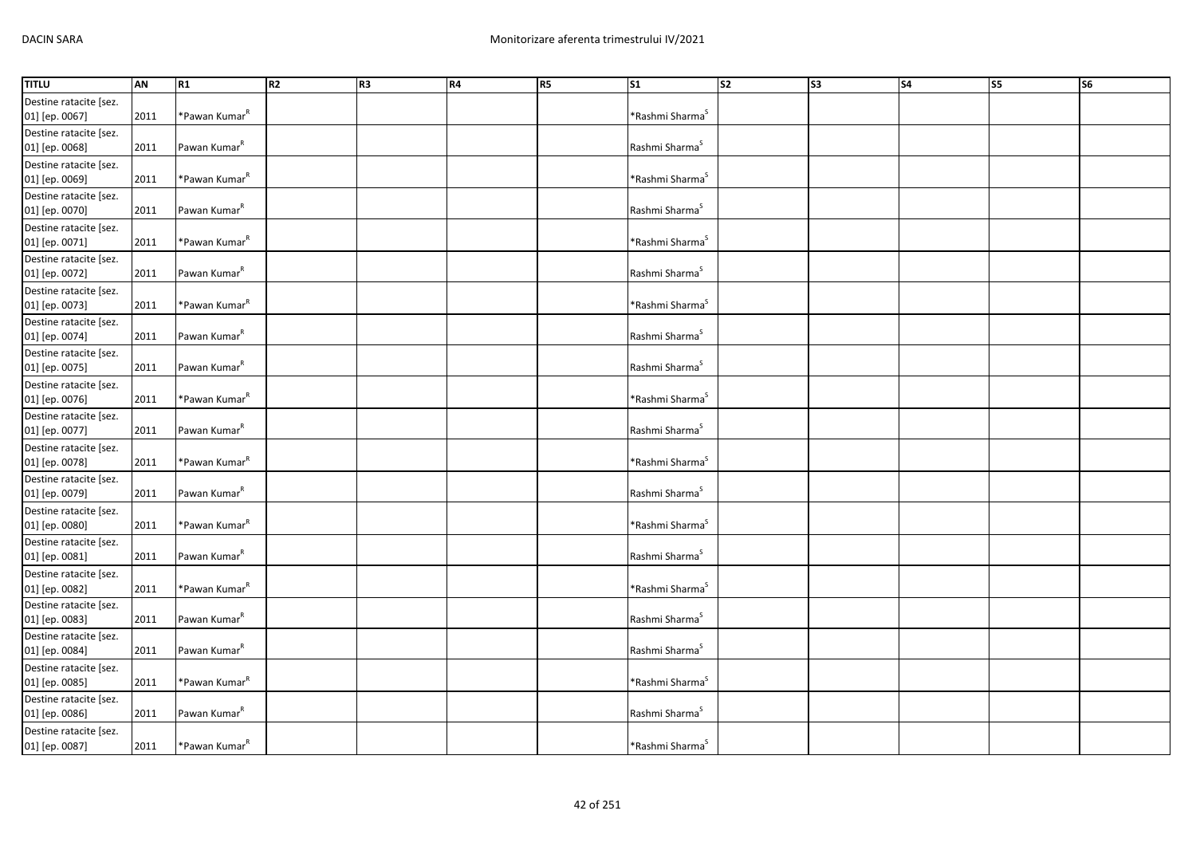| TITLU | AN | R1 | R2 | R3 | R4 | R5 | S1 | S2 | S3 | S4 | S5 | S6 |
|---|---|---|---|---|---|---|---|---|---|---|---|---|
| Destine ratacite [sez. 01] [ep. 0067] | 2011 | *Pawan Kumar[R] | | | | | *Rashmi Sharma[S] | | | | | |
| Destine ratacite [sez. 01] [ep. 0068] | 2011 | Pawan Kumar[R] | | | | | Rashmi Sharma[S] | | | | | |
| Destine ratacite [sez. 01] [ep. 0069] | 2011 | *Pawan Kumar[R] | | | | | *Rashmi Sharma[S] | | | | | |
| Destine ratacite [sez. 01] [ep. 0070] | 2011 | Pawan Kumar[R] | | | | | Rashmi Sharma[S] | | | | | |
| Destine ratacite [sez. 01] [ep. 0071] | 2011 | *Pawan Kumar[R] | | | | | *Rashmi Sharma[S] | | | | | |
| Destine ratacite [sez. 01] [ep. 0072] | 2011 | Pawan Kumar[R] | | | | | Rashmi Sharma[S] | | | | | |
| Destine ratacite [sez. 01] [ep. 0073] | 2011 | *Pawan Kumar[R] | | | | | *Rashmi Sharma[S] | | | | | |
| Destine ratacite [sez. 01] [ep. 0074] | 2011 | Pawan Kumar[R] | | | | | Rashmi Sharma[S] | | | | | |
| Destine ratacite [sez. 01] [ep. 0075] | 2011 | Pawan Kumar[R] | | | | | Rashmi Sharma[S] | | | | | |
| Destine ratacite [sez. 01] [ep. 0076] | 2011 | *Pawan Kumar[R] | | | | | *Rashmi Sharma[S] | | | | | |
| Destine ratacite [sez. 01] [ep. 0077] | 2011 | Pawan Kumar[R] | | | | | Rashmi Sharma[S] | | | | | |
| Destine ratacite [sez. 01] [ep. 0078] | 2011 | *Pawan Kumar[R] | | | | | *Rashmi Sharma[S] | | | | | |
| Destine ratacite [sez. 01] [ep. 0079] | 2011 | Pawan Kumar[R] | | | | | Rashmi Sharma[S] | | | | | |
| Destine ratacite [sez. 01] [ep. 0080] | 2011 | *Pawan Kumar[R] | | | | | *Rashmi Sharma[S] | | | | | |
| Destine ratacite [sez. 01] [ep. 0081] | 2011 | Pawan Kumar[R] | | | | | Rashmi Sharma[S] | | | | | |
| Destine ratacite [sez. 01] [ep. 0082] | 2011 | *Pawan Kumar[R] | | | | | *Rashmi Sharma[S] | | | | | |
| Destine ratacite [sez. 01] [ep. 0083] | 2011 | Pawan Kumar[R] | | | | | Rashmi Sharma[S] | | | | | |
| Destine ratacite [sez. 01] [ep. 0084] | 2011 | Pawan Kumar[R] | | | | | Rashmi Sharma[S] | | | | | |
| Destine ratacite [sez. 01] [ep. 0085] | 2011 | *Pawan Kumar[R] | | | | | *Rashmi Sharma[S] | | | | | |
| Destine ratacite [sez. 01] [ep. 0086] | 2011 | Pawan Kumar[R] | | | | | Rashmi Sharma[S] | | | | | |
| Destine ratacite [sez. 01] [ep. 0087] | 2011 | *Pawan Kumar[R] | | | | | *Rashmi Sharma[S] | | | | | |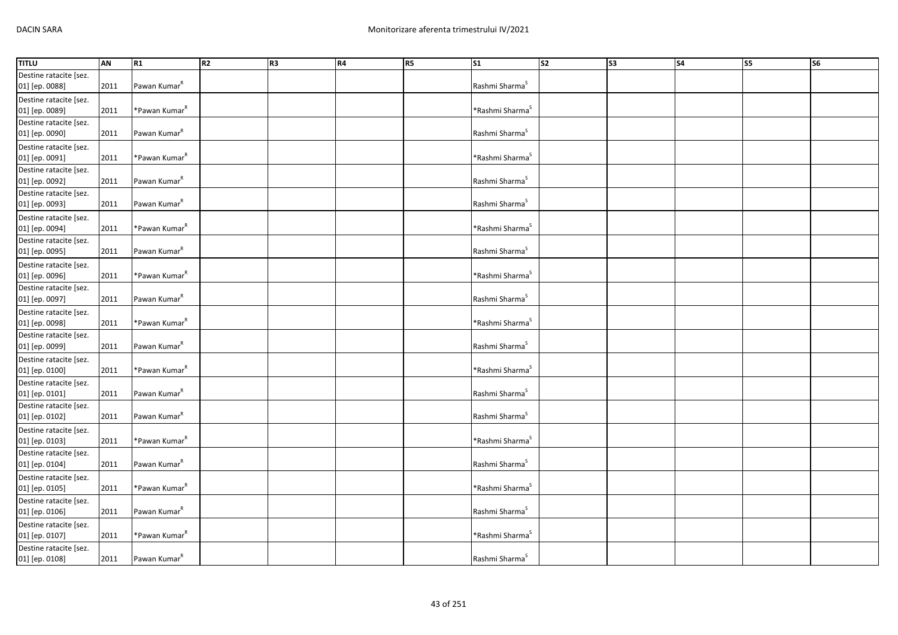| TITLU | AN | R1 | R2 | R3 | R4 | R5 | S1 | S2 | S3 | S4 | S5 | S6 |
|---|---|---|---|---|---|---|---|---|---|---|---|---|
| Destine ratacite [sez. 01] [ep. 0088] | 2011 | Pawan Kumar[R] | | | | | Rashmi Sharma[S] | | | | | |
| Destine ratacite [sez. 01] [ep. 0089] | 2011 | *Pawan Kumar[R] | | | | | *Rashmi Sharma[S] | | | | | |
| Destine ratacite [sez. 01] [ep. 0090] | 2011 | Pawan Kumar[R] | | | | | Rashmi Sharma[S] | | | | | |
| Destine ratacite [sez. 01] [ep. 0091] | 2011 | *Pawan Kumar[R] | | | | | *Rashmi Sharma[S] | | | | | |
| Destine ratacite [sez. 01] [ep. 0092] | 2011 | Pawan Kumar[R] | | | | | Rashmi Sharma[S] | | | | | |
| Destine ratacite [sez. 01] [ep. 0093] | 2011 | Pawan Kumar[R] | | | | | Rashmi Sharma[S] | | | | | |
| Destine ratacite [sez. 01] [ep. 0094] | 2011 | *Pawan Kumar[R] | | | | | *Rashmi Sharma[S] | | | | | |
| Destine ratacite [sez. 01] [ep. 0095] | 2011 | Pawan Kumar[R] | | | | | Rashmi Sharma[S] | | | | | |
| Destine ratacite [sez. 01] [ep. 0096] | 2011 | *Pawan Kumar[R] | | | | | *Rashmi Sharma[S] | | | | | |
| Destine ratacite [sez. 01] [ep. 0097] | 2011 | Pawan Kumar[R] | | | | | Rashmi Sharma[S] | | | | | |
| Destine ratacite [sez. 01] [ep. 0098] | 2011 | *Pawan Kumar[R] | | | | | *Rashmi Sharma[S] | | | | | |
| Destine ratacite [sez. 01] [ep. 0099] | 2011 | Pawan Kumar[R] | | | | | Rashmi Sharma[S] | | | | | |
| Destine ratacite [sez. 01] [ep. 0100] | 2011 | *Pawan Kumar[R] | | | | | *Rashmi Sharma[S] | | | | | |
| Destine ratacite [sez. 01] [ep. 0101] | 2011 | Pawan Kumar[R] | | | | | Rashmi Sharma[S] | | | | | |
| Destine ratacite [sez. 01] [ep. 0102] | 2011 | Pawan Kumar[R] | | | | | Rashmi Sharma[S] | | | | | |
| Destine ratacite [sez. 01] [ep. 0103] | 2011 | *Pawan Kumar[R] | | | | | *Rashmi Sharma[S] | | | | | |
| Destine ratacite [sez. 01] [ep. 0104] | 2011 | Pawan Kumar[R] | | | | | Rashmi Sharma[S] | | | | | |
| Destine ratacite [sez. 01] [ep. 0105] | 2011 | *Pawan Kumar[R] | | | | | *Rashmi Sharma[S] | | | | | |
| Destine ratacite [sez. 01] [ep. 0106] | 2011 | Pawan Kumar[R] | | | | | Rashmi Sharma[S] | | | | | |
| Destine ratacite [sez. 01] [ep. 0107] | 2011 | *Pawan Kumar[R] | | | | | *Rashmi Sharma[S] | | | | | |
| Destine ratacite [sez. 01] [ep. 0108] | 2011 | Pawan Kumar[R] | | | | | Rashmi Sharma[S] | | | | | |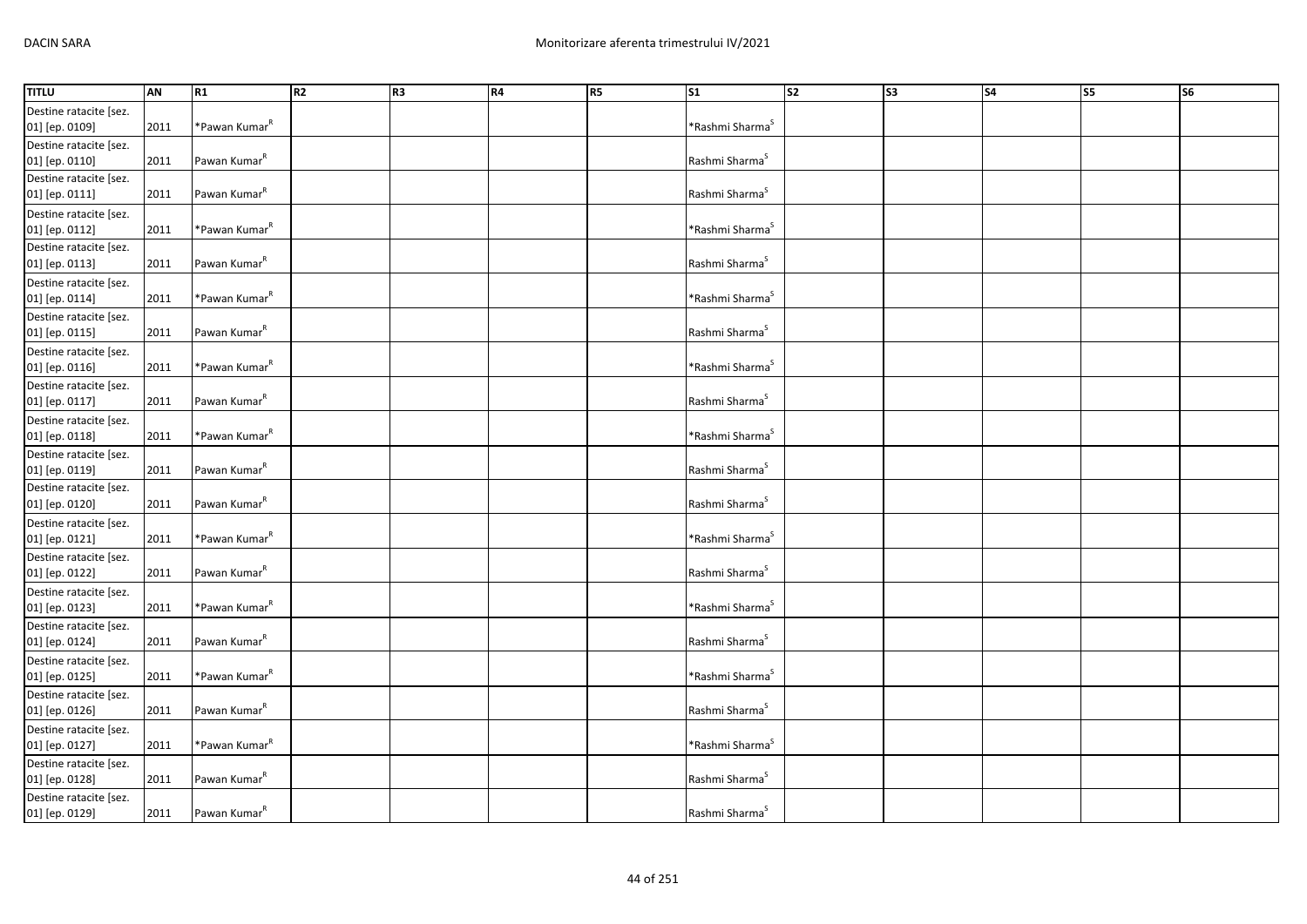| TITLU | AN | R1 | R2 | R3 | R4 | R5 | S1 | S2 | S3 | S4 | S5 | S6 |
|---|---|---|---|---|---|---|---|---|---|---|---|---|
| Destine ratacite [sez. 01] [ep. 0109] | 2011 | *Pawan Kumar[R] | | | | | *Rashmi Sharma[S] | | | | | |
| Destine ratacite [sez. 01] [ep. 0110] | 2011 | Pawan Kumar[R] | | | | | Rashmi Sharma[S] | | | | | |
| Destine ratacite [sez. 01] [ep. 0111] | 2011 | Pawan Kumar[R] | | | | | Rashmi Sharma[S] | | | | | |
| Destine ratacite [sez. 01] [ep. 0112] | 2011 | *Pawan Kumar[R] | | | | | *Rashmi Sharma[S] | | | | | |
| Destine ratacite [sez. 01] [ep. 0113] | 2011 | Pawan Kumar[R] | | | | | Rashmi Sharma[S] | | | | | |
| Destine ratacite [sez. 01] [ep. 0114] | 2011 | *Pawan Kumar[R] | | | | | *Rashmi Sharma[S] | | | | | |
| Destine ratacite [sez. 01] [ep. 0115] | 2011 | Pawan Kumar[R] | | | | | Rashmi Sharma[S] | | | | | |
| Destine ratacite [sez. 01] [ep. 0116] | 2011 | *Pawan Kumar[R] | | | | | *Rashmi Sharma[S] | | | | | |
| Destine ratacite [sez. 01] [ep. 0117] | 2011 | Pawan Kumar[R] | | | | | Rashmi Sharma[S] | | | | | |
| Destine ratacite [sez. 01] [ep. 0118] | 2011 | *Pawan Kumar[R] | | | | | *Rashmi Sharma[S] | | | | | |
| Destine ratacite [sez. 01] [ep. 0119] | 2011 | Pawan Kumar[R] | | | | | Rashmi Sharma[S] | | | | | |
| Destine ratacite [sez. 01] [ep. 0120] | 2011 | Pawan Kumar[R] | | | | | Rashmi Sharma[S] | | | | | |
| Destine ratacite [sez. 01] [ep. 0121] | 2011 | *Pawan Kumar[R] | | | | | *Rashmi Sharma[S] | | | | | |
| Destine ratacite [sez. 01] [ep. 0122] | 2011 | Pawan Kumar[R] | | | | | Rashmi Sharma[S] | | | | | |
| Destine ratacite [sez. 01] [ep. 0123] | 2011 | *Pawan Kumar[R] | | | | | *Rashmi Sharma[S] | | | | | |
| Destine ratacite [sez. 01] [ep. 0124] | 2011 | Pawan Kumar[R] | | | | | Rashmi Sharma[S] | | | | | |
| Destine ratacite [sez. 01] [ep. 0125] | 2011 | *Pawan Kumar[R] | | | | | *Rashmi Sharma[S] | | | | | |
| Destine ratacite [sez. 01] [ep. 0126] | 2011 | Pawan Kumar[R] | | | | | Rashmi Sharma[S] | | | | | |
| Destine ratacite [sez. 01] [ep. 0127] | 2011 | *Pawan Kumar[R] | | | | | *Rashmi Sharma[S] | | | | | |
| Destine ratacite [sez. 01] [ep. 0128] | 2011 | Pawan Kumar[R] | | | | | Rashmi Sharma[S] | | | | | |
| Destine ratacite [sez. 01] [ep. 0129] | 2011 | Pawan Kumar[R] | | | | | Rashmi Sharma[S] | | | | | |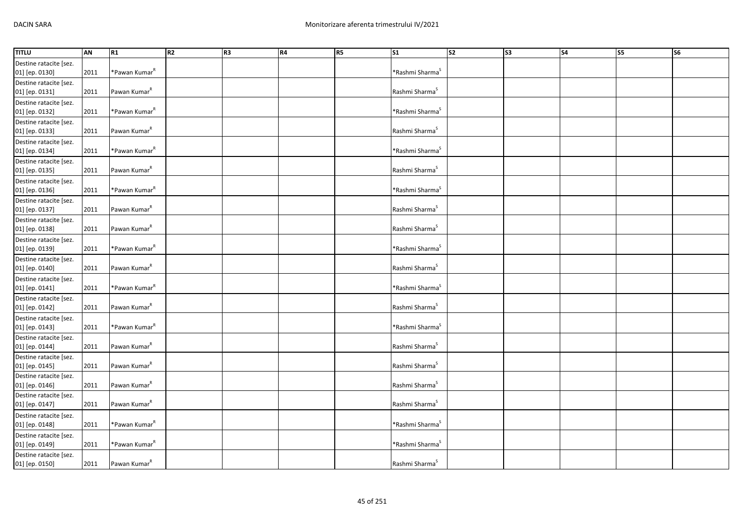| TITLU | AN | R1 | R2 | R3 | R4 | R5 | S1 | S2 | S3 | S4 | S5 | S6 |
| --- | --- | --- | --- | --- | --- | --- | --- | --- | --- | --- | --- | --- |
| Destine ratacite [sez. 01] [ep. 0130] | 2011 | *Pawan Kumar[R] | | | | | *Rashmi Sharma[S] | | | | | |
| Destine ratacite [sez. 01] [ep. 0131] | 2011 | Pawan Kumar[R] | | | | | Rashmi Sharma[S] | | | | | |
| Destine ratacite [sez. 01] [ep. 0132] | 2011 | *Pawan Kumar[R] | | | | | *Rashmi Sharma[S] | | | | | |
| Destine ratacite [sez. 01] [ep. 0133] | 2011 | Pawan Kumar[R] | | | | | Rashmi Sharma[S] | | | | | |
| Destine ratacite [sez. 01] [ep. 0134] | 2011 | *Pawan Kumar[R] | | | | | *Rashmi Sharma[S] | | | | | |
| Destine ratacite [sez. 01] [ep. 0135] | 2011 | Pawan Kumar[R] | | | | | Rashmi Sharma[S] | | | | | |
| Destine ratacite [sez. 01] [ep. 0136] | 2011 | *Pawan Kumar[R] | | | | | *Rashmi Sharma[S] | | | | | |
| Destine ratacite [sez. 01] [ep. 0137] | 2011 | Pawan Kumar[R] | | | | | Rashmi Sharma[S] | | | | | |
| Destine ratacite [sez. 01] [ep. 0138] | 2011 | Pawan Kumar[R] | | | | | Rashmi Sharma[S] | | | | | |
| Destine ratacite [sez. 01] [ep. 0139] | 2011 | *Pawan Kumar[R] | | | | | *Rashmi Sharma[S] | | | | | |
| Destine ratacite [sez. 01] [ep. 0140] | 2011 | Pawan Kumar[R] | | | | | Rashmi Sharma[S] | | | | | |
| Destine ratacite [sez. 01] [ep. 0141] | 2011 | *Pawan Kumar[R] | | | | | *Rashmi Sharma[S] | | | | | |
| Destine ratacite [sez. 01] [ep. 0142] | 2011 | Pawan Kumar[R] | | | | | Rashmi Sharma[S] | | | | | |
| Destine ratacite [sez. 01] [ep. 0143] | 2011 | *Pawan Kumar[R] | | | | | *Rashmi Sharma[S] | | | | | |
| Destine ratacite [sez. 01] [ep. 0144] | 2011 | Pawan Kumar[R] | | | | | Rashmi Sharma[S] | | | | | |
| Destine ratacite [sez. 01] [ep. 0145] | 2011 | Pawan Kumar[R] | | | | | Rashmi Sharma[S] | | | | | |
| Destine ratacite [sez. 01] [ep. 0146] | 2011 | Pawan Kumar[R] | | | | | Rashmi Sharma[S] | | | | | |
| Destine ratacite [sez. 01] [ep. 0147] | 2011 | Pawan Kumar[R] | | | | | Rashmi Sharma[S] | | | | | |
| Destine ratacite [sez. 01] [ep. 0148] | 2011 | *Pawan Kumar[R] | | | | | *Rashmi Sharma[S] | | | | | |
| Destine ratacite [sez. 01] [ep. 0149] | 2011 | *Pawan Kumar[R] | | | | | *Rashmi Sharma[S] | | | | | |
| Destine ratacite [sez. 01] [ep. 0150] | 2011 | Pawan Kumar[R] | | | | | Rashmi Sharma[S] | | | | | |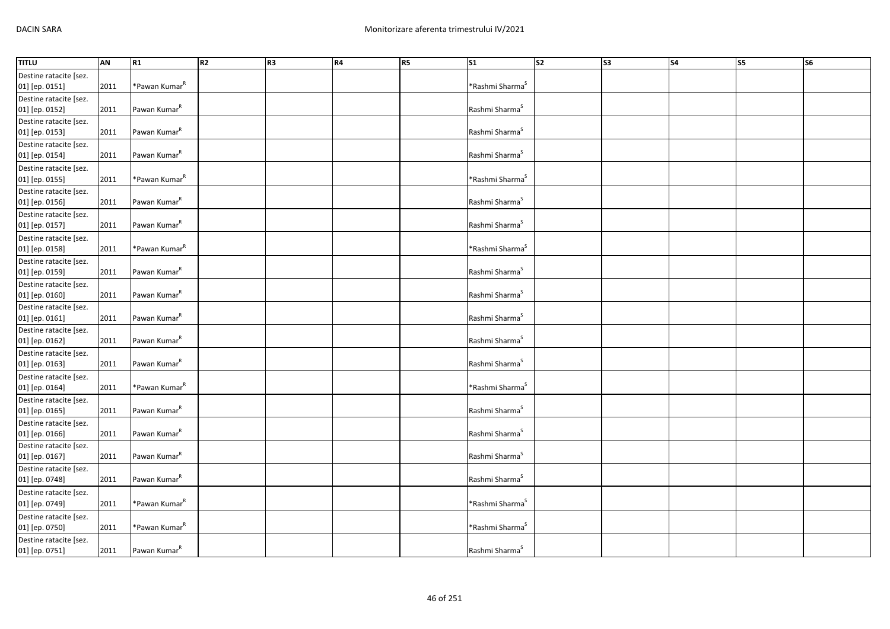| TITLU | AN | R1 | R2 | R3 | R4 | R5 | S1 | S2 | S3 | S4 | S5 | S6 |
|---|---|---|---|---|---|---|---|---|---|---|---|---|
| Destine ratacite [sez. 01] [ep. 0151] | 2011 | *Pawan Kumar[R] | | | | | *Rashmi Sharma[S] | | | | | |
| Destine ratacite [sez. 01] [ep. 0152] | 2011 | Pawan Kumar[R] | | | | | Rashmi Sharma[S] | | | | | |
| Destine ratacite [sez. 01] [ep. 0153] | 2011 | Pawan Kumar[R] | | | | | Rashmi Sharma[S] | | | | | |
| Destine ratacite [sez. 01] [ep. 0154] | 2011 | Pawan Kumar[R] | | | | | Rashmi Sharma[S] | | | | | |
| Destine ratacite [sez. 01] [ep. 0155] | 2011 | *Pawan Kumar[R] | | | | | *Rashmi Sharma[S] | | | | | |
| Destine ratacite [sez. 01] [ep. 0156] | 2011 | Pawan Kumar[R] | | | | | Rashmi Sharma[S] | | | | | |
| Destine ratacite [sez. 01] [ep. 0157] | 2011 | Pawan Kumar[R] | | | | | Rashmi Sharma[S] | | | | | |
| Destine ratacite [sez. 01] [ep. 0158] | 2011 | *Pawan Kumar[R] | | | | | *Rashmi Sharma[S] | | | | | |
| Destine ratacite [sez. 01] [ep. 0159] | 2011 | Pawan Kumar[R] | | | | | Rashmi Sharma[S] | | | | | |
| Destine ratacite [sez. 01] [ep. 0160] | 2011 | Pawan Kumar[R] | | | | | Rashmi Sharma[S] | | | | | |
| Destine ratacite [sez. 01] [ep. 0161] | 2011 | Pawan Kumar[R] | | | | | Rashmi Sharma[S] | | | | | |
| Destine ratacite [sez. 01] [ep. 0162] | 2011 | Pawan Kumar[R] | | | | | Rashmi Sharma[S] | | | | | |
| Destine ratacite [sez. 01] [ep. 0163] | 2011 | Pawan Kumar[R] | | | | | Rashmi Sharma[S] | | | | | |
| Destine ratacite [sez. 01] [ep. 0164] | 2011 | *Pawan Kumar[R] | | | | | *Rashmi Sharma[S] | | | | | |
| Destine ratacite [sez. 01] [ep. 0165] | 2011 | Pawan Kumar[R] | | | | | Rashmi Sharma[S] | | | | | |
| Destine ratacite [sez. 01] [ep. 0166] | 2011 | Pawan Kumar[R] | | | | | Rashmi Sharma[S] | | | | | |
| Destine ratacite [sez. 01] [ep. 0167] | 2011 | Pawan Kumar[R] | | | | | Rashmi Sharma[S] | | | | | |
| Destine ratacite [sez. 01] [ep. 0748] | 2011 | Pawan Kumar[R] | | | | | Rashmi Sharma[S] | | | | | |
| Destine ratacite [sez. 01] [ep. 0749] | 2011 | *Pawan Kumar[R] | | | | | *Rashmi Sharma[S] | | | | | |
| Destine ratacite [sez. 01] [ep. 0750] | 2011 | *Pawan Kumar[R] | | | | | *Rashmi Sharma[S] | | | | | |
| Destine ratacite [sez. 01] [ep. 0751] | 2011 | Pawan Kumar[R] | | | | | Rashmi Sharma[S] | | | | | |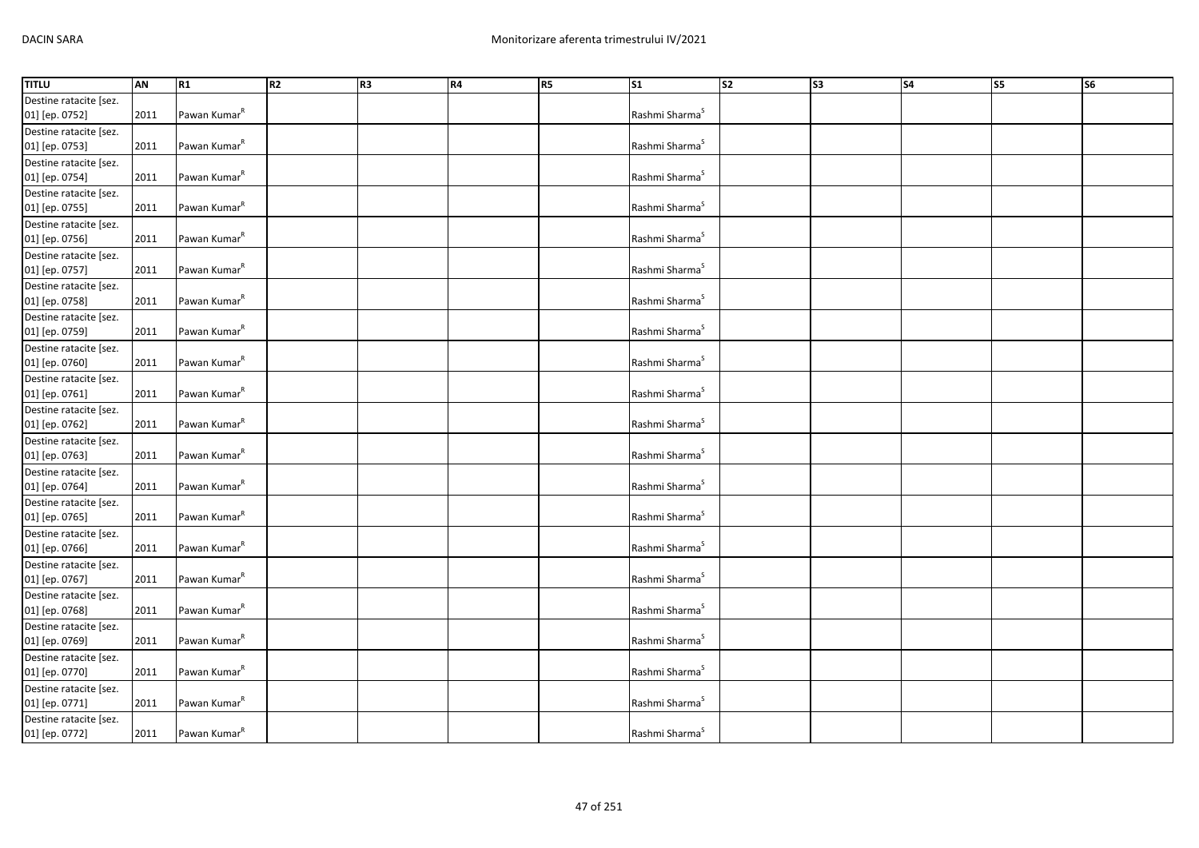| TITLU | AN | R1 | R2 | R3 | R4 | R5 | S1 | S2 | S3 | S4 | S5 | S6 |
|---|---|---|---|---|---|---|---|---|---|---|---|---|
| Destine ratacite [sez. 01] [ep. 0752] | 2011 | Pawan Kumar[R] | | | | | Rashmi Sharma[S] | | | | | |
| Destine ratacite [sez. 01] [ep. 0753] | 2011 | Pawan Kumar[R] | | | | | Rashmi Sharma[S] | | | | | |
| Destine ratacite [sez. 01] [ep. 0754] | 2011 | Pawan Kumar[R] | | | | | Rashmi Sharma[S] | | | | | |
| Destine ratacite [sez. 01] [ep. 0755] | 2011 | Pawan Kumar[R] | | | | | Rashmi Sharma[S] | | | | | |
| Destine ratacite [sez. 01] [ep. 0756] | 2011 | Pawan Kumar[R] | | | | | Rashmi Sharma[S] | | | | | |
| Destine ratacite [sez. 01] [ep. 0757] | 2011 | Pawan Kumar[R] | | | | | Rashmi Sharma[S] | | | | | |
| Destine ratacite [sez. 01] [ep. 0758] | 2011 | Pawan Kumar[R] | | | | | Rashmi Sharma[S] | | | | | |
| Destine ratacite [sez. 01] [ep. 0759] | 2011 | Pawan Kumar[R] | | | | | Rashmi Sharma[S] | | | | | |
| Destine ratacite [sez. 01] [ep. 0760] | 2011 | Pawan Kumar[R] | | | | | Rashmi Sharma[S] | | | | | |
| Destine ratacite [sez. 01] [ep. 0761] | 2011 | Pawan Kumar[R] | | | | | Rashmi Sharma[S] | | | | | |
| Destine ratacite [sez. 01] [ep. 0762] | 2011 | Pawan Kumar[R] | | | | | Rashmi Sharma[S] | | | | | |
| Destine ratacite [sez. 01] [ep. 0763] | 2011 | Pawan Kumar[R] | | | | | Rashmi Sharma[S] | | | | | |
| Destine ratacite [sez. 01] [ep. 0764] | 2011 | Pawan Kumar[R] | | | | | Rashmi Sharma[S] | | | | | |
| Destine ratacite [sez. 01] [ep. 0765] | 2011 | Pawan Kumar[R] | | | | | Rashmi Sharma[S] | | | | | |
| Destine ratacite [sez. 01] [ep. 0766] | 2011 | Pawan Kumar[R] | | | | | Rashmi Sharma[S] | | | | | |
| Destine ratacite [sez. 01] [ep. 0767] | 2011 | Pawan Kumar[R] | | | | | Rashmi Sharma[S] | | | | | |
| Destine ratacite [sez. 01] [ep. 0768] | 2011 | Pawan Kumar[R] | | | | | Rashmi Sharma[S] | | | | | |
| Destine ratacite [sez. 01] [ep. 0769] | 2011 | Pawan Kumar[R] | | | | | Rashmi Sharma[S] | | | | | |
| Destine ratacite [sez. 01] [ep. 0770] | 2011 | Pawan Kumar[R] | | | | | Rashmi Sharma[S] | | | | | |
| Destine ratacite [sez. 01] [ep. 0771] | 2011 | Pawan Kumar[R] | | | | | Rashmi Sharma[S] | | | | | |
| Destine ratacite [sez. 01] [ep. 0772] | 2011 | Pawan Kumar[R] | | | | | Rashmi Sharma[S] | | | | | |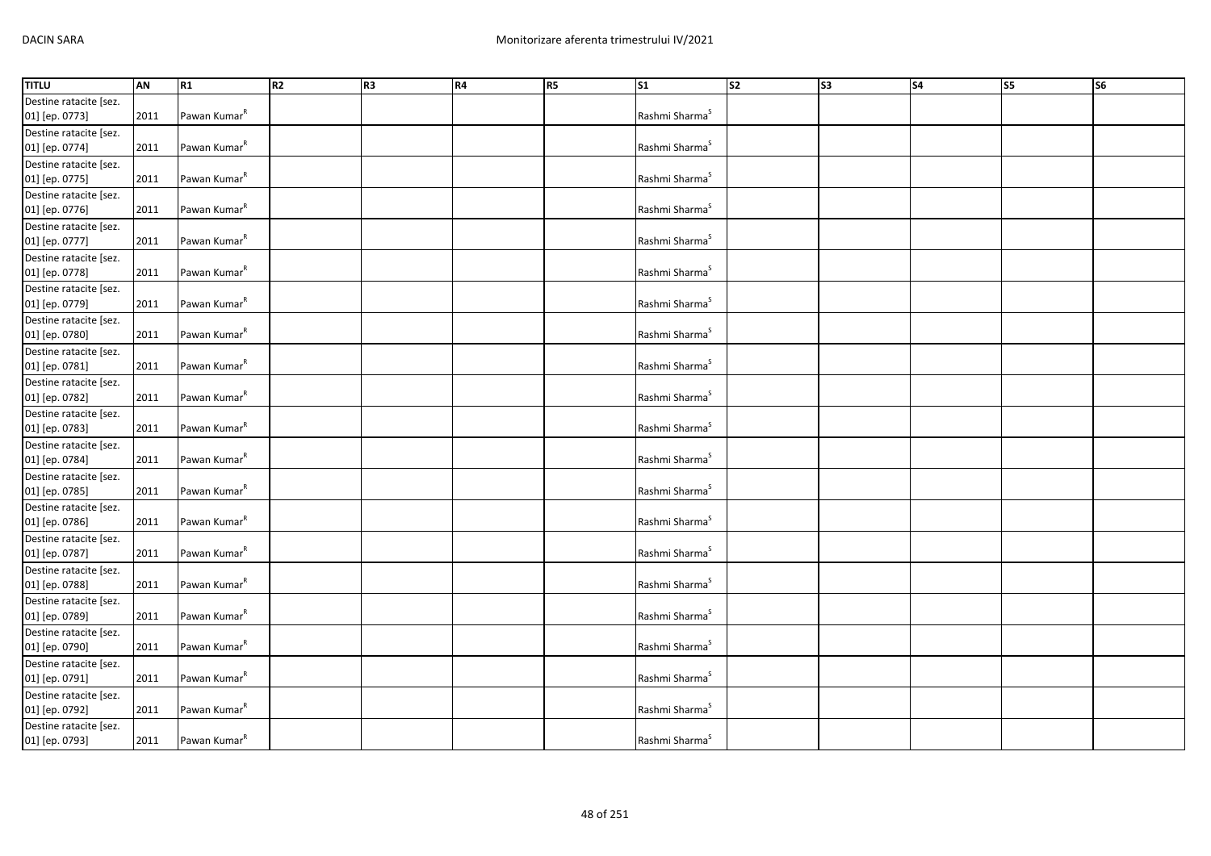| TITLU | AN | R1 | R2 | R3 | R4 | R5 | S1 | S2 | S3 | S4 | S5 | S6 |
|---|---|---|---|---|---|---|---|---|---|---|---|---|
| Destine ratacite [sez. 01] [ep. 0773] | 2011 | Pawan Kumar[R] | | | | | Rashmi Sharma[S] | | | | | |
| Destine ratacite [sez. 01] [ep. 0774] | 2011 | Pawan Kumar[R] | | | | | Rashmi Sharma[S] | | | | | |
| Destine ratacite [sez. 01] [ep. 0775] | 2011 | Pawan Kumar[R] | | | | | Rashmi Sharma[S] | | | | | |
| Destine ratacite [sez. 01] [ep. 0776] | 2011 | Pawan Kumar[R] | | | | | Rashmi Sharma[S] | | | | | |
| Destine ratacite [sez. 01] [ep. 0777] | 2011 | Pawan Kumar[R] | | | | | Rashmi Sharma[S] | | | | | |
| Destine ratacite [sez. 01] [ep. 0778] | 2011 | Pawan Kumar[R] | | | | | Rashmi Sharma[S] | | | | | |
| Destine ratacite [sez. 01] [ep. 0779] | 2011 | Pawan Kumar[R] | | | | | Rashmi Sharma[S] | | | | | |
| Destine ratacite [sez. 01] [ep. 0780] | 2011 | Pawan Kumar[R] | | | | | Rashmi Sharma[S] | | | | | |
| Destine ratacite [sez. 01] [ep. 0781] | 2011 | Pawan Kumar[R] | | | | | Rashmi Sharma[S] | | | | | |
| Destine ratacite [sez. 01] [ep. 0782] | 2011 | Pawan Kumar[R] | | | | | Rashmi Sharma[S] | | | | | |
| Destine ratacite [sez. 01] [ep. 0783] | 2011 | Pawan Kumar[R] | | | | | Rashmi Sharma[S] | | | | | |
| Destine ratacite [sez. 01] [ep. 0784] | 2011 | Pawan Kumar[R] | | | | | Rashmi Sharma[S] | | | | | |
| Destine ratacite [sez. 01] [ep. 0785] | 2011 | Pawan Kumar[R] | | | | | Rashmi Sharma[S] | | | | | |
| Destine ratacite [sez. 01] [ep. 0786] | 2011 | Pawan Kumar[R] | | | | | Rashmi Sharma[S] | | | | | |
| Destine ratacite [sez. 01] [ep. 0787] | 2011 | Pawan Kumar[R] | | | | | Rashmi Sharma[S] | | | | | |
| Destine ratacite [sez. 01] [ep. 0788] | 2011 | Pawan Kumar[R] | | | | | Rashmi Sharma[S] | | | | | |
| Destine ratacite [sez. 01] [ep. 0789] | 2011 | Pawan Kumar[R] | | | | | Rashmi Sharma[S] | | | | | |
| Destine ratacite [sez. 01] [ep. 0790] | 2011 | Pawan Kumar[R] | | | | | Rashmi Sharma[S] | | | | | |
| Destine ratacite [sez. 01] [ep. 0791] | 2011 | Pawan Kumar[R] | | | | | Rashmi Sharma[S] | | | | | |
| Destine ratacite [sez. 01] [ep. 0792] | 2011 | Pawan Kumar[R] | | | | | Rashmi Sharma[S] | | | | | |
| Destine ratacite [sez. 01] [ep. 0793] | 2011 | Pawan Kumar[R] | | | | | Rashmi Sharma[S] | | | | | |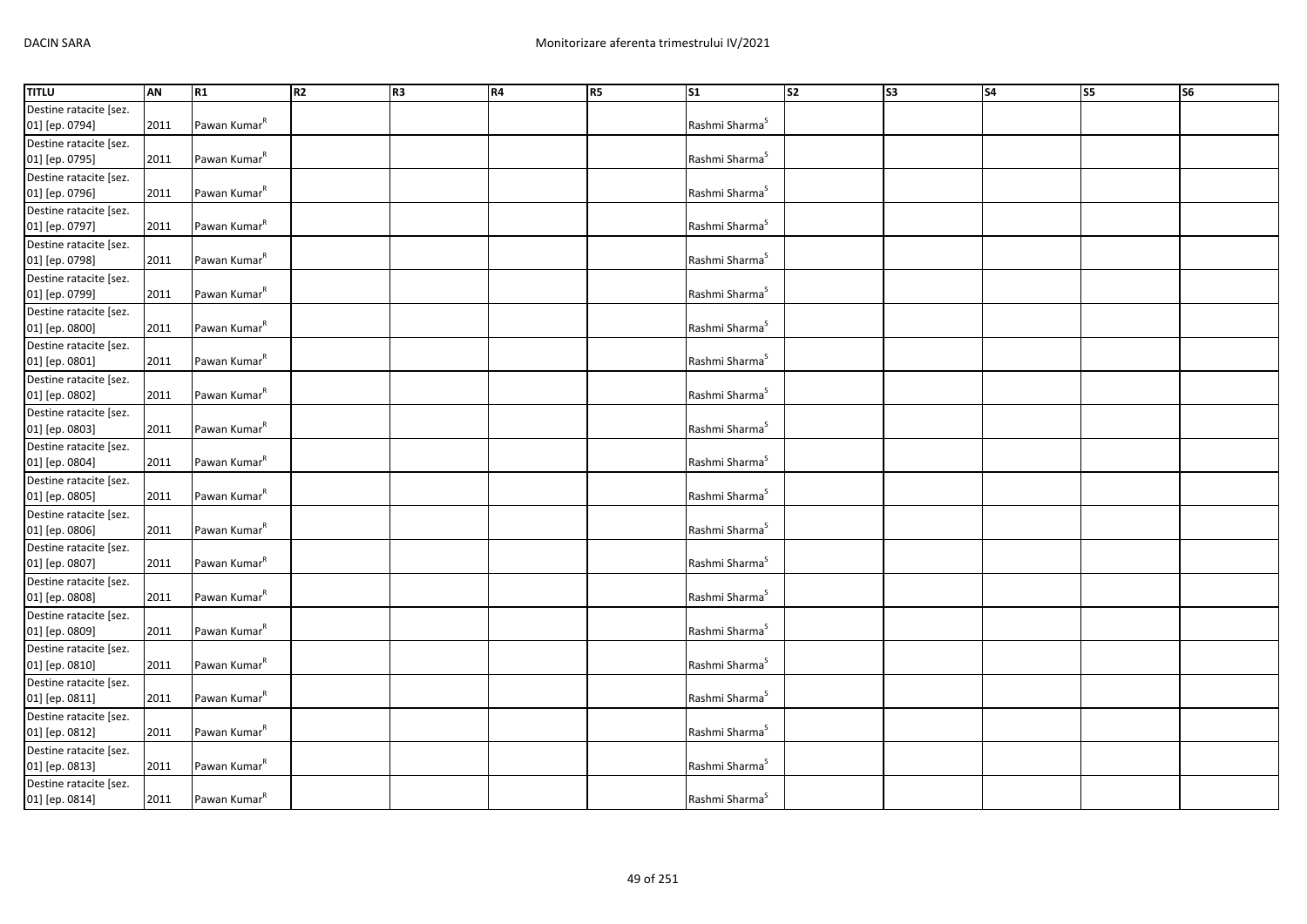| TITLU | AN | R1 | R2 | R3 | R4 | R5 | S1 | S2 | S3 | S4 | S5 | S6 |
|---|---|---|---|---|---|---|---|---|---|---|---|---|
| Destine ratacite [sez. 01] [ep. 0794] | 2011 | Pawan Kumar[R] | | | | | Rashmi Sharma[S] | | | | | |
| Destine ratacite [sez. 01] [ep. 0795] | 2011 | Pawan Kumar[R] | | | | | Rashmi Sharma[S] | | | | | |
| Destine ratacite [sez. 01] [ep. 0796] | 2011 | Pawan Kumar[R] | | | | | Rashmi Sharma[S] | | | | | |
| Destine ratacite [sez. 01] [ep. 0797] | 2011 | Pawan Kumar[R] | | | | | Rashmi Sharma[S] | | | | | |
| Destine ratacite [sez. 01] [ep. 0798] | 2011 | Pawan Kumar[R] | | | | | Rashmi Sharma[S] | | | | | |
| Destine ratacite [sez. 01] [ep. 0799] | 2011 | Pawan Kumar[R] | | | | | Rashmi Sharma[S] | | | | | |
| Destine ratacite [sez. 01] [ep. 0800] | 2011 | Pawan Kumar[R] | | | | | Rashmi Sharma[S] | | | | | |
| Destine ratacite [sez. 01] [ep. 0801] | 2011 | Pawan Kumar[R] | | | | | Rashmi Sharma[S] | | | | | |
| Destine ratacite [sez. 01] [ep. 0802] | 2011 | Pawan Kumar[R] | | | | | Rashmi Sharma[S] | | | | | |
| Destine ratacite [sez. 01] [ep. 0803] | 2011 | Pawan Kumar[R] | | | | | Rashmi Sharma[S] | | | | | |
| Destine ratacite [sez. 01] [ep. 0804] | 2011 | Pawan Kumar[R] | | | | | Rashmi Sharma[S] | | | | | |
| Destine ratacite [sez. 01] [ep. 0805] | 2011 | Pawan Kumar[R] | | | | | Rashmi Sharma[S] | | | | | |
| Destine ratacite [sez. 01] [ep. 0806] | 2011 | Pawan Kumar[R] | | | | | Rashmi Sharma[S] | | | | | |
| Destine ratacite [sez. 01] [ep. 0807] | 2011 | Pawan Kumar[R] | | | | | Rashmi Sharma[S] | | | | | |
| Destine ratacite [sez. 01] [ep. 0808] | 2011 | Pawan Kumar[R] | | | | | Rashmi Sharma[S] | | | | | |
| Destine ratacite [sez. 01] [ep. 0809] | 2011 | Pawan Kumar[R] | | | | | Rashmi Sharma[S] | | | | | |
| Destine ratacite [sez. 01] [ep. 0810] | 2011 | Pawan Kumar[R] | | | | | Rashmi Sharma[S] | | | | | |
| Destine ratacite [sez. 01] [ep. 0811] | 2011 | Pawan Kumar[R] | | | | | Rashmi Sharma[S] | | | | | |
| Destine ratacite [sez. 01] [ep. 0812] | 2011 | Pawan Kumar[R] | | | | | Rashmi Sharma[S] | | | | | |
| Destine ratacite [sez. 01] [ep. 0813] | 2011 | Pawan Kumar[R] | | | | | Rashmi Sharma[S] | | | | | |
| Destine ratacite [sez. 01] [ep. 0814] | 2011 | Pawan Kumar[R] | | | | | Rashmi Sharma[S] | | | | | |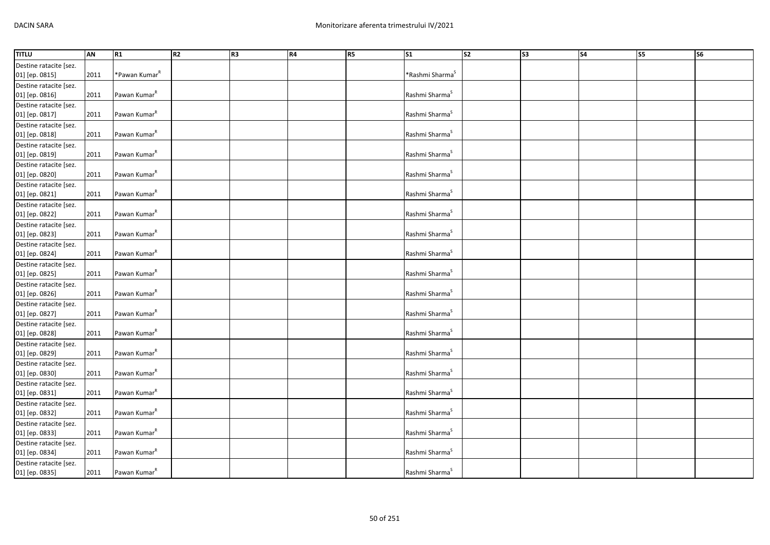| TITLU | AN | R1 | R2 | R3 | R4 | R5 | S1 | S2 | S3 | S4 | S5 | S6 |
|---|---|---|---|---|---|---|---|---|---|---|---|---|
| Destine ratacite [sez. 01] [ep. 0815] | 2011 | *Pawan Kumar[R] | | | | | *Rashmi Sharma[S] | | | | | |
| Destine ratacite [sez. 01] [ep. 0816] | 2011 | Pawan Kumar[R] | | | | | Rashmi Sharma[S] | | | | | |
| Destine ratacite [sez. 01] [ep. 0817] | 2011 | Pawan Kumar[R] | | | | | Rashmi Sharma[S] | | | | | |
| Destine ratacite [sez. 01] [ep. 0818] | 2011 | Pawan Kumar[R] | | | | | Rashmi Sharma[S] | | | | | |
| Destine ratacite [sez. 01] [ep. 0819] | 2011 | Pawan Kumar[R] | | | | | Rashmi Sharma[S] | | | | | |
| Destine ratacite [sez. 01] [ep. 0820] | 2011 | Pawan Kumar[R] | | | | | Rashmi Sharma[S] | | | | | |
| Destine ratacite [sez. 01] [ep. 0821] | 2011 | Pawan Kumar[R] | | | | | Rashmi Sharma[S] | | | | | |
| Destine ratacite [sez. 01] [ep. 0822] | 2011 | Pawan Kumar[R] | | | | | Rashmi Sharma[S] | | | | | |
| Destine ratacite [sez. 01] [ep. 0823] | 2011 | Pawan Kumar[R] | | | | | Rashmi Sharma[S] | | | | | |
| Destine ratacite [sez. 01] [ep. 0824] | 2011 | Pawan Kumar[R] | | | | | Rashmi Sharma[S] | | | | | |
| Destine ratacite [sez. 01] [ep. 0825] | 2011 | Pawan Kumar[R] | | | | | Rashmi Sharma[S] | | | | | |
| Destine ratacite [sez. 01] [ep. 0826] | 2011 | Pawan Kumar[R] | | | | | Rashmi Sharma[S] | | | | | |
| Destine ratacite [sez. 01] [ep. 0827] | 2011 | Pawan Kumar[R] | | | | | Rashmi Sharma[S] | | | | | |
| Destine ratacite [sez. 01] [ep. 0828] | 2011 | Pawan Kumar[R] | | | | | Rashmi Sharma[S] | | | | | |
| Destine ratacite [sez. 01] [ep. 0829] | 2011 | Pawan Kumar[R] | | | | | Rashmi Sharma[S] | | | | | |
| Destine ratacite [sez. 01] [ep. 0830] | 2011 | Pawan Kumar[R] | | | | | Rashmi Sharma[S] | | | | | |
| Destine ratacite [sez. 01] [ep. 0831] | 2011 | Pawan Kumar[R] | | | | | Rashmi Sharma[S] | | | | | |
| Destine ratacite [sez. 01] [ep. 0832] | 2011 | Pawan Kumar[R] | | | | | Rashmi Sharma[S] | | | | | |
| Destine ratacite [sez. 01] [ep. 0833] | 2011 | Pawan Kumar[R] | | | | | Rashmi Sharma[S] | | | | | |
| Destine ratacite [sez. 01] [ep. 0834] | 2011 | Pawan Kumar[R] | | | | | Rashmi Sharma[S] | | | | | |
| Destine ratacite [sez. 01] [ep. 0835] | 2011 | Pawan Kumar[R] | | | | | Rashmi Sharma[S] | | | | | |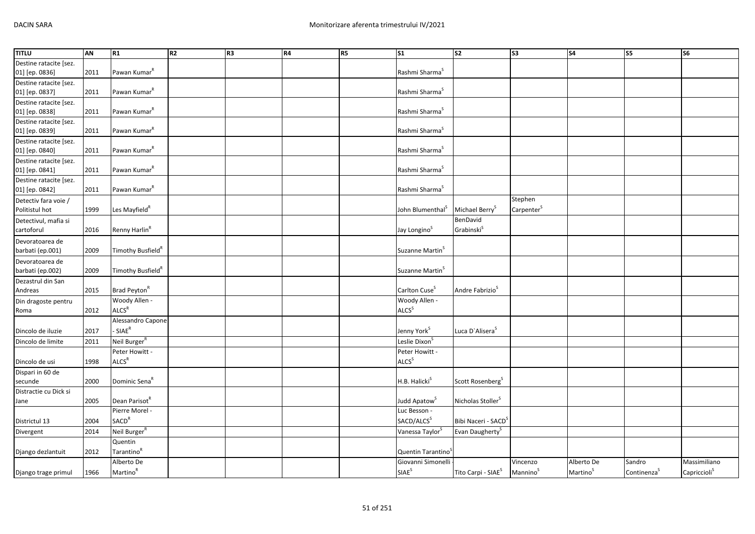| TITLU | AN | R1 | R2 | R3 | R4 | R5 | S1 | S2 | S3 | S4 | S5 | S6 |
|---|---|---|---|---|---|---|---|---|---|---|---|---|
| Destine ratacite [sez. 01] [ep. 0836] | 2011 | Pawan Kumar[R] | | | | | Rashmi Sharma[S] | | | | | |
| Destine ratacite [sez. 01] [ep. 0837] | 2011 | Pawan Kumar[R] | | | | | Rashmi Sharma[S] | | | | | |
| Destine ratacite [sez. 01] [ep. 0838] | 2011 | Pawan Kumar[R] | | | | | Rashmi Sharma[S] | | | | | |
| Destine ratacite [sez. 01] [ep. 0839] | 2011 | Pawan Kumar[R] | | | | | Rashmi Sharma[S] | | | | | |
| Destine ratacite [sez. 01] [ep. 0840] | 2011 | Pawan Kumar[R] | | | | | Rashmi Sharma[S] | | | | | |
| Destine ratacite [sez. 01] [ep. 0841] | 2011 | Pawan Kumar[R] | | | | | Rashmi Sharma[S] | | | | | |
| Destine ratacite [sez. 01] [ep. 0842] | 2011 | Pawan Kumar[R] | | | | | Rashmi Sharma[S] | | | | | |
| Detectiv fara voie / Politistul hot | 1999 | Les Mayfield[R] | | | | | John Blumenthal[S] | Michael Berry[S] | Stephen Carpenter[S] | | | |
| Detectivul, mafia si cartoforul | 2016 | Renny Harlin[R] | | | | | Jay Longino[S] | BenDavid Grabinski[S] | | | | |
| Devoratoarea de barbati (ep.001) | 2009 | Timothy Busfield[R] | | | | | Suzanne Martin[S] | | | | | |
| Devoratoarea de barbati (ep.002) | 2009 | Timothy Busfield[R] | | | | | Suzanne Martin[S] | | | | | |
| Dezastrul din San Andreas | 2015 | Brad Peyton[R] | | | | | Carlton Cuse[S] | Andre Fabrizio[S] | | | | |
| Din dragoste pentru Roma | 2012 | Woody Allen - ALCS[R] | | | | | Woody Allen - ALCS[S] | | | | | |
| Dincolo de iluzie | 2017 | Alessandro Capone - SIAE[R] | | | | | Jenny York[S] | Luca D`Alisera[S] | | | | |
| Dincolo de limite | 2011 | Neil Burger[R] | | | | | Leslie Dixon[S] | | | | | |
| Dincolo de usi | 1998 | Peter Howitt - ALCS[R] | | | | | Peter Howitt - ALCS[S] | | | | | |
| Dispari in 60 de secunde | 2000 | Dominic Sena[R] | | | | | H.B. Halicki[S] | Scott Rosenberg[S] | | | | |
| Distractie cu Dick si Jane | 2005 | Dean Parisot[R] | | | | | Judd Apatow[S] | Nicholas Stoller[S] | | | | |
| Districtul 13 | 2004 | Pierre Morel - SACD[R] | | | | | Luc Besson - SACD/ALCS[S] | Bibi Naceri - SACD[S] | | | | |
| Divergent | 2014 | Neil Burger[R] | | | | | Vanessa Taylor[S] | Evan Daugherty[S] | | | | |
| Django dezlantuit | 2012 | Quentin Tarantino[R] | | | | | Quentin Tarantino[S] | | | | | |
| Django trage primul | 1966 | Alberto De Martino[R] | | | | | Giovanni Simonelli - SIAE[S] | Tito Carpi - SIAE[S] | Vincenzo Mannino[S] | Alberto De Martino[S] | Sandro Continenza[S] | Massimiliano Capriccioli[S] |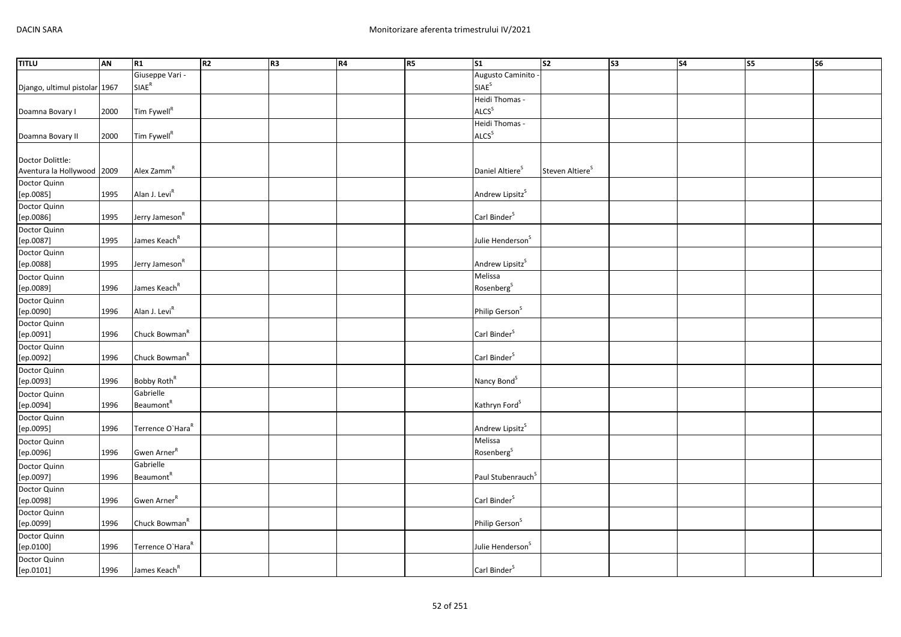| TITLU | AN | R1 | R2 | R3 | R4 | R5 | S1 | S2 | S3 | S4 | S5 | S6 |
|---|---|---|---|---|---|---|---|---|---|---|---|---|
| Django, ultimul pistolar | 1967 | Giuseppe Vari - SIAE[R] | | | | | Augusto Caminito - SIAE[S] | | | | | |
| Doamna Bovary I | 2000 | Tim Fywell[R] | | | | | Heidi Thomas - ALCS[S] | | | | | |
| Doamna Bovary II | 2000 | Tim Fywell[R] | | | | | Heidi Thomas - ALCS[S] | | | | | |
| Doctor Dolittle: Aventura la Hollywood | 2009 | Alex Zamm[R] | | | | | Daniel Altiere[S] | Steven Altiere[S] | | | | |
| Doctor Quinn [ep.0085] | 1995 | Alan J. Levi[R] | | | | | Andrew Lipsitz[S] | | | | | |
| Doctor Quinn [ep.0086] | 1995 | Jerry Jameson[R] | | | | | Carl Binder[S] | | | | | |
| Doctor Quinn [ep.0087] | 1995 | James Keach[R] | | | | | Julie Henderson[S] | | | | | |
| Doctor Quinn [ep.0088] | 1995 | Jerry Jameson[R] | | | | | Andrew Lipsitz[S] | | | | | |
| Doctor Quinn [ep.0089] | 1996 | James Keach[R] | | | | | Melissa Rosenberg[S] | | | | | |
| Doctor Quinn [ep.0090] | 1996 | Alan J. Levi[R] | | | | | Philip Gerson[S] | | | | | |
| Doctor Quinn [ep.0091] | 1996 | Chuck Bowman[R] | | | | | Carl Binder[S] | | | | | |
| Doctor Quinn [ep.0092] | 1996 | Chuck Bowman[R] | | | | | Carl Binder[S] | | | | | |
| Doctor Quinn [ep.0093] | 1996 | Bobby Roth[R] | | | | | Nancy Bond[S] | | | | | |
| Doctor Quinn [ep.0094] | 1996 | Gabrielle Beaumont[R] | | | | | Kathryn Ford[S] | | | | | |
| Doctor Quinn [ep.0095] | 1996 | Terrence O`Hara[R] | | | | | Andrew Lipsitz[S] | | | | | |
| Doctor Quinn [ep.0096] | 1996 | Gwen Arner[R] | | | | | Melissa Rosenberg[S] | | | | | |
| Doctor Quinn [ep.0097] | 1996 | Gabrielle Beaumont[R] | | | | | Paul Stubenrauch[S] | | | | | |
| Doctor Quinn [ep.0098] | 1996 | Gwen Arner[R] | | | | | Carl Binder[S] | | | | | |
| Doctor Quinn [ep.0099] | 1996 | Chuck Bowman[R] | | | | | Philip Gerson[S] | | | | | |
| Doctor Quinn [ep.0100] | 1996 | Terrence O`Hara[R] | | | | | Julie Henderson[S] | | | | | |
| Doctor Quinn [ep.0101] | 1996 | James Keach[R] | | | | | Carl Binder[S] | | | | | |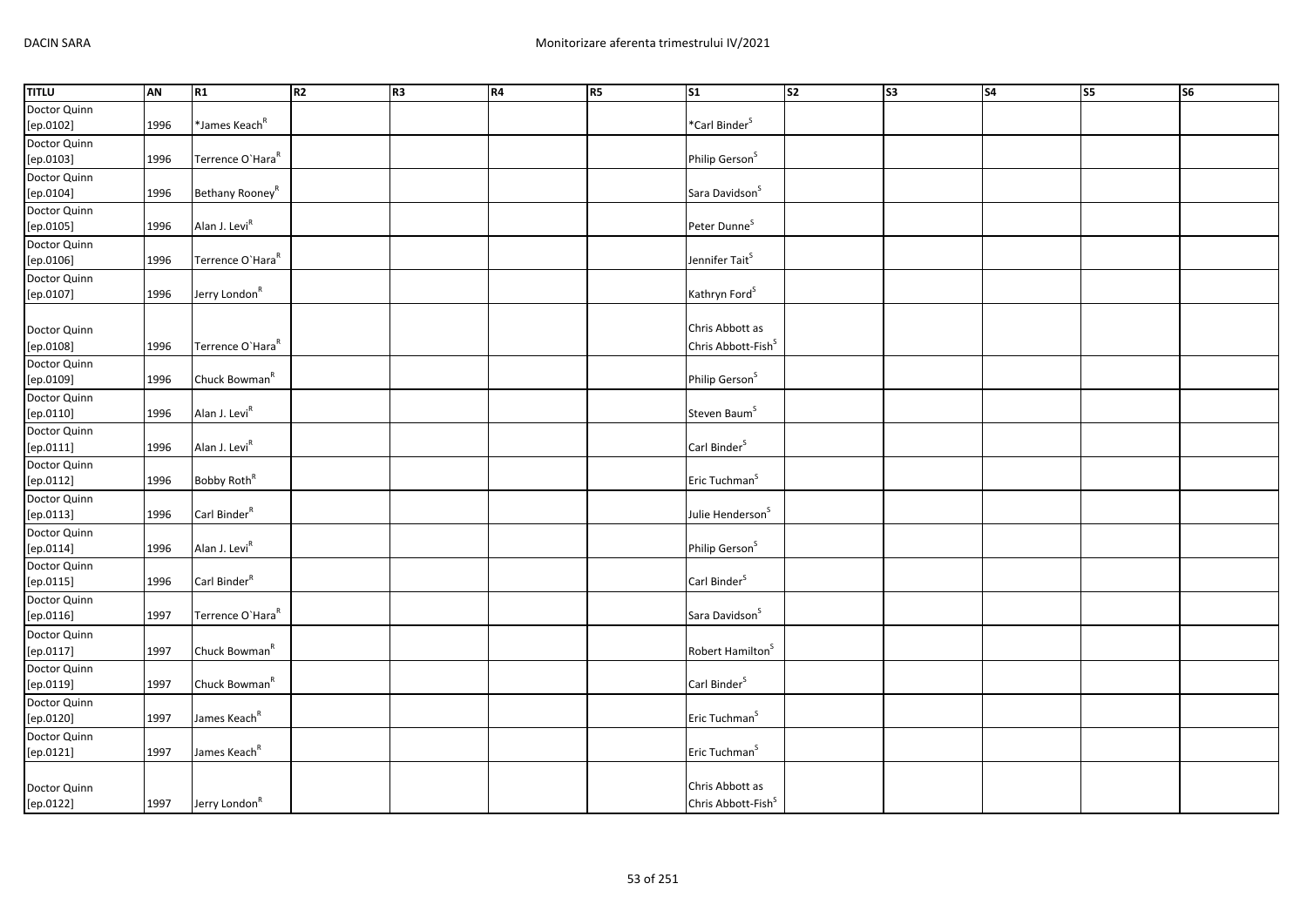| TITLU | AN | R1 | R2 | R3 | R4 | R5 | S1 | S2 | S3 | S4 | S5 | S6 |
|---|---|---|---|---|---|---|---|---|---|---|---|---|
| Doctor Quinn [ep.0102] | 1996 | *James Keach[R] | | | | | *Carl Binder[S] | | | | | |
| Doctor Quinn [ep.0103] | 1996 | Terrence O`Hara[R] | | | | | Philip Gerson[S] | | | | | |
| Doctor Quinn [ep.0104] | 1996 | Bethany Rooney[R] | | | | | Sara Davidson[S] | | | | | |
| Doctor Quinn [ep.0105] | 1996 | Alan J. Levi[R] | | | | | Peter Dunne[S] | | | | | |
| Doctor Quinn [ep.0106] | 1996 | Terrence O`Hara[R] | | | | | Jennifer Tait[S] | | | | | |
| Doctor Quinn [ep.0107] | 1996 | Jerry London[R] | | | | | Kathryn Ford[S] | | | | | |
| Doctor Quinn [ep.0108] | 1996 | Terrence O`Hara[R] | | | | | Chris Abbott as Chris Abbott-Fish[S] | | | | | |
| Doctor Quinn [ep.0109] | 1996 | Chuck Bowman[R] | | | | | Philip Gerson[S] | | | | | |
| Doctor Quinn [ep.0110] | 1996 | Alan J. Levi[R] | | | | | Steven Baum[S] | | | | | |
| Doctor Quinn [ep.0111] | 1996 | Alan J. Levi[R] | | | | | Carl Binder[S] | | | | | |
| Doctor Quinn [ep.0112] | 1996 | Bobby Roth[R] | | | | | Eric Tuchman[S] | | | | | |
| Doctor Quinn [ep.0113] | 1996 | Carl Binder[R] | | | | | Julie Henderson[S] | | | | | |
| Doctor Quinn [ep.0114] | 1996 | Alan J. Levi[R] | | | | | Philip Gerson[S] | | | | | |
| Doctor Quinn [ep.0115] | 1996 | Carl Binder[R] | | | | | Carl Binder[S] | | | | | |
| Doctor Quinn [ep.0116] | 1997 | Terrence O`Hara[R] | | | | | Sara Davidson[S] | | | | | |
| Doctor Quinn [ep.0117] | 1997 | Chuck Bowman[R] | | | | | Robert Hamilton[S] | | | | | |
| Doctor Quinn [ep.0119] | 1997 | Chuck Bowman[R] | | | | | Carl Binder[S] | | | | | |
| Doctor Quinn [ep.0120] | 1997 | James Keach[R] | | | | | Eric Tuchman[S] | | | | | |
| Doctor Quinn [ep.0121] | 1997 | James Keach[R] | | | | | Eric Tuchman[S] | | | | | |
| Doctor Quinn [ep.0122] | 1997 | Jerry London[R] | | | | | Chris Abbott as Chris Abbott-Fish[S] | | | | | |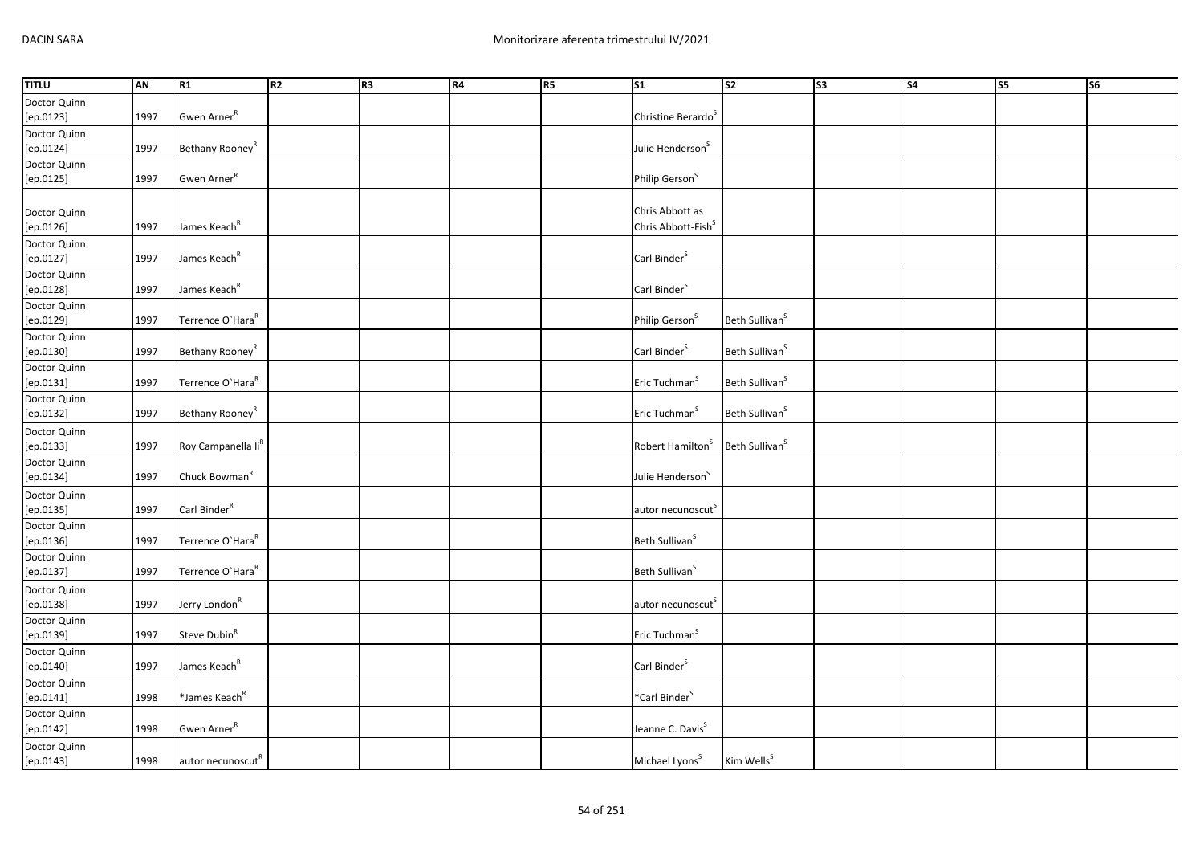| TITLU | AN | R1 | R2 | R3 | R4 | R5 | S1 | S2 | S3 | S4 | S5 | S6 |
|---|---|---|---|---|---|---|---|---|---|---|---|---|
| Doctor Quinn [ep.0123] | 1997 | Gwen Arner[R] | | | | | Christine Berardo[S] | | | | | |
| Doctor Quinn [ep.0124] | 1997 | Bethany Rooney[R] | | | | | Julie Henderson[S] | | | | | |
| Doctor Quinn [ep.0125] | 1997 | Gwen Arner[R] | | | | | Philip Gerson[S] | | | | | |
| Doctor Quinn [ep.0126] | 1997 | James Keach[R] | | | | | Chris Abbott as Chris Abbott-Fish[S] | | | | | |
| Doctor Quinn [ep.0127] | 1997 | James Keach[R] | | | | | Carl Binder[S] | | | | | |
| Doctor Quinn [ep.0128] | 1997 | James Keach[R] | | | | | Carl Binder[S] | | | | | |
| Doctor Quinn [ep.0129] | 1997 | Terrence O`Hara[R] | | | | | Philip Gerson[S] | Beth Sullivan[S] | | | | |
| Doctor Quinn [ep.0130] | 1997 | Bethany Rooney[R] | | | | | Carl Binder[S] | Beth Sullivan[S] | | | | |
| Doctor Quinn [ep.0131] | 1997 | Terrence O`Hara[R] | | | | | Eric Tuchman[S] | Beth Sullivan[S] | | | | |
| Doctor Quinn [ep.0132] | 1997 | Bethany Rooney[R] | | | | | Eric Tuchman[S] | Beth Sullivan[S] | | | | |
| Doctor Quinn [ep.0133] | 1997 | Roy Campanella Ii[R] | | | | | Robert Hamilton[S] | Beth Sullivan[S] | | | | |
| Doctor Quinn [ep.0134] | 1997 | Chuck Bowman[R] | | | | | Julie Henderson[S] | | | | | |
| Doctor Quinn [ep.0135] | 1997 | Carl Binder[R] | | | | | autor necunoscut[S] | | | | | |
| Doctor Quinn [ep.0136] | 1997 | Terrence O`Hara[R] | | | | | Beth Sullivan[S] | | | | | |
| Doctor Quinn [ep.0137] | 1997 | Terrence O`Hara[R] | | | | | Beth Sullivan[S] | | | | | |
| Doctor Quinn [ep.0138] | 1997 | Jerry London[R] | | | | | autor necunoscut[S] | | | | | |
| Doctor Quinn [ep.0139] | 1997 | Steve Dubin[R] | | | | | Eric Tuchman[S] | | | | | |
| Doctor Quinn [ep.0140] | 1997 | James Keach[R] | | | | | Carl Binder[S] | | | | | |
| Doctor Quinn [ep.0141] | 1998 | *James Keach[R] | | | | | *Carl Binder[S] | | | | | |
| Doctor Quinn [ep.0142] | 1998 | Gwen Arner[R] | | | | | Jeanne C. Davis[S] | | | | | |
| Doctor Quinn [ep.0143] | 1998 | autor necunoscut[R] | | | | | Michael Lyons[S] | Kim Wells[S] | | | | |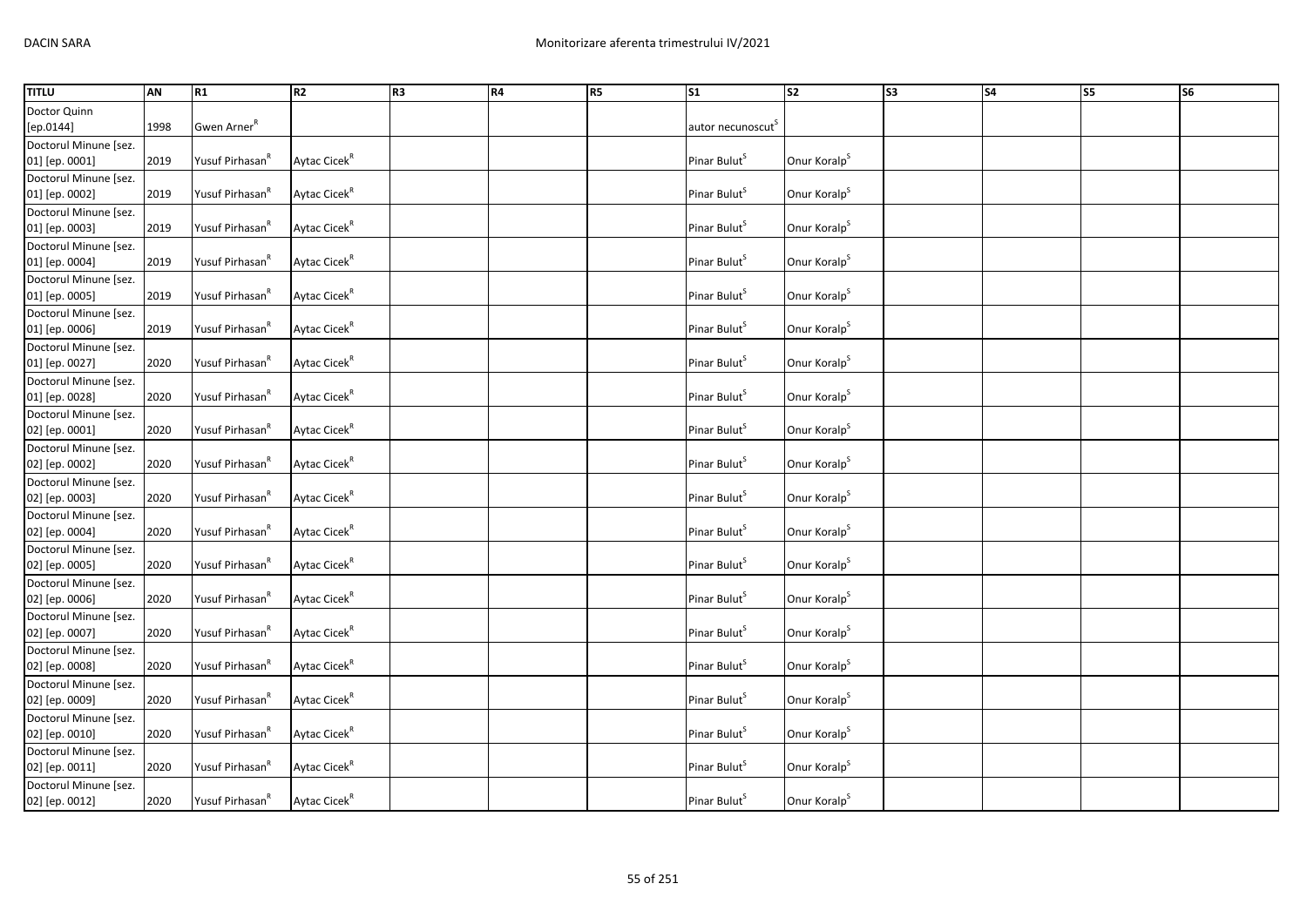| TITLU | AN | R1 | R2 | R3 | R4 | R5 | S1 | S2 | S3 | S4 | S5 | S6 |
|---|---|---|---|---|---|---|---|---|---|---|---|---|
| Doctor Quinn [ep.0144] | 1998 | Gwen Arner[R] | | | | | autor necunoscut[S] | | | | | |
| Doctorul Minune [sez. 01] [ep. 0001] | 2019 | Yusuf Pirhasan[R] | Aytac Cicek[R] | | | | Pinar Bulut[S] | Onur Koralp[S] | | | | |
| Doctorul Minune [sez. 01] [ep. 0002] | 2019 | Yusuf Pirhasan[R] | Aytac Cicek[R] | | | | Pinar Bulut[S] | Onur Koralp[S] | | | | |
| Doctorul Minune [sez. 01] [ep. 0003] | 2019 | Yusuf Pirhasan[R] | Aytac Cicek[R] | | | | Pinar Bulut[S] | Onur Koralp[S] | | | | |
| Doctorul Minune [sez. 01] [ep. 0004] | 2019 | Yusuf Pirhasan[R] | Aytac Cicek[R] | | | | Pinar Bulut[S] | Onur Koralp[S] | | | | |
| Doctorul Minune [sez. 01] [ep. 0005] | 2019 | Yusuf Pirhasan[R] | Aytac Cicek[R] | | | | Pinar Bulut[S] | Onur Koralp[S] | | | | |
| Doctorul Minune [sez. 01] [ep. 0006] | 2019 | Yusuf Pirhasan[R] | Aytac Cicek[R] | | | | Pinar Bulut[S] | Onur Koralp[S] | | | | |
| Doctorul Minune [sez. 01] [ep. 0027] | 2020 | Yusuf Pirhasan[R] | Aytac Cicek[R] | | | | Pinar Bulut[S] | Onur Koralp[S] | | | | |
| Doctorul Minune [sez. 01] [ep. 0028] | 2020 | Yusuf Pirhasan[R] | Aytac Cicek[R] | | | | Pinar Bulut[S] | Onur Koralp[S] | | | | |
| Doctorul Minune [sez. 02] [ep. 0001] | 2020 | Yusuf Pirhasan[R] | Aytac Cicek[R] | | | | Pinar Bulut[S] | Onur Koralp[S] | | | | |
| Doctorul Minune [sez. 02] [ep. 0002] | 2020 | Yusuf Pirhasan[R] | Aytac Cicek[R] | | | | Pinar Bulut[S] | Onur Koralp[S] | | | | |
| Doctorul Minune [sez. 02] [ep. 0003] | 2020 | Yusuf Pirhasan[R] | Aytac Cicek[R] | | | | Pinar Bulut[S] | Onur Koralp[S] | | | | |
| Doctorul Minune [sez. 02] [ep. 0004] | 2020 | Yusuf Pirhasan[R] | Aytac Cicek[R] | | | | Pinar Bulut[S] | Onur Koralp[S] | | | | |
| Doctorul Minune [sez. 02] [ep. 0005] | 2020 | Yusuf Pirhasan[R] | Aytac Cicek[R] | | | | Pinar Bulut[S] | Onur Koralp[S] | | | | |
| Doctorul Minune [sez. 02] [ep. 0006] | 2020 | Yusuf Pirhasan[R] | Aytac Cicek[R] | | | | Pinar Bulut[S] | Onur Koralp[S] | | | | |
| Doctorul Minune [sez. 02] [ep. 0007] | 2020 | Yusuf Pirhasan[R] | Aytac Cicek[R] | | | | Pinar Bulut[S] | Onur Koralp[S] | | | | |
| Doctorul Minune [sez. 02] [ep. 0008] | 2020 | Yusuf Pirhasan[R] | Aytac Cicek[R] | | | | Pinar Bulut[S] | Onur Koralp[S] | | | | |
| Doctorul Minune [sez. 02] [ep. 0009] | 2020 | Yusuf Pirhasan[R] | Aytac Cicek[R] | | | | Pinar Bulut[S] | Onur Koralp[S] | | | | |
| Doctorul Minune [sez. 02] [ep. 0010] | 2020 | Yusuf Pirhasan[R] | Aytac Cicek[R] | | | | Pinar Bulut[S] | Onur Koralp[S] | | | | |
| Doctorul Minune [sez. 02] [ep. 0011] | 2020 | Yusuf Pirhasan[R] | Aytac Cicek[R] | | | | Pinar Bulut[S] | Onur Koralp[S] | | | | |
| Doctorul Minune [sez. 02] [ep. 0012] | 2020 | Yusuf Pirhasan[R] | Aytac Cicek[R] | | | | Pinar Bulut[S] | Onur Koralp[S] | | | | |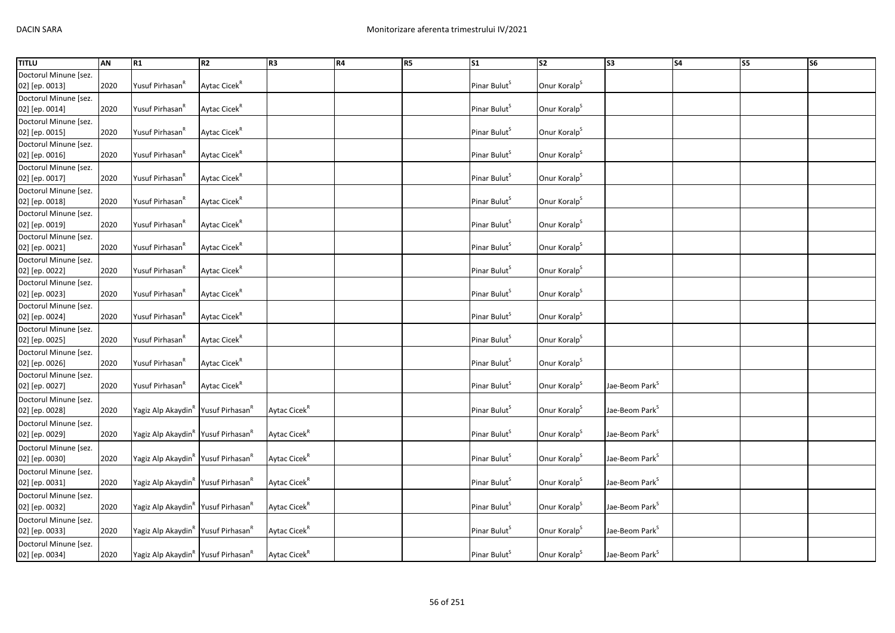| TITLU | AN | R1 | R2 | R3 | R4 | R5 | S1 | S2 | S3 | S4 | S5 | S6 |
|---|---|---|---|---|---|---|---|---|---|---|---|---|
| Doctorul Minune [sez. 02] [ep. 0013] | 2020 | Yusuf Pirhasan[R] | Aytac Cicek[R] | | | | Pinar Bulut[S] | Onur Koralp[S] | | | | |
| Doctorul Minune [sez. 02] [ep. 0014] | 2020 | Yusuf Pirhasan[R] | Aytac Cicek[R] | | | | Pinar Bulut[S] | Onur Koralp[S] | | | | |
| Doctorul Minune [sez. 02] [ep. 0015] | 2020 | Yusuf Pirhasan[R] | Aytac Cicek[R] | | | | Pinar Bulut[S] | Onur Koralp[S] | | | | |
| Doctorul Minune [sez. 02] [ep. 0016] | 2020 | Yusuf Pirhasan[R] | Aytac Cicek[R] | | | | Pinar Bulut[S] | Onur Koralp[S] | | | | |
| Doctorul Minune [sez. 02] [ep. 0017] | 2020 | Yusuf Pirhasan[R] | Aytac Cicek[R] | | | | Pinar Bulut[S] | Onur Koralp[S] | | | | |
| Doctorul Minune [sez. 02] [ep. 0018] | 2020 | Yusuf Pirhasan[R] | Aytac Cicek[R] | | | | Pinar Bulut[S] | Onur Koralp[S] | | | | |
| Doctorul Minune [sez. 02] [ep. 0019] | 2020 | Yusuf Pirhasan[R] | Aytac Cicek[R] | | | | Pinar Bulut[S] | Onur Koralp[S] | | | | |
| Doctorul Minune [sez. 02] [ep. 0021] | 2020 | Yusuf Pirhasan[R] | Aytac Cicek[R] | | | | Pinar Bulut[S] | Onur Koralp[S] | | | | |
| Doctorul Minune [sez. 02] [ep. 0022] | 2020 | Yusuf Pirhasan[R] | Aytac Cicek[R] | | | | Pinar Bulut[S] | Onur Koralp[S] | | | | |
| Doctorul Minune [sez. 02] [ep. 0023] | 2020 | Yusuf Pirhasan[R] | Aytac Cicek[R] | | | | Pinar Bulut[S] | Onur Koralp[S] | | | | |
| Doctorul Minune [sez. 02] [ep. 0024] | 2020 | Yusuf Pirhasan[R] | Aytac Cicek[R] | | | | Pinar Bulut[S] | Onur Koralp[S] | | | | |
| Doctorul Minune [sez. 02] [ep. 0025] | 2020 | Yusuf Pirhasan[R] | Aytac Cicek[R] | | | | Pinar Bulut[S] | Onur Koralp[S] | | | | |
| Doctorul Minune [sez. 02] [ep. 0026] | 2020 | Yusuf Pirhasan[R] | Aytac Cicek[R] | | | | Pinar Bulut[S] | Onur Koralp[S] | | | | |
| Doctorul Minune [sez. 02] [ep. 0027] | 2020 | Yusuf Pirhasan[R] | Aytac Cicek[R] | | | | Pinar Bulut[S] | Onur Koralp[S] | Jae-Beom Park[S] | | | |
| Doctorul Minune [sez. 02] [ep. 0028] | 2020 | Yagiz Alp Akaydin[R] | Yusuf Pirhasan[R] | Aytac Cicek[R] | | | Pinar Bulut[S] | Onur Koralp[S] | Jae-Beom Park[S] | | | |
| Doctorul Minune [sez. 02] [ep. 0029] | 2020 | Yagiz Alp Akaydin[R] | Yusuf Pirhasan[R] | Aytac Cicek[R] | | | Pinar Bulut[S] | Onur Koralp[S] | Jae-Beom Park[S] | | | |
| Doctorul Minune [sez. 02] [ep. 0030] | 2020 | Yagiz Alp Akaydin[R] | Yusuf Pirhasan[R] | Aytac Cicek[R] | | | Pinar Bulut[S] | Onur Koralp[S] | Jae-Beom Park[S] | | | |
| Doctorul Minune [sez. 02] [ep. 0031] | 2020 | Yagiz Alp Akaydin[R] | Yusuf Pirhasan[R] | Aytac Cicek[R] | | | Pinar Bulut[S] | Onur Koralp[S] | Jae-Beom Park[S] | | | |
| Doctorul Minune [sez. 02] [ep. 0032] | 2020 | Yagiz Alp Akaydin[R] | Yusuf Pirhasan[R] | Aytac Cicek[R] | | | Pinar Bulut[S] | Onur Koralp[S] | Jae-Beom Park[S] | | | |
| Doctorul Minune [sez. 02] [ep. 0033] | 2020 | Yagiz Alp Akaydin[R] | Yusuf Pirhasan[R] | Aytac Cicek[R] | | | Pinar Bulut[S] | Onur Koralp[S] | Jae-Beom Park[S] | | | |
| Doctorul Minune [sez. 02] [ep. 0034] | 2020 | Yagiz Alp Akaydin[R] | Yusuf Pirhasan[R] | Aytac Cicek[R] | | | Pinar Bulut[S] | Onur Koralp[S] | Jae-Beom Park[S] | | | |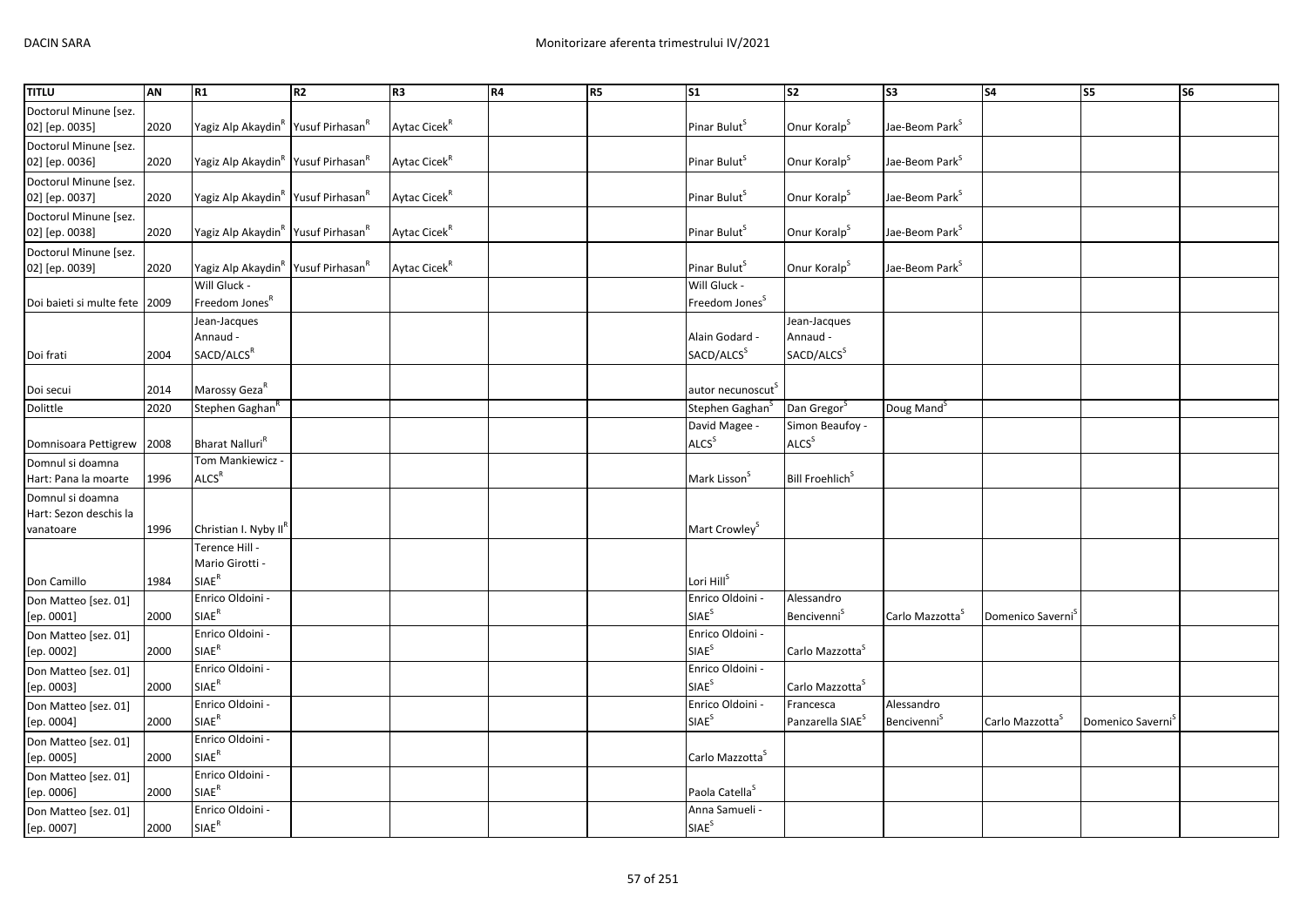| TITLU | AN | R1 | R2 | R3 | R4 | R5 | S1 | S2 | S3 | S4 | S5 | S6 |
|---|---|---|---|---|---|---|---|---|---|---|---|---|
| Doctorul Minune [sez. 02] [ep. 0035] | 2020 | Yagiz Alp Akaydin[R] | Yusuf Pirhasan[R] | Aytac Cicek[R] | | | Pinar Bulut[S] | Onur Koralp[S] | Jae-Beom Park[S] | | | |
| Doctorul Minune [sez. 02] [ep. 0036] | 2020 | Yagiz Alp Akaydin[R] | Yusuf Pirhasan[R] | Aytac Cicek[R] | | | Pinar Bulut[S] | Onur Koralp[S] | Jae-Beom Park[S] | | | |
| Doctorul Minune [sez. 02] [ep. 0037] | 2020 | Yagiz Alp Akaydin[R] | Yusuf Pirhasan[R] | Aytac Cicek[R] | | | Pinar Bulut[S] | Onur Koralp[S] | Jae-Beom Park[S] | | | |
| Doctorul Minune [sez. 02] [ep. 0038] | 2020 | Yagiz Alp Akaydin[R] | Yusuf Pirhasan[R] | Aytac Cicek[R] | | | Pinar Bulut[S] | Onur Koralp[S] | Jae-Beom Park[S] | | | |
| Doctorul Minune [sez. 02] [ep. 0039] | 2020 | Yagiz Alp Akaydin[R] | Yusuf Pirhasan[R] | Aytac Cicek[R] | | | Pinar Bulut[S] | Onur Koralp[S] | Jae-Beom Park[S] | | | |
| Doi baieti si multe fete | 2009 | Will Gluck - Freedom Jones[R] | | | | | Will Gluck - Freedom Jones[S] | | | | | |
| Doi frati | 2004 | Jean-Jacques Annaud - SACD/ALCS[R] | | | | | Alain Godard - SACD/ALCS[S] | Jean-Jacques Annaud - SACD/ALCS[S] | | | | |
| Doi secui | 2014 | Marossy Geza[R] | | | | | autor necunoscut[S] | | | | | |
| Dolittle | 2020 | Stephen Gaghan[R] | | | | | Stephen Gaghan[S] | Dan Gregor[S] | Doug Mand[S] | | | |
| Domnisoara Pettigrew | 2008 | Bharat Nalluri[R] | | | | | David Magee - ALCS[S] | Simon Beaufoy - ALCS[S] | | | | |
| Domnul si doamna Hart: Pana la moarte | 1996 | Tom Mankiewicz - ALCS[R] | | | | | Mark Lisson[S] | Bill Froehlich[S] | | | | |
| Domnul si doamna Hart: Sezon deschis la vanatoare | 1996 | Christian I. Nyby II[R] | | | | | Mart Crowley[S] | | | | | |
| Don Camillo | 1984 | Terence Hill - Mario Girotti - SIAE[R] | | | | | Lori Hill[S] | | | | | |
| Don Matteo [sez. 01] [ep. 0001] | 2000 | Enrico Oldoini - SIAE[R] | | | | | Enrico Oldoini - SIAE[S] | Alessandro Bencivenni[S] | Carlo Mazzotta[S] | Domenico Saverni[S] | | |
| Don Matteo [sez. 01] [ep. 0002] | 2000 | Enrico Oldoini - SIAE[R] | | | | | Enrico Oldoini - SIAE[S] | Carlo Mazzotta[S] | | | | |
| Don Matteo [sez. 01] [ep. 0003] | 2000 | Enrico Oldoini - SIAE[R] | | | | | Enrico Oldoini - SIAE[S] | Carlo Mazzotta[S] | | | | |
| Don Matteo [sez. 01] [ep. 0004] | 2000 | Enrico Oldoini - SIAE[R] | | | | | Enrico Oldoini - SIAE[S] | Francesca Panzarella SIAE[S] | Alessandro Bencivenni[S] | Carlo Mazzotta[S] | Domenico Saverni[S] | |
| Don Matteo [sez. 01] [ep. 0005] | 2000 | Enrico Oldoini - SIAE[R] | | | | | Carlo Mazzotta[S] | | | | | |
| Don Matteo [sez. 01] [ep. 0006] | 2000 | Enrico Oldoini - SIAE[R] | | | | | Paola Catella[S] | | | | | |
| Don Matteo [sez. 01] [ep. 0007] | 2000 | Enrico Oldoini - SIAE[R] | | | | | Anna Samueli - SIAE[S] | | | | | |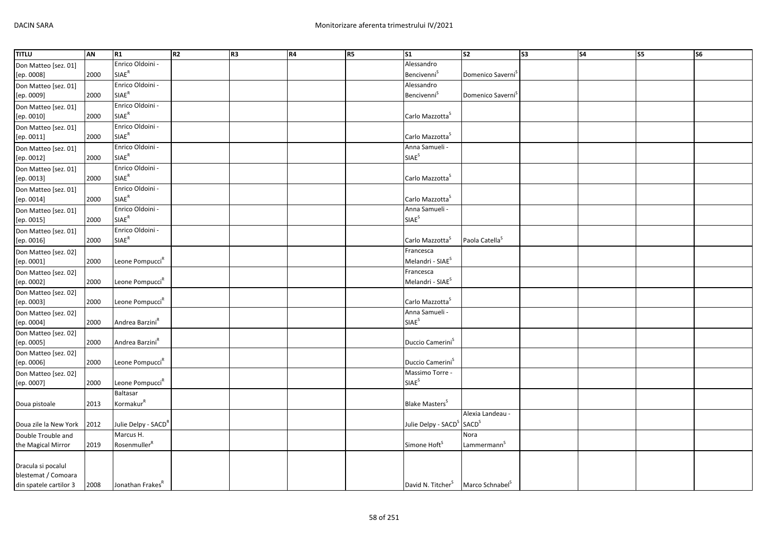| TITLU | AN | R1 | R2 | R3 | R4 | R5 | S1 | S2 | S3 | S4 | S5 | S6 |
|---|---|---|---|---|---|---|---|---|---|---|---|---|
| Don Matteo [sez. 01] [ep. 0008] | 2000 | Enrico Oldoini - SIAE[R] | | | | | Alessandro Bencivenni[S] | Domenico Saverni[S] | | | | |
| Don Matteo [sez. 01] [ep. 0009] | 2000 | Enrico Oldoini - SIAE[R] | | | | | Alessandro Bencivenni[S] | Domenico Saverni[S] | | | | |
| Don Matteo [sez. 01] [ep. 0010] | 2000 | Enrico Oldoini - SIAE[R] | | | | | Carlo Mazzotta[S] | | | | | |
| Don Matteo [sez. 01] [ep. 0011] | 2000 | Enrico Oldoini - SIAE[R] | | | | | Carlo Mazzotta[S] | | | | | |
| Don Matteo [sez. 01] [ep. 0012] | 2000 | Enrico Oldoini - SIAE[R] | | | | | Anna Samueli - SIAE[S] | | | | | |
| Don Matteo [sez. 01] [ep. 0013] | 2000 | Enrico Oldoini - SIAE[R] | | | | | Carlo Mazzotta[S] | | | | | |
| Don Matteo [sez. 01] [ep. 0014] | 2000 | Enrico Oldoini - SIAE[R] | | | | | Carlo Mazzotta[S] | | | | | |
| Don Matteo [sez. 01] [ep. 0015] | 2000 | Enrico Oldoini - SIAE[R] | | | | | Anna Samueli - SIAE[S] | | | | | |
| Don Matteo [sez. 01] [ep. 0016] | 2000 | Enrico Oldoini - SIAE[R] | | | | | Carlo Mazzotta[S] | Paola Catella[S] | | | | |
| Don Matteo [sez. 02] [ep. 0001] | 2000 | Leone Pompucci[R] | | | | | Francesca Melandri - SIAE[S] | | | | | |
| Don Matteo [sez. 02] [ep. 0002] | 2000 | Leone Pompucci[R] | | | | | Francesca Melandri - SIAE[S] | | | | | |
| Don Matteo [sez. 02] [ep. 0003] | 2000 | Leone Pompucci[R] | | | | | Carlo Mazzotta[S] | | | | | |
| Don Matteo [sez. 02] [ep. 0004] | 2000 | Andrea Barzini[R] | | | | | Anna Samueli - SIAE[S] | | | | | |
| Don Matteo [sez. 02] [ep. 0005] | 2000 | Andrea Barzini[R] | | | | | Duccio Camerini[S] | | | | | |
| Don Matteo [sez. 02] [ep. 0006] | 2000 | Leone Pompucci[R] | | | | | Duccio Camerini[S] | | | | | |
| Don Matteo [sez. 02] [ep. 0007] | 2000 | Leone Pompucci[R] | | | | | Massimo Torre - SIAE[S] | | | | | |
| Doua pistoale | 2013 | Baltasar Kormakur[R] | | | | | Blake Masters[S] | | | | | |
| Doua zile la New York | 2012 | Julie Delpy - SACD[R] | | | | | Julie Delpy - SACD[S] | Alexia Landeau - SACD[S] | | | | |
| Double Trouble and the Magical Mirror | 2019 | Marcus H. Rosenmuller[R] | | | | | Simone Hoft[S] | Nora Lammermann[S] | | | | |
| Dracula si pocalul blestemat / Comoara din spatele cartilor 3 | 2008 | Jonathan Frakes[R] | | | | | David N. Titcher[S] | Marco Schnabel[S] | | | | |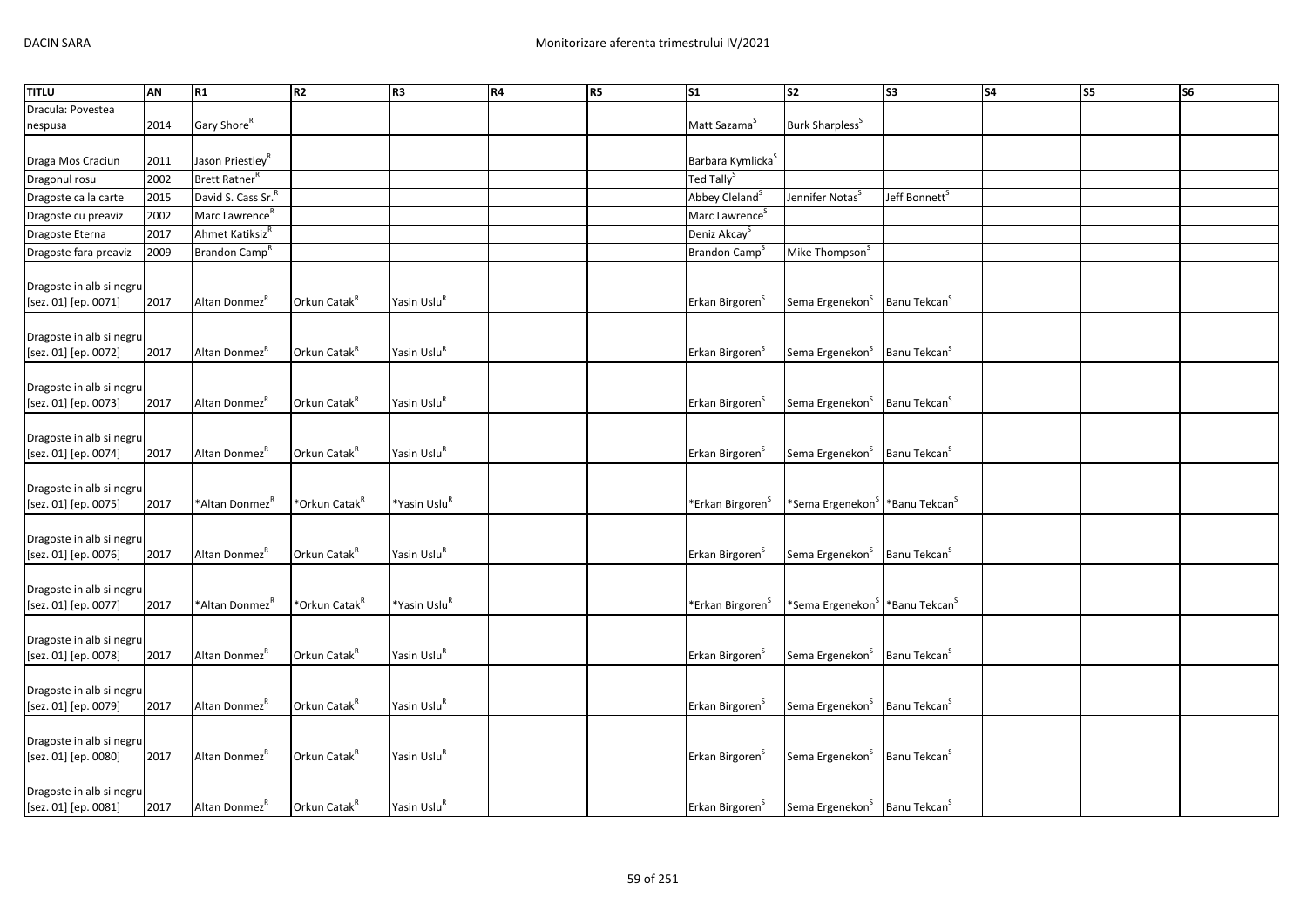| TITLU | AN | R1 | R2 | R3 | R4 | R5 | S1 | S2 | S3 | S4 | S5 | S6 |
|---|---|---|---|---|---|---|---|---|---|---|---|---|
| Dracula: Povestea nespusa | 2014 | Gary Shore[R] | | | | | Matt Sazama[S] | Burk Sharpless[S] | | | | |
| Draga Mos Craciun | 2011 | Jason Priestley[R] | | | | | Barbara Kymlicka[S] | | | | | |
| Dragonul rosu | 2002 | Brett Ratner[R] | | | | | Ted Tally[S] | | | | | |
| Dragoste ca la carte | 2015 | David S. Cass Sr.[R] | | | | | Abbey Cleland[S] | Jennifer Notas[S] | Jeff Bonnett[S] | | | |
| Dragoste cu preaviz | 2002 | Marc Lawrence[R] | | | | | Marc Lawrence[S] | | | | | |
| Dragoste Eterna | 2017 | Ahmet Katiksiz[R] | | | | | Deniz Akcay[S] | | | | | |
| Dragoste fara preaviz | 2009 | Brandon Camp[R] | | | | | Brandon Camp[S] | Mike Thompson[S] | | | | |
| Dragoste in alb si negru [sez. 01] [ep. 0071] | 2017 | Altan Donmez[R] | Orkun Catak[R] | Yasin Uslu[R] | | | Erkan Birgoren[S] | Sema Ergenekon[S] | Banu Tekcan[S] | | | |
| Dragoste in alb si negru [sez. 01] [ep. 0072] | 2017 | Altan Donmez[R] | Orkun Catak[R] | Yasin Uslu[R] | | | Erkan Birgoren[S] | Sema Ergenekon[S] | Banu Tekcan[S] | | | |
| Dragoste in alb si negru [sez. 01] [ep. 0073] | 2017 | Altan Donmez[R] | Orkun Catak[R] | Yasin Uslu[R] | | | Erkan Birgoren[S] | Sema Ergenekon[S] | Banu Tekcan[S] | | | |
| Dragoste in alb si negru [sez. 01] [ep. 0074] | 2017 | Altan Donmez[R] | Orkun Catak[R] | Yasin Uslu[R] | | | Erkan Birgoren[S] | Sema Ergenekon[S] | Banu Tekcan[S] | | | |
| Dragoste in alb si negru [sez. 01] [ep. 0075] | 2017 | *Altan Donmez[R] | *Orkun Catak[R] | *Yasin Uslu[R] | | | *Erkan Birgoren[S] | *Sema Ergenekon[S] | *Banu Tekcan[S] | | | |
| Dragoste in alb si negru [sez. 01] [ep. 0076] | 2017 | Altan Donmez[R] | Orkun Catak[R] | Yasin Uslu[R] | | | Erkan Birgoren[S] | Sema Ergenekon[S] | Banu Tekcan[S] | | | |
| Dragoste in alb si negru [sez. 01] [ep. 0077] | 2017 | *Altan Donmez[R] | *Orkun Catak[R] | *Yasin Uslu[R] | | | *Erkan Birgoren[S] | *Sema Ergenekon[S] | *Banu Tekcan[S] | | | |
| Dragoste in alb si negru [sez. 01] [ep. 0078] | 2017 | Altan Donmez[R] | Orkun Catak[R] | Yasin Uslu[R] | | | Erkan Birgoren[S] | Sema Ergenekon[S] | Banu Tekcan[S] | | | |
| Dragoste in alb si negru [sez. 01] [ep. 0079] | 2017 | Altan Donmez[R] | Orkun Catak[R] | Yasin Uslu[R] | | | Erkan Birgoren[S] | Sema Ergenekon[S] | Banu Tekcan[S] | | | |
| Dragoste in alb si negru [sez. 01] [ep. 0080] | 2017 | Altan Donmez[R] | Orkun Catak[R] | Yasin Uslu[R] | | | Erkan Birgoren[S] | Sema Ergenekon[S] | Banu Tekcan[S] | | | |
| Dragoste in alb si negru [sez. 01] [ep. 0081] | 2017 | Altan Donmez[R] | Orkun Catak[R] | Yasin Uslu[R] | | | Erkan Birgoren[S] | Sema Ergenekon[S] | Banu Tekcan[S] | | | |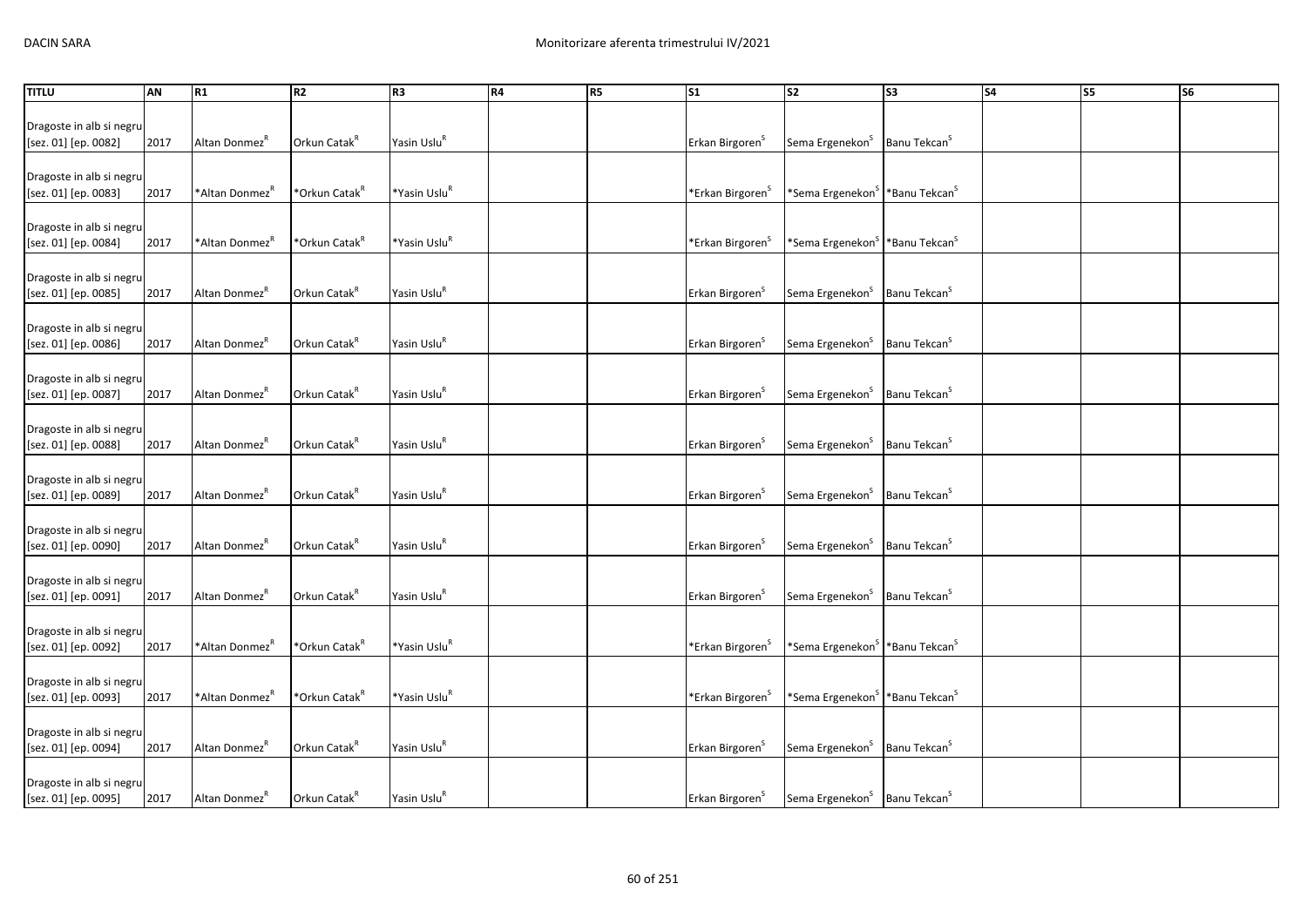| TITLU | AN | R1 | R2 | R3 | R4 | R5 | S1 | S2 | S3 | S4 | S5 | S6 |
|---|---|---|---|---|---|---|---|---|---|---|---|---|
| Dragoste in alb si negru [sez. 01] [ep. 0082] | 2017 | Altan Donmez[R] | Orkun Catak[R] | Yasin Uslu[R] | | | Erkan Birgoren[S] | Sema Ergenekon[S] | Banu Tekcan[S] | | | |
| Dragoste in alb si negru [sez. 01] [ep. 0083] | 2017 | *Altan Donmez[R] | *Orkun Catak[R] | *Yasin Uslu[R] | | | *Erkan Birgoren[S] | *Sema Ergenekon[S] | *Banu Tekcan[S] | | | |
| Dragoste in alb si negru [sez. 01] [ep. 0084] | 2017 | *Altan Donmez[R] | *Orkun Catak[R] | *Yasin Uslu[R] | | | *Erkan Birgoren[S] | *Sema Ergenekon[S] | *Banu Tekcan[S] | | | |
| Dragoste in alb si negru [sez. 01] [ep. 0085] | 2017 | Altan Donmez[R] | Orkun Catak[R] | Yasin Uslu[R] | | | Erkan Birgoren[S] | Sema Ergenekon[S] | Banu Tekcan[S] | | | |
| Dragoste in alb si negru [sez. 01] [ep. 0086] | 2017 | Altan Donmez[R] | Orkun Catak[R] | Yasin Uslu[R] | | | Erkan Birgoren[S] | Sema Ergenekon[S] | Banu Tekcan[S] | | | |
| Dragoste in alb si negru [sez. 01] [ep. 0087] | 2017 | Altan Donmez[R] | Orkun Catak[R] | Yasin Uslu[R] | | | Erkan Birgoren[S] | Sema Ergenekon[S] | Banu Tekcan[S] | | | |
| Dragoste in alb si negru [sez. 01] [ep. 0088] | 2017 | Altan Donmez[R] | Orkun Catak[R] | Yasin Uslu[R] | | | Erkan Birgoren[S] | Sema Ergenekon[S] | Banu Tekcan[S] | | | |
| Dragoste in alb si negru [sez. 01] [ep. 0089] | 2017 | Altan Donmez[R] | Orkun Catak[R] | Yasin Uslu[R] | | | Erkan Birgoren[S] | Sema Ergenekon[S] | Banu Tekcan[S] | | | |
| Dragoste in alb si negru [sez. 01] [ep. 0090] | 2017 | Altan Donmez[R] | Orkun Catak[R] | Yasin Uslu[R] | | | Erkan Birgoren[S] | Sema Ergenekon[S] | Banu Tekcan[S] | | | |
| Dragoste in alb si negru [sez. 01] [ep. 0091] | 2017 | Altan Donmez[R] | Orkun Catak[R] | Yasin Uslu[R] | | | Erkan Birgoren[S] | Sema Ergenekon[S] | Banu Tekcan[S] | | | |
| Dragoste in alb si negru [sez. 01] [ep. 0092] | 2017 | *Altan Donmez[R] | *Orkun Catak[R] | *Yasin Uslu[R] | | | *Erkan Birgoren[S] | *Sema Ergenekon[S] | *Banu Tekcan[S] | | | |
| Dragoste in alb si negru [sez. 01] [ep. 0093] | 2017 | *Altan Donmez[R] | *Orkun Catak[R] | *Yasin Uslu[R] | | | *Erkan Birgoren[S] | *Sema Ergenekon[S] | *Banu Tekcan[S] | | | |
| Dragoste in alb si negru [sez. 01] [ep. 0094] | 2017 | Altan Donmez[R] | Orkun Catak[R] | Yasin Uslu[R] | | | Erkan Birgoren[S] | Sema Ergenekon[S] | Banu Tekcan[S] | | | |
| Dragoste in alb si negru [sez. 01] [ep. 0095] | 2017 | Altan Donmez[R] | Orkun Catak[R] | Yasin Uslu[R] | | | Erkan Birgoren[S] | Sema Ergenekon[S] | Banu Tekcan[S] | | | |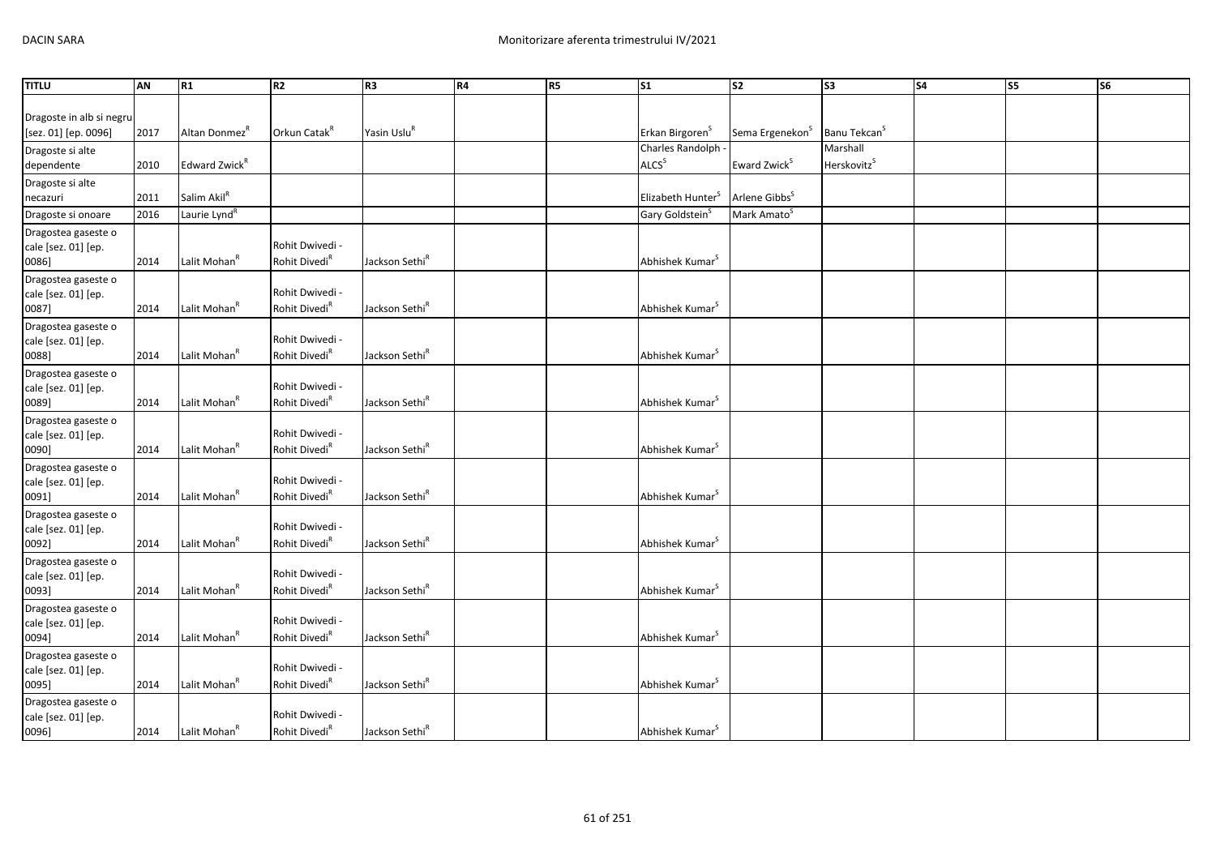| TITLU | AN | R1 | R2 | R3 | R4 | R5 | S1 | S2 | S3 | S4 | S5 | S6 |
|---|---|---|---|---|---|---|---|---|---|---|---|---|
| Dragoste in alb si negru [sez. 01] [ep. 0096] | 2017 | Altan Donmez[R] | Orkun Catak[R] | Yasin Uslu[R] | | | Erkan Birgoren[S] | Sema Ergenekon[S] | Banu Tekcan[S] | | | |
| Dragoste si alte dependente | 2010 | Edward Zwick[R] | | | | | Charles Randolph - ALCS[S] | Eward Zwick[S] | Marshall Herskovitz[S] | | | |
| Dragoste si alte necazuri | 2011 | Salim Akil[R] | | | | | Elizabeth Hunter[S] | Arlene Gibbs[S] | | | | |
| Dragoste si onoare | 2016 | Laurie Lynd[R] | | | | | Gary Goldstein[S] | Mark Amato[S] | | | | |
| Dragostea gaseste o cale [sez. 01] [ep. 0086] | 2014 | Lalit Mohan[R] | Rohit Dwivedi - Rohit Divedi[R] | Jackson Sethi[R] | | | Abhishek Kumar[S] | | | | | |
| Dragostea gaseste o cale [sez. 01] [ep. 0087] | 2014 | Lalit Mohan[R] | Rohit Dwivedi - Rohit Divedi[R] | Jackson Sethi[R] | | | Abhishek Kumar[S] | | | | | |
| Dragostea gaseste o cale [sez. 01] [ep. 0088] | 2014 | Lalit Mohan[R] | Rohit Dwivedi - Rohit Divedi[R] | Jackson Sethi[R] | | | Abhishek Kumar[S] | | | | | |
| Dragostea gaseste o cale [sez. 01] [ep. 0089] | 2014 | Lalit Mohan[R] | Rohit Dwivedi - Rohit Divedi[R] | Jackson Sethi[R] | | | Abhishek Kumar[S] | | | | | |
| Dragostea gaseste o cale [sez. 01] [ep. 0090] | 2014 | Lalit Mohan[R] | Rohit Dwivedi - Rohit Divedi[R] | Jackson Sethi[R] | | | Abhishek Kumar[S] | | | | | |
| Dragostea gaseste o cale [sez. 01] [ep. 0091] | 2014 | Lalit Mohan[R] | Rohit Dwivedi - Rohit Divedi[R] | Jackson Sethi[R] | | | Abhishek Kumar[S] | | | | | |
| Dragostea gaseste o cale [sez. 01] [ep. 0092] | 2014 | Lalit Mohan[R] | Rohit Dwivedi - Rohit Divedi[R] | Jackson Sethi[R] | | | Abhishek Kumar[S] | | | | | |
| Dragostea gaseste o cale [sez. 01] [ep. 0093] | 2014 | Lalit Mohan[R] | Rohit Dwivedi - Rohit Divedi[R] | Jackson Sethi[R] | | | Abhishek Kumar[S] | | | | | |
| Dragostea gaseste o cale [sez. 01] [ep. 0094] | 2014 | Lalit Mohan[R] | Rohit Dwivedi - Rohit Divedi[R] | Jackson Sethi[R] | | | Abhishek Kumar[S] | | | | | |
| Dragostea gaseste o cale [sez. 01] [ep. 0095] | 2014 | Lalit Mohan[R] | Rohit Dwivedi - Rohit Divedi[R] | Jackson Sethi[R] | | | Abhishek Kumar[S] | | | | | |
| Dragostea gaseste o cale [sez. 01] [ep. 0096] | 2014 | Lalit Mohan[R] | Rohit Dwivedi - Rohit Divedi[R] | Jackson Sethi[R] | | | Abhishek Kumar[S] | | | | | |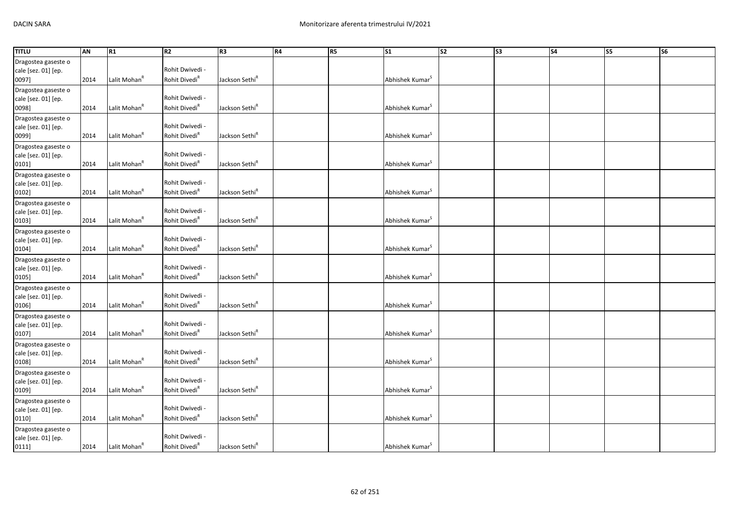| TITLU | AN | R1 | R2 | R3 | R4 | R5 | S1 | S2 | S3 | S4 | S5 | S6 |
|---|---|---|---|---|---|---|---|---|---|---|---|---|
| Dragostea gaseste o cale [sez. 01] [ep. 0097] | 2014 | Lalit Mohan[R] | Rohit Dwivedi - Rohit Divedi[R] | Jackson Sethi[R] | | | Abhishek Kumar[S] | | | | | |
| Dragostea gaseste o cale [sez. 01] [ep. 0098] | 2014 | Lalit Mohan[R] | Rohit Dwivedi - Rohit Divedi[R] | Jackson Sethi[R] | | | Abhishek Kumar[S] | | | | | |
| Dragostea gaseste o cale [sez. 01] [ep. 0099] | 2014 | Lalit Mohan[R] | Rohit Dwivedi - Rohit Divedi[R] | Jackson Sethi[R] | | | Abhishek Kumar[S] | | | | | |
| Dragostea gaseste o cale [sez. 01] [ep. 0101] | 2014 | Lalit Mohan[R] | Rohit Dwivedi - Rohit Divedi[R] | Jackson Sethi[R] | | | Abhishek Kumar[S] | | | | | |
| Dragostea gaseste o cale [sez. 01] [ep. 0102] | 2014 | Lalit Mohan[R] | Rohit Dwivedi - Rohit Divedi[R] | Jackson Sethi[R] | | | Abhishek Kumar[S] | | | | | |
| Dragostea gaseste o cale [sez. 01] [ep. 0103] | 2014 | Lalit Mohan[R] | Rohit Dwivedi - Rohit Divedi[R] | Jackson Sethi[R] | | | Abhishek Kumar[S] | | | | | |
| Dragostea gaseste o cale [sez. 01] [ep. 0104] | 2014 | Lalit Mohan[R] | Rohit Dwivedi - Rohit Divedi[R] | Jackson Sethi[R] | | | Abhishek Kumar[S] | | | | | |
| Dragostea gaseste o cale [sez. 01] [ep. 0105] | 2014 | Lalit Mohan[R] | Rohit Dwivedi - Rohit Divedi[R] | Jackson Sethi[R] | | | Abhishek Kumar[S] | | | | | |
| Dragostea gaseste o cale [sez. 01] [ep. 0106] | 2014 | Lalit Mohan[R] | Rohit Dwivedi - Rohit Divedi[R] | Jackson Sethi[R] | | | Abhishek Kumar[S] | | | | | |
| Dragostea gaseste o cale [sez. 01] [ep. 0107] | 2014 | Lalit Mohan[R] | Rohit Dwivedi - Rohit Divedi[R] | Jackson Sethi[R] | | | Abhishek Kumar[S] | | | | | |
| Dragostea gaseste o cale [sez. 01] [ep. 0108] | 2014 | Lalit Mohan[R] | Rohit Dwivedi - Rohit Divedi[R] | Jackson Sethi[R] | | | Abhishek Kumar[S] | | | | | |
| Dragostea gaseste o cale [sez. 01] [ep. 0109] | 2014 | Lalit Mohan[R] | Rohit Dwivedi - Rohit Divedi[R] | Jackson Sethi[R] | | | Abhishek Kumar[S] | | | | | |
| Dragostea gaseste o cale [sez. 01] [ep. 0110] | 2014 | Lalit Mohan[R] | Rohit Dwivedi - Rohit Divedi[R] | Jackson Sethi[R] | | | Abhishek Kumar[S] | | | | | |
| Dragostea gaseste o cale [sez. 01] [ep. 0111] | 2014 | Lalit Mohan[R] | Rohit Dwivedi - Rohit Divedi[R] | Jackson Sethi[R] | | | Abhishek Kumar[S] | | | | | |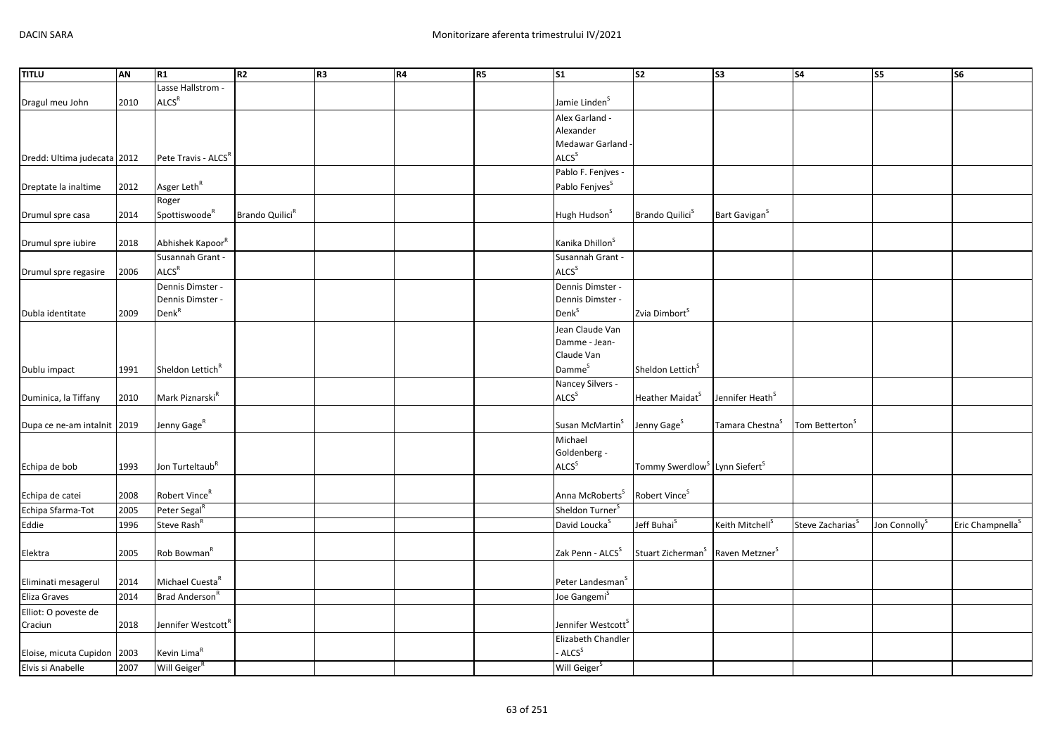| TITLU | AN | R1 | R2 | R3 | R4 | R5 | S1 | S2 | S3 | S4 | S5 | S6 |
|---|---|---|---|---|---|---|---|---|---|---|---|---|
| Dragul meu John | 2010 | Lasse Hallstrom - ALCS[R] | | | | | Jamie Linden[S] | | | | | |
| Dredd: Ultima judecata | 2012 | Pete Travis - ALCS[R] | | | | | Alex Garland - Alexander Medawar Garland - ALCS[S] | | | | | |
| Dreptate la inaltime | 2012 | Asger Leth[R] | | | | | Pablo F. Fenjves - Pablo Fenjves[S] | | | | | |
| Drumul spre casa | 2014 | Roger Spottiswoode[R] | Brando Quilici[R] | | | | Hugh Hudson[S] | Brando Quilici[S] | Bart Gavigan[S] | | | |
| Drumul spre iubire | 2018 | Abhishek Kapoor[R] | | | | | Kanika Dhillon[S] | | | | | |
| Drumul spre regasire | 2006 | Susannah Grant - ALCS[R] | | | | | Susannah Grant - ALCS[S] | | | | | |
| Dubla identitate | 2009 | Dennis Dimster - Dennis Dimster - Denk[R] | | | | | Dennis Dimster - Dennis Dimster - Denk[S] | Zvia Dimbort[S] | | | | |
| Dublu impact | 1991 | Sheldon Lettich[R] | | | | | Jean Claude Van Damme - Jean-Claude Van Damme[S] | Sheldon Lettich[S] | | | | |
| Duminica, la Tiffany | 2010 | Mark Piznarski[R] | | | | | Nancey Silvers - ALCS[S] | Heather Maidat[S] | Jennifer Heath[S] | | | |
| Dupa ce ne-am intalnit | 2019 | Jenny Gage[R] | | | | | Susan McMartin[S] | Jenny Gage[S] | Tamara Chestna[S] | Tom Betterton[S] | | |
| Echipa de bob | 1993 | Jon Turteltaub[R] | | | | | Michael Goldenberg - ALCS[S] | Tommy Swerdlow[S] | Lynn Siefert[S] | | | |
| Echipa de catei | 2008 | Robert Vince[R] | | | | | Anna McRoberts[S] | Robert Vince[S] | | | | |
| Echipa Sfarma-Tot | 2005 | Peter Segal[R] | | | | | Sheldon Turner[S] | | | | | |
| Eddie | 1996 | Steve Rash[R] | | | | | David Loucka[S] | Jeff Buhai[S] | Keith Mitchell[S] | Steve Zacharias[S] | Jon Connolly[S] | Eric Champnella[S] |
| Elektra | 2005 | Rob Bowman[R] | | | | | Zak Penn - ALCS[S] | Stuart Zicherman[S] | Raven Metzner[S] | | | |
| Eliminati mesagerul | 2014 | Michael Cuesta[R] | | | | | Peter Landesman[S] | | | | | |
| Eliza Graves | 2014 | Brad Anderson[R] | | | | | Joe Gangemi[S] | | | | | |
| Elliot: O poveste de Craciun | 2018 | Jennifer Westcott[R] | | | | | Jennifer Westcott[S] | | | | | |
| Eloise, micuta Cupidon | 2003 | Kevin Lima[R] | | | | | Elizabeth Chandler - ALCS[S] | | | | | |
| Elvis si Anabelle | 2007 | Will Geiger[R] | | | | | Will Geiger[S] | | | | | |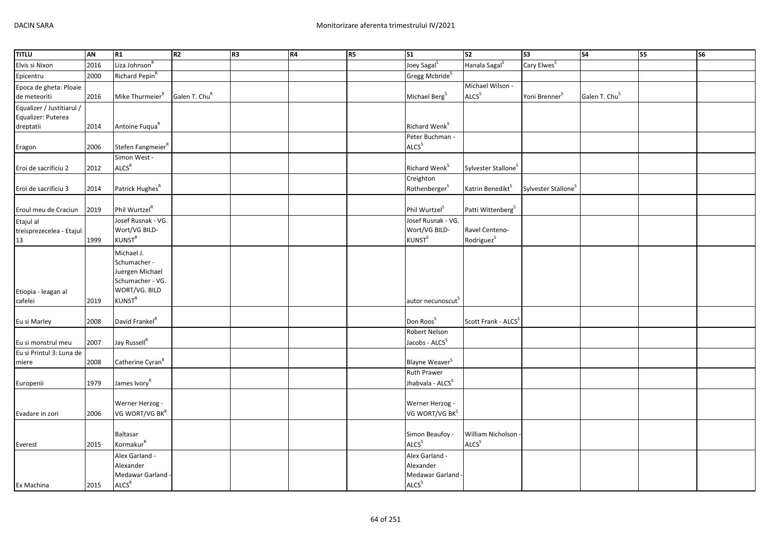| TITLU | AN | R1 | R2 | R3 | R4 | R5 | S1 | S2 | S3 | S4 | S5 | S6 |
|---|---|---|---|---|---|---|---|---|---|---|---|---|
| Elvis si Nixon | 2016 | Liza Johnson[R] | | | | | Joey Sagal[S] | Hanala Sagal[S] | Cary Elwes[S] | | | |
| Epicentru | 2000 | Richard Pepin[R] | | | | | Gregg Mcbride[S] | | | | | |
| Epoca de gheta: Ploaie de meteoriti | 2016 | Mike Thurmeier[R] | Galen T. Chu[R] | | | | Michael Berg[S] | Michael Wilson - ALCS[S] | Yoni Brenner[S] | Galen T. Chu[S] | | |
| Equalizer / Justitiarul / Equalizer: Puterea dreptatii | 2014 | Antoine Fuqua[R] | | | | | Richard Wenk[S] | | | | | |
| Eragon | 2006 | Stefen Fangmeier[R] | | | | | Peter Buchman - ALCS[S] | | | | | |
| Eroi de sacrificiu 2 | 2012 | Simon West - ALCS[R] | | | | | Richard Wenk[S] | Sylvester Stallone[S] | | | | |
| Eroi de sacrificiu 3 | 2014 | Patrick Hughes[R] | | | | | Creighton Rothenberger[S] | Katrin Benedikt[S] | Sylvester Stallone[S] | | | |
| Eroul meu de Craciun | 2019 | Phil Wurtzel[R] | | | | | Phil Wurtzel[S] | Patti Wittenberg[S] | | | | |
| Etajul al treisprezecelea - Etajul 13 | 1999 | Josef Rusnak - VG. Wort/VG BILD-KUNST[R] | | | | | Josef Rusnak - VG. Wort/VG BILD-KUNST[S] | Ravel Centeno-Rodriguez[S] | | | | |
| Etiopia - leagan al cafelei | 2019 | Michael J. Schumacher - Juergen Michael Schumacher - VG. WORT/VG. BILD KUNST[R] | | | | | autor necunoscut[S] | | | | | |
| Eu si Marley | 2008 | David Frankel[R] | | | | | Don Roos[S] | Scott Frank - ALCS[S] | | | | |
| Eu si monstrul meu | 2007 | Jay Russell[R] | | | | | Robert Nelson Jacobs - ALCS[S] | | | | | |
| Eu si Printul 3: Luna de miere | 2008 | Catherine Cyran[R] | | | | | Blayne Weaver[S] | | | | | |
| Europenii | 1979 | James Ivory[R] | | | | | Ruth Prawer Jhabvala - ALCS[S] | | | | | |
| Evadare in zori | 2006 | Werner Herzog - VG WORT/VG BK[R] | | | | | Werner Herzog - VG WORT/VG BK[S] | | | | | |
| Everest | 2015 | Baltasar Kormakur[R] | | | | | Simon Beaufoy - ALCS[S] | William Nicholson - ALCS[S] | | | | |
| Ex Machina | 2015 | Alex Garland - Alexander Medawar Garland - ALCS[R] | | | | | Alex Garland - Alexander Medawar Garland - ALCS[S] | | | | | |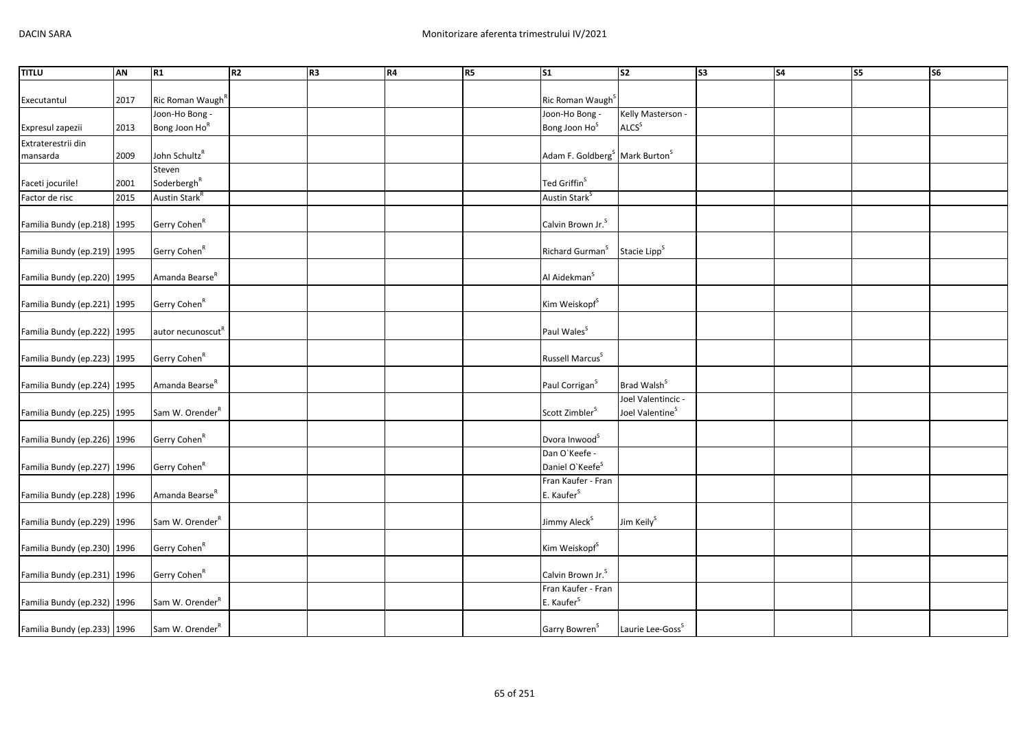| TITLU | AN | R1 | R2 | R3 | R4 | R5 | S1 | S2 | S3 | S4 | S5 | S6 |
|---|---|---|---|---|---|---|---|---|---|---|---|---|
| Executantul | 2017 | Ric Roman Waugh[R] | | | | | Ric Roman Waugh[S] | | | | | |
| Expresul zapezii | 2013 | Joon-Ho Bong - Bong Joon Ho[R] | | | | | Joon-Ho Bong - Bong Joon Ho[S] | Kelly Masterson - ALCS[S] | | | | |
| Extraterestrii din mansarda | 2009 | John Schultz[R] | | | | | Adam F. Goldberg[S] | Mark Burton[S] | | | | |
| Faceti jocurile! | 2001 | Steven Soderbergh[R] | | | | | Ted Griffin[S] | | | | | |
| Factor de risc | 2015 | Austin Stark[R] | | | | | Austin Stark[S] | | | | | |
| Familia Bundy (ep.218) | 1995 | Gerry Cohen[R] | | | | | Calvin Brown Jr.[S] | | | | | |
| Familia Bundy (ep.219) | 1995 | Gerry Cohen[R] | | | | | Richard Gurman[S] | Stacie Lipp[S] | | | | |
| Familia Bundy (ep.220) | 1995 | Amanda Bearse[R] | | | | | Al Aidekman[S] | | | | | |
| Familia Bundy (ep.221) | 1995 | Gerry Cohen[R] | | | | | Kim Weiskopf[S] | | | | | |
| Familia Bundy (ep.222) | 1995 | autor necunoscut[R] | | | | | Paul Wales[S] | | | | | |
| Familia Bundy (ep.223) | 1995 | Gerry Cohen[R] | | | | | Russell Marcus[S] | | | | | |
| Familia Bundy (ep.224) | 1995 | Amanda Bearse[R] | | | | | Paul Corrigan[S] | Brad Walsh[S] | | | | |
| Familia Bundy (ep.225) | 1995 | Sam W. Orender[R] | | | | | Scott Zimbler[S] | Joel Valentincic - Joel Valentine[S] | | | | |
| Familia Bundy (ep.226) | 1996 | Gerry Cohen[R] | | | | | Dvora Inwood[S] | | | | | |
| Familia Bundy (ep.227) | 1996 | Gerry Cohen[R] | | | | | Dan O`Keefe - Daniel O`Keefe[S] | | | | | |
| Familia Bundy (ep.228) | 1996 | Amanda Bearse[R] | | | | | Fran Kaufer - Fran E. Kaufer[S] | | | | | |
| Familia Bundy (ep.229) | 1996 | Sam W. Orender[R] | | | | | Jimmy Aleck[S] | Jim Keily[S] | | | | |
| Familia Bundy (ep.230) | 1996 | Gerry Cohen[R] | | | | | Kim Weiskopf[S] | | | | | |
| Familia Bundy (ep.231) | 1996 | Gerry Cohen[R] | | | | | Calvin Brown Jr.[S] | | | | | |
| Familia Bundy (ep.232) | 1996 | Sam W. Orender[R] | | | | | Fran Kaufer - Fran E. Kaufer[S] | | | | | |
| Familia Bundy (ep.233) | 1996 | Sam W. Orender[R] | | | | | Garry Bowren[S] | Laurie Lee-Goss[S] | | | | |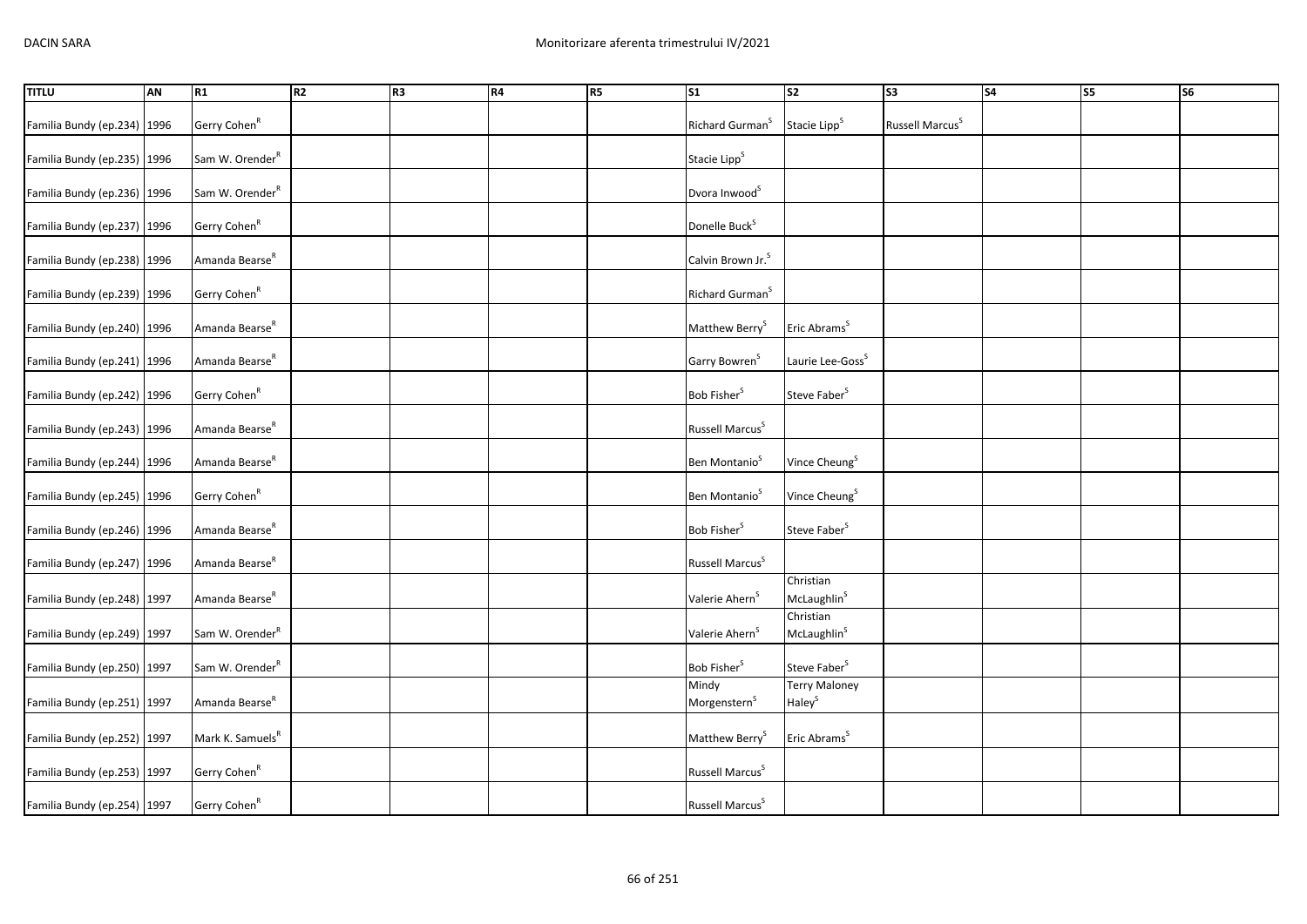| TITLU | AN | R1 | R2 | R3 | R4 | R5 | S1 | S2 | S3 | S4 | S5 | S6 |
|---|---|---|---|---|---|---|---|---|---|---|---|---|
| Familia Bundy (ep.234) | 1996 | Gerry Cohen[R] | | | | | Richard Gurman[S] | Stacie Lipp[S] | Russell Marcus[S] | | | |
| Familia Bundy (ep.235) | 1996 | Sam W. Orender[R] | | | | | Stacie Lipp[S] | | | | | |
| Familia Bundy (ep.236) | 1996 | Sam W. Orender[R] | | | | | Dvora Inwood[S] | | | | | |
| Familia Bundy (ep.237) | 1996 | Gerry Cohen[R] | | | | | Donelle Buck[S] | | | | | |
| Familia Bundy (ep.238) | 1996 | Amanda Bearse[R] | | | | | Calvin Brown Jr.[S] | | | | | |
| Familia Bundy (ep.239) | 1996 | Gerry Cohen[R] | | | | | Richard Gurman[S] | | | | | |
| Familia Bundy (ep.240) | 1996 | Amanda Bearse[R] | | | | | Matthew Berry[S] | Eric Abrams[S] | | | | |
| Familia Bundy (ep.241) | 1996 | Amanda Bearse[R] | | | | | Garry Bowren[S] | Laurie Lee-Goss[S] | | | | |
| Familia Bundy (ep.242) | 1996 | Gerry Cohen[R] | | | | | Bob Fisher[S] | Steve Faber[S] | | | | |
| Familia Bundy (ep.243) | 1996 | Amanda Bearse[R] | | | | | Russell Marcus[S] | | | | | |
| Familia Bundy (ep.244) | 1996 | Amanda Bearse[R] | | | | | Ben Montanio[S] | Vince Cheung[S] | | | | |
| Familia Bundy (ep.245) | 1996 | Gerry Cohen[R] | | | | | Ben Montanio[S] | Vince Cheung[S] | | | | |
| Familia Bundy (ep.246) | 1996 | Amanda Bearse[R] | | | | | Bob Fisher[S] | Steve Faber[S] | | | | |
| Familia Bundy (ep.247) | 1996 | Amanda Bearse[R] | | | | | Russell Marcus[S] | | | | | |
| Familia Bundy (ep.248) | 1997 | Amanda Bearse[R] | | | | | Valerie Ahern[S] | Christian McLaughlin[S] | | | | |
| Familia Bundy (ep.249) | 1997 | Sam W. Orender[R] | | | | | Valerie Ahern[S] | Christian McLaughlin[S] | | | | |
| Familia Bundy (ep.250) | 1997 | Sam W. Orender[R] | | | | | Bob Fisher[S] | Steve Faber[S] | | | | |
| Familia Bundy (ep.251) | 1997 | Amanda Bearse[R] | | | | | Mindy Morgenstern[S] | Terry Maloney Haley[S] | | | | |
| Familia Bundy (ep.252) | 1997 | Mark K. Samuels[R] | | | | | Matthew Berry[S] | Eric Abrams[S] | | | | |
| Familia Bundy (ep.253) | 1997 | Gerry Cohen[R] | | | | | Russell Marcus[S] | | | | | |
| Familia Bundy (ep.254) | 1997 | Gerry Cohen[R] | | | | | Russell Marcus[S] | | | | | |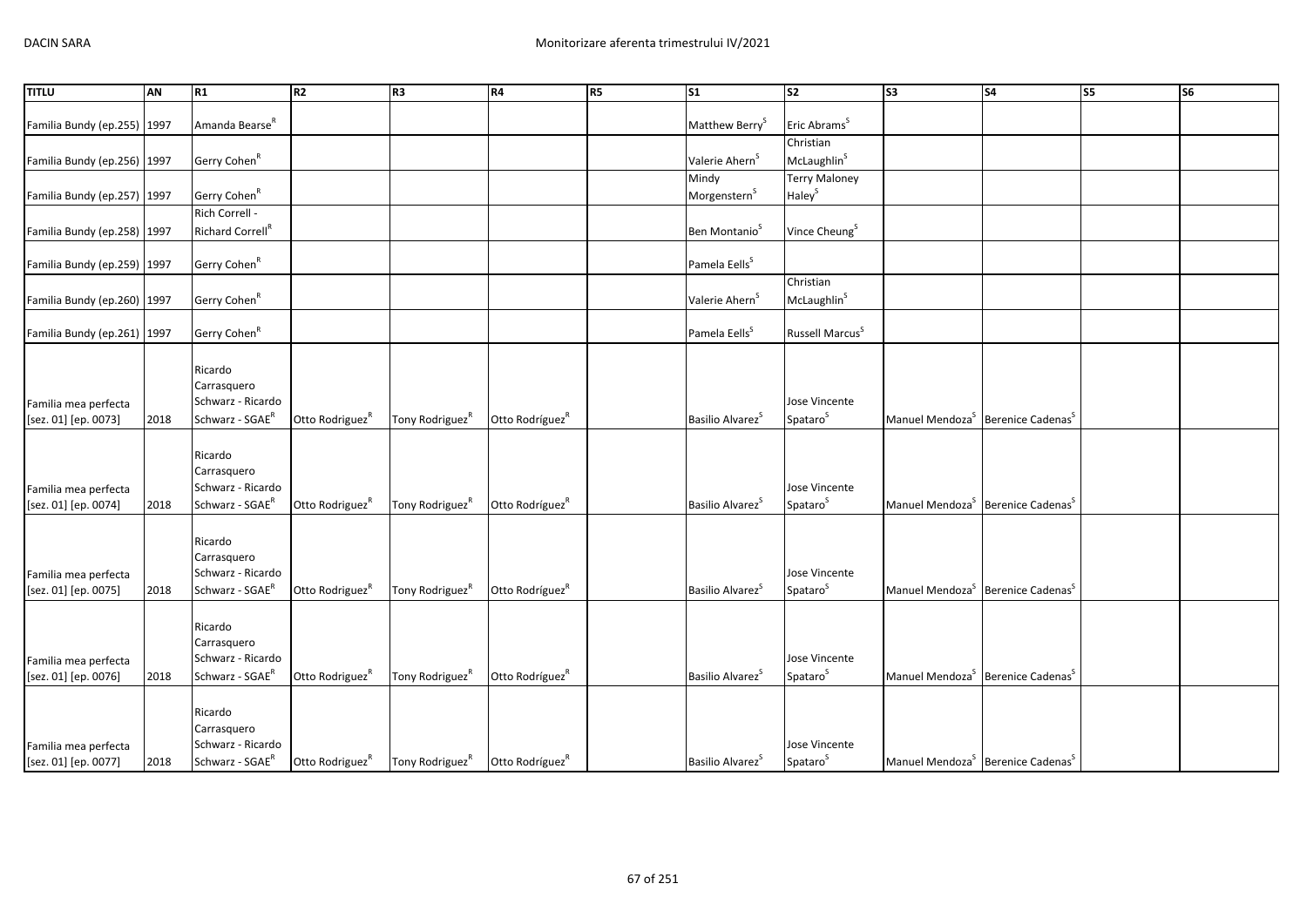| TITLU | AN | R1 | R2 | R3 | R4 | R5 | S1 | S2 | S3 | S4 | S5 | S6 |
|---|---|---|---|---|---|---|---|---|---|---|---|---|
| Familia Bundy (ep.255) | 1997 | Amanda Bearse[R] | | | | | Matthew Berry[S] | Eric Abrams[S] | | | | |
| Familia Bundy (ep.256) | 1997 | Gerry Cohen[R] | | | | | Valerie Ahern[S] | Christian McLaughlin[S] | | | | |
| Familia Bundy (ep.257) | 1997 | Gerry Cohen[R] | | | | | Mindy Morgenstern[S] | Terry Maloney Haley[S] | | | | |
| Familia Bundy (ep.258) | 1997 | Rich Correll - Richard Correll[R] | | | | | Ben Montanio[S] | Vince Cheung[S] | | | | |
| Familia Bundy (ep.259) | 1997 | Gerry Cohen[R] | | | | | Pamela Eells[S] | | | | | |
| Familia Bundy (ep.260) | 1997 | Gerry Cohen[R] | | | | | Valerie Ahern[S] | Christian McLaughlin[S] | | | | |
| Familia Bundy (ep.261) | 1997 | Gerry Cohen[R] | | | | | Pamela Eells[S] | Russell Marcus[S] | | | | |
| Familia mea perfecta [sez. 01] [ep. 0073] | 2018 | Ricardo Carrasquero Schwarz - Ricardo Schwarz - SGAE[R] | Otto Rodriguez[R] | Tony Rodriguez[R] | Otto Rodríguez[R] | | Basilio Alvarez[S] | Jose Vincente Spataro[S] | Manuel Mendoza[S] | Berenice Cadenas[S] | | |
| Familia mea perfecta [sez. 01] [ep. 0074] | 2018 | Ricardo Carrasquero Schwarz - Ricardo Schwarz - SGAE[R] | Otto Rodriguez[R] | Tony Rodriguez[R] | Otto Rodríguez[R] | | Basilio Alvarez[S] | Jose Vincente Spataro[S] | Manuel Mendoza[S] | Berenice Cadenas[S] | | |
| Familia mea perfecta [sez. 01] [ep. 0075] | 2018 | Ricardo Carrasquero Schwarz - Ricardo Schwarz - SGAE[R] | Otto Rodriguez[R] | Tony Rodriguez[R] | Otto Rodríguez[R] | | Basilio Alvarez[S] | Jose Vincente Spataro[S] | Manuel Mendoza[S] | Berenice Cadenas[S] | | |
| Familia mea perfecta [sez. 01] [ep. 0076] | 2018 | Ricardo Carrasquero Schwarz - Ricardo Schwarz - SGAE[R] | Otto Rodriguez[R] | Tony Rodriguez[R] | Otto Rodríguez[R] | | Basilio Alvarez[S] | Jose Vincente Spataro[S] | Manuel Mendoza[S] | Berenice Cadenas[S] | | |
| Familia mea perfecta [sez. 01] [ep. 0077] | 2018 | Ricardo Carrasquero Schwarz - Ricardo Schwarz - SGAE[R] | Otto Rodriguez[R] | Tony Rodriguez[R] | Otto Rodríguez[R] | | Basilio Alvarez[S] | Jose Vincente Spataro[S] | Manuel Mendoza[S] | Berenice Cadenas[S] | | |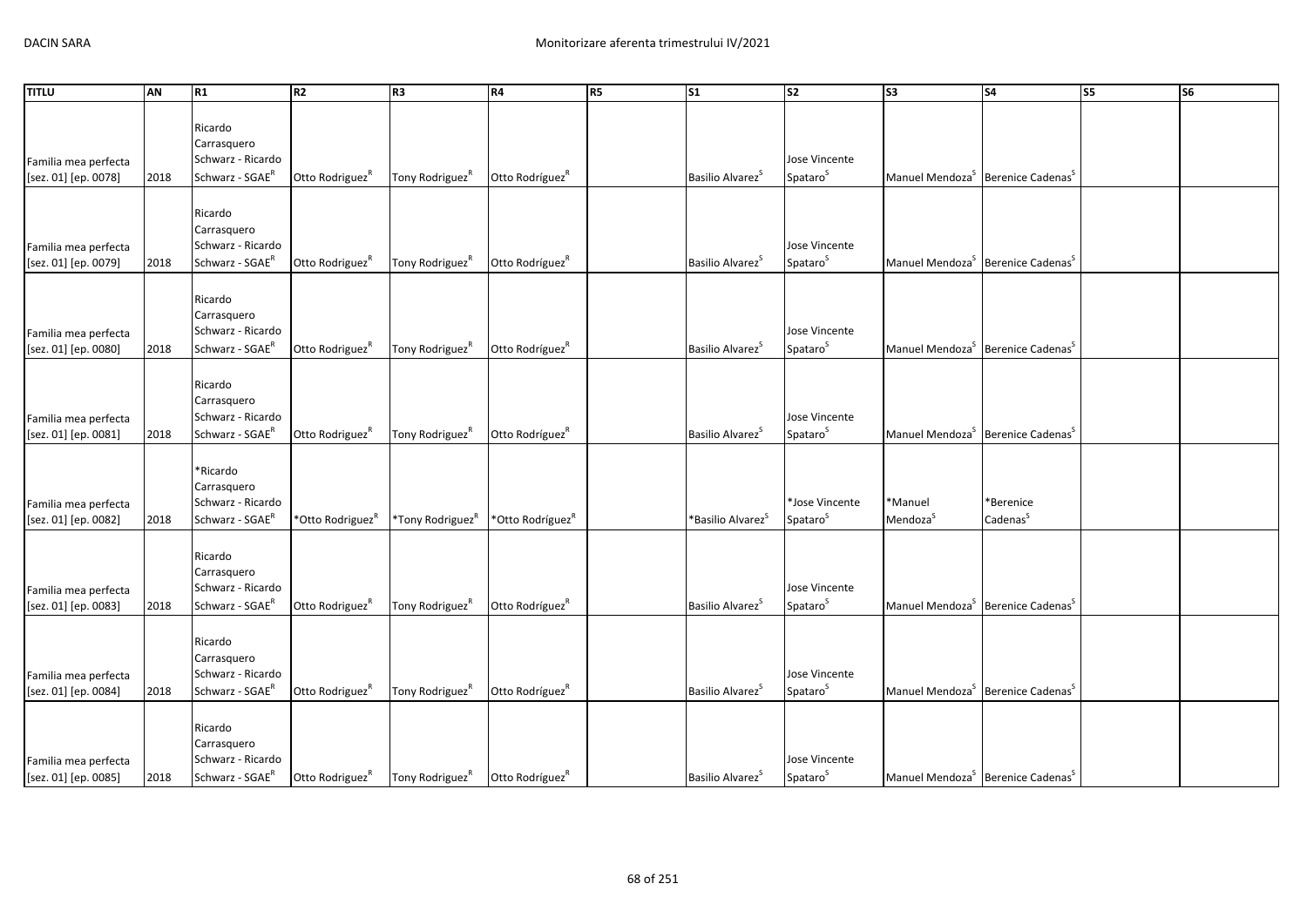| TITLU | AN | R1 | R2 | R3 | R4 | R5 | S1 | S2 | S3 | S4 | S5 | S6 |
|---|---|---|---|---|---|---|---|---|---|---|---|---|
| Familia mea perfecta [sez. 01] [ep. 0078] | 2018 | Ricardo Carrasquero Schwarz - Ricardo Schwarz - SGAE[R] | Otto Rodriguez[R] | Tony Rodriguez[R] | Otto Rodríguez[R] | | Basilio Alvarez[S] | Jose Vincente Spataro[S] | Manuel Mendoza[S] | Berenice Cadenas[S] | | |
| Familia mea perfecta [sez. 01] [ep. 0079] | 2018 | Ricardo Carrasquero Schwarz - Ricardo Schwarz - SGAE[R] | Otto Rodriguez[R] | Tony Rodriguez[R] | Otto Rodríguez[R] | | Basilio Alvarez[S] | Jose Vincente Spataro[S] | Manuel Mendoza[S] | Berenice Cadenas[S] | | |
| Familia mea perfecta [sez. 01] [ep. 0080] | 2018 | Ricardo Carrasquero Schwarz - Ricardo Schwarz - SGAE[R] | Otto Rodriguez[R] | Tony Rodriguez[R] | Otto Rodríguez[R] | | Basilio Alvarez[S] | Jose Vincente Spataro[S] | Manuel Mendoza[S] | Berenice Cadenas[S] | | |
| Familia mea perfecta [sez. 01] [ep. 0081] | 2018 | Ricardo Carrasquero Schwarz - Ricardo Schwarz - SGAE[R] | Otto Rodriguez[R] | Tony Rodriguez[R] | Otto Rodríguez[R] | | Basilio Alvarez[S] | Jose Vincente Spataro[S] | Manuel Mendoza[S] | Berenice Cadenas[S] | | |
| Familia mea perfecta [sez. 01] [ep. 0082] | 2018 | *Ricardo Carrasquero Schwarz - Ricardo Schwarz - SGAE[R] | *Otto Rodriguez[R] | *Tony Rodriguez[R] | *Otto Rodríguez[R] | | *Basilio Alvarez[S] | *Jose Vincente Spataro[S] | *Manuel Mendoza[S] | *Berenice Cadenas[S] | | |
| Familia mea perfecta [sez. 01] [ep. 0083] | 2018 | Ricardo Carrasquero Schwarz - Ricardo Schwarz - SGAE[R] | Otto Rodriguez[R] | Tony Rodriguez[R] | Otto Rodríguez[R] | | Basilio Alvarez[S] | Jose Vincente Spataro[S] | Manuel Mendoza[S] | Berenice Cadenas[S] | | |
| Familia mea perfecta [sez. 01] [ep. 0084] | 2018 | Ricardo Carrasquero Schwarz - Ricardo Schwarz - SGAE[R] | Otto Rodriguez[R] | Tony Rodriguez[R] | Otto Rodríguez[R] | | Basilio Alvarez[S] | Jose Vincente Spataro[S] | Manuel Mendoza[S] | Berenice Cadenas[S] | | |
| Familia mea perfecta [sez. 01] [ep. 0085] | 2018 | Ricardo Carrasquero Schwarz - Ricardo Schwarz - SGAE[R] | Otto Rodriguez[R] | Tony Rodriguez[R] | Otto Rodríguez[R] | | Basilio Alvarez[S] | Jose Vincente Spataro[S] | Manuel Mendoza[S] | Berenice Cadenas[S] | | |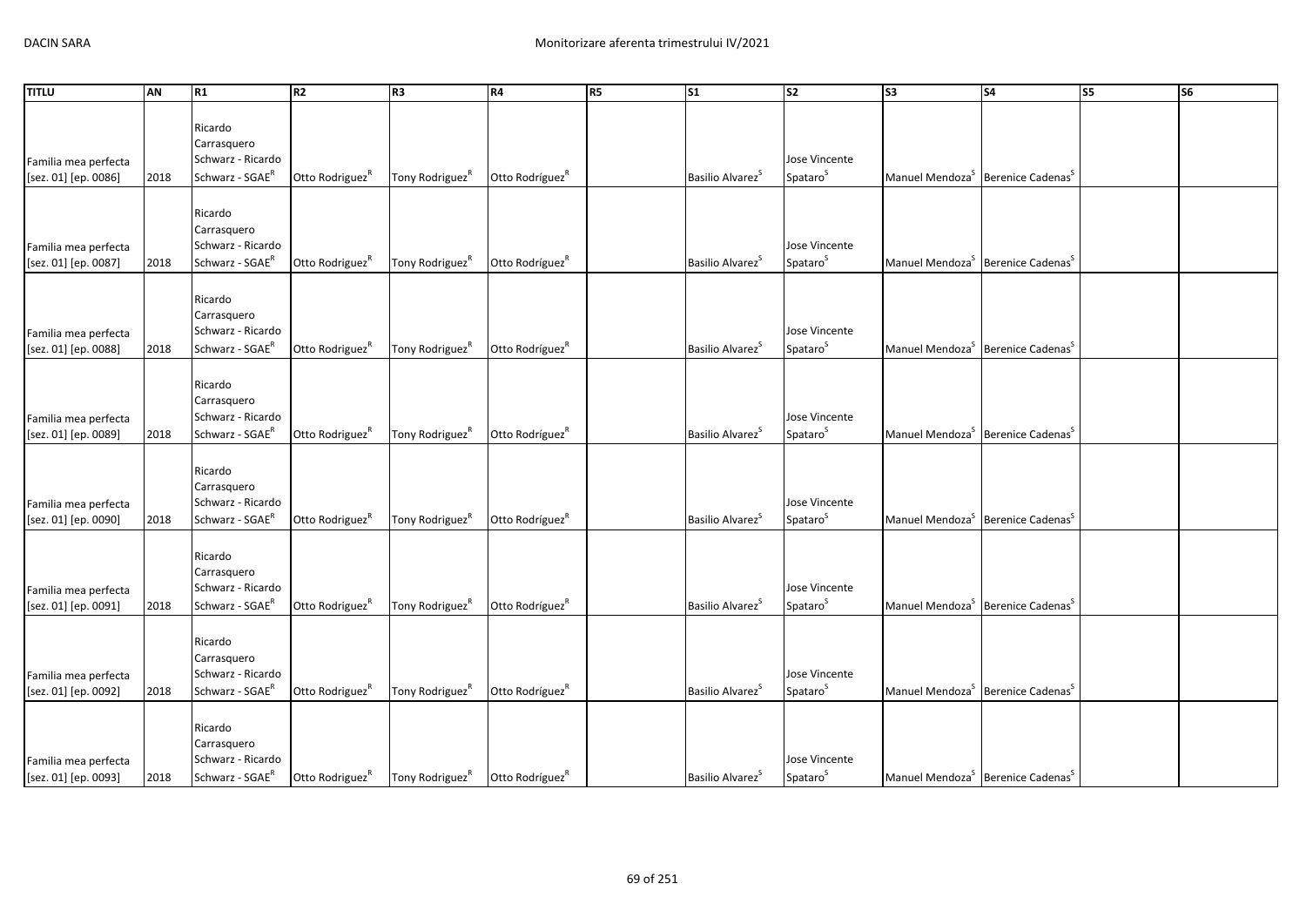| TITLU | AN | R1 | R2 | R3 | R4 | R5 | S1 | S2 | S3 | S4 | S5 | S6 |
|---|---|---|---|---|---|---|---|---|---|---|---|---|
| Familia mea perfecta [sez. 01] [ep. 0086] | 2018 | Ricardo Carrasquero Schwarz - Ricardo Schwarz - SGAE[R] | Otto Rodriguez[R] | Tony Rodriguez[R] | Otto Rodríguez[R] | | Basilio Alvarez[S] | Jose Vincente Spataro[S] | Manuel Mendoza[S] | Berenice Cadenas[S] | | |
| Familia mea perfecta [sez. 01] [ep. 0087] | 2018 | Ricardo Carrasquero Schwarz - Ricardo Schwarz - SGAE[R] | Otto Rodriguez[R] | Tony Rodriguez[R] | Otto Rodríguez[R] | | Basilio Alvarez[S] | Jose Vincente Spataro[S] | Manuel Mendoza[S] | Berenice Cadenas[S] | | |
| Familia mea perfecta [sez. 01] [ep. 0088] | 2018 | Ricardo Carrasquero Schwarz - Ricardo Schwarz - SGAE[R] | Otto Rodriguez[R] | Tony Rodriguez[R] | Otto Rodríguez[R] | | Basilio Alvarez[S] | Jose Vincente Spataro[S] | Manuel Mendoza[S] | Berenice Cadenas[S] | | |
| Familia mea perfecta [sez. 01] [ep. 0089] | 2018 | Ricardo Carrasquero Schwarz - Ricardo Schwarz - SGAE[R] | Otto Rodriguez[R] | Tony Rodriguez[R] | Otto Rodríguez[R] | | Basilio Alvarez[S] | Jose Vincente Spataro[S] | Manuel Mendoza[S] | Berenice Cadenas[S] | | |
| Familia mea perfecta [sez. 01] [ep. 0090] | 2018 | Ricardo Carrasquero Schwarz - Ricardo Schwarz - SGAE[R] | Otto Rodriguez[R] | Tony Rodriguez[R] | Otto Rodríguez[R] | | Basilio Alvarez[S] | Jose Vincente Spataro[S] | Manuel Mendoza[S] | Berenice Cadenas[S] | | |
| Familia mea perfecta [sez. 01] [ep. 0091] | 2018 | Ricardo Carrasquero Schwarz - Ricardo Schwarz - SGAE[R] | Otto Rodriguez[R] | Tony Rodriguez[R] | Otto Rodríguez[R] | | Basilio Alvarez[S] | Jose Vincente Spataro[S] | Manuel Mendoza[S] | Berenice Cadenas[S] | | |
| Familia mea perfecta [sez. 01] [ep. 0092] | 2018 | Ricardo Carrasquero Schwarz - Ricardo Schwarz - SGAE[R] | Otto Rodriguez[R] | Tony Rodriguez[R] | Otto Rodríguez[R] | | Basilio Alvarez[S] | Jose Vincente Spataro[S] | Manuel Mendoza[S] | Berenice Cadenas[S] | | |
| Familia mea perfecta [sez. 01] [ep. 0093] | 2018 | Ricardo Carrasquero Schwarz - Ricardo Schwarz - SGAE[R] | Otto Rodriguez[R] | Tony Rodriguez[R] | Otto Rodríguez[R] | | Basilio Alvarez[S] | Jose Vincente Spataro[S] | Manuel Mendoza[S] | Berenice Cadenas[S] | | |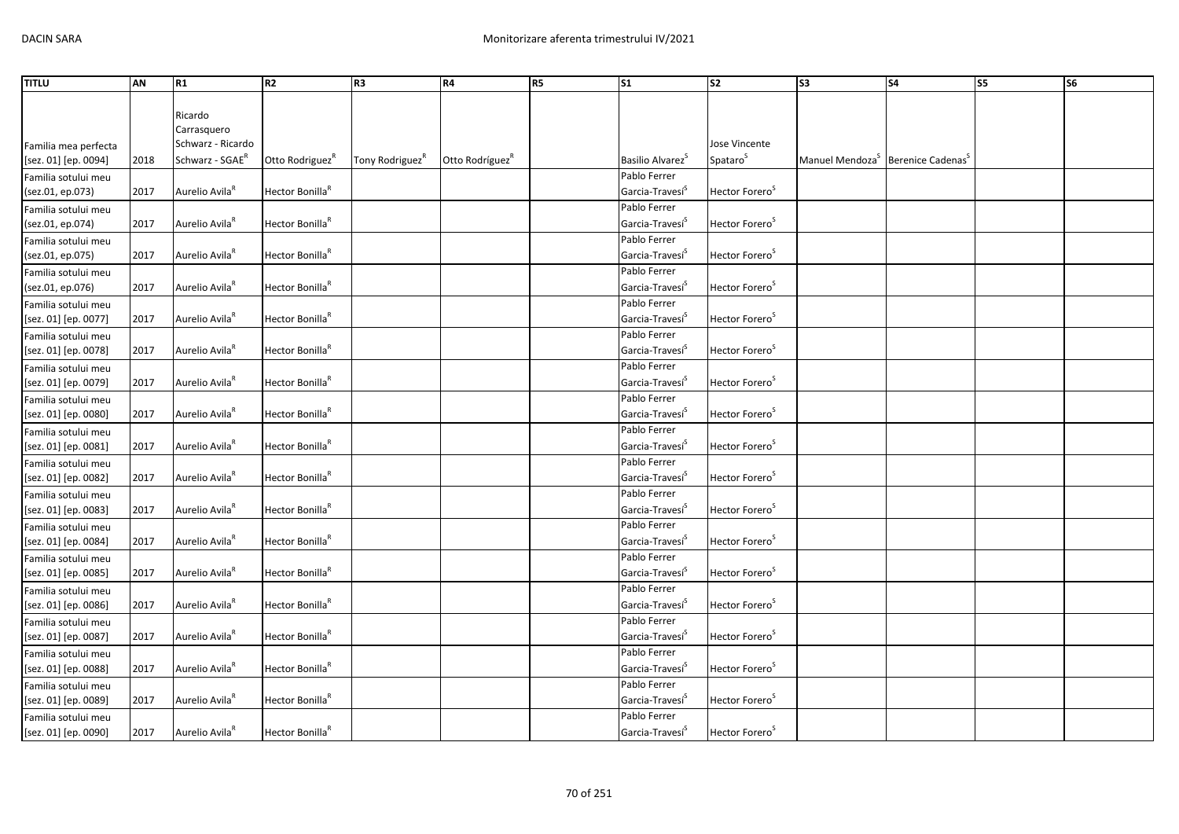| TITLU | AN | R1 | R2 | R3 | R4 | R5 | S1 | S2 | S3 | S4 | S5 | S6 |
|---|---|---|---|---|---|---|---|---|---|---|---|---|
| Familia mea perfecta [sez. 01] [ep. 0094] | 2018 | Ricardo Carrasquero Schwarz - Ricardo Schwarz - SGAE[R] | Otto Rodriguez[R] | Tony Rodriguez[R] | Otto Rodríguez[R] | | Basilio Alvarez[S] | Jose Vincente Spataro[S] | Manuel Mendoza[S] | Berenice Cadenas[S] | | |
| Familia sotului meu (sez.01, ep.073) | 2017 | Aurelio Avila[R] | Hector Bonilla[R] | | | | Pablo Ferrer Garcia-Travesí[S] | Hector Forero[S] | | | | |
| Familia sotului meu (sez.01, ep.074) | 2017 | Aurelio Avila[R] | Hector Bonilla[R] | | | | Pablo Ferrer Garcia-Travesí[S] | Hector Forero[S] | | | | |
| Familia sotului meu (sez.01, ep.075) | 2017 | Aurelio Avila[R] | Hector Bonilla[R] | | | | Pablo Ferrer Garcia-Travesí[S] | Hector Forero[S] | | | | |
| Familia sotului meu (sez.01, ep.076) | 2017 | Aurelio Avila[R] | Hector Bonilla[R] | | | | Pablo Ferrer Garcia-Travesí[S] | Hector Forero[S] | | | | |
| Familia sotului meu [sez. 01] [ep. 0077] | 2017 | Aurelio Avila[R] | Hector Bonilla[R] | | | | Pablo Ferrer Garcia-Travesí[S] | Hector Forero[S] | | | | |
| Familia sotului meu [sez. 01] [ep. 0078] | 2017 | Aurelio Avila[R] | Hector Bonilla[R] | | | | Pablo Ferrer Garcia-Travesí[S] | Hector Forero[S] | | | | |
| Familia sotului meu [sez. 01] [ep. 0079] | 2017 | Aurelio Avila[R] | Hector Bonilla[R] | | | | Pablo Ferrer Garcia-Travesí[S] | Hector Forero[S] | | | | |
| Familia sotului meu [sez. 01] [ep. 0080] | 2017 | Aurelio Avila[R] | Hector Bonilla[R] | | | | Pablo Ferrer Garcia-Travesí[S] | Hector Forero[S] | | | | |
| Familia sotului meu [sez. 01] [ep. 0081] | 2017 | Aurelio Avila[R] | Hector Bonilla[R] | | | | Pablo Ferrer Garcia-Travesí[S] | Hector Forero[S] | | | | |
| Familia sotului meu [sez. 01] [ep. 0082] | 2017 | Aurelio Avila[R] | Hector Bonilla[R] | | | | Pablo Ferrer Garcia-Travesí[S] | Hector Forero[S] | | | | |
| Familia sotului meu [sez. 01] [ep. 0083] | 2017 | Aurelio Avila[R] | Hector Bonilla[R] | | | | Pablo Ferrer Garcia-Travesí[S] | Hector Forero[S] | | | | |
| Familia sotului meu [sez. 01] [ep. 0084] | 2017 | Aurelio Avila[R] | Hector Bonilla[R] | | | | Pablo Ferrer Garcia-Travesí[S] | Hector Forero[S] | | | | |
| Familia sotului meu [sez. 01] [ep. 0085] | 2017 | Aurelio Avila[R] | Hector Bonilla[R] | | | | Pablo Ferrer Garcia-Travesí[S] | Hector Forero[S] | | | | |
| Familia sotului meu [sez. 01] [ep. 0086] | 2017 | Aurelio Avila[R] | Hector Bonilla[R] | | | | Pablo Ferrer Garcia-Travesí[S] | Hector Forero[S] | | | | |
| Familia sotului meu [sez. 01] [ep. 0087] | 2017 | Aurelio Avila[R] | Hector Bonilla[R] | | | | Pablo Ferrer Garcia-Travesí[S] | Hector Forero[S] | | | | |
| Familia sotului meu [sez. 01] [ep. 0088] | 2017 | Aurelio Avila[R] | Hector Bonilla[R] | | | | Pablo Ferrer Garcia-Travesí[S] | Hector Forero[S] | | | | |
| Familia sotului meu [sez. 01] [ep. 0089] | 2017 | Aurelio Avila[R] | Hector Bonilla[R] | | | | Pablo Ferrer Garcia-Travesí[S] | Hector Forero[S] | | | | |
| Familia sotului meu [sez. 01] [ep. 0090] | 2017 | Aurelio Avila[R] | Hector Bonilla[R] | | | | Pablo Ferrer Garcia-Travesí[S] | Hector Forero[S] | | | | |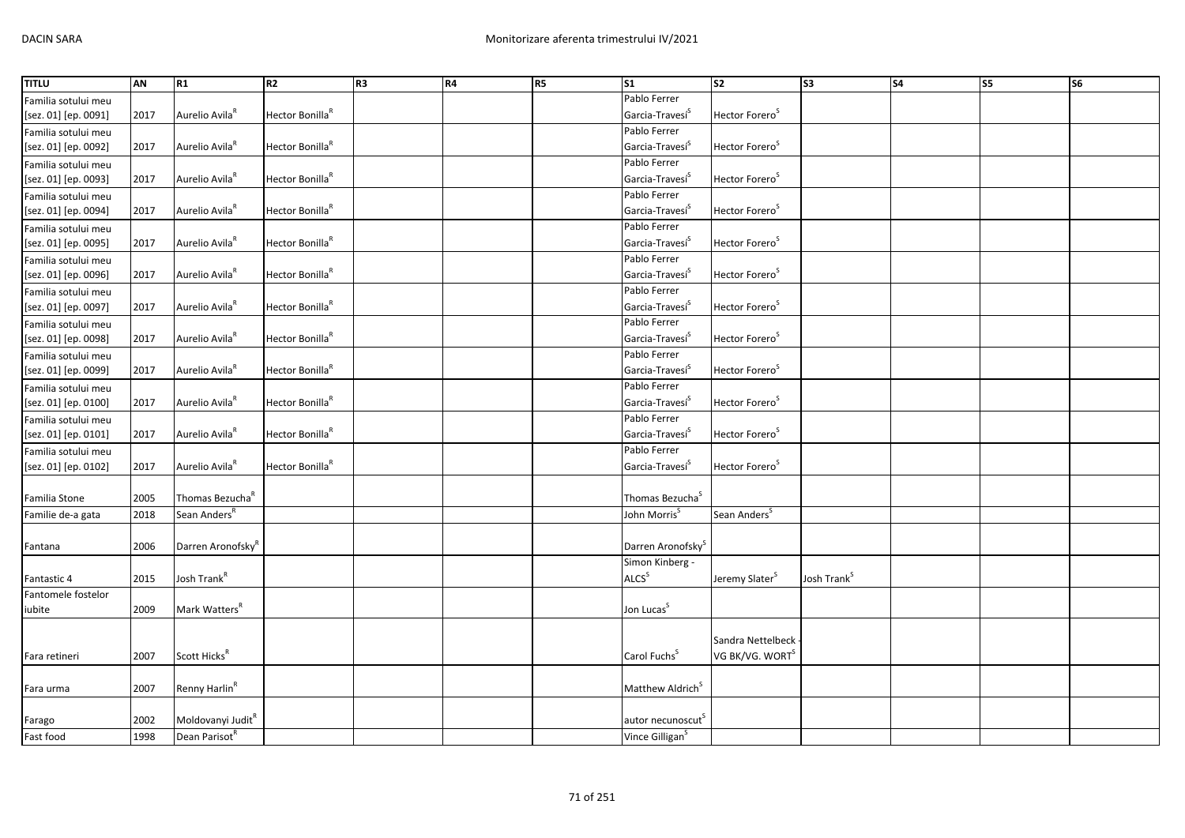| TITLU | AN | R1 | R2 | R3 | R4 | R5 | S1 | S2 | S3 | S4 | S5 | S6 |
| --- | --- | --- | --- | --- | --- | --- | --- | --- | --- | --- | --- | --- |
| Familia sotului meu [sez. 01] [ep. 0091] | 2017 | Aurelio Avila[R] | Hector Bonilla[R] | | | | Pablo Ferrer Garcia-Travesí[S] | Hector Forero[S] | | | | |
| Familia sotului meu [sez. 01] [ep. 0092] | 2017 | Aurelio Avila[R] | Hector Bonilla[R] | | | | Pablo Ferrer Garcia-Travesí[S] | Hector Forero[S] | | | | |
| Familia sotului meu [sez. 01] [ep. 0093] | 2017 | Aurelio Avila[R] | Hector Bonilla[R] | | | | Pablo Ferrer Garcia-Travesí[S] | Hector Forero[S] | | | | |
| Familia sotului meu [sez. 01] [ep. 0094] | 2017 | Aurelio Avila[R] | Hector Bonilla[R] | | | | Pablo Ferrer Garcia-Travesí[S] | Hector Forero[S] | | | | |
| Familia sotului meu [sez. 01] [ep. 0095] | 2017 | Aurelio Avila[R] | Hector Bonilla[R] | | | | Pablo Ferrer Garcia-Travesí[S] | Hector Forero[S] | | | | |
| Familia sotului meu [sez. 01] [ep. 0096] | 2017 | Aurelio Avila[R] | Hector Bonilla[R] | | | | Pablo Ferrer Garcia-Travesí[S] | Hector Forero[S] | | | | |
| Familia sotului meu [sez. 01] [ep. 0097] | 2017 | Aurelio Avila[R] | Hector Bonilla[R] | | | | Pablo Ferrer Garcia-Travesí[S] | Hector Forero[S] | | | | |
| Familia sotului meu [sez. 01] [ep. 0098] | 2017 | Aurelio Avila[R] | Hector Bonilla[R] | | | | Pablo Ferrer Garcia-Travesí[S] | Hector Forero[S] | | | | |
| Familia sotului meu [sez. 01] [ep. 0099] | 2017 | Aurelio Avila[R] | Hector Bonilla[R] | | | | Pablo Ferrer Garcia-Travesí[S] | Hector Forero[S] | | | | |
| Familia sotului meu [sez. 01] [ep. 0100] | 2017 | Aurelio Avila[R] | Hector Bonilla[R] | | | | Pablo Ferrer Garcia-Travesí[S] | Hector Forero[S] | | | | |
| Familia sotului meu [sez. 01] [ep. 0101] | 2017 | Aurelio Avila[R] | Hector Bonilla[R] | | | | Pablo Ferrer Garcia-Travesí[S] | Hector Forero[S] | | | | |
| Familia sotului meu [sez. 01] [ep. 0102] | 2017 | Aurelio Avila[R] | Hector Bonilla[R] | | | | Pablo Ferrer Garcia-Travesí[S] | Hector Forero[S] | | | | |
| Familia Stone | 2005 | Thomas Bezucha[R] | | | | | Thomas Bezucha[S] | | | | | |
| Familie de-a gata | 2018 | Sean Anders[R] | | | | | John Morris[S] | Sean Anders[S] | | | | |
| Fantana | 2006 | Darren Aronofsky[R] | | | | | Darren Aronofsky[S] | | | | | |
| Fantastic 4 | 2015 | Josh Trank[R] | | | | | Simon Kinberg - ALCS[S] | Jeremy Slater[S] | Josh Trank[S] | | | |
| Fantomele fostelor iubite | 2009 | Mark Watters[R] | | | | | Jon Lucas[S] | | | | | |
| Fara retineri | 2007 | Scott Hicks[R] | | | | | Carol Fuchs[S] | Sandra Nettelbeck - VG BK/VG. WORT[S] | | | | |
| Fara urma | 2007 | Renny Harlin[R] | | | | | Matthew Aldrich[S] | | | | | |
| Farago | 2002 | Moldovanyi Judit[R] | | | | | autor necunoscut[S] | | | | | |
| Fast food | 1998 | Dean Parisot[R] | | | | | Vince Gilligan[S] | | | | | |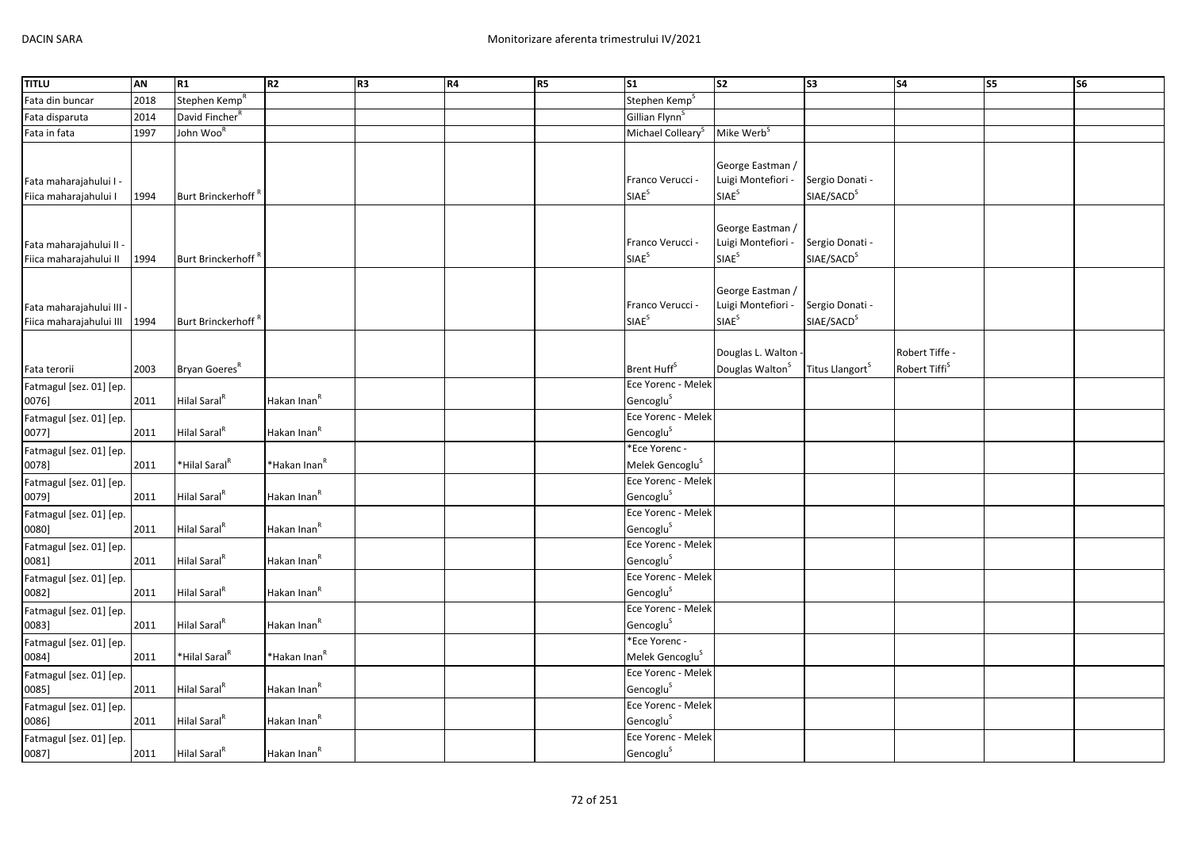| TITLU | AN | R1 | R2 | R3 | R4 | R5 | S1 | S2 | S3 | S4 | S5 | S6 |
|---|---|---|---|---|---|---|---|---|---|---|---|---|
| Fata din buncar | 2018 | Stephen Kemp[R] | | | | | Stephen Kemp[S] | | | | | |
| Fata disparuta | 2014 | David Fincher[R] | | | | | Gillian Flynn[S] | | | | | |
| Fata in fata | 1997 | John Woo[R] | | | | | Michael Colleary[S] | Mike Werb[S] | | | | |
| Fata maharajahului I - Fiica maharajahului I | 1994 | Burt Brinckerhoff[R] | | | | | Franco Verucci - SIAE[S] | George Eastman / Luigi Montefiori - SIAE[S] | Sergio Donati - SIAE/SACD[S] | | | |
| Fata maharajahului II - Fiica maharajahului II | 1994 | Burt Brinckerhoff[R] | | | | | Franco Verucci - SIAE[S] | George Eastman / Luigi Montefiori - SIAE[S] | Sergio Donati - SIAE/SACD[S] | | | |
| Fata maharajahului III - Fiica maharajahului III | 1994 | Burt Brinckerhoff[R] | | | | | Franco Verucci - SIAE[S] | George Eastman / Luigi Montefiori - SIAE[S] | Sergio Donati - SIAE/SACD[S] | | | |
| Fata terorii | 2003 | Bryan Goeres[R] | | | | | Brent Huff[S] | Douglas L. Walton - Douglas Walton[S] | Titus Llangort[S] | Robert Tiffe - Robert Tiffi[S] | | |
| Fatmagul [sez. 01] [ep. 0076] | 2011 | Hilal Saral[R] | Hakan Inan[R] | | | | Ece Yorenc - Melek Gencoglu[S] | | | | | |
| Fatmagul [sez. 01] [ep. 0077] | 2011 | Hilal Saral[R] | Hakan Inan[R] | | | | Ece Yorenc - Melek Gencoglu[S] | | | | | |
| Fatmagul [sez. 01] [ep. 0078] | 2011 | *Hilal Saral[R] | *Hakan Inan[R] | | | | *Ece Yorenc - Melek Gencoglu[S] | | | | | |
| Fatmagul [sez. 01] [ep. 0079] | 2011 | Hilal Saral[R] | Hakan Inan[R] | | | | Ece Yorenc - Melek Gencoglu[S] | | | | | |
| Fatmagul [sez. 01] [ep. 0080] | 2011 | Hilal Saral[R] | Hakan Inan[R] | | | | Ece Yorenc - Melek Gencoglu[S] | | | | | |
| Fatmagul [sez. 01] [ep. 0081] | 2011 | Hilal Saral[R] | Hakan Inan[R] | | | | Ece Yorenc - Melek Gencoglu[S] | | | | | |
| Fatmagul [sez. 01] [ep. 0082] | 2011 | Hilal Saral[R] | Hakan Inan[R] | | | | Ece Yorenc - Melek Gencoglu[S] | | | | | |
| Fatmagul [sez. 01] [ep. 0083] | 2011 | Hilal Saral[R] | Hakan Inan[R] | | | | Ece Yorenc - Melek Gencoglu[S] | | | | | |
| Fatmagul [sez. 01] [ep. 0084] | 2011 | *Hilal Saral[R] | *Hakan Inan[R] | | | | *Ece Yorenc - Melek Gencoglu[S] | | | | | |
| Fatmagul [sez. 01] [ep. 0085] | 2011 | Hilal Saral[R] | Hakan Inan[R] | | | | Ece Yorenc - Melek Gencoglu[S] | | | | | |
| Fatmagul [sez. 01] [ep. 0086] | 2011 | Hilal Saral[R] | Hakan Inan[R] | | | | Ece Yorenc - Melek Gencoglu[S] | | | | | |
| Fatmagul [sez. 01] [ep. 0087] | 2011 | Hilal Saral[R] | Hakan Inan[R] | | | | Ece Yorenc - Melek Gencoglu[S] | | | | | |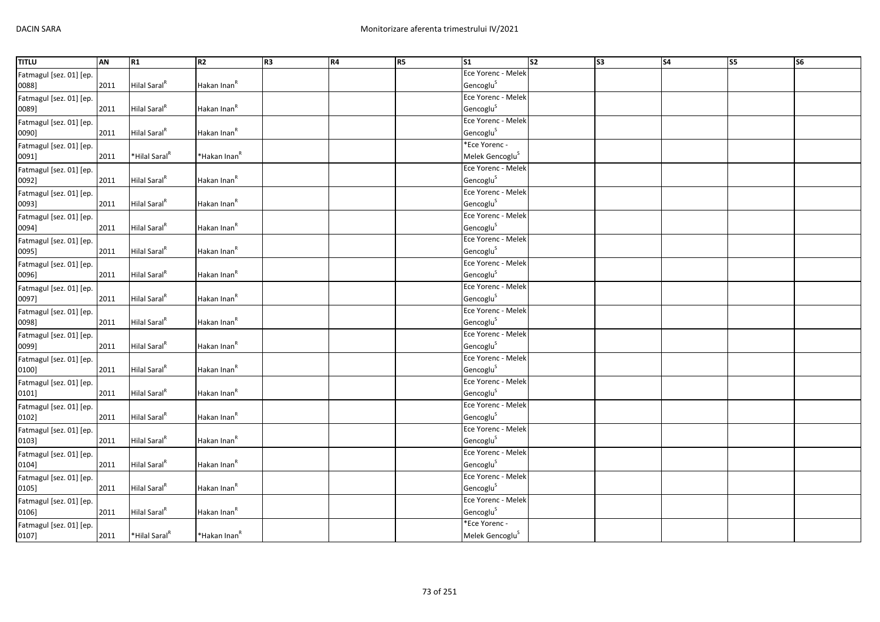| TITLU | AN | R1 | R2 | R3 | R4 | R5 | S1 | S2 | S3 | S4 | S5 | S6 |
|---|---|---|---|---|---|---|---|---|---|---|---|---|
| Fatmagul [sez. 01] [ep. 0088] | 2011 | Hilal Saral[R] | Hakan Inan[R] | | | | Ece Yorenc - Melek Gencoglu[S] | | | | | |
| Fatmagul [sez. 01] [ep. 0089] | 2011 | Hilal Saral[R] | Hakan Inan[R] | | | | Ece Yorenc - Melek Gencoglu[S] | | | | | |
| Fatmagul [sez. 01] [ep. 0090] | 2011 | Hilal Saral[R] | Hakan Inan[R] | | | | Ece Yorenc - Melek Gencoglu[S] | | | | | |
| Fatmagul [sez. 01] [ep. 0091] | 2011 | *Hilal Saral[R] | *Hakan Inan[R] | | | | *Ece Yorenc - Melek Gencoglu[S] | | | | | |
| Fatmagul [sez. 01] [ep. 0092] | 2011 | Hilal Saral[R] | Hakan Inan[R] | | | | Ece Yorenc - Melek Gencoglu[S] | | | | | |
| Fatmagul [sez. 01] [ep. 0093] | 2011 | Hilal Saral[R] | Hakan Inan[R] | | | | Ece Yorenc - Melek Gencoglu[S] | | | | | |
| Fatmagul [sez. 01] [ep. 0094] | 2011 | Hilal Saral[R] | Hakan Inan[R] | | | | Ece Yorenc - Melek Gencoglu[S] | | | | | |
| Fatmagul [sez. 01] [ep. 0095] | 2011 | Hilal Saral[R] | Hakan Inan[R] | | | | Ece Yorenc - Melek Gencoglu[S] | | | | | |
| Fatmagul [sez. 01] [ep. 0096] | 2011 | Hilal Saral[R] | Hakan Inan[R] | | | | Ece Yorenc - Melek Gencoglu[S] | | | | | |
| Fatmagul [sez. 01] [ep. 0097] | 2011 | Hilal Saral[R] | Hakan Inan[R] | | | | Ece Yorenc - Melek Gencoglu[S] | | | | | |
| Fatmagul [sez. 01] [ep. 0098] | 2011 | Hilal Saral[R] | Hakan Inan[R] | | | | Ece Yorenc - Melek Gencoglu[S] | | | | | |
| Fatmagul [sez. 01] [ep. 0099] | 2011 | Hilal Saral[R] | Hakan Inan[R] | | | | Ece Yorenc - Melek Gencoglu[S] | | | | | |
| Fatmagul [sez. 01] [ep. 0100] | 2011 | Hilal Saral[R] | Hakan Inan[R] | | | | Ece Yorenc - Melek Gencoglu[S] | | | | | |
| Fatmagul [sez. 01] [ep. 0101] | 2011 | Hilal Saral[R] | Hakan Inan[R] | | | | Ece Yorenc - Melek Gencoglu[S] | | | | | |
| Fatmagul [sez. 01] [ep. 0102] | 2011 | Hilal Saral[R] | Hakan Inan[R] | | | | Ece Yorenc - Melek Gencoglu[S] | | | | | |
| Fatmagul [sez. 01] [ep. 0103] | 2011 | Hilal Saral[R] | Hakan Inan[R] | | | | Ece Yorenc - Melek Gencoglu[S] | | | | | |
| Fatmagul [sez. 01] [ep. 0104] | 2011 | Hilal Saral[R] | Hakan Inan[R] | | | | Ece Yorenc - Melek Gencoglu[S] | | | | | |
| Fatmagul [sez. 01] [ep. 0105] | 2011 | Hilal Saral[R] | Hakan Inan[R] | | | | Ece Yorenc - Melek Gencoglu[S] | | | | | |
| Fatmagul [sez. 01] [ep. 0106] | 2011 | Hilal Saral[R] | Hakan Inan[R] | | | | Ece Yorenc - Melek Gencoglu[S] | | | | | |
| Fatmagul [sez. 01] [ep. 0107] | 2011 | *Hilal Saral[R] | *Hakan Inan[R] | | | | *Ece Yorenc - Melek Gencoglu[S] | | | | | |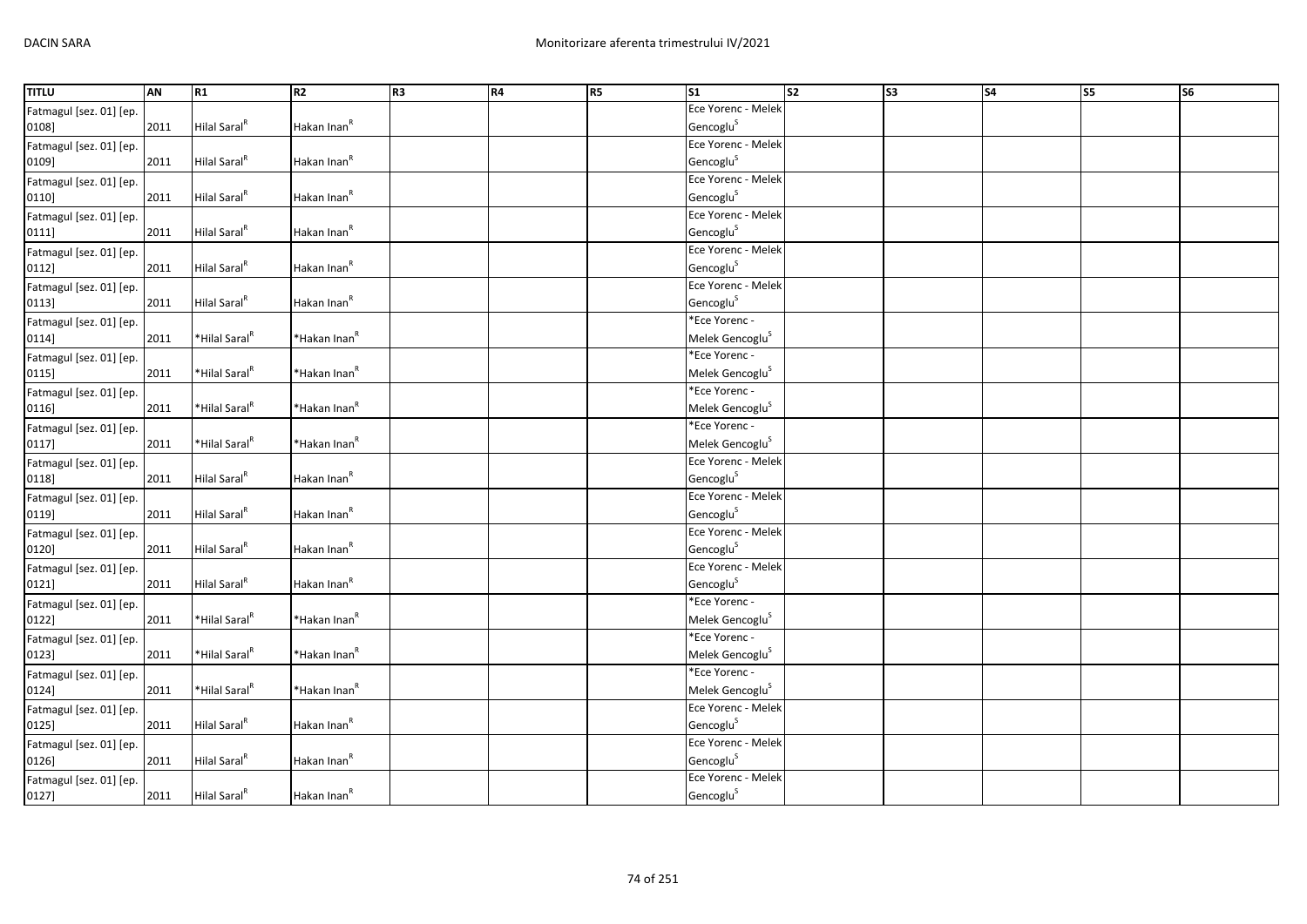| TITLU | AN | R1 | R2 | R3 | R4 | R5 | S1 | S2 | S3 | S4 | S5 | S6 |
|---|---|---|---|---|---|---|---|---|---|---|---|---|
| Fatmagul [sez. 01] [ep. 0108] | 2011 | Hilal Saral[R] | Hakan Inan[R] | | | | Ece Yorenc - Melek Gencoglu[S] | | | | | |
| Fatmagul [sez. 01] [ep. 0109] | 2011 | Hilal Saral[R] | Hakan Inan[R] | | | | Ece Yorenc - Melek Gencoglu[S] | | | | | |
| Fatmagul [sez. 01] [ep. 0110] | 2011 | Hilal Saral[R] | Hakan Inan[R] | | | | Ece Yorenc - Melek Gencoglu[S] | | | | | |
| Fatmagul [sez. 01] [ep. 0111] | 2011 | Hilal Saral[R] | Hakan Inan[R] | | | | Ece Yorenc - Melek Gencoglu[S] | | | | | |
| Fatmagul [sez. 01] [ep. 0112] | 2011 | Hilal Saral[R] | Hakan Inan[R] | | | | Ece Yorenc - Melek Gencoglu[S] | | | | | |
| Fatmagul [sez. 01] [ep. 0113] | 2011 | Hilal Saral[R] | Hakan Inan[R] | | | | Ece Yorenc - Melek Gencoglu[S] | | | | | |
| Fatmagul [sez. 01] [ep. 0114] | 2011 | *Hilal Saral[R] | *Hakan Inan[R] | | | | *Ece Yorenc - Melek Gencoglu[S] | | | | | |
| Fatmagul [sez. 01] [ep. 0115] | 2011 | *Hilal Saral[R] | *Hakan Inan[R] | | | | *Ece Yorenc - Melek Gencoglu[S] | | | | | |
| Fatmagul [sez. 01] [ep. 0116] | 2011 | *Hilal Saral[R] | *Hakan Inan[R] | | | | *Ece Yorenc - Melek Gencoglu[S] | | | | | |
| Fatmagul [sez. 01] [ep. 0117] | 2011 | *Hilal Saral[R] | *Hakan Inan[R] | | | | *Ece Yorenc - Melek Gencoglu[S] | | | | | |
| Fatmagul [sez. 01] [ep. 0118] | 2011 | Hilal Saral[R] | Hakan Inan[R] | | | | Ece Yorenc - Melek Gencoglu[S] | | | | | |
| Fatmagul [sez. 01] [ep. 0119] | 2011 | Hilal Saral[R] | Hakan Inan[R] | | | | Ece Yorenc - Melek Gencoglu[S] | | | | | |
| Fatmagul [sez. 01] [ep. 0120] | 2011 | Hilal Saral[R] | Hakan Inan[R] | | | | Ece Yorenc - Melek Gencoglu[S] | | | | | |
| Fatmagul [sez. 01] [ep. 0121] | 2011 | Hilal Saral[R] | Hakan Inan[R] | | | | Ece Yorenc - Melek Gencoglu[S] | | | | | |
| Fatmagul [sez. 01] [ep. 0122] | 2011 | *Hilal Saral[R] | *Hakan Inan[R] | | | | *Ece Yorenc - Melek Gencoglu[S] | | | | | |
| Fatmagul [sez. 01] [ep. 0123] | 2011 | *Hilal Saral[R] | *Hakan Inan[R] | | | | *Ece Yorenc - Melek Gencoglu[S] | | | | | |
| Fatmagul [sez. 01] [ep. 0124] | 2011 | *Hilal Saral[R] | *Hakan Inan[R] | | | | *Ece Yorenc - Melek Gencoglu[S] | | | | | |
| Fatmagul [sez. 01] [ep. 0125] | 2011 | Hilal Saral[R] | Hakan Inan[R] | | | | Ece Yorenc - Melek Gencoglu[S] | | | | | |
| Fatmagul [sez. 01] [ep. 0126] | 2011 | Hilal Saral[R] | Hakan Inan[R] | | | | Ece Yorenc - Melek Gencoglu[S] | | | | | |
| Fatmagul [sez. 01] [ep. 0127] | 2011 | Hilal Saral[R] | Hakan Inan[R] | | | | Ece Yorenc - Melek Gencoglu[S] | | | | | |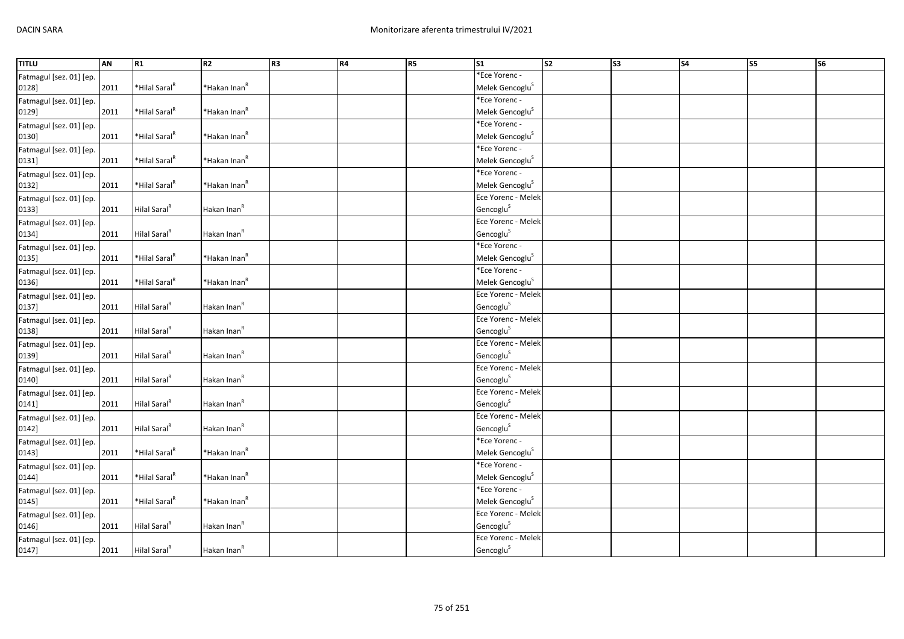| TITLU | AN | R1 | R2 | R3 | R4 | R5 | S1 | S2 | S3 | S4 | S5 | S6 |
|---|---|---|---|---|---|---|---|---|---|---|---|---|
| Fatmagul [sez. 01] [ep. 0128] | 2011 | *Hilal Saral[R] | *Hakan Inan[R] | | | | *Ece Yorenc - Melek Gencoglu[S] | | | | | |
| Fatmagul [sez. 01] [ep. 0129] | 2011 | *Hilal Saral[R] | *Hakan Inan[R] | | | | *Ece Yorenc - Melek Gencoglu[S] | | | | | |
| Fatmagul [sez. 01] [ep. 0130] | 2011 | *Hilal Saral[R] | *Hakan Inan[R] | | | | *Ece Yorenc - Melek Gencoglu[S] | | | | | |
| Fatmagul [sez. 01] [ep. 0131] | 2011 | *Hilal Saral[R] | *Hakan Inan[R] | | | | *Ece Yorenc - Melek Gencoglu[S] | | | | | |
| Fatmagul [sez. 01] [ep. 0132] | 2011 | *Hilal Saral[R] | *Hakan Inan[R] | | | | *Ece Yorenc - Melek Gencoglu[S] | | | | | |
| Fatmagul [sez. 01] [ep. 0133] | 2011 | Hilal Saral[R] | Hakan Inan[R] | | | | Ece Yorenc - Melek Gencoglu[S] | | | | | |
| Fatmagul [sez. 01] [ep. 0134] | 2011 | Hilal Saral[R] | Hakan Inan[R] | | | | Ece Yorenc - Melek Gencoglu[S] | | | | | |
| Fatmagul [sez. 01] [ep. 0135] | 2011 | *Hilal Saral[R] | *Hakan Inan[R] | | | | *Ece Yorenc - Melek Gencoglu[S] | | | | | |
| Fatmagul [sez. 01] [ep. 0136] | 2011 | *Hilal Saral[R] | *Hakan Inan[R] | | | | *Ece Yorenc - Melek Gencoglu[S] | | | | | |
| Fatmagul [sez. 01] [ep. 0137] | 2011 | Hilal Saral[R] | Hakan Inan[R] | | | | Ece Yorenc - Melek Gencoglu[S] | | | | | |
| Fatmagul [sez. 01] [ep. 0138] | 2011 | Hilal Saral[R] | Hakan Inan[R] | | | | Ece Yorenc - Melek Gencoglu[S] | | | | | |
| Fatmagul [sez. 01] [ep. 0139] | 2011 | Hilal Saral[R] | Hakan Inan[R] | | | | Ece Yorenc - Melek Gencoglu[S] | | | | | |
| Fatmagul [sez. 01] [ep. 0140] | 2011 | Hilal Saral[R] | Hakan Inan[R] | | | | Ece Yorenc - Melek Gencoglu[S] | | | | | |
| Fatmagul [sez. 01] [ep. 0141] | 2011 | Hilal Saral[R] | Hakan Inan[R] | | | | Ece Yorenc - Melek Gencoglu[S] | | | | | |
| Fatmagul [sez. 01] [ep. 0142] | 2011 | Hilal Saral[R] | Hakan Inan[R] | | | | Ece Yorenc - Melek Gencoglu[S] | | | | | |
| Fatmagul [sez. 01] [ep. 0143] | 2011 | *Hilal Saral[R] | *Hakan Inan[R] | | | | *Ece Yorenc - Melek Gencoglu[S] | | | | | |
| Fatmagul [sez. 01] [ep. 0144] | 2011 | *Hilal Saral[R] | *Hakan Inan[R] | | | | *Ece Yorenc - Melek Gencoglu[S] | | | | | |
| Fatmagul [sez. 01] [ep. 0145] | 2011 | *Hilal Saral[R] | *Hakan Inan[R] | | | | *Ece Yorenc - Melek Gencoglu[S] | | | | | |
| Fatmagul [sez. 01] [ep. 0146] | 2011 | Hilal Saral[R] | Hakan Inan[R] | | | | Ece Yorenc - Melek Gencoglu[S] | | | | | |
| Fatmagul [sez. 01] [ep. 0147] | 2011 | Hilal Saral[R] | Hakan Inan[R] | | | | Ece Yorenc - Melek Gencoglu[S] | | | | | |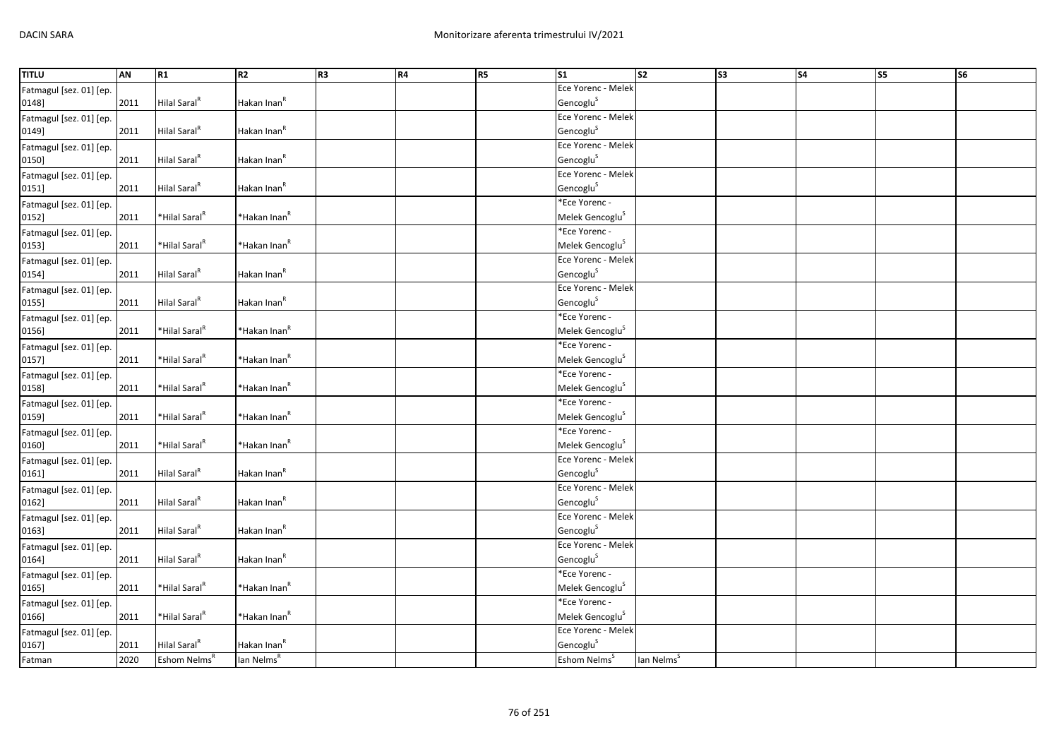| TITLU | AN | R1 | R2 | R3 | R4 | R5 | S1 | S2 | S3 | S4 | S5 | S6 |
|---|---|---|---|---|---|---|---|---|---|---|---|---|
| Fatmagul [sez. 01] [ep. 0148] | 2011 | Hilal Saral[R] | Hakan Inan[R] | | | | Ece Yorenc - Melek Gencoglu[S] | | | | | |
| Fatmagul [sez. 01] [ep. 0149] | 2011 | Hilal Saral[R] | Hakan Inan[R] | | | | Ece Yorenc - Melek Gencoglu[S] | | | | | |
| Fatmagul [sez. 01] [ep. 0150] | 2011 | Hilal Saral[R] | Hakan Inan[R] | | | | Ece Yorenc - Melek Gencoglu[S] | | | | | |
| Fatmagul [sez. 01] [ep. 0151] | 2011 | Hilal Saral[R] | Hakan Inan[R] | | | | Ece Yorenc - Melek Gencoglu[S] | | | | | |
| Fatmagul [sez. 01] [ep. 0152] | 2011 | *Hilal Saral[R] | *Hakan Inan[R] | | | | *Ece Yorenc - Melek Gencoglu[S] | | | | | |
| Fatmagul [sez. 01] [ep. 0153] | 2011 | *Hilal Saral[R] | *Hakan Inan[R] | | | | *Ece Yorenc - Melek Gencoglu[S] | | | | | |
| Fatmagul [sez. 01] [ep. 0154] | 2011 | Hilal Saral[R] | Hakan Inan[R] | | | | Ece Yorenc - Melek Gencoglu[S] | | | | | |
| Fatmagul [sez. 01] [ep. 0155] | 2011 | Hilal Saral[R] | Hakan Inan[R] | | | | Ece Yorenc - Melek Gencoglu[S] | | | | | |
| Fatmagul [sez. 01] [ep. 0156] | 2011 | *Hilal Saral[R] | *Hakan Inan[R] | | | | *Ece Yorenc - Melek Gencoglu[S] | | | | | |
| Fatmagul [sez. 01] [ep. 0157] | 2011 | *Hilal Saral[R] | *Hakan Inan[R] | | | | *Ece Yorenc - Melek Gencoglu[S] | | | | | |
| Fatmagul [sez. 01] [ep. 0158] | 2011 | *Hilal Saral[R] | *Hakan Inan[R] | | | | *Ece Yorenc - Melek Gencoglu[S] | | | | | |
| Fatmagul [sez. 01] [ep. 0159] | 2011 | *Hilal Saral[R] | *Hakan Inan[R] | | | | *Ece Yorenc - Melek Gencoglu[S] | | | | | |
| Fatmagul [sez. 01] [ep. 0160] | 2011 | *Hilal Saral[R] | *Hakan Inan[R] | | | | *Ece Yorenc - Melek Gencoglu[S] | | | | | |
| Fatmagul [sez. 01] [ep. 0161] | 2011 | Hilal Saral[R] | Hakan Inan[R] | | | | Ece Yorenc - Melek Gencoglu[S] | | | | | |
| Fatmagul [sez. 01] [ep. 0162] | 2011 | Hilal Saral[R] | Hakan Inan[R] | | | | Ece Yorenc - Melek Gencoglu[S] | | | | | |
| Fatmagul [sez. 01] [ep. 0163] | 2011 | Hilal Saral[R] | Hakan Inan[R] | | | | Ece Yorenc - Melek Gencoglu[S] | | | | | |
| Fatmagul [sez. 01] [ep. 0164] | 2011 | Hilal Saral[R] | Hakan Inan[R] | | | | Ece Yorenc - Melek Gencoglu[S] | | | | | |
| Fatmagul [sez. 01] [ep. 0165] | 2011 | *Hilal Saral[R] | *Hakan Inan[R] | | | | *Ece Yorenc - Melek Gencoglu[S] | | | | | |
| Fatmagul [sez. 01] [ep. 0166] | 2011 | *Hilal Saral[R] | *Hakan Inan[R] | | | | *Ece Yorenc - Melek Gencoglu[S] | | | | | |
| Fatmagul [sez. 01] [ep. 0167] | 2011 | Hilal Saral[R] | Hakan Inan[R] | | | | Ece Yorenc - Melek Gencoglu[S] | | | | | |
| Fatman | 2020 | Eshom Nelms[R] | Ian Nelms[R] | | | | Eshom Nelms[S] | Ian Nelms[S] | | | | |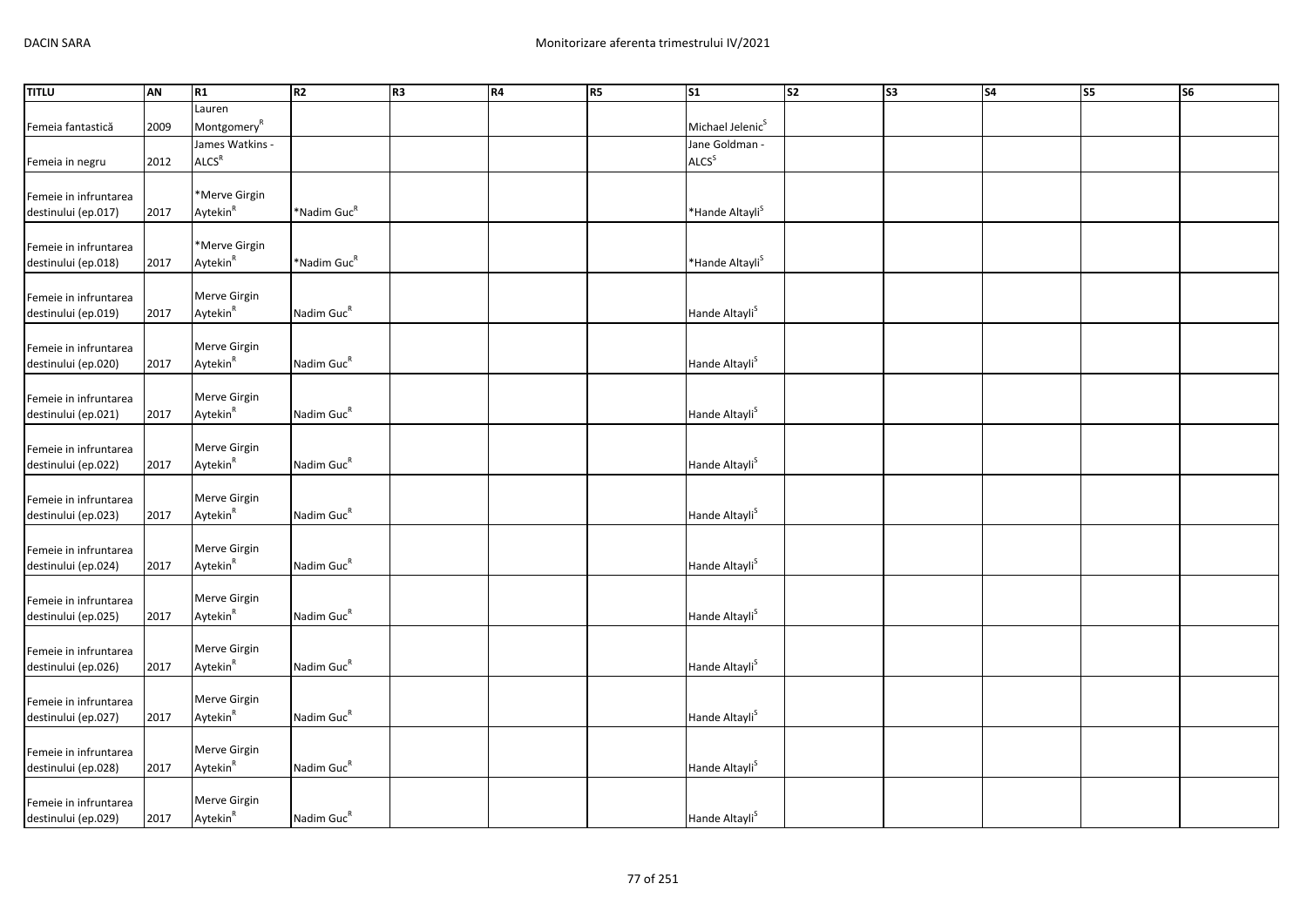| TITLU | AN | R1 | R2 | R3 | R4 | R5 | S1 | S2 | S3 | S4 | S5 | S6 |
|---|---|---|---|---|---|---|---|---|---|---|---|---|
| Femeia fantastică | 2009 | Lauren Montgomery[R] | | | | | Michael Jelenic[S] | | | | | |
| Femeia in negru | 2012 | James Watkins - ALCS[R] | | | | | Jane Goldman - ALCS[S] | | | | | |
| Femeie in infruntarea destinului (ep.017) | 2017 | *Merve Girgin Aytekin[R] | *Nadim Guc[R] | | | | *Hande Altayli[S] | | | | | |
| Femeie in infruntarea destinului (ep.018) | 2017 | *Merve Girgin Aytekin[R] | *Nadim Guc[R] | | | | *Hande Altayli[S] | | | | | |
| Femeie in infruntarea destinului (ep.019) | 2017 | Merve Girgin Aytekin[R] | Nadim Guc[R] | | | | Hande Altayli[S] | | | | | |
| Femeie in infruntarea destinului (ep.020) | 2017 | Merve Girgin Aytekin[R] | Nadim Guc[R] | | | | Hande Altayli[S] | | | | | |
| Femeie in infruntarea destinului (ep.021) | 2017 | Merve Girgin Aytekin[R] | Nadim Guc[R] | | | | Hande Altayli[S] | | | | | |
| Femeie in infruntarea destinului (ep.022) | 2017 | Merve Girgin Aytekin[R] | Nadim Guc[R] | | | | Hande Altayli[S] | | | | | |
| Femeie in infruntarea destinului (ep.023) | 2017 | Merve Girgin Aytekin[R] | Nadim Guc[R] | | | | Hande Altayli[S] | | | | | |
| Femeie in infruntarea destinului (ep.024) | 2017 | Merve Girgin Aytekin[R] | Nadim Guc[R] | | | | Hande Altayli[S] | | | | | |
| Femeie in infruntarea destinului (ep.025) | 2017 | Merve Girgin Aytekin[R] | Nadim Guc[R] | | | | Hande Altayli[S] | | | | | |
| Femeie in infruntarea destinului (ep.026) | 2017 | Merve Girgin Aytekin[R] | Nadim Guc[R] | | | | Hande Altayli[S] | | | | | |
| Femeie in infruntarea destinului (ep.027) | 2017 | Merve Girgin Aytekin[R] | Nadim Guc[R] | | | | Hande Altayli[S] | | | | | |
| Femeie in infruntarea destinului (ep.028) | 2017 | Merve Girgin Aytekin[R] | Nadim Guc[R] | | | | Hande Altayli[S] | | | | | |
| Femeie in infruntarea destinului (ep.029) | 2017 | Merve Girgin Aytekin[R] | Nadim Guc[R] | | | | Hande Altayli[S] | | | | | |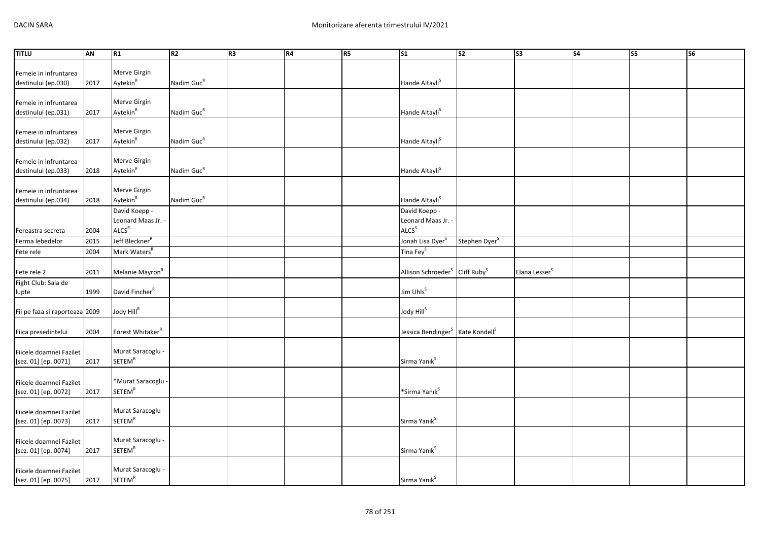| TITLU | AN | R1 | R2 | R3 | R4 | R5 | S1 | S2 | S3 | S4 | S5 | S6 |
|---|---|---|---|---|---|---|---|---|---|---|---|---|
| Femeie in infruntarea destinului (ep.030) | 2017 | Merve Girgin Aytekin$^{R}$ | Nadim Guc$^{R}$ | | | | Hande Altayli$^{S}$ | | | | | |
| Femeie in infruntarea destinului (ep.031) | 2017 | Merve Girgin Aytekin$^{R}$ | Nadim Guc$^{R}$ | | | | Hande Altayli$^{S}$ | | | | | |
| Femeie in infruntarea destinului (ep.032) | 2017 | Merve Girgin Aytekin$^{R}$ | Nadim Guc$^{R}$ | | | | Hande Altayli$^{S}$ | | | | | |
| Femeie in infruntarea destinului (ep.033) | 2018 | Merve Girgin Aytekin$^{R}$ | Nadim Guc$^{R}$ | | | | Hande Altayli$^{S}$ | | | | | |
| Femeie in infruntarea destinului (ep.034) | 2018 | Merve Girgin Aytekin$^{R}$ | Nadim Guc$^{R}$ | | | | Hande Altayli$^{S}$ | | | | | |
| Fereastra secreta | 2004 | David Koepp - Leonard Maas Jr. - ALCS$^{R}$ | | | | | David Koepp - Leonard Maas Jr. - ALCS$^{S}$ | | | | | |
| Ferma lebedelor | 2015 | Jeff Bleckner$^{R}$ | | | | | Jonah Lisa Dyer$^{S}$ | Stephen Dyer$^{S}$ | | | | |
| Fete rele | 2004 | Mark Waters$^{R}$ | | | | | Tina Fey$^{S}$ | | | | | |
| Fete rele 2 | 2011 | Melanie Mayron$^{R}$ | | | | | Allison Schroeder$^{S}$ | Cliff Ruby$^{S}$ | Elana Lesser$^{S}$ | | | |
| Fight Club: Sala de lupte | 1999 | David Fincher$^{R}$ | | | | | Jim Uhls$^{S}$ | | | | | |
| Fii pe faza si raporteaza | 2009 | Jody Hill$^{R}$ | | | | | Jody Hill$^{S}$ | | | | | |
| Fiica presedintelui | 2004 | Forest Whitaker$^{R}$ | | | | | Jessica Bendinger$^{S}$ | Kate Kondell$^{S}$ | | | | |
| Fiicele doamnei Fazilet [sez. 01] [ep. 0071] | 2017 | Murat Saracoglu - SETEM$^{R}$ | | | | | Sirma Yanık$^{S}$ | | | | | |
| Fiicele doamnei Fazilet [sez. 01] [ep. 0072] | 2017 | *Murat Saracoglu - SETEM$^{R}$ | | | | | *Sirma Yanık$^{S}$ | | | | | |
| Fiicele doamnei Fazilet [sez. 01] [ep. 0073] | 2017 | Murat Saracoglu - SETEM$^{R}$ | | | | | Sirma Yanık$^{S}$ | | | | | |
| Fiicele doamnei Fazilet [sez. 01] [ep. 0074] | 2017 | Murat Saracoglu - SETEM$^{R}$ | | | | | Sirma Yanık$^{S}$ | | | | | |
| Fiicele doamnei Fazilet [sez. 01] [ep. 0075] | 2017 | Murat Saracoglu - SETEM$^{R}$ | | | | | Sirma Yanık$^{S}$ | | | | | |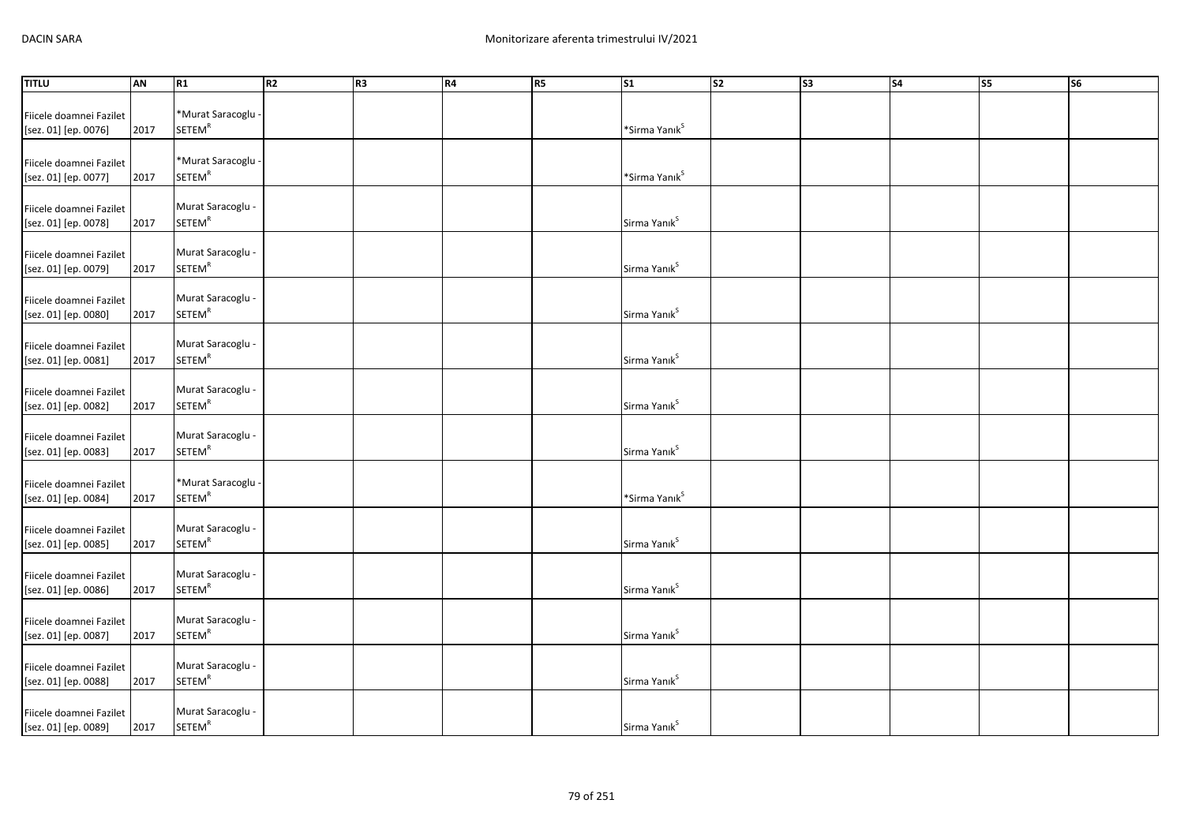| TITLU | AN | R1 | R2 | R3 | R4 | R5 | S1 | S2 | S3 | S4 | S5 | S6 |
|---|---|---|---|---|---|---|---|---|---|---|---|---|
| Fiicele doamnei Fazilet [sez. 01] [ep. 0076] | 2017 | *Murat Saracoglu - SETEM[R] | | | | | *Sirma Yanık[S] | | | | | |
| Fiicele doamnei Fazilet [sez. 01] [ep. 0077] | 2017 | *Murat Saracoglu - SETEM[R] | | | | | *Sirma Yanık[S] | | | | | |
| Fiicele doamnei Fazilet [sez. 01] [ep. 0078] | 2017 | Murat Saracoglu - SETEM[R] | | | | | Sirma Yanık[S] | | | | | |
| Fiicele doamnei Fazilet [sez. 01] [ep. 0079] | 2017 | Murat Saracoglu - SETEM[R] | | | | | Sirma Yanık[S] | | | | | |
| Fiicele doamnei Fazilet [sez. 01] [ep. 0080] | 2017 | Murat Saracoglu - SETEM[R] | | | | | Sirma Yanık[S] | | | | | |
| Fiicele doamnei Fazilet [sez. 01] [ep. 0081] | 2017 | Murat Saracoglu - SETEM[R] | | | | | Sirma Yanık[S] | | | | | |
| Fiicele doamnei Fazilet [sez. 01] [ep. 0082] | 2017 | Murat Saracoglu - SETEM[R] | | | | | Sirma Yanık[S] | | | | | |
| Fiicele doamnei Fazilet [sez. 01] [ep. 0083] | 2017 | Murat Saracoglu - SETEM[R] | | | | | Sirma Yanık[S] | | | | | |
| Fiicele doamnei Fazilet [sez. 01] [ep. 0084] | 2017 | *Murat Saracoglu - SETEM[R] | | | | | *Sirma Yanık[S] | | | | | |
| Fiicele doamnei Fazilet [sez. 01] [ep. 0085] | 2017 | Murat Saracoglu - SETEM[R] | | | | | Sirma Yanık[S] | | | | | |
| Fiicele doamnei Fazilet [sez. 01] [ep. 0086] | 2017 | Murat Saracoglu - SETEM[R] | | | | | Sirma Yanık[S] | | | | | |
| Fiicele doamnei Fazilet [sez. 01] [ep. 0087] | 2017 | Murat Saracoglu - SETEM[R] | | | | | Sirma Yanık[S] | | | | | |
| Fiicele doamnei Fazilet [sez. 01] [ep. 0088] | 2017 | Murat Saracoglu - SETEM[R] | | | | | Sirma Yanık[S] | | | | | |
| Fiicele doamnei Fazilet [sez. 01] [ep. 0089] | 2017 | Murat Saracoglu - SETEM[R] | | | | | Sirma Yanık[S] | | | | | |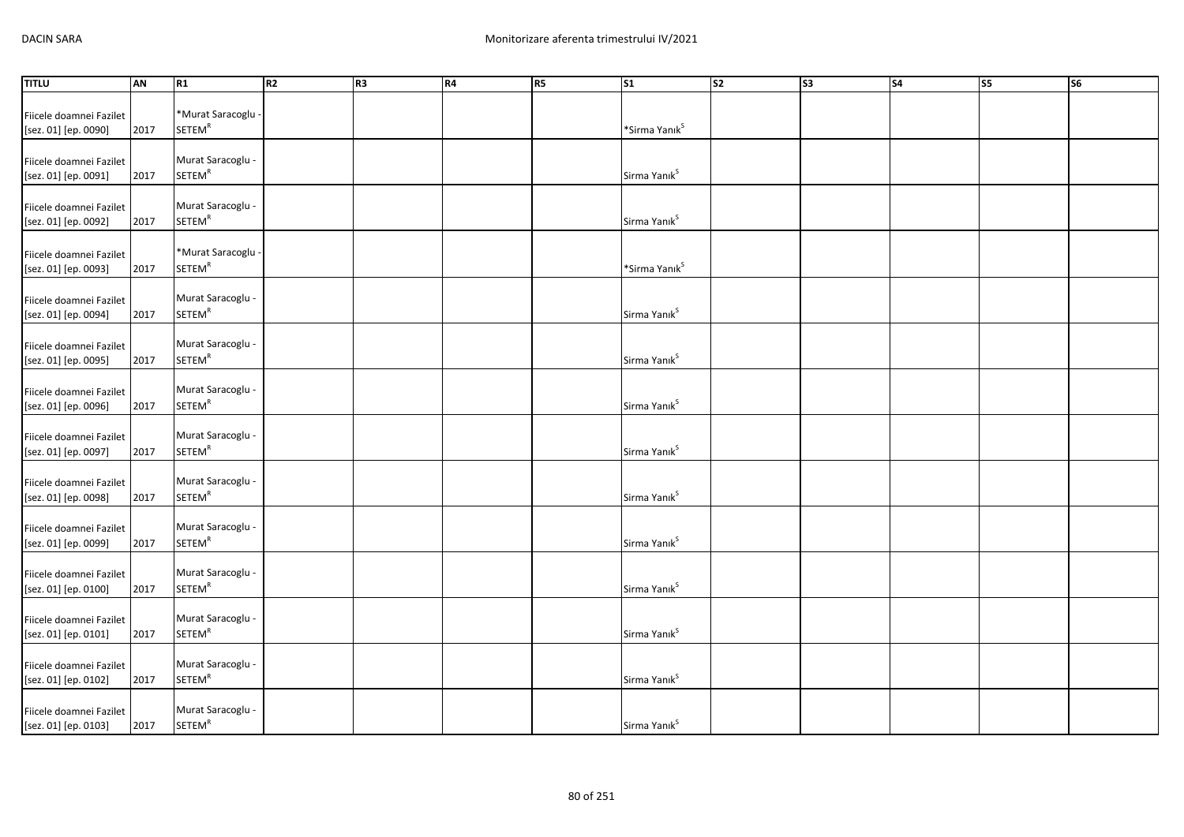| TITLU | AN | R1 | R2 | R3 | R4 | R5 | S1 | S2 | S3 | S4 | S5 | S6 |
|---|---|---|---|---|---|---|---|---|---|---|---|---|
| Fiicele doamnei Fazilet [sez. 01] [ep. 0090] | 2017 | *Murat Saracoglu - SETEM[R] | | | | | *Sirma Yanık[S] | | | | | |
| Fiicele doamnei Fazilet [sez. 01] [ep. 0091] | 2017 | Murat Saracoglu - SETEM[R] | | | | | Sirma Yanık[S] | | | | | |
| Fiicele doamnei Fazilet [sez. 01] [ep. 0092] | 2017 | Murat Saracoglu - SETEM[R] | | | | | Sirma Yanık[S] | | | | | |
| Fiicele doamnei Fazilet [sez. 01] [ep. 0093] | 2017 | *Murat Saracoglu - SETEM[R] | | | | | *Sirma Yanık[S] | | | | | |
| Fiicele doamnei Fazilet [sez. 01] [ep. 0094] | 2017 | Murat Saracoglu - SETEM[R] | | | | | Sirma Yanık[S] | | | | | |
| Fiicele doamnei Fazilet [sez. 01] [ep. 0095] | 2017 | Murat Saracoglu - SETEM[R] | | | | | Sirma Yanık[S] | | | | | |
| Fiicele doamnei Fazilet [sez. 01] [ep. 0096] | 2017 | Murat Saracoglu - SETEM[R] | | | | | Sirma Yanık[S] | | | | | |
| Fiicele doamnei Fazilet [sez. 01] [ep. 0097] | 2017 | Murat Saracoglu - SETEM[R] | | | | | Sirma Yanık[S] | | | | | |
| Fiicele doamnei Fazilet [sez. 01] [ep. 0098] | 2017 | Murat Saracoglu - SETEM[R] | | | | | Sirma Yanık[S] | | | | | |
| Fiicele doamnei Fazilet [sez. 01] [ep. 0099] | 2017 | Murat Saracoglu - SETEM[R] | | | | | Sirma Yanık[S] | | | | | |
| Fiicele doamnei Fazilet [sez. 01] [ep. 0100] | 2017 | Murat Saracoglu - SETEM[R] | | | | | Sirma Yanık[S] | | | | | |
| Fiicele doamnei Fazilet [sez. 01] [ep. 0101] | 2017 | Murat Saracoglu - SETEM[R] | | | | | Sirma Yanık[S] | | | | | |
| Fiicele doamnei Fazilet [sez. 01] [ep. 0102] | 2017 | Murat Saracoglu - SETEM[R] | | | | | Sirma Yanık[S] | | | | | |
| Fiicele doamnei Fazilet [sez. 01] [ep. 0103] | 2017 | Murat Saracoglu - SETEM[R] | | | | | Sirma Yanık[S] | | | | | |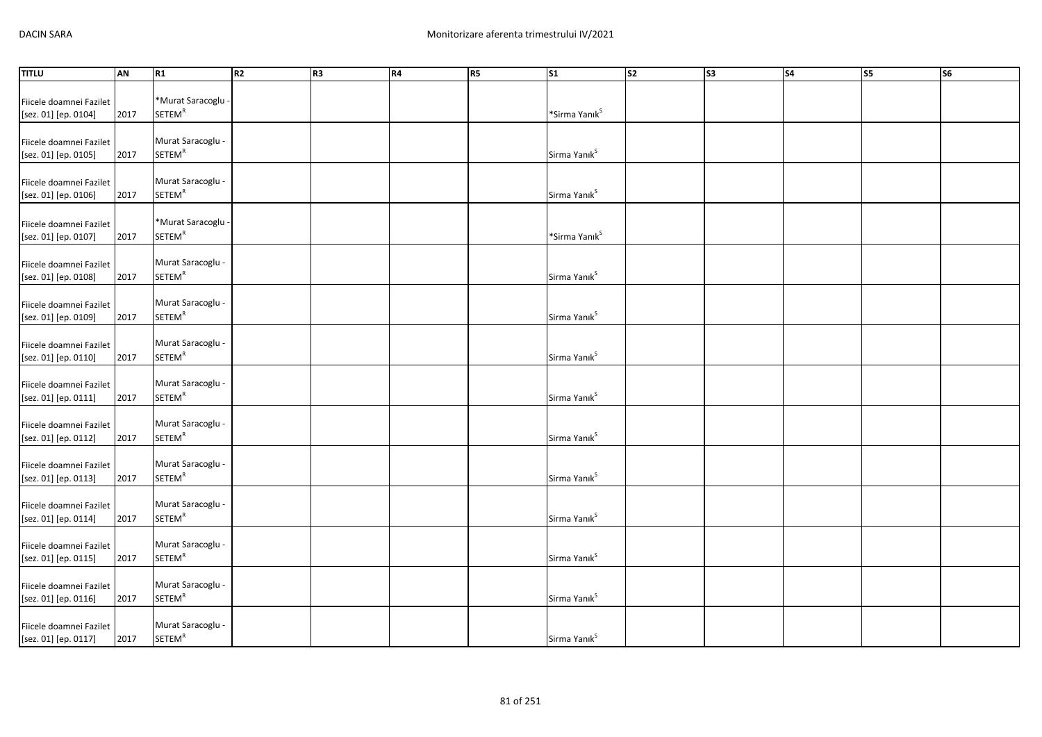| TITLU | AN | R1 | R2 | R3 | R4 | R5 | S1 | S2 | S3 | S4 | S5 | S6 |
|---|---|---|---|---|---|---|---|---|---|---|---|---|
| Fiicele doamnei Fazilet [sez. 01] [ep. 0104] | 2017 | *Murat Saracoglu - SETEM[R] | | | | | *Sirma Yanık[S] | | | | | |
| Fiicele doamnei Fazilet [sez. 01] [ep. 0105] | 2017 | Murat Saracoglu - SETEM[R] | | | | | Sirma Yanık[S] | | | | | |
| Fiicele doamnei Fazilet [sez. 01] [ep. 0106] | 2017 | Murat Saracoglu - SETEM[R] | | | | | Sirma Yanık[S] | | | | | |
| Fiicele doamnei Fazilet [sez. 01] [ep. 0107] | 2017 | *Murat Saracoglu - SETEM[R] | | | | | *Sirma Yanık[S] | | | | | |
| Fiicele doamnei Fazilet [sez. 01] [ep. 0108] | 2017 | Murat Saracoglu - SETEM[R] | | | | | Sirma Yanık[S] | | | | | |
| Fiicele doamnei Fazilet [sez. 01] [ep. 0109] | 2017 | Murat Saracoglu - SETEM[R] | | | | | Sirma Yanık[S] | | | | | |
| Fiicele doamnei Fazilet [sez. 01] [ep. 0110] | 2017 | Murat Saracoglu - SETEM[R] | | | | | Sirma Yanık[S] | | | | | |
| Fiicele doamnei Fazilet [sez. 01] [ep. 0111] | 2017 | Murat Saracoglu - SETEM[R] | | | | | Sirma Yanık[S] | | | | | |
| Fiicele doamnei Fazilet [sez. 01] [ep. 0112] | 2017 | Murat Saracoglu - SETEM[R] | | | | | Sirma Yanık[S] | | | | | |
| Fiicele doamnei Fazilet [sez. 01] [ep. 0113] | 2017 | Murat Saracoglu - SETEM[R] | | | | | Sirma Yanık[S] | | | | | |
| Fiicele doamnei Fazilet [sez. 01] [ep. 0114] | 2017 | Murat Saracoglu - SETEM[R] | | | | | Sirma Yanık[S] | | | | | |
| Fiicele doamnei Fazilet [sez. 01] [ep. 0115] | 2017 | Murat Saracoglu - SETEM[R] | | | | | Sirma Yanık[S] | | | | | |
| Fiicele doamnei Fazilet [sez. 01] [ep. 0116] | 2017 | Murat Saracoglu - SETEM[R] | | | | | Sirma Yanık[S] | | | | | |
| Fiicele doamnei Fazilet [sez. 01] [ep. 0117] | 2017 | Murat Saracoglu - SETEM[R] | | | | | Sirma Yanık[S] | | | | | |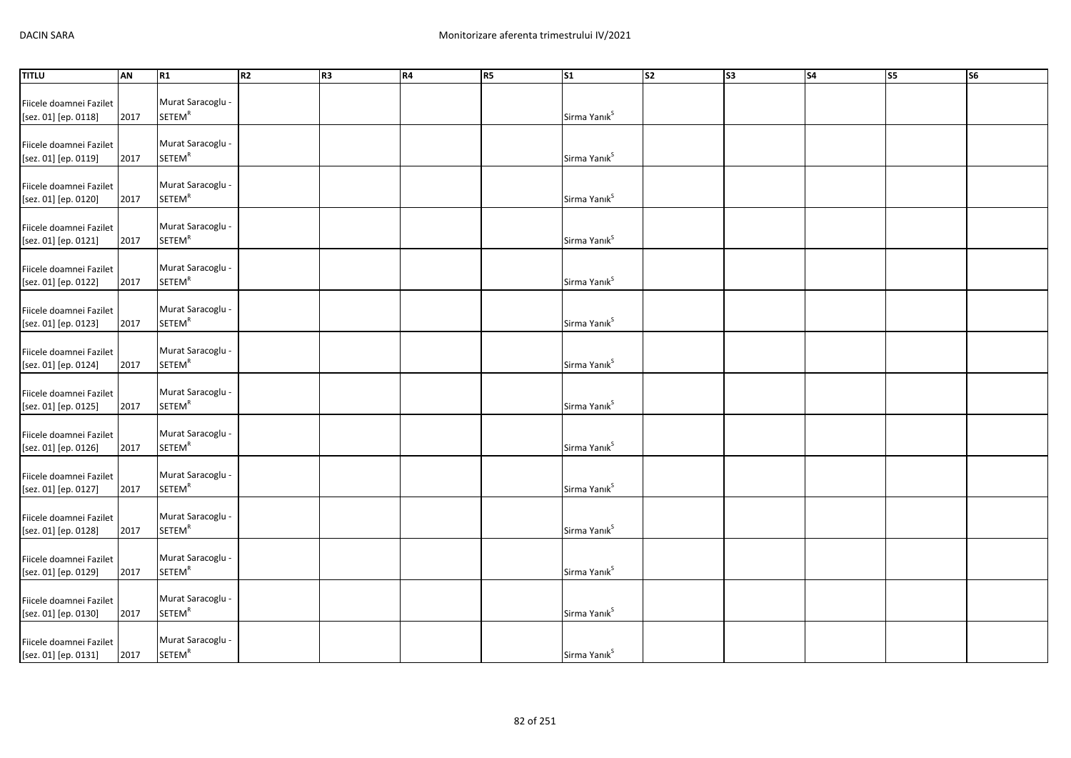| TITLU | AN | R1 | R2 | R3 | R4 | R5 | S1 | S2 | S3 | S4 | S5 | S6 |
|---|---|---|---|---|---|---|---|---|---|---|---|---|
| Fiicele doamnei Fazilet [sez. 01] [ep. 0118] | 2017 | Murat Saracoglu - SETEM[R] | | | | | Sirma Yanık[S] | | | | | |
| Fiicele doamnei Fazilet [sez. 01] [ep. 0119] | 2017 | Murat Saracoglu - SETEM[R] | | | | | Sirma Yanık[S] | | | | | |
| Fiicele doamnei Fazilet [sez. 01] [ep. 0120] | 2017 | Murat Saracoglu - SETEM[R] | | | | | Sirma Yanık[S] | | | | | |
| Fiicele doamnei Fazilet [sez. 01] [ep. 0121] | 2017 | Murat Saracoglu - SETEM[R] | | | | | Sirma Yanık[S] | | | | | |
| Fiicele doamnei Fazilet [sez. 01] [ep. 0122] | 2017 | Murat Saracoglu - SETEM[R] | | | | | Sirma Yanık[S] | | | | | |
| Fiicele doamnei Fazilet [sez. 01] [ep. 0123] | 2017 | Murat Saracoglu - SETEM[R] | | | | | Sirma Yanık[S] | | | | | |
| Fiicele doamnei Fazilet [sez. 01] [ep. 0124] | 2017 | Murat Saracoglu - SETEM[R] | | | | | Sirma Yanık[S] | | | | | |
| Fiicele doamnei Fazilet [sez. 01] [ep. 0125] | 2017 | Murat Saracoglu - SETEM[R] | | | | | Sirma Yanık[S] | | | | | |
| Fiicele doamnei Fazilet [sez. 01] [ep. 0126] | 2017 | Murat Saracoglu - SETEM[R] | | | | | Sirma Yanık[S] | | | | | |
| Fiicele doamnei Fazilet [sez. 01] [ep. 0127] | 2017 | Murat Saracoglu - SETEM[R] | | | | | Sirma Yanık[S] | | | | | |
| Fiicele doamnei Fazilet [sez. 01] [ep. 0128] | 2017 | Murat Saracoglu - SETEM[R] | | | | | Sirma Yanık[S] | | | | | |
| Fiicele doamnei Fazilet [sez. 01] [ep. 0129] | 2017 | Murat Saracoglu - SETEM[R] | | | | | Sirma Yanık[S] | | | | | |
| Fiicele doamnei Fazilet [sez. 01] [ep. 0130] | 2017 | Murat Saracoglu - SETEM[R] | | | | | Sirma Yanık[S] | | | | | |
| Fiicele doamnei Fazilet [sez. 01] [ep. 0131] | 2017 | Murat Saracoglu - SETEM[R] | | | | | Sirma Yanık[S] | | | | | |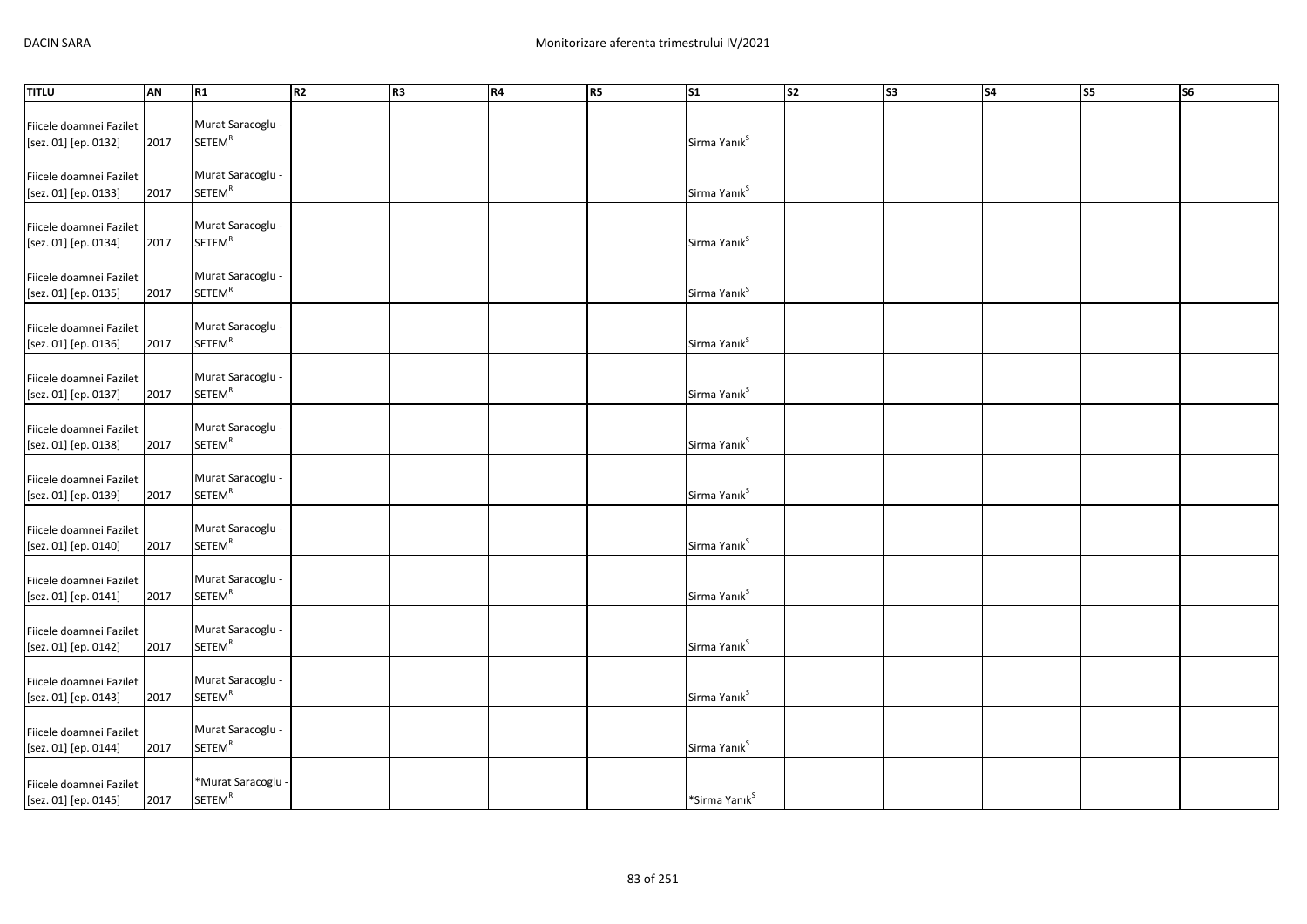| TITLU | AN | R1 | R2 | R3 | R4 | R5 | S1 | S2 | S3 | S4 | S5 | S6 |
|---|---|---|---|---|---|---|---|---|---|---|---|---|
| Fiicele doamnei Fazilet [sez. 01] [ep. 0132] | 2017 | Murat Saracoglu - SETEM[R] | | | | | Sirma Yanık[S] | | | | | |
| Fiicele doamnei Fazilet [sez. 01] [ep. 0133] | 2017 | Murat Saracoglu - SETEM[R] | | | | | Sirma Yanık[S] | | | | | |
| Fiicele doamnei Fazilet [sez. 01] [ep. 0134] | 2017 | Murat Saracoglu - SETEM[R] | | | | | Sirma Yanık[S] | | | | | |
| Fiicele doamnei Fazilet [sez. 01] [ep. 0135] | 2017 | Murat Saracoglu - SETEM[R] | | | | | Sirma Yanık[S] | | | | | |
| Fiicele doamnei Fazilet [sez. 01] [ep. 0136] | 2017 | Murat Saracoglu - SETEM[R] | | | | | Sirma Yanık[S] | | | | | |
| Fiicele doamnei Fazilet [sez. 01] [ep. 0137] | 2017 | Murat Saracoglu - SETEM[R] | | | | | Sirma Yanık[S] | | | | | |
| Fiicele doamnei Fazilet [sez. 01] [ep. 0138] | 2017 | Murat Saracoglu - SETEM[R] | | | | | Sirma Yanık[S] | | | | | |
| Fiicele doamnei Fazilet [sez. 01] [ep. 0139] | 2017 | Murat Saracoglu - SETEM[R] | | | | | Sirma Yanık[S] | | | | | |
| Fiicele doamnei Fazilet [sez. 01] [ep. 0140] | 2017 | Murat Saracoglu - SETEM[R] | | | | | Sirma Yanık[S] | | | | | |
| Fiicele doamnei Fazilet [sez. 01] [ep. 0141] | 2017 | Murat Saracoglu - SETEM[R] | | | | | Sirma Yanık[S] | | | | | |
| Fiicele doamnei Fazilet [sez. 01] [ep. 0142] | 2017 | Murat Saracoglu - SETEM[R] | | | | | Sirma Yanık[S] | | | | | |
| Fiicele doamnei Fazilet [sez. 01] [ep. 0143] | 2017 | Murat Saracoglu - SETEM[R] | | | | | Sirma Yanık[S] | | | | | |
| Fiicele doamnei Fazilet [sez. 01] [ep. 0144] | 2017 | Murat Saracoglu - SETEM[R] | | | | | Sirma Yanık[S] | | | | | |
| Fiicele doamnei Fazilet [sez. 01] [ep. 0145] | 2017 | *Murat Saracoglu - SETEM[R] | | | | | *Sirma Yanık[S] | | | | | |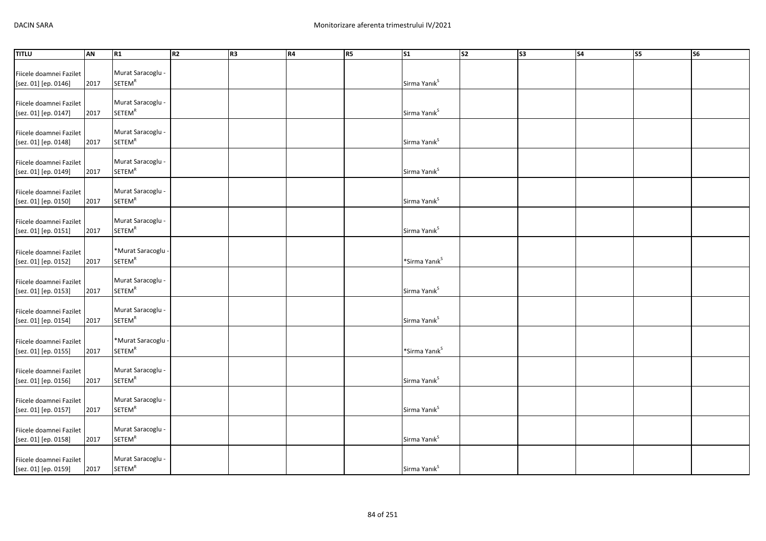| TITLU | AN | R1 | R2 | R3 | R4 | R5 | S1 | S2 | S3 | S4 | S5 | S6 |
|---|---|---|---|---|---|---|---|---|---|---|---|---|
| Fiicele doamnei Fazilet [sez. 01] [ep. 0146] | 2017 | Murat Saracoglu - SETEM[R] | | | | | Sirma Yanık[S] | | | | | |
| Fiicele doamnei Fazilet [sez. 01] [ep. 0147] | 2017 | Murat Saracoglu - SETEM[R] | | | | | Sirma Yanık[S] | | | | | |
| Fiicele doamnei Fazilet [sez. 01] [ep. 0148] | 2017 | Murat Saracoglu - SETEM[R] | | | | | Sirma Yanık[S] | | | | | |
| Fiicele doamnei Fazilet [sez. 01] [ep. 0149] | 2017 | Murat Saracoglu - SETEM[R] | | | | | Sirma Yanık[S] | | | | | |
| Fiicele doamnei Fazilet [sez. 01] [ep. 0150] | 2017 | Murat Saracoglu - SETEM[R] | | | | | Sirma Yanık[S] | | | | | |
| Fiicele doamnei Fazilet [sez. 01] [ep. 0151] | 2017 | Murat Saracoglu - SETEM[R] | | | | | Sirma Yanık[S] | | | | | |
| Fiicele doamnei Fazilet [sez. 01] [ep. 0152] | 2017 | *Murat Saracoglu - SETEM[R] | | | | | *Sirma Yanık[S] | | | | | |
| Fiicele doamnei Fazilet [sez. 01] [ep. 0153] | 2017 | Murat Saracoglu - SETEM[R] | | | | | Sirma Yanık[S] | | | | | |
| Fiicele doamnei Fazilet [sez. 01] [ep. 0154] | 2017 | Murat Saracoglu - SETEM[R] | | | | | Sirma Yanık[S] | | | | | |
| Fiicele doamnei Fazilet [sez. 01] [ep. 0155] | 2017 | *Murat Saracoglu - SETEM[R] | | | | | *Sirma Yanık[S] | | | | | |
| Fiicele doamnei Fazilet [sez. 01] [ep. 0156] | 2017 | Murat Saracoglu - SETEM[R] | | | | | Sirma Yanık[S] | | | | | |
| Fiicele doamnei Fazilet [sez. 01] [ep. 0157] | 2017 | Murat Saracoglu - SETEM[R] | | | | | Sirma Yanık[S] | | | | | |
| Fiicele doamnei Fazilet [sez. 01] [ep. 0158] | 2017 | Murat Saracoglu - SETEM[R] | | | | | Sirma Yanık[S] | | | | | |
| Fiicele doamnei Fazilet [sez. 01] [ep. 0159] | 2017 | Murat Saracoglu - SETEM[R] | | | | | Sirma Yanık[S] | | | | | |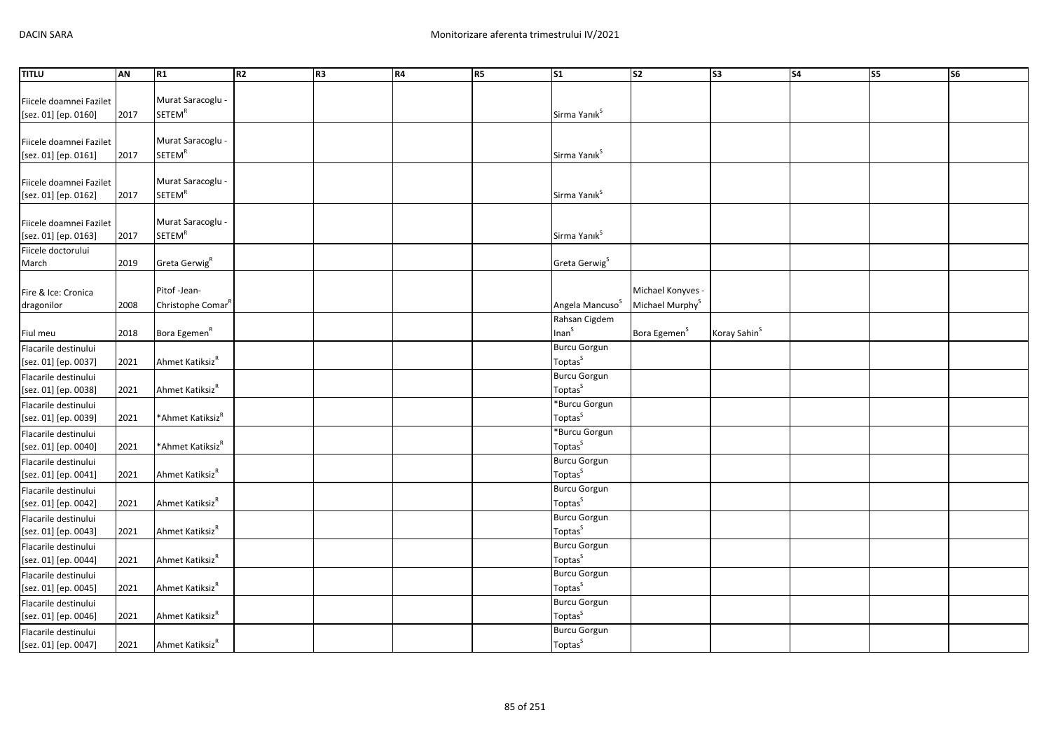| TITLU | AN | R1 | R2 | R3 | R4 | R5 | S1 | S2 | S3 | S4 | S5 | S6 |
|---|---|---|---|---|---|---|---|---|---|---|---|---|
| Fiicele doamnei Fazilet [sez. 01] [ep. 0160] | 2017 | Murat Saracoglu - SETEM[R] | | | | | Sirma Yanık[S] | | | | | |
| Fiicele doamnei Fazilet [sez. 01] [ep. 0161] | 2017 | Murat Saracoglu - SETEM[R] | | | | | Sirma Yanık[S] | | | | | |
| Fiicele doamnei Fazilet [sez. 01] [ep. 0162] | 2017 | Murat Saracoglu - SETEM[R] | | | | | Sirma Yanık[S] | | | | | |
| Fiicele doamnei Fazilet [sez. 01] [ep. 0163] | 2017 | Murat Saracoglu - SETEM[R] | | | | | Sirma Yanık[S] | | | | | |
| Fiicele doctorului March | 2019 | Greta Gerwig[R] | | | | | Greta Gerwig[S] | | | | | |
| Fire & Ice: Cronica dragonilor | 2008 | Pitof -Jean-Christophe Comar[R] | | | | | Angela Mancuso[S] | Michael Konyves - Michael Murphy[S] | | | | |
| Fiul meu | 2018 | Bora Egemen[R] | | | | | Rahsan Cigdem Inan[S] | Bora Egemen[S] | Koray Sahin[S] | | | |
| Flacarile destinului [sez. 01] [ep. 0037] | 2021 | Ahmet Katiksiz[R] | | | | | Burcu Gorgun Toptas[S] | | | | | |
| Flacarile destinului [sez. 01] [ep. 0038] | 2021 | Ahmet Katiksiz[R] | | | | | Burcu Gorgun Toptas[S] | | | | | |
| Flacarile destinului [sez. 01] [ep. 0039] | 2021 | *Ahmet Katiksiz[R] | | | | | *Burcu Gorgun Toptas[S] | | | | | |
| Flacarile destinului [sez. 01] [ep. 0040] | 2021 | *Ahmet Katiksiz[R] | | | | | *Burcu Gorgun Toptas[S] | | | | | |
| Flacarile destinului [sez. 01] [ep. 0041] | 2021 | Ahmet Katiksiz[R] | | | | | Burcu Gorgun Toptas[S] | | | | | |
| Flacarile destinului [sez. 01] [ep. 0042] | 2021 | Ahmet Katiksiz[R] | | | | | Burcu Gorgun Toptas[S] | | | | | |
| Flacarile destinului [sez. 01] [ep. 0043] | 2021 | Ahmet Katiksiz[R] | | | | | Burcu Gorgun Toptas[S] | | | | | |
| Flacarile destinului [sez. 01] [ep. 0044] | 2021 | Ahmet Katiksiz[R] | | | | | Burcu Gorgun Toptas[S] | | | | | |
| Flacarile destinului [sez. 01] [ep. 0045] | 2021 | Ahmet Katiksiz[R] | | | | | Burcu Gorgun Toptas[S] | | | | | |
| Flacarile destinului [sez. 01] [ep. 0046] | 2021 | Ahmet Katiksiz[R] | | | | | Burcu Gorgun Toptas[S] | | | | | |
| Flacarile destinului [sez. 01] [ep. 0047] | 2021 | Ahmet Katiksiz[R] | | | | | Burcu Gorgun Toptas[S] | | | | | |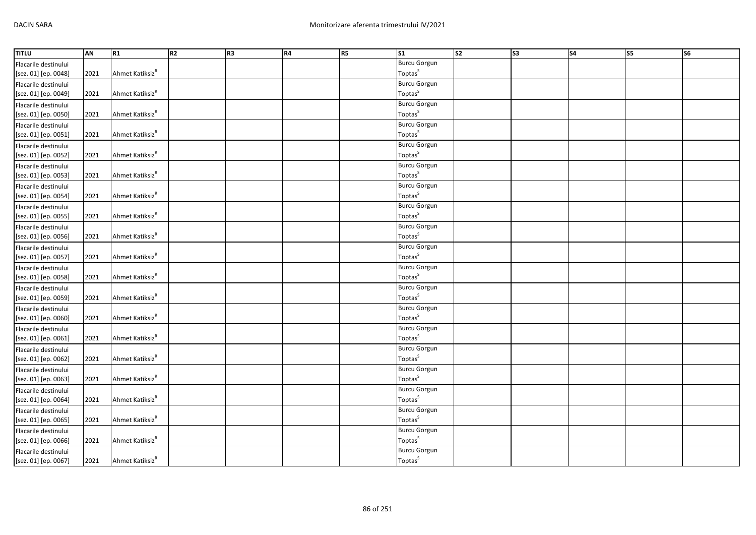| TITLU | AN | R1 | R2 | R3 | R4 | R5 | S1 | S2 | S3 | S4 | S5 | S6 |
|---|---|---|---|---|---|---|---|---|---|---|---|---|
| Flacarile destinului [sez. 01] [ep. 0048] | 2021 | Ahmet Katiksiz[R] | | | | | Burcu Gorgun Toptas[S] | | | | | |
| Flacarile destinului [sez. 01] [ep. 0049] | 2021 | Ahmet Katiksiz[R] | | | | | Burcu Gorgun Toptas[S] | | | | | |
| Flacarile destinului [sez. 01] [ep. 0050] | 2021 | Ahmet Katiksiz[R] | | | | | Burcu Gorgun Toptas[S] | | | | | |
| Flacarile destinului [sez. 01] [ep. 0051] | 2021 | Ahmet Katiksiz[R] | | | | | Burcu Gorgun Toptas[S] | | | | | |
| Flacarile destinului [sez. 01] [ep. 0052] | 2021 | Ahmet Katiksiz[R] | | | | | Burcu Gorgun Toptas[S] | | | | | |
| Flacarile destinului [sez. 01] [ep. 0053] | 2021 | Ahmet Katiksiz[R] | | | | | Burcu Gorgun Toptas[S] | | | | | |
| Flacarile destinului [sez. 01] [ep. 0054] | 2021 | Ahmet Katiksiz[R] | | | | | Burcu Gorgun Toptas[S] | | | | | |
| Flacarile destinului [sez. 01] [ep. 0055] | 2021 | Ahmet Katiksiz[R] | | | | | Burcu Gorgun Toptas[S] | | | | | |
| Flacarile destinului [sez. 01] [ep. 0056] | 2021 | Ahmet Katiksiz[R] | | | | | Burcu Gorgun Toptas[S] | | | | | |
| Flacarile destinului [sez. 01] [ep. 0057] | 2021 | Ahmet Katiksiz[R] | | | | | Burcu Gorgun Toptas[S] | | | | | |
| Flacarile destinului [sez. 01] [ep. 0058] | 2021 | Ahmet Katiksiz[R] | | | | | Burcu Gorgun Toptas[S] | | | | | |
| Flacarile destinului [sez. 01] [ep. 0059] | 2021 | Ahmet Katiksiz[R] | | | | | Burcu Gorgun Toptas[S] | | | | | |
| Flacarile destinului [sez. 01] [ep. 0060] | 2021 | Ahmet Katiksiz[R] | | | | | Burcu Gorgun Toptas[S] | | | | | |
| Flacarile destinului [sez. 01] [ep. 0061] | 2021 | Ahmet Katiksiz[R] | | | | | Burcu Gorgun Toptas[S] | | | | | |
| Flacarile destinului [sez. 01] [ep. 0062] | 2021 | Ahmet Katiksiz[R] | | | | | Burcu Gorgun Toptas[S] | | | | | |
| Flacarile destinului [sez. 01] [ep. 0063] | 2021 | Ahmet Katiksiz[R] | | | | | Burcu Gorgun Toptas[S] | | | | | |
| Flacarile destinului [sez. 01] [ep. 0064] | 2021 | Ahmet Katiksiz[R] | | | | | Burcu Gorgun Toptas[S] | | | | | |
| Flacarile destinului [sez. 01] [ep. 0065] | 2021 | Ahmet Katiksiz[R] | | | | | Burcu Gorgun Toptas[S] | | | | | |
| Flacarile destinului [sez. 01] [ep. 0066] | 2021 | Ahmet Katiksiz[R] | | | | | Burcu Gorgun Toptas[S] | | | | | |
| Flacarile destinului [sez. 01] [ep. 0067] | 2021 | Ahmet Katiksiz[R] | | | | | Burcu Gorgun Toptas[S] | | | | | |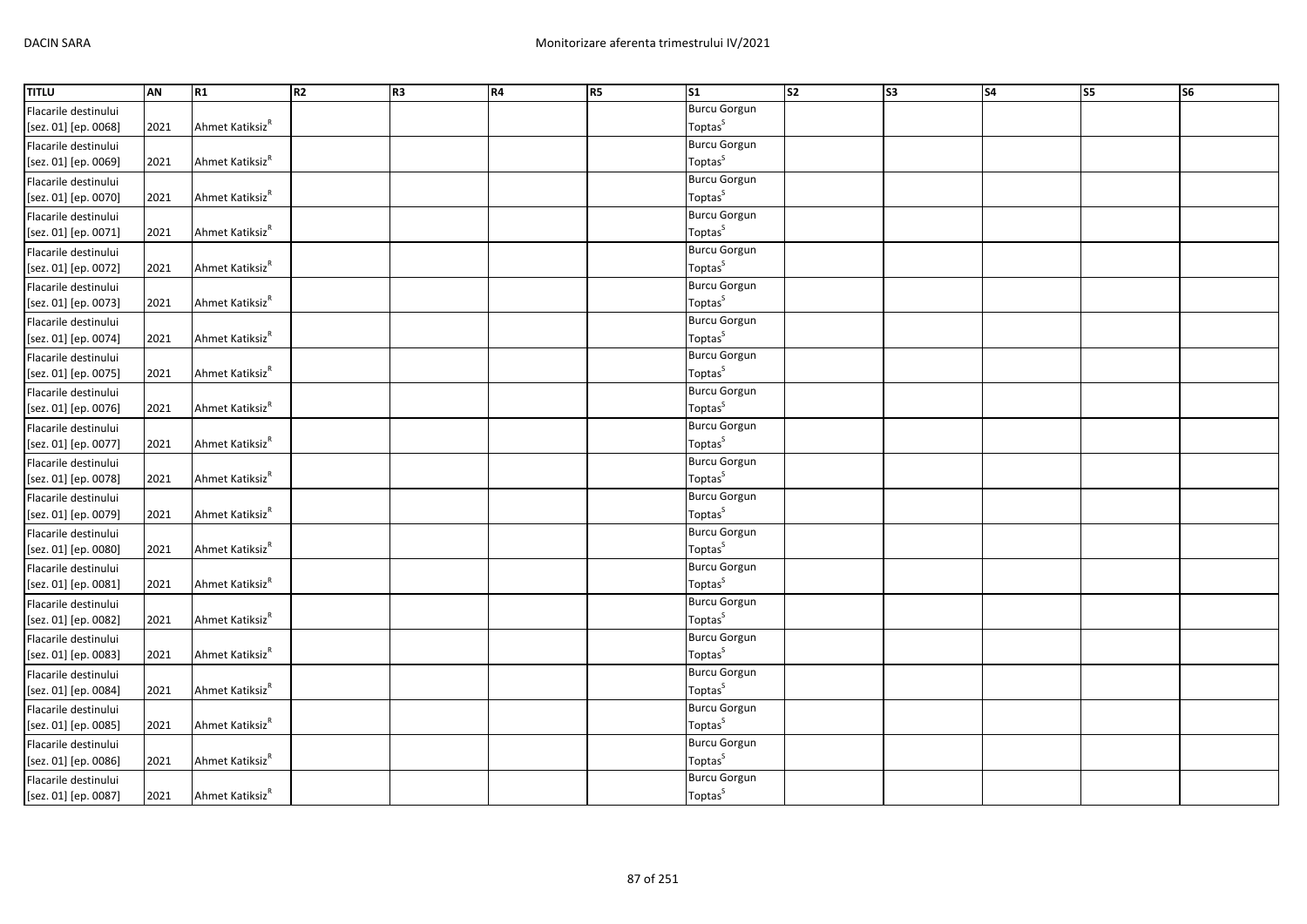| TITLU | AN | R1 | R2 | R3 | R4 | R5 | S1 | S2 | S3 | S4 | S5 | S6 |
|---|---|---|---|---|---|---|---|---|---|---|---|---|
| Flacarile destinului [sez. 01] [ep. 0068] | 2021 | Ahmet Katiksiz[R] | | | | | Burcu Gorgun Toptas[S] | | | | | |
| Flacarile destinului [sez. 01] [ep. 0069] | 2021 | Ahmet Katiksiz[R] | | | | | Burcu Gorgun Toptas[S] | | | | | |
| Flacarile destinului [sez. 01] [ep. 0070] | 2021 | Ahmet Katiksiz[R] | | | | | Burcu Gorgun Toptas[S] | | | | | |
| Flacarile destinului [sez. 01] [ep. 0071] | 2021 | Ahmet Katiksiz[R] | | | | | Burcu Gorgun Toptas[S] | | | | | |
| Flacarile destinului [sez. 01] [ep. 0072] | 2021 | Ahmet Katiksiz[R] | | | | | Burcu Gorgun Toptas[S] | | | | | |
| Flacarile destinului [sez. 01] [ep. 0073] | 2021 | Ahmet Katiksiz[R] | | | | | Burcu Gorgun Toptas[S] | | | | | |
| Flacarile destinului [sez. 01] [ep. 0074] | 2021 | Ahmet Katiksiz[R] | | | | | Burcu Gorgun Toptas[S] | | | | | |
| Flacarile destinului [sez. 01] [ep. 0075] | 2021 | Ahmet Katiksiz[R] | | | | | Burcu Gorgun Toptas[S] | | | | | |
| Flacarile destinului [sez. 01] [ep. 0076] | 2021 | Ahmet Katiksiz[R] | | | | | Burcu Gorgun Toptas[S] | | | | | |
| Flacarile destinului [sez. 01] [ep. 0077] | 2021 | Ahmet Katiksiz[R] | | | | | Burcu Gorgun Toptas[S] | | | | | |
| Flacarile destinului [sez. 01] [ep. 0078] | 2021 | Ahmet Katiksiz[R] | | | | | Burcu Gorgun Toptas[S] | | | | | |
| Flacarile destinului [sez. 01] [ep. 0079] | 2021 | Ahmet Katiksiz[R] | | | | | Burcu Gorgun Toptas[S] | | | | | |
| Flacarile destinului [sez. 01] [ep. 0080] | 2021 | Ahmet Katiksiz[R] | | | | | Burcu Gorgun Toptas[S] | | | | | |
| Flacarile destinului [sez. 01] [ep. 0081] | 2021 | Ahmet Katiksiz[R] | | | | | Burcu Gorgun Toptas[S] | | | | | |
| Flacarile destinului [sez. 01] [ep. 0082] | 2021 | Ahmet Katiksiz[R] | | | | | Burcu Gorgun Toptas[S] | | | | | |
| Flacarile destinului [sez. 01] [ep. 0083] | 2021 | Ahmet Katiksiz[R] | | | | | Burcu Gorgun Toptas[S] | | | | | |
| Flacarile destinului [sez. 01] [ep. 0084] | 2021 | Ahmet Katiksiz[R] | | | | | Burcu Gorgun Toptas[S] | | | | | |
| Flacarile destinului [sez. 01] [ep. 0085] | 2021 | Ahmet Katiksiz[R] | | | | | Burcu Gorgun Toptas[S] | | | | | |
| Flacarile destinului [sez. 01] [ep. 0086] | 2021 | Ahmet Katiksiz[R] | | | | | Burcu Gorgun Toptas[S] | | | | | |
| Flacarile destinului [sez. 01] [ep. 0087] | 2021 | Ahmet Katiksiz[R] | | | | | Burcu Gorgun Toptas[S] | | | | | |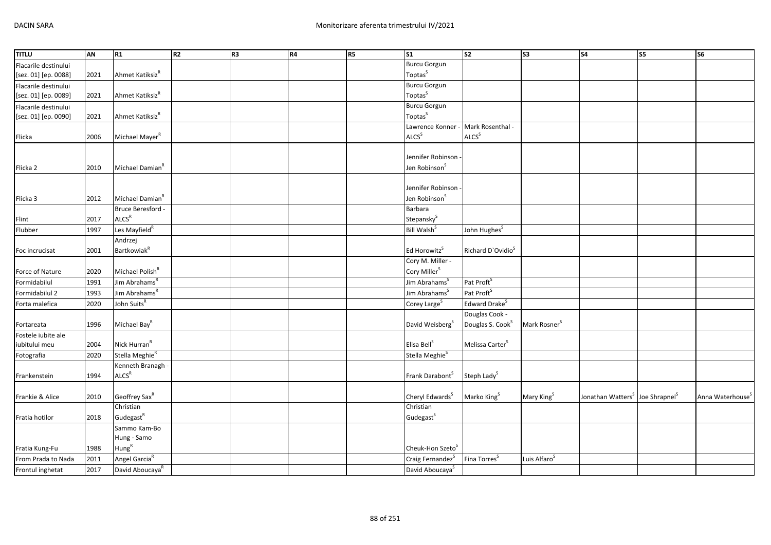| TITLU | AN | R1 | R2 | R3 | R4 | R5 | S1 | S2 | S3 | S4 | S5 | S6 |
|---|---|---|---|---|---|---|---|---|---|---|---|---|
| Flacarile destinului [sez. 01] [ep. 0088] | 2021 | Ahmet Katiksiz[R] | | | | | Burcu Gorgun Toptas[S] | | | | | |
| Flacarile destinului [sez. 01] [ep. 0089] | 2021 | Ahmet Katiksiz[R] | | | | | Burcu Gorgun Toptas[S] | | | | | |
| Flacarile destinului [sez. 01] [ep. 0090] | 2021 | Ahmet Katiksiz[R] | | | | | Burcu Gorgun Toptas[S] | | | | | |
| Flicka | 2006 | Michael Mayer[R] | | | | | Lawrence Konner - ALCS[S] | Mark Rosenthal - ALCS[S] | | | | |
| Flicka 2 | 2010 | Michael Damian[R] | | | | | Jennifer Robinson - Jen Robinson[S] | | | | | |
| Flicka 3 | 2012 | Michael Damian[R] | | | | | Jennifer Robinson - Jen Robinson[S] | | | | | |
| Flint | 2017 | Bruce Beresford - ALCS[R] | | | | | Barbara Stepansky[S] | | | | | |
| Flubber | 1997 | Les Mayfield[R] | | | | | Bill Walsh[S] | John Hughes[S] | | | | |
| Foc incrucisat | 2001 | Andrzej Bartkowiak[R] | | | | | Ed Horowitz[S] | Richard D`Ovidio[S] | | | | |
| Force of Nature | 2020 | Michael Polish[R] | | | | | Cory M. Miller - Cory Miller[S] | | | | | |
| Formidabilul | 1991 | Jim Abrahams[R] | | | | | Jim Abrahams[S] | Pat Proft[S] | | | | |
| Formidabilul 2 | 1993 | Jim Abrahams[R] | | | | | Jim Abrahams[S] | Pat Proft[S] | | | | |
| Forta malefica | 2020 | John Suits[R] | | | | | Corey Large[S] | Edward Drake[S] | | | | |
| Fortareata | 1996 | Michael Bay[R] | | | | | David Weisberg[S] | Douglas Cook - Douglas S. Cook[S] | Mark Rosner[S] | | | |
| Fostele iubite ale iubitului meu | 2004 | Nick Hurran[R] | | | | | Elisa Bell[S] | Melissa Carter[S] | | | | |
| Fotografia | 2020 | Stella Meghie[R] | | | | | Stella Meghie[S] | | | | | |
| Frankenstein | 1994 | Kenneth Branagh - ALCS[R] | | | | | Frank Darabont[S] | Steph Lady[S] | | | | |
| Frankie & Alice | 2010 | Geoffrey Sax[R] | | | | | Cheryl Edwards[S] | Marko King[S] | Mary King[S] | Jonathan Watters[S] | Joe Shrapnel[S] | Anna Waterhouse[S] |
| Fratia hotilor | 2018 | Christian Gudegast[R] | | | | | Christian Gudegast[S] | | | | | |
| Fratia Kung-Fu | 1988 | Sammo Kam-Bo Hung - Samo Hung[R] | | | | | Cheuk-Hon Szeto[S] | | | | | |
| From Prada to Nada | 2011 | Angel Garcia[R] | | | | | Craig Fernandez[S] | Fina Torres[S] | Luis Alfaro[S] | | | |
| Frontul inghetat | 2017 | David Aboucaya[R] | | | | | David Aboucaya[S] | | | | | |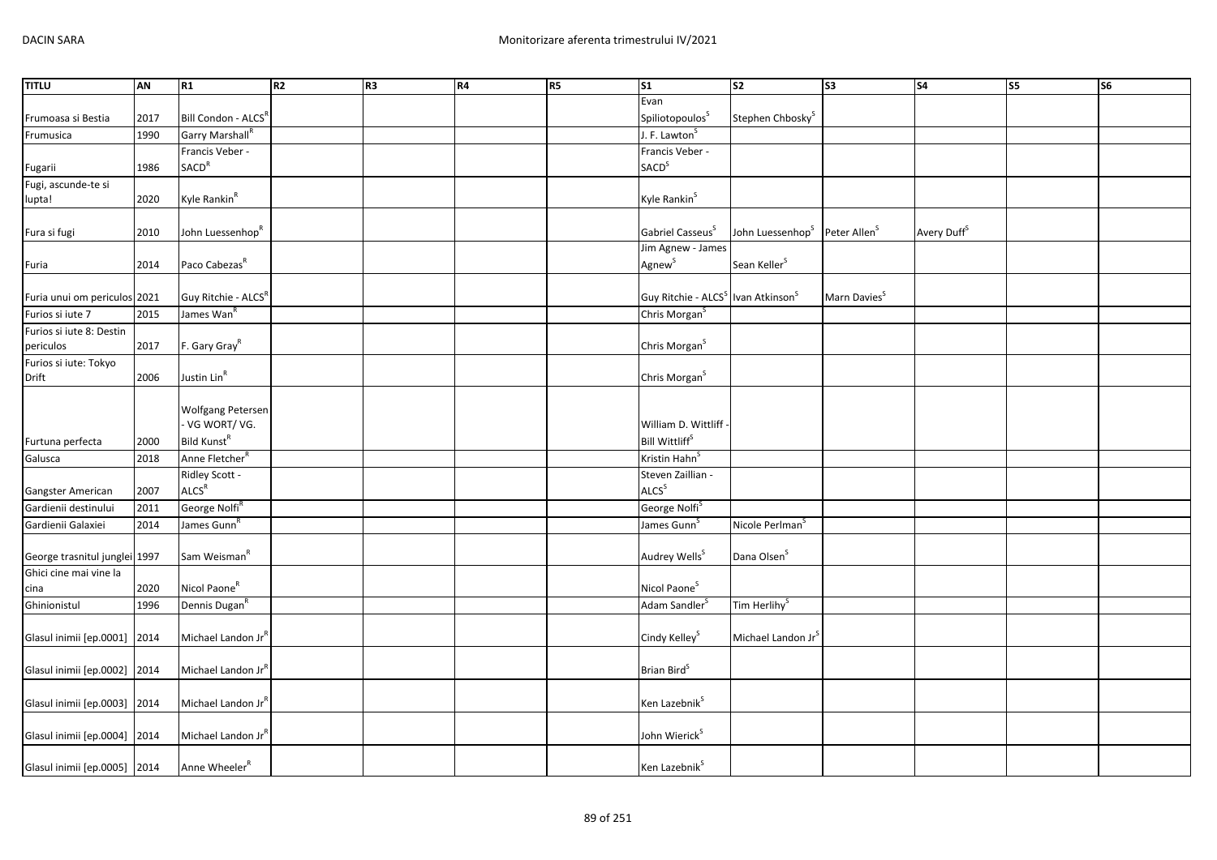| TITLU | AN | R1 | R2 | R3 | R4 | R5 | S1 | S2 | S3 | S4 | S5 | S6 |
|---|---|---|---|---|---|---|---|---|---|---|---|---|
| Frumoasa si Bestia | 2017 | Bill Condon - ALCS[R] | | | | | Evan Spiliotopoulos[S] | Stephen Chbosky[S] | | | | |
| Frumusica | 1990 | Garry Marshall[R] | | | | | J. F. Lawton[S] | | | | | |
| Fugarii | 1986 | Francis Veber - SACD[R] | | | | | Francis Veber - SACD[S] | | | | | |
| Fugi, ascunde-te si lupta! | 2020 | Kyle Rankin[R] | | | | | Kyle Rankin[S] | | | | | |
| Fura si fugi | 2010 | John Luessenhop[R] | | | | | Gabriel Casseus[S] | John Luessenhop[S] | Peter Allen[S] | Avery Duff[S] | | |
| Furia | 2014 | Paco Cabezas[R] | | | | | Jim Agnew - James Agnew[S] | Sean Keller[S] | | | | |
| Furia unui om periculos | 2021 | Guy Ritchie - ALCS[R] | | | | | Guy Ritchie - ALCS[S] | Ivan Atkinson[S] | Marn Davies[S] | | | |
| Furios si iute 7 | 2015 | James Wan[R] | | | | | Chris Morgan[S] | | | | | |
| Furios si iute 8: Destin periculos | 2017 | F. Gary Gray[R] | | | | | Chris Morgan[S] | | | | | |
| Furios si iute: Tokyo Drift | 2006 | Justin Lin[R] | | | | | Chris Morgan[S] | | | | | |
| Furtuna perfecta | 2000 | Wolfgang Petersen - VG WORT/ VG. Bild Kunst[R] | | | | | William D. Wittliff - Bill Wittliff[S] | | | | | |
| Galusca | 2018 | Anne Fletcher[R] | | | | | Kristin Hahn[S] | | | | | |
| Gangster American | 2007 | Ridley Scott - ALCS[R] | | | | | Steven Zaillian - ALCS[S] | | | | | |
| Gardienii destinului | 2011 | George Nolfi[R] | | | | | George Nolfi[S] | | | | | |
| Gardienii Galaxiei | 2014 | James Gunn[R] | | | | | James Gunn[S] | Nicole Perlman[S] | | | | |
| George trasnitul junglei | 1997 | Sam Weisman[R] | | | | | Audrey Wells[S] | Dana Olsen[S] | | | | |
| Ghici cine mai vine la cina | 2020 | Nicol Paone[R] | | | | | Nicol Paone[S] | | | | | |
| Ghinionistul | 1996 | Dennis Dugan[R] | | | | | Adam Sandler[S] | Tim Herlihy[S] | | | | |
| Glasul inimii [ep.0001] | 2014 | Michael Landon Jr[R] | | | | | Cindy Kelley[S] | Michael Landon Jr[S] | | | | |
| Glasul inimii [ep.0002] | 2014 | Michael Landon Jr[R] | | | | | Brian Bird[S] | | | | | |
| Glasul inimii [ep.0003] | 2014 | Michael Landon Jr[R] | | | | | Ken Lazebnik[S] | | | | | |
| Glasul inimii [ep.0004] | 2014 | Michael Landon Jr[R] | | | | | John Wierick[S] | | | | | |
| Glasul inimii [ep.0005] | 2014 | Anne Wheeler[R] | | | | | Ken Lazebnik[S] | | | | | |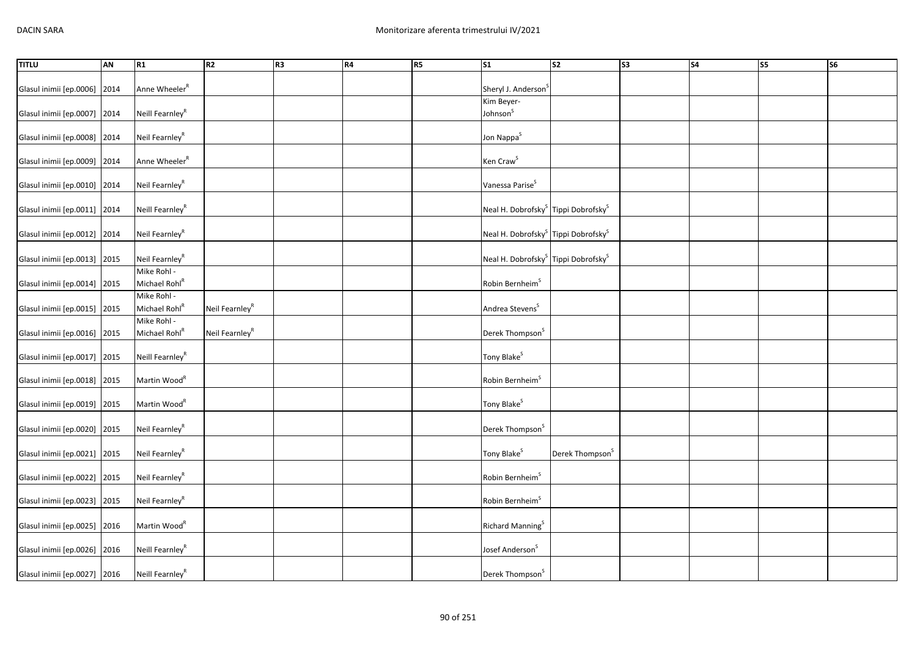| TITLU | AN | R1 | R2 | R3 | R4 | R5 | S1 | S2 | S3 | S4 | S5 | S6 |
|---|---|---|---|---|---|---|---|---|---|---|---|---|
| Glasul inimii [ep.0006] | 2014 | Anne Wheeler[R] | | | | | Sheryl J. Anderson[S] | | | | | |
| Glasul inimii [ep.0007] | 2014 | Neill Fearnley[R] | | | | | Kim Beyer-Johnson[S] | | | | | |
| Glasul inimii [ep.0008] | 2014 | Neil Fearnley[R] | | | | | Jon Nappa[S] | | | | | |
| Glasul inimii [ep.0009] | 2014 | Anne Wheeler[R] | | | | | Ken Craw[S] | | | | | |
| Glasul inimii [ep.0010] | 2014 | Neil Fearnley[R] | | | | | Vanessa Parise[S] | | | | | |
| Glasul inimii [ep.0011] | 2014 | Neill Fearnley[R] | | | | | Neal H. Dobrofsky[S] | Tippi Dobrofsky[S] | | | | |
| Glasul inimii [ep.0012] | 2014 | Neil Fearnley[R] | | | | | Neal H. Dobrofsky[S] | Tippi Dobrofsky[S] | | | | |
| Glasul inimii [ep.0013] | 2015 | Neil Fearnley[R] | | | | | Neal H. Dobrofsky[S] | Tippi Dobrofsky[S] | | | | |
| Glasul inimii [ep.0014] | 2015 | Mike Rohl - Michael Rohl[R] | | | | | Robin Bernheim[S] | | | | | |
| Glasul inimii [ep.0015] | 2015 | Mike Rohl - Michael Rohl[R] | Neil Fearnley[R] | | | | Andrea Stevens[S] | | | | | |
| Glasul inimii [ep.0016] | 2015 | Mike Rohl - Michael Rohl[R] | Neil Fearnley[R] | | | | Derek Thompson[S] | | | | | |
| Glasul inimii [ep.0017] | 2015 | Neill Fearnley[R] | | | | | Tony Blake[S] | | | | | |
| Glasul inimii [ep.0018] | 2015 | Martin Wood[R] | | | | | Robin Bernheim[S] | | | | | |
| Glasul inimii [ep.0019] | 2015 | Martin Wood[R] | | | | | Tony Blake[S] | | | | | |
| Glasul inimii [ep.0020] | 2015 | Neil Fearnley[R] | | | | | Derek Thompson[S] | | | | | |
| Glasul inimii [ep.0021] | 2015 | Neil Fearnley[R] | | | | | Tony Blake[S] | Derek Thompson[S] | | | | |
| Glasul inimii [ep.0022] | 2015 | Neil Fearnley[R] | | | | | Robin Bernheim[S] | | | | | |
| Glasul inimii [ep.0023] | 2015 | Neil Fearnley[R] | | | | | Robin Bernheim[S] | | | | | |
| Glasul inimii [ep.0025] | 2016 | Martin Wood[R] | | | | | Richard Manning[S] | | | | | |
| Glasul inimii [ep.0026] | 2016 | Neill Fearnley[R] | | | | | Josef Anderson[S] | | | | | |
| Glasul inimii [ep.0027] | 2016 | Neill Fearnley[R] | | | | | Derek Thompson[S] | | | | | |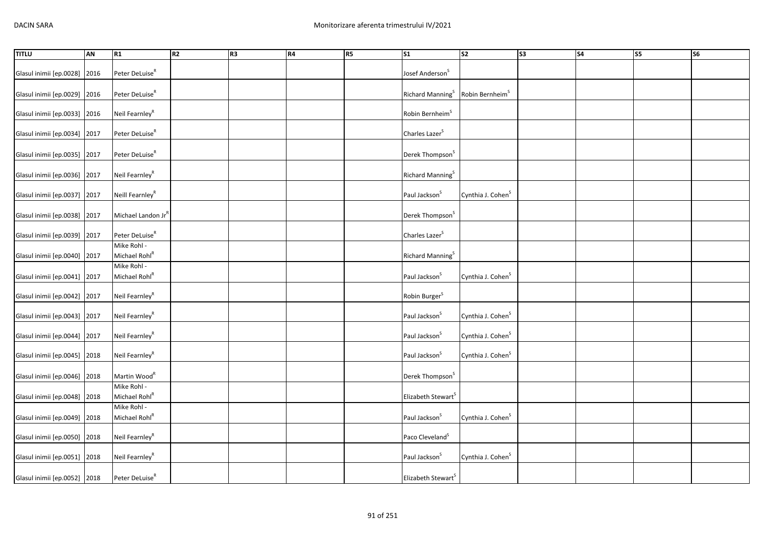| TITLU | AN | R1 | R2 | R3 | R4 | R5 | S1 | S2 | S3 | S4 | S5 | S6 |
|---|---|---|---|---|---|---|---|---|---|---|---|---|
| Glasul inimii [ep.0028] | 2016 | Peter DeLuise[R] | | | | | Josef Anderson[S] | | | | | |
| Glasul inimii [ep.0029] | 2016 | Peter DeLuise[R] | | | | | Richard Manning[S] | Robin Bernheim[S] | | | | |
| Glasul inimii [ep.0033] | 2016 | Neil Fearnley[R] | | | | | Robin Bernheim[S] | | | | | |
| Glasul inimii [ep.0034] | 2017 | Peter DeLuise[R] | | | | | Charles Lazer[S] | | | | | |
| Glasul inimii [ep.0035] | 2017 | Peter DeLuise[R] | | | | | Derek Thompson[S] | | | | | |
| Glasul inimii [ep.0036] | 2017 | Neil Fearnley[R] | | | | | Richard Manning[S] | | | | | |
| Glasul inimii [ep.0037] | 2017 | Neill Fearnley[R] | | | | | Paul Jackson[S] | Cynthia J. Cohen[S] | | | | |
| Glasul inimii [ep.0038] | 2017 | Michael Landon Jr[R] | | | | | Derek Thompson[S] | | | | | |
| Glasul inimii [ep.0039] | 2017 | Peter DeLuise[R] | | | | | Charles Lazer[S] | | | | | |
| Glasul inimii [ep.0040] | 2017 | Mike Rohl - Michael Rohl[R] | | | | | Richard Manning[S] | | | | | |
| Glasul inimii [ep.0041] | 2017 | Mike Rohl - Michael Rohl[R] | | | | | Paul Jackson[S] | Cynthia J. Cohen[S] | | | | |
| Glasul inimii [ep.0042] | 2017 | Neil Fearnley[R] | | | | | Robin Burger[S] | | | | | |
| Glasul inimii [ep.0043] | 2017 | Neil Fearnley[R] | | | | | Paul Jackson[S] | Cynthia J. Cohen[S] | | | | |
| Glasul inimii [ep.0044] | 2017 | Neil Fearnley[R] | | | | | Paul Jackson[S] | Cynthia J. Cohen[S] | | | | |
| Glasul inimii [ep.0045] | 2018 | Neil Fearnley[R] | | | | | Paul Jackson[S] | Cynthia J. Cohen[S] | | | | |
| Glasul inimii [ep.0046] | 2018 | Martin Wood[R] | | | | | Derek Thompson[S] | | | | | |
| Glasul inimii [ep.0048] | 2018 | Mike Rohl - Michael Rohl[R] | | | | | Elizabeth Stewart[S] | | | | | |
| Glasul inimii [ep.0049] | 2018 | Mike Rohl - Michael Rohl[R] | | | | | Paul Jackson[S] | Cynthia J. Cohen[S] | | | | |
| Glasul inimii [ep.0050] | 2018 | Neil Fearnley[R] | | | | | Paco Cleveland[S] | | | | | |
| Glasul inimii [ep.0051] | 2018 | Neil Fearnley[R] | | | | | Paul Jackson[S] | Cynthia J. Cohen[S] | | | | |
| Glasul inimii [ep.0052] | 2018 | Peter DeLuise[R] | | | | | Elizabeth Stewart[S] | | | | | |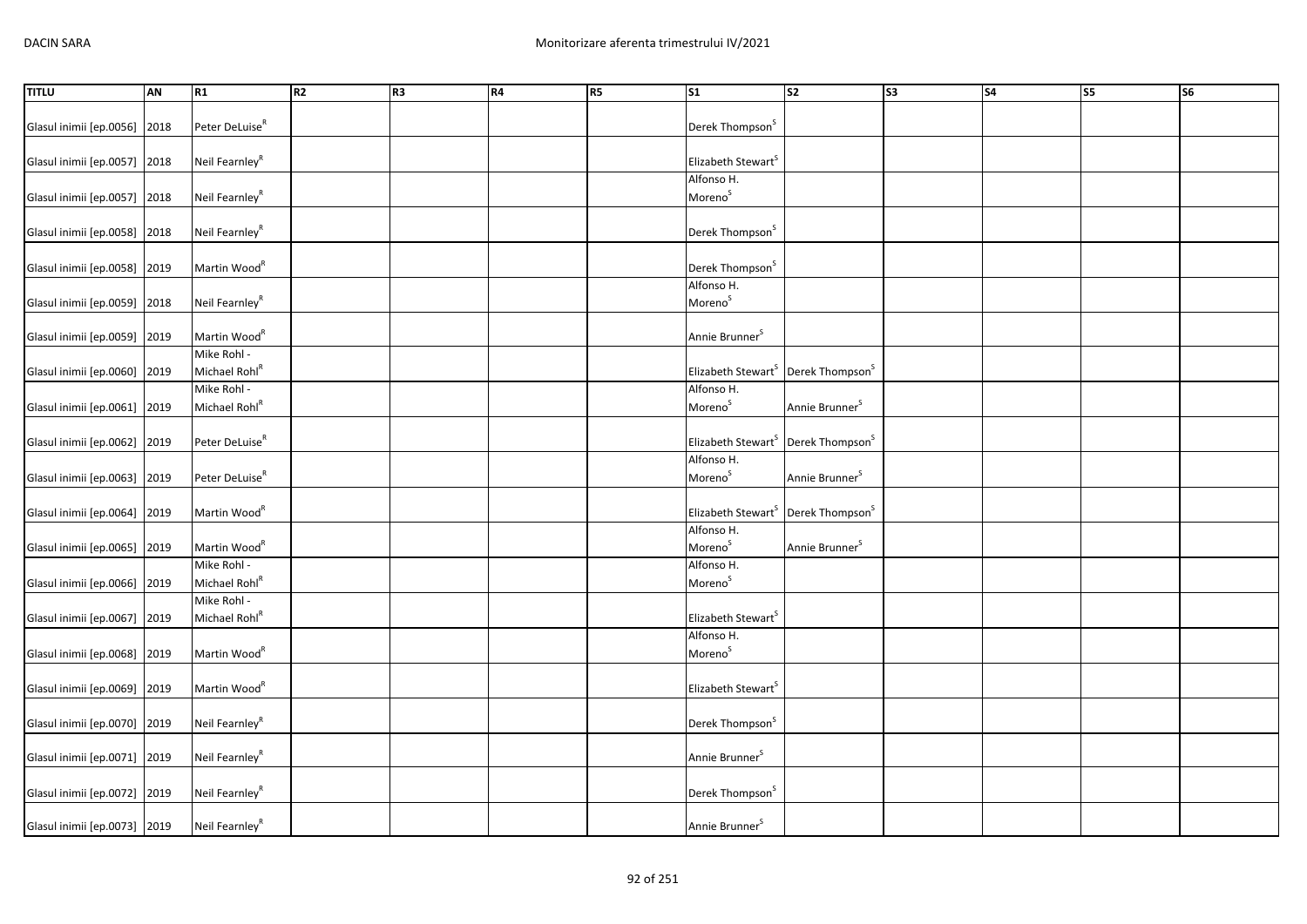| TITLU | AN | R1 | R2 | R3 | R4 | R5 | S1 | S2 | S3 | S4 | S5 | S6 |
|---|---|---|---|---|---|---|---|---|---|---|---|---|
| Glasul inimii [ep.0056] | 2018 | Peter DeLuise[R] | | | | | Derek Thompson[S] | | | | | |
| Glasul inimii [ep.0057] | 2018 | Neil Fearnley[R] | | | | | Elizabeth Stewart[S] | | | | | |
| Glasul inimii [ep.0057] | 2018 | Neil Fearnley[R] | | | | | Alfonso H. Moreno[S] | | | | | |
| Glasul inimii [ep.0058] | 2018 | Neil Fearnley[R] | | | | | Derek Thompson[S] | | | | | |
| Glasul inimii [ep.0058] | 2019 | Martin Wood[R] | | | | | Derek Thompson[S] | | | | | |
| Glasul inimii [ep.0059] | 2018 | Neil Fearnley[R] | | | | | Alfonso H. Moreno[S] | | | | | |
| Glasul inimii [ep.0059] | 2019 | Martin Wood[R] | | | | | Annie Brunner[S] | | | | | |
| Glasul inimii [ep.0060] | 2019 | Mike Rohl - Michael Rohl[R] | | | | | Elizabeth Stewart[S] | Derek Thompson[S] | | | | |
| Glasul inimii [ep.0061] | 2019 | Mike Rohl - Michael Rohl[R] | | | | | Alfonso H. Moreno[S] | Annie Brunner[S] | | | | |
| Glasul inimii [ep.0062] | 2019 | Peter DeLuise[R] | | | | | Elizabeth Stewart[S] | Derek Thompson[S] | | | | |
| Glasul inimii [ep.0063] | 2019 | Peter DeLuise[R] | | | | | Alfonso H. Moreno[S] | Annie Brunner[S] | | | | |
| Glasul inimii [ep.0064] | 2019 | Martin Wood[R] | | | | | Elizabeth Stewart[S] | Derek Thompson[S] | | | | |
| Glasul inimii [ep.0065] | 2019 | Martin Wood[R] | | | | | Alfonso H. Moreno[S] | Annie Brunner[S] | | | | |
| Glasul inimii [ep.0066] | 2019 | Mike Rohl - Michael Rohl[R] | | | | | Alfonso H. Moreno[S] | | | | | |
| Glasul inimii [ep.0067] | 2019 | Mike Rohl - Michael Rohl[R] | | | | | Elizabeth Stewart[S] | | | | | |
| Glasul inimii [ep.0068] | 2019 | Martin Wood[R] | | | | | Alfonso H. Moreno[S] | | | | | |
| Glasul inimii [ep.0069] | 2019 | Martin Wood[R] | | | | | Elizabeth Stewart[S] | | | | | |
| Glasul inimii [ep.0070] | 2019 | Neil Fearnley[R] | | | | | Derek Thompson[S] | | | | | |
| Glasul inimii [ep.0071] | 2019 | Neil Fearnley[R] | | | | | Annie Brunner[S] | | | | | |
| Glasul inimii [ep.0072] | 2019 | Neil Fearnley[R] | | | | | Derek Thompson[S] | | | | | |
| Glasul inimii [ep.0073] | 2019 | Neil Fearnley[R] | | | | | Annie Brunner[S] | | | | | |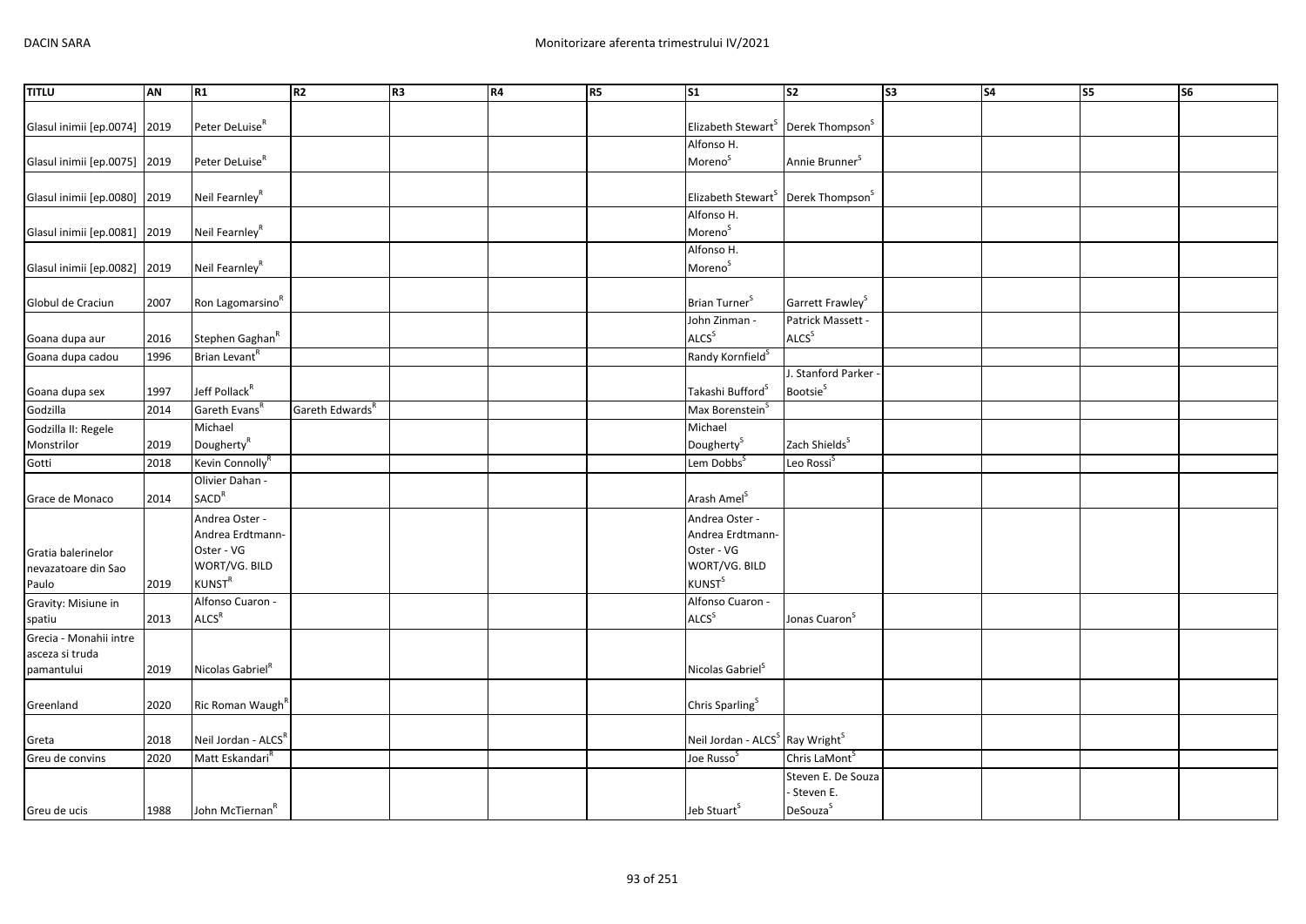| TITLU | AN | R1 | R2 | R3 | R4 | R5 | S1 | S2 | S3 | S4 | S5 | S6 |
|---|---|---|---|---|---|---|---|---|---|---|---|---|
| Glasul inimii [ep.0074] | 2019 | Peter DeLuise[R] | | | | | Elizabeth Stewart[S] | Derek Thompson[S] | | | | |
| Glasul inimii [ep.0075] | 2019 | Peter DeLuise[R] | | | | | Alfonso H. Moreno[S] | Annie Brunner[S] | | | | |
| Glasul inimii [ep.0080] | 2019 | Neil Fearnley[R] | | | | | Elizabeth Stewart[S] | Derek Thompson[S] | | | | |
| Glasul inimii [ep.0081] | 2019 | Neil Fearnley[R] | | | | | Alfonso H. Moreno[S] | | | | | |
| Glasul inimii [ep.0082] | 2019 | Neil Fearnley[R] | | | | | Alfonso H. Moreno[S] | | | | | |
| Globul de Craciun | 2007 | Ron Lagomarsino[R] | | | | | Brian Turner[S] | Garrett Frawley[S] | | | | |
| Goana dupa aur | 2016 | Stephen Gaghan[R] | | | | | John Zinman - ALCS[S] | Patrick Massett - ALCS[S] | | | | |
| Goana dupa cadou | 1996 | Brian Levant[R] | | | | | Randy Kornfield[S] | | | | | |
| Goana dupa sex | 1997 | Jeff Pollack[R] | | | | | Takashi Bufford[S] | J. Stanford Parker - Bootsie[S] | | | | |
| Godzilla | 2014 | Gareth Evans[R] | Gareth Edwards[R] | | | | Max Borenstein[S] | | | | | |
| Godzilla II: Regele Monstrilor | 2019 | Michael Dougherty[R] | | | | | Michael Dougherty[S] | Zach Shields[S] | | | | |
| Gotti | 2018 | Kevin Connolly[R] | | | | | Lem Dobbs[S] | Leo Rossi[S] | | | | |
| Grace de Monaco | 2014 | Olivier Dahan - SACD[R] | | | | | Arash Amel[S] | | | | | |
| Gratia balerinelor nevazatoare din Sao Paulo | 2019 | Andrea Oster - Andrea Erdtmann-Oster - VG WORT/VG. BILD KUNST[R] | | | | | Andrea Oster - Andrea Erdtmann-Oster - VG WORT/VG. BILD KUNST[S] | | | | | |
| Gravity: Misiune in spatiu | 2013 | Alfonso Cuaron - ALCS[R] | | | | | Alfonso Cuaron - ALCS[S] | Jonas Cuaron[S] | | | | |
| Grecia - Monahii intre asceza si truda pamantului | 2019 | Nicolas Gabriel[R] | | | | | Nicolas Gabriel[S] | | | | | |
| Greenland | 2020 | Ric Roman Waugh[R] | | | | | Chris Sparling[S] | | | | | |
| Greta | 2018 | Neil Jordan - ALCS[R] | | | | | Neil Jordan - ALCS[S] | Ray Wright[S] | | | | |
| Greu de convins | 2020 | Matt Eskandari[R] | | | | | Joe Russo[S] | Chris LaMont[S] | | | | |
| Greu de ucis | 1988 | John McTiernan[R] | | | | | Jeb Stuart[S] | Steven E. De Souza - Steven E. DeSouza[S] | | | | |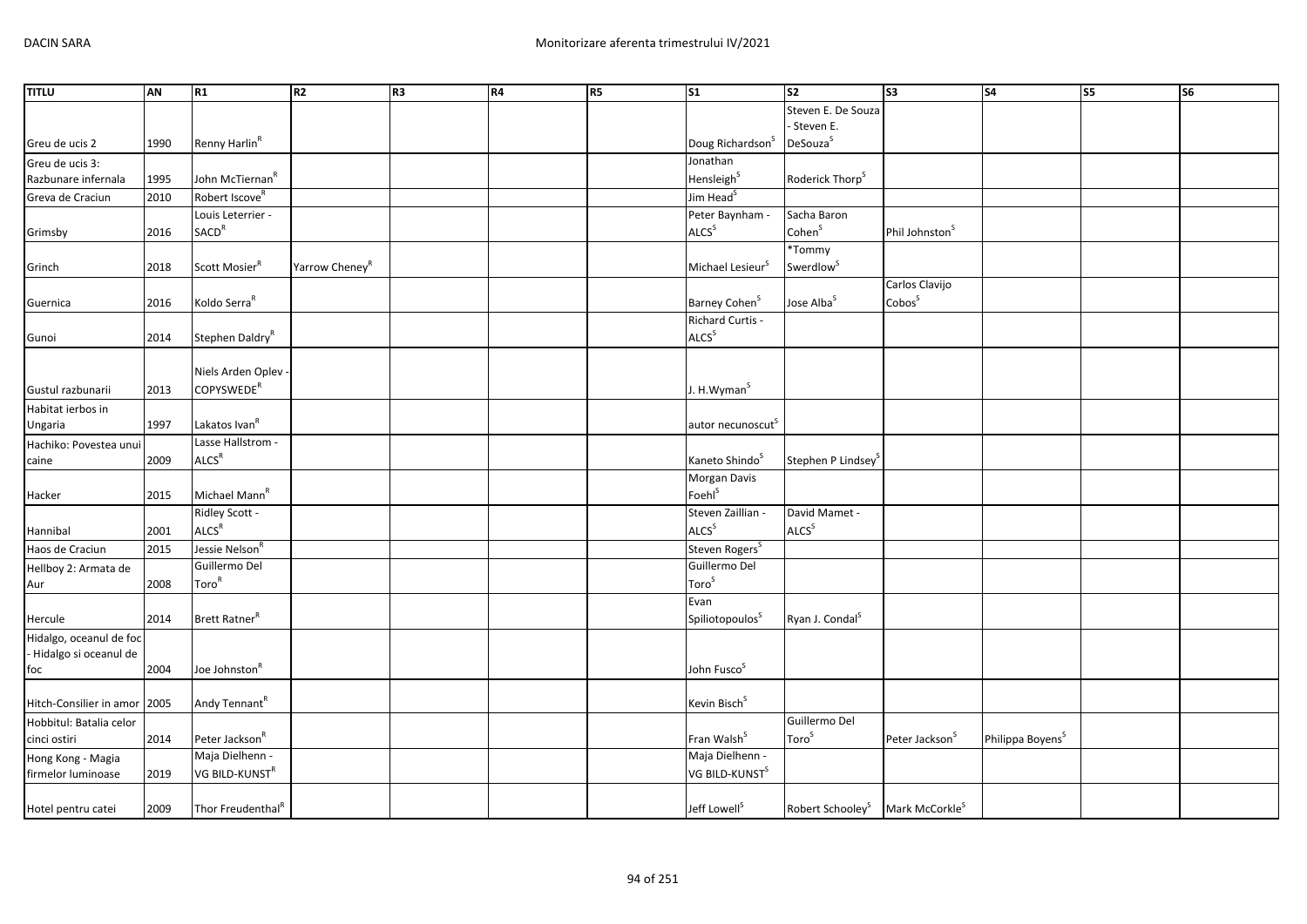| TITLU | AN | R1 | R2 | R3 | R4 | R5 | S1 | S2 | S3 | S4 | S5 | S6 |
|---|---|---|---|---|---|---|---|---|---|---|---|---|
| Greu de ucis 2 | 1990 | Renny Harlin[R] | | | | | Doug Richardson[S] | Steven E. De Souza - Steven E. DeSouza[S] | | | | |
| Greu de ucis 3: Razbunare infernala | 1995 | John McTiernan[R] | | | | | Jonathan Hensleigh[S] | Roderick Thorp[S] | | | | |
| Greva de Craciun | 2010 | Robert Iscove[R] | | | | | Jim Head[S] | | | | | |
| Grimsby | 2016 | Louis Leterrier - SACD[R] | | | | | Peter Baynham - ALCS[S] | Sacha Baron Cohen[S] | Phil Johnston[S] | | | |
| Grinch | 2018 | Scott Mosier[R] | Yarrow Cheney[R] | | | | Michael Lesieur[S] | *Tommy Swerdlow[S] | | | | |
| Guernica | 2016 | Koldo Serra[R] | | | | | Barney Cohen[S] | Jose Alba[S] | Carlos Clavijo Cobos[S] | | | |
| Gunoi | 2014 | Stephen Daldry[R] | | | | | Richard Curtis - ALCS[S] | | | | | |
| Gustul razbunarii | 2013 | Niels Arden Oplev - COPYSWEDE[R] | | | | | J. H.Wyman[S] | | | | | |
| Habitat ierbos in Ungaria | 1997 | Lakatos Ivan[R] | | | | | autor necunoscut[S] | | | | | |
| Hachiko: Povestea unui caine | 2009 | Lasse Hallstrom - ALCS[R] | | | | | Kaneto Shindo[S] | Stephen P Lindsey[S] | | | | |
| Hacker | 2015 | Michael Mann[R] | | | | | Morgan Davis Foehl[S] | | | | | |
| Hannibal | 2001 | Ridley Scott - ALCS[R] | | | | | Steven Zaillian - ALCS[S] | David Mamet - ALCS[S] | | | | |
| Haos de Craciun | 2015 | Jessie Nelson[R] | | | | | Steven Rogers[S] | | | | | |
| Hellboy 2: Armata de Aur | 2008 | Guillermo Del Toro[R] | | | | | Guillermo Del Toro[S] | | | | | |
| Hercule | 2014 | Brett Ratner[R] | | | | | Evan Spiliotopoulos[S] | Ryan J. Condal[S] | | | | |
| Hidalgo, oceanul de foc - Hidalgo si oceanul de foc | 2004 | Joe Johnston[R] | | | | | John Fusco[S] | | | | | |
| Hitch-Consilier in amor | 2005 | Andy Tennant[R] | | | | | Kevin Bisch[S] | | | | | |
| Hobbitul: Batalia celor cinci ostiri | 2014 | Peter Jackson[R] | | | | | Fran Walsh[S] | Guillermo Del Toro[S] | Peter Jackson[S] | Philippa Boyens[S] | | |
| Hong Kong - Magia firmelor luminoase | 2019 | Maja Dielhenn - VG BILD-KUNST[R] | | | | | Maja Dielhenn - VG BILD-KUNST[S] | | | | | |
| Hotel pentru catei | 2009 | Thor Freudenthal[R] | | | | | Jeff Lowell[S] | Robert Schooley[S] | Mark McCorkle[S] | | | |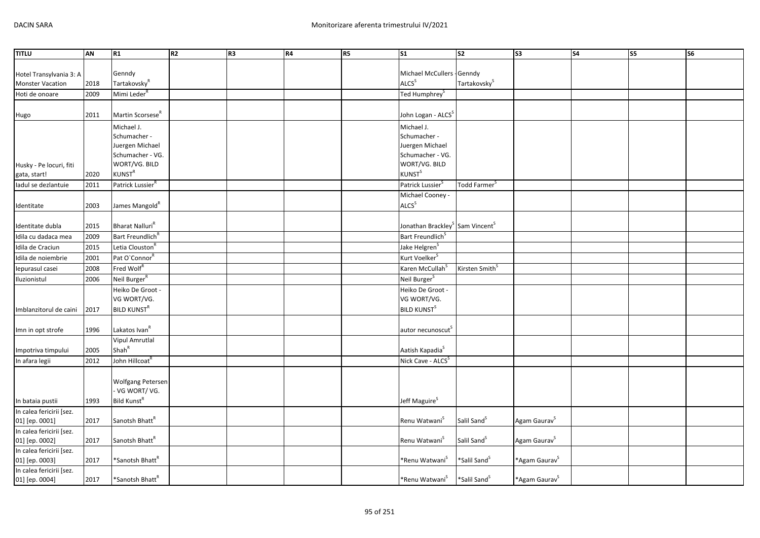| TITLU | AN | R1 | R2 | R3 | R4 | R5 | S1 | S2 | S3 | S4 | S5 | S6 |
|---|---|---|---|---|---|---|---|---|---|---|---|---|
| Hotel Transylvania 3: A Monster Vacation | 2018 | Genndy Tartakovsky[R] | | | | | Michael McCullers - ALCS[S] | Genndy Tartakovsky[S] | | | | |
| Hoti de onoare | 2009 | Mimi Leder[R] | | | | | Ted Humphrey[S] | | | | | |
| Hugo | 2011 | Martin Scorsese[R] | | | | | John Logan - ALCS[S] | | | | | |
| Husky - Pe locuri, fiti gata, start! | 2020 | Michael J. Schumacher - Juergen Michael Schumacher - VG. WORT/VG. BILD KUNST[R] | | | | | Michael J. Schumacher - Juergen Michael Schumacher - VG. WORT/VG. BILD KUNST[S] | | | | | |
| Iadul se dezlantuie | 2011 | Patrick Lussier[R] | | | | | Patrick Lussier[S] | Todd Farmer[S] | | | | |
| Identitate | 2003 | James Mangold[R] | | | | | Michael Cooney - ALCS[S] | | | | | |
| Identitate dubla | 2015 | Bharat Nalluri[R] | | | | | Jonathan Brackley[S] | Sam Vincent[S] | | | | |
| Idila cu dadaca mea | 2009 | Bart Freundlich[R] | | | | | Bart Freundlich[S] | | | | | |
| Idila de Craciun | 2015 | Letia Clouston[R] | | | | | Jake Helgren[S] | | | | | |
| Idila de noiembrie | 2001 | Pat O`Connor[R] | | | | | Kurt Voelker[S] | | | | | |
| Iepurasul casei | 2008 | Fred Wolf[R] | | | | | Karen McCullah[S] | Kirsten Smith[S] | | | | |
| Iluzionistul | 2006 | Neil Burger[R] | | | | | Neil Burger[S] | | | | | |
| Imblanzitorul de caini | 2017 | Heiko De Groot - VG WORT/VG. BILD KUNST[R] | | | | | Heiko De Groot - VG WORT/VG. BILD KUNST[S] | | | | | |
| Imn in opt strofe | 1996 | Lakatos Ivan[R] | | | | | autor necunoscut[S] | | | | | |
| Impotriva timpului | 2005 | Vipul Amrutlal Shah[R] | | | | | Aatish Kapadia[S] | | | | | |
| In afara legii | 2012 | John Hillcoat[R] | | | | | Nick Cave - ALCS[S] | | | | | |
| In bataia pustii | 1993 | Wolfgang Petersen - VG WORT/ VG. Bild Kunst[R] | | | | | Jeff Maguire[S] | | | | | |
| In calea fericirii [sez. 01] [ep. 0001] | 2017 | Sanotsh Bhatt[R] | | | | | Renu Watwani[S] | Salil Sand[S] | Agam Gaurav[S] | | | |
| In calea fericirii [sez. 01] [ep. 0002] | 2017 | Sanotsh Bhatt[R] | | | | | Renu Watwani[S] | Salil Sand[S] | Agam Gaurav[S] | | | |
| In calea fericirii [sez. 01] [ep. 0003] | 2017 | *Sanotsh Bhatt[R] | | | | | *Renu Watwani[S] | *Salil Sand[S] | *Agam Gaurav[S] | | | |
| In calea fericirii [sez. 01] [ep. 0004] | 2017 | *Sanotsh Bhatt[R] | | | | | *Renu Watwani[S] | *Salil Sand[S] | *Agam Gaurav[S] | | | |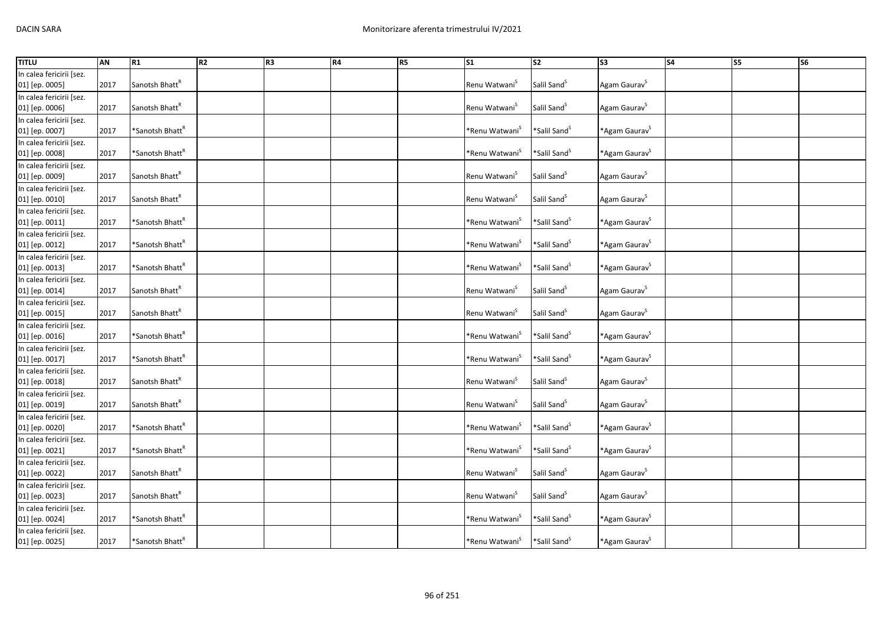| TITLU | AN | R1 | R2 | R3 | R4 | R5 | S1 | S2 | S3 | S4 | S5 | S6 |
|---|---|---|---|---|---|---|---|---|---|---|---|---|
| In calea fericirii [sez. 01] [ep. 0005] | 2017 | Sanotsh Bhatt[R] | | | | | Renu Watwani[S] | Salil Sand[S] | Agam Gaurav[S] | | | |
| In calea fericirii [sez. 01] [ep. 0006] | 2017 | Sanotsh Bhatt[R] | | | | | Renu Watwani[S] | Salil Sand[S] | Agam Gaurav[S] | | | |
| In calea fericirii [sez. 01] [ep. 0007] | 2017 | *Sanotsh Bhatt[R] | | | | | *Renu Watwani[S] | *Salil Sand[S] | *Agam Gaurav[S] | | | |
| In calea fericirii [sez. 01] [ep. 0008] | 2017 | *Sanotsh Bhatt[R] | | | | | *Renu Watwani[S] | *Salil Sand[S] | *Agam Gaurav[S] | | | |
| In calea fericirii [sez. 01] [ep. 0009] | 2017 | Sanotsh Bhatt[R] | | | | | Renu Watwani[S] | Salil Sand[S] | Agam Gaurav[S] | | | |
| In calea fericirii [sez. 01] [ep. 0010] | 2017 | Sanotsh Bhatt[R] | | | | | Renu Watwani[S] | Salil Sand[S] | Agam Gaurav[S] | | | |
| In calea fericirii [sez. 01] [ep. 0011] | 2017 | *Sanotsh Bhatt[R] | | | | | *Renu Watwani[S] | *Salil Sand[S] | *Agam Gaurav[S] | | | |
| In calea fericirii [sez. 01] [ep. 0012] | 2017 | *Sanotsh Bhatt[R] | | | | | *Renu Watwani[S] | *Salil Sand[S] | *Agam Gaurav[S] | | | |
| In calea fericirii [sez. 01] [ep. 0013] | 2017 | *Sanotsh Bhatt[R] | | | | | *Renu Watwani[S] | *Salil Sand[S] | *Agam Gaurav[S] | | | |
| In calea fericirii [sez. 01] [ep. 0014] | 2017 | Sanotsh Bhatt[R] | | | | | Renu Watwani[S] | Salil Sand[S] | Agam Gaurav[S] | | | |
| In calea fericirii [sez. 01] [ep. 0015] | 2017 | Sanotsh Bhatt[R] | | | | | Renu Watwani[S] | Salil Sand[S] | Agam Gaurav[S] | | | |
| In calea fericirii [sez. 01] [ep. 0016] | 2017 | *Sanotsh Bhatt[R] | | | | | *Renu Watwani[S] | *Salil Sand[S] | *Agam Gaurav[S] | | | |
| In calea fericirii [sez. 01] [ep. 0017] | 2017 | *Sanotsh Bhatt[R] | | | | | *Renu Watwani[S] | *Salil Sand[S] | *Agam Gaurav[S] | | | |
| In calea fericirii [sez. 01] [ep. 0018] | 2017 | Sanotsh Bhatt[R] | | | | | Renu Watwani[S] | Salil Sand[S] | Agam Gaurav[S] | | | |
| In calea fericirii [sez. 01] [ep. 0019] | 2017 | Sanotsh Bhatt[R] | | | | | Renu Watwani[S] | Salil Sand[S] | Agam Gaurav[S] | | | |
| In calea fericirii [sez. 01] [ep. 0020] | 2017 | *Sanotsh Bhatt[R] | | | | | *Renu Watwani[S] | *Salil Sand[S] | *Agam Gaurav[S] | | | |
| In calea fericirii [sez. 01] [ep. 0021] | 2017 | *Sanotsh Bhatt[R] | | | | | *Renu Watwani[S] | *Salil Sand[S] | *Agam Gaurav[S] | | | |
| In calea fericirii [sez. 01] [ep. 0022] | 2017 | Sanotsh Bhatt[R] | | | | | Renu Watwani[S] | Salil Sand[S] | Agam Gaurav[S] | | | |
| In calea fericirii [sez. 01] [ep. 0023] | 2017 | Sanotsh Bhatt[R] | | | | | Renu Watwani[S] | Salil Sand[S] | Agam Gaurav[S] | | | |
| In calea fericirii [sez. 01] [ep. 0024] | 2017 | *Sanotsh Bhatt[R] | | | | | *Renu Watwani[S] | *Salil Sand[S] | *Agam Gaurav[S] | | | |
| In calea fericirii [sez. 01] [ep. 0025] | 2017 | *Sanotsh Bhatt[R] | | | | | *Renu Watwani[S] | *Salil Sand[S] | *Agam Gaurav[S] | | | |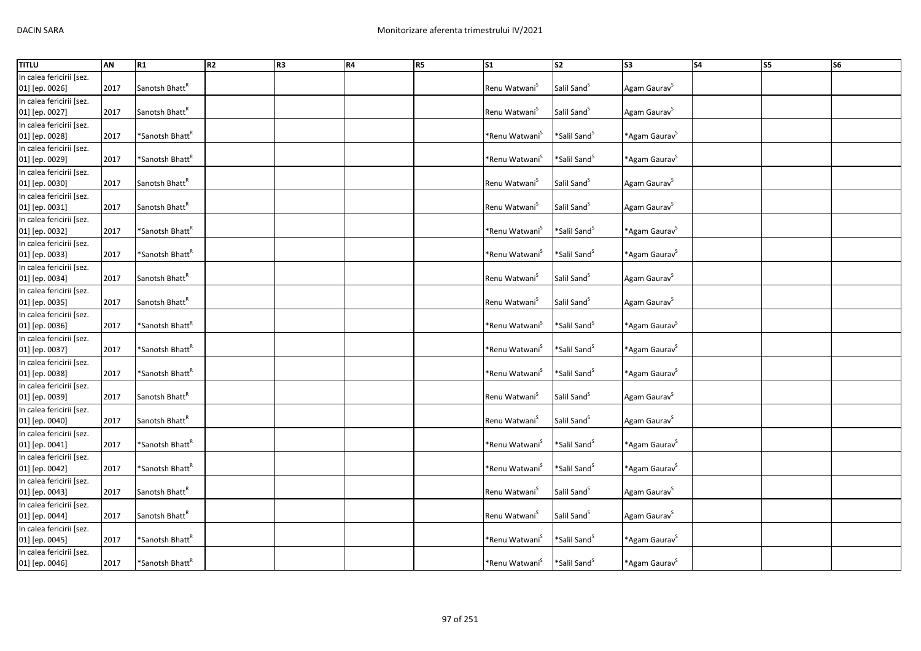| TITLU | AN | R1 | R2 | R3 | R4 | R5 | S1 | S2 | S3 | S4 | S5 | S6 |
|---|---|---|---|---|---|---|---|---|---|---|---|---|
| In calea fericirii [sez. 01] [ep. 0026] | 2017 | Sanotsh Bhatt[R] | | | | | Renu Watwani[S] | Salil Sand[S] | Agam Gaurav[S] | | | |
| In calea fericirii [sez. 01] [ep. 0027] | 2017 | Sanotsh Bhatt[R] | | | | | Renu Watwani[S] | Salil Sand[S] | Agam Gaurav[S] | | | |
| In calea fericirii [sez. 01] [ep. 0028] | 2017 | *Sanotsh Bhatt[R] | | | | | *Renu Watwani[S] | *Salil Sand[S] | *Agam Gaurav[S] | | | |
| In calea fericirii [sez. 01] [ep. 0029] | 2017 | *Sanotsh Bhatt[R] | | | | | *Renu Watwani[S] | *Salil Sand[S] | *Agam Gaurav[S] | | | |
| In calea fericirii [sez. 01] [ep. 0030] | 2017 | Sanotsh Bhatt[R] | | | | | Renu Watwani[S] | Salil Sand[S] | Agam Gaurav[S] | | | |
| In calea fericirii [sez. 01] [ep. 0031] | 2017 | Sanotsh Bhatt[R] | | | | | Renu Watwani[S] | Salil Sand[S] | Agam Gaurav[S] | | | |
| In calea fericirii [sez. 01] [ep. 0032] | 2017 | *Sanotsh Bhatt[R] | | | | | *Renu Watwani[S] | *Salil Sand[S] | *Agam Gaurav[S] | | | |
| In calea fericirii [sez. 01] [ep. 0033] | 2017 | *Sanotsh Bhatt[R] | | | | | *Renu Watwani[S] | *Salil Sand[S] | *Agam Gaurav[S] | | | |
| In calea fericirii [sez. 01] [ep. 0034] | 2017 | Sanotsh Bhatt[R] | | | | | Renu Watwani[S] | Salil Sand[S] | Agam Gaurav[S] | | | |
| In calea fericirii [sez. 01] [ep. 0035] | 2017 | Sanotsh Bhatt[R] | | | | | Renu Watwani[S] | Salil Sand[S] | Agam Gaurav[S] | | | |
| In calea fericirii [sez. 01] [ep. 0036] | 2017 | *Sanotsh Bhatt[R] | | | | | *Renu Watwani[S] | *Salil Sand[S] | *Agam Gaurav[S] | | | |
| In calea fericirii [sez. 01] [ep. 0037] | 2017 | *Sanotsh Bhatt[R] | | | | | *Renu Watwani[S] | *Salil Sand[S] | *Agam Gaurav[S] | | | |
| In calea fericirii [sez. 01] [ep. 0038] | 2017 | *Sanotsh Bhatt[R] | | | | | *Renu Watwani[S] | *Salil Sand[S] | *Agam Gaurav[S] | | | |
| In calea fericirii [sez. 01] [ep. 0039] | 2017 | Sanotsh Bhatt[R] | | | | | Renu Watwani[S] | Salil Sand[S] | Agam Gaurav[S] | | | |
| In calea fericirii [sez. 01] [ep. 0040] | 2017 | Sanotsh Bhatt[R] | | | | | Renu Watwani[S] | Salil Sand[S] | Agam Gaurav[S] | | | |
| In calea fericirii [sez. 01] [ep. 0041] | 2017 | *Sanotsh Bhatt[R] | | | | | *Renu Watwani[S] | *Salil Sand[S] | *Agam Gaurav[S] | | | |
| In calea fericirii [sez. 01] [ep. 0042] | 2017 | *Sanotsh Bhatt[R] | | | | | *Renu Watwani[S] | *Salil Sand[S] | *Agam Gaurav[S] | | | |
| In calea fericirii [sez. 01] [ep. 0043] | 2017 | Sanotsh Bhatt[R] | | | | | Renu Watwani[S] | Salil Sand[S] | Agam Gaurav[S] | | | |
| In calea fericirii [sez. 01] [ep. 0044] | 2017 | Sanotsh Bhatt[R] | | | | | Renu Watwani[S] | Salil Sand[S] | Agam Gaurav[S] | | | |
| In calea fericirii [sez. 01] [ep. 0045] | 2017 | *Sanotsh Bhatt[R] | | | | | *Renu Watwani[S] | *Salil Sand[S] | *Agam Gaurav[S] | | | |
| In calea fericirii [sez. 01] [ep. 0046] | 2017 | *Sanotsh Bhatt[R] | | | | | *Renu Watwani[S] | *Salil Sand[S] | *Agam Gaurav[S] | | | |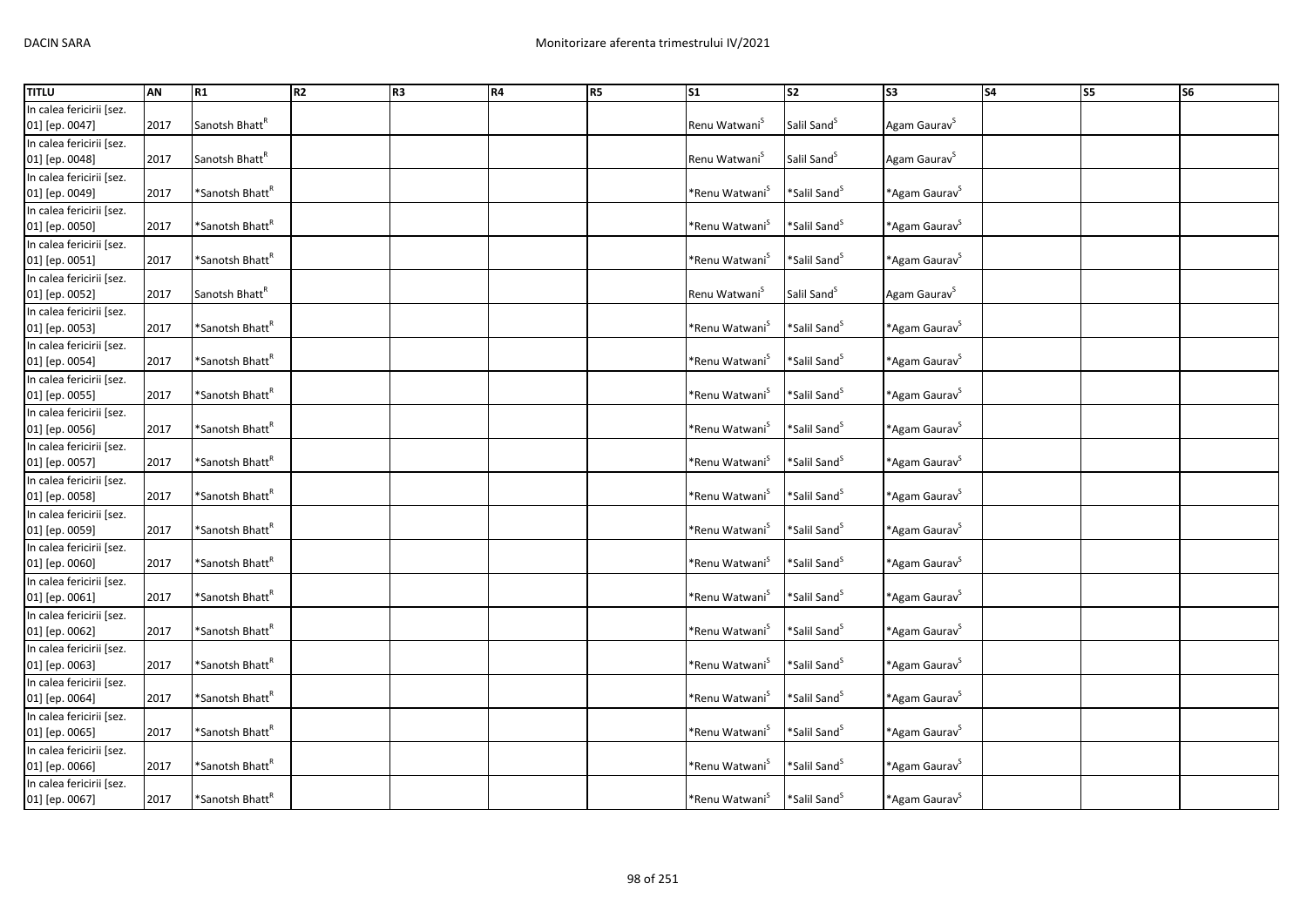| TITLU | AN | R1 | R2 | R3 | R4 | R5 | S1 | S2 | S3 | S4 | S5 | S6 |
|---|---|---|---|---|---|---|---|---|---|---|---|---|
| In calea fericirii [sez. 01] [ep. 0047] | 2017 | Sanotsh Bhatt[R] | | | | | Renu Watwani[S] | Salil Sand[S] | Agam Gaurav[S] | | | |
| In calea fericirii [sez. 01] [ep. 0048] | 2017 | Sanotsh Bhatt[R] | | | | | Renu Watwani[S] | Salil Sand[S] | Agam Gaurav[S] | | | |
| In calea fericirii [sez. 01] [ep. 0049] | 2017 | *Sanotsh Bhatt[R] | | | | | *Renu Watwani[S] | *Salil Sand[S] | *Agam Gaurav[S] | | | |
| In calea fericirii [sez. 01] [ep. 0050] | 2017 | *Sanotsh Bhatt[R] | | | | | *Renu Watwani[S] | *Salil Sand[S] | *Agam Gaurav[S] | | | |
| In calea fericirii [sez. 01] [ep. 0051] | 2017 | *Sanotsh Bhatt[R] | | | | | *Renu Watwani[S] | *Salil Sand[S] | *Agam Gaurav[S] | | | |
| In calea fericirii [sez. 01] [ep. 0052] | 2017 | Sanotsh Bhatt[R] | | | | | Renu Watwani[S] | Salil Sand[S] | Agam Gaurav[S] | | | |
| In calea fericirii [sez. 01] [ep. 0053] | 2017 | *Sanotsh Bhatt[R] | | | | | *Renu Watwani[S] | *Salil Sand[S] | *Agam Gaurav[S] | | | |
| In calea fericirii [sez. 01] [ep. 0054] | 2017 | *Sanotsh Bhatt[R] | | | | | *Renu Watwani[S] | *Salil Sand[S] | *Agam Gaurav[S] | | | |
| In calea fericirii [sez. 01] [ep. 0055] | 2017 | *Sanotsh Bhatt[R] | | | | | *Renu Watwani[S] | *Salil Sand[S] | *Agam Gaurav[S] | | | |
| In calea fericirii [sez. 01] [ep. 0056] | 2017 | *Sanotsh Bhatt[R] | | | | | *Renu Watwani[S] | *Salil Sand[S] | *Agam Gaurav[S] | | | |
| In calea fericirii [sez. 01] [ep. 0057] | 2017 | *Sanotsh Bhatt[R] | | | | | *Renu Watwani[S] | *Salil Sand[S] | *Agam Gaurav[S] | | | |
| In calea fericirii [sez. 01] [ep. 0058] | 2017 | *Sanotsh Bhatt[R] | | | | | *Renu Watwani[S] | *Salil Sand[S] | *Agam Gaurav[S] | | | |
| In calea fericirii [sez. 01] [ep. 0059] | 2017 | *Sanotsh Bhatt[R] | | | | | *Renu Watwani[S] | *Salil Sand[S] | *Agam Gaurav[S] | | | |
| In calea fericirii [sez. 01] [ep. 0060] | 2017 | *Sanotsh Bhatt[R] | | | | | *Renu Watwani[S] | *Salil Sand[S] | *Agam Gaurav[S] | | | |
| In calea fericirii [sez. 01] [ep. 0061] | 2017 | *Sanotsh Bhatt[R] | | | | | *Renu Watwani[S] | *Salil Sand[S] | *Agam Gaurav[S] | | | |
| In calea fericirii [sez. 01] [ep. 0062] | 2017 | *Sanotsh Bhatt[R] | | | | | *Renu Watwani[S] | *Salil Sand[S] | *Agam Gaurav[S] | | | |
| In calea fericirii [sez. 01] [ep. 0063] | 2017 | *Sanotsh Bhatt[R] | | | | | *Renu Watwani[S] | *Salil Sand[S] | *Agam Gaurav[S] | | | |
| In calea fericirii [sez. 01] [ep. 0064] | 2017 | *Sanotsh Bhatt[R] | | | | | *Renu Watwani[S] | *Salil Sand[S] | *Agam Gaurav[S] | | | |
| In calea fericirii [sez. 01] [ep. 0065] | 2017 | *Sanotsh Bhatt[R] | | | | | *Renu Watwani[S] | *Salil Sand[S] | *Agam Gaurav[S] | | | |
| In calea fericirii [sez. 01] [ep. 0066] | 2017 | *Sanotsh Bhatt[R] | | | | | *Renu Watwani[S] | *Salil Sand[S] | *Agam Gaurav[S] | | | |
| In calea fericirii [sez. 01] [ep. 0067] | 2017 | *Sanotsh Bhatt[R] | | | | | *Renu Watwani[S] | *Salil Sand[S] | *Agam Gaurav[S] | | | |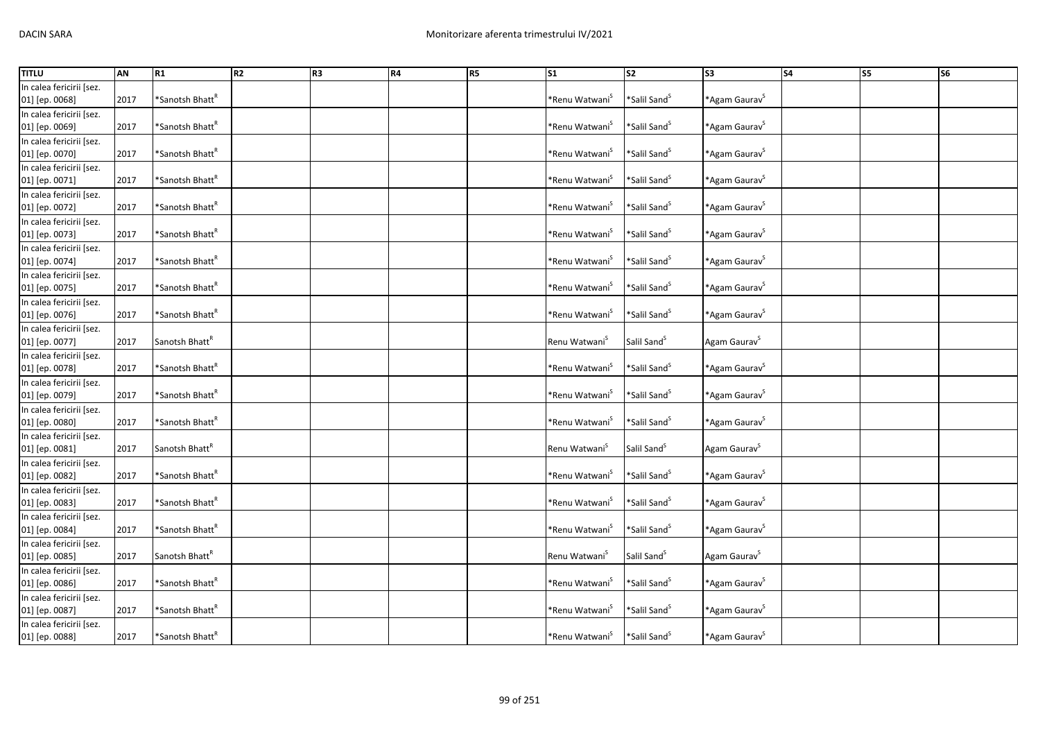| TITLU | AN | R1 | R2 | R3 | R4 | R5 | S1 | S2 | S3 | S4 | S5 | S6 |
|---|---|---|---|---|---|---|---|---|---|---|---|---|
| In calea fericirii [sez. 01] [ep. 0068] | 2017 | *Sanotsh Bhatt[R] | | | | | *Renu Watwani[S] | *Salil Sand[S] | *Agam Gaurav[S] | | | |
| In calea fericirii [sez. 01] [ep. 0069] | 2017 | *Sanotsh Bhatt[R] | | | | | *Renu Watwani[S] | *Salil Sand[S] | *Agam Gaurav[S] | | | |
| In calea fericirii [sez. 01] [ep. 0070] | 2017 | *Sanotsh Bhatt[R] | | | | | *Renu Watwani[S] | *Salil Sand[S] | *Agam Gaurav[S] | | | |
| In calea fericirii [sez. 01] [ep. 0071] | 2017 | *Sanotsh Bhatt[R] | | | | | *Renu Watwani[S] | *Salil Sand[S] | *Agam Gaurav[S] | | | |
| In calea fericirii [sez. 01] [ep. 0072] | 2017 | *Sanotsh Bhatt[R] | | | | | *Renu Watwani[S] | *Salil Sand[S] | *Agam Gaurav[S] | | | |
| In calea fericirii [sez. 01] [ep. 0073] | 2017 | *Sanotsh Bhatt[R] | | | | | *Renu Watwani[S] | *Salil Sand[S] | *Agam Gaurav[S] | | | |
| In calea fericirii [sez. 01] [ep. 0074] | 2017 | *Sanotsh Bhatt[R] | | | | | *Renu Watwani[S] | *Salil Sand[S] | *Agam Gaurav[S] | | | |
| In calea fericirii [sez. 01] [ep. 0075] | 2017 | *Sanotsh Bhatt[R] | | | | | *Renu Watwani[S] | *Salil Sand[S] | *Agam Gaurav[S] | | | |
| In calea fericirii [sez. 01] [ep. 0076] | 2017 | *Sanotsh Bhatt[R] | | | | | *Renu Watwani[S] | *Salil Sand[S] | *Agam Gaurav[S] | | | |
| In calea fericirii [sez. 01] [ep. 0077] | 2017 | Sanotsh Bhatt[R] | | | | | Renu Watwani[S] | Salil Sand[S] | Agam Gaurav[S] | | | |
| In calea fericirii [sez. 01] [ep. 0078] | 2017 | *Sanotsh Bhatt[R] | | | | | *Renu Watwani[S] | *Salil Sand[S] | *Agam Gaurav[S] | | | |
| In calea fericirii [sez. 01] [ep. 0079] | 2017 | *Sanotsh Bhatt[R] | | | | | *Renu Watwani[S] | *Salil Sand[S] | *Agam Gaurav[S] | | | |
| In calea fericirii [sez. 01] [ep. 0080] | 2017 | *Sanotsh Bhatt[R] | | | | | *Renu Watwani[S] | *Salil Sand[S] | *Agam Gaurav[S] | | | |
| In calea fericirii [sez. 01] [ep. 0081] | 2017 | Sanotsh Bhatt[R] | | | | | Renu Watwani[S] | Salil Sand[S] | Agam Gaurav[S] | | | |
| In calea fericirii [sez. 01] [ep. 0082] | 2017 | *Sanotsh Bhatt[R] | | | | | *Renu Watwani[S] | *Salil Sand[S] | *Agam Gaurav[S] | | | |
| In calea fericirii [sez. 01] [ep. 0083] | 2017 | *Sanotsh Bhatt[R] | | | | | *Renu Watwani[S] | *Salil Sand[S] | *Agam Gaurav[S] | | | |
| In calea fericirii [sez. 01] [ep. 0084] | 2017 | *Sanotsh Bhatt[R] | | | | | *Renu Watwani[S] | *Salil Sand[S] | *Agam Gaurav[S] | | | |
| In calea fericirii [sez. 01] [ep. 0085] | 2017 | Sanotsh Bhatt[R] | | | | | Renu Watwani[S] | Salil Sand[S] | Agam Gaurav[S] | | | |
| In calea fericirii [sez. 01] [ep. 0086] | 2017 | *Sanotsh Bhatt[R] | | | | | *Renu Watwani[S] | *Salil Sand[S] | *Agam Gaurav[S] | | | |
| In calea fericirii [sez. 01] [ep. 0087] | 2017 | *Sanotsh Bhatt[R] | | | | | *Renu Watwani[S] | *Salil Sand[S] | *Agam Gaurav[S] | | | |
| In calea fericirii [sez. 01] [ep. 0088] | 2017 | *Sanotsh Bhatt[R] | | | | | *Renu Watwani[S] | *Salil Sand[S] | *Agam Gaurav[S] | | | |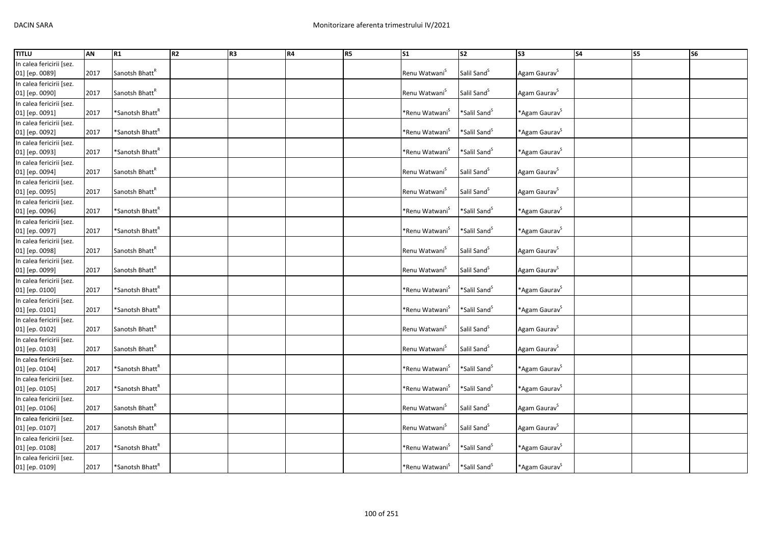| TITLU | AN | R1 | R2 | R3 | R4 | R5 | S1 | S2 | S3 | S4 | S5 | S6 |
|---|---|---|---|---|---|---|---|---|---|---|---|---|
| In calea fericirii [sez. 01] [ep. 0089] | 2017 | Sanotsh Bhatt[R] | | | | | Renu Watwani[S] | Salil Sand[S] | Agam Gaurav[S] | | | |
| In calea fericirii [sez. 01] [ep. 0090] | 2017 | Sanotsh Bhatt[R] | | | | | Renu Watwani[S] | Salil Sand[S] | Agam Gaurav[S] | | | |
| In calea fericirii [sez. 01] [ep. 0091] | 2017 | *Sanotsh Bhatt[R] | | | | | *Renu Watwani[S] | *Salil Sand[S] | *Agam Gaurav[S] | | | |
| In calea fericirii [sez. 01] [ep. 0092] | 2017 | *Sanotsh Bhatt[R] | | | | | *Renu Watwani[S] | *Salil Sand[S] | *Agam Gaurav[S] | | | |
| In calea fericirii [sez. 01] [ep. 0093] | 2017 | *Sanotsh Bhatt[R] | | | | | *Renu Watwani[S] | *Salil Sand[S] | *Agam Gaurav[S] | | | |
| In calea fericirii [sez. 01] [ep. 0094] | 2017 | Sanotsh Bhatt[R] | | | | | Renu Watwani[S] | Salil Sand[S] | Agam Gaurav[S] | | | |
| In calea fericirii [sez. 01] [ep. 0095] | 2017 | Sanotsh Bhatt[R] | | | | | Renu Watwani[S] | Salil Sand[S] | Agam Gaurav[S] | | | |
| In calea fericirii [sez. 01] [ep. 0096] | 2017 | *Sanotsh Bhatt[R] | | | | | *Renu Watwani[S] | *Salil Sand[S] | *Agam Gaurav[S] | | | |
| In calea fericirii [sez. 01] [ep. 0097] | 2017 | *Sanotsh Bhatt[R] | | | | | *Renu Watwani[S] | *Salil Sand[S] | *Agam Gaurav[S] | | | |
| In calea fericirii [sez. 01] [ep. 0098] | 2017 | Sanotsh Bhatt[R] | | | | | Renu Watwani[S] | Salil Sand[S] | Agam Gaurav[S] | | | |
| In calea fericirii [sez. 01] [ep. 0099] | 2017 | Sanotsh Bhatt[R] | | | | | Renu Watwani[S] | Salil Sand[S] | Agam Gaurav[S] | | | |
| In calea fericirii [sez. 01] [ep. 0100] | 2017 | *Sanotsh Bhatt[R] | | | | | *Renu Watwani[S] | *Salil Sand[S] | *Agam Gaurav[S] | | | |
| In calea fericirii [sez. 01] [ep. 0101] | 2017 | *Sanotsh Bhatt[R] | | | | | *Renu Watwani[S] | *Salil Sand[S] | *Agam Gaurav[S] | | | |
| In calea fericirii [sez. 01] [ep. 0102] | 2017 | Sanotsh Bhatt[R] | | | | | Renu Watwani[S] | Salil Sand[S] | Agam Gaurav[S] | | | |
| In calea fericirii [sez. 01] [ep. 0103] | 2017 | Sanotsh Bhatt[R] | | | | | Renu Watwani[S] | Salil Sand[S] | Agam Gaurav[S] | | | |
| In calea fericirii [sez. 01] [ep. 0104] | 2017 | *Sanotsh Bhatt[R] | | | | | *Renu Watwani[S] | *Salil Sand[S] | *Agam Gaurav[S] | | | |
| In calea fericirii [sez. 01] [ep. 0105] | 2017 | *Sanotsh Bhatt[R] | | | | | *Renu Watwani[S] | *Salil Sand[S] | *Agam Gaurav[S] | | | |
| In calea fericirii [sez. 01] [ep. 0106] | 2017 | Sanotsh Bhatt[R] | | | | | Renu Watwani[S] | Salil Sand[S] | Agam Gaurav[S] | | | |
| In calea fericirii [sez. 01] [ep. 0107] | 2017 | Sanotsh Bhatt[R] | | | | | Renu Watwani[S] | Salil Sand[S] | Agam Gaurav[S] | | | |
| In calea fericirii [sez. 01] [ep. 0108] | 2017 | *Sanotsh Bhatt[R] | | | | | *Renu Watwani[S] | *Salil Sand[S] | *Agam Gaurav[S] | | | |
| In calea fericirii [sez. 01] [ep. 0109] | 2017 | *Sanotsh Bhatt[R] | | | | | *Renu Watwani[S] | *Salil Sand[S] | *Agam Gaurav[S] | | | |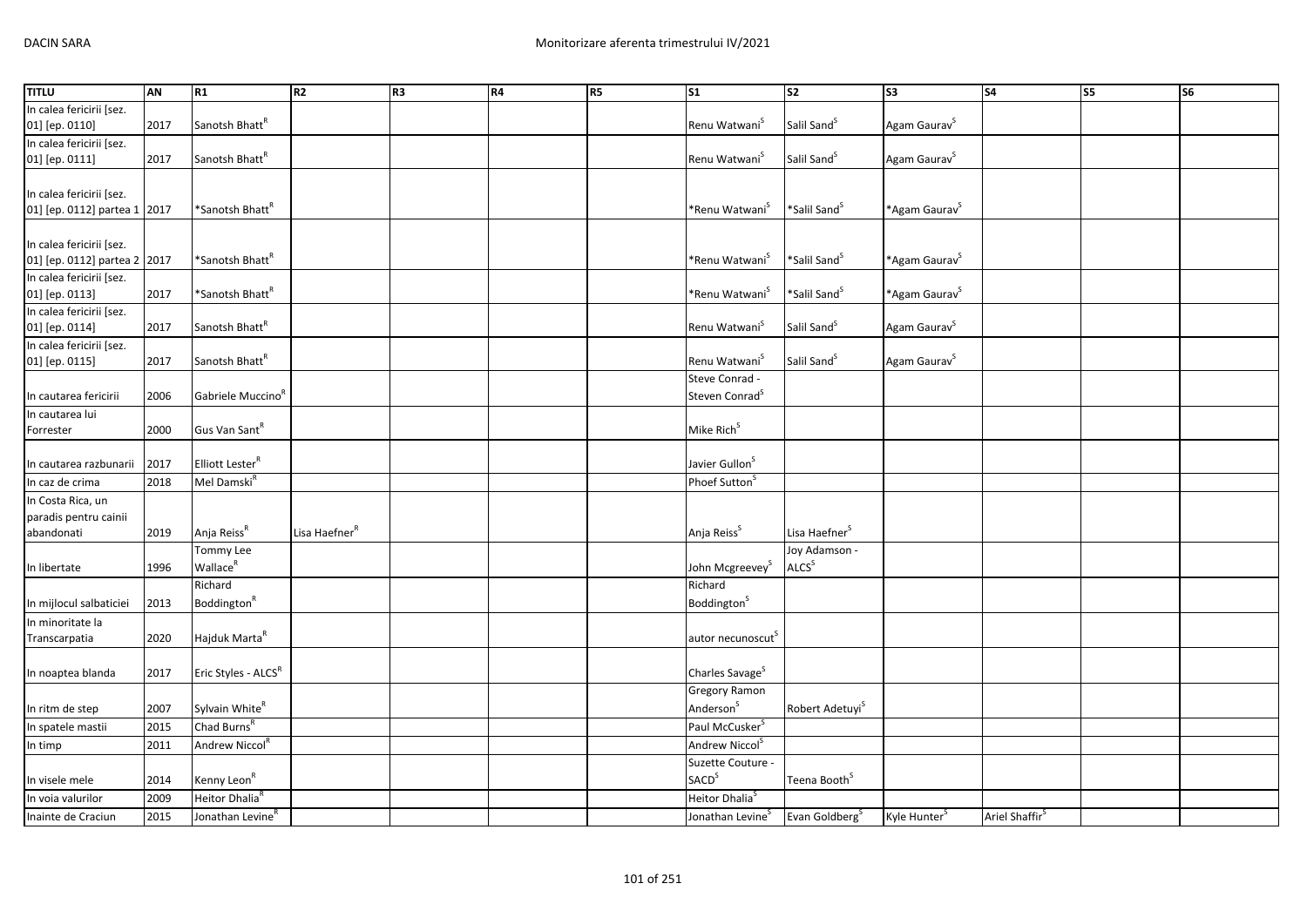| TITLU | AN | R1 | R2 | R3 | R4 | R5 | S1 | S2 | S3 | S4 | S5 | S6 |
|---|---|---|---|---|---|---|---|---|---|---|---|---|
| In calea fericirii [sez. 01] [ep. 0110] | 2017 | Sanotsh Bhatt[R] | | | | | Renu Watwani[S] | Salil Sand[S] | Agam Gaurav[S] | | | |
| In calea fericirii [sez. 01] [ep. 0111] | 2017 | Sanotsh Bhatt[R] | | | | | Renu Watwani[S] | Salil Sand[S] | Agam Gaurav[S] | | | |
| In calea fericirii [sez. 01] [ep. 0112] partea 1 | 2017 | *Sanotsh Bhatt[R] | | | | | *Renu Watwani[S] | *Salil Sand[S] | *Agam Gaurav[S] | | | |
| In calea fericirii [sez. 01] [ep. 0112] partea 2 | 2017 | *Sanotsh Bhatt[R] | | | | | *Renu Watwani[S] | *Salil Sand[S] | *Agam Gaurav[S] | | | |
| In calea fericirii [sez. 01] [ep. 0113] | 2017 | *Sanotsh Bhatt[R] | | | | | *Renu Watwani[S] | *Salil Sand[S] | *Agam Gaurav[S] | | | |
| In calea fericirii [sez. 01] [ep. 0114] | 2017 | Sanotsh Bhatt[R] | | | | | Renu Watwani[S] | Salil Sand[S] | Agam Gaurav[S] | | | |
| In calea fericirii [sez. 01] [ep. 0115] | 2017 | Sanotsh Bhatt[R] | | | | | Renu Watwani[S] | Salil Sand[S] | Agam Gaurav[S] | | | |
| In cautarea fericirii | 2006 | Gabriele Muccino[R] | | | | | Steve Conrad - Steven Conrad[S] | | | | | |
| In cautarea lui Forrester | 2000 | Gus Van Sant[R] | | | | | Mike Rich[S] | | | | | |
| In cautarea razbunarii | 2017 | Elliott Lester[R] | | | | | Javier Gullon[S] | | | | | |
| In caz de crima | 2018 | Mel Damski[R] | | | | | Phoef Sutton[S] | | | | | |
| In Costa Rica, un paradis pentru cainii abandonati | 2019 | Anja Reiss[R] | Lisa Haefner[R] | | | | Anja Reiss[S] | Lisa Haefner[S] | | | | |
| In libertate | 1996 | Tommy Lee Wallace[R] | | | | | John Mcgreevey[S] | Joy Adamson - ALCS[S] | | | | |
| In mijlocul salbaticiei | 2013 | Richard Boddington[R] | | | | | Richard Boddington[S] | | | | | |
| In minoritate la Transcarpatia | 2020 | Hajduk Marta[R] | | | | | autor necunoscut[S] | | | | | |
| In noaptea blanda | 2017 | Eric Styles - ALCS[R] | | | | | Charles Savage[S] | | | | | |
| In ritm de step | 2007 | Sylvain White[R] | | | | | Gregory Ramon Anderson[S] | Robert Adetuyi[S] | | | | |
| In spatele mastii | 2015 | Chad Burns[R] | | | | | Paul McCusker[S] | | | | | |
| In timp | 2011 | Andrew Niccol[R] | | | | | Andrew Niccol[S] | | | | | |
| In visele mele | 2014 | Kenny Leon[R] | | | | | Suzette Couture - SACD[S] | Teena Booth[S] | | | | |
| In voia valurilor | 2009 | Heitor Dhalia[R] | | | | | Heitor Dhalia[S] | | | | | |
| Inainte de Craciun | 2015 | Jonathan Levine[R] | | | | | Jonathan Levine[S] | Evan Goldberg[S] | Kyle Hunter[S] | Ariel Shaffir[S] | | |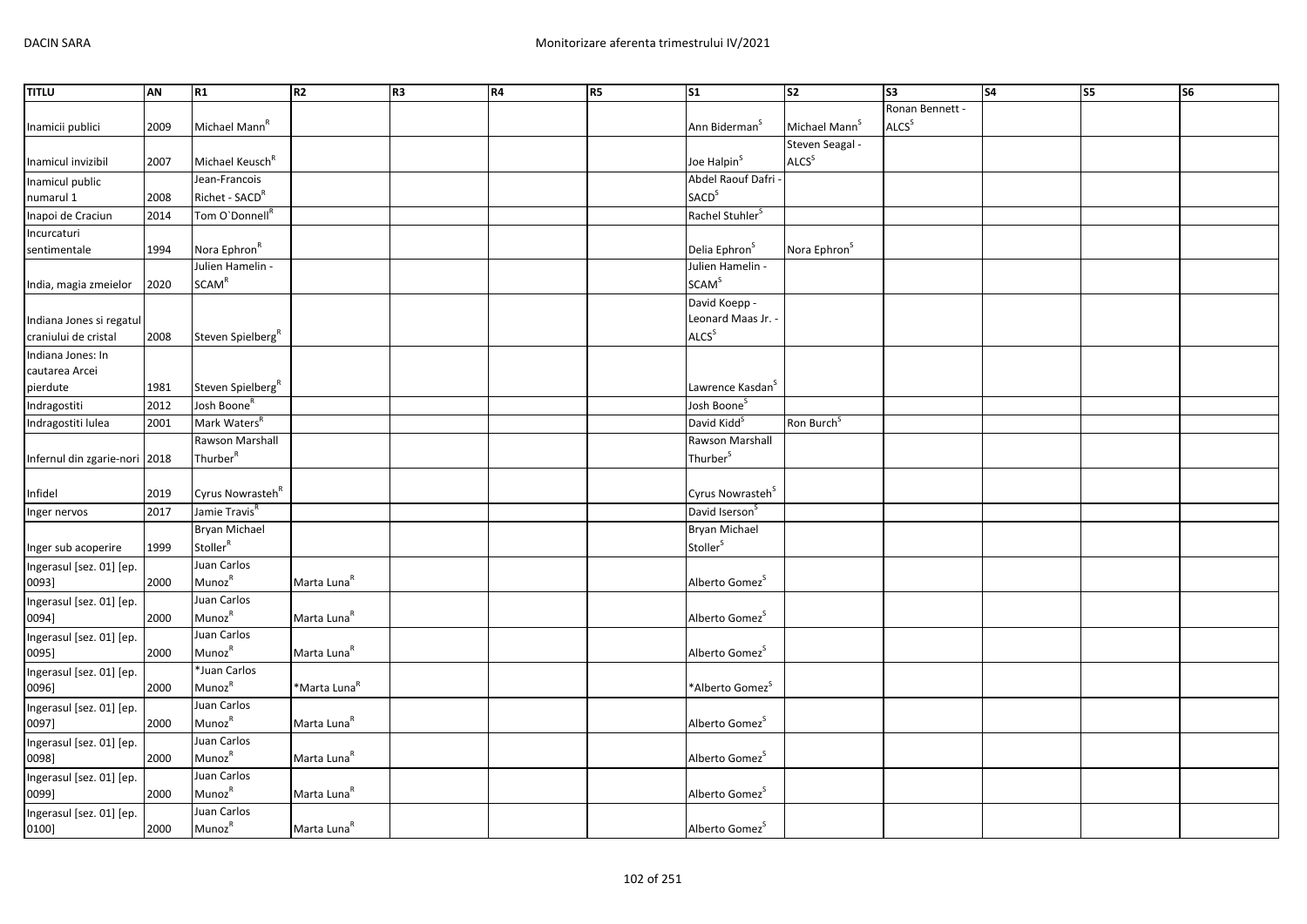| TITLU | AN | R1 | R2 | R3 | R4 | R5 | S1 | S2 | S3 | S4 | S5 | S6 |
|---|---|---|---|---|---|---|---|---|---|---|---|---|
| Inamicii publici | 2009 | Michael Mann[R] | | | | | Ann Biderman[S] | Michael Mann[S] | Ronan Bennett - ALCS[S] | | | |
| Inamicul invizibil | 2007 | Michael Keusch[R] | | | | | Joe Halpin[S] | Steven Seagal - ALCS[S] | | | | |
| Inamicul public numarul 1 | 2008 | Jean-Francois Richet - SACD[R] | | | | | Abdel Raouf Dafri - SACD[S] | | | | | |
| Inapoi de Craciun | 2014 | Tom O`Donnell[R] | | | | | Rachel Stuhler[S] | | | | | |
| Incurcaturi sentimentale | 1994 | Nora Ephron[R] | | | | | Delia Ephron[S] | Nora Ephron[S] | | | | |
| India, magia zmeielor | 2020 | Julien Hamelin - SCAM[R] | | | | | Julien Hamelin - SCAM[S] | | | | | |
| Indiana Jones si regatul craniului de cristal | 2008 | Steven Spielberg[R] | | | | | David Koepp - Leonard Maas Jr. - ALCS[S] | | | | | |
| Indiana Jones: In cautarea Arcei pierdute | 1981 | Steven Spielberg[R] | | | | | Lawrence Kasdan[S] | | | | | |
| Indragostiti | 2012 | Josh Boone[R] | | | | | Josh Boone[S] | | | | | |
| Indragostiti lulea | 2001 | Mark Waters[R] | | | | | David Kidd[S] | Ron Burch[S] | | | | |
| Infernul din zgarie-nori | 2018 | Rawson Marshall Thurber[R] | | | | | Rawson Marshall Thurber[S] | | | | | |
| Infidel | 2019 | Cyrus Nowrasteh[R] | | | | | Cyrus Nowrasteh[S] | | | | | |
| Inger nervos | 2017 | Jamie Travis[R] | | | | | David Iserson[S] | | | | | |
| Inger sub acoperire | 1999 | Bryan Michael Stoller[R] | | | | | Bryan Michael Stoller[S] | | | | | |
| Ingerasul [sez. 01] [ep. 0093] | 2000 | Juan Carlos Munoz[R] | Marta Luna[R] | | | | Alberto Gomez[S] | | | | | |
| Ingerasul [sez. 01] [ep. 0094] | 2000 | Juan Carlos Munoz[R] | Marta Luna[R] | | | | Alberto Gomez[S] | | | | | |
| Ingerasul [sez. 01] [ep. 0095] | 2000 | Juan Carlos Munoz[R] | Marta Luna[R] | | | | Alberto Gomez[S] | | | | | |
| Ingerasul [sez. 01] [ep. 0096] | 2000 | *Juan Carlos Munoz[R] | *Marta Luna[R] | | | | *Alberto Gomez[S] | | | | | |
| Ingerasul [sez. 01] [ep. 0097] | 2000 | Juan Carlos Munoz[R] | Marta Luna[R] | | | | Alberto Gomez[S] | | | | | |
| Ingerasul [sez. 01] [ep. 0098] | 2000 | Juan Carlos Munoz[R] | Marta Luna[R] | | | | Alberto Gomez[S] | | | | | |
| Ingerasul [sez. 01] [ep. 0099] | 2000 | Juan Carlos Munoz[R] | Marta Luna[R] | | | | Alberto Gomez[S] | | | | | |
| Ingerasul [sez. 01] [ep. 0100] | 2000 | Juan Carlos Munoz[R] | Marta Luna[R] | | | | Alberto Gomez[S] | | | | | |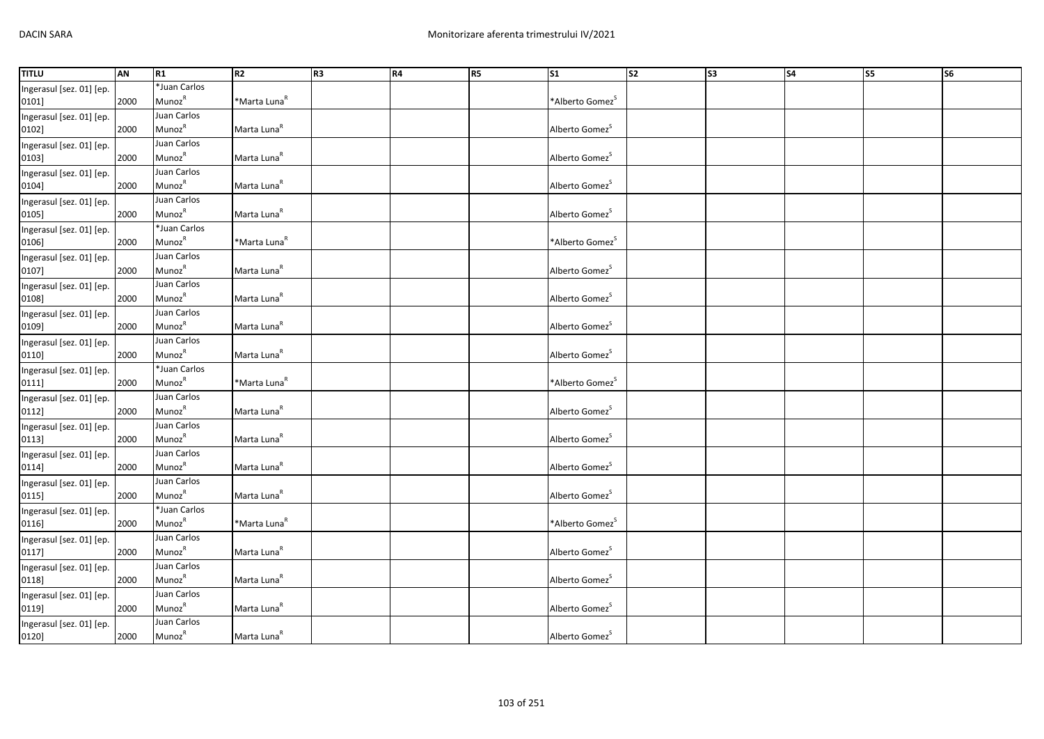| TITLU | AN | R1 | R2 | R3 | R4 | R5 | S1 | S2 | S3 | S4 | S5 | S6 |
|---|---|---|---|---|---|---|---|---|---|---|---|---|
| Ingerasul [sez. 01] [ep. 0101] | 2000 | *Juan Carlos Munoz[R] | *Marta Luna[R] | | | | *Alberto Gomez[S] | | | | | |
| Ingerasul [sez. 01] [ep. 0102] | 2000 | Juan Carlos Munoz[R] | Marta Luna[R] | | | | Alberto Gomez[S] | | | | | |
| Ingerasul [sez. 01] [ep. 0103] | 2000 | Juan Carlos Munoz[R] | Marta Luna[R] | | | | Alberto Gomez[S] | | | | | |
| Ingerasul [sez. 01] [ep. 0104] | 2000 | Juan Carlos Munoz[R] | Marta Luna[R] | | | | Alberto Gomez[S] | | | | | |
| Ingerasul [sez. 01] [ep. 0105] | 2000 | Juan Carlos Munoz[R] | Marta Luna[R] | | | | Alberto Gomez[S] | | | | | |
| Ingerasul [sez. 01] [ep. 0106] | 2000 | *Juan Carlos Munoz[R] | *Marta Luna[R] | | | | *Alberto Gomez[S] | | | | | |
| Ingerasul [sez. 01] [ep. 0107] | 2000 | Juan Carlos Munoz[R] | Marta Luna[R] | | | | Alberto Gomez[S] | | | | | |
| Ingerasul [sez. 01] [ep. 0108] | 2000 | Juan Carlos Munoz[R] | Marta Luna[R] | | | | Alberto Gomez[S] | | | | | |
| Ingerasul [sez. 01] [ep. 0109] | 2000 | Juan Carlos Munoz[R] | Marta Luna[R] | | | | Alberto Gomez[S] | | | | | |
| Ingerasul [sez. 01] [ep. 0110] | 2000 | Juan Carlos Munoz[R] | Marta Luna[R] | | | | Alberto Gomez[S] | | | | | |
| Ingerasul [sez. 01] [ep. 0111] | 2000 | *Juan Carlos Munoz[R] | *Marta Luna[R] | | | | *Alberto Gomez[S] | | | | | |
| Ingerasul [sez. 01] [ep. 0112] | 2000 | Juan Carlos Munoz[R] | Marta Luna[R] | | | | Alberto Gomez[S] | | | | | |
| Ingerasul [sez. 01] [ep. 0113] | 2000 | Juan Carlos Munoz[R] | Marta Luna[R] | | | | Alberto Gomez[S] | | | | | |
| Ingerasul [sez. 01] [ep. 0114] | 2000 | Juan Carlos Munoz[R] | Marta Luna[R] | | | | Alberto Gomez[S] | | | | | |
| Ingerasul [sez. 01] [ep. 0115] | 2000 | Juan Carlos Munoz[R] | Marta Luna[R] | | | | Alberto Gomez[S] | | | | | |
| Ingerasul [sez. 01] [ep. 0116] | 2000 | *Juan Carlos Munoz[R] | *Marta Luna[R] | | | | *Alberto Gomez[S] | | | | | |
| Ingerasul [sez. 01] [ep. 0117] | 2000 | Juan Carlos Munoz[R] | Marta Luna[R] | | | | Alberto Gomez[S] | | | | | |
| Ingerasul [sez. 01] [ep. 0118] | 2000 | Juan Carlos Munoz[R] | Marta Luna[R] | | | | Alberto Gomez[S] | | | | | |
| Ingerasul [sez. 01] [ep. 0119] | 2000 | Juan Carlos Munoz[R] | Marta Luna[R] | | | | Alberto Gomez[S] | | | | | |
| Ingerasul [sez. 01] [ep. 0120] | 2000 | Juan Carlos Munoz[R] | Marta Luna[R] | | | | Alberto Gomez[S] | | | | | |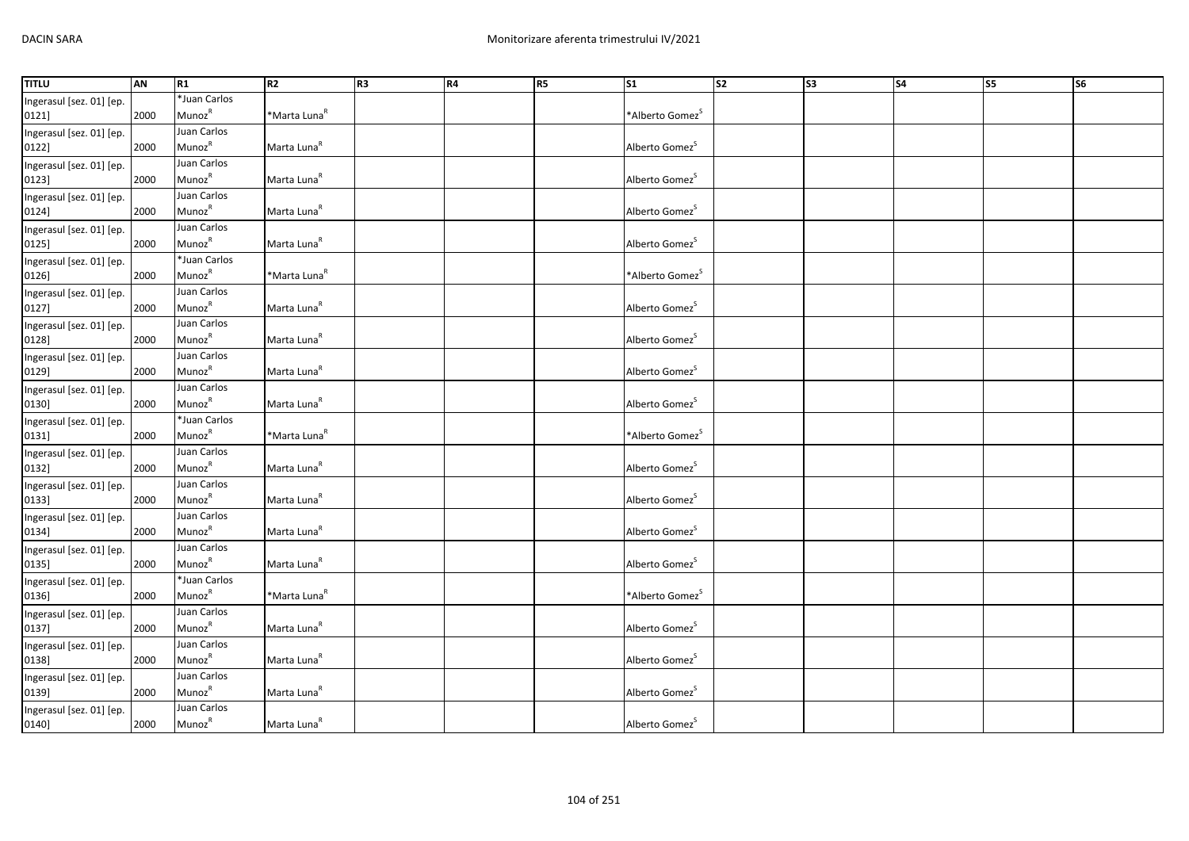| TITLU | AN | R1 | R2 | R3 | R4 | R5 | S1 | S2 | S3 | S4 | S5 | S6 |
|---|---|---|---|---|---|---|---|---|---|---|---|---|
| Ingerasul [sez. 01] [ep. 0121] | 2000 | *Juan Carlos Munoz[R] | *Marta Luna[R] | | | | *Alberto Gomez[S] | | | | | |
| Ingerasul [sez. 01] [ep. 0122] | 2000 | Juan Carlos Munoz[R] | Marta Luna[R] | | | | Alberto Gomez[S] | | | | | |
| Ingerasul [sez. 01] [ep. 0123] | 2000 | Juan Carlos Munoz[R] | Marta Luna[R] | | | | Alberto Gomez[S] | | | | | |
| Ingerasul [sez. 01] [ep. 0124] | 2000 | Juan Carlos Munoz[R] | Marta Luna[R] | | | | Alberto Gomez[S] | | | | | |
| Ingerasul [sez. 01] [ep. 0125] | 2000 | Juan Carlos Munoz[R] | Marta Luna[R] | | | | Alberto Gomez[S] | | | | | |
| Ingerasul [sez. 01] [ep. 0126] | 2000 | *Juan Carlos Munoz[R] | *Marta Luna[R] | | | | *Alberto Gomez[S] | | | | | |
| Ingerasul [sez. 01] [ep. 0127] | 2000 | Juan Carlos Munoz[R] | Marta Luna[R] | | | | Alberto Gomez[S] | | | | | |
| Ingerasul [sez. 01] [ep. 0128] | 2000 | Juan Carlos Munoz[R] | Marta Luna[R] | | | | Alberto Gomez[S] | | | | | |
| Ingerasul [sez. 01] [ep. 0129] | 2000 | Juan Carlos Munoz[R] | Marta Luna[R] | | | | Alberto Gomez[S] | | | | | |
| Ingerasul [sez. 01] [ep. 0130] | 2000 | Juan Carlos Munoz[R] | Marta Luna[R] | | | | Alberto Gomez[S] | | | | | |
| Ingerasul [sez. 01] [ep. 0131] | 2000 | *Juan Carlos Munoz[R] | *Marta Luna[R] | | | | *Alberto Gomez[S] | | | | | |
| Ingerasul [sez. 01] [ep. 0132] | 2000 | Juan Carlos Munoz[R] | Marta Luna[R] | | | | Alberto Gomez[S] | | | | | |
| Ingerasul [sez. 01] [ep. 0133] | 2000 | Juan Carlos Munoz[R] | Marta Luna[R] | | | | Alberto Gomez[S] | | | | | |
| Ingerasul [sez. 01] [ep. 0134] | 2000 | Juan Carlos Munoz[R] | Marta Luna[R] | | | | Alberto Gomez[S] | | | | | |
| Ingerasul [sez. 01] [ep. 0135] | 2000 | Juan Carlos Munoz[R] | Marta Luna[R] | | | | Alberto Gomez[S] | | | | | |
| Ingerasul [sez. 01] [ep. 0136] | 2000 | *Juan Carlos Munoz[R] | *Marta Luna[R] | | | | *Alberto Gomez[S] | | | | | |
| Ingerasul [sez. 01] [ep. 0137] | 2000 | Juan Carlos Munoz[R] | Marta Luna[R] | | | | Alberto Gomez[S] | | | | | |
| Ingerasul [sez. 01] [ep. 0138] | 2000 | Juan Carlos Munoz[R] | Marta Luna[R] | | | | Alberto Gomez[S] | | | | | |
| Ingerasul [sez. 01] [ep. 0139] | 2000 | Juan Carlos Munoz[R] | Marta Luna[R] | | | | Alberto Gomez[S] | | | | | |
| Ingerasul [sez. 01] [ep. 0140] | 2000 | Juan Carlos Munoz[R] | Marta Luna[R] | | | | Alberto Gomez[S] | | | | | |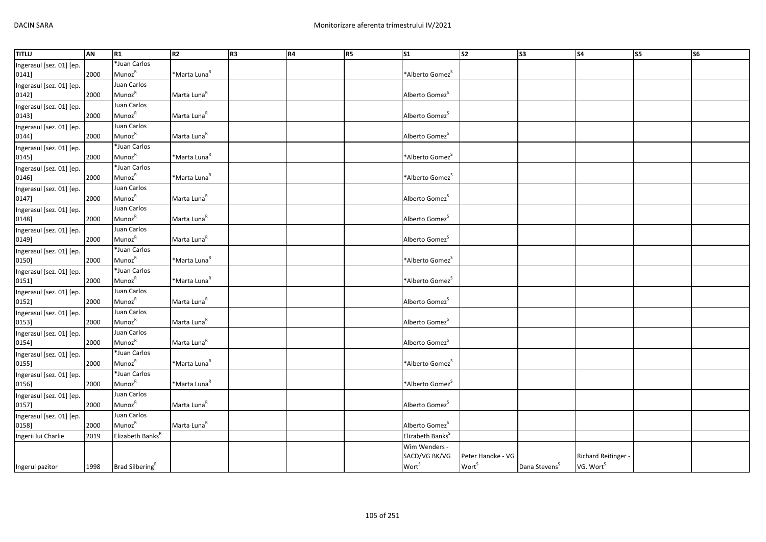| TITLU | AN | R1 | R2 | R3 | R4 | R5 | S1 | S2 | S3 | S4 | S5 | S6 |
|---|---|---|---|---|---|---|---|---|---|---|---|---|
| Ingerasul [sez. 01] [ep. 0141] | 2000 | *Juan Carlos Munoz[R] | *Marta Luna[R] | | | | *Alberto Gomez[S] | | | | | |
| Ingerasul [sez. 01] [ep. 0142] | 2000 | Juan Carlos Munoz[R] | Marta Luna[R] | | | | Alberto Gomez[S] | | | | | |
| Ingerasul [sez. 01] [ep. 0143] | 2000 | Juan Carlos Munoz[R] | Marta Luna[R] | | | | Alberto Gomez[S] | | | | | |
| Ingerasul [sez. 01] [ep. 0144] | 2000 | Juan Carlos Munoz[R] | Marta Luna[R] | | | | Alberto Gomez[S] | | | | | |
| Ingerasul [sez. 01] [ep. 0145] | 2000 | *Juan Carlos Munoz[R] | *Marta Luna[R] | | | | *Alberto Gomez[S] | | | | | |
| Ingerasul [sez. 01] [ep. 0146] | 2000 | *Juan Carlos Munoz[R] | *Marta Luna[R] | | | | *Alberto Gomez[S] | | | | | |
| Ingerasul [sez. 01] [ep. 0147] | 2000 | Juan Carlos Munoz[R] | Marta Luna[R] | | | | Alberto Gomez[S] | | | | | |
| Ingerasul [sez. 01] [ep. 0148] | 2000 | Juan Carlos Munoz[R] | Marta Luna[R] | | | | Alberto Gomez[S] | | | | | |
| Ingerasul [sez. 01] [ep. 0149] | 2000 | Juan Carlos Munoz[R] | Marta Luna[R] | | | | Alberto Gomez[S] | | | | | |
| Ingerasul [sez. 01] [ep. 0150] | 2000 | *Juan Carlos Munoz[R] | *Marta Luna[R] | | | | *Alberto Gomez[S] | | | | | |
| Ingerasul [sez. 01] [ep. 0151] | 2000 | *Juan Carlos Munoz[R] | *Marta Luna[R] | | | | *Alberto Gomez[S] | | | | | |
| Ingerasul [sez. 01] [ep. 0152] | 2000 | Juan Carlos Munoz[R] | Marta Luna[R] | | | | Alberto Gomez[S] | | | | | |
| Ingerasul [sez. 01] [ep. 0153] | 2000 | Juan Carlos Munoz[R] | Marta Luna[R] | | | | Alberto Gomez[S] | | | | | |
| Ingerasul [sez. 01] [ep. 0154] | 2000 | Juan Carlos Munoz[R] | Marta Luna[R] | | | | Alberto Gomez[S] | | | | | |
| Ingerasul [sez. 01] [ep. 0155] | 2000 | *Juan Carlos Munoz[R] | *Marta Luna[R] | | | | *Alberto Gomez[S] | | | | | |
| Ingerasul [sez. 01] [ep. 0156] | 2000 | *Juan Carlos Munoz[R] | *Marta Luna[R] | | | | *Alberto Gomez[S] | | | | | |
| Ingerasul [sez. 01] [ep. 0157] | 2000 | Juan Carlos Munoz[R] | Marta Luna[R] | | | | Alberto Gomez[S] | | | | | |
| Ingerasul [sez. 01] [ep. 0158] | 2000 | Juan Carlos Munoz[R] | Marta Luna[R] | | | | Alberto Gomez[S] | | | | | |
| Ingerii lui Charlie | 2019 | Elizabeth Banks[R] | | | | | Elizabeth Banks[S] | | | | | |
| Ingerul pazitor | 1998 | Brad Silbering[R] | | | | | Wim Wenders - SACD/VG BK/VG Wort[S] | Peter Handke - VG Wort[S] | Dana Stevens[S] | Richard Reitinger - VG. Wort[S] | | |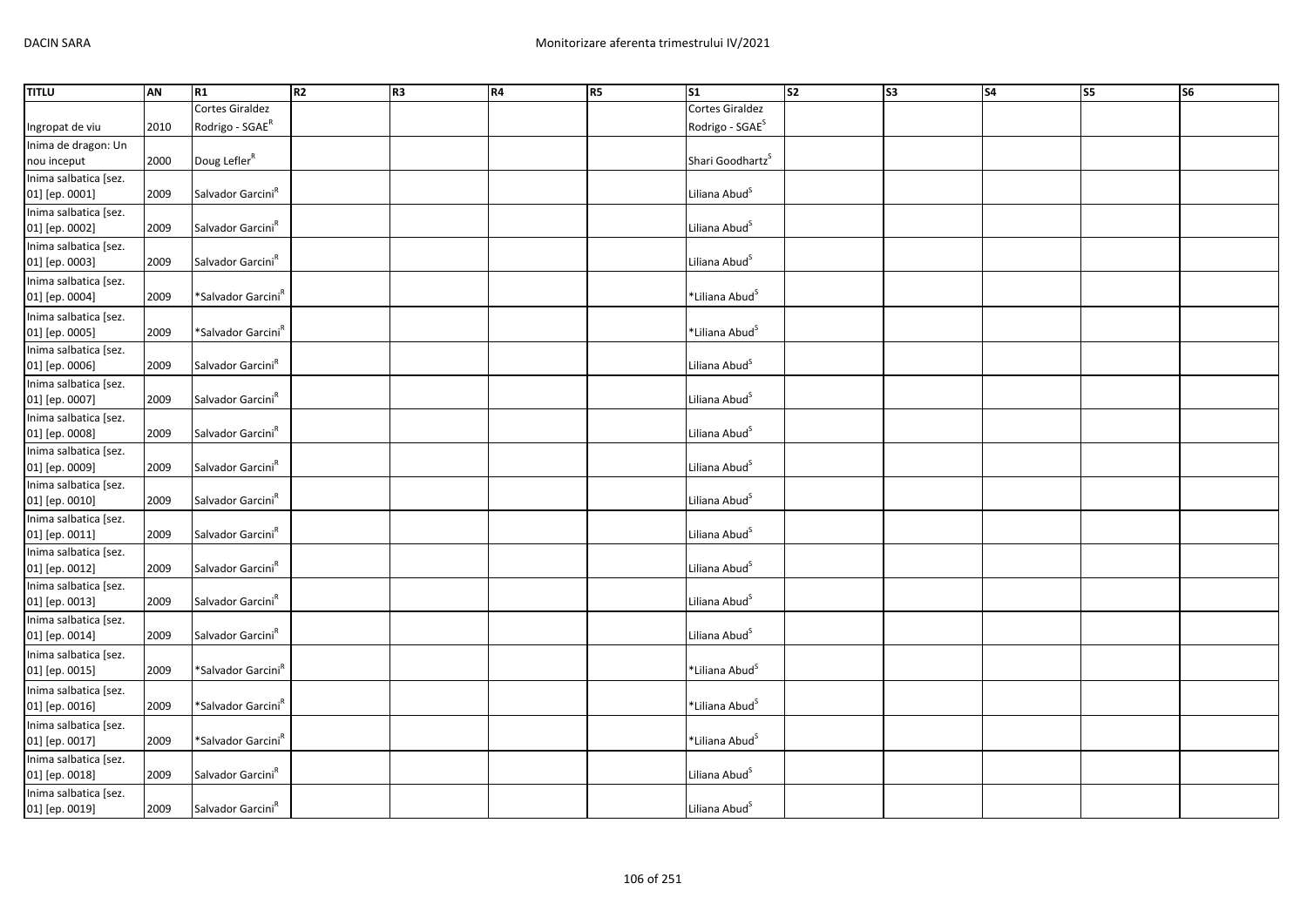| TITLU | AN | R1 | R2 | R3 | R4 | R5 | S1 | S2 | S3 | S4 | S5 | S6 |
|---|---|---|---|---|---|---|---|---|---|---|---|---|
| Ingropat de viu | 2010 | Cortes Giraldez Rodrigo - SGAE[R] | | | | | Cortes Giraldez Rodrigo - SGAE[S] | | | | | |
| Inima de dragon: Un nou inceput | 2000 | Doug Lefler[R] | | | | | Shari Goodhartz[S] | | | | | |
| Inima salbatica [sez. 01] [ep. 0001] | 2009 | Salvador Garcini[R] | | | | | Liliana Abud[S] | | | | | |
| Inima salbatica [sez. 01] [ep. 0002] | 2009 | Salvador Garcini[R] | | | | | Liliana Abud[S] | | | | | |
| Inima salbatica [sez. 01] [ep. 0003] | 2009 | Salvador Garcini[R] | | | | | Liliana Abud[S] | | | | | |
| Inima salbatica [sez. 01] [ep. 0004] | 2009 | *Salvador Garcini[R] | | | | | *Liliana Abud[S] | | | | | |
| Inima salbatica [sez. 01] [ep. 0005] | 2009 | *Salvador Garcini[R] | | | | | *Liliana Abud[S] | | | | | |
| Inima salbatica [sez. 01] [ep. 0006] | 2009 | Salvador Garcini[R] | | | | | Liliana Abud[S] | | | | | |
| Inima salbatica [sez. 01] [ep. 0007] | 2009 | Salvador Garcini[R] | | | | | Liliana Abud[S] | | | | | |
| Inima salbatica [sez. 01] [ep. 0008] | 2009 | Salvador Garcini[R] | | | | | Liliana Abud[S] | | | | | |
| Inima salbatica [sez. 01] [ep. 0009] | 2009 | Salvador Garcini[R] | | | | | Liliana Abud[S] | | | | | |
| Inima salbatica [sez. 01] [ep. 0010] | 2009 | Salvador Garcini[R] | | | | | Liliana Abud[S] | | | | | |
| Inima salbatica [sez. 01] [ep. 0011] | 2009 | Salvador Garcini[R] | | | | | Liliana Abud[S] | | | | | |
| Inima salbatica [sez. 01] [ep. 0012] | 2009 | Salvador Garcini[R] | | | | | Liliana Abud[S] | | | | | |
| Inima salbatica [sez. 01] [ep. 0013] | 2009 | Salvador Garcini[R] | | | | | Liliana Abud[S] | | | | | |
| Inima salbatica [sez. 01] [ep. 0014] | 2009 | Salvador Garcini[R] | | | | | Liliana Abud[S] | | | | | |
| Inima salbatica [sez. 01] [ep. 0015] | 2009 | *Salvador Garcini[R] | | | | | *Liliana Abud[S] | | | | | |
| Inima salbatica [sez. 01] [ep. 0016] | 2009 | *Salvador Garcini[R] | | | | | *Liliana Abud[S] | | | | | |
| Inima salbatica [sez. 01] [ep. 0017] | 2009 | *Salvador Garcini[R] | | | | | *Liliana Abud[S] | | | | | |
| Inima salbatica [sez. 01] [ep. 0018] | 2009 | Salvador Garcini[R] | | | | | Liliana Abud[S] | | | | | |
| Inima salbatica [sez. 01] [ep. 0019] | 2009 | Salvador Garcini[R] | | | | | Liliana Abud[S] | | | | | |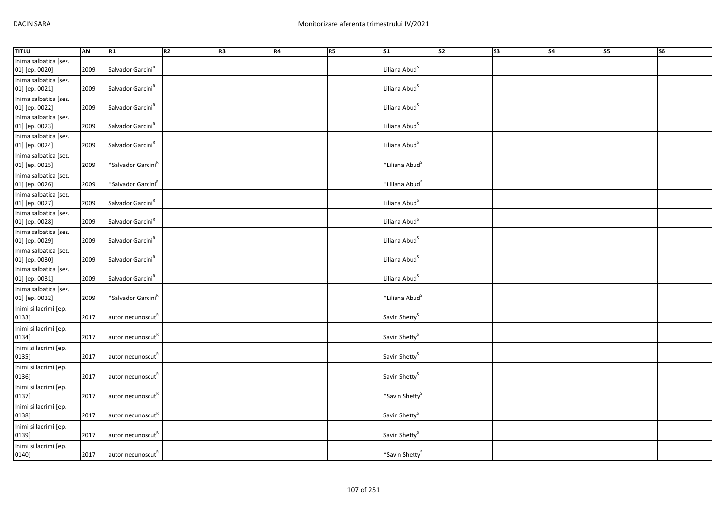| TITLU | AN | R1 | R2 | R3 | R4 | R5 | S1 | S2 | S3 | S4 | S5 | S6 |
|---|---|---|---|---|---|---|---|---|---|---|---|---|
| Inima salbatica [sez. 01] [ep. 0020] | 2009 | Salvador Garcini[R] | | | | | Liliana Abud[S] | | | | | |
| Inima salbatica [sez. 01] [ep. 0021] | 2009 | Salvador Garcini[R] | | | | | Liliana Abud[S] | | | | | |
| Inima salbatica [sez. 01] [ep. 0022] | 2009 | Salvador Garcini[R] | | | | | Liliana Abud[S] | | | | | |
| Inima salbatica [sez. 01] [ep. 0023] | 2009 | Salvador Garcini[R] | | | | | Liliana Abud[S] | | | | | |
| Inima salbatica [sez. 01] [ep. 0024] | 2009 | Salvador Garcini[R] | | | | | Liliana Abud[S] | | | | | |
| Inima salbatica [sez. 01] [ep. 0025] | 2009 | *Salvador Garcini[R] | | | | | *Liliana Abud[S] | | | | | |
| Inima salbatica [sez. 01] [ep. 0026] | 2009 | *Salvador Garcini[R] | | | | | *Liliana Abud[S] | | | | | |
| Inima salbatica [sez. 01] [ep. 0027] | 2009 | Salvador Garcini[R] | | | | | Liliana Abud[S] | | | | | |
| Inima salbatica [sez. 01] [ep. 0028] | 2009 | Salvador Garcini[R] | | | | | Liliana Abud[S] | | | | | |
| Inima salbatica [sez. 01] [ep. 0029] | 2009 | Salvador Garcini[R] | | | | | Liliana Abud[S] | | | | | |
| Inima salbatica [sez. 01] [ep. 0030] | 2009 | Salvador Garcini[R] | | | | | Liliana Abud[S] | | | | | |
| Inima salbatica [sez. 01] [ep. 0031] | 2009 | Salvador Garcini[R] | | | | | Liliana Abud[S] | | | | | |
| Inima salbatica [sez. 01] [ep. 0032] | 2009 | *Salvador Garcini[R] | | | | | *Liliana Abud[S] | | | | | |
| Inimi si lacrimi [ep. 0133] | 2017 | autor necunoscut[R] | | | | | Savin Shetty[S] | | | | | |
| Inimi si lacrimi [ep. 0134] | 2017 | autor necunoscut[R] | | | | | Savin Shetty[S] | | | | | |
| Inimi si lacrimi [ep. 0135] | 2017 | autor necunoscut[R] | | | | | Savin Shetty[S] | | | | | |
| Inimi si lacrimi [ep. 0136] | 2017 | autor necunoscut[R] | | | | | Savin Shetty[S] | | | | | |
| Inimi si lacrimi [ep. 0137] | 2017 | autor necunoscut[R] | | | | | *Savin Shetty[S] | | | | | |
| Inimi si lacrimi [ep. 0138] | 2017 | autor necunoscut[R] | | | | | Savin Shetty[S] | | | | | |
| Inimi si lacrimi [ep. 0139] | 2017 | autor necunoscut[R] | | | | | Savin Shetty[S] | | | | | |
| Inimi si lacrimi [ep. 0140] | 2017 | autor necunoscut[R] | | | | | *Savin Shetty[S] | | | | | |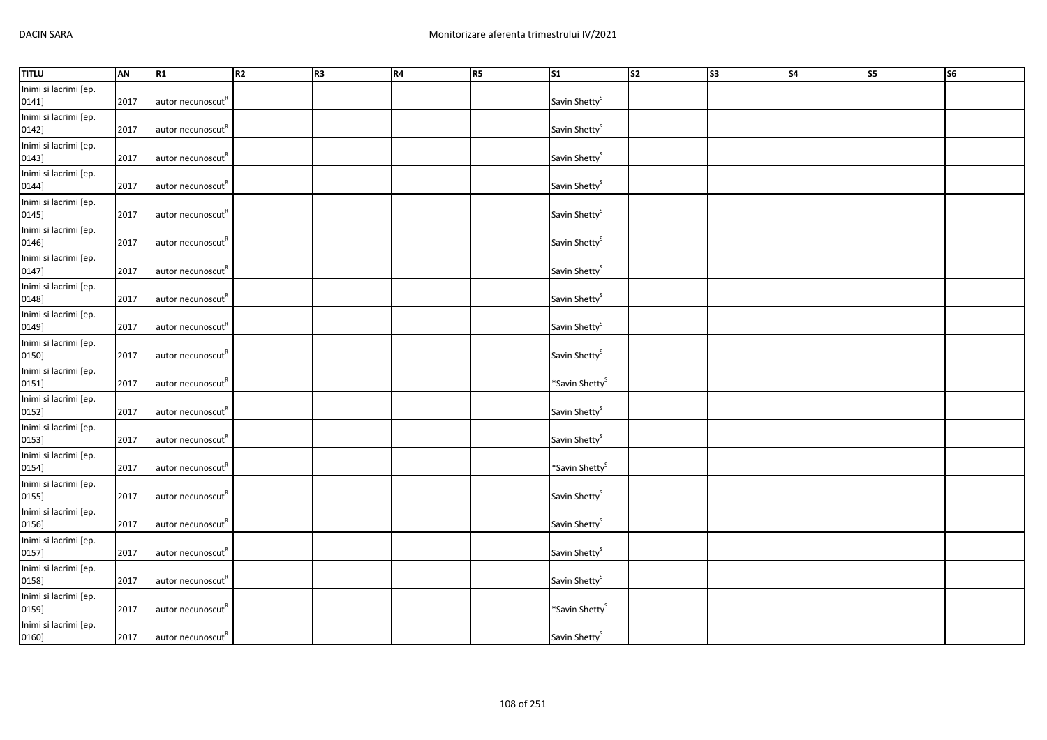| TITLU | AN | R1 | R2 | R3 | R4 | R5 | S1 | S2 | S3 | S4 | S5 | S6 |
|---|---|---|---|---|---|---|---|---|---|---|---|---|
| Inimi si lacrimi [ep. 0141] | 2017 | autor necunoscut[R] | | | | | Savin Shetty[S] | | | | | |
| Inimi si lacrimi [ep. 0142] | 2017 | autor necunoscut[R] | | | | | Savin Shetty[S] | | | | | |
| Inimi si lacrimi [ep. 0143] | 2017 | autor necunoscut[R] | | | | | Savin Shetty[S] | | | | | |
| Inimi si lacrimi [ep. 0144] | 2017 | autor necunoscut[R] | | | | | Savin Shetty[S] | | | | | |
| Inimi si lacrimi [ep. 0145] | 2017 | autor necunoscut[R] | | | | | Savin Shetty[S] | | | | | |
| Inimi si lacrimi [ep. 0146] | 2017 | autor necunoscut[R] | | | | | Savin Shetty[S] | | | | | |
| Inimi si lacrimi [ep. 0147] | 2017 | autor necunoscut[R] | | | | | Savin Shetty[S] | | | | | |
| Inimi si lacrimi [ep. 0148] | 2017 | autor necunoscut[R] | | | | | Savin Shetty[S] | | | | | |
| Inimi si lacrimi [ep. 0149] | 2017 | autor necunoscut[R] | | | | | Savin Shetty[S] | | | | | |
| Inimi si lacrimi [ep. 0150] | 2017 | autor necunoscut[R] | | | | | Savin Shetty[S] | | | | | |
| Inimi si lacrimi [ep. 0151] | 2017 | autor necunoscut[R] | | | | | *Savin Shetty[S] | | | | | |
| Inimi si lacrimi [ep. 0152] | 2017 | autor necunoscut[R] | | | | | Savin Shetty[S] | | | | | |
| Inimi si lacrimi [ep. 0153] | 2017 | autor necunoscut[R] | | | | | Savin Shetty[S] | | | | | |
| Inimi si lacrimi [ep. 0154] | 2017 | autor necunoscut[R] | | | | | *Savin Shetty[S] | | | | | |
| Inimi si lacrimi [ep. 0155] | 2017 | autor necunoscut[R] | | | | | Savin Shetty[S] | | | | | |
| Inimi si lacrimi [ep. 0156] | 2017 | autor necunoscut[R] | | | | | Savin Shetty[S] | | | | | |
| Inimi si lacrimi [ep. 0157] | 2017 | autor necunoscut[R] | | | | | Savin Shetty[S] | | | | | |
| Inimi si lacrimi [ep. 0158] | 2017 | autor necunoscut[R] | | | | | Savin Shetty[S] | | | | | |
| Inimi si lacrimi [ep. 0159] | 2017 | autor necunoscut[R] | | | | | *Savin Shetty[S] | | | | | |
| Inimi si lacrimi [ep. 0160] | 2017 | autor necunoscut[R] | | | | | Savin Shetty[S] | | | | | |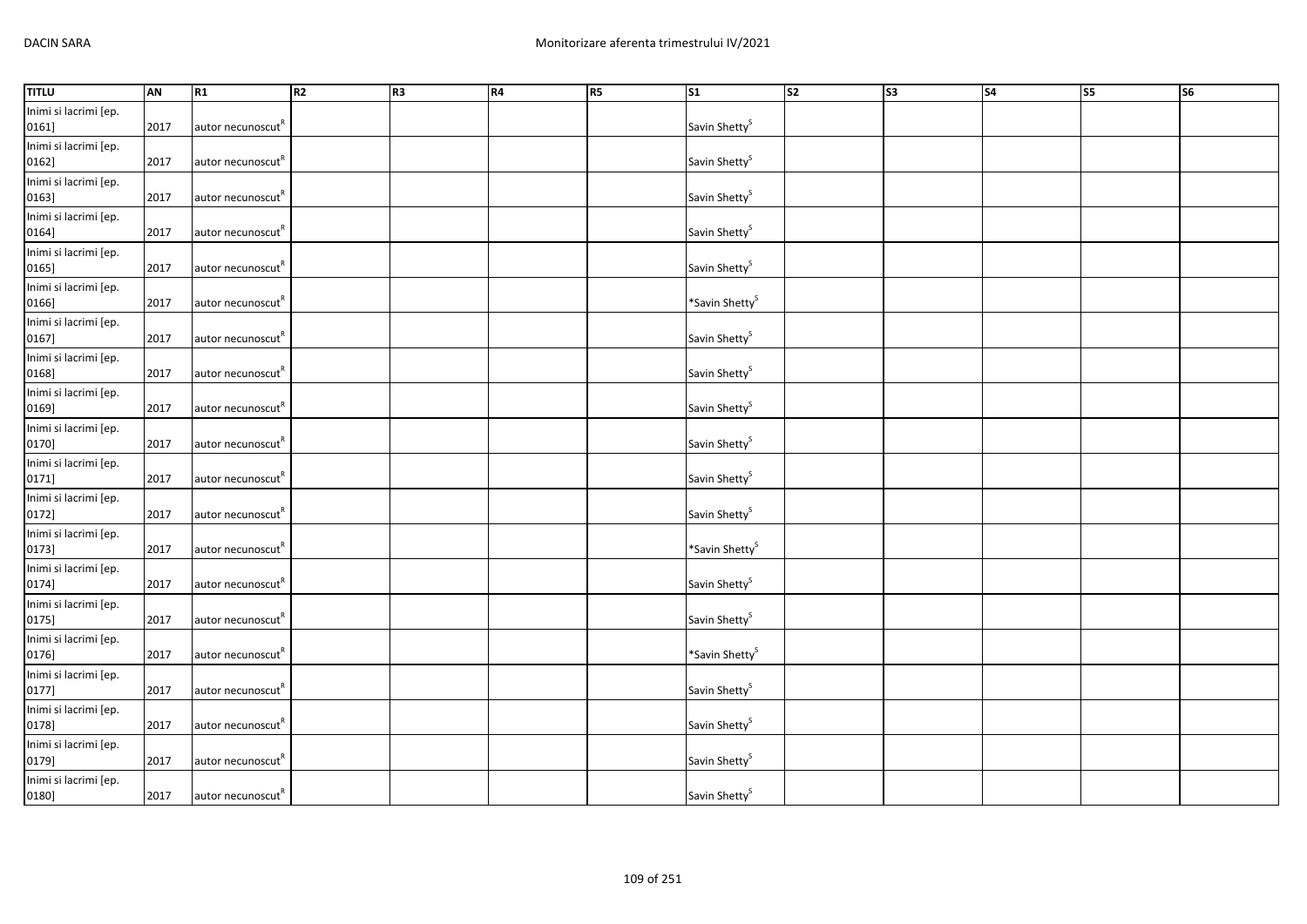| TITLU | AN | R1 | R2 | R3 | R4 | R5 | S1 | S2 | S3 | S4 | S5 | S6 |
|---|---|---|---|---|---|---|---|---|---|---|---|---|
| Inimi si lacrimi [ep. 0161] | 2017 | autor necunoscut[R] | | | | | Savin Shetty[S] | | | | | |
| Inimi si lacrimi [ep. 0162] | 2017 | autor necunoscut[R] | | | | | Savin Shetty[S] | | | | | |
| Inimi si lacrimi [ep. 0163] | 2017 | autor necunoscut[R] | | | | | Savin Shetty[S] | | | | | |
| Inimi si lacrimi [ep. 0164] | 2017 | autor necunoscut[R] | | | | | Savin Shetty[S] | | | | | |
| Inimi si lacrimi [ep. 0165] | 2017 | autor necunoscut[R] | | | | | Savin Shetty[S] | | | | | |
| Inimi si lacrimi [ep. 0166] | 2017 | autor necunoscut[R] | | | | | *Savin Shetty[S] | | | | | |
| Inimi si lacrimi [ep. 0167] | 2017 | autor necunoscut[R] | | | | | Savin Shetty[S] | | | | | |
| Inimi si lacrimi [ep. 0168] | 2017 | autor necunoscut[R] | | | | | Savin Shetty[S] | | | | | |
| Inimi si lacrimi [ep. 0169] | 2017 | autor necunoscut[R] | | | | | Savin Shetty[S] | | | | | |
| Inimi si lacrimi [ep. 0170] | 2017 | autor necunoscut[R] | | | | | Savin Shetty[S] | | | | | |
| Inimi si lacrimi [ep. 0171] | 2017 | autor necunoscut[R] | | | | | Savin Shetty[S] | | | | | |
| Inimi si lacrimi [ep. 0172] | 2017 | autor necunoscut[R] | | | | | Savin Shetty[S] | | | | | |
| Inimi si lacrimi [ep. 0173] | 2017 | autor necunoscut[R] | | | | | *Savin Shetty[S] | | | | | |
| Inimi si lacrimi [ep. 0174] | 2017 | autor necunoscut[R] | | | | | Savin Shetty[S] | | | | | |
| Inimi si lacrimi [ep. 0175] | 2017 | autor necunoscut[R] | | | | | Savin Shetty[S] | | | | | |
| Inimi si lacrimi [ep. 0176] | 2017 | autor necunoscut[R] | | | | | *Savin Shetty[S] | | | | | |
| Inimi si lacrimi [ep. 0177] | 2017 | autor necunoscut[R] | | | | | Savin Shetty[S] | | | | | |
| Inimi si lacrimi [ep. 0178] | 2017 | autor necunoscut[R] | | | | | Savin Shetty[S] | | | | | |
| Inimi si lacrimi [ep. 0179] | 2017 | autor necunoscut[R] | | | | | Savin Shetty[S] | | | | | |
| Inimi si lacrimi [ep. 0180] | 2017 | autor necunoscut[R] | | | | | Savin Shetty[S] | | | | | |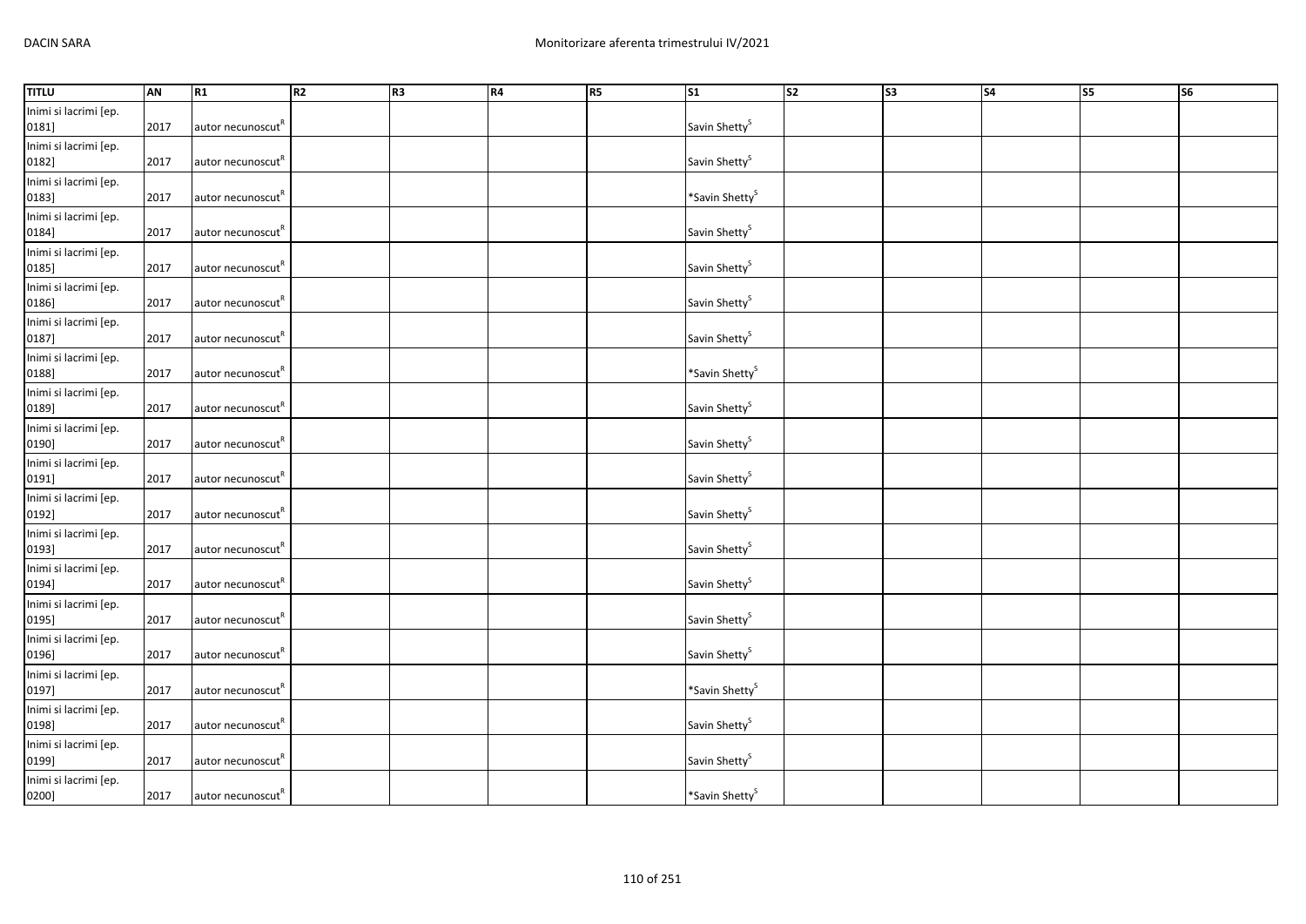| TITLU | AN | R1 | R2 | R3 | R4 | R5 | S1 | S2 | S3 | S4 | S5 | S6 |
|---|---|---|---|---|---|---|---|---|---|---|---|---|
| Inimi si lacrimi [ep. 0181] | 2017 | autor necunoscut[R] | | | | | Savin Shetty[S] | | | | | |
| Inimi si lacrimi [ep. 0182] | 2017 | autor necunoscut[R] | | | | | Savin Shetty[S] | | | | | |
| Inimi si lacrimi [ep. 0183] | 2017 | autor necunoscut[R] | | | | | *Savin Shetty[S] | | | | | |
| Inimi si lacrimi [ep. 0184] | 2017 | autor necunoscut[R] | | | | | Savin Shetty[S] | | | | | |
| Inimi si lacrimi [ep. 0185] | 2017 | autor necunoscut[R] | | | | | Savin Shetty[S] | | | | | |
| Inimi si lacrimi [ep. 0186] | 2017 | autor necunoscut[R] | | | | | Savin Shetty[S] | | | | | |
| Inimi si lacrimi [ep. 0187] | 2017 | autor necunoscut[R] | | | | | Savin Shetty[S] | | | | | |
| Inimi si lacrimi [ep. 0188] | 2017 | autor necunoscut[R] | | | | | *Savin Shetty[S] | | | | | |
| Inimi si lacrimi [ep. 0189] | 2017 | autor necunoscut[R] | | | | | Savin Shetty[S] | | | | | |
| Inimi si lacrimi [ep. 0190] | 2017 | autor necunoscut[R] | | | | | Savin Shetty[S] | | | | | |
| Inimi si lacrimi [ep. 0191] | 2017 | autor necunoscut[R] | | | | | Savin Shetty[S] | | | | | |
| Inimi si lacrimi [ep. 0192] | 2017 | autor necunoscut[R] | | | | | Savin Shetty[S] | | | | | |
| Inimi si lacrimi [ep. 0193] | 2017 | autor necunoscut[R] | | | | | Savin Shetty[S] | | | | | |
| Inimi si lacrimi [ep. 0194] | 2017 | autor necunoscut[R] | | | | | Savin Shetty[S] | | | | | |
| Inimi si lacrimi [ep. 0195] | 2017 | autor necunoscut[R] | | | | | Savin Shetty[S] | | | | | |
| Inimi si lacrimi [ep. 0196] | 2017 | autor necunoscut[R] | | | | | Savin Shetty[S] | | | | | |
| Inimi si lacrimi [ep. 0197] | 2017 | autor necunoscut[R] | | | | | *Savin Shetty[S] | | | | | |
| Inimi si lacrimi [ep. 0198] | 2017 | autor necunoscut[R] | | | | | Savin Shetty[S] | | | | | |
| Inimi si lacrimi [ep. 0199] | 2017 | autor necunoscut[R] | | | | | Savin Shetty[S] | | | | | |
| Inimi si lacrimi [ep. 0200] | 2017 | autor necunoscut[R] | | | | | *Savin Shetty[S] | | | | | |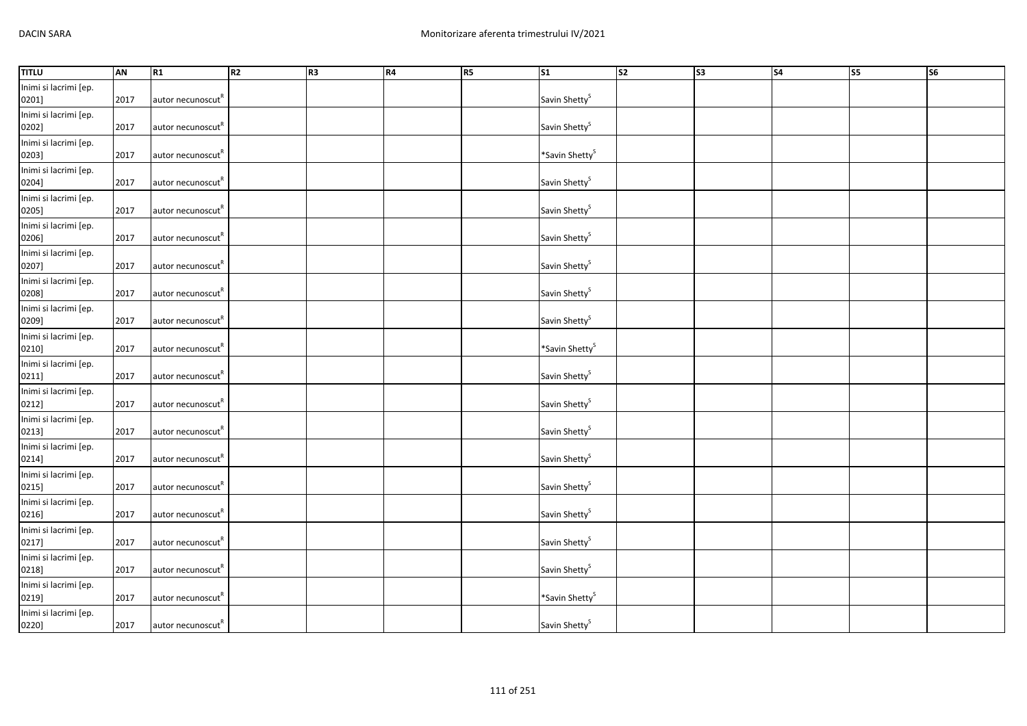| TITLU | AN | R1 | R2 | R3 | R4 | R5 | S1 | S2 | S3 | S4 | S5 | S6 |
|---|---|---|---|---|---|---|---|---|---|---|---|---|
| Inimi si lacrimi [ep. 0201] | 2017 | autor necunoscut[R] | | | | | Savin Shetty[S] | | | | | |
| Inimi si lacrimi [ep. 0202] | 2017 | autor necunoscut[R] | | | | | Savin Shetty[S] | | | | | |
| Inimi si lacrimi [ep. 0203] | 2017 | autor necunoscut[R] | | | | | *Savin Shetty[S] | | | | | |
| Inimi si lacrimi [ep. 0204] | 2017 | autor necunoscut[R] | | | | | Savin Shetty[S] | | | | | |
| Inimi si lacrimi [ep. 0205] | 2017 | autor necunoscut[R] | | | | | Savin Shetty[S] | | | | | |
| Inimi si lacrimi [ep. 0206] | 2017 | autor necunoscut[R] | | | | | Savin Shetty[S] | | | | | |
| Inimi si lacrimi [ep. 0207] | 2017 | autor necunoscut[R] | | | | | Savin Shetty[S] | | | | | |
| Inimi si lacrimi [ep. 0208] | 2017 | autor necunoscut[R] | | | | | Savin Shetty[S] | | | | | |
| Inimi si lacrimi [ep. 0209] | 2017 | autor necunoscut[R] | | | | | Savin Shetty[S] | | | | | |
| Inimi si lacrimi [ep. 0210] | 2017 | autor necunoscut[R] | | | | | *Savin Shetty[S] | | | | | |
| Inimi si lacrimi [ep. 0211] | 2017 | autor necunoscut[R] | | | | | Savin Shetty[S] | | | | | |
| Inimi si lacrimi [ep. 0212] | 2017 | autor necunoscut[R] | | | | | Savin Shetty[S] | | | | | |
| Inimi si lacrimi [ep. 0213] | 2017 | autor necunoscut[R] | | | | | Savin Shetty[S] | | | | | |
| Inimi si lacrimi [ep. 0214] | 2017 | autor necunoscut[R] | | | | | Savin Shetty[S] | | | | | |
| Inimi si lacrimi [ep. 0215] | 2017 | autor necunoscut[R] | | | | | Savin Shetty[S] | | | | | |
| Inimi si lacrimi [ep. 0216] | 2017 | autor necunoscut[R] | | | | | Savin Shetty[S] | | | | | |
| Inimi si lacrimi [ep. 0217] | 2017 | autor necunoscut[R] | | | | | Savin Shetty[S] | | | | | |
| Inimi si lacrimi [ep. 0218] | 2017 | autor necunoscut[R] | | | | | Savin Shetty[S] | | | | | |
| Inimi si lacrimi [ep. 0219] | 2017 | autor necunoscut[R] | | | | | *Savin Shetty[S] | | | | | |
| Inimi si lacrimi [ep. 0220] | 2017 | autor necunoscut[R] | | | | | Savin Shetty[S] | | | | | |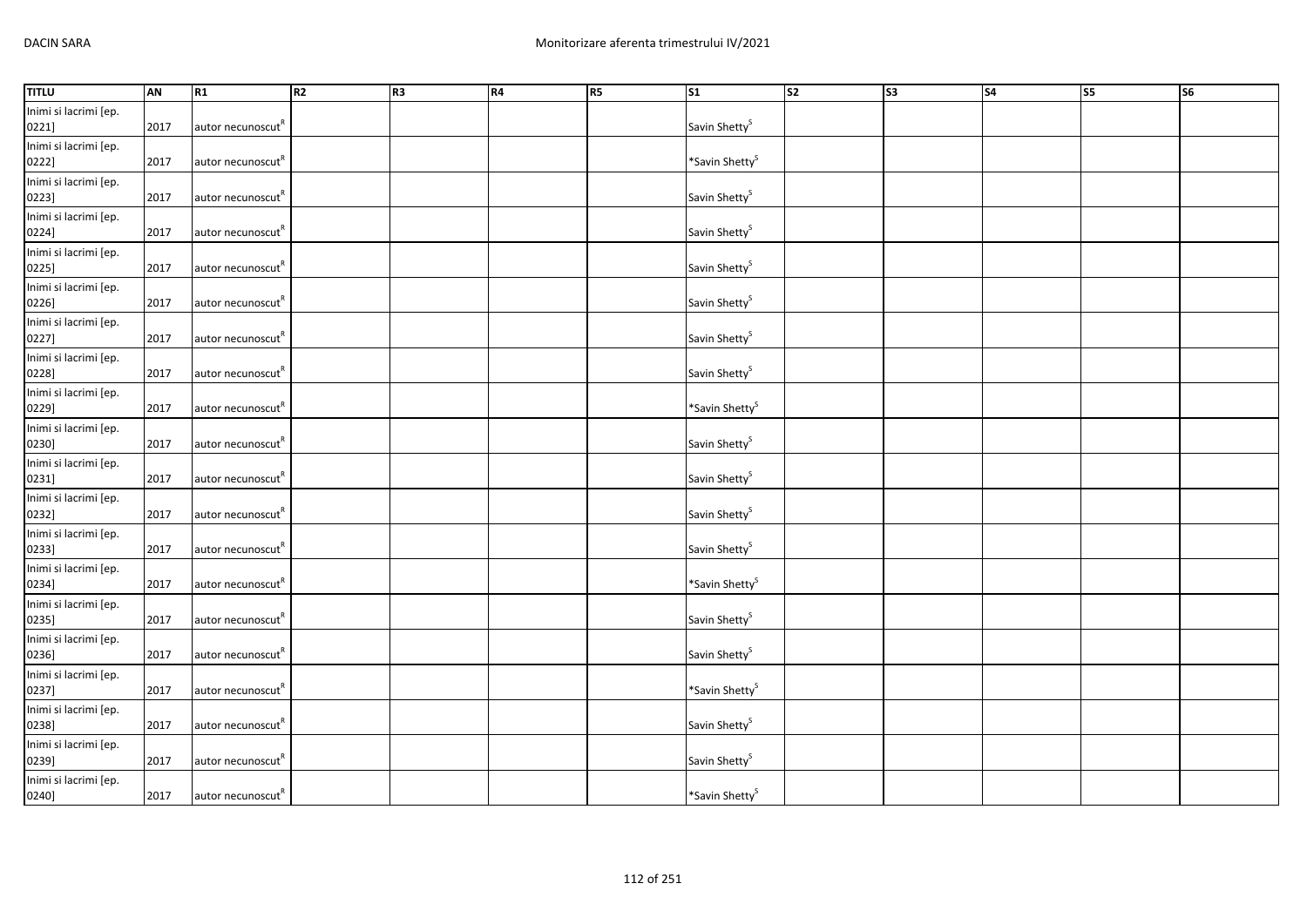| TITLU | AN | R1 | R2 | R3 | R4 | R5 | S1 | S2 | S3 | S4 | S5 | S6 |
|---|---|---|---|---|---|---|---|---|---|---|---|---|
| Inimi si lacrimi [ep. 0221] | 2017 | autor necunoscut[R] | | | | | Savin Shetty[S] | | | | | |
| Inimi si lacrimi [ep. 0222] | 2017 | autor necunoscut[R] | | | | | *Savin Shetty[S] | | | | | |
| Inimi si lacrimi [ep. 0223] | 2017 | autor necunoscut[R] | | | | | Savin Shetty[S] | | | | | |
| Inimi si lacrimi [ep. 0224] | 2017 | autor necunoscut[R] | | | | | Savin Shetty[S] | | | | | |
| Inimi si lacrimi [ep. 0225] | 2017 | autor necunoscut[R] | | | | | Savin Shetty[S] | | | | | |
| Inimi si lacrimi [ep. 0226] | 2017 | autor necunoscut[R] | | | | | Savin Shetty[S] | | | | | |
| Inimi si lacrimi [ep. 0227] | 2017 | autor necunoscut[R] | | | | | Savin Shetty[S] | | | | | |
| Inimi si lacrimi [ep. 0228] | 2017 | autor necunoscut[R] | | | | | Savin Shetty[S] | | | | | |
| Inimi si lacrimi [ep. 0229] | 2017 | autor necunoscut[R] | | | | | *Savin Shetty[S] | | | | | |
| Inimi si lacrimi [ep. 0230] | 2017 | autor necunoscut[R] | | | | | Savin Shetty[S] | | | | | |
| Inimi si lacrimi [ep. 0231] | 2017 | autor necunoscut[R] | | | | | Savin Shetty[S] | | | | | |
| Inimi si lacrimi [ep. 0232] | 2017 | autor necunoscut[R] | | | | | Savin Shetty[S] | | | | | |
| Inimi si lacrimi [ep. 0233] | 2017 | autor necunoscut[R] | | | | | Savin Shetty[S] | | | | | |
| Inimi si lacrimi [ep. 0234] | 2017 | autor necunoscut[R] | | | | | *Savin Shetty[S] | | | | | |
| Inimi si lacrimi [ep. 0235] | 2017 | autor necunoscut[R] | | | | | Savin Shetty[S] | | | | | |
| Inimi si lacrimi [ep. 0236] | 2017 | autor necunoscut[R] | | | | | Savin Shetty[S] | | | | | |
| Inimi si lacrimi [ep. 0237] | 2017 | autor necunoscut[R] | | | | | *Savin Shetty[S] | | | | | |
| Inimi si lacrimi [ep. 0238] | 2017 | autor necunoscut[R] | | | | | Savin Shetty[S] | | | | | |
| Inimi si lacrimi [ep. 0239] | 2017 | autor necunoscut[R] | | | | | Savin Shetty[S] | | | | | |
| Inimi si lacrimi [ep. 0240] | 2017 | autor necunoscut[R] | | | | | *Savin Shetty[S] | | | | | |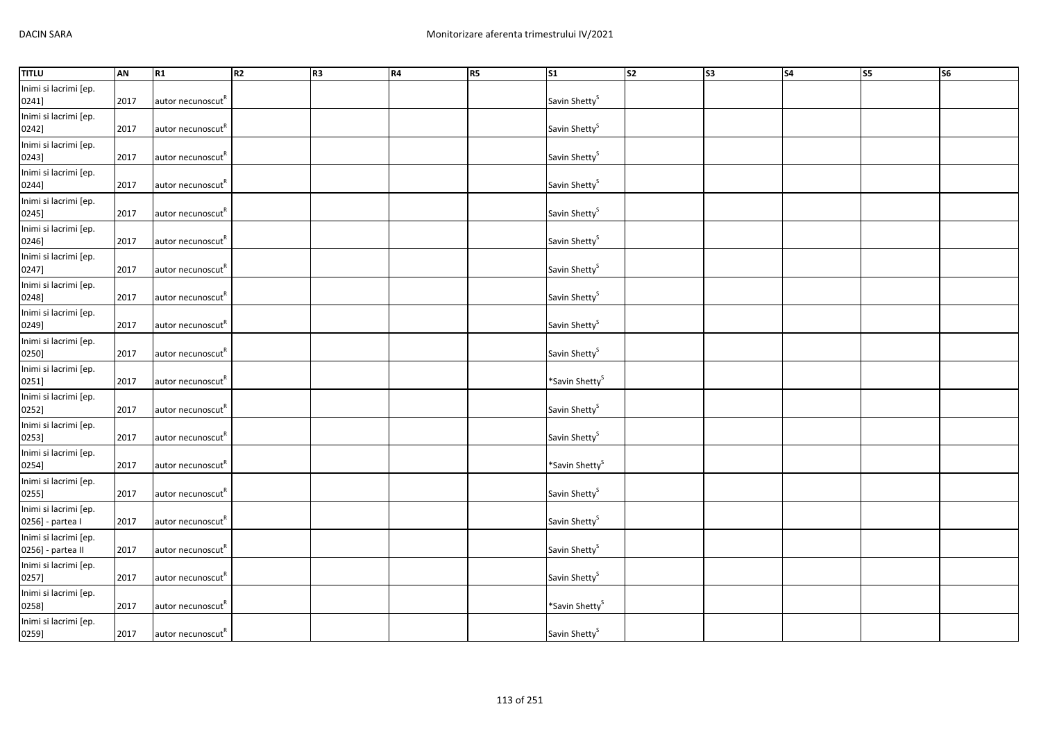| TITLU | AN | R1 | R2 | R3 | R4 | R5 | S1 | S2 | S3 | S4 | S5 | S6 |
|---|---|---|---|---|---|---|---|---|---|---|---|---|
| Inimi si lacrimi [ep. 0241] | 2017 | autor necunoscut[R] | | | | | Savin Shetty[S] | | | | | |
| Inimi si lacrimi [ep. 0242] | 2017 | autor necunoscut[R] | | | | | Savin Shetty[S] | | | | | |
| Inimi si lacrimi [ep. 0243] | 2017 | autor necunoscut[R] | | | | | Savin Shetty[S] | | | | | |
| Inimi si lacrimi [ep. 0244] | 2017 | autor necunoscut[R] | | | | | Savin Shetty[S] | | | | | |
| Inimi si lacrimi [ep. 0245] | 2017 | autor necunoscut[R] | | | | | Savin Shetty[S] | | | | | |
| Inimi si lacrimi [ep. 0246] | 2017 | autor necunoscut[R] | | | | | Savin Shetty[S] | | | | | |
| Inimi si lacrimi [ep. 0247] | 2017 | autor necunoscut[R] | | | | | Savin Shetty[S] | | | | | |
| Inimi si lacrimi [ep. 0248] | 2017 | autor necunoscut[R] | | | | | Savin Shetty[S] | | | | | |
| Inimi si lacrimi [ep. 0249] | 2017 | autor necunoscut[R] | | | | | Savin Shetty[S] | | | | | |
| Inimi si lacrimi [ep. 0250] | 2017 | autor necunoscut[R] | | | | | Savin Shetty[S] | | | | | |
| Inimi si lacrimi [ep. 0251] | 2017 | autor necunoscut[R] | | | | | *Savin Shetty[S] | | | | | |
| Inimi si lacrimi [ep. 0252] | 2017 | autor necunoscut[R] | | | | | Savin Shetty[S] | | | | | |
| Inimi si lacrimi [ep. 0253] | 2017 | autor necunoscut[R] | | | | | Savin Shetty[S] | | | | | |
| Inimi si lacrimi [ep. 0254] | 2017 | autor necunoscut[R] | | | | | *Savin Shetty[S] | | | | | |
| Inimi si lacrimi [ep. 0255] | 2017 | autor necunoscut[R] | | | | | Savin Shetty[S] | | | | | |
| Inimi si lacrimi [ep. 0256] - partea I | 2017 | autor necunoscut[R] | | | | | Savin Shetty[S] | | | | | |
| Inimi si lacrimi [ep. 0256] - partea II | 2017 | autor necunoscut[R] | | | | | Savin Shetty[S] | | | | | |
| Inimi si lacrimi [ep. 0257] | 2017 | autor necunoscut[R] | | | | | Savin Shetty[S] | | | | | |
| Inimi si lacrimi [ep. 0258] | 2017 | autor necunoscut[R] | | | | | *Savin Shetty[S] | | | | | |
| Inimi si lacrimi [ep. 0259] | 2017 | autor necunoscut[R] | | | | | Savin Shetty[S] | | | | | |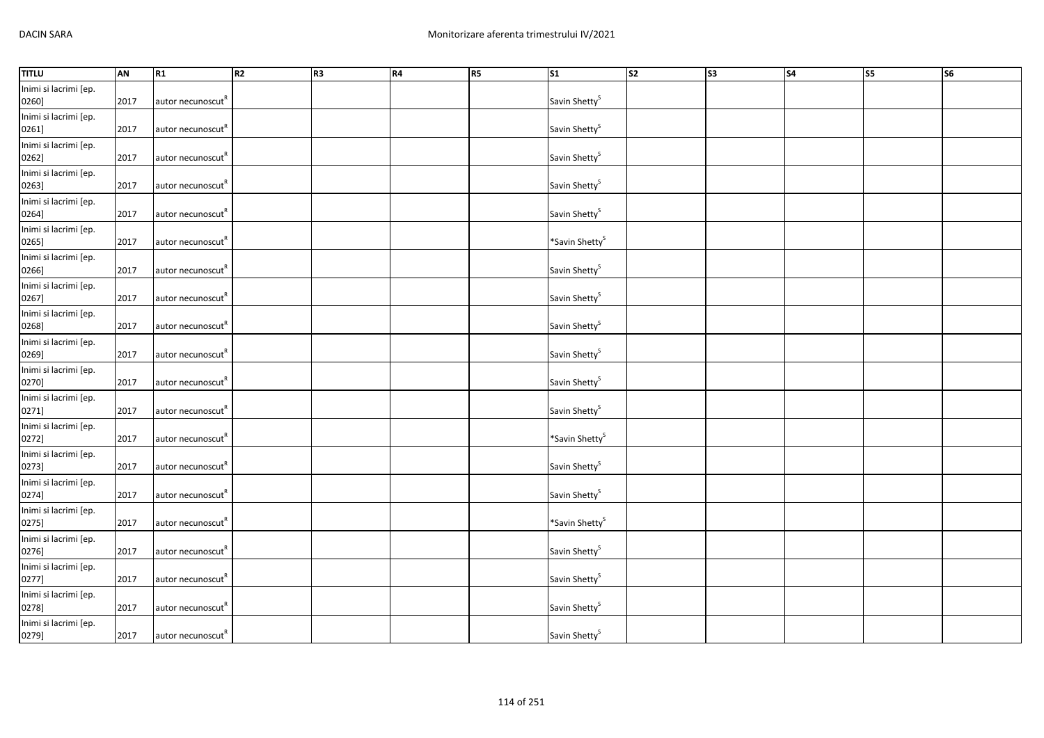| TITLU | AN | R1 | R2 | R3 | R4 | R5 | S1 | S2 | S3 | S4 | S5 | S6 |
|---|---|---|---|---|---|---|---|---|---|---|---|---|
| Inimi si lacrimi [ep. 0260] | 2017 | autor necunoscut[R] | | | | | Savin Shetty[S] | | | | | |
| Inimi si lacrimi [ep. 0261] | 2017 | autor necunoscut[R] | | | | | Savin Shetty[S] | | | | | |
| Inimi si lacrimi [ep. 0262] | 2017 | autor necunoscut[R] | | | | | Savin Shetty[S] | | | | | |
| Inimi si lacrimi [ep. 0263] | 2017 | autor necunoscut[R] | | | | | Savin Shetty[S] | | | | | |
| Inimi si lacrimi [ep. 0264] | 2017 | autor necunoscut[R] | | | | | Savin Shetty[S] | | | | | |
| Inimi si lacrimi [ep. 0265] | 2017 | autor necunoscut[R] | | | | | *Savin Shetty[S] | | | | | |
| Inimi si lacrimi [ep. 0266] | 2017 | autor necunoscut[R] | | | | | Savin Shetty[S] | | | | | |
| Inimi si lacrimi [ep. 0267] | 2017 | autor necunoscut[R] | | | | | Savin Shetty[S] | | | | | |
| Inimi si lacrimi [ep. 0268] | 2017 | autor necunoscut[R] | | | | | Savin Shetty[S] | | | | | |
| Inimi si lacrimi [ep. 0269] | 2017 | autor necunoscut[R] | | | | | Savin Shetty[S] | | | | | |
| Inimi si lacrimi [ep. 0270] | 2017 | autor necunoscut[R] | | | | | Savin Shetty[S] | | | | | |
| Inimi si lacrimi [ep. 0271] | 2017 | autor necunoscut[R] | | | | | Savin Shetty[S] | | | | | |
| Inimi si lacrimi [ep. 0272] | 2017 | autor necunoscut[R] | | | | | *Savin Shetty[S] | | | | | |
| Inimi si lacrimi [ep. 0273] | 2017 | autor necunoscut[R] | | | | | Savin Shetty[S] | | | | | |
| Inimi si lacrimi [ep. 0274] | 2017 | autor necunoscut[R] | | | | | Savin Shetty[S] | | | | | |
| Inimi si lacrimi [ep. 0275] | 2017 | autor necunoscut[R] | | | | | *Savin Shetty[S] | | | | | |
| Inimi si lacrimi [ep. 0276] | 2017 | autor necunoscut[R] | | | | | Savin Shetty[S] | | | | | |
| Inimi si lacrimi [ep. 0277] | 2017 | autor necunoscut[R] | | | | | Savin Shetty[S] | | | | | |
| Inimi si lacrimi [ep. 0278] | 2017 | autor necunoscut[R] | | | | | Savin Shetty[S] | | | | | |
| Inimi si lacrimi [ep. 0279] | 2017 | autor necunoscut[R] | | | | | Savin Shetty[S] | | | | | |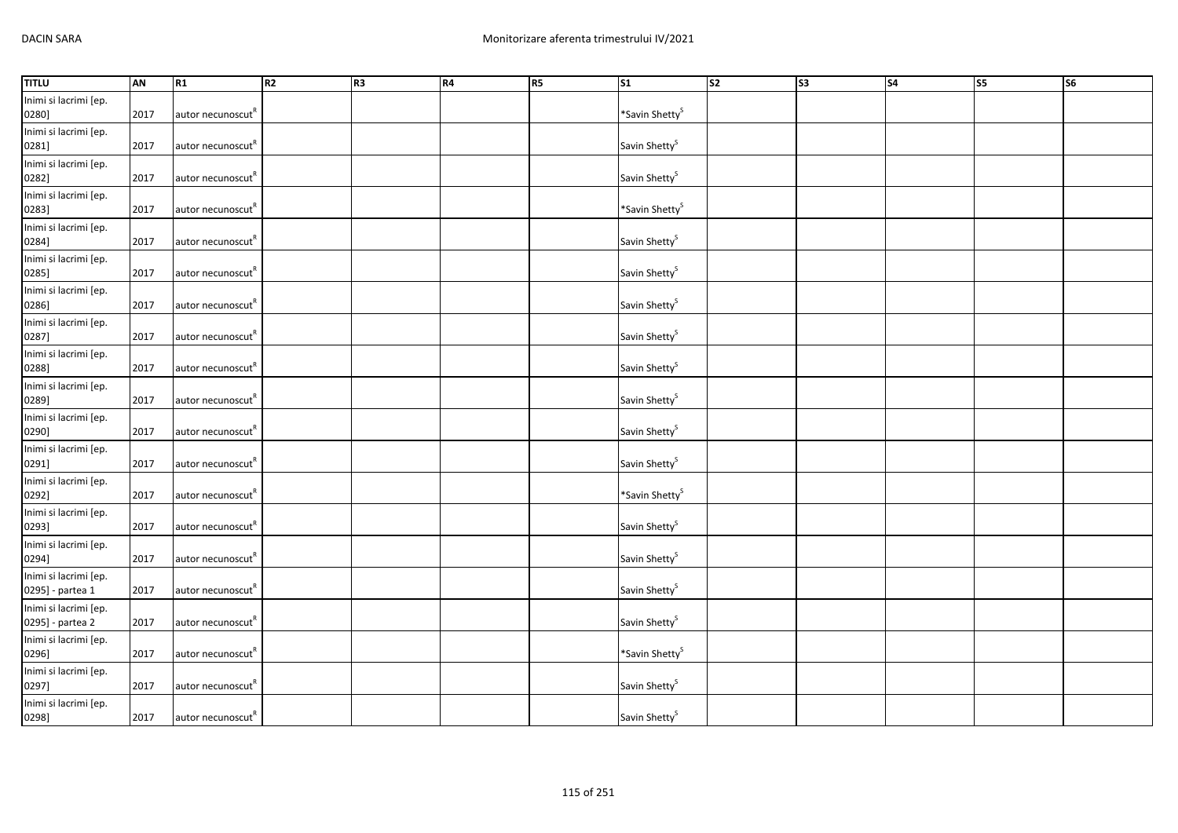| TITLU | AN | R1 | R2 | R3 | R4 | R5 | S1 | S2 | S3 | S4 | S5 | S6 |
|---|---|---|---|---|---|---|---|---|---|---|---|---|
| Inimi si lacrimi [ep. 0280] | 2017 | autor necunoscut[R] | | | | | *Savin Shetty[S] | | | | | |
| Inimi si lacrimi [ep. 0281] | 2017 | autor necunoscut[R] | | | | | Savin Shetty[S] | | | | | |
| Inimi si lacrimi [ep. 0282] | 2017 | autor necunoscut[R] | | | | | Savin Shetty[S] | | | | | |
| Inimi si lacrimi [ep. 0283] | 2017 | autor necunoscut[R] | | | | | *Savin Shetty[S] | | | | | |
| Inimi si lacrimi [ep. 0284] | 2017 | autor necunoscut[R] | | | | | Savin Shetty[S] | | | | | |
| Inimi si lacrimi [ep. 0285] | 2017 | autor necunoscut[R] | | | | | Savin Shetty[S] | | | | | |
| Inimi si lacrimi [ep. 0286] | 2017 | autor necunoscut[R] | | | | | Savin Shetty[S] | | | | | |
| Inimi si lacrimi [ep. 0287] | 2017 | autor necunoscut[R] | | | | | Savin Shetty[S] | | | | | |
| Inimi si lacrimi [ep. 0288] | 2017 | autor necunoscut[R] | | | | | Savin Shetty[S] | | | | | |
| Inimi si lacrimi [ep. 0289] | 2017 | autor necunoscut[R] | | | | | Savin Shetty[S] | | | | | |
| Inimi si lacrimi [ep. 0290] | 2017 | autor necunoscut[R] | | | | | Savin Shetty[S] | | | | | |
| Inimi si lacrimi [ep. 0291] | 2017 | autor necunoscut[R] | | | | | Savin Shetty[S] | | | | | |
| Inimi si lacrimi [ep. 0292] | 2017 | autor necunoscut[R] | | | | | *Savin Shetty[S] | | | | | |
| Inimi si lacrimi [ep. 0293] | 2017 | autor necunoscut[R] | | | | | Savin Shetty[S] | | | | | |
| Inimi si lacrimi [ep. 0294] | 2017 | autor necunoscut[R] | | | | | Savin Shetty[S] | | | | | |
| Inimi si lacrimi [ep. 0295] - partea 1 | 2017 | autor necunoscut[R] | | | | | Savin Shetty[S] | | | | | |
| Inimi si lacrimi [ep. 0295] - partea 2 | 2017 | autor necunoscut[R] | | | | | Savin Shetty[S] | | | | | |
| Inimi si lacrimi [ep. 0296] | 2017 | autor necunoscut[R] | | | | | *Savin Shetty[S] | | | | | |
| Inimi si lacrimi [ep. 0297] | 2017 | autor necunoscut[R] | | | | | Savin Shetty[S] | | | | | |
| Inimi si lacrimi [ep. 0298] | 2017 | autor necunoscut[R] | | | | | Savin Shetty[S] | | | | | |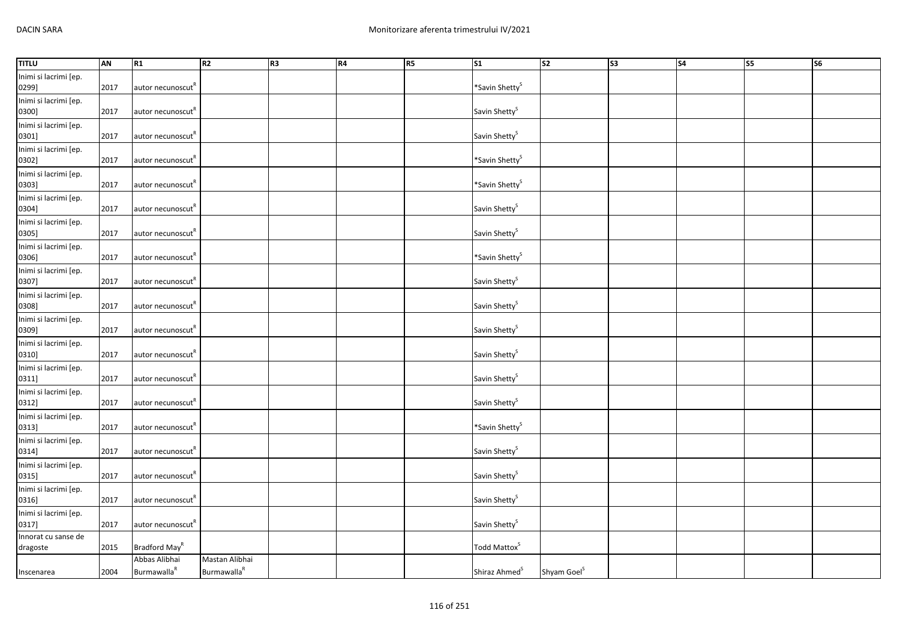| TITLU | AN | R1 | R2 | R3 | R4 | R5 | S1 | S2 | S3 | S4 | S5 | S6 |
|---|---|---|---|---|---|---|---|---|---|---|---|---|
| Inimi si lacrimi [ep. 0299] | 2017 | autor necunoscut[R] | | | | | *Savin Shetty[S] | | | | | |
| Inimi si lacrimi [ep. 0300] | 2017 | autor necunoscut[R] | | | | | Savin Shetty[S] | | | | | |
| Inimi si lacrimi [ep. 0301] | 2017 | autor necunoscut[R] | | | | | Savin Shetty[S] | | | | | |
| Inimi si lacrimi [ep. 0302] | 2017 | autor necunoscut[R] | | | | | *Savin Shetty[S] | | | | | |
| Inimi si lacrimi [ep. 0303] | 2017 | autor necunoscut[R] | | | | | *Savin Shetty[S] | | | | | |
| Inimi si lacrimi [ep. 0304] | 2017 | autor necunoscut[R] | | | | | Savin Shetty[S] | | | | | |
| Inimi si lacrimi [ep. 0305] | 2017 | autor necunoscut[R] | | | | | Savin Shetty[S] | | | | | |
| Inimi si lacrimi [ep. 0306] | 2017 | autor necunoscut[R] | | | | | *Savin Shetty[S] | | | | | |
| Inimi si lacrimi [ep. 0307] | 2017 | autor necunoscut[R] | | | | | Savin Shetty[S] | | | | | |
| Inimi si lacrimi [ep. 0308] | 2017 | autor necunoscut[R] | | | | | Savin Shetty[S] | | | | | |
| Inimi si lacrimi [ep. 0309] | 2017 | autor necunoscut[R] | | | | | Savin Shetty[S] | | | | | |
| Inimi si lacrimi [ep. 0310] | 2017 | autor necunoscut[R] | | | | | Savin Shetty[S] | | | | | |
| Inimi si lacrimi [ep. 0311] | 2017 | autor necunoscut[R] | | | | | Savin Shetty[S] | | | | | |
| Inimi si lacrimi [ep. 0312] | 2017 | autor necunoscut[R] | | | | | Savin Shetty[S] | | | | | |
| Inimi si lacrimi [ep. 0313] | 2017 | autor necunoscut[R] | | | | | *Savin Shetty[S] | | | | | |
| Inimi si lacrimi [ep. 0314] | 2017 | autor necunoscut[R] | | | | | Savin Shetty[S] | | | | | |
| Inimi si lacrimi [ep. 0315] | 2017 | autor necunoscut[R] | | | | | Savin Shetty[S] | | | | | |
| Inimi si lacrimi [ep. 0316] | 2017 | autor necunoscut[R] | | | | | Savin Shetty[S] | | | | | |
| Inimi si lacrimi [ep. 0317] | 2017 | autor necunoscut[R] | | | | | Savin Shetty[S] | | | | | |
| Innorat cu sanse de dragoste | 2015 | Bradford May[R] | | | | | Todd Mattox[S] | | | | | |
| Inscenarea | 2004 | Abbas Alibhai Burmawalla[R] | Mastan Alibhai Burmawalla[R] | | | | Shiraz Ahmed[S] | Shyam Goel[S] | | | | |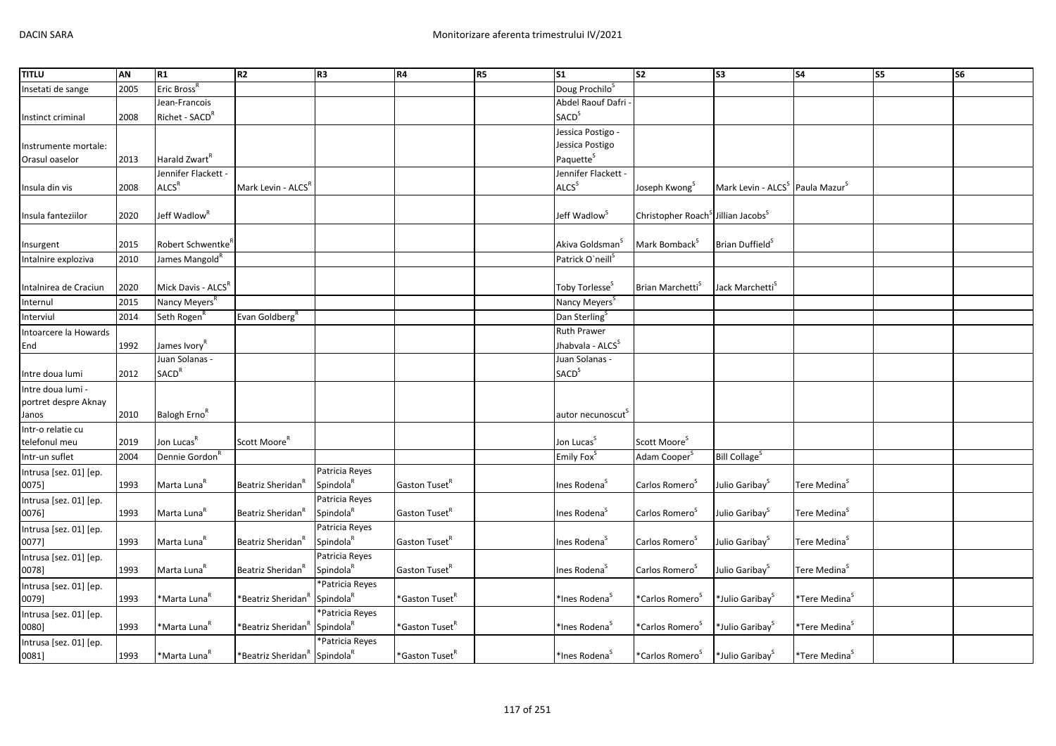| TITLU | AN | R1 | R2 | R3 | R4 | R5 | S1 | S2 | S3 | S4 | S5 | S6 |
|---|---|---|---|---|---|---|---|---|---|---|---|---|
| Insetati de sange | 2005 | Eric Bross[R] | | | | | Doug Prochilo[S] | | | | | |
| Instinct criminal | 2008 | Jean-Francois Richet - SACD[R] | | | | | Abdel Raouf Dafri - SACD[S] | | | | | |
| Instrumente mortale: Orasul oaselor | 2013 | Harald Zwart[R] | | | | | Jessica Postigo - Jessica Postigo Paquette[S] | | | | | |
| Insula din vis | 2008 | Jennifer Flackett - ALCS[R] | Mark Levin - ALCS[R] | | | | Jennifer Flackett - ALCS[S] | Joseph Kwong[S] | Mark Levin - ALCS[S] | Paula Mazur[S] | | |
| Insula fanteziilor | 2020 | Jeff Wadlow[R] | | | | | Jeff Wadlow[S] | Christopher Roach[S] | Jillian Jacobs[S] | | | |
| Insurgent | 2015 | Robert Schwentke[R] | | | | | Akiva Goldsman[S] | Mark Bomback[S] | Brian Duffield[S] | | | |
| Intalnire exploziva | 2010 | James Mangold[R] | | | | | Patrick O`neill[S] | | | | | |
| Intalnirea de Craciun | 2020 | Mick Davis - ALCS[R] | | | | | Toby Torlesse[S] | Brian Marchetti[S] | Jack Marchetti[S] | | | |
| Internul | 2015 | Nancy Meyers[R] | | | | | Nancy Meyers[S] | | | | | |
| Interviul | 2014 | Seth Rogen[R] | Evan Goldberg[R] | | | | Dan Sterling[S] | | | | | |
| Intoarcere la Howards End | 1992 | James Ivory[R] | | | | | Ruth Prawer Jhabvala - ALCS[S] | | | | | |
| Intre doua lumi | 2012 | Juan Solanas - SACD[R] | | | | | Juan Solanas - SACD[S] | | | | | |
| Intre doua lumi - portret despre Aknay Janos | 2010 | Balogh Erno[R] | | | | | autor necunoscut[S] | | | | | |
| Intr-o relatie cu telefonul meu | 2019 | Jon Lucas[R] | Scott Moore[R] | | | | Jon Lucas[S] | Scott Moore[S] | | | | |
| Intr-un suflet | 2004 | Dennie Gordon[R] | | | | | Emily Fox[S] | Adam Cooper[S] | Bill Collage[S] | | | |
| Intrusa [sez. 01] [ep. 0075] | 1993 | Marta Luna[R] | Beatriz Sheridan[R] | Patricia Reyes Spindola[R] | Gaston Tuset[R] | | Ines Rodena[S] | Carlos Romero[S] | Julio Garibay[S] | Tere Medina[S] | | |
| Intrusa [sez. 01] [ep. 0076] | 1993 | Marta Luna[R] | Beatriz Sheridan[R] | Patricia Reyes Spindola[R] | Gaston Tuset[R] | | Ines Rodena[S] | Carlos Romero[S] | Julio Garibay[S] | Tere Medina[S] | | |
| Intrusa [sez. 01] [ep. 0077] | 1993 | Marta Luna[R] | Beatriz Sheridan[R] | Patricia Reyes Spindola[R] | Gaston Tuset[R] | | Ines Rodena[S] | Carlos Romero[S] | Julio Garibay[S] | Tere Medina[S] | | |
| Intrusa [sez. 01] [ep. 0078] | 1993 | Marta Luna[R] | Beatriz Sheridan[R] | Patricia Reyes Spindola[R] | Gaston Tuset[R] | | Ines Rodena[S] | Carlos Romero[S] | Julio Garibay[S] | Tere Medina[S] | | |
| Intrusa [sez. 01] [ep. 0079] | 1993 | *Marta Luna[R] | *Beatriz Sheridan[R] | *Patricia Reyes Spindola[R] | *Gaston Tuset[R] | | *Ines Rodena[S] | *Carlos Romero[S] | *Julio Garibay[S] | *Tere Medina[S] | | |
| Intrusa [sez. 01] [ep. 0080] | 1993 | *Marta Luna[R] | *Beatriz Sheridan[R] | *Patricia Reyes Spindola[R] | *Gaston Tuset[R] | | *Ines Rodena[S] | *Carlos Romero[S] | *Julio Garibay[S] | *Tere Medina[S] | | |
| Intrusa [sez. 01] [ep. 0081] | 1993 | *Marta Luna[R] | *Beatriz Sheridan[R] | *Patricia Reyes Spindola[R] | *Gaston Tuset[R] | | *Ines Rodena[S] | *Carlos Romero[S] | *Julio Garibay[S] | *Tere Medina[S] | | |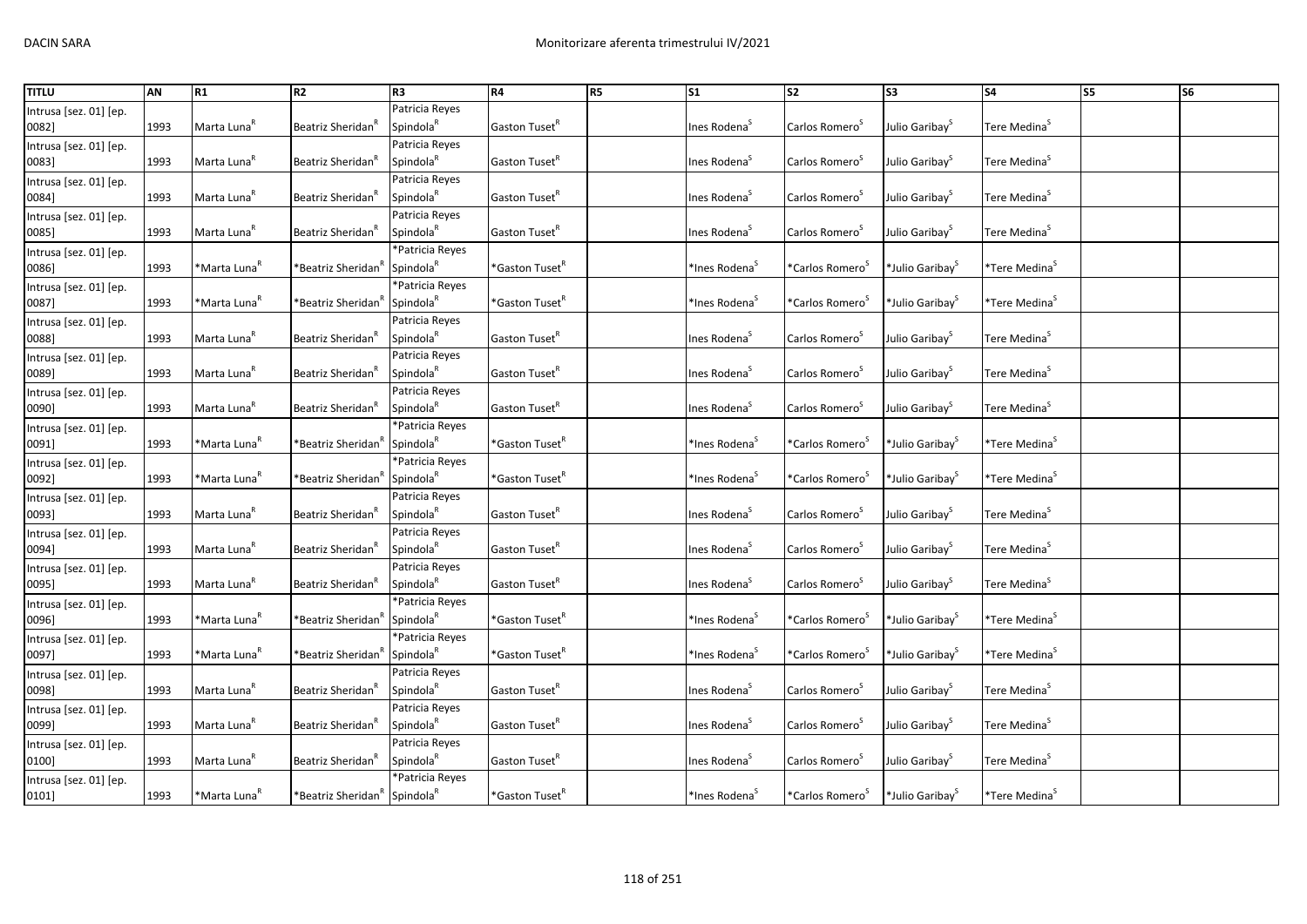| TITLU | AN | R1 | R2 | R3 | R4 | R5 | S1 | S2 | S3 | S4 | S5 | S6 |
|---|---|---|---|---|---|---|---|---|---|---|---|---|
| Intrusa [sez. 01] [ep. 0082] | 1993 | Marta Luna[R] | Beatriz Sheridan[R] | Patricia Reyes Spindola[R] | Gaston Tuset[R] | | Ines Rodena[S] | Carlos Romero[S] | Julio Garibay[S] | Tere Medina[S] | | |
| Intrusa [sez. 01] [ep. 0083] | 1993 | Marta Luna[R] | Beatriz Sheridan[R] | Patricia Reyes Spindola[R] | Gaston Tuset[R] | | Ines Rodena[S] | Carlos Romero[S] | Julio Garibay[S] | Tere Medina[S] | | |
| Intrusa [sez. 01] [ep. 0084] | 1993 | Marta Luna[R] | Beatriz Sheridan[R] | Patricia Reyes Spindola[R] | Gaston Tuset[R] | | Ines Rodena[S] | Carlos Romero[S] | Julio Garibay[S] | Tere Medina[S] | | |
| Intrusa [sez. 01] [ep. 0085] | 1993 | Marta Luna[R] | Beatriz Sheridan[R] | Patricia Reyes Spindola[R] | Gaston Tuset[R] | | Ines Rodena[S] | Carlos Romero[S] | Julio Garibay[S] | Tere Medina[S] | | |
| Intrusa [sez. 01] [ep. 0086] | 1993 | *Marta Luna[R] | *Beatriz Sheridan[R] | *Patricia Reyes Spindola[R] | *Gaston Tuset[R] | | *Ines Rodena[S] | *Carlos Romero[S] | *Julio Garibay[S] | *Tere Medina[S] | | |
| Intrusa [sez. 01] [ep. 0087] | 1993 | *Marta Luna[R] | *Beatriz Sheridan[R] | *Patricia Reyes Spindola[R] | *Gaston Tuset[R] | | *Ines Rodena[S] | *Carlos Romero[S] | *Julio Garibay[S] | *Tere Medina[S] | | |
| Intrusa [sez. 01] [ep. 0088] | 1993 | Marta Luna[R] | Beatriz Sheridan[R] | Patricia Reyes Spindola[R] | Gaston Tuset[R] | | Ines Rodena[S] | Carlos Romero[S] | Julio Garibay[S] | Tere Medina[S] | | |
| Intrusa [sez. 01] [ep. 0089] | 1993 | Marta Luna[R] | Beatriz Sheridan[R] | Patricia Reyes Spindola[R] | Gaston Tuset[R] | | Ines Rodena[S] | Carlos Romero[S] | Julio Garibay[S] | Tere Medina[S] | | |
| Intrusa [sez. 01] [ep. 0090] | 1993 | Marta Luna[R] | Beatriz Sheridan[R] | Patricia Reyes Spindola[R] | Gaston Tuset[R] | | Ines Rodena[S] | Carlos Romero[S] | Julio Garibay[S] | Tere Medina[S] | | |
| Intrusa [sez. 01] [ep. 0091] | 1993 | *Marta Luna[R] | *Beatriz Sheridan[R] | *Patricia Reyes Spindola[R] | *Gaston Tuset[R] | | *Ines Rodena[S] | *Carlos Romero[S] | *Julio Garibay[S] | *Tere Medina[S] | | |
| Intrusa [sez. 01] [ep. 0092] | 1993 | *Marta Luna[R] | *Beatriz Sheridan[R] | *Patricia Reyes Spindola[R] | *Gaston Tuset[R] | | *Ines Rodena[S] | *Carlos Romero[S] | *Julio Garibay[S] | *Tere Medina[S] | | |
| Intrusa [sez. 01] [ep. 0093] | 1993 | Marta Luna[R] | Beatriz Sheridan[R] | Patricia Reyes Spindola[R] | Gaston Tuset[R] | | Ines Rodena[S] | Carlos Romero[S] | Julio Garibay[S] | Tere Medina[S] | | |
| Intrusa [sez. 01] [ep. 0094] | 1993 | Marta Luna[R] | Beatriz Sheridan[R] | Patricia Reyes Spindola[R] | Gaston Tuset[R] | | Ines Rodena[S] | Carlos Romero[S] | Julio Garibay[S] | Tere Medina[S] | | |
| Intrusa [sez. 01] [ep. 0095] | 1993 | Marta Luna[R] | Beatriz Sheridan[R] | Patricia Reyes Spindola[R] | Gaston Tuset[R] | | Ines Rodena[S] | Carlos Romero[S] | Julio Garibay[S] | Tere Medina[S] | | |
| Intrusa [sez. 01] [ep. 0096] | 1993 | *Marta Luna[R] | *Beatriz Sheridan[R] | *Patricia Reyes Spindola[R] | *Gaston Tuset[R] | | *Ines Rodena[S] | *Carlos Romero[S] | *Julio Garibay[S] | *Tere Medina[S] | | |
| Intrusa [sez. 01] [ep. 0097] | 1993 | *Marta Luna[R] | *Beatriz Sheridan[R] | *Patricia Reyes Spindola[R] | *Gaston Tuset[R] | | *Ines Rodena[S] | *Carlos Romero[S] | *Julio Garibay[S] | *Tere Medina[S] | | |
| Intrusa [sez. 01] [ep. 0098] | 1993 | Marta Luna[R] | Beatriz Sheridan[R] | Patricia Reyes Spindola[R] | Gaston Tuset[R] | | Ines Rodena[S] | Carlos Romero[S] | Julio Garibay[S] | Tere Medina[S] | | |
| Intrusa [sez. 01] [ep. 0099] | 1993 | Marta Luna[R] | Beatriz Sheridan[R] | Patricia Reyes Spindola[R] | Gaston Tuset[R] | | Ines Rodena[S] | Carlos Romero[S] | Julio Garibay[S] | Tere Medina[S] | | |
| Intrusa [sez. 01] [ep. 0100] | 1993 | Marta Luna[R] | Beatriz Sheridan[R] | Patricia Reyes Spindola[R] | Gaston Tuset[R] | | Ines Rodena[S] | Carlos Romero[S] | Julio Garibay[S] | Tere Medina[S] | | |
| Intrusa [sez. 01] [ep. 0101] | 1993 | *Marta Luna[R] | *Beatriz Sheridan[R] | *Patricia Reyes Spindola[R] | *Gaston Tuset[R] | | *Ines Rodena[S] | *Carlos Romero[S] | *Julio Garibay[S] | *Tere Medina[S] | | |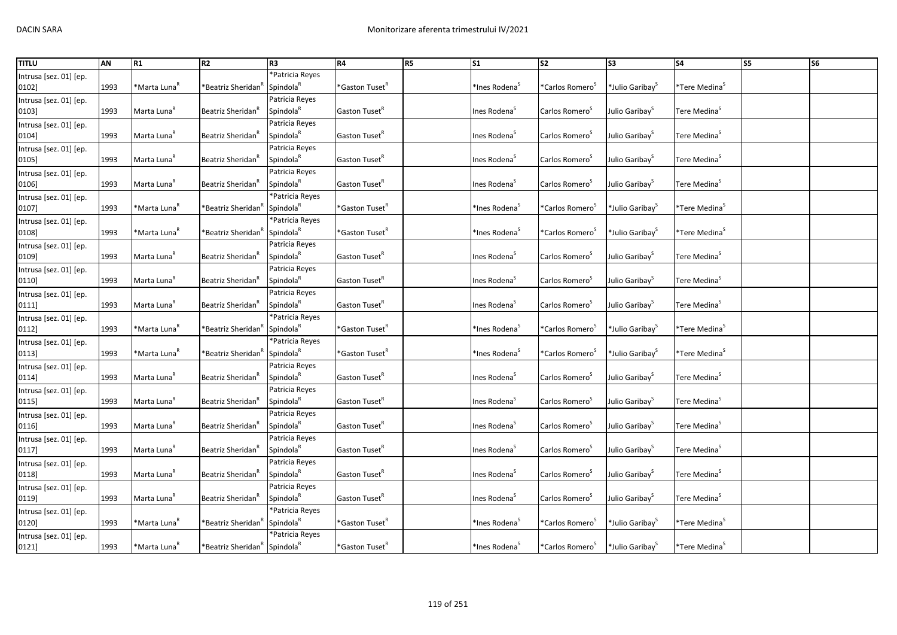| TITLU | AN | R1 | R2 | R3 | R4 | R5 | S1 | S2 | S3 | S4 | S5 | S6 |
|---|---|---|---|---|---|---|---|---|---|---|---|---|
| Intrusa [sez. 01] [ep. 0102] | 1993 | *Marta Luna[R] | *Beatriz Sheridan[R] | *Patricia Reyes Spindola[R] | *Gaston Tuset[R] | | *Ines Rodena[S] | *Carlos Romero[S] | *Julio Garibay[S] | *Tere Medina[S] | | |
| Intrusa [sez. 01] [ep. 0103] | 1993 | Marta Luna[R] | Beatriz Sheridan[R] | Patricia Reyes Spindola[R] | Gaston Tuset[R] | | Ines Rodena[S] | Carlos Romero[S] | Julio Garibay[S] | Tere Medina[S] | | |
| Intrusa [sez. 01] [ep. 0104] | 1993 | Marta Luna[R] | Beatriz Sheridan[R] | Patricia Reyes Spindola[R] | Gaston Tuset[R] | | Ines Rodena[S] | Carlos Romero[S] | Julio Garibay[S] | Tere Medina[S] | | |
| Intrusa [sez. 01] [ep. 0105] | 1993 | Marta Luna[R] | Beatriz Sheridan[R] | Patricia Reyes Spindola[R] | Gaston Tuset[R] | | Ines Rodena[S] | Carlos Romero[S] | Julio Garibay[S] | Tere Medina[S] | | |
| Intrusa [sez. 01] [ep. 0106] | 1993 | Marta Luna[R] | Beatriz Sheridan[R] | Patricia Reyes Spindola[R] | Gaston Tuset[R] | | Ines Rodena[S] | Carlos Romero[S] | Julio Garibay[S] | Tere Medina[S] | | |
| Intrusa [sez. 01] [ep. 0107] | 1993 | *Marta Luna[R] | *Beatriz Sheridan[R] | *Patricia Reyes Spindola[R] | *Gaston Tuset[R] | | *Ines Rodena[S] | *Carlos Romero[S] | *Julio Garibay[S] | *Tere Medina[S] | | |
| Intrusa [sez. 01] [ep. 0108] | 1993 | *Marta Luna[R] | *Beatriz Sheridan[R] | *Patricia Reyes Spindola[R] | *Gaston Tuset[R] | | *Ines Rodena[S] | *Carlos Romero[S] | *Julio Garibay[S] | *Tere Medina[S] | | |
| Intrusa [sez. 01] [ep. 0109] | 1993 | Marta Luna[R] | Beatriz Sheridan[R] | Patricia Reyes Spindola[R] | Gaston Tuset[R] | | Ines Rodena[S] | Carlos Romero[S] | Julio Garibay[S] | Tere Medina[S] | | |
| Intrusa [sez. 01] [ep. 0110] | 1993 | Marta Luna[R] | Beatriz Sheridan[R] | Patricia Reyes Spindola[R] | Gaston Tuset[R] | | Ines Rodena[S] | Carlos Romero[S] | Julio Garibay[S] | Tere Medina[S] | | |
| Intrusa [sez. 01] [ep. 0111] | 1993 | Marta Luna[R] | Beatriz Sheridan[R] | Patricia Reyes Spindola[R] | Gaston Tuset[R] | | Ines Rodena[S] | Carlos Romero[S] | Julio Garibay[S] | Tere Medina[S] | | |
| Intrusa [sez. 01] [ep. 0112] | 1993 | *Marta Luna[R] | *Beatriz Sheridan[R] | *Patricia Reyes Spindola[R] | *Gaston Tuset[R] | | *Ines Rodena[S] | *Carlos Romero[S] | *Julio Garibay[S] | *Tere Medina[S] | | |
| Intrusa [sez. 01] [ep. 0113] | 1993 | *Marta Luna[R] | *Beatriz Sheridan[R] | *Patricia Reyes Spindola[R] | *Gaston Tuset[R] | | *Ines Rodena[S] | *Carlos Romero[S] | *Julio Garibay[S] | *Tere Medina[S] | | |
| Intrusa [sez. 01] [ep. 0114] | 1993 | Marta Luna[R] | Beatriz Sheridan[R] | Patricia Reyes Spindola[R] | Gaston Tuset[R] | | Ines Rodena[S] | Carlos Romero[S] | Julio Garibay[S] | Tere Medina[S] | | |
| Intrusa [sez. 01] [ep. 0115] | 1993 | Marta Luna[R] | Beatriz Sheridan[R] | Patricia Reyes Spindola[R] | Gaston Tuset[R] | | Ines Rodena[S] | Carlos Romero[S] | Julio Garibay[S] | Tere Medina[S] | | |
| Intrusa [sez. 01] [ep. 0116] | 1993 | Marta Luna[R] | Beatriz Sheridan[R] | Patricia Reyes Spindola[R] | Gaston Tuset[R] | | Ines Rodena[S] | Carlos Romero[S] | Julio Garibay[S] | Tere Medina[S] | | |
| Intrusa [sez. 01] [ep. 0117] | 1993 | Marta Luna[R] | Beatriz Sheridan[R] | Patricia Reyes Spindola[R] | Gaston Tuset[R] | | Ines Rodena[S] | Carlos Romero[S] | Julio Garibay[S] | Tere Medina[S] | | |
| Intrusa [sez. 01] [ep. 0118] | 1993 | Marta Luna[R] | Beatriz Sheridan[R] | Patricia Reyes Spindola[R] | Gaston Tuset[R] | | Ines Rodena[S] | Carlos Romero[S] | Julio Garibay[S] | Tere Medina[S] | | |
| Intrusa [sez. 01] [ep. 0119] | 1993 | Marta Luna[R] | Beatriz Sheridan[R] | Patricia Reyes Spindola[R] | Gaston Tuset[R] | | Ines Rodena[S] | Carlos Romero[S] | Julio Garibay[S] | Tere Medina[S] | | |
| Intrusa [sez. 01] [ep. 0120] | 1993 | *Marta Luna[R] | *Beatriz Sheridan[R] | *Patricia Reyes Spindola[R] | *Gaston Tuset[R] | | *Ines Rodena[S] | *Carlos Romero[S] | *Julio Garibay[S] | *Tere Medina[S] | | |
| Intrusa [sez. 01] [ep. 0121] | 1993 | *Marta Luna[R] | *Beatriz Sheridan[R] | *Patricia Reyes Spindola[R] | *Gaston Tuset[R] | | *Ines Rodena[S] | *Carlos Romero[S] | *Julio Garibay[S] | *Tere Medina[S] | | |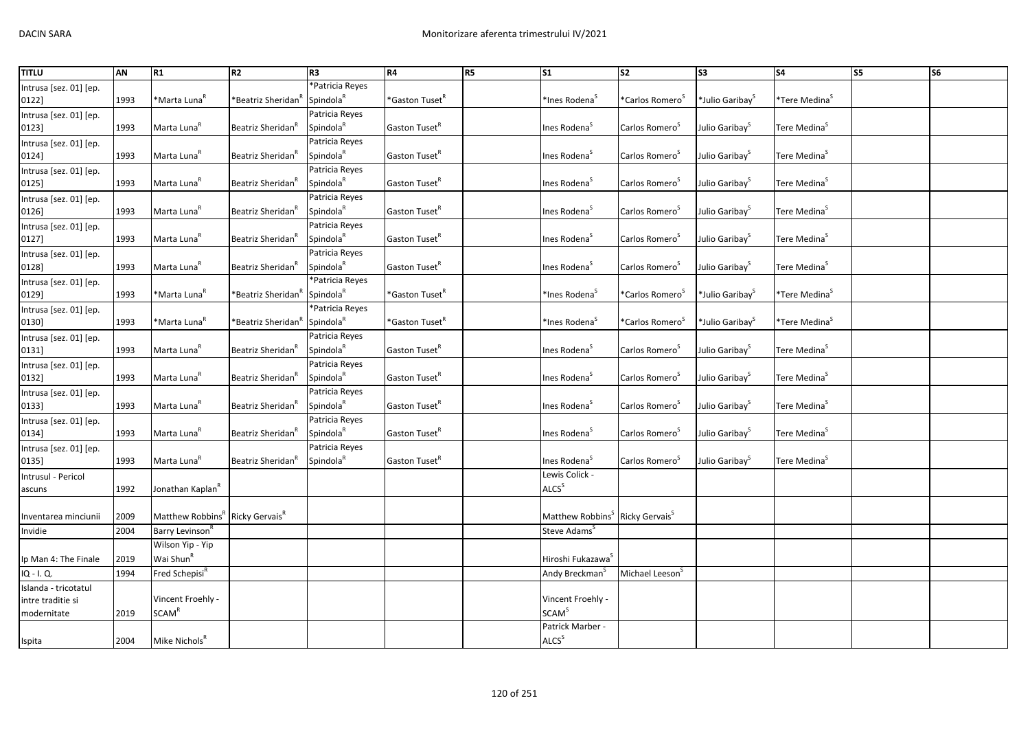| TITLU | AN | R1 | R2 | R3 | R4 | R5 | S1 | S2 | S3 | S4 | S5 | S6 |
|---|---|---|---|---|---|---|---|---|---|---|---|---|
| Intrusa [sez. 01] [ep. 0122] | 1993 | *Marta Luna[R] | *Beatriz Sheridan[R] | *Patricia Reyes Spindola[R] | *Gaston Tuset[R] | | *Ines Rodena[S] | *Carlos Romero[S] | *Julio Garibay[S] | *Tere Medina[S] | | |
| Intrusa [sez. 01] [ep. 0123] | 1993 | Marta Luna[R] | Beatriz Sheridan[R] | Patricia Reyes Spindola[R] | Gaston Tuset[R] | | Ines Rodena[S] | Carlos Romero[S] | Julio Garibay[S] | Tere Medina[S] | | |
| Intrusa [sez. 01] [ep. 0124] | 1993 | Marta Luna[R] | Beatriz Sheridan[R] | Patricia Reyes Spindola[R] | Gaston Tuset[R] | | Ines Rodena[S] | Carlos Romero[S] | Julio Garibay[S] | Tere Medina[S] | | |
| Intrusa [sez. 01] [ep. 0125] | 1993 | Marta Luna[R] | Beatriz Sheridan[R] | Patricia Reyes Spindola[R] | Gaston Tuset[R] | | Ines Rodena[S] | Carlos Romero[S] | Julio Garibay[S] | Tere Medina[S] | | |
| Intrusa [sez. 01] [ep. 0126] | 1993 | Marta Luna[R] | Beatriz Sheridan[R] | Patricia Reyes Spindola[R] | Gaston Tuset[R] | | Ines Rodena[S] | Carlos Romero[S] | Julio Garibay[S] | Tere Medina[S] | | |
| Intrusa [sez. 01] [ep. 0127] | 1993 | Marta Luna[R] | Beatriz Sheridan[R] | Patricia Reyes Spindola[R] | Gaston Tuset[R] | | Ines Rodena[S] | Carlos Romero[S] | Julio Garibay[S] | Tere Medina[S] | | |
| Intrusa [sez. 01] [ep. 0128] | 1993 | Marta Luna[R] | Beatriz Sheridan[R] | Patricia Reyes Spindola[R] | Gaston Tuset[R] | | Ines Rodena[S] | Carlos Romero[S] | Julio Garibay[S] | Tere Medina[S] | | |
| Intrusa [sez. 01] [ep. 0129] | 1993 | *Marta Luna[R] | *Beatriz Sheridan[R] | *Patricia Reyes Spindola[R] | *Gaston Tuset[R] | | *Ines Rodena[S] | *Carlos Romero[S] | *Julio Garibay[S] | *Tere Medina[S] | | |
| Intrusa [sez. 01] [ep. 0130] | 1993 | *Marta Luna[R] | *Beatriz Sheridan[R] | *Patricia Reyes Spindola[R] | *Gaston Tuset[R] | | *Ines Rodena[S] | *Carlos Romero[S] | *Julio Garibay[S] | *Tere Medina[S] | | |
| Intrusa [sez. 01] [ep. 0131] | 1993 | Marta Luna[R] | Beatriz Sheridan[R] | Patricia Reyes Spindola[R] | Gaston Tuset[R] | | Ines Rodena[S] | Carlos Romero[S] | Julio Garibay[S] | Tere Medina[S] | | |
| Intrusa [sez. 01] [ep. 0132] | 1993 | Marta Luna[R] | Beatriz Sheridan[R] | Patricia Reyes Spindola[R] | Gaston Tuset[R] | | Ines Rodena[S] | Carlos Romero[S] | Julio Garibay[S] | Tere Medina[S] | | |
| Intrusa [sez. 01] [ep. 0133] | 1993 | Marta Luna[R] | Beatriz Sheridan[R] | Patricia Reyes Spindola[R] | Gaston Tuset[R] | | Ines Rodena[S] | Carlos Romero[S] | Julio Garibay[S] | Tere Medina[S] | | |
| Intrusa [sez. 01] [ep. 0134] | 1993 | Marta Luna[R] | Beatriz Sheridan[R] | Patricia Reyes Spindola[R] | Gaston Tuset[R] | | Ines Rodena[S] | Carlos Romero[S] | Julio Garibay[S] | Tere Medina[S] | | |
| Intrusa [sez. 01] [ep. 0135] | 1993 | Marta Luna[R] | Beatriz Sheridan[R] | Patricia Reyes Spindola[R] | Gaston Tuset[R] | | Ines Rodena[S] | Carlos Romero[S] | Julio Garibay[S] | Tere Medina[S] | | |
| Intrusul - Pericol ascuns | 1992 | Jonathan Kaplan[R] | | | | | Lewis Colick - ALCS[S] | | | | | |
| Inventarea minciunii | 2009 | Matthew Robbins[R] | Ricky Gervais[R] | | | | Matthew Robbins[S] | Ricky Gervais[S] | | | | |
| Invidie | 2004 | Barry Levinson[R] | | | | | Steve Adams[S] | | | | | |
| Ip Man 4: The Finale | 2019 | Wilson Yip - Yip Wai Shun[R] | | | | | Hiroshi Fukazawa[S] | | | | | |
| IQ - I. Q. | 1994 | Fred Schepisi[R] | | | | | Andy Breckman[S] | Michael Leeson[S] | | | | |
| Islanda - tricotatul intre traditie si modernitate | 2019 | Vincent Froehly - SCAM[R] | | | | | Vincent Froehly - SCAM[S] | | | | | |
| Ispita | 2004 | Mike Nichols[R] | | | | | Patrick Marber - ALCS[S] | | | | | |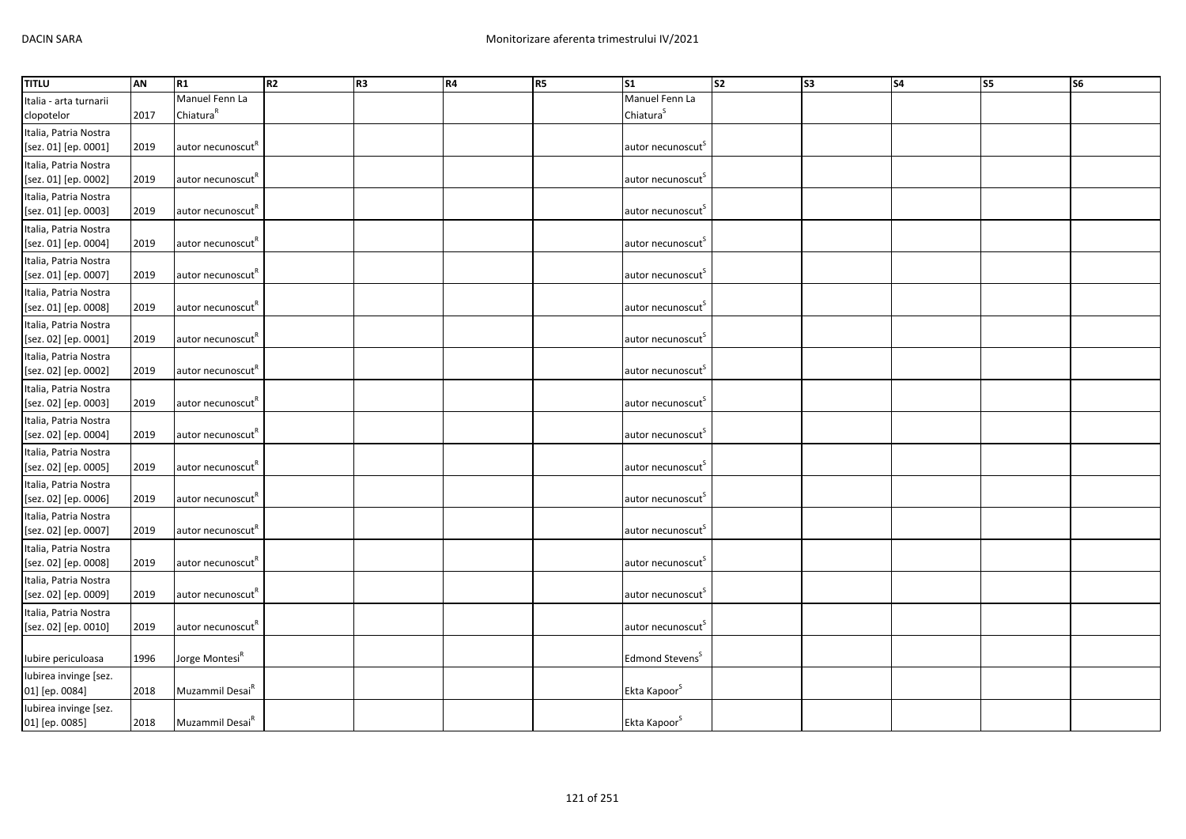| TITLU | AN | R1 | R2 | R3 | R4 | R5 | S1 | S2 | S3 | S4 | S5 | S6 |
|---|---|---|---|---|---|---|---|---|---|---|---|---|
| Italia - arta turnarii clopotelor | 2017 | Manuel Fenn La Chiatura[R] | | | | | Manuel Fenn La Chiatura[S] | | | | | |
| Italia, Patria Nostra [sez. 01] [ep. 0001] | 2019 | autor necunoscut[R] | | | | | autor necunoscut[S] | | | | | |
| Italia, Patria Nostra [sez. 01] [ep. 0002] | 2019 | autor necunoscut[R] | | | | | autor necunoscut[S] | | | | | |
| Italia, Patria Nostra [sez. 01] [ep. 0003] | 2019 | autor necunoscut[R] | | | | | autor necunoscut[S] | | | | | |
| Italia, Patria Nostra [sez. 01] [ep. 0004] | 2019 | autor necunoscut[R] | | | | | autor necunoscut[S] | | | | | |
| Italia, Patria Nostra [sez. 01] [ep. 0007] | 2019 | autor necunoscut[R] | | | | | autor necunoscut[S] | | | | | |
| Italia, Patria Nostra [sez. 01] [ep. 0008] | 2019 | autor necunoscut[R] | | | | | autor necunoscut[S] | | | | | |
| Italia, Patria Nostra [sez. 02] [ep. 0001] | 2019 | autor necunoscut[R] | | | | | autor necunoscut[S] | | | | | |
| Italia, Patria Nostra [sez. 02] [ep. 0002] | 2019 | autor necunoscut[R] | | | | | autor necunoscut[S] | | | | | |
| Italia, Patria Nostra [sez. 02] [ep. 0003] | 2019 | autor necunoscut[R] | | | | | autor necunoscut[S] | | | | | |
| Italia, Patria Nostra [sez. 02] [ep. 0004] | 2019 | autor necunoscut[R] | | | | | autor necunoscut[S] | | | | | |
| Italia, Patria Nostra [sez. 02] [ep. 0005] | 2019 | autor necunoscut[R] | | | | | autor necunoscut[S] | | | | | |
| Italia, Patria Nostra [sez. 02] [ep. 0006] | 2019 | autor necunoscut[R] | | | | | autor necunoscut[S] | | | | | |
| Italia, Patria Nostra [sez. 02] [ep. 0007] | 2019 | autor necunoscut[R] | | | | | autor necunoscut[S] | | | | | |
| Italia, Patria Nostra [sez. 02] [ep. 0008] | 2019 | autor necunoscut[R] | | | | | autor necunoscut[S] | | | | | |
| Italia, Patria Nostra [sez. 02] [ep. 0009] | 2019 | autor necunoscut[R] | | | | | autor necunoscut[S] | | | | | |
| Italia, Patria Nostra [sez. 02] [ep. 0010] | 2019 | autor necunoscut[R] | | | | | autor necunoscut[S] | | | | | |
| Iubire periculoasa | 1996 | Jorge Montesi[R] | | | | | Edmond Stevens[S] | | | | | |
| Iubirea invinge [sez. 01] [ep. 0084] | 2018 | Muzammil Desai[R] | | | | | Ekta Kapoor[S] | | | | | |
| Iubirea invinge [sez. 01] [ep. 0085] | 2018 | Muzammil Desai[R] | | | | | Ekta Kapoor[S] | | | | | |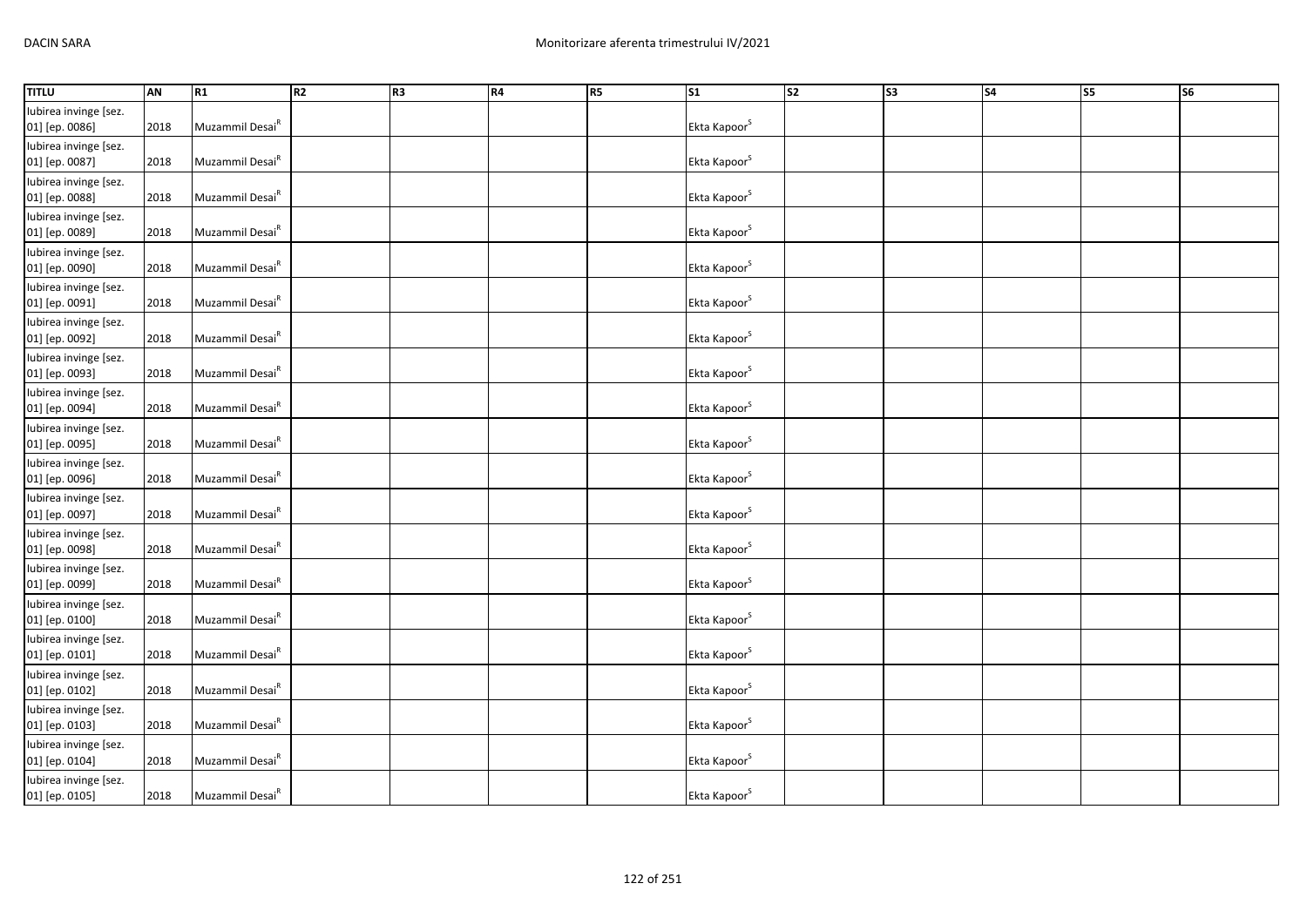| TITLU | AN | R1 | R2 | R3 | R4 | R5 | S1 | S2 | S3 | S4 | S5 | S6 |
|---|---|---|---|---|---|---|---|---|---|---|---|---|
| Iubirea invinge [sez. 01] [ep. 0086] | 2018 | Muzammil Desai[R] | | | | | Ekta Kapoor[S] | | | | | |
| Iubirea invinge [sez. 01] [ep. 0087] | 2018 | Muzammil Desai[R] | | | | | Ekta Kapoor[S] | | | | | |
| Iubirea invinge [sez. 01] [ep. 0088] | 2018 | Muzammil Desai[R] | | | | | Ekta Kapoor[S] | | | | | |
| Iubirea invinge [sez. 01] [ep. 0089] | 2018 | Muzammil Desai[R] | | | | | Ekta Kapoor[S] | | | | | |
| Iubirea invinge [sez. 01] [ep. 0090] | 2018 | Muzammil Desai[R] | | | | | Ekta Kapoor[S] | | | | | |
| Iubirea invinge [sez. 01] [ep. 0091] | 2018 | Muzammil Desai[R] | | | | | Ekta Kapoor[S] | | | | | |
| Iubirea invinge [sez. 01] [ep. 0092] | 2018 | Muzammil Desai[R] | | | | | Ekta Kapoor[S] | | | | | |
| Iubirea invinge [sez. 01] [ep. 0093] | 2018 | Muzammil Desai[R] | | | | | Ekta Kapoor[S] | | | | | |
| Iubirea invinge [sez. 01] [ep. 0094] | 2018 | Muzammil Desai[R] | | | | | Ekta Kapoor[S] | | | | | |
| Iubirea invinge [sez. 01] [ep. 0095] | 2018 | Muzammil Desai[R] | | | | | Ekta Kapoor[S] | | | | | |
| Iubirea invinge [sez. 01] [ep. 0096] | 2018 | Muzammil Desai[R] | | | | | Ekta Kapoor[S] | | | | | |
| Iubirea invinge [sez. 01] [ep. 0097] | 2018 | Muzammil Desai[R] | | | | | Ekta Kapoor[S] | | | | | |
| Iubirea invinge [sez. 01] [ep. 0098] | 2018 | Muzammil Desai[R] | | | | | Ekta Kapoor[S] | | | | | |
| Iubirea invinge [sez. 01] [ep. 0099] | 2018 | Muzammil Desai[R] | | | | | Ekta Kapoor[S] | | | | | |
| Iubirea invinge [sez. 01] [ep. 0100] | 2018 | Muzammil Desai[R] | | | | | Ekta Kapoor[S] | | | | | |
| Iubirea invinge [sez. 01] [ep. 0101] | 2018 | Muzammil Desai[R] | | | | | Ekta Kapoor[S] | | | | | |
| Iubirea invinge [sez. 01] [ep. 0102] | 2018 | Muzammil Desai[R] | | | | | Ekta Kapoor[S] | | | | | |
| Iubirea invinge [sez. 01] [ep. 0103] | 2018 | Muzammil Desai[R] | | | | | Ekta Kapoor[S] | | | | | |
| Iubirea invinge [sez. 01] [ep. 0104] | 2018 | Muzammil Desai[R] | | | | | Ekta Kapoor[S] | | | | | |
| Iubirea invinge [sez. 01] [ep. 0105] | 2018 | Muzammil Desai[R] | | | | | Ekta Kapoor[S] | | | | | |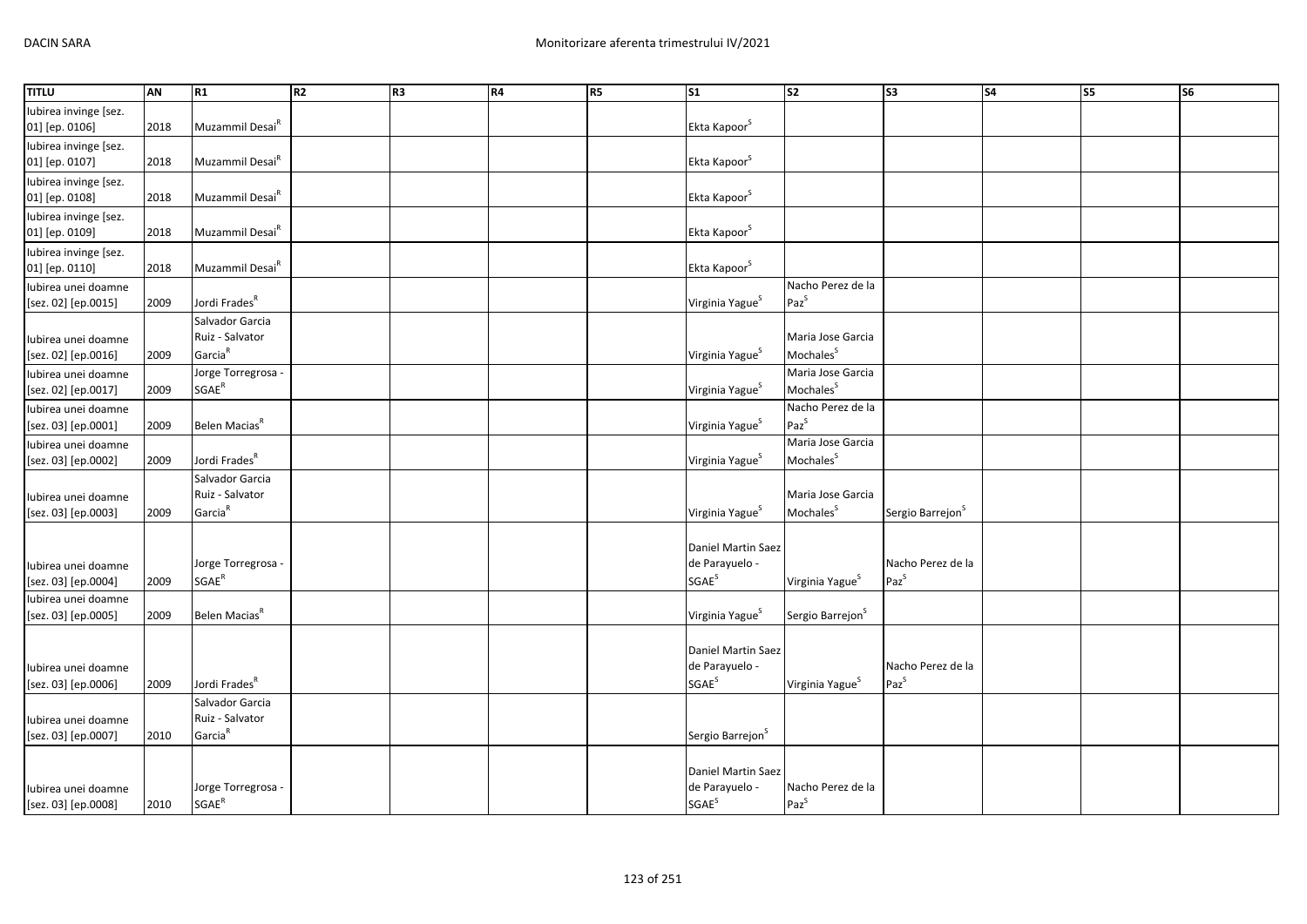| TITLU | AN | R1 | R2 | R3 | R4 | R5 | S1 | S2 | S3 | S4 | S5 | S6 |
|---|---|---|---|---|---|---|---|---|---|---|---|---|
| Iubirea invinge [sez. 01] [ep. 0106] | 2018 | Muzammil Desai[R] | | | | | Ekta Kapoor[S] | | | | | |
| Iubirea invinge [sez. 01] [ep. 0107] | 2018 | Muzammil Desai[R] | | | | | Ekta Kapoor[S] | | | | | |
| Iubirea invinge [sez. 01] [ep. 0108] | 2018 | Muzammil Desai[R] | | | | | Ekta Kapoor[S] | | | | | |
| Iubirea invinge [sez. 01] [ep. 0109] | 2018 | Muzammil Desai[R] | | | | | Ekta Kapoor[S] | | | | | |
| Iubirea invinge [sez. 01] [ep. 0110] | 2018 | Muzammil Desai[R] | | | | | Ekta Kapoor[S] | | | | | |
| Iubirea unei doamne [sez. 02] [ep.0015] | 2009 | Jordi Frades[R] | | | | | Virginia Yague[S] | Nacho Perez de la Paz[S] | | | | |
| Iubirea unei doamne [sez. 02] [ep.0016] | 2009 | Salvador Garcia Ruiz - Salvator Garcia[R] | | | | | Virginia Yague[S] | Maria Jose Garcia Mochales[S] | | | | |
| Iubirea unei doamne [sez. 02] [ep.0017] | 2009 | Jorge Torregrosa - SGAE[R] | | | | | Virginia Yague[S] | Maria Jose Garcia Mochales[S] | | | | |
| Iubirea unei doamne [sez. 03] [ep.0001] | 2009 | Belen Macias[R] | | | | | Virginia Yague[S] | Nacho Perez de la Paz[S] | | | | |
| Iubirea unei doamne [sez. 03] [ep.0002] | 2009 | Jordi Frades[R] | | | | | Virginia Yague[S] | Maria Jose Garcia Mochales[S] | | | | |
| Iubirea unei doamne [sez. 03] [ep.0003] | 2009 | Salvador Garcia Ruiz - Salvator Garcia[R] | | | | | Virginia Yague[S] | Maria Jose Garcia Mochales[S] | Sergio Barrejon[S] | | | |
| Iubirea unei doamne [sez. 03] [ep.0004] | 2009 | Jorge Torregrosa - SGAE[R] | | | | | Daniel Martin Saez de Parayuelo - SGAE[S] | Virginia Yague[S] | Nacho Perez de la Paz[S] | | | |
| Iubirea unei doamne [sez. 03] [ep.0005] | 2009 | Belen Macias[R] | | | | | Virginia Yague[S] | Sergio Barrejon[S] | | | | |
| Iubirea unei doamne [sez. 03] [ep.0006] | 2009 | Jordi Frades[R] | | | | | Daniel Martin Saez de Parayuelo - SGAE[S] | Virginia Yague[S] | Nacho Perez de la Paz[S] | | | |
| Iubirea unei doamne [sez. 03] [ep.0007] | 2010 | Salvador Garcia Ruiz - Salvator Garcia[R] | | | | | Sergio Barrejon[S] | | | | | |
| Iubirea unei doamne [sez. 03] [ep.0008] | 2010 | Jorge Torregrosa - SGAE[R] | | | | | Daniel Martin Saez de Parayuelo - SGAE[S] | Nacho Perez de la Paz[S] | | | | |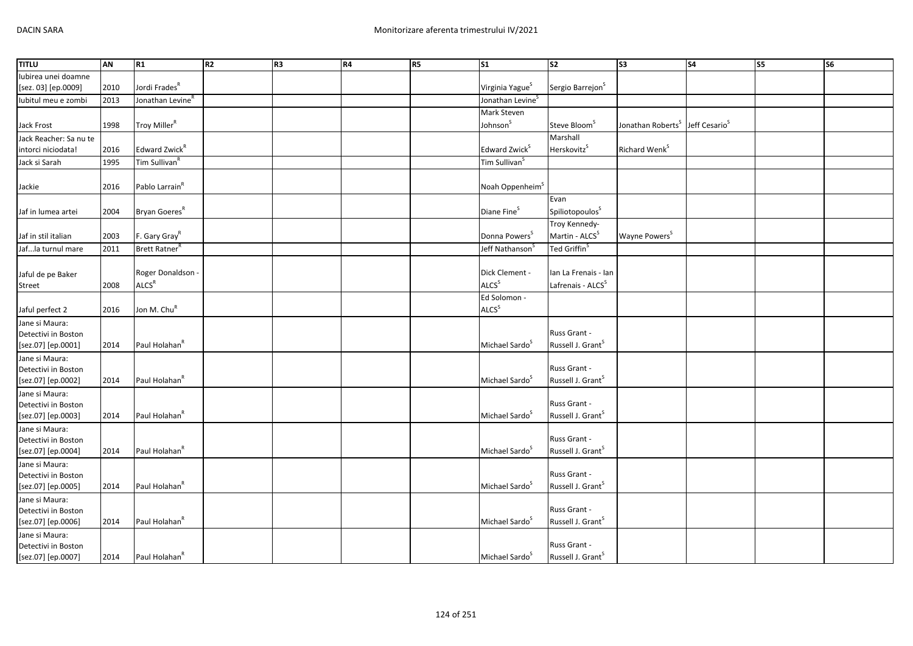| TITLU | AN | R1 | R2 | R3 | R4 | R5 | S1 | S2 | S3 | S4 | S5 | S6 |
|---|---|---|---|---|---|---|---|---|---|---|---|---|
| Iubirea unei doamne [sez. 03] [ep.0009] | 2010 | Jordi Frades[R] | | | | | Virginia Yague[S] | Sergio Barrejon[S] | | | | |
| Iubitul meu e zombi | 2013 | Jonathan Levine[R] | | | | | Jonathan Levine[S] | | | | | |
| Jack Frost | 1998 | Troy Miller[R] | | | | | Mark Steven Johnson[S] | Steve Bloom[S] | Jonathan Roberts[S] | Jeff Cesario[S] | | |
| Jack Reacher: Sa nu te intorci niciodata! | 2016 | Edward Zwick[R] | | | | | Edward Zwick[S] | Marshall Herskovitz[S] | Richard Wenk[S] | | | |
| Jack si Sarah | 1995 | Tim Sullivan[R] | | | | | Tim Sullivan[S] | | | | | |
| Jackie | 2016 | Pablo Larrain[R] | | | | | Noah Oppenheim[S] | | | | | |
| Jaf in lumea artei | 2004 | Bryan Goeres[R] | | | | | Diane Fine[S] | Evan Spiliotopoulos[S] | | | | |
| Jaf in stil italian | 2003 | F. Gary Gray[R] | | | | | Donna Powers[S] | Troy Kennedy-Martin - ALCS[S] | Wayne Powers[S] | | | |
| Jaf...la turnul mare | 2011 | Brett Ratner[R] | | | | | Jeff Nathanson[S] | Ted Griffin[S] | | | | |
| Jaful de pe Baker Street | 2008 | Roger Donaldson - ALCS[R] | | | | | Dick Clement - ALCS[S] | Ian La Frenais - Ian Lafrenais - ALCS[S] | | | | |
| Jaful perfect 2 | 2016 | Jon M. Chu[R] | | | | | Ed Solomon - ALCS[S] | | | | | |
| Jane si Maura: Detectivi in Boston [sez.07] [ep.0001] | 2014 | Paul Holahan[R] | | | | | Michael Sardo[S] | Russ Grant - Russell J. Grant[S] | | | | |
| Jane si Maura: Detectivi in Boston [sez.07] [ep.0002] | 2014 | Paul Holahan[R] | | | | | Michael Sardo[S] | Russ Grant - Russell J. Grant[S] | | | | |
| Jane si Maura: Detectivi in Boston [sez.07] [ep.0003] | 2014 | Paul Holahan[R] | | | | | Michael Sardo[S] | Russ Grant - Russell J. Grant[S] | | | | |
| Jane si Maura: Detectivi in Boston [sez.07] [ep.0004] | 2014 | Paul Holahan[R] | | | | | Michael Sardo[S] | Russ Grant - Russell J. Grant[S] | | | | |
| Jane si Maura: Detectivi in Boston [sez.07] [ep.0005] | 2014 | Paul Holahan[R] | | | | | Michael Sardo[S] | Russ Grant - Russell J. Grant[S] | | | | |
| Jane si Maura: Detectivi in Boston [sez.07] [ep.0006] | 2014 | Paul Holahan[R] | | | | | Michael Sardo[S] | Russ Grant - Russell J. Grant[S] | | | | |
| Jane si Maura: Detectivi in Boston [sez.07] [ep.0007] | 2014 | Paul Holahan[R] | | | | | Michael Sardo[S] | Russ Grant - Russell J. Grant[S] | | | | |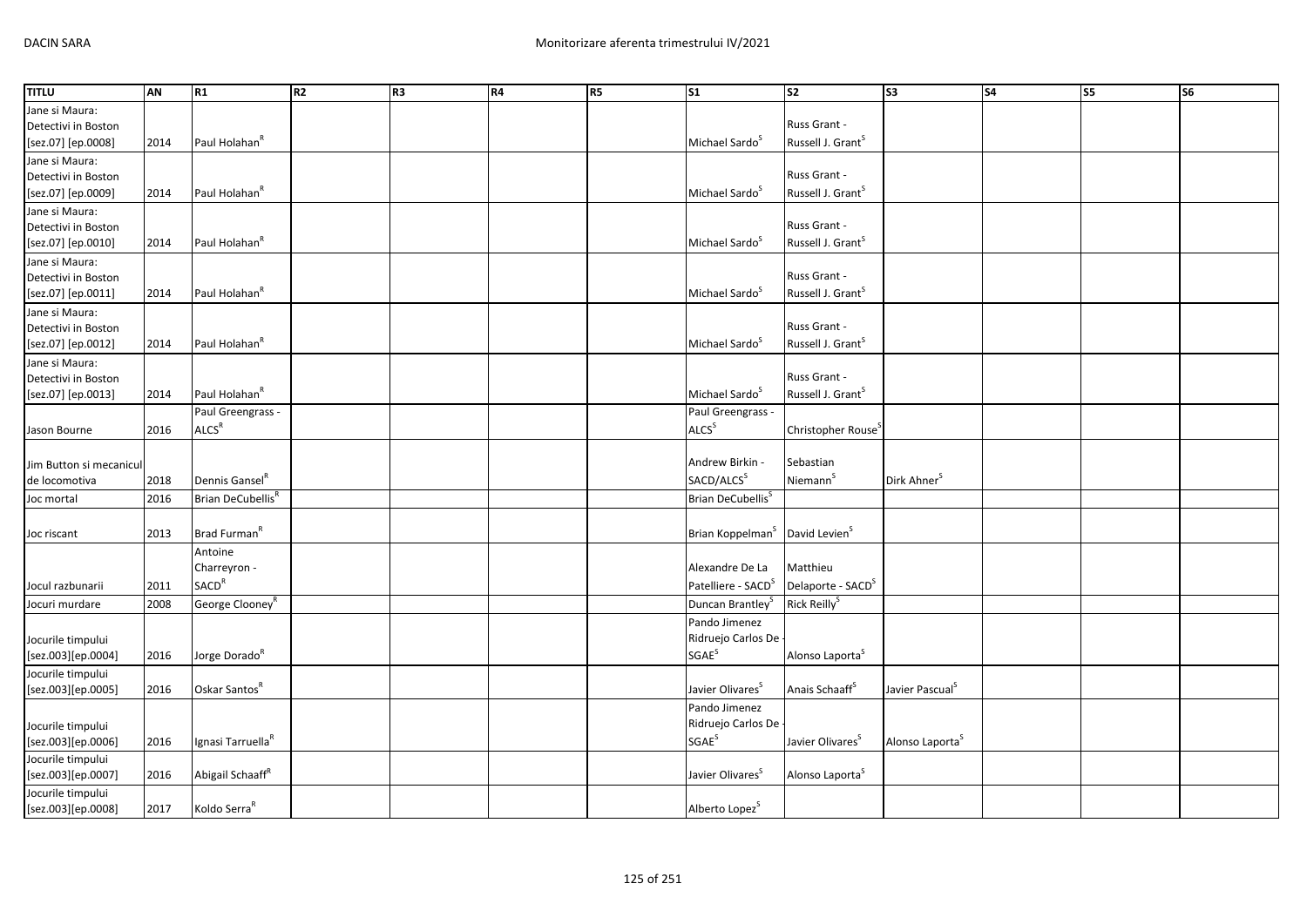| TITLU | AN | R1 | R2 | R3 | R4 | R5 | S1 | S2 | S3 | S4 | S5 | S6 |
|---|---|---|---|---|---|---|---|---|---|---|---|---|
| Jane si Maura: Detectivi in Boston [sez.07] [ep.0008] | 2014 | Paul Holahan[R] | | | | | Michael Sardo[S] | Russ Grant - Russell J. Grant[S] | | | | |
| Jane si Maura: Detectivi in Boston [sez.07] [ep.0009] | 2014 | Paul Holahan[R] | | | | | Michael Sardo[S] | Russ Grant - Russell J. Grant[S] | | | | |
| Jane si Maura: Detectivi in Boston [sez.07] [ep.0010] | 2014 | Paul Holahan[R] | | | | | Michael Sardo[S] | Russ Grant - Russell J. Grant[S] | | | | |
| Jane si Maura: Detectivi in Boston [sez.07] [ep.0011] | 2014 | Paul Holahan[R] | | | | | Michael Sardo[S] | Russ Grant - Russell J. Grant[S] | | | | |
| Jane si Maura: Detectivi in Boston [sez.07] [ep.0012] | 2014 | Paul Holahan[R] | | | | | Michael Sardo[S] | Russ Grant - Russell J. Grant[S] | | | | |
| Jane si Maura: Detectivi in Boston [sez.07] [ep.0013] | 2014 | Paul Holahan[R] | | | | | Michael Sardo[S] | Russ Grant - Russell J. Grant[S] | | | | |
| Jason Bourne | 2016 | Paul Greengrass - ALCS[R] | | | | | Paul Greengrass - ALCS[S] | Christopher Rouse[S] | | | | |
| Jim Button si mecanicul de locomotiva | 2018 | Dennis Gansel[R] | | | | | Andrew Birkin - SACD/ALCS[S] | Sebastian Niemann[S] | Dirk Ahner[S] | | | |
| Joc mortal | 2016 | Brian DeCubellis[R] | | | | | Brian DeCubellis[S] | | | | | |
| Joc riscant | 2013 | Brad Furman[R] | | | | | Brian Koppelman[S] | David Levien[S] | | | | |
| Jocul razbunarii | 2011 | Antoine Charreyron - SACD[R] | | | | | Alexandre De La Patelliere - SACD[S] | Matthieu Delaporte - SACD[S] | | | | |
| Jocuri murdare | 2008 | George Clooney[R] | | | | | Duncan Brantley[S] | Rick Reilly[S] | | | | |
| Jocurile timpului [sez.003][ep.0004] | 2016 | Jorge Dorado[R] | | | | | Pando Jimenez Ridruejo Carlos De - SGAE[S] | Alonso Laporta[S] | | | | |
| Jocurile timpului [sez.003][ep.0005] | 2016 | Oskar Santos[R] | | | | | Javier Olivares[S] | Anais Schaaff[S] | Javier Pascual[S] | | | |
| Jocurile timpului [sez.003][ep.0006] | 2016 | Ignasi Tarruella[R] | | | | | Pando Jimenez Ridruejo Carlos De - SGAE[S] | Javier Olivares[S] | Alonso Laporta[S] | | | |
| Jocurile timpului [sez.003][ep.0007] | 2016 | Abigail Schaaff[R] | | | | | Javier Olivares[S] | Alonso Laporta[S] | | | | |
| Jocurile timpului [sez.003][ep.0008] | 2017 | Koldo Serra[R] | | | | | Alberto Lopez[S] | | | | | |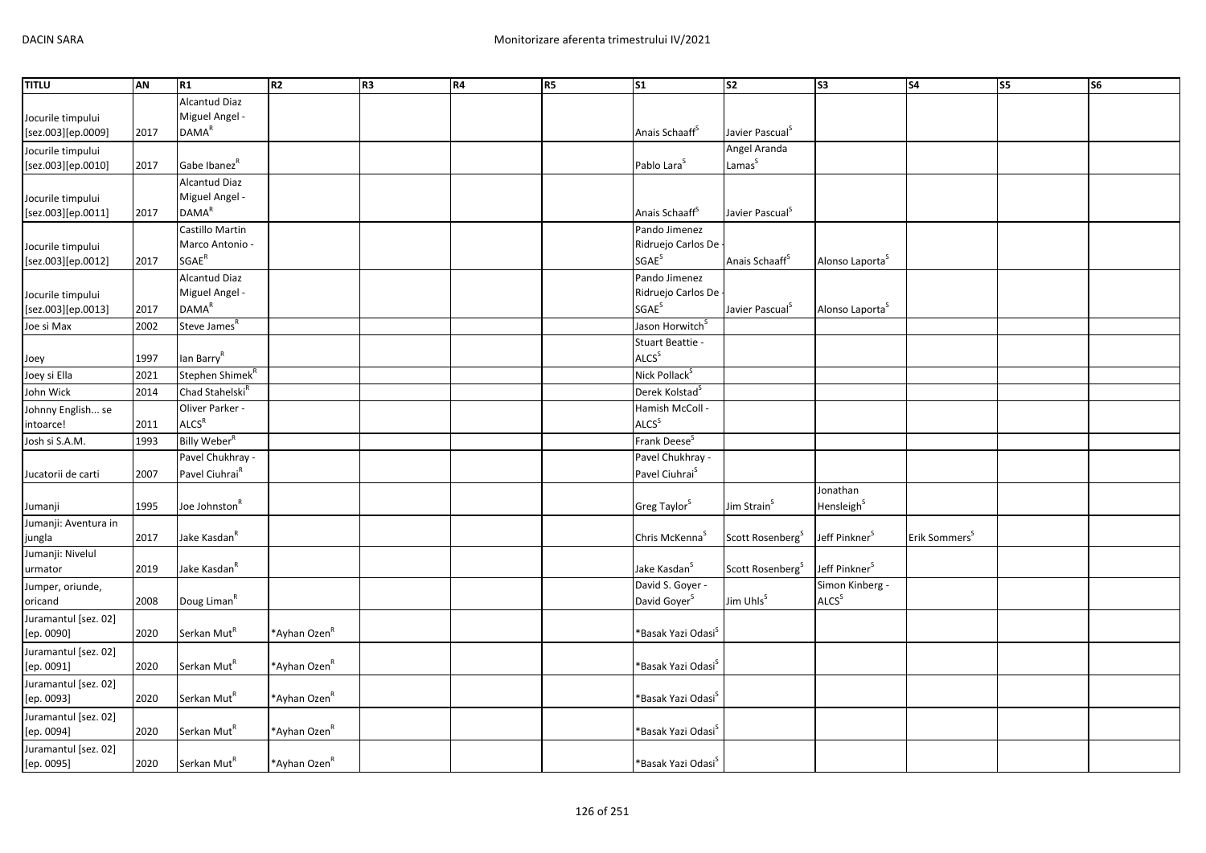| TITLU | AN | R1 | R2 | R3 | R4 | R5 | S1 | S2 | S3 | S4 | S5 | S6 |
|---|---|---|---|---|---|---|---|---|---|---|---|---|
| Jocurile timpului [sez.003][ep.0009] | 2017 | Alcantud Diaz Miguel Angel - DAMA[R] | | | | | Anais Schaaff[S] | Javier Pascual[S] | | | | |
| Jocurile timpului [sez.003][ep.0010] | 2017 | Gabe Ibanez[R] | | | | | Pablo Lara[S] | Angel Aranda Lamas[S] | | | | |
| Jocurile timpului [sez.003][ep.0011] | 2017 | Alcantud Diaz Miguel Angel - DAMA[R] | | | | | Anais Schaaff[S] | Javier Pascual[S] | | | | |
| Jocurile timpului [sez.003][ep.0012] | 2017 | Castillo Martin Marco Antonio - SGAE[R] | | | | | Pando Jimenez Ridruejo Carlos De - SGAE[S] | Anais Schaaff[S] | Alonso Laporta[S] | | | |
| Jocurile timpului [sez.003][ep.0013] | 2017 | Alcantud Diaz Miguel Angel - DAMA[R] | | | | | Pando Jimenez Ridruejo Carlos De - SGAE[S] | Javier Pascual[S] | Alonso Laporta[S] | | | |
| Joe si Max | 2002 | Steve James[R] | | | | | Jason Horwitch[S] | | | | | |
| Joey | 1997 | Ian Barry[R] | | | | | Stuart Beattie - ALCS[S] | | | | | |
| Joey si Ella | 2021 | Stephen Shimek[R] | | | | | Nick Pollack[S] | | | | | |
| John Wick | 2014 | Chad Stahelski[R] | | | | | Derek Kolstad[S] | | | | | |
| Johnny English... se intoarce! | 2011 | Oliver Parker - ALCS[R] | | | | | Hamish McColl - ALCS[S] | | | | | |
| Josh si S.A.M. | 1993 | Billy Weber[R] | | | | | Frank Deese[S] | | | | | |
| Jucatorii de carti | 2007 | Pavel Chukhray - Pavel Ciuhrai[R] | | | | | Pavel Chukhray - Pavel Ciuhrai[S] | | | | | |
| Jumanji | 1995 | Joe Johnston[R] | | | | | Greg Taylor[S] | Jim Strain[S] | Jonathan Hensleigh[S] | | | |
| Jumanji: Aventura in jungla | 2017 | Jake Kasdan[R] | | | | | Chris McKenna[S] | Scott Rosenberg[S] | Jeff Pinkner[S] | Erik Sommers[S] | | |
| Jumanji: Nivelul urmator | 2019 | Jake Kasdan[R] | | | | | Jake Kasdan[S] | Scott Rosenberg[S] | Jeff Pinkner[S] | | | |
| Jumper, oriunde, oricand | 2008 | Doug Liman[R] | | | | | David S. Goyer - David Goyer[S] | Jim Uhls[S] | Simon Kinberg - ALCS[S] | | | |
| Juramantul [sez. 02] [ep. 0090] | 2020 | Serkan Mut[R] | *Ayhan Ozen[R] | | | | *Basak Yazi Odasi[S] | | | | | |
| Juramantul [sez. 02] [ep. 0091] | 2020 | Serkan Mut[R] | *Ayhan Ozen[R] | | | | *Basak Yazi Odasi[S] | | | | | |
| Juramantul [sez. 02] [ep. 0093] | 2020 | Serkan Mut[R] | *Ayhan Ozen[R] | | | | *Basak Yazi Odasi[S] | | | | | |
| Juramantul [sez. 02] [ep. 0094] | 2020 | Serkan Mut[R] | *Ayhan Ozen[R] | | | | *Basak Yazi Odasi[S] | | | | | |
| Juramantul [sez. 02] [ep. 0095] | 2020 | Serkan Mut[R] | *Ayhan Ozen[R] | | | | *Basak Yazi Odasi[S] | | | | | |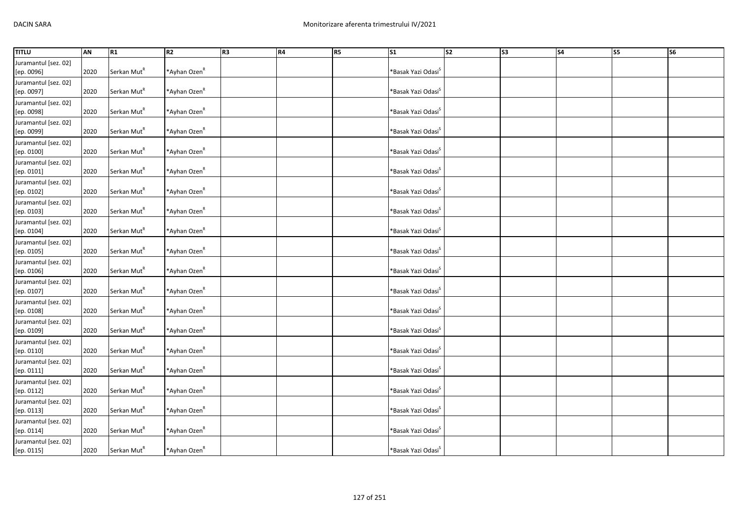| TITLU | AN | R1 | R2 | R3 | R4 | R5 | S1 | S2 | S3 | S4 | S5 | S6 |
|---|---|---|---|---|---|---|---|---|---|---|---|---|
| Juramantul [sez. 02] [ep. 0096] | 2020 | Serkan Mut[R] | *Ayhan Ozen[R] | | | | *Basak Yazi Odasi[S] | | | | | |
| Juramantul [sez. 02] [ep. 0097] | 2020 | Serkan Mut[R] | *Ayhan Ozen[R] | | | | *Basak Yazi Odasi[S] | | | | | |
| Juramantul [sez. 02] [ep. 0098] | 2020 | Serkan Mut[R] | *Ayhan Ozen[R] | | | | *Basak Yazi Odasi[S] | | | | | |
| Juramantul [sez. 02] [ep. 0099] | 2020 | Serkan Mut[R] | *Ayhan Ozen[R] | | | | *Basak Yazi Odasi[S] | | | | | |
| Juramantul [sez. 02] [ep. 0100] | 2020 | Serkan Mut[R] | *Ayhan Ozen[R] | | | | *Basak Yazi Odasi[S] | | | | | |
| Juramantul [sez. 02] [ep. 0101] | 2020 | Serkan Mut[R] | *Ayhan Ozen[R] | | | | *Basak Yazi Odasi[S] | | | | | |
| Juramantul [sez. 02] [ep. 0102] | 2020 | Serkan Mut[R] | *Ayhan Ozen[R] | | | | *Basak Yazi Odasi[S] | | | | | |
| Juramantul [sez. 02] [ep. 0103] | 2020 | Serkan Mut[R] | *Ayhan Ozen[R] | | | | *Basak Yazi Odasi[S] | | | | | |
| Juramantul [sez. 02] [ep. 0104] | 2020 | Serkan Mut[R] | *Ayhan Ozen[R] | | | | *Basak Yazi Odasi[S] | | | | | |
| Juramantul [sez. 02] [ep. 0105] | 2020 | Serkan Mut[R] | *Ayhan Ozen[R] | | | | *Basak Yazi Odasi[S] | | | | | |
| Juramantul [sez. 02] [ep. 0106] | 2020 | Serkan Mut[R] | *Ayhan Ozen[R] | | | | *Basak Yazi Odasi[S] | | | | | |
| Juramantul [sez. 02] [ep. 0107] | 2020 | Serkan Mut[R] | *Ayhan Ozen[R] | | | | *Basak Yazi Odasi[S] | | | | | |
| Juramantul [sez. 02] [ep. 0108] | 2020 | Serkan Mut[R] | *Ayhan Ozen[R] | | | | *Basak Yazi Odasi[S] | | | | | |
| Juramantul [sez. 02] [ep. 0109] | 2020 | Serkan Mut[R] | *Ayhan Ozen[R] | | | | *Basak Yazi Odasi[S] | | | | | |
| Juramantul [sez. 02] [ep. 0110] | 2020 | Serkan Mut[R] | *Ayhan Ozen[R] | | | | *Basak Yazi Odasi[S] | | | | | |
| Juramantul [sez. 02] [ep. 0111] | 2020 | Serkan Mut[R] | *Ayhan Ozen[R] | | | | *Basak Yazi Odasi[S] | | | | | |
| Juramantul [sez. 02] [ep. 0112] | 2020 | Serkan Mut[R] | *Ayhan Ozen[R] | | | | *Basak Yazi Odasi[S] | | | | | |
| Juramantul [sez. 02] [ep. 0113] | 2020 | Serkan Mut[R] | *Ayhan Ozen[R] | | | | *Basak Yazi Odasi[S] | | | | | |
| Juramantul [sez. 02] [ep. 0114] | 2020 | Serkan Mut[R] | *Ayhan Ozen[R] | | | | *Basak Yazi Odasi[S] | | | | | |
| Juramantul [sez. 02] [ep. 0115] | 2020 | Serkan Mut[R] | *Ayhan Ozen[R] | | | | *Basak Yazi Odasi[S] | | | | | |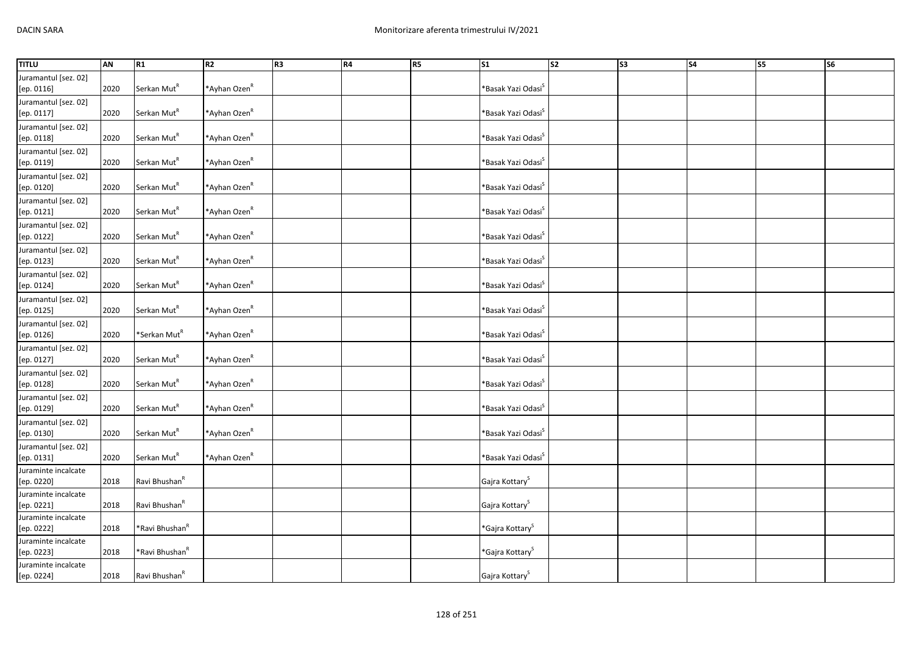| TITLU | AN | R1 | R2 | R3 | R4 | R5 | S1 | S2 | S3 | S4 | S5 | S6 |
|---|---|---|---|---|---|---|---|---|---|---|---|---|
| Juramantul [sez. 02] [ep. 0116] | 2020 | Serkan Mut[R] | *Ayhan Ozen[R] | | | | *Basak Yazi Odasi[S] | | | | | |
| Juramantul [sez. 02] [ep. 0117] | 2020 | Serkan Mut[R] | *Ayhan Ozen[R] | | | | *Basak Yazi Odasi[S] | | | | | |
| Juramantul [sez. 02] [ep. 0118] | 2020 | Serkan Mut[R] | *Ayhan Ozen[R] | | | | *Basak Yazi Odasi[S] | | | | | |
| Juramantul [sez. 02] [ep. 0119] | 2020 | Serkan Mut[R] | *Ayhan Ozen[R] | | | | *Basak Yazi Odasi[S] | | | | | |
| Juramantul [sez. 02] [ep. 0120] | 2020 | Serkan Mut[R] | *Ayhan Ozen[R] | | | | *Basak Yazi Odasi[S] | | | | | |
| Juramantul [sez. 02] [ep. 0121] | 2020 | Serkan Mut[R] | *Ayhan Ozen[R] | | | | *Basak Yazi Odasi[S] | | | | | |
| Juramantul [sez. 02] [ep. 0122] | 2020 | Serkan Mut[R] | *Ayhan Ozen[R] | | | | *Basak Yazi Odasi[S] | | | | | |
| Juramantul [sez. 02] [ep. 0123] | 2020 | Serkan Mut[R] | *Ayhan Ozen[R] | | | | *Basak Yazi Odasi[S] | | | | | |
| Juramantul [sez. 02] [ep. 0124] | 2020 | Serkan Mut[R] | *Ayhan Ozen[R] | | | | *Basak Yazi Odasi[S] | | | | | |
| Juramantul [sez. 02] [ep. 0125] | 2020 | Serkan Mut[R] | *Ayhan Ozen[R] | | | | *Basak Yazi Odasi[S] | | | | | |
| Juramantul [sez. 02] [ep. 0126] | 2020 | *Serkan Mut[R] | *Ayhan Ozen[R] | | | | *Basak Yazi Odasi[S] | | | | | |
| Juramantul [sez. 02] [ep. 0127] | 2020 | Serkan Mut[R] | *Ayhan Ozen[R] | | | | *Basak Yazi Odasi[S] | | | | | |
| Juramantul [sez. 02] [ep. 0128] | 2020 | Serkan Mut[R] | *Ayhan Ozen[R] | | | | *Basak Yazi Odasi[S] | | | | | |
| Juramantul [sez. 02] [ep. 0129] | 2020 | Serkan Mut[R] | *Ayhan Ozen[R] | | | | *Basak Yazi Odasi[S] | | | | | |
| Juramantul [sez. 02] [ep. 0130] | 2020 | Serkan Mut[R] | *Ayhan Ozen[R] | | | | *Basak Yazi Odasi[S] | | | | | |
| Juramantul [sez. 02] [ep. 0131] | 2020 | Serkan Mut[R] | *Ayhan Ozen[R] | | | | *Basak Yazi Odasi[S] | | | | | |
| Juraminte incalcate [ep. 0220] | 2018 | Ravi Bhushan[R] | | | | | Gajra Kottary[S] | | | | | |
| Juraminte incalcate [ep. 0221] | 2018 | Ravi Bhushan[R] | | | | | Gajra Kottary[S] | | | | | |
| Juraminte incalcate [ep. 0222] | 2018 | *Ravi Bhushan[R] | | | | | *Gajra Kottary[S] | | | | | |
| Juraminte incalcate [ep. 0223] | 2018 | *Ravi Bhushan[R] | | | | | *Gajra Kottary[S] | | | | | |
| Juraminte incalcate [ep. 0224] | 2018 | Ravi Bhushan[R] | | | | | Gajra Kottary[S] | | | | | |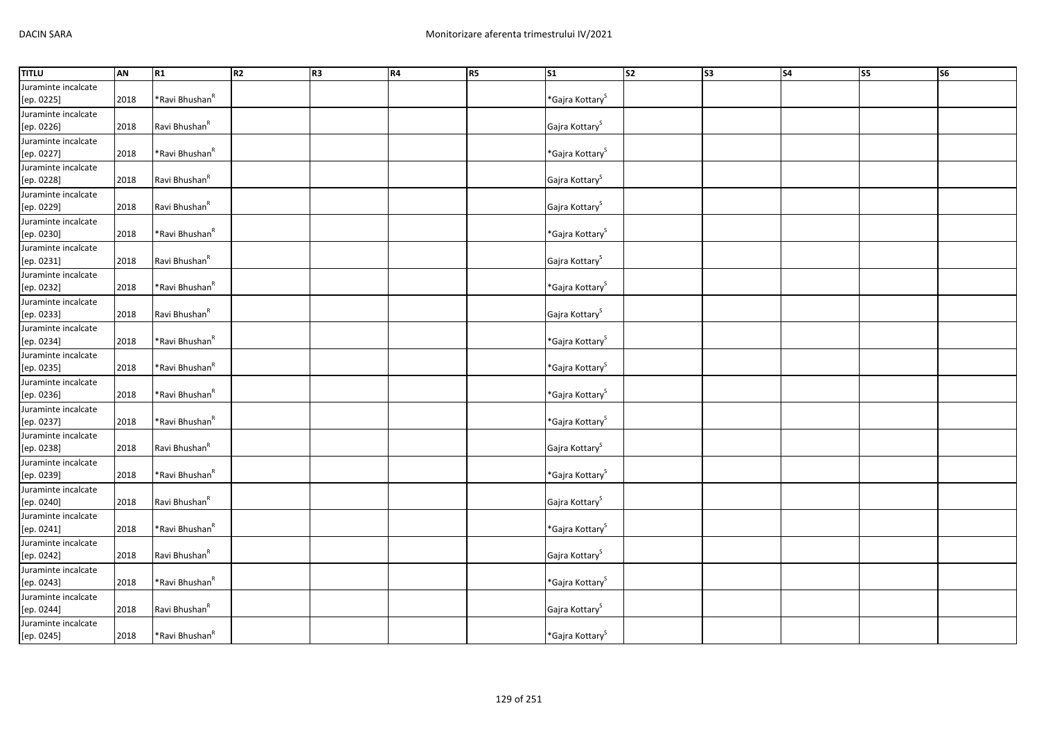| TITLU | AN | R1 | R2 | R3 | R4 | R5 | S1 | S2 | S3 | S4 | S5 | S6 |
|---|---|---|---|---|---|---|---|---|---|---|---|---|
| Juraminte incalcate [ep. 0225] | 2018 | *Ravi Bhushan[R] | | | | | *Gajra Kottary[S] | | | | | |
| Juraminte incalcate [ep. 0226] | 2018 | Ravi Bhushan[R] | | | | | Gajra Kottary[S] | | | | | |
| Juraminte incalcate [ep. 0227] | 2018 | *Ravi Bhushan[R] | | | | | *Gajra Kottary[S] | | | | | |
| Juraminte incalcate [ep. 0228] | 2018 | Ravi Bhushan[R] | | | | | Gajra Kottary[S] | | | | | |
| Juraminte incalcate [ep. 0229] | 2018 | Ravi Bhushan[R] | | | | | Gajra Kottary[S] | | | | | |
| Juraminte incalcate [ep. 0230] | 2018 | *Ravi Bhushan[R] | | | | | *Gajra Kottary[S] | | | | | |
| Juraminte incalcate [ep. 0231] | 2018 | Ravi Bhushan[R] | | | | | Gajra Kottary[S] | | | | | |
| Juraminte incalcate [ep. 0232] | 2018 | *Ravi Bhushan[R] | | | | | *Gajra Kottary[S] | | | | | |
| Juraminte incalcate [ep. 0233] | 2018 | Ravi Bhushan[R] | | | | | Gajra Kottary[S] | | | | | |
| Juraminte incalcate [ep. 0234] | 2018 | *Ravi Bhushan[R] | | | | | *Gajra Kottary[S] | | | | | |
| Juraminte incalcate [ep. 0235] | 2018 | *Ravi Bhushan[R] | | | | | *Gajra Kottary[S] | | | | | |
| Juraminte incalcate [ep. 0236] | 2018 | *Ravi Bhushan[R] | | | | | *Gajra Kottary[S] | | | | | |
| Juraminte incalcate [ep. 0237] | 2018 | *Ravi Bhushan[R] | | | | | *Gajra Kottary[S] | | | | | |
| Juraminte incalcate [ep. 0238] | 2018 | Ravi Bhushan[R] | | | | | Gajra Kottary[S] | | | | | |
| Juraminte incalcate [ep. 0239] | 2018 | *Ravi Bhushan[R] | | | | | *Gajra Kottary[S] | | | | | |
| Juraminte incalcate [ep. 0240] | 2018 | Ravi Bhushan[R] | | | | | Gajra Kottary[S] | | | | | |
| Juraminte incalcate [ep. 0241] | 2018 | *Ravi Bhushan[R] | | | | | *Gajra Kottary[S] | | | | | |
| Juraminte incalcate [ep. 0242] | 2018 | Ravi Bhushan[R] | | | | | Gajra Kottary[S] | | | | | |
| Juraminte incalcate [ep. 0243] | 2018 | *Ravi Bhushan[R] | | | | | *Gajra Kottary[S] | | | | | |
| Juraminte incalcate [ep. 0244] | 2018 | Ravi Bhushan[R] | | | | | Gajra Kottary[S] | | | | | |
| Juraminte incalcate [ep. 0245] | 2018 | *Ravi Bhushan[R] | | | | | *Gajra Kottary[S] | | | | | |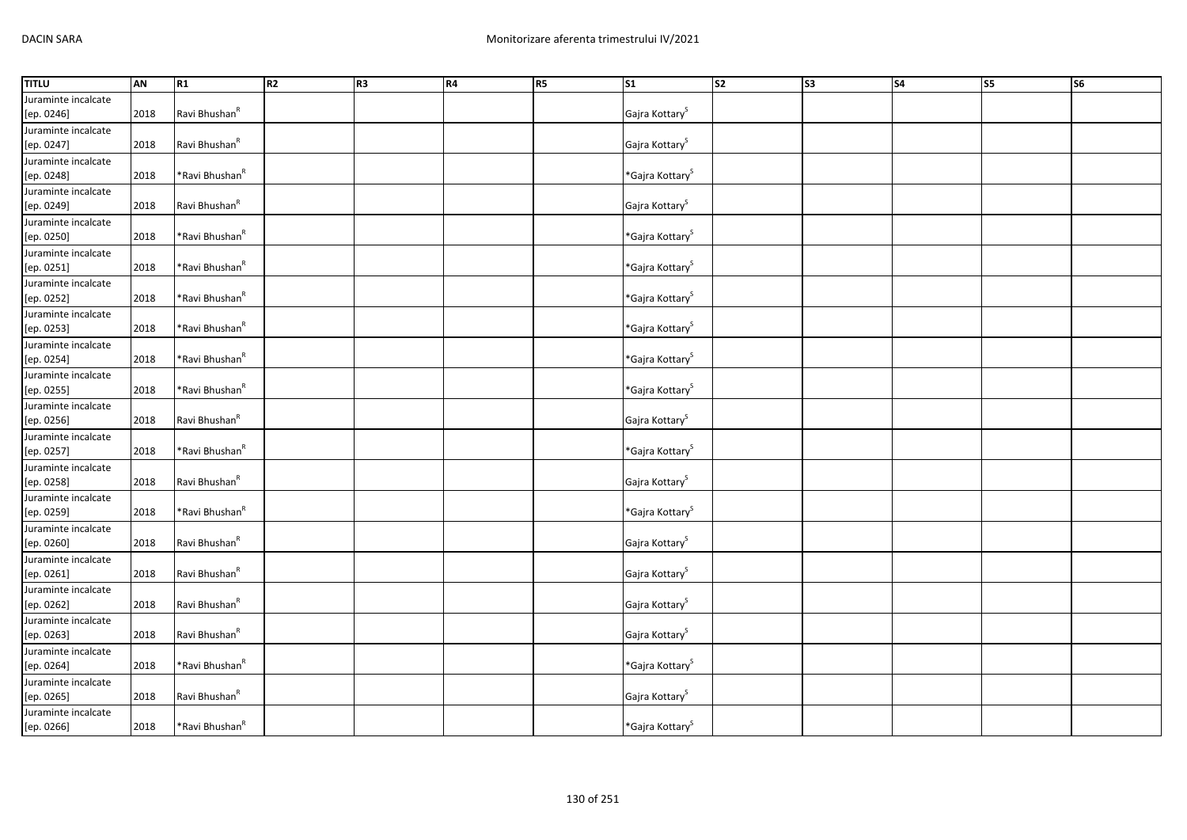| TITLU | AN | R1 | R2 | R3 | R4 | R5 | S1 | S2 | S3 | S4 | S5 | S6 |
|---|---|---|---|---|---|---|---|---|---|---|---|---|
| Juraminte incalcate [ep. 0246] | 2018 | Ravi Bhushan[R] | | | | | Gajra Kottary[S] | | | | | |
| Juraminte incalcate [ep. 0247] | 2018 | Ravi Bhushan[R] | | | | | Gajra Kottary[S] | | | | | |
| Juraminte incalcate [ep. 0248] | 2018 | *Ravi Bhushan[R] | | | | | *Gajra Kottary[S] | | | | | |
| Juraminte incalcate [ep. 0249] | 2018 | Ravi Bhushan[R] | | | | | Gajra Kottary[S] | | | | | |
| Juraminte incalcate [ep. 0250] | 2018 | *Ravi Bhushan[R] | | | | | *Gajra Kottary[S] | | | | | |
| Juraminte incalcate [ep. 0251] | 2018 | *Ravi Bhushan[R] | | | | | *Gajra Kottary[S] | | | | | |
| Juraminte incalcate [ep. 0252] | 2018 | *Ravi Bhushan[R] | | | | | *Gajra Kottary[S] | | | | | |
| Juraminte incalcate [ep. 0253] | 2018 | *Ravi Bhushan[R] | | | | | *Gajra Kottary[S] | | | | | |
| Juraminte incalcate [ep. 0254] | 2018 | *Ravi Bhushan[R] | | | | | *Gajra Kottary[S] | | | | | |
| Juraminte incalcate [ep. 0255] | 2018 | *Ravi Bhushan[R] | | | | | *Gajra Kottary[S] | | | | | |
| Juraminte incalcate [ep. 0256] | 2018 | Ravi Bhushan[R] | | | | | Gajra Kottary[S] | | | | | |
| Juraminte incalcate [ep. 0257] | 2018 | *Ravi Bhushan[R] | | | | | *Gajra Kottary[S] | | | | | |
| Juraminte incalcate [ep. 0258] | 2018 | Ravi Bhushan[R] | | | | | Gajra Kottary[S] | | | | | |
| Juraminte incalcate [ep. 0259] | 2018 | *Ravi Bhushan[R] | | | | | *Gajra Kottary[S] | | | | | |
| Juraminte incalcate [ep. 0260] | 2018 | Ravi Bhushan[R] | | | | | Gajra Kottary[S] | | | | | |
| Juraminte incalcate [ep. 0261] | 2018 | Ravi Bhushan[R] | | | | | Gajra Kottary[S] | | | | | |
| Juraminte incalcate [ep. 0262] | 2018 | Ravi Bhushan[R] | | | | | Gajra Kottary[S] | | | | | |
| Juraminte incalcate [ep. 0263] | 2018 | Ravi Bhushan[R] | | | | | Gajra Kottary[S] | | | | | |
| Juraminte incalcate [ep. 0264] | 2018 | *Ravi Bhushan[R] | | | | | *Gajra Kottary[S] | | | | | |
| Juraminte incalcate [ep. 0265] | 2018 | Ravi Bhushan[R] | | | | | Gajra Kottary[S] | | | | | |
| Juraminte incalcate [ep. 0266] | 2018 | *Ravi Bhushan[R] | | | | | *Gajra Kottary[S] | | | | | |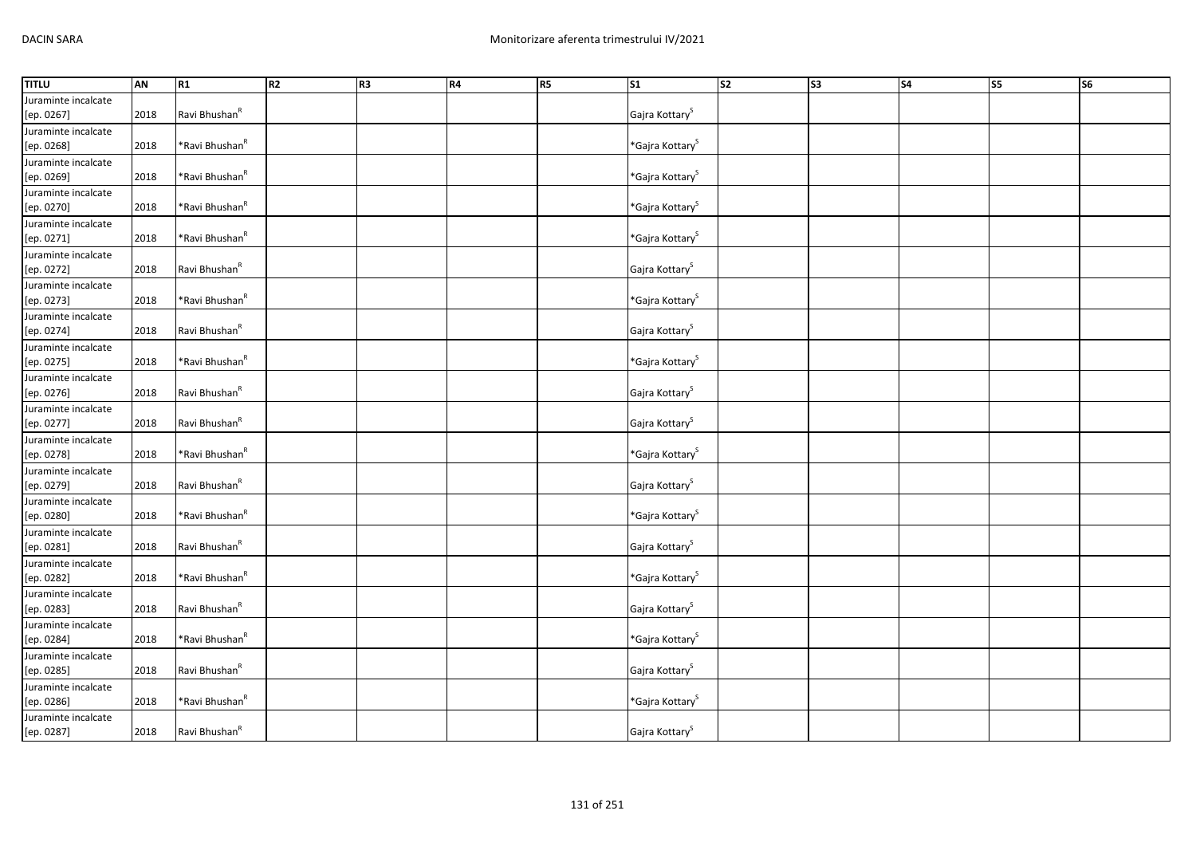| TITLU | AN | R1 | R2 | R3 | R4 | R5 | S1 | S2 | S3 | S4 | S5 | S6 |
|---|---|---|---|---|---|---|---|---|---|---|---|---|
| Juraminte incalcate [ep. 0267] | 2018 | Ravi Bhushan[R] | | | | | Gajra Kottary[S] | | | | | |
| Juraminte incalcate [ep. 0268] | 2018 | *Ravi Bhushan[R] | | | | | *Gajra Kottary[S] | | | | | |
| Juraminte incalcate [ep. 0269] | 2018 | *Ravi Bhushan[R] | | | | | *Gajra Kottary[S] | | | | | |
| Juraminte incalcate [ep. 0270] | 2018 | *Ravi Bhushan[R] | | | | | *Gajra Kottary[S] | | | | | |
| Juraminte incalcate [ep. 0271] | 2018 | *Ravi Bhushan[R] | | | | | *Gajra Kottary[S] | | | | | |
| Juraminte incalcate [ep. 0272] | 2018 | Ravi Bhushan[R] | | | | | Gajra Kottary[S] | | | | | |
| Juraminte incalcate [ep. 0273] | 2018 | *Ravi Bhushan[R] | | | | | *Gajra Kottary[S] | | | | | |
| Juraminte incalcate [ep. 0274] | 2018 | Ravi Bhushan[R] | | | | | Gajra Kottary[S] | | | | | |
| Juraminte incalcate [ep. 0275] | 2018 | *Ravi Bhushan[R] | | | | | *Gajra Kottary[S] | | | | | |
| Juraminte incalcate [ep. 0276] | 2018 | Ravi Bhushan[R] | | | | | Gajra Kottary[S] | | | | | |
| Juraminte incalcate [ep. 0277] | 2018 | Ravi Bhushan[R] | | | | | Gajra Kottary[S] | | | | | |
| Juraminte incalcate [ep. 0278] | 2018 | *Ravi Bhushan[R] | | | | | *Gajra Kottary[S] | | | | | |
| Juraminte incalcate [ep. 0279] | 2018 | Ravi Bhushan[R] | | | | | Gajra Kottary[S] | | | | | |
| Juraminte incalcate [ep. 0280] | 2018 | *Ravi Bhushan[R] | | | | | *Gajra Kottary[S] | | | | | |
| Juraminte incalcate [ep. 0281] | 2018 | Ravi Bhushan[R] | | | | | Gajra Kottary[S] | | | | | |
| Juraminte incalcate [ep. 0282] | 2018 | *Ravi Bhushan[R] | | | | | *Gajra Kottary[S] | | | | | |
| Juraminte incalcate [ep. 0283] | 2018 | Ravi Bhushan[R] | | | | | Gajra Kottary[S] | | | | | |
| Juraminte incalcate [ep. 0284] | 2018 | *Ravi Bhushan[R] | | | | | *Gajra Kottary[S] | | | | | |
| Juraminte incalcate [ep. 0285] | 2018 | Ravi Bhushan[R] | | | | | Gajra Kottary[S] | | | | | |
| Juraminte incalcate [ep. 0286] | 2018 | *Ravi Bhushan[R] | | | | | *Gajra Kottary[S] | | | | | |
| Juraminte incalcate [ep. 0287] | 2018 | Ravi Bhushan[R] | | | | | Gajra Kottary[S] | | | | | |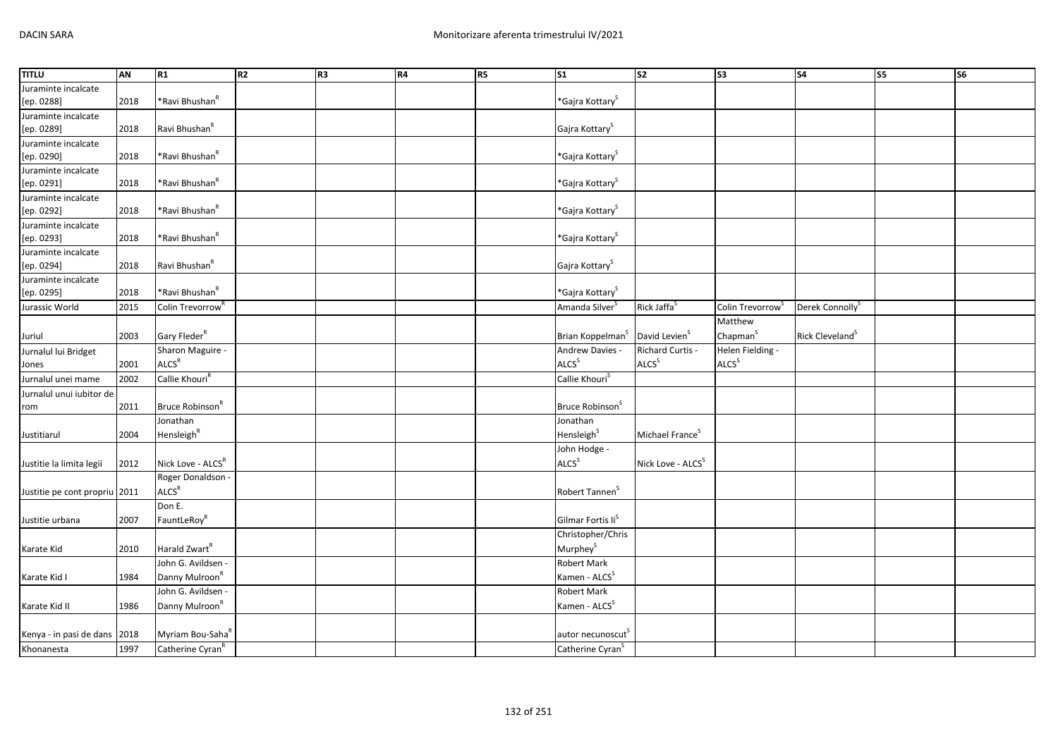| TITLU | AN | R1 | R2 | R3 | R4 | R5 | S1 | S2 | S3 | S4 | S5 | S6 |
|---|---|---|---|---|---|---|---|---|---|---|---|---|
| Juraminte incalcate [ep. 0288] | 2018 | *Ravi Bhushan[R] | | | | | *Gajra Kottary[S] | | | | | |
| Juraminte incalcate [ep. 0289] | 2018 | Ravi Bhushan[R] | | | | | Gajra Kottary[S] | | | | | |
| Juraminte incalcate [ep. 0290] | 2018 | *Ravi Bhushan[R] | | | | | *Gajra Kottary[S] | | | | | |
| Juraminte incalcate [ep. 0291] | 2018 | *Ravi Bhushan[R] | | | | | *Gajra Kottary[S] | | | | | |
| Juraminte incalcate [ep. 0292] | 2018 | *Ravi Bhushan[R] | | | | | *Gajra Kottary[S] | | | | | |
| Juraminte incalcate [ep. 0293] | 2018 | *Ravi Bhushan[R] | | | | | *Gajra Kottary[S] | | | | | |
| Juraminte incalcate [ep. 0294] | 2018 | Ravi Bhushan[R] | | | | | Gajra Kottary[S] | | | | | |
| Juraminte incalcate [ep. 0295] | 2018 | *Ravi Bhushan[R] | | | | | *Gajra Kottary[S] | | | | | |
| Jurassic World | 2015 | Colin Trevorrow[R] | | | | | Amanda Silver[S] | Rick Jaffa[S] | Colin Trevorrow[S] | Derek Connolly[S] | | |
| Juriul | 2003 | Gary Fleder[R] | | | | | Brian Koppelman[S] | David Levien[S] | Matthew Chapman[S] | Rick Cleveland[S] | | |
| Jurnalul lui Bridget Jones | 2001 | Sharon Maguire - ALCS[R] | | | | | Andrew Davies - ALCS[S] | Richard Curtis - ALCS[S] | Helen Fielding - ALCS[S] | | | |
| Jurnalul unei mame | 2002 | Callie Khouri[R] | | | | | Callie Khouri[S] | | | | | |
| Jurnalul unui iubitor de rom | 2011 | Bruce Robinson[R] | | | | | Bruce Robinson[S] | | | | | |
| Justitiarul | 2004 | Jonathan Hensleigh[R] | | | | | Jonathan Hensleigh[S] | Michael France[S] | | | | |
| Justitie la limita legii | 2012 | Nick Love - ALCS[R] | | | | | John Hodge - ALCS[S] | Nick Love - ALCS[S] | | | | |
| Justitie pe cont propriu | 2011 | Roger Donaldson - ALCS[R] | | | | | Robert Tannen[S] | | | | | |
| Justitie urbana | 2007 | Don E. FauntLeRoy[R] | | | | | Gilmar Fortis Ii[S] | | | | | |
| Karate Kid | 2010 | Harald Zwart[R] | | | | | Christopher/Chris Murphey[S] | | | | | |
| Karate Kid I | 1984 | John G. Avildsen - Danny Mulroon[R] | | | | | Robert Mark Kamen - ALCS[S] | | | | | |
| Karate Kid II | 1986 | John G. Avildsen - Danny Mulroon[R] | | | | | Robert Mark Kamen - ALCS[S] | | | | | |
| Kenya - in pasi de dans | 2018 | Myriam Bou-Saha[R] | | | | | autor necunoscut[S] | | | | | |
| Khonanesta | 1997 | Catherine Cyran[R] | | | | | Catherine Cyran[S] | | | | | |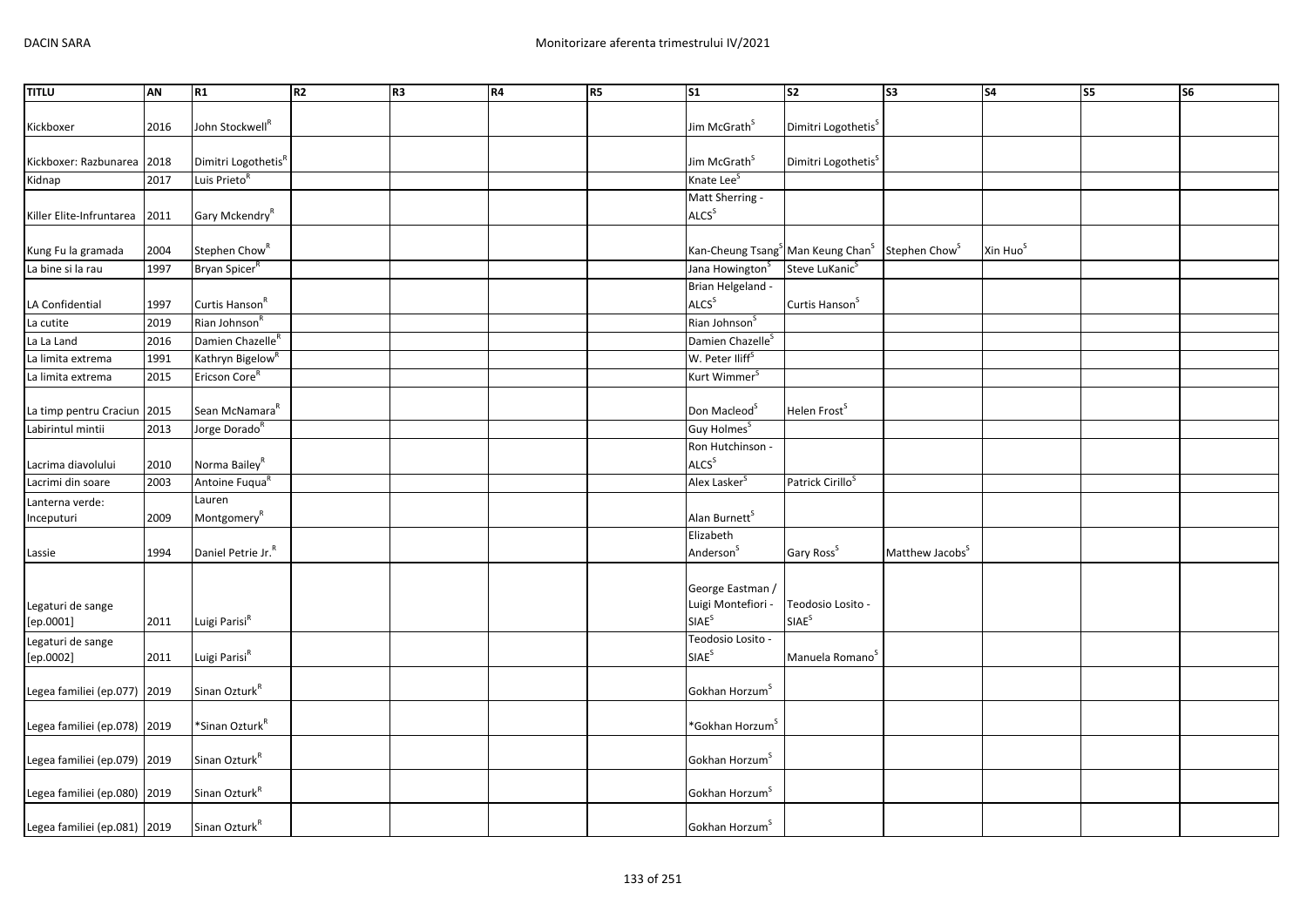| TITLU | AN | R1 | R2 | R3 | R4 | R5 | S1 | S2 | S3 | S4 | S5 | S6 |
|---|---|---|---|---|---|---|---|---|---|---|---|---|
| Kickboxer | 2016 | John Stockwell[R] | | | | | Jim McGrath[S] | Dimitri Logothetis[S] | | | | |
| Kickboxer: Razbunarea | 2018 | Dimitri Logothetis[R] | | | | | Jim McGrath[S] | Dimitri Logothetis[S] | | | | |
| Kidnap | 2017 | Luis Prieto[R] | | | | | Knate Lee[S] | | | | | |
| Killer Elite-Infruntarea | 2011 | Gary Mckendry[R] | | | | | Matt Sherring - ALCS[S] | | | | | |
| Kung Fu la gramada | 2004 | Stephen Chow[R] | | | | | Kan-Cheung Tsang[S] | Man Keung Chan[S] | Stephen Chow[S] | Xin Huo[S] | | |
| La bine si la rau | 1997 | Bryan Spicer[R] | | | | | Jana Howington[S] | Steve LuKanic[S] | | | | |
| LA Confidential | 1997 | Curtis Hanson[R] | | | | | Brian Helgeland - ALCS[S] | Curtis Hanson[S] | | | | |
| La cutite | 2019 | Rian Johnson[R] | | | | | Rian Johnson[S] | | | | | |
| La La Land | 2016 | Damien Chazelle[R] | | | | | Damien Chazelle[S] | | | | | |
| La limita extrema | 1991 | Kathryn Bigelow[R] | | | | | W. Peter Iliff[S] | | | | | |
| La limita extrema | 2015 | Ericson Core[R] | | | | | Kurt Wimmer[S] | | | | | |
| La timp pentru Craciun | 2015 | Sean McNamara[R] | | | | | Don Macleod[S] | Helen Frost[S] | | | | |
| Labirintul mintii | 2013 | Jorge Dorado[R] | | | | | Guy Holmes[S] | | | | | |
| Lacrima diavolului | 2010 | Norma Bailey[R] | | | | | Ron Hutchinson - ALCS[S] | | | | | |
| Lacrimi din soare | 2003 | Antoine Fuqua[R] | | | | | Alex Lasker[S] | Patrick Cirillo[S] | | | | |
| Lanterna verde: Inceputuri | 2009 | Lauren Montgomery[R] | | | | | Alan Burnett[S] | | | | | |
| Lassie | 1994 | Daniel Petrie Jr.[R] | | | | | Elizabeth Anderson[S] | Gary Ross[S] | Matthew Jacobs[S] | | | |
| Legaturi de sange [ep.0001] | 2011 | Luigi Parisi[R] | | | | | George Eastman / Luigi Montefiori - SIAE[S] | Teodosio Losito - SIAE[S] | | | | |
| Legaturi de sange [ep.0002] | 2011 | Luigi Parisi[R] | | | | | Teodosio Losito - SIAE[S] | Manuela Romano[S] | | | | |
| Legea familiei (ep.077) | 2019 | Sinan Ozturk[R] | | | | | Gokhan Horzum[S] | | | | | |
| Legea familiei (ep.078) | 2019 | *Sinan Ozturk[R] | | | | | *Gokhan Horzum[S] | | | | | |
| Legea familiei (ep.079) | 2019 | Sinan Ozturk[R] | | | | | Gokhan Horzum[S] | | | | | |
| Legea familiei (ep.080) | 2019 | Sinan Ozturk[R] | | | | | Gokhan Horzum[S] | | | | | |
| Legea familiei (ep.081) | 2019 | Sinan Ozturk[R] | | | | | Gokhan Horzum[S] | | | | | |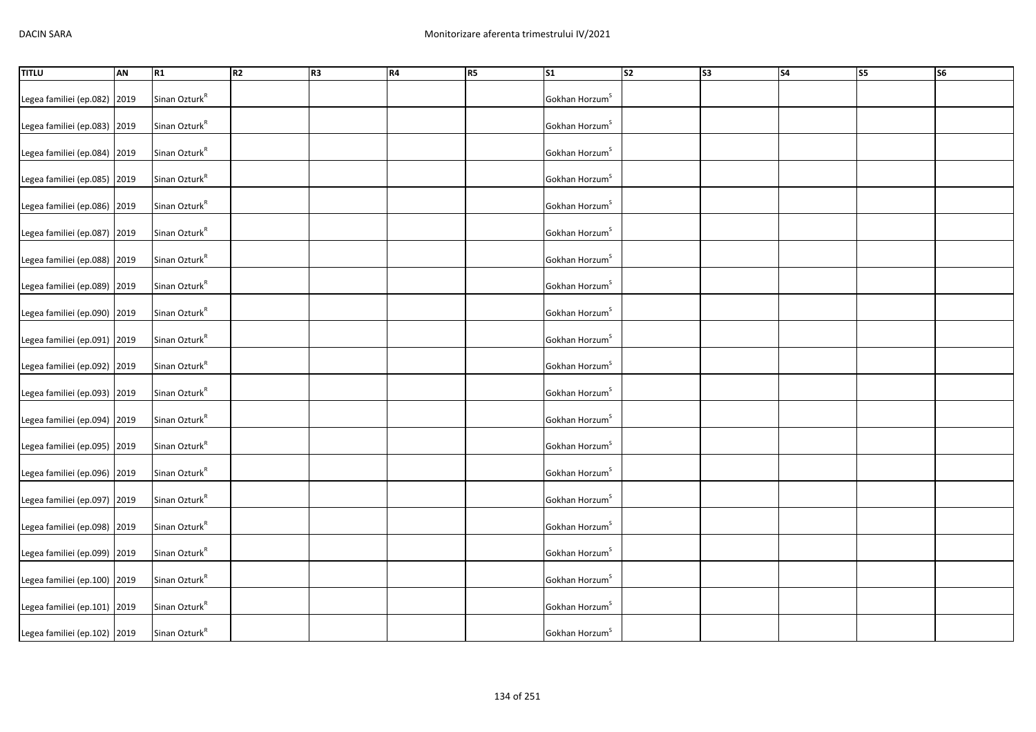| TITLU | AN | R1 | R2 | R3 | R4 | R5 | S1 | S2 | S3 | S4 | S5 | S6 |
|---|---|---|---|---|---|---|---|---|---|---|---|---|
| Legea familiei (ep.082) | 2019 | Sinan Ozturk[R] | | | | | Gokhan Horzum[S] | | | | | |
| Legea familiei (ep.083) | 2019 | Sinan Ozturk[R] | | | | | Gokhan Horzum[S] | | | | | |
| Legea familiei (ep.084) | 2019 | Sinan Ozturk[R] | | | | | Gokhan Horzum[S] | | | | | |
| Legea familiei (ep.085) | 2019 | Sinan Ozturk[R] | | | | | Gokhan Horzum[S] | | | | | |
| Legea familiei (ep.086) | 2019 | Sinan Ozturk[R] | | | | | Gokhan Horzum[S] | | | | | |
| Legea familiei (ep.087) | 2019 | Sinan Ozturk[R] | | | | | Gokhan Horzum[S] | | | | | |
| Legea familiei (ep.088) | 2019 | Sinan Ozturk[R] | | | | | Gokhan Horzum[S] | | | | | |
| Legea familiei (ep.089) | 2019 | Sinan Ozturk[R] | | | | | Gokhan Horzum[S] | | | | | |
| Legea familiei (ep.090) | 2019 | Sinan Ozturk[R] | | | | | Gokhan Horzum[S] | | | | | |
| Legea familiei (ep.091) | 2019 | Sinan Ozturk[R] | | | | | Gokhan Horzum[S] | | | | | |
| Legea familiei (ep.092) | 2019 | Sinan Ozturk[R] | | | | | Gokhan Horzum[S] | | | | | |
| Legea familiei (ep.093) | 2019 | Sinan Ozturk[R] | | | | | Gokhan Horzum[S] | | | | | |
| Legea familiei (ep.094) | 2019 | Sinan Ozturk[R] | | | | | Gokhan Horzum[S] | | | | | |
| Legea familiei (ep.095) | 2019 | Sinan Ozturk[R] | | | | | Gokhan Horzum[S] | | | | | |
| Legea familiei (ep.096) | 2019 | Sinan Ozturk[R] | | | | | Gokhan Horzum[S] | | | | | |
| Legea familiei (ep.097) | 2019 | Sinan Ozturk[R] | | | | | Gokhan Horzum[S] | | | | | |
| Legea familiei (ep.098) | 2019 | Sinan Ozturk[R] | | | | | Gokhan Horzum[S] | | | | | |
| Legea familiei (ep.099) | 2019 | Sinan Ozturk[R] | | | | | Gokhan Horzum[S] | | | | | |
| Legea familiei (ep.100) | 2019 | Sinan Ozturk[R] | | | | | Gokhan Horzum[S] | | | | | |
| Legea familiei (ep.101) | 2019 | Sinan Ozturk[R] | | | | | Gokhan Horzum[S] | | | | | |
| Legea familiei (ep.102) | 2019 | Sinan Ozturk[R] | | | | | Gokhan Horzum[S] | | | | | |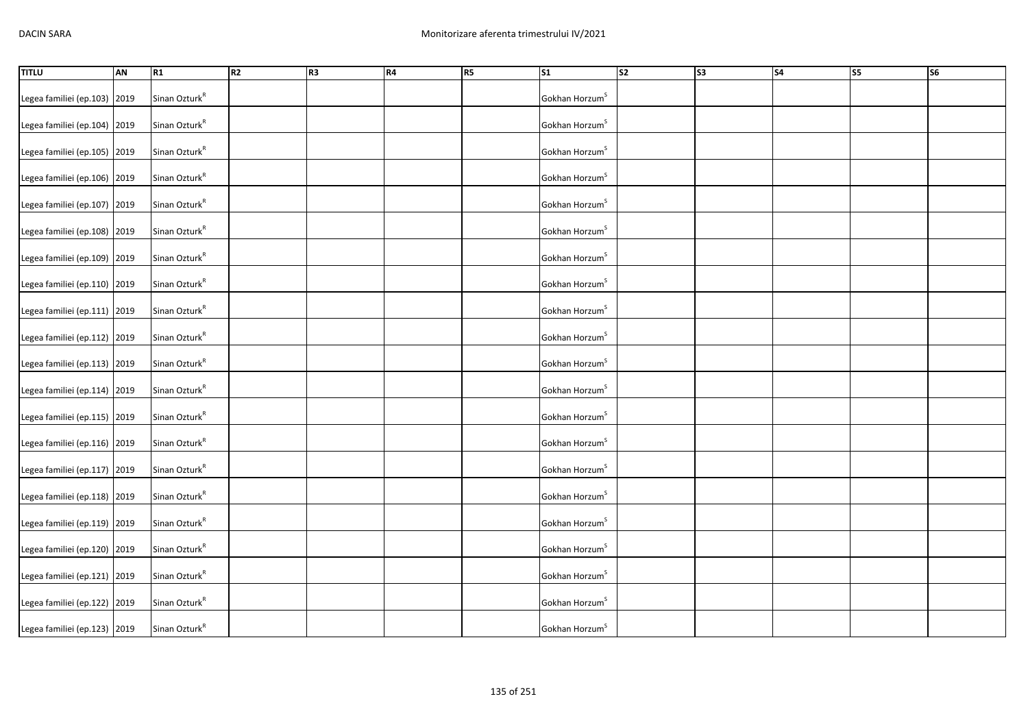| TITLU | AN | R1 | R2 | R3 | R4 | R5 | S1 | S2 | S3 | S4 | S5 | S6 |
|---|---|---|---|---|---|---|---|---|---|---|---|---|
| Legea familiei (ep.103) | 2019 | Sinan Ozturk[R] | | | | | Gokhan Horzum[S] | | | | | |
| Legea familiei (ep.104) | 2019 | Sinan Ozturk[R] | | | | | Gokhan Horzum[S] | | | | | |
| Legea familiei (ep.105) | 2019 | Sinan Ozturk[R] | | | | | Gokhan Horzum[S] | | | | | |
| Legea familiei (ep.106) | 2019 | Sinan Ozturk[R] | | | | | Gokhan Horzum[S] | | | | | |
| Legea familiei (ep.107) | 2019 | Sinan Ozturk[R] | | | | | Gokhan Horzum[S] | | | | | |
| Legea familiei (ep.108) | 2019 | Sinan Ozturk[R] | | | | | Gokhan Horzum[S] | | | | | |
| Legea familiei (ep.109) | 2019 | Sinan Ozturk[R] | | | | | Gokhan Horzum[S] | | | | | |
| Legea familiei (ep.110) | 2019 | Sinan Ozturk[R] | | | | | Gokhan Horzum[S] | | | | | |
| Legea familiei (ep.111) | 2019 | Sinan Ozturk[R] | | | | | Gokhan Horzum[S] | | | | | |
| Legea familiei (ep.112) | 2019 | Sinan Ozturk[R] | | | | | Gokhan Horzum[S] | | | | | |
| Legea familiei (ep.113) | 2019 | Sinan Ozturk[R] | | | | | Gokhan Horzum[S] | | | | | |
| Legea familiei (ep.114) | 2019 | Sinan Ozturk[R] | | | | | Gokhan Horzum[S] | | | | | |
| Legea familiei (ep.115) | 2019 | Sinan Ozturk[R] | | | | | Gokhan Horzum[S] | | | | | |
| Legea familiei (ep.116) | 2019 | Sinan Ozturk[R] | | | | | Gokhan Horzum[S] | | | | | |
| Legea familiei (ep.117) | 2019 | Sinan Ozturk[R] | | | | | Gokhan Horzum[S] | | | | | |
| Legea familiei (ep.118) | 2019 | Sinan Ozturk[R] | | | | | Gokhan Horzum[S] | | | | | |
| Legea familiei (ep.119) | 2019 | Sinan Ozturk[R] | | | | | Gokhan Horzum[S] | | | | | |
| Legea familiei (ep.120) | 2019 | Sinan Ozturk[R] | | | | | Gokhan Horzum[S] | | | | | |
| Legea familiei (ep.121) | 2019 | Sinan Ozturk[R] | | | | | Gokhan Horzum[S] | | | | | |
| Legea familiei (ep.122) | 2019 | Sinan Ozturk[R] | | | | | Gokhan Horzum[S] | | | | | |
| Legea familiei (ep.123) | 2019 | Sinan Ozturk[R] | | | | | Gokhan Horzum[S] | | | | | |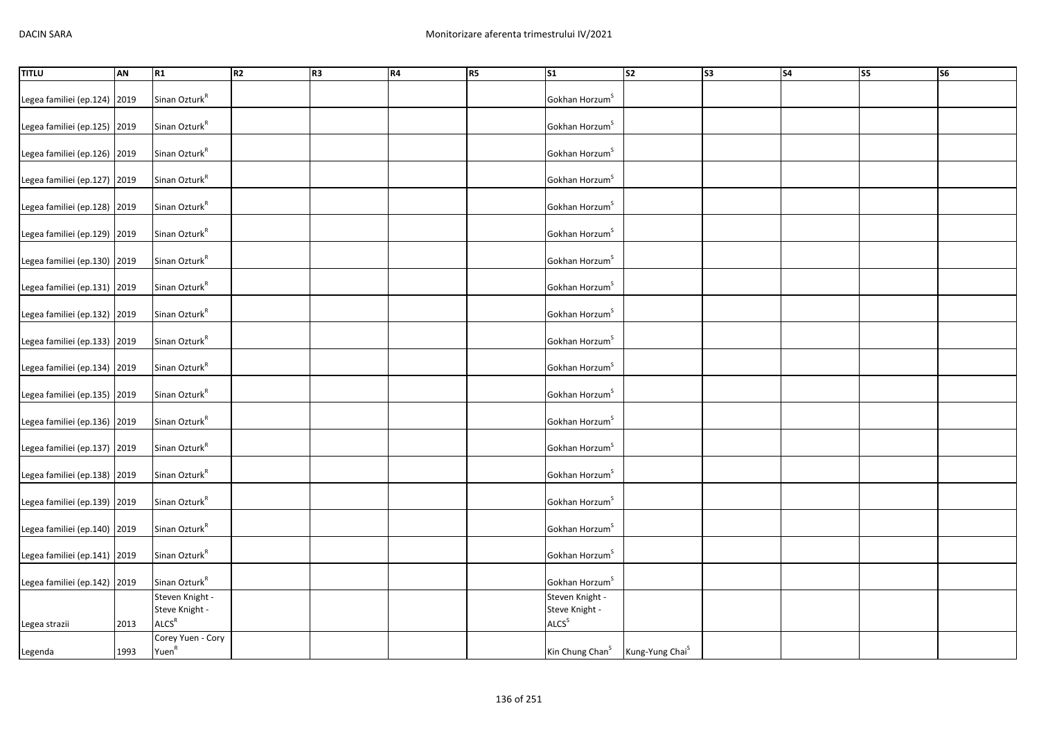| TITLU | AN | R1 | R2 | R3 | R4 | R5 | S1 | S2 | S3 | S4 | S5 | S6 |
|---|---|---|---|---|---|---|---|---|---|---|---|---|
| Legea familiei (ep.124) | 2019 | Sinan Ozturk[R] | | | | | Gokhan Horzum[S] | | | | | |
| Legea familiei (ep.125) | 2019 | Sinan Ozturk[R] | | | | | Gokhan Horzum[S] | | | | | |
| Legea familiei (ep.126) | 2019 | Sinan Ozturk[R] | | | | | Gokhan Horzum[S] | | | | | |
| Legea familiei (ep.127) | 2019 | Sinan Ozturk[R] | | | | | Gokhan Horzum[S] | | | | | |
| Legea familiei (ep.128) | 2019 | Sinan Ozturk[R] | | | | | Gokhan Horzum[S] | | | | | |
| Legea familiei (ep.129) | 2019 | Sinan Ozturk[R] | | | | | Gokhan Horzum[S] | | | | | |
| Legea familiei (ep.130) | 2019 | Sinan Ozturk[R] | | | | | Gokhan Horzum[S] | | | | | |
| Legea familiei (ep.131) | 2019 | Sinan Ozturk[R] | | | | | Gokhan Horzum[S] | | | | | |
| Legea familiei (ep.132) | 2019 | Sinan Ozturk[R] | | | | | Gokhan Horzum[S] | | | | | |
| Legea familiei (ep.133) | 2019 | Sinan Ozturk[R] | | | | | Gokhan Horzum[S] | | | | | |
| Legea familiei (ep.134) | 2019 | Sinan Ozturk[R] | | | | | Gokhan Horzum[S] | | | | | |
| Legea familiei (ep.135) | 2019 | Sinan Ozturk[R] | | | | | Gokhan Horzum[S] | | | | | |
| Legea familiei (ep.136) | 2019 | Sinan Ozturk[R] | | | | | Gokhan Horzum[S] | | | | | |
| Legea familiei (ep.137) | 2019 | Sinan Ozturk[R] | | | | | Gokhan Horzum[S] | | | | | |
| Legea familiei (ep.138) | 2019 | Sinan Ozturk[R] | | | | | Gokhan Horzum[S] | | | | | |
| Legea familiei (ep.139) | 2019 | Sinan Ozturk[R] | | | | | Gokhan Horzum[S] | | | | | |
| Legea familiei (ep.140) | 2019 | Sinan Ozturk[R] | | | | | Gokhan Horzum[S] | | | | | |
| Legea familiei (ep.141) | 2019 | Sinan Ozturk[R] | | | | | Gokhan Horzum[S] | | | | | |
| Legea familiei (ep.142) | 2019 | Sinan Ozturk[R] | | | | | Gokhan Horzum[S] | | | | | |
| Legea strazii | 2013 | Steven Knight - Steve Knight - ALCS[R] | | | | | Steven Knight - Steve Knight - ALCS[S] | | | | | |
| Legenda | 1993 | Corey Yuen - Cory Yuen[R] | | | | | Kin Chung Chan[S] | Kung-Yung Chai[S] | | | | |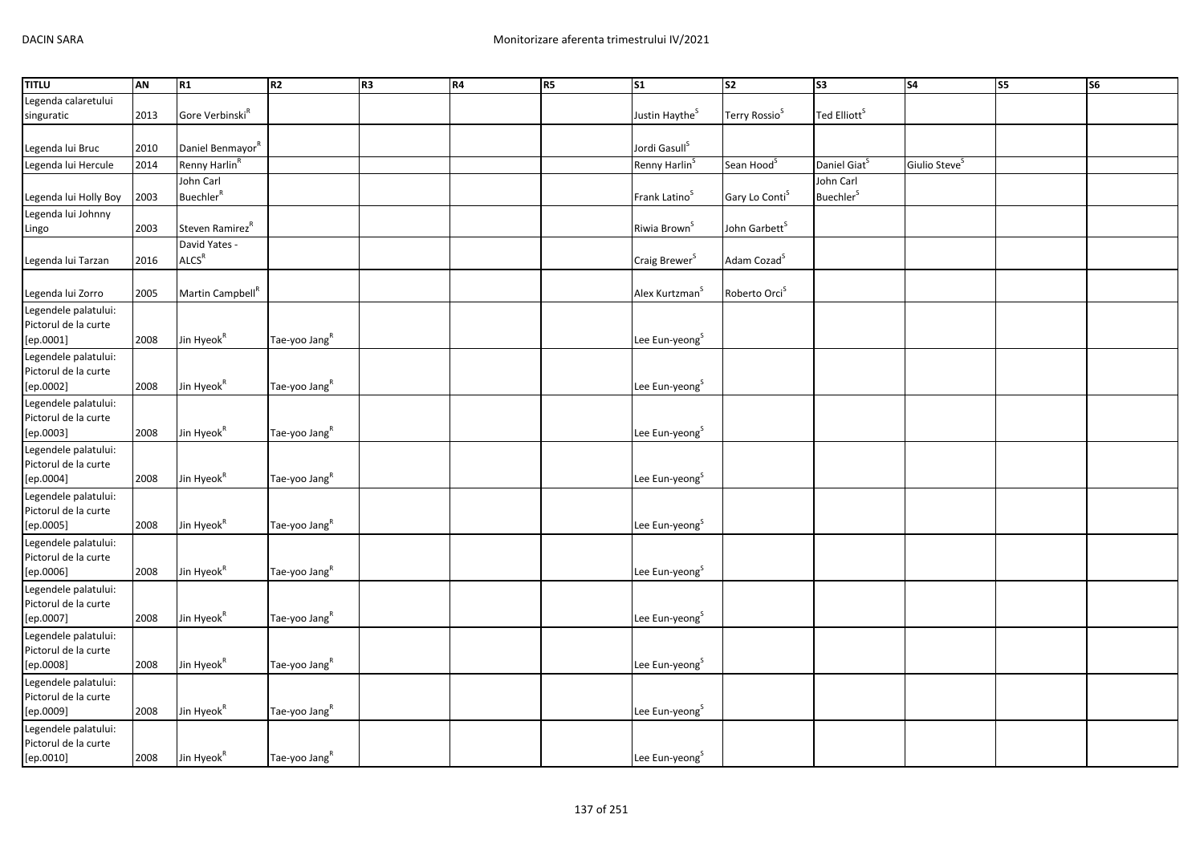| TITLU | AN | R1 | R2 | R3 | R4 | R5 | S1 | S2 | S3 | S4 | S5 | S6 |
|---|---|---|---|---|---|---|---|---|---|---|---|---|
| Legenda calaretului singuratic | 2013 | Gore Verbinski[R] | | | | | Justin Haythe[S] | Terry Rossio[S] | Ted Elliott[S] | | | |
| Legenda lui Bruc | 2010 | Daniel Benmayor[R] | | | | | Jordi Gasull[S] | | | | | |
| Legenda lui Hercule | 2014 | Renny Harlin[R] | | | | | Renny Harlin[S] | Sean Hood[S] | Daniel Giat[S] | Giulio Steve[S] | | |
| Legenda lui Holly Boy | 2003 | John Carl Buechler[R] | | | | | Frank Latino[S] | Gary Lo Conti[S] | John Carl Buechler[S] | | | |
| Legenda lui Johnny Lingo | 2003 | Steven Ramirez[R] | | | | | Riwia Brown[S] | John Garbett[S] | | | | |
| Legenda lui Tarzan | 2016 | David Yates - ALCS[R] | | | | | Craig Brewer[S] | Adam Cozad[S] | | | | |
| Legenda lui Zorro | 2005 | Martin Campbell[R] | | | | | Alex Kurtzman[S] | Roberto Orci[S] | | | | |
| Legendele palatului: Pictorul de la curte [ep.0001] | 2008 | Jin Hyeok[R] | Tae-yoo Jang[R] | | | | Lee Eun-yeong[S] | | | | | |
| Legendele palatului: Pictorul de la curte [ep.0002] | 2008 | Jin Hyeok[R] | Tae-yoo Jang[R] | | | | Lee Eun-yeong[S] | | | | | |
| Legendele palatului: Pictorul de la curte [ep.0003] | 2008 | Jin Hyeok[R] | Tae-yoo Jang[R] | | | | Lee Eun-yeong[S] | | | | | |
| Legendele palatului: Pictorul de la curte [ep.0004] | 2008 | Jin Hyeok[R] | Tae-yoo Jang[R] | | | | Lee Eun-yeong[S] | | | | | |
| Legendele palatului: Pictorul de la curte [ep.0005] | 2008 | Jin Hyeok[R] | Tae-yoo Jang[R] | | | | Lee Eun-yeong[S] | | | | | |
| Legendele palatului: Pictorul de la curte [ep.0006] | 2008 | Jin Hyeok[R] | Tae-yoo Jang[R] | | | | Lee Eun-yeong[S] | | | | | |
| Legendele palatului: Pictorul de la curte [ep.0007] | 2008 | Jin Hyeok[R] | Tae-yoo Jang[R] | | | | Lee Eun-yeong[S] | | | | | |
| Legendele palatului: Pictorul de la curte [ep.0008] | 2008 | Jin Hyeok[R] | Tae-yoo Jang[R] | | | | Lee Eun-yeong[S] | | | | | |
| Legendele palatului: Pictorul de la curte [ep.0009] | 2008 | Jin Hyeok[R] | Tae-yoo Jang[R] | | | | Lee Eun-yeong[S] | | | | | |
| Legendele palatului: Pictorul de la curte [ep.0010] | 2008 | Jin Hyeok[R] | Tae-yoo Jang[R] | | | | Lee Eun-yeong[S] | | | | | |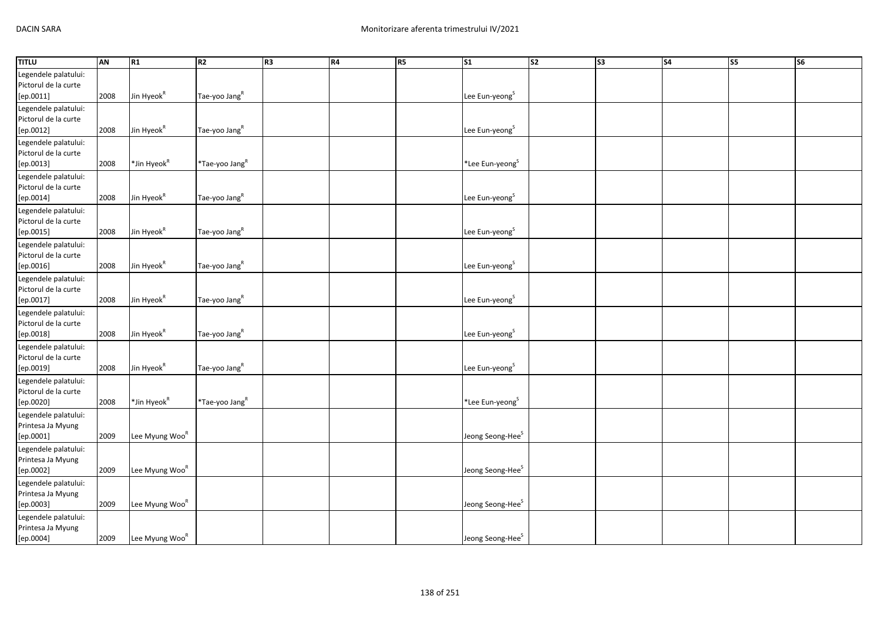| TITLU | AN | R1 | R2 | R3 | R4 | R5 | S1 | S2 | S3 | S4 | S5 | S6 |
|---|---|---|---|---|---|---|---|---|---|---|---|---|
| Legendele palatului: Pictorul de la curte [ep.0011] | 2008 | Jin Hyeok[R] | Tae-yoo Jang[R] | | | | Lee Eun-yeong[S] | | | | | |
| Legendele palatului: Pictorul de la curte [ep.0012] | 2008 | Jin Hyeok[R] | Tae-yoo Jang[R] | | | | Lee Eun-yeong[S] | | | | | |
| Legendele palatului: Pictorul de la curte [ep.0013] | 2008 | *Jin Hyeok[R] | *Tae-yoo Jang[R] | | | | *Lee Eun-yeong[S] | | | | | |
| Legendele palatului: Pictorul de la curte [ep.0014] | 2008 | Jin Hyeok[R] | Tae-yoo Jang[R] | | | | Lee Eun-yeong[S] | | | | | |
| Legendele palatului: Pictorul de la curte [ep.0015] | 2008 | Jin Hyeok[R] | Tae-yoo Jang[R] | | | | Lee Eun-yeong[S] | | | | | |
| Legendele palatului: Pictorul de la curte [ep.0016] | 2008 | Jin Hyeok[R] | Tae-yoo Jang[R] | | | | Lee Eun-yeong[S] | | | | | |
| Legendele palatului: Pictorul de la curte [ep.0017] | 2008 | Jin Hyeok[R] | Tae-yoo Jang[R] | | | | Lee Eun-yeong[S] | | | | | |
| Legendele palatului: Pictorul de la curte [ep.0018] | 2008 | Jin Hyeok[R] | Tae-yoo Jang[R] | | | | Lee Eun-yeong[S] | | | | | |
| Legendele palatului: Pictorul de la curte [ep.0019] | 2008 | Jin Hyeok[R] | Tae-yoo Jang[R] | | | | Lee Eun-yeong[S] | | | | | |
| Legendele palatului: Pictorul de la curte [ep.0020] | 2008 | *Jin Hyeok[R] | *Tae-yoo Jang[R] | | | | *Lee Eun-yeong[S] | | | | | |
| Legendele palatului: Printesa Ja Myung [ep.0001] | 2009 | Lee Myung Woo[R] | | | | | Jeong Seong-Hee[S] | | | | | |
| Legendele palatului: Printesa Ja Myung [ep.0002] | 2009 | Lee Myung Woo[R] | | | | | Jeong Seong-Hee[S] | | | | | |
| Legendele palatului: Printesa Ja Myung [ep.0003] | 2009 | Lee Myung Woo[R] | | | | | Jeong Seong-Hee[S] | | | | | |
| Legendele palatului: Printesa Ja Myung [ep.0004] | 2009 | Lee Myung Woo[R] | | | | | Jeong Seong-Hee[S] | | | | | |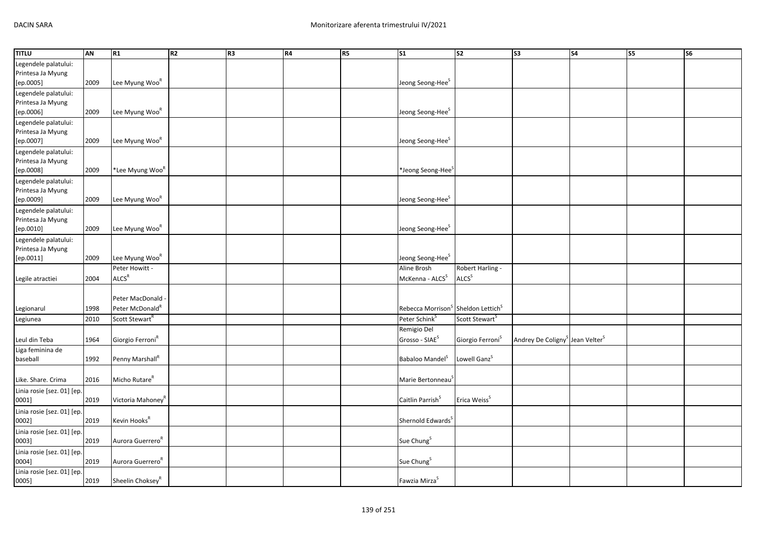| TITLU | AN | R1 | R2 | R3 | R4 | R5 | S1 | S2 | S3 | S4 | S5 | S6 |
| --- | --- | --- | --- | --- | --- | --- | --- | --- | --- | --- | --- | --- |
| Legendele palatului: Printesa Ja Myung [ep.0005] | 2009 | Lee Myung Woo[R] | | | | | Jeong Seong-Hee[S] | | | | | |
| Legendele palatului: Printesa Ja Myung [ep.0006] | 2009 | Lee Myung Woo[R] | | | | | Jeong Seong-Hee[S] | | | | | |
| Legendele palatului: Printesa Ja Myung [ep.0007] | 2009 | Lee Myung Woo[R] | | | | | Jeong Seong-Hee[S] | | | | | |
| Legendele palatului: Printesa Ja Myung [ep.0008] | 2009 | *Lee Myung Woo[R] | | | | | *Jeong Seong-Hee[S] | | | | | |
| Legendele palatului: Printesa Ja Myung [ep.0009] | 2009 | Lee Myung Woo[R] | | | | | Jeong Seong-Hee[S] | | | | | |
| Legendele palatului: Printesa Ja Myung [ep.0010] | 2009 | Lee Myung Woo[R] | | | | | Jeong Seong-Hee[S] | | | | | |
| Legendele palatului: Printesa Ja Myung [ep.0011] | 2009 | Lee Myung Woo[R] | | | | | Jeong Seong-Hee[S] | | | | | |
| Legile atractiei | 2004 | Peter Howitt - ALCS[R] | | | | | Aline Brosh McKenna - ALCS[S] | Robert Harling - ALCS[S] | | | | |
| Legionarul | 1998 | Peter MacDonald - Peter McDonald[R] | | | | | Rebecca Morrison[S] | Sheldon Lettich[S] | | | | |
| Legiunea | 2010 | Scott Stewart[R] | | | | | Peter Schink[S] | Scott Stewart[S] | | | | |
| Leul din Teba | 1964 | Giorgio Ferroni[R] | | | | | Remigio Del Grosso - SIAE[S] | Giorgio Ferroni[S] | Andrey De Coligny[S] | Jean Velter[S] | | |
| Liga feminina de baseball | 1992 | Penny Marshall[R] | | | | | Babaloo Mandel[S] | Lowell Ganz[S] | | | | |
| Like. Share. Crima | 2016 | Micho Rutare[R] | | | | | Marie Bertonneau[S] | | | | | |
| Linia rosie [sez. 01] [ep. 0001] | 2019 | Victoria Mahoney[R] | | | | | Caitlin Parrish[S] | Erica Weiss[S] | | | | |
| Linia rosie [sez. 01] [ep. 0002] | 2019 | Kevin Hooks[R] | | | | | Shernold Edwards[S] | | | | | |
| Linia rosie [sez. 01] [ep. 0003] | 2019 | Aurora Guerrero[R] | | | | | Sue Chung[S] | | | | | |
| Linia rosie [sez. 01] [ep. 0004] | 2019 | Aurora Guerrero[R] | | | | | Sue Chung[S] | | | | | |
| Linia rosie [sez. 01] [ep. 0005] | 2019 | Sheelin Choksey[R] | | | | | Fawzia Mirza[S] | | | | | |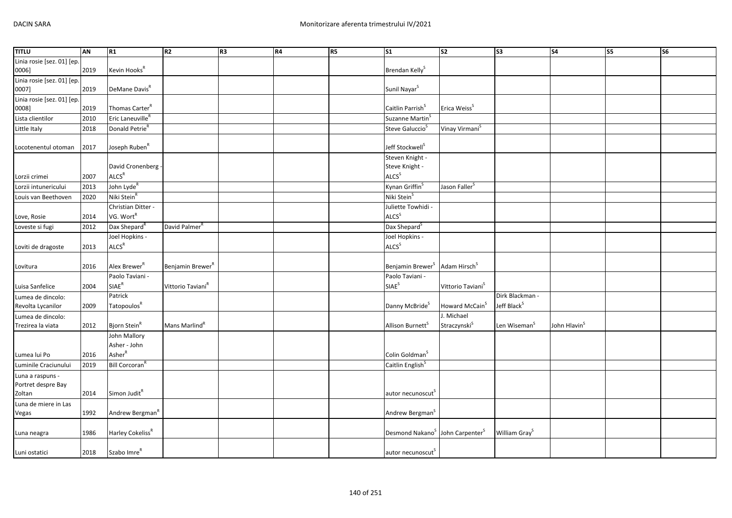| TITLU | AN | R1 | R2 | R3 | R4 | R5 | S1 | S2 | S3 | S4 | S5 | S6 |
|---|---|---|---|---|---|---|---|---|---|---|---|---|
| Linia rosie [sez. 01] [ep. 0006] | 2019 | Kevin Hooks[R] | | | | | Brendan Kelly[S] | | | | | |
| Linia rosie [sez. 01] [ep. 0007] | 2019 | DeMane Davis[R] | | | | | Sunil Nayar[S] | | | | | |
| Linia rosie [sez. 01] [ep. 0008] | 2019 | Thomas Carter[R] | | | | | Caitlin Parrish[S] | Erica Weiss[S] | | | | |
| Lista clientilor | 2010 | Eric Laneuville[R] | | | | | Suzanne Martin[S] | | | | | |
| Little Italy | 2018 | Donald Petrie[R] | | | | | Steve Galuccio[S] | Vinay Virmani[S] | | | | |
| Locotenentul otoman | 2017 | Joseph Ruben[R] | | | | | Jeff Stockwell[S] | | | | | |
| Lorzii crimei | 2007 | David Cronenberg - ALCS[R] | | | | | Steven Knight - Steve Knight - ALCS[S] | | | | | |
| Lorzii intunericului | 2013 | John Lyde[R] | | | | | Kynan Griffin[S] | Jason Faller[S] | | | | |
| Louis van Beethoven | 2020 | Niki Stein[R] | | | | | Niki Stein[S] | | | | | |
| Love, Rosie | 2014 | Christian Ditter - VG. Wort[R] | | | | | Juliette Towhidi - ALCS[S] | | | | | |
| Loveste si fugi | 2012 | Dax Shepard[R] | David Palmer[R] | | | | Dax Shepard[S] | | | | | |
| Loviti de dragoste | 2013 | Joel Hopkins - ALCS[R] | | | | | Joel Hopkins - ALCS[S] | | | | | |
| Lovitura | 2016 | Alex Brewer[R] | Benjamin Brewer[R] | | | | Benjamin Brewer[S] | Adam Hirsch[S] | | | | |
| Luisa Sanfelice | 2004 | Paolo Taviani - SIAE[R] | Vittorio Taviani[R] | | | | Paolo Taviani - SIAE[S] | Vittorio Taviani[S] | | | | |
| Lumea de dincolo: Revolta Lycanilor | 2009 | Patrick Tatopoulos[R] | | | | | Danny McBride[S] | Howard McCain[S] | Dirk Blackman - Jeff Black[S] | | | |
| Lumea de dincolo: Trezirea la viata | 2012 | Bjorn Stein[R] | Mans Marlind[R] | | | | Allison Burnett[S] | J. Michael Straczynski[S] | Len Wiseman[S] | John Hlavin[S] | | |
| Lumea lui Po | 2016 | John Mallory Asher - John Asher[R] | | | | | Colin Goldman[S] | | | | | |
| Luminile Craciunului | 2019 | Bill Corcoran[R] | | | | | Caitlin English[S] | | | | | |
| Luna a raspuns - Portret despre Bay Zoltan | 2014 | Simon Judit[R] | | | | | autor necunoscut[S] | | | | | |
| Luna de miere in Las Vegas | 1992 | Andrew Bergman[R] | | | | | Andrew Bergman[S] | | | | | |
| Luna neagra | 1986 | Harley Cokeliss[R] | | | | | Desmond Nakano[S] | John Carpenter[S] | William Gray[S] | | | |
| Luni ostatici | 2018 | Szabo Imre[R] | | | | | autor necunoscut[S] | | | | | |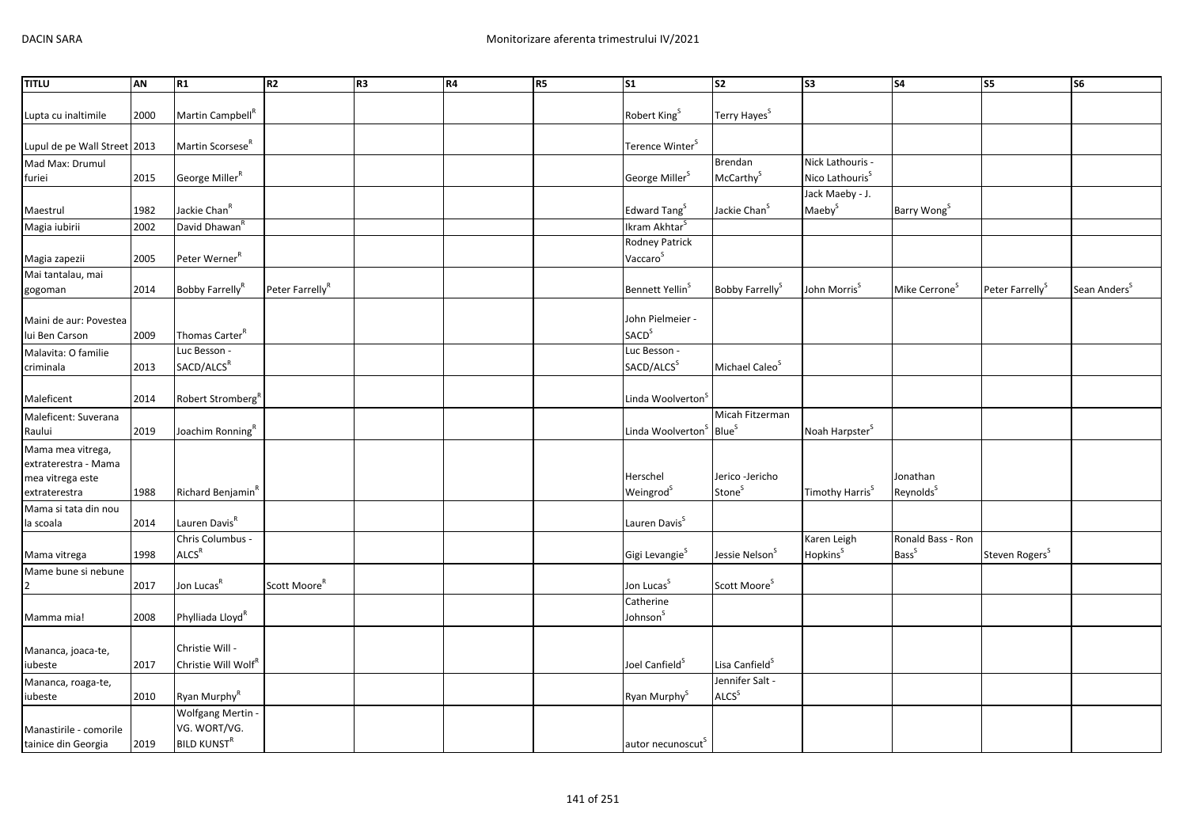| TITLU | AN | R1 | R2 | R3 | R4 | R5 | S1 | S2 | S3 | S4 | S5 | S6 |
|---|---|---|---|---|---|---|---|---|---|---|---|---|
| Lupta cu inaltimile | 2000 | Martin Campbell[R] | | | | | Robert King[S] | Terry Hayes[S] | | | | |
| Lupul de pe Wall Street | 2013 | Martin Scorsese[R] | | | | | Terence Winter[S] | | | | | |
| Mad Max: Drumul furiei | 2015 | George Miller[R] | | | | | George Miller[S] | Brendan McCarthy[S] | Nick Lathouris - Nico Lathouris[S] | | | |
| Maestrul | 1982 | Jackie Chan[R] | | | | | Edward Tang[S] | Jackie Chan[S] | Jack Maeby - J. Maeby[S] | Barry Wong[S] | | |
| Magia iubirii | 2002 | David Dhawan[R] | | | | | Ikram Akhtar[S] | | | | | |
| Magia zapezii | 2005 | Peter Werner[R] | | | | | Rodney Patrick Vaccaro[S] | | | | | |
| Mai tantalau, mai gogoman | 2014 | Bobby Farrelly[R] | Peter Farrelly[R] | | | | Bennett Yellin[S] | Bobby Farrelly[S] | John Morris[S] | Mike Cerrone[S] | Peter Farrelly[S] | Sean Anders[S] |
| Maini de aur: Povestea lui Ben Carson | 2009 | Thomas Carter[R] | | | | | John Pielmeier - SACD[S] | | | | | |
| Malavita: O familie criminala | 2013 | Luc Besson - SACD/ALCS[R] | | | | | Luc Besson - SACD/ALCS[S] | Michael Caleo[S] | | | | |
| Maleficent | 2014 | Robert Stromberg[R] | | | | | Linda Woolverton[S] | | | | | |
| Maleficent: Suverana Raului | 2019 | Joachim Ronning[R] | | | | | Linda Woolverton[S] | Micah Fitzerman Blue[S] | Noah Harpster[S] | | | |
| Mama mea vitrega, extraterestra - Mama mea vitrega este extraterestra | 1988 | Richard Benjamin[R] | | | | | Herschel Weingrod[S] | Jerico -Jericho Stone[S] | Timothy Harris[S] | Jonathan Reynolds[S] | | |
| Mama si tata din nou la scoala | 2014 | Lauren Davis[R] | | | | | Lauren Davis[S] | | | | | |
| Mama vitrega | 1998 | Chris Columbus - ALCS[R] | | | | | Gigi Levangie[S] | Jessie Nelson[S] | Karen Leigh Hopkins[S] | Ronald Bass - Ron Bass[S] | Steven Rogers[S] | |
| Mame bune si nebune 2 | 2017 | Jon Lucas[R] | Scott Moore[R] | | | | Jon Lucas[S] | Scott Moore[S] | | | | |
| Mamma mia! | 2008 | Phylliada Lloyd[R] | | | | | Catherine Johnson[S] | | | | | |
| Mananca, joaca-te, iubeste | 2017 | Christie Will - Christie Will Wolf[R] | | | | | Joel Canfield[S] | Lisa Canfield[S] | | | | |
| Mananca, roaga-te, iubeste | 2010 | Ryan Murphy[R] | | | | | Ryan Murphy[S] | Jennifer Salt - ALCS[S] | | | | |
| Manastirile - comorile tainice din Georgia | 2019 | Wolfgang Mertin - VG. WORT/VG. BILD KUNST[R] | | | | | autor necunoscut[S] | | | | | |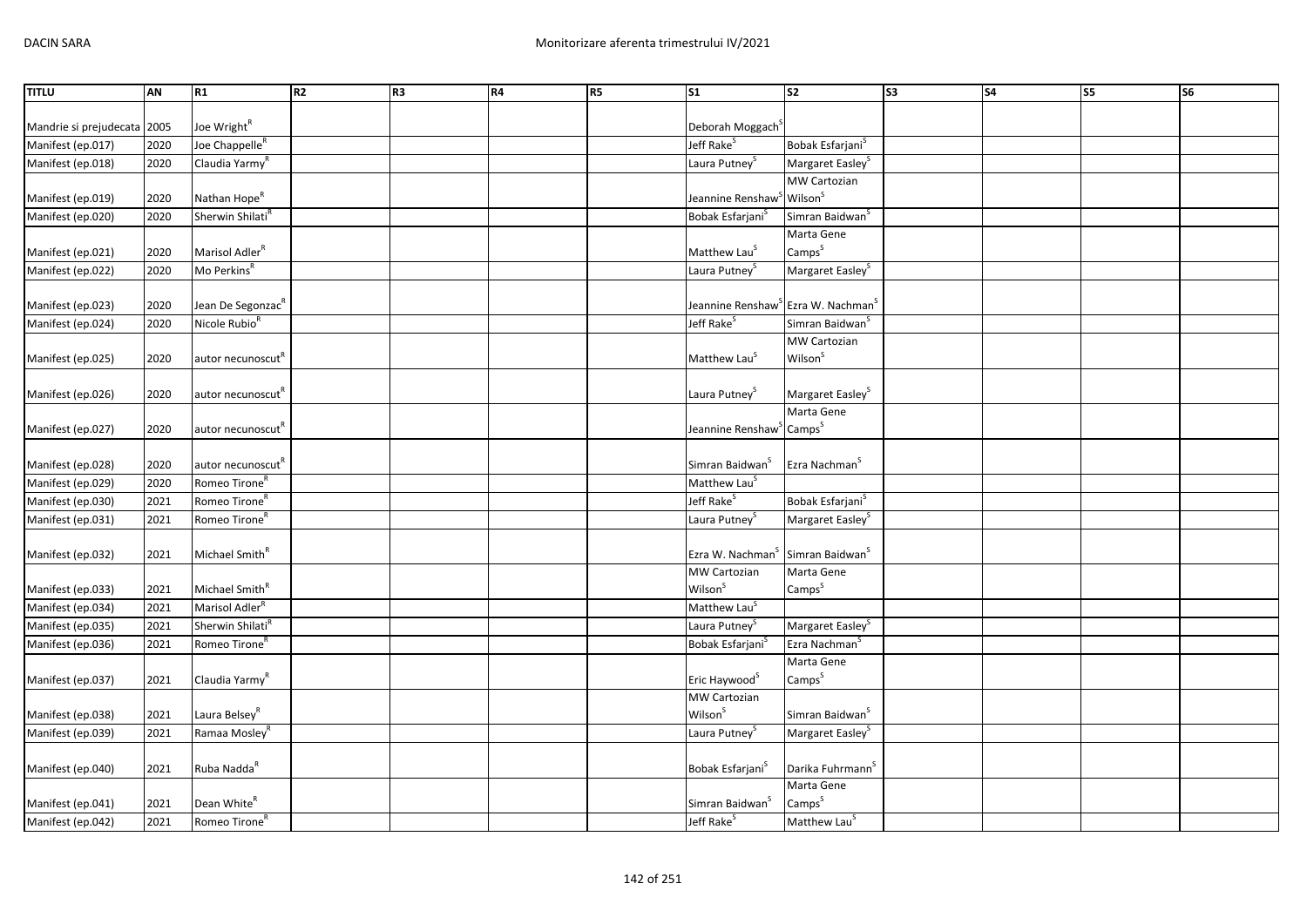| TITLU | AN | R1 | R2 | R3 | R4 | R5 | S1 | S2 | S3 | S4 | S5 | S6 |
|---|---|---|---|---|---|---|---|---|---|---|---|---|
| Mandrie si prejudecata | 2005 | Joe Wright[R] | | | | | Deborah Moggach[S] | | | | | |
| Manifest (ep.017) | 2020 | Joe Chappelle[R] | | | | | Jeff Rake[S] | Bobak Esfarjani[S] | | | | |
| Manifest (ep.018) | 2020 | Claudia Yarmy[R] | | | | | Laura Putney[S] | Margaret Easley[S] | | | | |
| Manifest (ep.019) | 2020 | Nathan Hope[R] | | | | | Jeannine Renshaw[S] | MW Cartozian Wilson[S] | | | | |
| Manifest (ep.020) | 2020 | Sherwin Shilati[R] | | | | | Bobak Esfarjani[S] | Simran Baidwan[S] | | | | |
| Manifest (ep.021) | 2020 | Marisol Adler[R] | | | | | Matthew Lau[S] | Marta Gene Camps[S] | | | | |
| Manifest (ep.022) | 2020 | Mo Perkins[R] | | | | | Laura Putney[S] | Margaret Easley[S] | | | | |
| Manifest (ep.023) | 2020 | Jean De Segonzac[R] | | | | | Jeannine Renshaw[S] | Ezra W. Nachman[S] | | | | |
| Manifest (ep.024) | 2020 | Nicole Rubio[R] | | | | | Jeff Rake[S] | Simran Baidwan[S] | | | | |
| Manifest (ep.025) | 2020 | autor necunoscut[R] | | | | | Matthew Lau[S] | MW Cartozian Wilson[S] | | | | |
| Manifest (ep.026) | 2020 | autor necunoscut[R] | | | | | Laura Putney[S] | Margaret Easley[S] | | | | |
| Manifest (ep.027) | 2020 | autor necunoscut[R] | | | | | Jeannine Renshaw[S] | Marta Gene Camps[S] | | | | |
| Manifest (ep.028) | 2020 | autor necunoscut[R] | | | | | Simran Baidwan[S] | Ezra Nachman[S] | | | | |
| Manifest (ep.029) | 2020 | Romeo Tirone[R] | | | | | Matthew Lau[S] | | | | | |
| Manifest (ep.030) | 2021 | Romeo Tirone[R] | | | | | Jeff Rake[S] | Bobak Esfarjani[S] | | | | |
| Manifest (ep.031) | 2021 | Romeo Tirone[R] | | | | | Laura Putney[S] | Margaret Easley[S] | | | | |
| Manifest (ep.032) | 2021 | Michael Smith[R] | | | | | Ezra W. Nachman[S] | Simran Baidwan[S] | | | | |
| Manifest (ep.033) | 2021 | Michael Smith[R] | | | | | MW Cartozian Wilson[S] | Marta Gene Camps[S] | | | | |
| Manifest (ep.034) | 2021 | Marisol Adler[R] | | | | | Matthew Lau[S] | | | | | |
| Manifest (ep.035) | 2021 | Sherwin Shilati[R] | | | | | Laura Putney[S] | Margaret Easley[S] | | | | |
| Manifest (ep.036) | 2021 | Romeo Tirone[R] | | | | | Bobak Esfarjani[S] | Ezra Nachman[S] | | | | |
| Manifest (ep.037) | 2021 | Claudia Yarmy[R] | | | | | Eric Haywood[S] | Marta Gene Camps[S] | | | | |
| Manifest (ep.038) | 2021 | Laura Belsey[R] | | | | | MW Cartozian Wilson[S] | Simran Baidwan[S] | | | | |
| Manifest (ep.039) | 2021 | Ramaa Mosley[R] | | | | | Laura Putney[S] | Margaret Easley[S] | | | | |
| Manifest (ep.040) | 2021 | Ruba Nadda[R] | | | | | Bobak Esfarjani[S] | Darika Fuhrmann[S] | | | | |
| Manifest (ep.041) | 2021 | Dean White[R] | | | | | Simran Baidwan[S] | Marta Gene Camps[S] | | | | |
| Manifest (ep.042) | 2021 | Romeo Tirone[R] | | | | | Jeff Rake[S] | Matthew Lau[S] | | | | |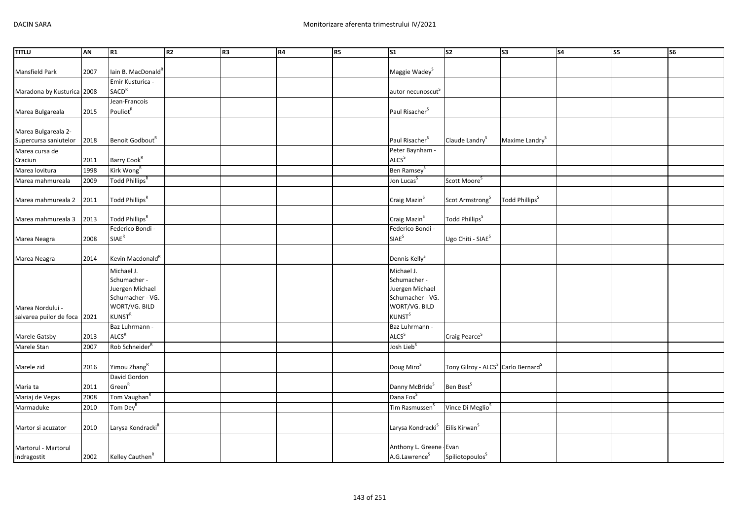| TITLU | AN | R1 | R2 | R3 | R4 | R5 | S1 | S2 | S3 | S4 | S5 | S6 |
|---|---|---|---|---|---|---|---|---|---|---|---|---|
| Mansfield Park | 2007 | Iain B. MacDonald[R] | | | | | Maggie Wadey[S] | | | | | |
| Maradona by Kusturica | 2008 | Emir Kusturica - SACD[R] | | | | | autor necunoscut[S] | | | | | |
| Marea Bulgareala | 2015 | Jean-Francois Pouliot[R] | | | | | Paul Risacher[S] | | | | | |
| Marea Bulgareala 2- Supercursa saniutelor | 2018 | Benoit Godbout[R] | | | | | Paul Risacher[S] | Claude Landry[S] | Maxime Landry[S] | | | |
| Marea cursa de Craciun | 2011 | Barry Cook[R] | | | | | Peter Baynham - ALCS[S] | | | | | |
| Marea lovitura | 1998 | Kirk Wong[R] | | | | | Ben Ramsey[S] | | | | | |
| Marea mahmureala | 2009 | Todd Phillips[R] | | | | | Jon Lucas[S] | Scott Moore[S] | | | | |
| Marea mahmureala 2 | 2011 | Todd Phillips[R] | | | | | Craig Mazin[S] | Scot Armstrong[S] | Todd Phillips[S] | | | |
| Marea mahmureala 3 | 2013 | Todd Phillips[R] | | | | | Craig Mazin[S] | Todd Phillips[S] | | | | |
| Marea Neagra | 2008 | Federico Bondi - SIAE[R] | | | | | Federico Bondi - SIAE[S] | Ugo Chiti - SIAE[S] | | | | |
| Marea Neagra | 2014 | Kevin Macdonald[R] | | | | | Dennis Kelly[S] | | | | | |
| Marea Nordului - salvarea puilor de foca | 2021 | Michael J. Schumacher - Juergen Michael Schumacher - VG. WORT/VG. BILD KUNST[R] | | | | | Michael J. Schumacher - Juergen Michael Schumacher - VG. WORT/VG. BILD KUNST[S] | | | | | |
| Marele Gatsby | 2013 | Baz Luhrmann - ALCS[R] | | | | | Baz Luhrmann - ALCS[S] | Craig Pearce[S] | | | | |
| Marele Stan | 2007 | Rob Schneider[R] | | | | | Josh Lieb[S] | | | | | |
| Marele zid | 2016 | Yimou Zhang[R] | | | | | Doug Miro[S] | Tony Gilroy - ALCS[S] | Carlo Bernard[S] | | | |
| Maria ta | 2011 | David Gordon Green[R] | | | | | Danny McBride[S] | Ben Best[S] | | | | |
| Mariaj de Vegas | 2008 | Tom Vaughan[R] | | | | | Dana Fox[S] | | | | | |
| Marmaduke | 2010 | Tom Dey[R] | | | | | Tim Rasmussen[S] | Vince Di Meglio[S] | | | | |
| Martor si acuzator | 2010 | Larysa Kondracki[R] | | | | | Larysa Kondracki[S] | Eilis Kirwan[S] | | | | |
| Martorul - Martorul indragostit | 2002 | Kelley Cauthen[R] | | | | | Anthony L. Greene - A.G.Lawrence[S] | Evan Spiliotopoulos[S] | | | | |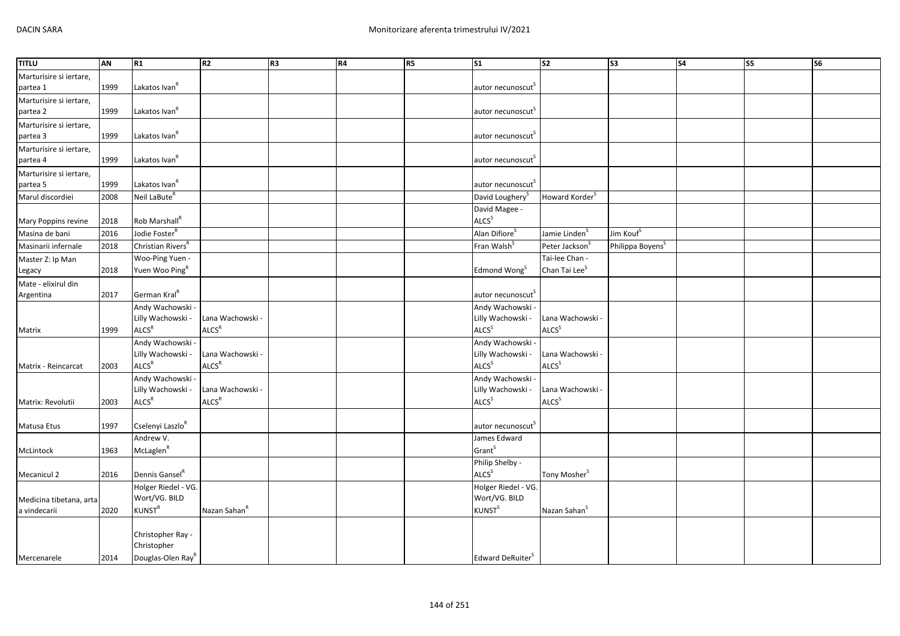| TITLU | AN | R1 | R2 | R3 | R4 | R5 | S1 | S2 | S3 | S4 | S5 | S6 |
|---|---|---|---|---|---|---|---|---|---|---|---|---|
| Marturisire si iertare, partea 1 | 1999 | Lakatos Ivan[R] | | | | | autor necunoscut[S] | | | | | |
| Marturisire si iertare, partea 2 | 1999 | Lakatos Ivan[R] | | | | | autor necunoscut[S] | | | | | |
| Marturisire si iertare, partea 3 | 1999 | Lakatos Ivan[R] | | | | | autor necunoscut[S] | | | | | |
| Marturisire si iertare, partea 4 | 1999 | Lakatos Ivan[R] | | | | | autor necunoscut[S] | | | | | |
| Marturisire si iertare, partea 5 | 1999 | Lakatos Ivan[R] | | | | | autor necunoscut[S] | | | | | |
| Marul discordiei | 2008 | Neil LaBute[R] | | | | | David Loughery[S] | Howard Korder[S] | | | | |
| Mary Poppins revine | 2018 | Rob Marshall[R] | | | | | David Magee - ALCS[S] | | | | | |
| Masina de bani | 2016 | Jodie Foster[R] | | | | | Alan Difiore[S] | Jamie Linden[S] | Jim Kouf[S] | | | |
| Masinarii infernale | 2018 | Christian Rivers[R] | | | | | Fran Walsh[S] | Peter Jackson[S] | Philippa Boyens[S] | | | |
| Master Z: Ip Man Legacy | 2018 | Woo-Ping Yuen - Yuen Woo Ping[R] | | | | | Edmond Wong[S] | Tai-lee Chan - Chan Tai Lee[S] | | | | |
| Mate - elixirul din Argentina | 2017 | German Kral[R] | | | | | autor necunoscut[S] | | | | | |
| Matrix | 1999 | Andy Wachowski - Lilly Wachowski - ALCS[R] | Lana Wachowski - ALCS[R] | | | | Andy Wachowski - Lilly Wachowski - ALCS[S] | Lana Wachowski - ALCS[S] | | | | |
| Matrix - Reincarcat | 2003 | Andy Wachowski - Lilly Wachowski - ALCS[R] | Lana Wachowski - ALCS[R] | | | | Andy Wachowski - Lilly Wachowski - ALCS[S] | Lana Wachowski - ALCS[S] | | | | |
| Matrix: Revolutii | 2003 | Andy Wachowski - Lilly Wachowski - ALCS[R] | Lana Wachowski - ALCS[R] | | | | Andy Wachowski - Lilly Wachowski - ALCS[S] | Lana Wachowski - ALCS[S] | | | | |
| Matusa Etus | 1997 | Cselenyi Laszlo[R] | | | | | autor necunoscut[S] | | | | | |
| McLintock | 1963 | Andrew V. McLaglen[R] | | | | | James Edward Grant[S] | | | | | |
| Mecanicul 2 | 2016 | Dennis Gansel[R] | | | | | Philip Shelby - ALCS[S] | Tony Mosher[S] | | | | |
| Medicina tibetana, arta a vindecarii | 2020 | Holger Riedel - VG. Wort/VG. BILD KUNST[R] | Nazan Sahan[R] | | | | Holger Riedel - VG. Wort/VG. BILD KUNST[S] | Nazan Sahan[S] | | | | |
| Mercenarele | 2014 | Christopher Ray - Christopher Douglas-Olen Ray[R] | | | | | Edward DeRuiter[S] | | | | | |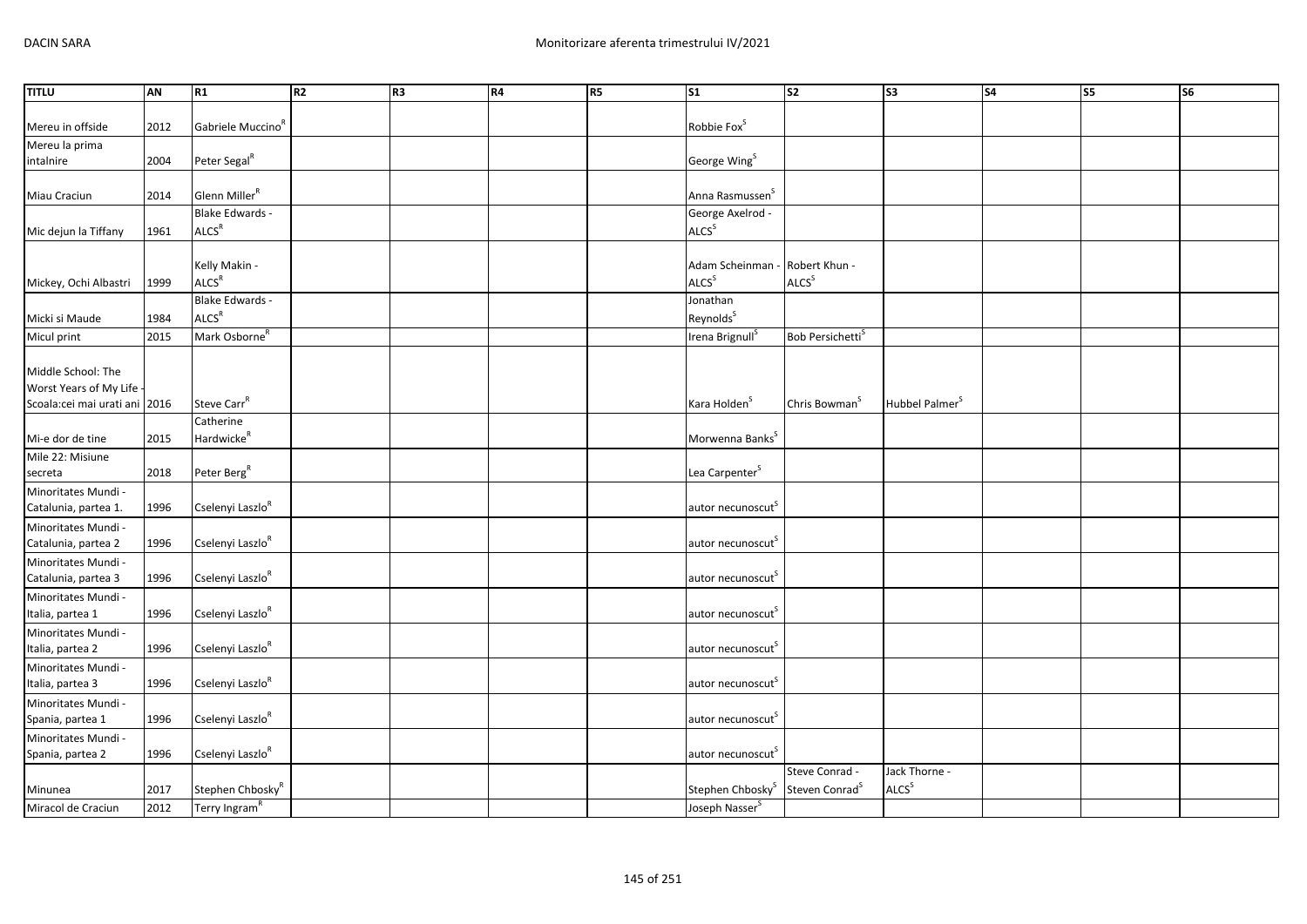| TITLU | AN | R1 | R2 | R3 | R4 | R5 | S1 | S2 | S3 | S4 | S5 | S6 |
|---|---|---|---|---|---|---|---|---|---|---|---|---|
| Mereu in offside | 2012 | Gabriele Muccino[R] | | | | | Robbie Fox[S] | | | | | |
| Mereu la prima intalnire | 2004 | Peter Segal[R] | | | | | George Wing[S] | | | | | |
| Miau Craciun | 2014 | Glenn Miller[R] | | | | | Anna Rasmussen[S] | | | | | |
| Mic dejun la Tiffany | 1961 | Blake Edwards - ALCS[R] | | | | | George Axelrod - ALCS[S] | | | | | |
| Mickey, Ochi Albastri | 1999 | Kelly Makin - ALCS[R] | | | | | Adam Scheinman - ALCS[S] | Robert Khun - ALCS[S] | | | | |
| Micki si Maude | 1984 | Blake Edwards - ALCS[R] | | | | | Jonathan Reynolds[S] | | | | | |
| Micul print | 2015 | Mark Osborne[R] | | | | | Irena Brignull[S] | Bob Persichetti[S] | | | | |
| Middle School: The Worst Years of My Life - Scoala:cei mai urati ani | 2016 | Steve Carr[R] | | | | | Kara Holden[S] | Chris Bowman[S] | Hubbel Palmer[S] | | | |
| Mi-e dor de tine | 2015 | Catherine Hardwicke[R] | | | | | Morwenna Banks[S] | | | | | |
| Mile 22: Misiune secreta | 2018 | Peter Berg[R] | | | | | Lea Carpenter[S] | | | | | |
| Minoritates Mundi - Catalunia, partea 1. | 1996 | Cselenyi Laszlo[R] | | | | | autor necunoscut[S] | | | | | |
| Minoritates Mundi - Catalunia, partea 2 | 1996 | Cselenyi Laszlo[R] | | | | | autor necunoscut[S] | | | | | |
| Minoritates Mundi - Catalunia, partea 3 | 1996 | Cselenyi Laszlo[R] | | | | | autor necunoscut[S] | | | | | |
| Minoritates Mundi - Italia, partea 1 | 1996 | Cselenyi Laszlo[R] | | | | | autor necunoscut[S] | | | | | |
| Minoritates Mundi - Italia, partea 2 | 1996 | Cselenyi Laszlo[R] | | | | | autor necunoscut[S] | | | | | |
| Minoritates Mundi - Italia, partea 3 | 1996 | Cselenyi Laszlo[R] | | | | | autor necunoscut[S] | | | | | |
| Minoritates Mundi - Spania, partea 1 | 1996 | Cselenyi Laszlo[R] | | | | | autor necunoscut[S] | | | | | |
| Minoritates Mundi - Spania, partea 2 | 1996 | Cselenyi Laszlo[R] | | | | | autor necunoscut[S] | | | | | |
| Minunea | 2017 | Stephen Chbosky[R] | | | | | Stephen Chbosky[S] | Steve Conrad - Steven Conrad[S] | Jack Thorne - ALCS[S] | | | |
| Miracol de Craciun | 2012 | Terry Ingram[R] | | | | | Joseph Nasser[S] | | | | | |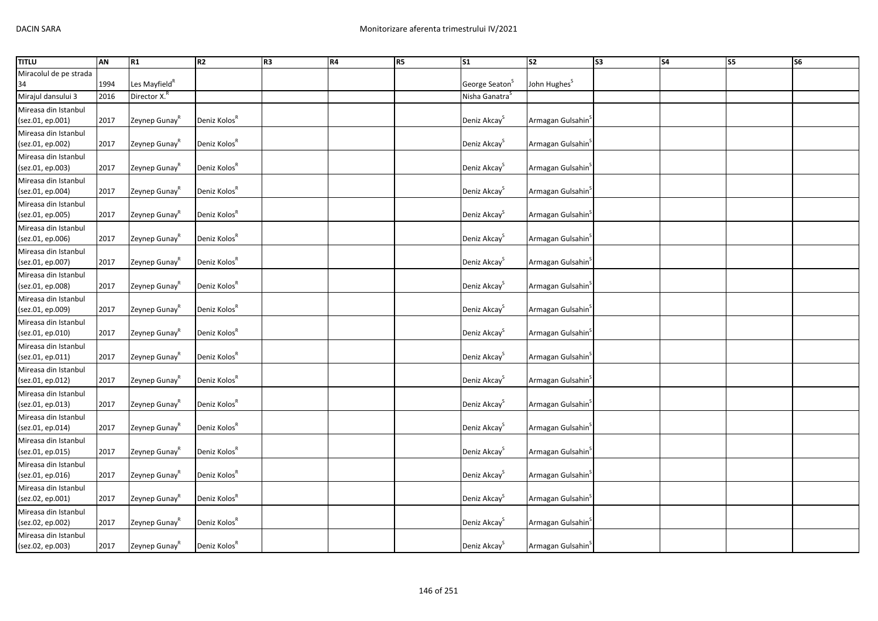| TITLU | AN | R1 | R2 | R3 | R4 | R5 | S1 | S2 | S3 | S4 | S5 | S6 |
|---|---|---|---|---|---|---|---|---|---|---|---|---|
| Miracolul de pe strada 34 | 1994 | Les Mayfield[R] | | | | | George Seaton[S] | John Hughes[S] | | | | |
| Mirajul dansului 3 | 2016 | Director X.[R] | | | | | Nisha Ganatra[S] | | | | | |
| Mireasa din Istanbul (sez.01, ep.001) | 2017 | Zeynep Gunay[R] | Deniz Kolos[R] | | | | Deniz Akcay[S] | Armagan Gulsahin[S] | | | | |
| Mireasa din Istanbul (sez.01, ep.002) | 2017 | Zeynep Gunay[R] | Deniz Kolos[R] | | | | Deniz Akcay[S] | Armagan Gulsahin[S] | | | | |
| Mireasa din Istanbul (sez.01, ep.003) | 2017 | Zeynep Gunay[R] | Deniz Kolos[R] | | | | Deniz Akcay[S] | Armagan Gulsahin[S] | | | | |
| Mireasa din Istanbul (sez.01, ep.004) | 2017 | Zeynep Gunay[R] | Deniz Kolos[R] | | | | Deniz Akcay[S] | Armagan Gulsahin[S] | | | | |
| Mireasa din Istanbul (sez.01, ep.005) | 2017 | Zeynep Gunay[R] | Deniz Kolos[R] | | | | Deniz Akcay[S] | Armagan Gulsahin[S] | | | | |
| Mireasa din Istanbul (sez.01, ep.006) | 2017 | Zeynep Gunay[R] | Deniz Kolos[R] | | | | Deniz Akcay[S] | Armagan Gulsahin[S] | | | | |
| Mireasa din Istanbul (sez.01, ep.007) | 2017 | Zeynep Gunay[R] | Deniz Kolos[R] | | | | Deniz Akcay[S] | Armagan Gulsahin[S] | | | | |
| Mireasa din Istanbul (sez.01, ep.008) | 2017 | Zeynep Gunay[R] | Deniz Kolos[R] | | | | Deniz Akcay[S] | Armagan Gulsahin[S] | | | | |
| Mireasa din Istanbul (sez.01, ep.009) | 2017 | Zeynep Gunay[R] | Deniz Kolos[R] | | | | Deniz Akcay[S] | Armagan Gulsahin[S] | | | | |
| Mireasa din Istanbul (sez.01, ep.010) | 2017 | Zeynep Gunay[R] | Deniz Kolos[R] | | | | Deniz Akcay[S] | Armagan Gulsahin[S] | | | | |
| Mireasa din Istanbul (sez.01, ep.011) | 2017 | Zeynep Gunay[R] | Deniz Kolos[R] | | | | Deniz Akcay[S] | Armagan Gulsahin[S] | | | | |
| Mireasa din Istanbul (sez.01, ep.012) | 2017 | Zeynep Gunay[R] | Deniz Kolos[R] | | | | Deniz Akcay[S] | Armagan Gulsahin[S] | | | | |
| Mireasa din Istanbul (sez.01, ep.013) | 2017 | Zeynep Gunay[R] | Deniz Kolos[R] | | | | Deniz Akcay[S] | Armagan Gulsahin[S] | | | | |
| Mireasa din Istanbul (sez.01, ep.014) | 2017 | Zeynep Gunay[R] | Deniz Kolos[R] | | | | Deniz Akcay[S] | Armagan Gulsahin[S] | | | | |
| Mireasa din Istanbul (sez.01, ep.015) | 2017 | Zeynep Gunay[R] | Deniz Kolos[R] | | | | Deniz Akcay[S] | Armagan Gulsahin[S] | | | | |
| Mireasa din Istanbul (sez.01, ep.016) | 2017 | Zeynep Gunay[R] | Deniz Kolos[R] | | | | Deniz Akcay[S] | Armagan Gulsahin[S] | | | | |
| Mireasa din Istanbul (sez.02, ep.001) | 2017 | Zeynep Gunay[R] | Deniz Kolos[R] | | | | Deniz Akcay[S] | Armagan Gulsahin[S] | | | | |
| Mireasa din Istanbul (sez.02, ep.002) | 2017 | Zeynep Gunay[R] | Deniz Kolos[R] | | | | Deniz Akcay[S] | Armagan Gulsahin[S] | | | | |
| Mireasa din Istanbul (sez.02, ep.003) | 2017 | Zeynep Gunay[R] | Deniz Kolos[R] | | | | Deniz Akcay[S] | Armagan Gulsahin[S] | | | | |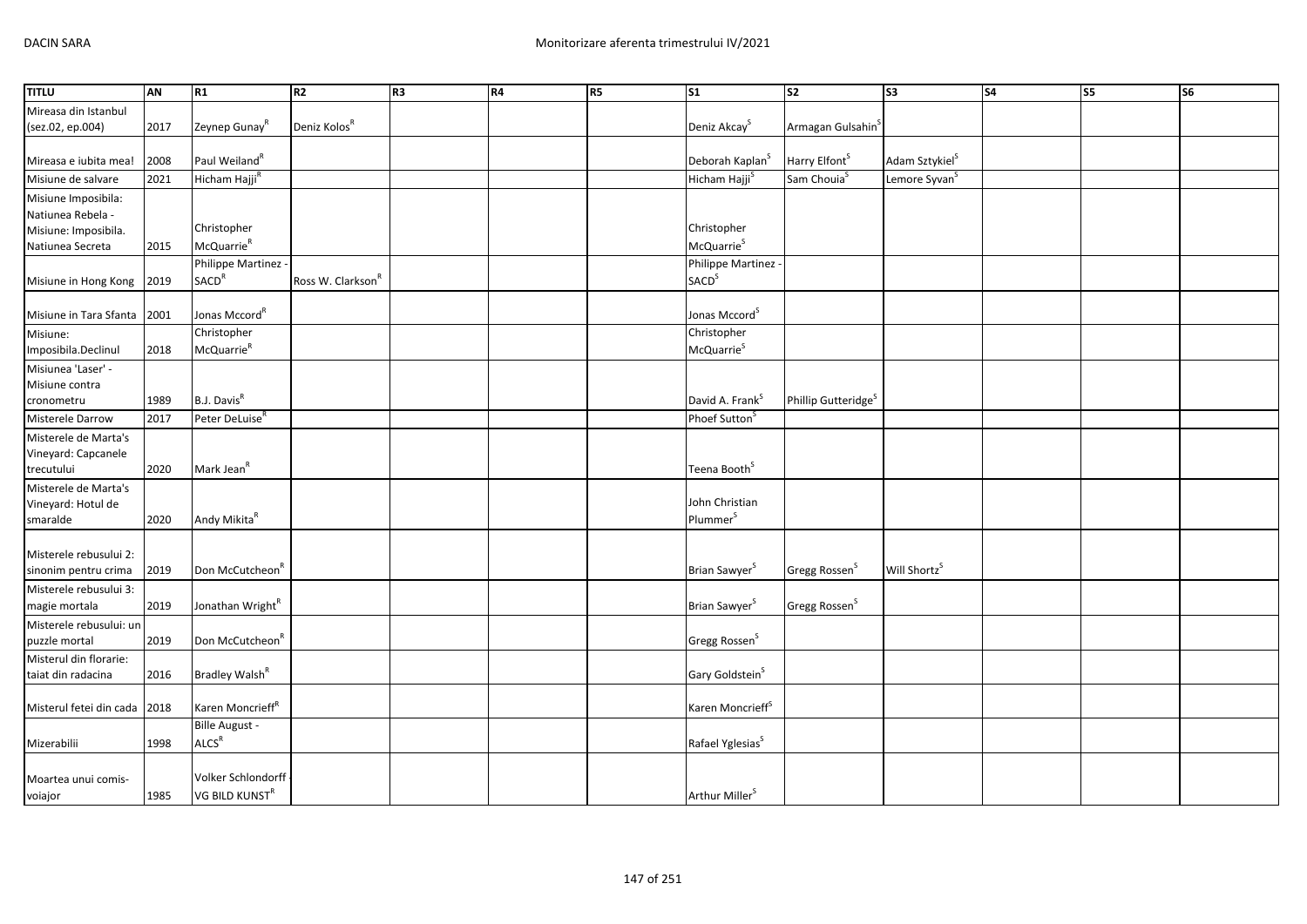| TITLU | AN | R1 | R2 | R3 | R4 | R5 | S1 | S2 | S3 | S4 | S5 | S6 |
|---|---|---|---|---|---|---|---|---|---|---|---|---|
| Mireasa din Istanbul (sez.02, ep.004) | 2017 | Zeynep Gunay[R] | Deniz Kolos[R] | | | | Deniz Akcay[S] | Armagan Gulsahin[S] | | | | |
| Mireasa e iubita mea! | 2008 | Paul Weiland[R] | | | | | Deborah Kaplan[S] | Harry Elfont[S] | Adam Sztykiel[S] | | | |
| Misiune de salvare | 2021 | Hicham Hajji[R] | | | | | Hicham Hajji[S] | Sam Chouia[S] | Lemore Syvan[S] | | | |
| Misiune Imposibila: Natiunea Rebela - Misiune: Imposibila. Natiunea Secreta | 2015 | Christopher McQuarrie[R] | | | | | Christopher McQuarrie[S] | | | | | |
| Misiune in Hong Kong | 2019 | Philippe Martinez - SACD[R] | Ross W. Clarkson[R] | | | | Philippe Martinez - SACD[S] | | | | | |
| Misiune in Tara Sfanta | 2001 | Jonas Mccord[R] | | | | | Jonas Mccord[S] | | | | | |
| Misiune: Imposibila.Declinul | 2018 | Christopher McQuarrie[R] | | | | | Christopher McQuarrie[S] | | | | | |
| Misiunea 'Laser' - Misiune contra cronometru | 1989 | B.J. Davis[R] | | | | | David A. Frank[S] | Phillip Gutteridge[S] | | | | |
| Misterele Darrow | 2017 | Peter DeLuise[R] | | | | | Phoef Sutton[S] | | | | | |
| Misterele de Marta's Vineyard: Capcanele trecutului | 2020 | Mark Jean[R] | | | | | Teena Booth[S] | | | | | |
| Misterele de Marta's Vineyard: Hotul de smaralde | 2020 | Andy Mikita[R] | | | | | John Christian Plummer[S] | | | | | |
| Misterele rebusului 2: sinonim pentru crima | 2019 | Don McCutcheon[R] | | | | | Brian Sawyer[S] | Gregg Rossen[S] | Will Shortz[S] | | | |
| Misterele rebusului 3: magie mortala | 2019 | Jonathan Wright[R] | | | | | Brian Sawyer[S] | Gregg Rossen[S] | | | | |
| Misterele rebusului: un puzzle mortal | 2019 | Don McCutcheon[R] | | | | | Gregg Rossen[S] | | | | | |
| Misterul din florarie: taiat din radacina | 2016 | Bradley Walsh[R] | | | | | Gary Goldstein[S] | | | | | |
| Misterul fetei din cada | 2018 | Karen Moncrieff[R] | | | | | Karen Moncrieff[S] | | | | | |
| Mizerabilii | 1998 | Bille August - ALCS[R] | | | | | Rafael Yglesias[S] | | | | | |
| Moartea unui comis-voiajor | 1985 | Volker Schlondorff - VG BILD KUNST[R] | | | | | Arthur Miller[S] | | | | | |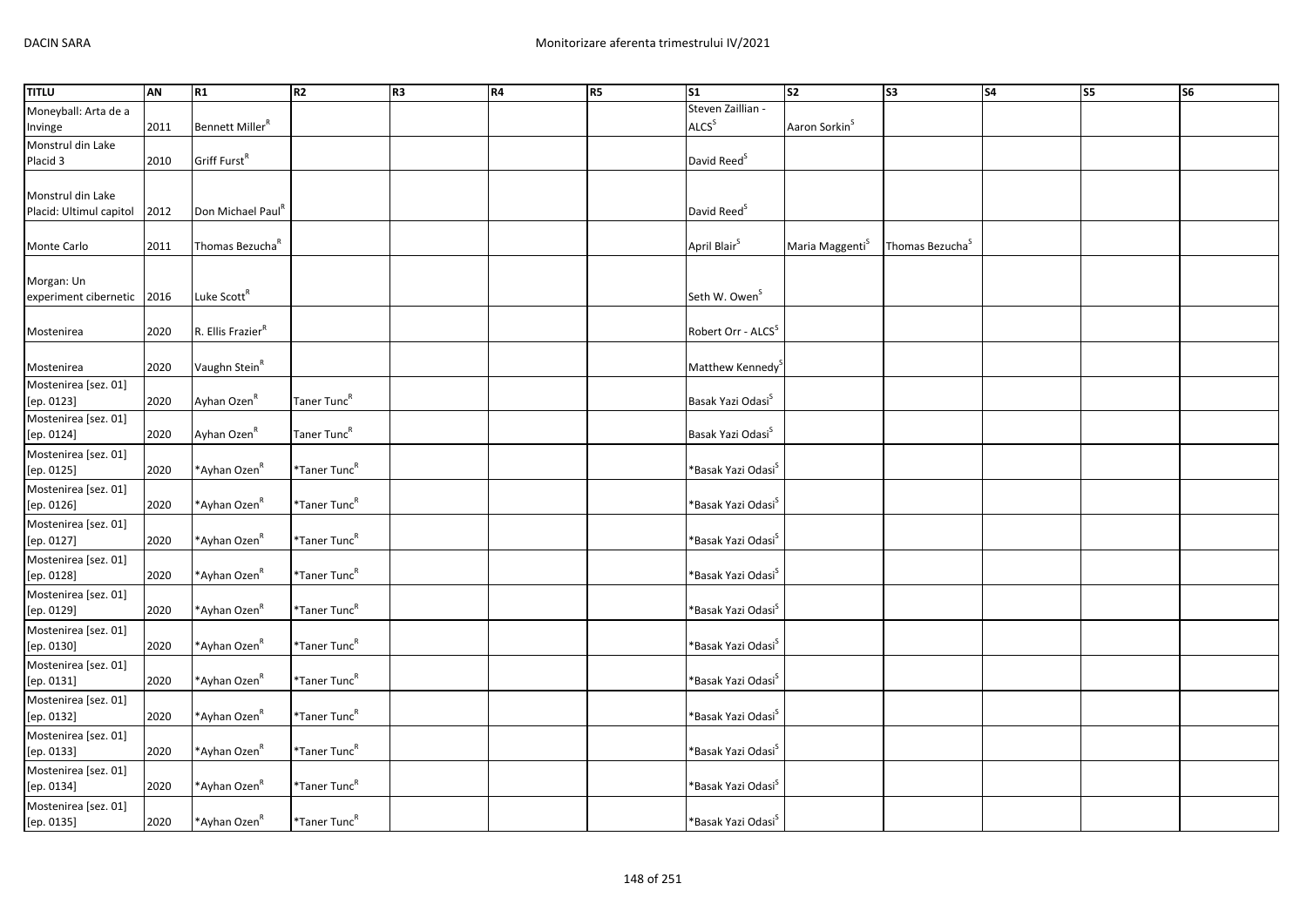| TITLU | AN | R1 | R2 | R3 | R4 | R5 | S1 | S2 | S3 | S4 | S5 | S6 |
|---|---|---|---|---|---|---|---|---|---|---|---|---|
| Moneyball: Arta de a Invinge | 2011 | Bennett Miller[R] | | | | | Steven Zaillian - ALCS[S] | Aaron Sorkin[S] | | | | |
| Monstrul din Lake Placid 3 | 2010 | Griff Furst[R] | | | | | David Reed[S] | | | | | |
| Monstrul din Lake Placid: Ultimul capitol | 2012 | Don Michael Paul[R] | | | | | David Reed[S] | | | | | |
| Monte Carlo | 2011 | Thomas Bezucha[R] | | | | | April Blair[S] | Maria Maggenti[S] | Thomas Bezucha[S] | | | |
| Morgan: Un experiment cibernetic | 2016 | Luke Scott[R] | | | | | Seth W. Owen[S] | | | | | |
| Mostenirea | 2020 | R. Ellis Frazier[R] | | | | | Robert Orr - ALCS[S] | | | | | |
| Mostenirea | 2020 | Vaughn Stein[R] | | | | | Matthew Kennedy[S] | | | | | |
| Mostenirea [sez. 01] [ep. 0123] | 2020 | Ayhan Ozen[R] | Taner Tunc[R] | | | | Basak Yazi Odasi[S] | | | | | |
| Mostenirea [sez. 01] [ep. 0124] | 2020 | Ayhan Ozen[R] | Taner Tunc[R] | | | | Basak Yazi Odasi[S] | | | | | |
| Mostenirea [sez. 01] [ep. 0125] | 2020 | *Ayhan Ozen[R] | *Taner Tunc[R] | | | | *Basak Yazi Odasi[S] | | | | | |
| Mostenirea [sez. 01] [ep. 0126] | 2020 | *Ayhan Ozen[R] | *Taner Tunc[R] | | | | *Basak Yazi Odasi[S] | | | | | |
| Mostenirea [sez. 01] [ep. 0127] | 2020 | *Ayhan Ozen[R] | *Taner Tunc[R] | | | | *Basak Yazi Odasi[S] | | | | | |
| Mostenirea [sez. 01] [ep. 0128] | 2020 | *Ayhan Ozen[R] | *Taner Tunc[R] | | | | *Basak Yazi Odasi[S] | | | | | |
| Mostenirea [sez. 01] [ep. 0129] | 2020 | *Ayhan Ozen[R] | *Taner Tunc[R] | | | | *Basak Yazi Odasi[S] | | | | | |
| Mostenirea [sez. 01] [ep. 0130] | 2020 | *Ayhan Ozen[R] | *Taner Tunc[R] | | | | *Basak Yazi Odasi[S] | | | | | |
| Mostenirea [sez. 01] [ep. 0131] | 2020 | *Ayhan Ozen[R] | *Taner Tunc[R] | | | | *Basak Yazi Odasi[S] | | | | | |
| Mostenirea [sez. 01] [ep. 0132] | 2020 | *Ayhan Ozen[R] | *Taner Tunc[R] | | | | *Basak Yazi Odasi[S] | | | | | |
| Mostenirea [sez. 01] [ep. 0133] | 2020 | *Ayhan Ozen[R] | *Taner Tunc[R] | | | | *Basak Yazi Odasi[S] | | | | | |
| Mostenirea [sez. 01] [ep. 0134] | 2020 | *Ayhan Ozen[R] | *Taner Tunc[R] | | | | *Basak Yazi Odasi[S] | | | | | |
| Mostenirea [sez. 01] [ep. 0135] | 2020 | *Ayhan Ozen[R] | *Taner Tunc[R] | | | | *Basak Yazi Odasi[S] | | | | | |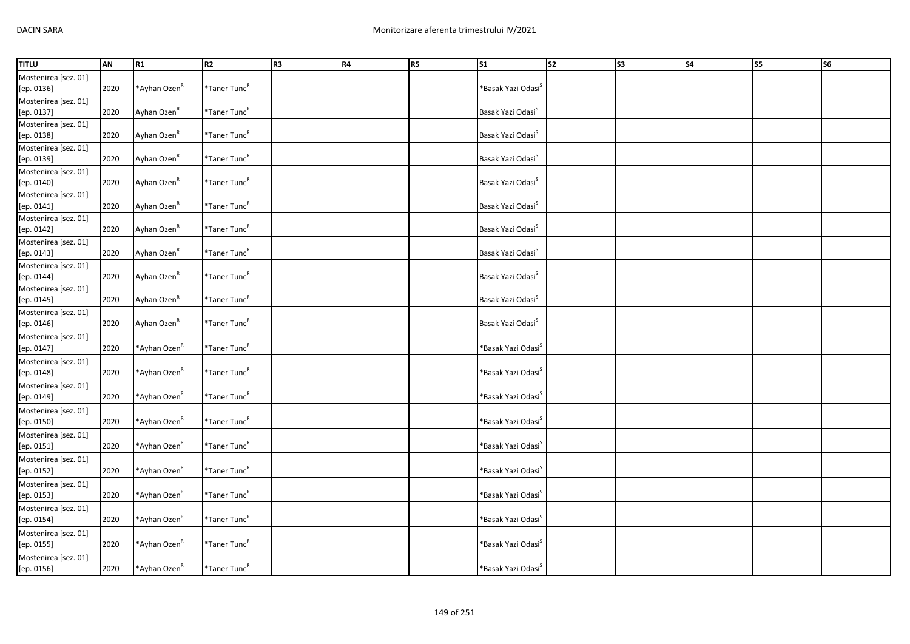| TITLU | AN | R1 | R2 | R3 | R4 | R5 | S1 | S2 | S3 | S4 | S5 | S6 |
|---|---|---|---|---|---|---|---|---|---|---|---|---|
| Mostenirea [sez. 01] [ep. 0136] | 2020 | *Ayhan Ozen[R] | *Taner Tunc[R] | | | | *Basak Yazi Odasi[S] | | | | | |
| Mostenirea [sez. 01] [ep. 0137] | 2020 | Ayhan Ozen[R] | *Taner Tunc[R] | | | | Basak Yazi Odasi[S] | | | | | |
| Mostenirea [sez. 01] [ep. 0138] | 2020 | Ayhan Ozen[R] | *Taner Tunc[R] | | | | Basak Yazi Odasi[S] | | | | | |
| Mostenirea [sez. 01] [ep. 0139] | 2020 | Ayhan Ozen[R] | *Taner Tunc[R] | | | | Basak Yazi Odasi[S] | | | | | |
| Mostenirea [sez. 01] [ep. 0140] | 2020 | Ayhan Ozen[R] | *Taner Tunc[R] | | | | Basak Yazi Odasi[S] | | | | | |
| Mostenirea [sez. 01] [ep. 0141] | 2020 | Ayhan Ozen[R] | *Taner Tunc[R] | | | | Basak Yazi Odasi[S] | | | | | |
| Mostenirea [sez. 01] [ep. 0142] | 2020 | Ayhan Ozen[R] | *Taner Tunc[R] | | | | Basak Yazi Odasi[S] | | | | | |
| Mostenirea [sez. 01] [ep. 0143] | 2020 | Ayhan Ozen[R] | *Taner Tunc[R] | | | | Basak Yazi Odasi[S] | | | | | |
| Mostenirea [sez. 01] [ep. 0144] | 2020 | Ayhan Ozen[R] | *Taner Tunc[R] | | | | Basak Yazi Odasi[S] | | | | | |
| Mostenirea [sez. 01] [ep. 0145] | 2020 | Ayhan Ozen[R] | *Taner Tunc[R] | | | | Basak Yazi Odasi[S] | | | | | |
| Mostenirea [sez. 01] [ep. 0146] | 2020 | Ayhan Ozen[R] | *Taner Tunc[R] | | | | Basak Yazi Odasi[S] | | | | | |
| Mostenirea [sez. 01] [ep. 0147] | 2020 | *Ayhan Ozen[R] | *Taner Tunc[R] | | | | *Basak Yazi Odasi[S] | | | | | |
| Mostenirea [sez. 01] [ep. 0148] | 2020 | *Ayhan Ozen[R] | *Taner Tunc[R] | | | | *Basak Yazi Odasi[S] | | | | | |
| Mostenirea [sez. 01] [ep. 0149] | 2020 | *Ayhan Ozen[R] | *Taner Tunc[R] | | | | *Basak Yazi Odasi[S] | | | | | |
| Mostenirea [sez. 01] [ep. 0150] | 2020 | *Ayhan Ozen[R] | *Taner Tunc[R] | | | | *Basak Yazi Odasi[S] | | | | | |
| Mostenirea [sez. 01] [ep. 0151] | 2020 | *Ayhan Ozen[R] | *Taner Tunc[R] | | | | *Basak Yazi Odasi[S] | | | | | |
| Mostenirea [sez. 01] [ep. 0152] | 2020 | *Ayhan Ozen[R] | *Taner Tunc[R] | | | | *Basak Yazi Odasi[S] | | | | | |
| Mostenirea [sez. 01] [ep. 0153] | 2020 | *Ayhan Ozen[R] | *Taner Tunc[R] | | | | *Basak Yazi Odasi[S] | | | | | |
| Mostenirea [sez. 01] [ep. 0154] | 2020 | *Ayhan Ozen[R] | *Taner Tunc[R] | | | | *Basak Yazi Odasi[S] | | | | | |
| Mostenirea [sez. 01] [ep. 0155] | 2020 | *Ayhan Ozen[R] | *Taner Tunc[R] | | | | *Basak Yazi Odasi[S] | | | | | |
| Mostenirea [sez. 01] [ep. 0156] | 2020 | *Ayhan Ozen[R] | *Taner Tunc[R] | | | | *Basak Yazi Odasi[S] | | | | | |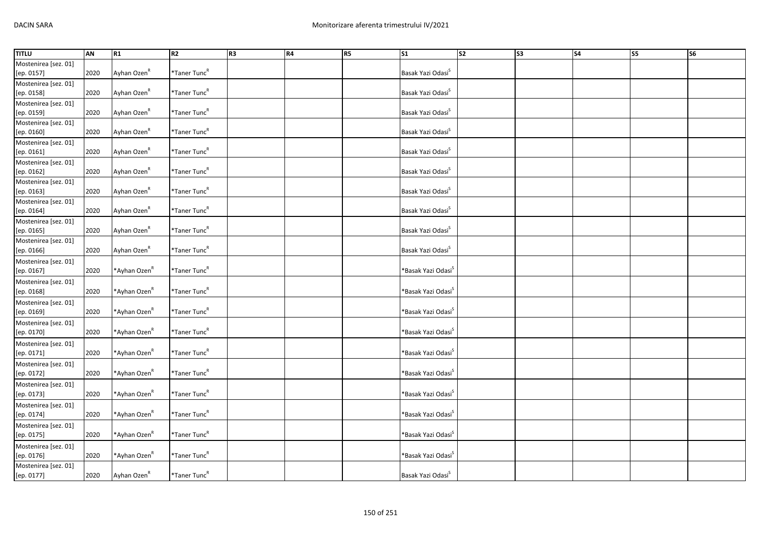| TITLU | AN | R1 | R2 | R3 | R4 | R5 | S1 | S2 | S3 | S4 | S5 | S6 |
|---|---|---|---|---|---|---|---|---|---|---|---|---|
| Mostenirea [sez. 01] [ep. 0157] | 2020 | Ayhan Ozen[R] | *Taner Tunc[R] | | | | Basak Yazi Odasi[S] | | | | | |
| Mostenirea [sez. 01] [ep. 0158] | 2020 | Ayhan Ozen[R] | *Taner Tunc[R] | | | | Basak Yazi Odasi[S] | | | | | |
| Mostenirea [sez. 01] [ep. 0159] | 2020 | Ayhan Ozen[R] | *Taner Tunc[R] | | | | Basak Yazi Odasi[S] | | | | | |
| Mostenirea [sez. 01] [ep. 0160] | 2020 | Ayhan Ozen[R] | *Taner Tunc[R] | | | | Basak Yazi Odasi[S] | | | | | |
| Mostenirea [sez. 01] [ep. 0161] | 2020 | Ayhan Ozen[R] | *Taner Tunc[R] | | | | Basak Yazi Odasi[S] | | | | | |
| Mostenirea [sez. 01] [ep. 0162] | 2020 | Ayhan Ozen[R] | *Taner Tunc[R] | | | | Basak Yazi Odasi[S] | | | | | |
| Mostenirea [sez. 01] [ep. 0163] | 2020 | Ayhan Ozen[R] | *Taner Tunc[R] | | | | Basak Yazi Odasi[S] | | | | | |
| Mostenirea [sez. 01] [ep. 0164] | 2020 | Ayhan Ozen[R] | *Taner Tunc[R] | | | | Basak Yazi Odasi[S] | | | | | |
| Mostenirea [sez. 01] [ep. 0165] | 2020 | Ayhan Ozen[R] | *Taner Tunc[R] | | | | Basak Yazi Odasi[S] | | | | | |
| Mostenirea [sez. 01] [ep. 0166] | 2020 | Ayhan Ozen[R] | *Taner Tunc[R] | | | | Basak Yazi Odasi[S] | | | | | |
| Mostenirea [sez. 01] [ep. 0167] | 2020 | *Ayhan Ozen[R] | *Taner Tunc[R] | | | | *Basak Yazi Odasi[S] | | | | | |
| Mostenirea [sez. 01] [ep. 0168] | 2020 | *Ayhan Ozen[R] | *Taner Tunc[R] | | | | *Basak Yazi Odasi[S] | | | | | |
| Mostenirea [sez. 01] [ep. 0169] | 2020 | *Ayhan Ozen[R] | *Taner Tunc[R] | | | | *Basak Yazi Odasi[S] | | | | | |
| Mostenirea [sez. 01] [ep. 0170] | 2020 | *Ayhan Ozen[R] | *Taner Tunc[R] | | | | *Basak Yazi Odasi[S] | | | | | |
| Mostenirea [sez. 01] [ep. 0171] | 2020 | *Ayhan Ozen[R] | *Taner Tunc[R] | | | | *Basak Yazi Odasi[S] | | | | | |
| Mostenirea [sez. 01] [ep. 0172] | 2020 | *Ayhan Ozen[R] | *Taner Tunc[R] | | | | *Basak Yazi Odasi[S] | | | | | |
| Mostenirea [sez. 01] [ep. 0173] | 2020 | *Ayhan Ozen[R] | *Taner Tunc[R] | | | | *Basak Yazi Odasi[S] | | | | | |
| Mostenirea [sez. 01] [ep. 0174] | 2020 | *Ayhan Ozen[R] | *Taner Tunc[R] | | | | *Basak Yazi Odasi[S] | | | | | |
| Mostenirea [sez. 01] [ep. 0175] | 2020 | *Ayhan Ozen[R] | *Taner Tunc[R] | | | | *Basak Yazi Odasi[S] | | | | | |
| Mostenirea [sez. 01] [ep. 0176] | 2020 | *Ayhan Ozen[R] | *Taner Tunc[R] | | | | *Basak Yazi Odasi[S] | | | | | |
| Mostenirea [sez. 01] [ep. 0177] | 2020 | Ayhan Ozen[R] | *Taner Tunc[R] | | | | Basak Yazi Odasi[S] | | | | | |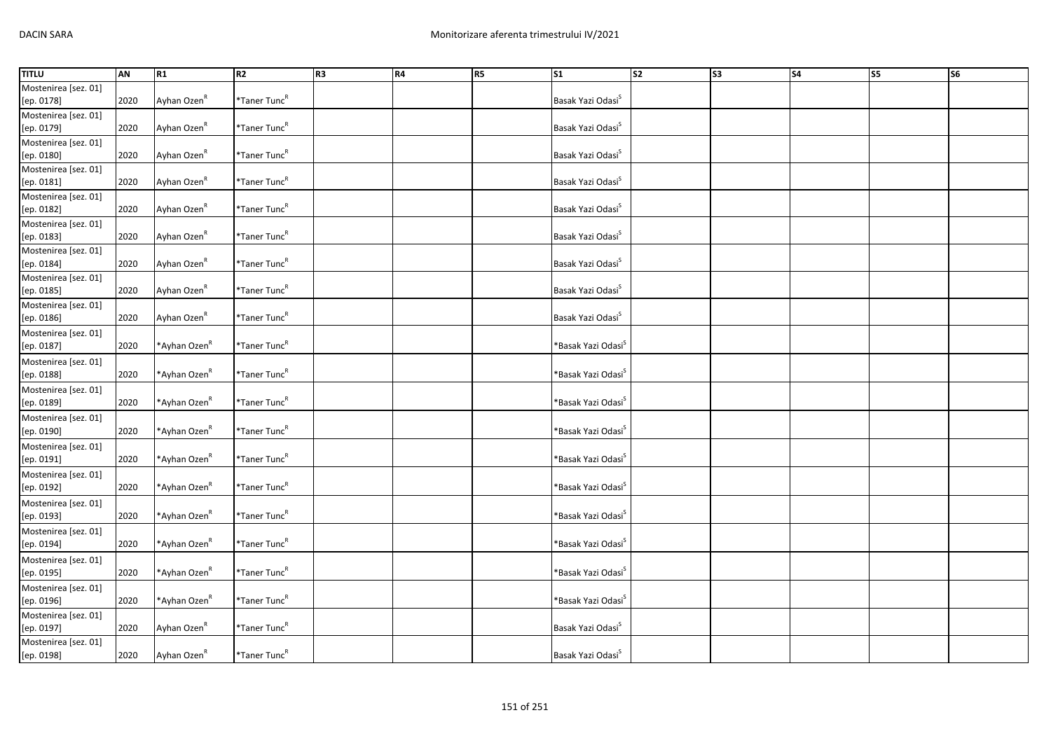| TITLU | AN | R1 | R2 | R3 | R4 | R5 | S1 | S2 | S3 | S4 | S5 | S6 |
|---|---|---|---|---|---|---|---|---|---|---|---|---|
| Mostenirea [sez. 01] [ep. 0178] | 2020 | Ayhan Ozen[R] | *Taner Tunc[R] | | | | Basak Yazi Odasi[S] | | | | | |
| Mostenirea [sez. 01] [ep. 0179] | 2020 | Ayhan Ozen[R] | *Taner Tunc[R] | | | | Basak Yazi Odasi[S] | | | | | |
| Mostenirea [sez. 01] [ep. 0180] | 2020 | Ayhan Ozen[R] | *Taner Tunc[R] | | | | Basak Yazi Odasi[S] | | | | | |
| Mostenirea [sez. 01] [ep. 0181] | 2020 | Ayhan Ozen[R] | *Taner Tunc[R] | | | | Basak Yazi Odasi[S] | | | | | |
| Mostenirea [sez. 01] [ep. 0182] | 2020 | Ayhan Ozen[R] | *Taner Tunc[R] | | | | Basak Yazi Odasi[S] | | | | | |
| Mostenirea [sez. 01] [ep. 0183] | 2020 | Ayhan Ozen[R] | *Taner Tunc[R] | | | | Basak Yazi Odasi[S] | | | | | |
| Mostenirea [sez. 01] [ep. 0184] | 2020 | Ayhan Ozen[R] | *Taner Tunc[R] | | | | Basak Yazi Odasi[S] | | | | | |
| Mostenirea [sez. 01] [ep. 0185] | 2020 | Ayhan Ozen[R] | *Taner Tunc[R] | | | | Basak Yazi Odasi[S] | | | | | |
| Mostenirea [sez. 01] [ep. 0186] | 2020 | Ayhan Ozen[R] | *Taner Tunc[R] | | | | Basak Yazi Odasi[S] | | | | | |
| Mostenirea [sez. 01] [ep. 0187] | 2020 | *Ayhan Ozen[R] | *Taner Tunc[R] | | | | *Basak Yazi Odasi[S] | | | | | |
| Mostenirea [sez. 01] [ep. 0188] | 2020 | *Ayhan Ozen[R] | *Taner Tunc[R] | | | | *Basak Yazi Odasi[S] | | | | | |
| Mostenirea [sez. 01] [ep. 0189] | 2020 | *Ayhan Ozen[R] | *Taner Tunc[R] | | | | *Basak Yazi Odasi[S] | | | | | |
| Mostenirea [sez. 01] [ep. 0190] | 2020 | *Ayhan Ozen[R] | *Taner Tunc[R] | | | | *Basak Yazi Odasi[S] | | | | | |
| Mostenirea [sez. 01] [ep. 0191] | 2020 | *Ayhan Ozen[R] | *Taner Tunc[R] | | | | *Basak Yazi Odasi[S] | | | | | |
| Mostenirea [sez. 01] [ep. 0192] | 2020 | *Ayhan Ozen[R] | *Taner Tunc[R] | | | | *Basak Yazi Odasi[S] | | | | | |
| Mostenirea [sez. 01] [ep. 0193] | 2020 | *Ayhan Ozen[R] | *Taner Tunc[R] | | | | *Basak Yazi Odasi[S] | | | | | |
| Mostenirea [sez. 01] [ep. 0194] | 2020 | *Ayhan Ozen[R] | *Taner Tunc[R] | | | | *Basak Yazi Odasi[S] | | | | | |
| Mostenirea [sez. 01] [ep. 0195] | 2020 | *Ayhan Ozen[R] | *Taner Tunc[R] | | | | *Basak Yazi Odasi[S] | | | | | |
| Mostenirea [sez. 01] [ep. 0196] | 2020 | *Ayhan Ozen[R] | *Taner Tunc[R] | | | | *Basak Yazi Odasi[S] | | | | | |
| Mostenirea [sez. 01] [ep. 0197] | 2020 | Ayhan Ozen[R] | *Taner Tunc[R] | | | | Basak Yazi Odasi[S] | | | | | |
| Mostenirea [sez. 01] [ep. 0198] | 2020 | Ayhan Ozen[R] | *Taner Tunc[R] | | | | Basak Yazi Odasi[S] | | | | | |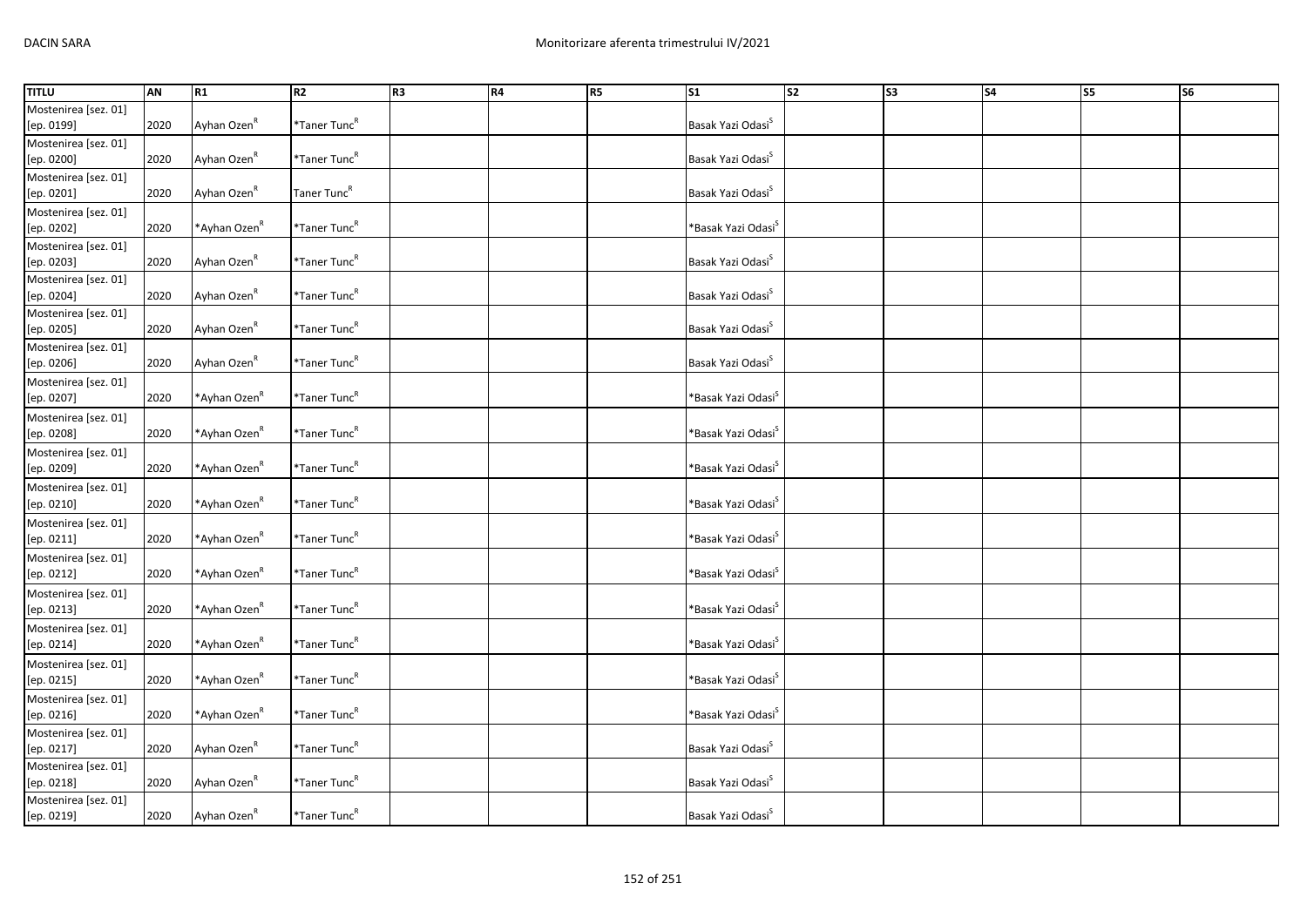| TITLU | AN | R1 | R2 | R3 | R4 | R5 | S1 | S2 | S3 | S4 | S5 | S6 |
|---|---|---|---|---|---|---|---|---|---|---|---|---|
| Mostenirea [sez. 01] [ep. 0199] | 2020 | Ayhan Ozen[R] | *Taner Tunc[R] | | | | Basak Yazi Odasi[S] | | | | | |
| Mostenirea [sez. 01] [ep. 0200] | 2020 | Ayhan Ozen[R] | *Taner Tunc[R] | | | | Basak Yazi Odasi[S] | | | | | |
| Mostenirea [sez. 01] [ep. 0201] | 2020 | Ayhan Ozen[R] | Taner Tunc[R] | | | | Basak Yazi Odasi[S] | | | | | |
| Mostenirea [sez. 01] [ep. 0202] | 2020 | *Ayhan Ozen[R] | *Taner Tunc[R] | | | | *Basak Yazi Odasi[S] | | | | | |
| Mostenirea [sez. 01] [ep. 0203] | 2020 | Ayhan Ozen[R] | *Taner Tunc[R] | | | | Basak Yazi Odasi[S] | | | | | |
| Mostenirea [sez. 01] [ep. 0204] | 2020 | Ayhan Ozen[R] | *Taner Tunc[R] | | | | Basak Yazi Odasi[S] | | | | | |
| Mostenirea [sez. 01] [ep. 0205] | 2020 | Ayhan Ozen[R] | *Taner Tunc[R] | | | | Basak Yazi Odasi[S] | | | | | |
| Mostenirea [sez. 01] [ep. 0206] | 2020 | Ayhan Ozen[R] | *Taner Tunc[R] | | | | Basak Yazi Odasi[S] | | | | | |
| Mostenirea [sez. 01] [ep. 0207] | 2020 | *Ayhan Ozen[R] | *Taner Tunc[R] | | | | *Basak Yazi Odasi[S] | | | | | |
| Mostenirea [sez. 01] [ep. 0208] | 2020 | *Ayhan Ozen[R] | *Taner Tunc[R] | | | | *Basak Yazi Odasi[S] | | | | | |
| Mostenirea [sez. 01] [ep. 0209] | 2020 | *Ayhan Ozen[R] | *Taner Tunc[R] | | | | *Basak Yazi Odasi[S] | | | | | |
| Mostenirea [sez. 01] [ep. 0210] | 2020 | *Ayhan Ozen[R] | *Taner Tunc[R] | | | | *Basak Yazi Odasi[S] | | | | | |
| Mostenirea [sez. 01] [ep. 0211] | 2020 | *Ayhan Ozen[R] | *Taner Tunc[R] | | | | *Basak Yazi Odasi[S] | | | | | |
| Mostenirea [sez. 01] [ep. 0212] | 2020 | *Ayhan Ozen[R] | *Taner Tunc[R] | | | | *Basak Yazi Odasi[S] | | | | | |
| Mostenirea [sez. 01] [ep. 0213] | 2020 | *Ayhan Ozen[R] | *Taner Tunc[R] | | | | *Basak Yazi Odasi[S] | | | | | |
| Mostenirea [sez. 01] [ep. 0214] | 2020 | *Ayhan Ozen[R] | *Taner Tunc[R] | | | | *Basak Yazi Odasi[S] | | | | | |
| Mostenirea [sez. 01] [ep. 0215] | 2020 | *Ayhan Ozen[R] | *Taner Tunc[R] | | | | *Basak Yazi Odasi[S] | | | | | |
| Mostenirea [sez. 01] [ep. 0216] | 2020 | *Ayhan Ozen[R] | *Taner Tunc[R] | | | | *Basak Yazi Odasi[S] | | | | | |
| Mostenirea [sez. 01] [ep. 0217] | 2020 | Ayhan Ozen[R] | *Taner Tunc[R] | | | | Basak Yazi Odasi[S] | | | | | |
| Mostenirea [sez. 01] [ep. 0218] | 2020 | Ayhan Ozen[R] | *Taner Tunc[R] | | | | Basak Yazi Odasi[S] | | | | | |
| Mostenirea [sez. 01] [ep. 0219] | 2020 | Ayhan Ozen[R] | *Taner Tunc[R] | | | | Basak Yazi Odasi[S] | | | | | |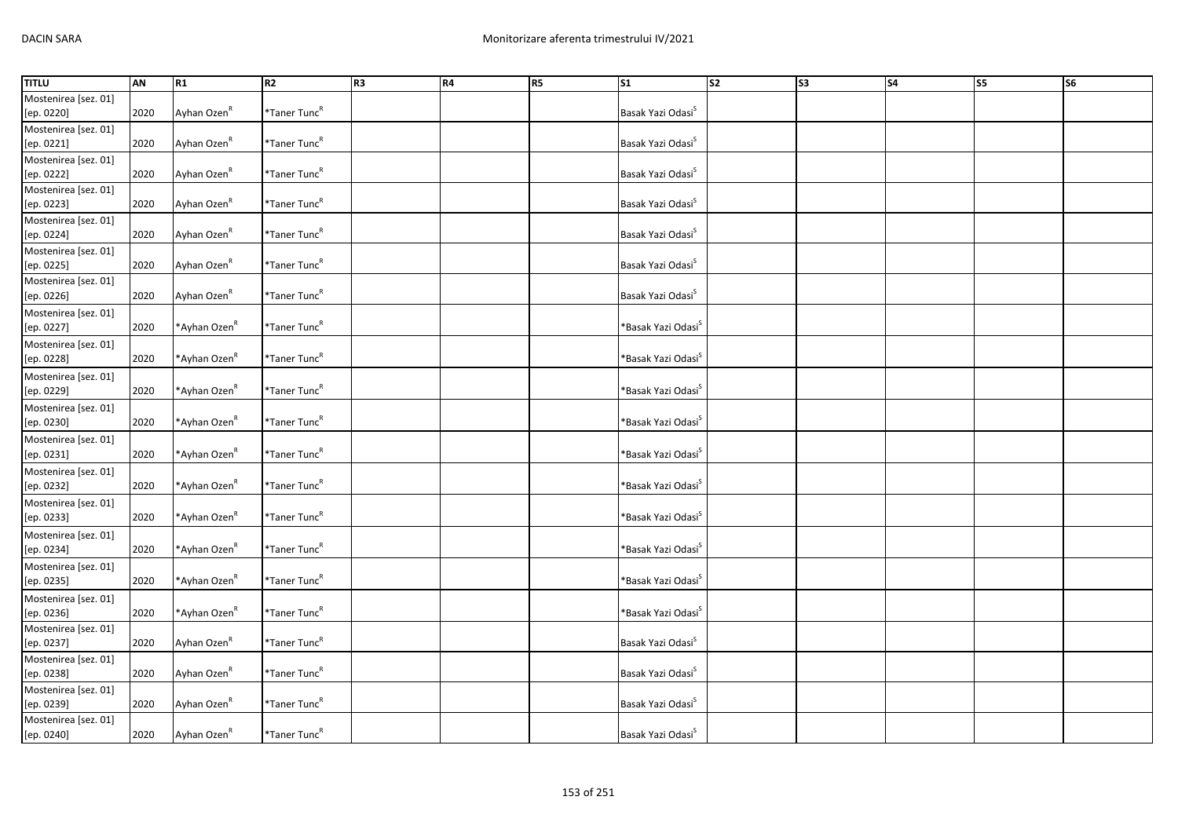| TITLU | AN | R1 | R2 | R3 | R4 | R5 | S1 | S2 | S3 | S4 | S5 | S6 |
|---|---|---|---|---|---|---|---|---|---|---|---|---|
| Mostenirea [sez. 01] [ep. 0220] | 2020 | Ayhan Ozen[R] | *Taner Tunc[R] | | | | Basak Yazi Odasi[S] | | | | | |
| Mostenirea [sez. 01] [ep. 0221] | 2020 | Ayhan Ozen[R] | *Taner Tunc[R] | | | | Basak Yazi Odasi[S] | | | | | |
| Mostenirea [sez. 01] [ep. 0222] | 2020 | Ayhan Ozen[R] | *Taner Tunc[R] | | | | Basak Yazi Odasi[S] | | | | | |
| Mostenirea [sez. 01] [ep. 0223] | 2020 | Ayhan Ozen[R] | *Taner Tunc[R] | | | | Basak Yazi Odasi[S] | | | | | |
| Mostenirea [sez. 01] [ep. 0224] | 2020 | Ayhan Ozen[R] | *Taner Tunc[R] | | | | Basak Yazi Odasi[S] | | | | | |
| Mostenirea [sez. 01] [ep. 0225] | 2020 | Ayhan Ozen[R] | *Taner Tunc[R] | | | | Basak Yazi Odasi[S] | | | | | |
| Mostenirea [sez. 01] [ep. 0226] | 2020 | Ayhan Ozen[R] | *Taner Tunc[R] | | | | Basak Yazi Odasi[S] | | | | | |
| Mostenirea [sez. 01] [ep. 0227] | 2020 | *Ayhan Ozen[R] | *Taner Tunc[R] | | | | *Basak Yazi Odasi[S] | | | | | |
| Mostenirea [sez. 01] [ep. 0228] | 2020 | *Ayhan Ozen[R] | *Taner Tunc[R] | | | | *Basak Yazi Odasi[S] | | | | | |
| Mostenirea [sez. 01] [ep. 0229] | 2020 | *Ayhan Ozen[R] | *Taner Tunc[R] | | | | *Basak Yazi Odasi[S] | | | | | |
| Mostenirea [sez. 01] [ep. 0230] | 2020 | *Ayhan Ozen[R] | *Taner Tunc[R] | | | | *Basak Yazi Odasi[S] | | | | | |
| Mostenirea [sez. 01] [ep. 0231] | 2020 | *Ayhan Ozen[R] | *Taner Tunc[R] | | | | *Basak Yazi Odasi[S] | | | | | |
| Mostenirea [sez. 01] [ep. 0232] | 2020 | *Ayhan Ozen[R] | *Taner Tunc[R] | | | | *Basak Yazi Odasi[S] | | | | | |
| Mostenirea [sez. 01] [ep. 0233] | 2020 | *Ayhan Ozen[R] | *Taner Tunc[R] | | | | *Basak Yazi Odasi[S] | | | | | |
| Mostenirea [sez. 01] [ep. 0234] | 2020 | *Ayhan Ozen[R] | *Taner Tunc[R] | | | | *Basak Yazi Odasi[S] | | | | | |
| Mostenirea [sez. 01] [ep. 0235] | 2020 | *Ayhan Ozen[R] | *Taner Tunc[R] | | | | *Basak Yazi Odasi[S] | | | | | |
| Mostenirea [sez. 01] [ep. 0236] | 2020 | *Ayhan Ozen[R] | *Taner Tunc[R] | | | | *Basak Yazi Odasi[S] | | | | | |
| Mostenirea [sez. 01] [ep. 0237] | 2020 | Ayhan Ozen[R] | *Taner Tunc[R] | | | | Basak Yazi Odasi[S] | | | | | |
| Mostenirea [sez. 01] [ep. 0238] | 2020 | Ayhan Ozen[R] | *Taner Tunc[R] | | | | Basak Yazi Odasi[S] | | | | | |
| Mostenirea [sez. 01] [ep. 0239] | 2020 | Ayhan Ozen[R] | *Taner Tunc[R] | | | | Basak Yazi Odasi[S] | | | | | |
| Mostenirea [sez. 01] [ep. 0240] | 2020 | Ayhan Ozen[R] | *Taner Tunc[R] | | | | Basak Yazi Odasi[S] | | | | | |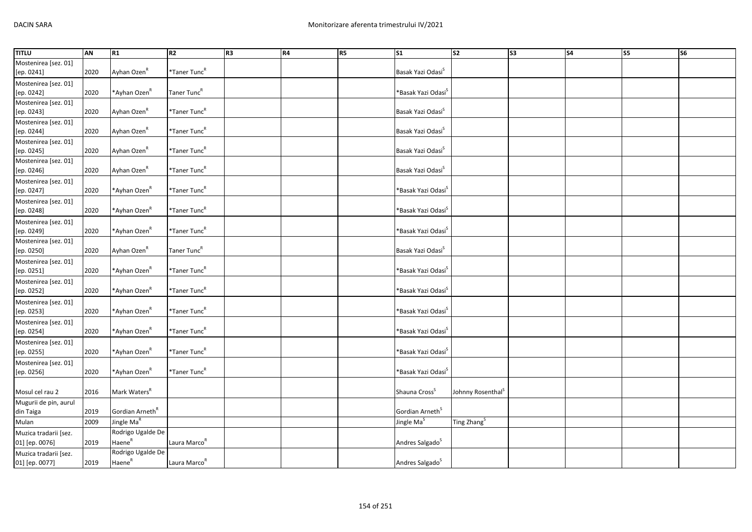| TITLU | AN | R1 | R2 | R3 | R4 | R5 | S1 | S2 | S3 | S4 | S5 | S6 |
|---|---|---|---|---|---|---|---|---|---|---|---|---|
| Mostenirea [sez. 01] [ep. 0241] | 2020 | Ayhan Ozen[R] | *Taner Tunc[R] | | | | Basak Yazi Odasi[S] | | | | | |
| Mostenirea [sez. 01] [ep. 0242] | 2020 | *Ayhan Ozen[R] | Taner Tunc[R] | | | | *Basak Yazi Odasi[S] | | | | | |
| Mostenirea [sez. 01] [ep. 0243] | 2020 | Ayhan Ozen[R] | *Taner Tunc[R] | | | | Basak Yazi Odasi[S] | | | | | |
| Mostenirea [sez. 01] [ep. 0244] | 2020 | Ayhan Ozen[R] | *Taner Tunc[R] | | | | Basak Yazi Odasi[S] | | | | | |
| Mostenirea [sez. 01] [ep. 0245] | 2020 | Ayhan Ozen[R] | *Taner Tunc[R] | | | | Basak Yazi Odasi[S] | | | | | |
| Mostenirea [sez. 01] [ep. 0246] | 2020 | Ayhan Ozen[R] | *Taner Tunc[R] | | | | Basak Yazi Odasi[S] | | | | | |
| Mostenirea [sez. 01] [ep. 0247] | 2020 | *Ayhan Ozen[R] | *Taner Tunc[R] | | | | *Basak Yazi Odasi[S] | | | | | |
| Mostenirea [sez. 01] [ep. 0248] | 2020 | *Ayhan Ozen[R] | *Taner Tunc[R] | | | | *Basak Yazi Odasi[S] | | | | | |
| Mostenirea [sez. 01] [ep. 0249] | 2020 | *Ayhan Ozen[R] | *Taner Tunc[R] | | | | *Basak Yazi Odasi[S] | | | | | |
| Mostenirea [sez. 01] [ep. 0250] | 2020 | Ayhan Ozen[R] | Taner Tunc[R] | | | | Basak Yazi Odasi[S] | | | | | |
| Mostenirea [sez. 01] [ep. 0251] | 2020 | *Ayhan Ozen[R] | *Taner Tunc[R] | | | | *Basak Yazi Odasi[S] | | | | | |
| Mostenirea [sez. 01] [ep. 0252] | 2020 | *Ayhan Ozen[R] | *Taner Tunc[R] | | | | *Basak Yazi Odasi[S] | | | | | |
| Mostenirea [sez. 01] [ep. 0253] | 2020 | *Ayhan Ozen[R] | *Taner Tunc[R] | | | | *Basak Yazi Odasi[S] | | | | | |
| Mostenirea [sez. 01] [ep. 0254] | 2020 | *Ayhan Ozen[R] | *Taner Tunc[R] | | | | *Basak Yazi Odasi[S] | | | | | |
| Mostenirea [sez. 01] [ep. 0255] | 2020 | *Ayhan Ozen[R] | *Taner Tunc[R] | | | | *Basak Yazi Odasi[S] | | | | | |
| Mostenirea [sez. 01] [ep. 0256] | 2020 | *Ayhan Ozen[R] | *Taner Tunc[R] | | | | *Basak Yazi Odasi[S] | | | | | |
| Mosul cel rau 2 | 2016 | Mark Waters[R] | | | | | Shauna Cross[S] | Johnny Rosenthal[S] | | | | |
| Mugurii de pin, aurul din Taiga | 2019 | Gordian Arneth[R] | | | | | Gordian Arneth[S] | | | | | |
| Mulan | 2009 | Jingle Ma[R] | | | | | Jingle Ma[S] | Ting Zhang[S] | | | | |
| Muzica tradarii [sez. 01] [ep. 0076] | 2019 | Rodrigo Ugalde De Haene[R] | Laura Marco[R] | | | | Andres Salgado[S] | | | | | |
| Muzica tradarii [sez. 01] [ep. 0077] | 2019 | Rodrigo Ugalde De Haene[R] | Laura Marco[R] | | | | Andres Salgado[S] | | | | | |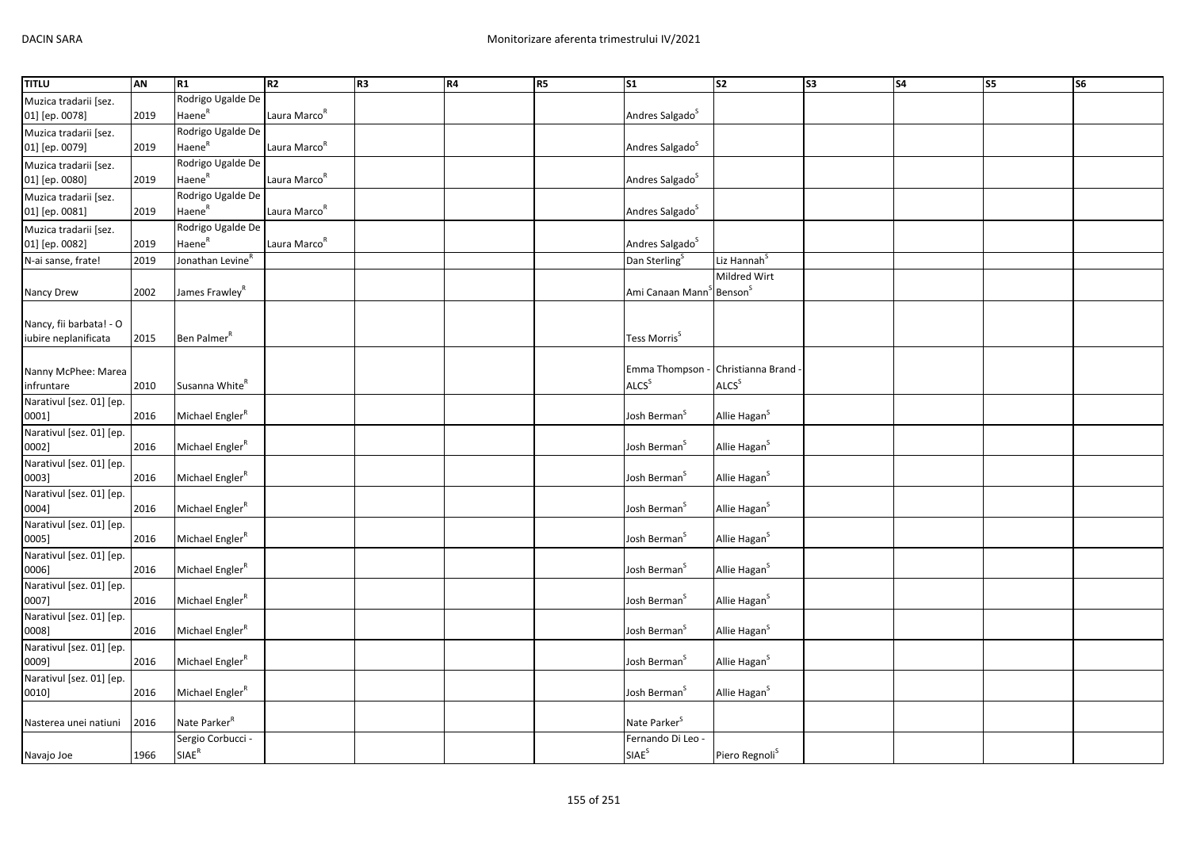| TITLU | AN | R1 | R2 | R3 | R4 | R5 | S1 | S2 | S3 | S4 | S5 | S6 |
|---|---|---|---|---|---|---|---|---|---|---|---|---|
| Muzica tradarii [sez. 01] [ep. 0078] | 2019 | Rodrigo Ugalde De Haene[R] | Laura Marco[R] | | | | Andres Salgado[S] | | | | | |
| Muzica tradarii [sez. 01] [ep. 0079] | 2019 | Rodrigo Ugalde De Haene[R] | Laura Marco[R] | | | | Andres Salgado[S] | | | | | |
| Muzica tradarii [sez. 01] [ep. 0080] | 2019 | Rodrigo Ugalde De Haene[R] | Laura Marco[R] | | | | Andres Salgado[S] | | | | | |
| Muzica tradarii [sez. 01] [ep. 0081] | 2019 | Rodrigo Ugalde De Haene[R] | Laura Marco[R] | | | | Andres Salgado[S] | | | | | |
| Muzica tradarii [sez. 01] [ep. 0082] | 2019 | Rodrigo Ugalde De Haene[R] | Laura Marco[R] | | | | Andres Salgado[S] | | | | | |
| N-ai sanse, frate! | 2019 | Jonathan Levine[R] | | | | | Dan Sterling[S] | Liz Hannah[S] | | | | |
| Nancy Drew | 2002 | James Frawley[R] | | | | | Ami Canaan Mann[S] | Mildred Wirt Benson[S] | | | | |
| Nancy, fii barbata! - O iubire neplanificata | 2015 | Ben Palmer[R] | | | | | Tess Morris[S] | | | | | |
| Nanny McPhee: Marea infruntare | 2010 | Susanna White[R] | | | | | Emma Thompson - ALCS[S] | Christianna Brand - ALCS[S] | | | | |
| Narativul [sez. 01] [ep. 0001] | 2016 | Michael Engler[R] | | | | | Josh Berman[S] | Allie Hagan[S] | | | | |
| Narativul [sez. 01] [ep. 0002] | 2016 | Michael Engler[R] | | | | | Josh Berman[S] | Allie Hagan[S] | | | | |
| Narativul [sez. 01] [ep. 0003] | 2016 | Michael Engler[R] | | | | | Josh Berman[S] | Allie Hagan[S] | | | | |
| Narativul [sez. 01] [ep. 0004] | 2016 | Michael Engler[R] | | | | | Josh Berman[S] | Allie Hagan[S] | | | | |
| Narativul [sez. 01] [ep. 0005] | 2016 | Michael Engler[R] | | | | | Josh Berman[S] | Allie Hagan[S] | | | | |
| Narativul [sez. 01] [ep. 0006] | 2016 | Michael Engler[R] | | | | | Josh Berman[S] | Allie Hagan[S] | | | | |
| Narativul [sez. 01] [ep. 0007] | 2016 | Michael Engler[R] | | | | | Josh Berman[S] | Allie Hagan[S] | | | | |
| Narativul [sez. 01] [ep. 0008] | 2016 | Michael Engler[R] | | | | | Josh Berman[S] | Allie Hagan[S] | | | | |
| Narativul [sez. 01] [ep. 0009] | 2016 | Michael Engler[R] | | | | | Josh Berman[S] | Allie Hagan[S] | | | | |
| Narativul [sez. 01] [ep. 0010] | 2016 | Michael Engler[R] | | | | | Josh Berman[S] | Allie Hagan[S] | | | | |
| Nasterea unei natiuni | 2016 | Nate Parker[R] | | | | | Nate Parker[S] | | | | | |
| Navajo Joe | 1966 | Sergio Corbucci - SIAE[R] | | | | | Fernando Di Leo - SIAE[S] | Piero Regnoli[S] | | | | |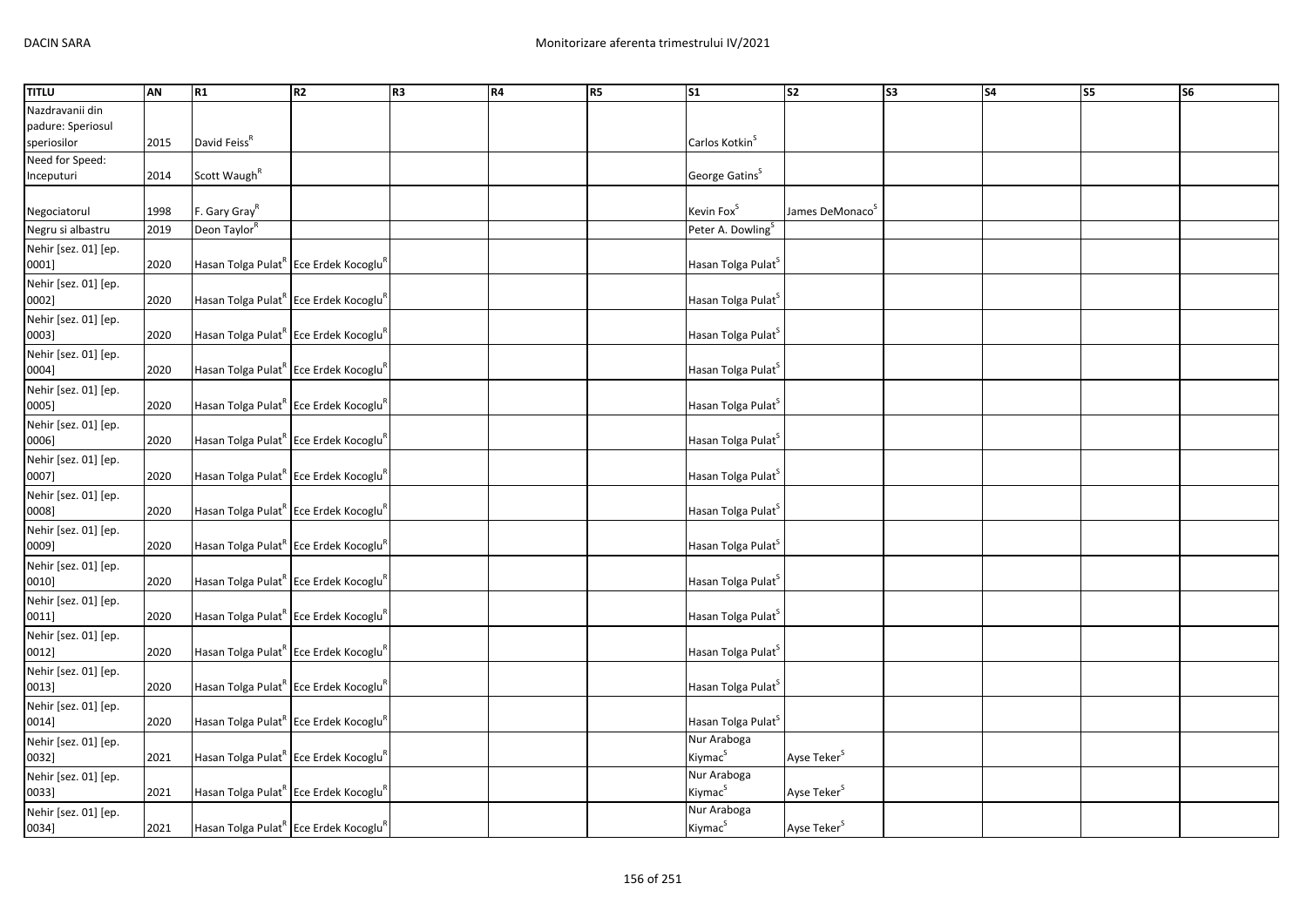| TITLU | AN | R1 | R2 | R3 | R4 | R5 | S1 | S2 | S3 | S4 | S5 | S6 |
|---|---|---|---|---|---|---|---|---|---|---|---|---|
| Nazdravanii din padure: Speriosul speriosilor | 2015 | David Feiss[R] | | | | | Carlos Kotkin[S] | | | | | |
| Need for Speed: Inceputuri | 2014 | Scott Waugh[R] | | | | | George Gatins[S] | | | | | |
| Negociatorul | 1998 | F. Gary Gray[R] | | | | | Kevin Fox[S] | James DeMonaco[S] | | | | |
| Negru si albastru | 2019 | Deon Taylor[R] | | | | | Peter A. Dowling[S] | | | | | |
| Nehir [sez. 01] [ep. 0001] | 2020 | Hasan Tolga Pulat[R] | Ece Erdek Kocoglu[R] | | | | Hasan Tolga Pulat[S] | | | | | |
| Nehir [sez. 01] [ep. 0002] | 2020 | Hasan Tolga Pulat[R] | Ece Erdek Kocoglu[R] | | | | Hasan Tolga Pulat[S] | | | | | |
| Nehir [sez. 01] [ep. 0003] | 2020 | Hasan Tolga Pulat[R] | Ece Erdek Kocoglu[R] | | | | Hasan Tolga Pulat[S] | | | | | |
| Nehir [sez. 01] [ep. 0004] | 2020 | Hasan Tolga Pulat[R] | Ece Erdek Kocoglu[R] | | | | Hasan Tolga Pulat[S] | | | | | |
| Nehir [sez. 01] [ep. 0005] | 2020 | Hasan Tolga Pulat[R] | Ece Erdek Kocoglu[R] | | | | Hasan Tolga Pulat[S] | | | | | |
| Nehir [sez. 01] [ep. 0006] | 2020 | Hasan Tolga Pulat[R] | Ece Erdek Kocoglu[R] | | | | Hasan Tolga Pulat[S] | | | | | |
| Nehir [sez. 01] [ep. 0007] | 2020 | Hasan Tolga Pulat[R] | Ece Erdek Kocoglu[R] | | | | Hasan Tolga Pulat[S] | | | | | |
| Nehir [sez. 01] [ep. 0008] | 2020 | Hasan Tolga Pulat[R] | Ece Erdek Kocoglu[R] | | | | Hasan Tolga Pulat[S] | | | | | |
| Nehir [sez. 01] [ep. 0009] | 2020 | Hasan Tolga Pulat[R] | Ece Erdek Kocoglu[R] | | | | Hasan Tolga Pulat[S] | | | | | |
| Nehir [sez. 01] [ep. 0010] | 2020 | Hasan Tolga Pulat[R] | Ece Erdek Kocoglu[R] | | | | Hasan Tolga Pulat[S] | | | | | |
| Nehir [sez. 01] [ep. 0011] | 2020 | Hasan Tolga Pulat[R] | Ece Erdek Kocoglu[R] | | | | Hasan Tolga Pulat[S] | | | | | |
| Nehir [sez. 01] [ep. 0012] | 2020 | Hasan Tolga Pulat[R] | Ece Erdek Kocoglu[R] | | | | Hasan Tolga Pulat[S] | | | | | |
| Nehir [sez. 01] [ep. 0013] | 2020 | Hasan Tolga Pulat[R] | Ece Erdek Kocoglu[R] | | | | Hasan Tolga Pulat[S] | | | | | |
| Nehir [sez. 01] [ep. 0014] | 2020 | Hasan Tolga Pulat[R] | Ece Erdek Kocoglu[R] | | | | Hasan Tolga Pulat[S] | | | | | |
| Nehir [sez. 01] [ep. 0032] | 2021 | Hasan Tolga Pulat[R] | Ece Erdek Kocoglu[R] | | | | Nur Araboga Kiymac[S] | Ayse Teker[S] | | | | |
| Nehir [sez. 01] [ep. 0033] | 2021 | Hasan Tolga Pulat[R] | Ece Erdek Kocoglu[R] | | | | Nur Araboga Kiymac[S] | Ayse Teker[S] | | | | |
| Nehir [sez. 01] [ep. 0034] | 2021 | Hasan Tolga Pulat[R] | Ece Erdek Kocoglu[R] | | | | Nur Araboga Kiymac[S] | Ayse Teker[S] | | | | |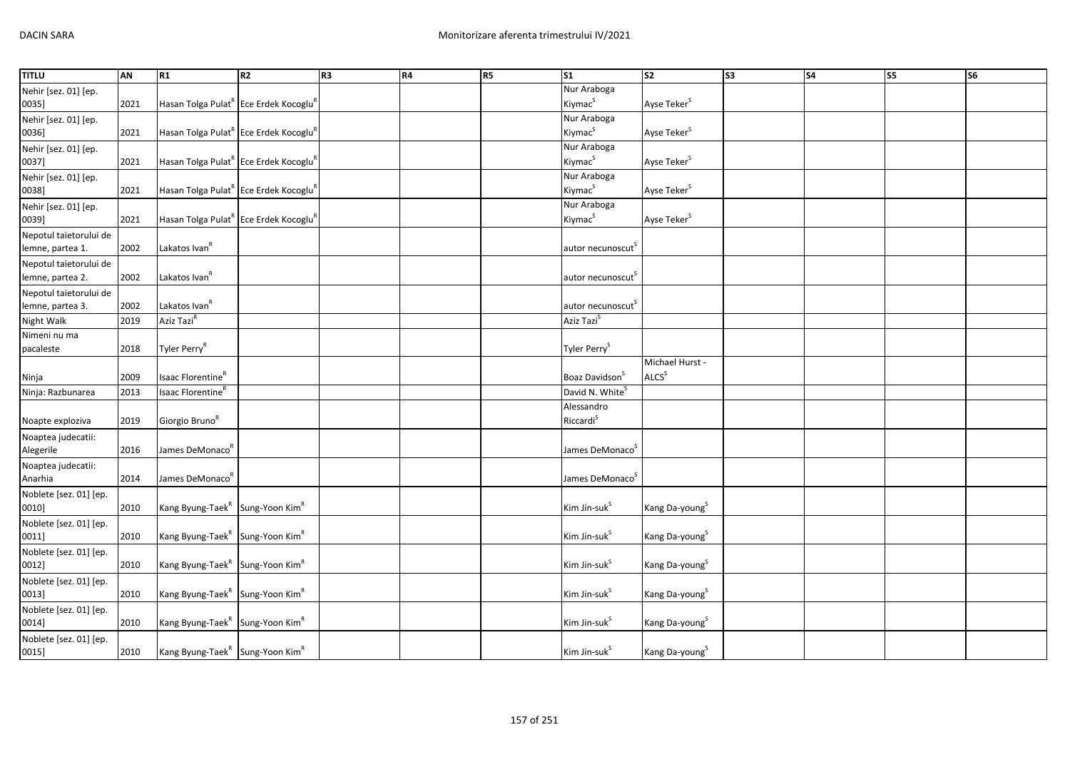| TITLU | AN | R1 | R2 | R3 | R4 | R5 | S1 | S2 | S3 | S4 | S5 | S6 |
|---|---|---|---|---|---|---|---|---|---|---|---|---|
| Nehir [sez. 01] [ep. 0035] | 2021 | Hasan Tolga Pulat[R] | Ece Erdek Kocoglu[R] | | | | Nur Araboga Kiymac[S] | Ayse Teker[S] | | | | |
| Nehir [sez. 01] [ep. 0036] | 2021 | Hasan Tolga Pulat[R] | Ece Erdek Kocoglu[R] | | | | Nur Araboga Kiymac[S] | Ayse Teker[S] | | | | |
| Nehir [sez. 01] [ep. 0037] | 2021 | Hasan Tolga Pulat[R] | Ece Erdek Kocoglu[R] | | | | Nur Araboga Kiymac[S] | Ayse Teker[S] | | | | |
| Nehir [sez. 01] [ep. 0038] | 2021 | Hasan Tolga Pulat[R] | Ece Erdek Kocoglu[R] | | | | Nur Araboga Kiymac[S] | Ayse Teker[S] | | | | |
| Nehir [sez. 01] [ep. 0039] | 2021 | Hasan Tolga Pulat[R] | Ece Erdek Kocoglu[R] | | | | Nur Araboga Kiymac[S] | Ayse Teker[S] | | | | |
| Nepotul taietorului de lemne, partea 1. | 2002 | Lakatos Ivan[R] | | | | | autor necunoscut[S] | | | | | |
| Nepotul taietorului de lemne, partea 2. | 2002 | Lakatos Ivan[R] | | | | | autor necunoscut[S] | | | | | |
| Nepotul taietorului de lemne, partea 3. | 2002 | Lakatos Ivan[R] | | | | | autor necunoscut[S] | | | | | |
| Night Walk | 2019 | Aziz Tazi[R] | | | | | Aziz Tazi[S] | | | | | |
| Nimeni nu ma pacaleste | 2018 | Tyler Perry[R] | | | | | Tyler Perry[S] | | | | | |
| Ninja | 2009 | Isaac Florentine[R] | | | | | Boaz Davidson[S] | Michael Hurst - ALCS[S] | | | | |
| Ninja: Razbunarea | 2013 | Isaac Florentine[R] | | | | | David N. White[S] | | | | | |
| Noapte exploziva | 2019 | Giorgio Bruno[R] | | | | | Alessandro Riccardi[S] | | | | | |
| Noaptea judecatii: Alegerile | 2016 | James DeMonaco[R] | | | | | James DeMonaco[S] | | | | | |
| Noaptea judecatii: Anarhia | 2014 | James DeMonaco[R] | | | | | James DeMonaco[S] | | | | | |
| Noblete [sez. 01] [ep. 0010] | 2010 | Kang Byung-Taek[R] | Sung-Yoon Kim[R] | | | | Kim Jin-suk[S] | Kang Da-young[S] | | | | |
| Noblete [sez. 01] [ep. 0011] | 2010 | Kang Byung-Taek[R] | Sung-Yoon Kim[R] | | | | Kim Jin-suk[S] | Kang Da-young[S] | | | | |
| Noblete [sez. 01] [ep. 0012] | 2010 | Kang Byung-Taek[R] | Sung-Yoon Kim[R] | | | | Kim Jin-suk[S] | Kang Da-young[S] | | | | |
| Noblete [sez. 01] [ep. 0013] | 2010 | Kang Byung-Taek[R] | Sung-Yoon Kim[R] | | | | Kim Jin-suk[S] | Kang Da-young[S] | | | | |
| Noblete [sez. 01] [ep. 0014] | 2010 | Kang Byung-Taek[R] | Sung-Yoon Kim[R] | | | | Kim Jin-suk[S] | Kang Da-young[S] | | | | |
| Noblete [sez. 01] [ep. 0015] | 2010 | Kang Byung-Taek[R] | Sung-Yoon Kim[R] | | | | Kim Jin-suk[S] | Kang Da-young[S] | | | | |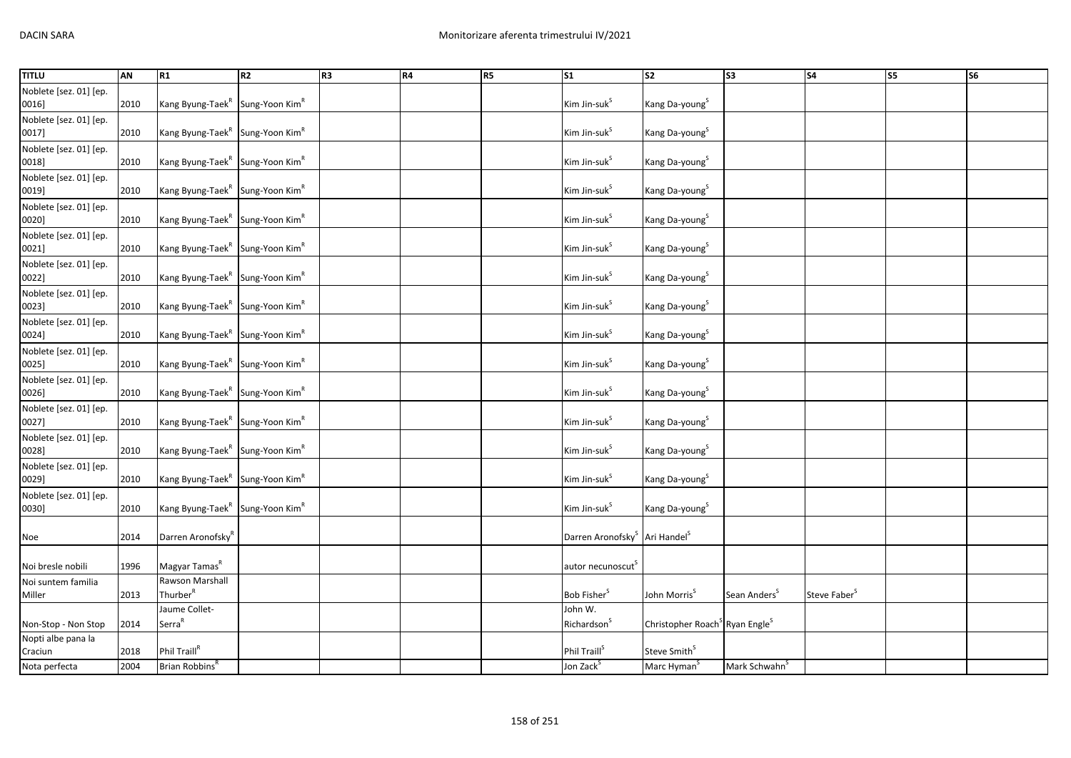| TITLU | AN | R1 | R2 | R3 | R4 | R5 | S1 | S2 | S3 | S4 | S5 | S6 |
|---|---|---|---|---|---|---|---|---|---|---|---|---|
| Noblete [sez. 01] [ep. 0016] | 2010 | Kang Byung-Taek[R] | Sung-Yoon Kim[R] | | | | Kim Jin-suk[S] | Kang Da-young[S] | | | | |
| Noblete [sez. 01] [ep. 0017] | 2010 | Kang Byung-Taek[R] | Sung-Yoon Kim[R] | | | | Kim Jin-suk[S] | Kang Da-young[S] | | | | |
| Noblete [sez. 01] [ep. 0018] | 2010 | Kang Byung-Taek[R] | Sung-Yoon Kim[R] | | | | Kim Jin-suk[S] | Kang Da-young[S] | | | | |
| Noblete [sez. 01] [ep. 0019] | 2010 | Kang Byung-Taek[R] | Sung-Yoon Kim[R] | | | | Kim Jin-suk[S] | Kang Da-young[S] | | | | |
| Noblete [sez. 01] [ep. 0020] | 2010 | Kang Byung-Taek[R] | Sung-Yoon Kim[R] | | | | Kim Jin-suk[S] | Kang Da-young[S] | | | | |
| Noblete [sez. 01] [ep. 0021] | 2010 | Kang Byung-Taek[R] | Sung-Yoon Kim[R] | | | | Kim Jin-suk[S] | Kang Da-young[S] | | | | |
| Noblete [sez. 01] [ep. 0022] | 2010 | Kang Byung-Taek[R] | Sung-Yoon Kim[R] | | | | Kim Jin-suk[S] | Kang Da-young[S] | | | | |
| Noblete [sez. 01] [ep. 0023] | 2010 | Kang Byung-Taek[R] | Sung-Yoon Kim[R] | | | | Kim Jin-suk[S] | Kang Da-young[S] | | | | |
| Noblete [sez. 01] [ep. 0024] | 2010 | Kang Byung-Taek[R] | Sung-Yoon Kim[R] | | | | Kim Jin-suk[S] | Kang Da-young[S] | | | | |
| Noblete [sez. 01] [ep. 0025] | 2010 | Kang Byung-Taek[R] | Sung-Yoon Kim[R] | | | | Kim Jin-suk[S] | Kang Da-young[S] | | | | |
| Noblete [sez. 01] [ep. 0026] | 2010 | Kang Byung-Taek[R] | Sung-Yoon Kim[R] | | | | Kim Jin-suk[S] | Kang Da-young[S] | | | | |
| Noblete [sez. 01] [ep. 0027] | 2010 | Kang Byung-Taek[R] | Sung-Yoon Kim[R] | | | | Kim Jin-suk[S] | Kang Da-young[S] | | | | |
| Noblete [sez. 01] [ep. 0028] | 2010 | Kang Byung-Taek[R] | Sung-Yoon Kim[R] | | | | Kim Jin-suk[S] | Kang Da-young[S] | | | | |
| Noblete [sez. 01] [ep. 0029] | 2010 | Kang Byung-Taek[R] | Sung-Yoon Kim[R] | | | | Kim Jin-suk[S] | Kang Da-young[S] | | | | |
| Noblete [sez. 01] [ep. 0030] | 2010 | Kang Byung-Taek[R] | Sung-Yoon Kim[R] | | | | Kim Jin-suk[S] | Kang Da-young[S] | | | | |
| Noe | 2014 | Darren Aronofsky[R] | | | | | Darren Aronofsky[S] | Ari Handel[S] | | | | |
| Noi bresle nobili | 1996 | Magyar Tamas[R] | | | | | autor necunoscut[S] | | | | | |
| Noi suntem familia Miller | 2013 | Rawson Marshall Thurber[R] | | | | | Bob Fisher[S] | John Morris[S] | Sean Anders[S] | Steve Faber[S] | | |
| Non-Stop - Non Stop | 2014 | Jaume Collet-Serra[R] | | | | | John W. Richardson[S] | Christopher Roach[S] | Ryan Engle[S] | | | |
| Nopti albe pana la Craciun | 2018 | Phil Traill[R] | | | | | Phil Traill[S] | Steve Smith[S] | | | | |
| Nota perfecta | 2004 | Brian Robbins[R] | | | | | Jon Zack[S] | Marc Hyman[S] | Mark Schwahn[S] | | | |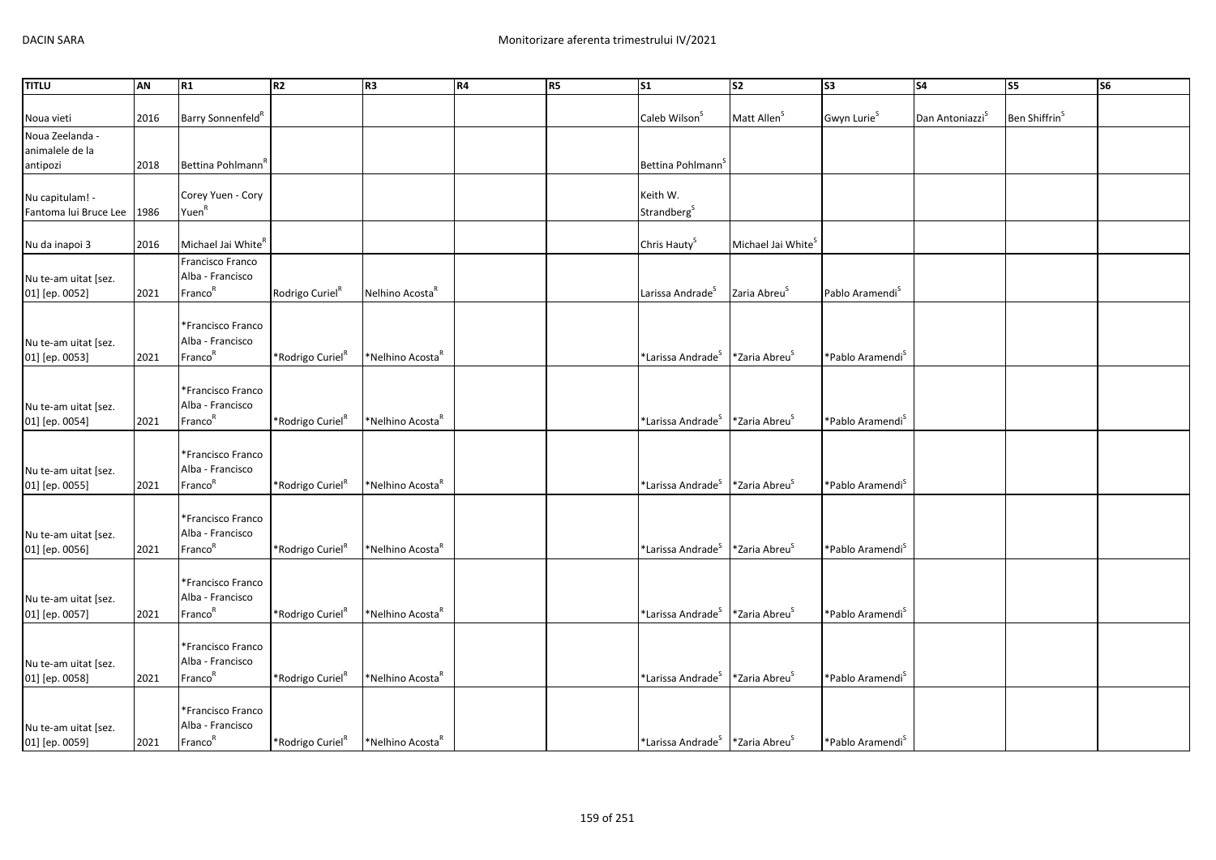| TITLU | AN | R1 | R2 | R3 | R4 | R5 | S1 | S2 | S3 | S4 | S5 | S6 |
|---|---|---|---|---|---|---|---|---|---|---|---|---|
| Noua vieti | 2016 | Barry Sonnenfeld[R] | | | | | Caleb Wilson[S] | Matt Allen[S] | Gwyn Lurie[S] | Dan Antoniazzi[S] | Ben Shiffrin[S] | |
| Noua Zeelanda - animalele de la antipozi | 2018 | Bettina Pohlmann[R] | | | | | Bettina Pohlmann[S] | | | | | |
| Nu capitulam! - Fantoma lui Bruce Lee | 1986 | Corey Yuen - Cory Yuen[R] | | | | | Keith W. Strandberg[S] | | | | | |
| Nu da inapoi 3 | 2016 | Michael Jai White[R] | | | | | Chris Hauty[S] | Michael Jai White[S] | | | | |
| Nu te-am uitat [sez. 01] [ep. 0052] | 2021 | Francisco Franco Alba - Francisco Franco[R] | Rodrigo Curiel[R] | Nelhino Acosta[R] | | | Larissa Andrade[S] | Zaria Abreu[S] | Pablo Aramendi[S] | | | |
| Nu te-am uitat [sez. 01] [ep. 0053] | 2021 | *Francisco Franco Alba - Francisco Franco[R] | *Rodrigo Curiel[R] | *Nelhino Acosta[R] | | | *Larissa Andrade[S] | *Zaria Abreu[S] | *Pablo Aramendi[S] | | | |
| Nu te-am uitat [sez. 01] [ep. 0054] | 2021 | *Francisco Franco Alba - Francisco Franco[R] | *Rodrigo Curiel[R] | *Nelhino Acosta[R] | | | *Larissa Andrade[S] | *Zaria Abreu[S] | *Pablo Aramendi[S] | | | |
| Nu te-am uitat [sez. 01] [ep. 0055] | 2021 | *Francisco Franco Alba - Francisco Franco[R] | *Rodrigo Curiel[R] | *Nelhino Acosta[R] | | | *Larissa Andrade[S] | *Zaria Abreu[S] | *Pablo Aramendi[S] | | | |
| Nu te-am uitat [sez. 01] [ep. 0056] | 2021 | *Francisco Franco Alba - Francisco Franco[R] | *Rodrigo Curiel[R] | *Nelhino Acosta[R] | | | *Larissa Andrade[S] | *Zaria Abreu[S] | *Pablo Aramendi[S] | | | |
| Nu te-am uitat [sez. 01] [ep. 0057] | 2021 | *Francisco Franco Alba - Francisco Franco[R] | *Rodrigo Curiel[R] | *Nelhino Acosta[R] | | | *Larissa Andrade[S] | *Zaria Abreu[S] | *Pablo Aramendi[S] | | | |
| Nu te-am uitat [sez. 01] [ep. 0058] | 2021 | *Francisco Franco Alba - Francisco Franco[R] | *Rodrigo Curiel[R] | *Nelhino Acosta[R] | | | *Larissa Andrade[S] | *Zaria Abreu[S] | *Pablo Aramendi[S] | | | |
| Nu te-am uitat [sez. 01] [ep. 0059] | 2021 | *Francisco Franco Alba - Francisco Franco[R] | *Rodrigo Curiel[R] | *Nelhino Acosta[R] | | | *Larissa Andrade[S] | *Zaria Abreu[S] | *Pablo Aramendi[S] | | | |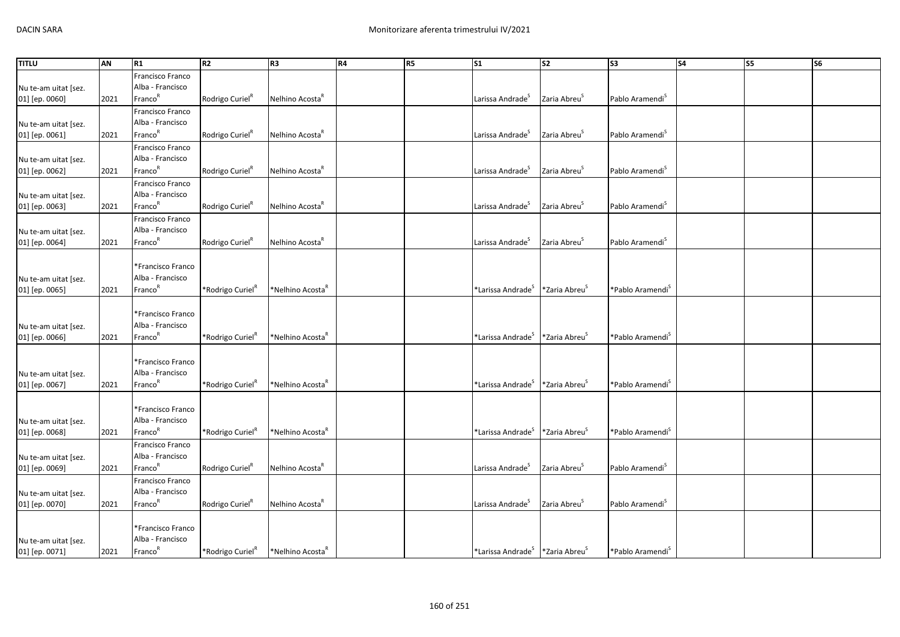| TITLU | AN | R1 | R2 | R3 | R4 | R5 | S1 | S2 | S3 | S4 | S5 | S6 |
|---|---|---|---|---|---|---|---|---|---|---|---|---|
| Nu te-am uitat [sez. 01] [ep. 0060] | 2021 | Francisco Franco Alba - Francisco Franco[R] | Rodrigo Curiel[R] | Nelhino Acosta[R] | | | Larissa Andrade[S] | Zaria Abreu[S] | Pablo Aramendi[S] | | | |
| Nu te-am uitat [sez. 01] [ep. 0061] | 2021 | Francisco Franco Alba - Francisco Franco[R] | Rodrigo Curiel[R] | Nelhino Acosta[R] | | | Larissa Andrade[S] | Zaria Abreu[S] | Pablo Aramendi[S] | | | |
| Nu te-am uitat [sez. 01] [ep. 0062] | 2021 | Francisco Franco Alba - Francisco Franco[R] | Rodrigo Curiel[R] | Nelhino Acosta[R] | | | Larissa Andrade[S] | Zaria Abreu[S] | Pablo Aramendi[S] | | | |
| Nu te-am uitat [sez. 01] [ep. 0063] | 2021 | Francisco Franco Alba - Francisco Franco[R] | Rodrigo Curiel[R] | Nelhino Acosta[R] | | | Larissa Andrade[S] | Zaria Abreu[S] | Pablo Aramendi[S] | | | |
| Nu te-am uitat [sez. 01] [ep. 0064] | 2021 | Francisco Franco Alba - Francisco Franco[R] | Rodrigo Curiel[R] | Nelhino Acosta[R] | | | Larissa Andrade[S] | Zaria Abreu[S] | Pablo Aramendi[S] | | | |
| Nu te-am uitat [sez. 01] [ep. 0065] | 2021 | *Francisco Franco Alba - Francisco Franco[R] | *Rodrigo Curiel[R] | *Nelhino Acosta[R] | | | *Larissa Andrade[S] | *Zaria Abreu[S] | *Pablo Aramendi[S] | | | |
| Nu te-am uitat [sez. 01] [ep. 0066] | 2021 | *Francisco Franco Alba - Francisco Franco[R] | *Rodrigo Curiel[R] | *Nelhino Acosta[R] | | | *Larissa Andrade[S] | *Zaria Abreu[S] | *Pablo Aramendi[S] | | | |
| Nu te-am uitat [sez. 01] [ep. 0067] | 2021 | *Francisco Franco Alba - Francisco Franco[R] | *Rodrigo Curiel[R] | *Nelhino Acosta[R] | | | *Larissa Andrade[S] | *Zaria Abreu[S] | *Pablo Aramendi[S] | | | |
| Nu te-am uitat [sez. 01] [ep. 0068] | 2021 | *Francisco Franco Alba - Francisco Franco[R] | *Rodrigo Curiel[R] | *Nelhino Acosta[R] | | | *Larissa Andrade[S] | *Zaria Abreu[S] | *Pablo Aramendi[S] | | | |
| Nu te-am uitat [sez. 01] [ep. 0069] | 2021 | Francisco Franco Alba - Francisco Franco[R] | Rodrigo Curiel[R] | Nelhino Acosta[R] | | | Larissa Andrade[S] | Zaria Abreu[S] | Pablo Aramendi[S] | | | |
| Nu te-am uitat [sez. 01] [ep. 0070] | 2021 | Francisco Franco Alba - Francisco Franco[R] | Rodrigo Curiel[R] | Nelhino Acosta[R] | | | Larissa Andrade[S] | Zaria Abreu[S] | Pablo Aramendi[S] | | | |
| Nu te-am uitat [sez. 01] [ep. 0071] | 2021 | *Francisco Franco Alba - Francisco Franco[R] | *Rodrigo Curiel[R] | *Nelhino Acosta[R] | | | *Larissa Andrade[S] | *Zaria Abreu[S] | *Pablo Aramendi[S] | | | |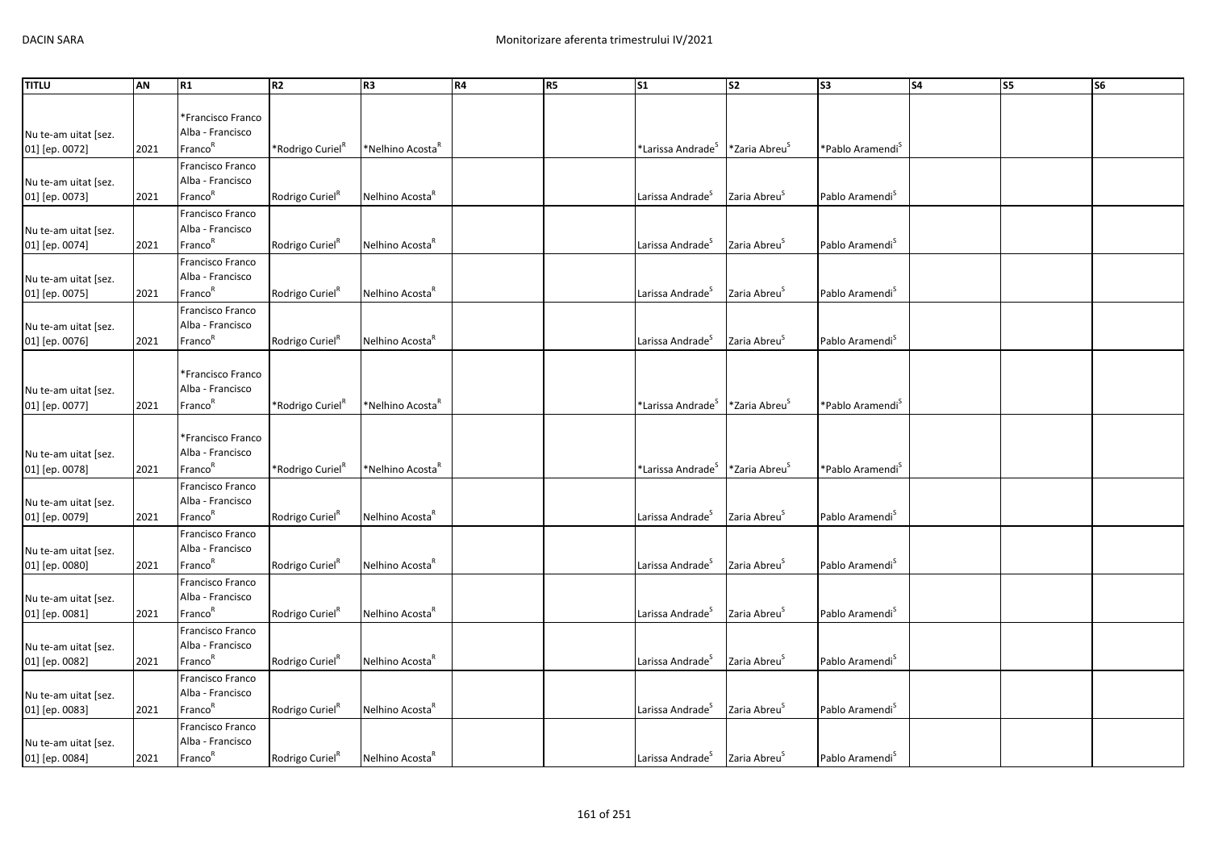| TITLU | AN | R1 | R2 | R3 | R4 | R5 | S1 | S2 | S3 | S4 | S5 | S6 |
|---|---|---|---|---|---|---|---|---|---|---|---|---|
| Nu te-am uitat [sez. 01] [ep. 0072] | 2021 | *Francisco Franco Alba - Francisco Franco[R] | *Rodrigo Curiel[R] | *Nelhino Acosta[R] | | | *Larissa Andrade[S] | *Zaria Abreu[S] | *Pablo Aramendi[S] | | | |
| Nu te-am uitat [sez. 01] [ep. 0073] | 2021 | Francisco Franco Alba - Francisco Franco[R] | Rodrigo Curiel[R] | Nelhino Acosta[R] | | | Larissa Andrade[S] | Zaria Abreu[S] | Pablo Aramendi[S] | | | |
| Nu te-am uitat [sez. 01] [ep. 0074] | 2021 | Francisco Franco Alba - Francisco Franco[R] | Rodrigo Curiel[R] | Nelhino Acosta[R] | | | Larissa Andrade[S] | Zaria Abreu[S] | Pablo Aramendi[S] | | | |
| Nu te-am uitat [sez. 01] [ep. 0075] | 2021 | Francisco Franco Alba - Francisco Franco[R] | Rodrigo Curiel[R] | Nelhino Acosta[R] | | | Larissa Andrade[S] | Zaria Abreu[S] | Pablo Aramendi[S] | | | |
| Nu te-am uitat [sez. 01] [ep. 0076] | 2021 | Francisco Franco Alba - Francisco Franco[R] | Rodrigo Curiel[R] | Nelhino Acosta[R] | | | Larissa Andrade[S] | Zaria Abreu[S] | Pablo Aramendi[S] | | | |
| Nu te-am uitat [sez. 01] [ep. 0077] | 2021 | *Francisco Franco Alba - Francisco Franco[R] | *Rodrigo Curiel[R] | *Nelhino Acosta[R] | | | *Larissa Andrade[S] | *Zaria Abreu[S] | *Pablo Aramendi[S] | | | |
| Nu te-am uitat [sez. 01] [ep. 0078] | 2021 | *Francisco Franco Alba - Francisco Franco[R] | *Rodrigo Curiel[R] | *Nelhino Acosta[R] | | | *Larissa Andrade[S] | *Zaria Abreu[S] | *Pablo Aramendi[S] | | | |
| Nu te-am uitat [sez. 01] [ep. 0079] | 2021 | Francisco Franco Alba - Francisco Franco[R] | Rodrigo Curiel[R] | Nelhino Acosta[R] | | | Larissa Andrade[S] | Zaria Abreu[S] | Pablo Aramendi[S] | | | |
| Nu te-am uitat [sez. 01] [ep. 0080] | 2021 | Francisco Franco Alba - Francisco Franco[R] | Rodrigo Curiel[R] | Nelhino Acosta[R] | | | Larissa Andrade[S] | Zaria Abreu[S] | Pablo Aramendi[S] | | | |
| Nu te-am uitat [sez. 01] [ep. 0081] | 2021 | Francisco Franco Alba - Francisco Franco[R] | Rodrigo Curiel[R] | Nelhino Acosta[R] | | | Larissa Andrade[S] | Zaria Abreu[S] | Pablo Aramendi[S] | | | |
| Nu te-am uitat [sez. 01] [ep. 0082] | 2021 | Francisco Franco Alba - Francisco Franco[R] | Rodrigo Curiel[R] | Nelhino Acosta[R] | | | Larissa Andrade[S] | Zaria Abreu[S] | Pablo Aramendi[S] | | | |
| Nu te-am uitat [sez. 01] [ep. 0083] | 2021 | Francisco Franco Alba - Francisco Franco[R] | Rodrigo Curiel[R] | Nelhino Acosta[R] | | | Larissa Andrade[S] | Zaria Abreu[S] | Pablo Aramendi[S] | | | |
| Nu te-am uitat [sez. 01] [ep. 0084] | 2021 | Francisco Franco Alba - Francisco Franco[R] | Rodrigo Curiel[R] | Nelhino Acosta[R] | | | Larissa Andrade[S] | Zaria Abreu[S] | Pablo Aramendi[S] | | | |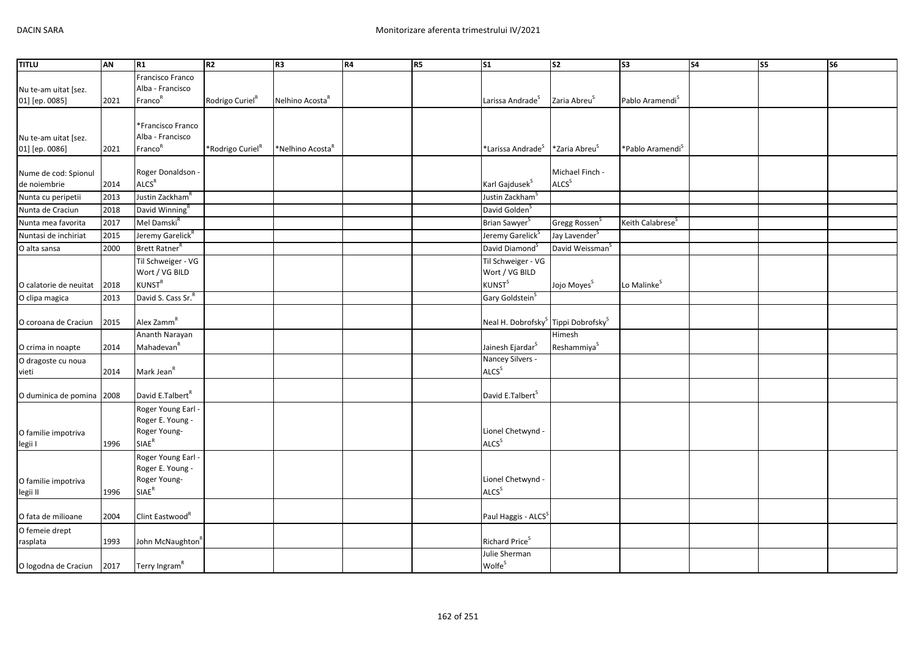| TITLU | AN | R1 | R2 | R3 | R4 | R5 | S1 | S2 | S3 | S4 | S5 | S6 |
|---|---|---|---|---|---|---|---|---|---|---|---|---|
| Nu te-am uitat [sez. 01] [ep. 0085] | 2021 | Francisco Franco Alba - Francisco Franco[R] | Rodrigo Curiel[R] | Nelhino Acosta[R] | | | Larissa Andrade[S] | Zaria Abreu[S] | Pablo Aramendi[S] | | | |
| Nu te-am uitat [sez. 01] [ep. 0086] | 2021 | *Francisco Franco Alba - Francisco Franco[R] | *Rodrigo Curiel[R] | *Nelhino Acosta[R] | | | *Larissa Andrade[S] | *Zaria Abreu[S] | *Pablo Aramendi[S] | | | |
| Nume de cod: Spionul de noiembrie | 2014 | Roger Donaldson - ALCS[R] | | | | | Karl Gajdusek[S] | Michael Finch - ALCS[S] | | | | |
| Nunta cu peripetii | 2013 | Justin Zackham[R] | | | | | Justin Zackham[S] | | | | | |
| Nunta de Craciun | 2018 | David Winning[R] | | | | | David Golden[S] | | | | | |
| Nunta mea favorita | 2017 | Mel Damski[R] | | | | | Brian Sawyer[S] | Gregg Rossen[S] | Keith Calabrese[S] | | | |
| Nuntasi de inchiriat | 2015 | Jeremy Garelick[R] | | | | | Jeremy Garelick[S] | Jay Lavender[S] | | | | |
| O alta sansa | 2000 | Brett Ratner[R] | | | | | David Diamond[S] | David Weissman[S] | | | | |
| O calatorie de neuitat | 2018 | Til Schweiger - VG Wort / VG BILD KUNST[R] | | | | | Til Schweiger - VG Wort / VG BILD KUNST[S] | Jojo Moyes[S] | Lo Malinke[S] | | | |
| O clipa magica | 2013 | David S. Cass Sr.[R] | | | | | Gary Goldstein[S] | | | | | |
| O coroana de Craciun | 2015 | Alex Zamm[R] | | | | | Neal H. Dobrofsky[S] | Tippi Dobrofsky[S] | | | | |
| O crima in noapte | 2014 | Ananth Narayan Mahadevan[R] | | | | | Jainesh Ejardar[S] | Himesh Reshammiya[S] | | | | |
| O dragoste cu noua vieti | 2014 | Mark Jean[R] | | | | | Nancey Silvers - ALCS[S] | | | | | |
| O duminica de pomina | 2008 | David E.Talbert[R] | | | | | David E.Talbert[S] | | | | | |
| O familie impotriva legii I | 1996 | Roger Young Earl - Roger E. Young - Roger Young-SIAE[R] | | | | | Lionel Chetwynd - ALCS[S] | | | | | |
| O familie impotriva legii II | 1996 | Roger Young Earl - Roger E. Young - Roger Young-SIAE[R] | | | | | Lionel Chetwynd - ALCS[S] | | | | | |
| O fata de milioane | 2004 | Clint Eastwood[R] | | | | | Paul Haggis - ALCS[S] | | | | | |
| O femeie drept rasplata | 1993 | John McNaughton[R] | | | | | Richard Price[S] | | | | | |
| O logodna de Craciun | 2017 | Terry Ingram[R] | | | | | Julie Sherman Wolfe[S] | | | | | |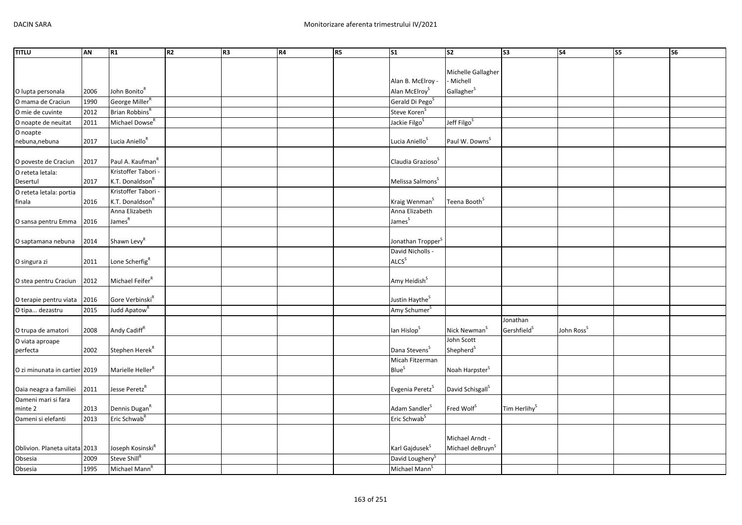| TITLU | AN | R1 | R2 | R3 | R4 | R5 | S1 | S2 | S3 | S4 | S5 | S6 |
|---|---|---|---|---|---|---|---|---|---|---|---|---|
| O lupta personala | 2006 | John Bonito[R] | | | | | Alan B. McElroy - Alan McElroy[S] | Michelle Gallagher - Michell Gallagher[S] | | | | |
| O mama de Craciun | 1990 | George Miller[R] | | | | | Gerald Di Pego[S] | | | | | |
| O mie de cuvinte | 2012 | Brian Robbins[R] | | | | | Steve Koren[S] | | | | | |
| O noapte de neuitat | 2011 | Michael Dowse[R] | | | | | Jackie Filgo[S] | Jeff Filgo[S] | | | | |
| O noapte nebuna,nebuna | 2017 | Lucia Aniello[R] | | | | | Lucia Aniello[S] | Paul W. Downs[S] | | | | |
| O poveste de Craciun | 2017 | Paul A. Kaufman[R] | | | | | Claudia Grazioso[S] | | | | | |
| O reteta letala: Desertul | 2017 | Kristoffer Tabori - K.T. Donaldson[R] | | | | | Melissa Salmons[S] | | | | | |
| O reteta letala: portia finala | 2016 | Kristoffer Tabori - K.T. Donaldson[R] | | | | | Kraig Wenman[S] | Teena Booth[S] | | | | |
| O sansa pentru Emma | 2016 | Anna Elizabeth James[R] | | | | | Anna Elizabeth James[S] | | | | | |
| O saptamana nebuna | 2014 | Shawn Levy[R] | | | | | Jonathan Tropper[S] | | | | | |
| O singura zi | 2011 | Lone Scherfig[R] | | | | | David Nicholls - ALCS[S] | | | | | |
| O stea pentru Craciun | 2012 | Michael Feifer[R] | | | | | Amy Heidish[S] | | | | | |
| O terapie pentru viata | 2016 | Gore Verbinski[R] | | | | | Justin Haythe[S] | | | | | |
| O tipa... dezastru | 2015 | Judd Apatow[R] | | | | | Amy Schumer[S] | | | | | |
| O trupa de amatori | 2008 | Andy Cadiff[R] | | | | | Ian Hislop[S] | Nick Newman[S] | Jonathan Gershfield[S] | John Ross[S] | | |
| O viata aproape perfecta | 2002 | Stephen Herek[R] | | | | | Dana Stevens[S] | John Scott Shepherd[S] | | | | |
| O zi minunata in cartier | 2019 | Marielle Heller[R] | | | | | Micah Fitzerman Blue[S] | Noah Harpster[S] | | | | |
| Oaia neagra a familiei | 2011 | Jesse Peretz[R] | | | | | Evgenia Peretz[S] | David Schisgall[S] | | | | |
| Oameni mari si fara minte 2 | 2013 | Dennis Dugan[R] | | | | | Adam Sandler[S] | Fred Wolf[S] | Tim Herlihy[S] | | | |
| Oameni si elefanti | 2013 | Eric Schwab[R] | | | | | Eric Schwab[S] | | | | | |
| Oblivion. Planeta uitata | 2013 | Joseph Kosinski[R] | | | | | Karl Gajdusek[S] | Michael Arndt - Michael deBruyn[S] | | | | |
| Obsesia | 2009 | Steve Shill[R] | | | | | David Loughery[S] | | | | | |
| Obsesia | 1995 | Michael Mann[R] | | | | | Michael Mann[S] | | | | | |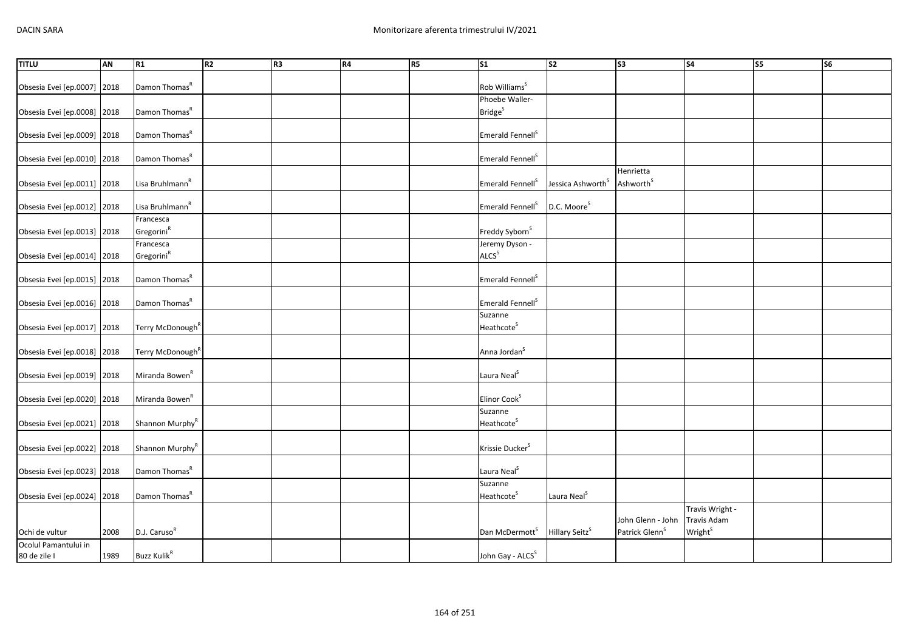| TITLU | AN | R1 | R2 | R3 | R4 | R5 | S1 | S2 | S3 | S4 | S5 | S6 |
|---|---|---|---|---|---|---|---|---|---|---|---|---|
| Obsesia Evei [ep.0007] | 2018 | Damon Thomas[R] | | | | | Rob Williams[S] | | | | | |
| Obsesia Evei [ep.0008] | 2018 | Damon Thomas[R] | | | | | Phoebe Waller-Bridge[S] | | | | | |
| Obsesia Evei [ep.0009] | 2018 | Damon Thomas[R] | | | | | Emerald Fennell[S] | | | | | |
| Obsesia Evei [ep.0010] | 2018 | Damon Thomas[R] | | | | | Emerald Fennell[S] | | | | | |
| Obsesia Evei [ep.0011] | 2018 | Lisa Bruhlmann[R] | | | | | Emerald Fennell[S] | Jessica Ashworth[S] | Henrietta Ashworth[S] | | | |
| Obsesia Evei [ep.0012] | 2018 | Lisa Bruhlmann[R] | | | | | Emerald Fennell[S] | D.C. Moore[S] | | | | |
| Obsesia Evei [ep.0013] | 2018 | Francesca Gregorini[R] | | | | | Freddy Syborn[S] | | | | | |
| Obsesia Evei [ep.0014] | 2018 | Francesca Gregorini[R] | | | | | Jeremy Dyson - ALCS[S] | | | | | |
| Obsesia Evei [ep.0015] | 2018 | Damon Thomas[R] | | | | | Emerald Fennell[S] | | | | | |
| Obsesia Evei [ep.0016] | 2018 | Damon Thomas[R] | | | | | Emerald Fennell[S] | | | | | |
| Obsesia Evei [ep.0017] | 2018 | Terry McDonough[R] | | | | | Suzanne Heathcote[S] | | | | | |
| Obsesia Evei [ep.0018] | 2018 | Terry McDonough[R] | | | | | Anna Jordan[S] | | | | | |
| Obsesia Evei [ep.0019] | 2018 | Miranda Bowen[R] | | | | | Laura Neal[S] | | | | | |
| Obsesia Evei [ep.0020] | 2018 | Miranda Bowen[R] | | | | | Elinor Cook[S] | | | | | |
| Obsesia Evei [ep.0021] | 2018 | Shannon Murphy[R] | | | | | Suzanne Heathcote[S] | | | | | |
| Obsesia Evei [ep.0022] | 2018 | Shannon Murphy[R] | | | | | Krissie Ducker[S] | | | | | |
| Obsesia Evei [ep.0023] | 2018 | Damon Thomas[R] | | | | | Laura Neal[S] | | | | | |
| Obsesia Evei [ep.0024] | 2018 | Damon Thomas[R] | | | | | Suzanne Heathcote[S] | Laura Neal[S] | | | | |
| Ochi de vultur | 2008 | D.J. Caruso[R] | | | | | Dan McDermott[S] | Hillary Seitz[S] | John Glenn - John Patrick Glenn[S] | Travis Wright - Travis Adam Wright[S] | | |
| Ocolul Pamantului in 80 de zile I | 1989 | Buzz Kulik[R] | | | | | John Gay - ALCS[S] | | | | | |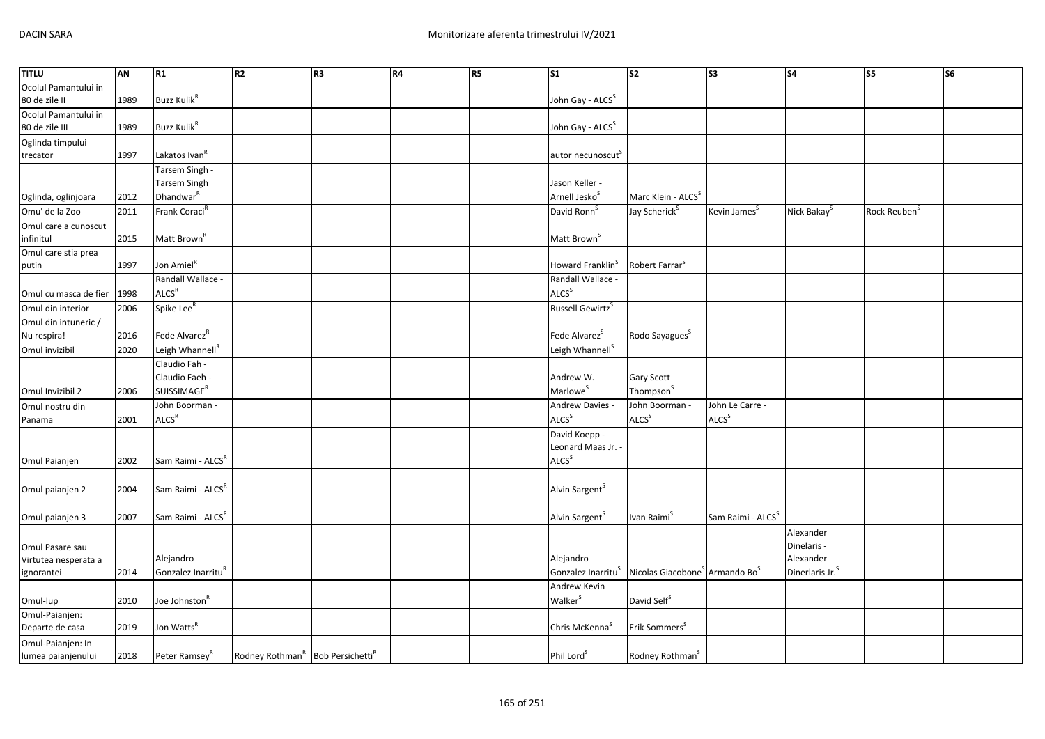| TITLU | AN | R1 | R2 | R3 | R4 | R5 | S1 | S2 | S3 | S4 | S5 | S6 |
|---|---|---|---|---|---|---|---|---|---|---|---|---|
| Ocolul Pamantului in 80 de zile II | 1989 | Buzz Kulik[R] | | | | | John Gay - ALCS[S] | | | | | |
| Ocolul Pamantului in 80 de zile III | 1989 | Buzz Kulik[R] | | | | | John Gay - ALCS[S] | | | | | |
| Oglinda timpului trecator | 1997 | Lakatos Ivan[R] | | | | | autor necunoscut[S] | | | | | |
| Oglinda, oglinjoara | 2012 | Tarsem Singh - Tarsem Singh Dhandwar[R] | | | | | Jason Keller - Arnell Jesko[S] | Marc Klein - ALCS[S] | | | | |
| Omu' de la Zoo | 2011 | Frank Coraci[R] | | | | | David Ronn[S] | Jay Scherick[S] | Kevin James[S] | Nick Bakay[S] | Rock Reuben[S] | |
| Omul care a cunoscut infinitul | 2015 | Matt Brown[R] | | | | | Matt Brown[S] | | | | | |
| Omul care stia prea putin | 1997 | Jon Amiel[R] | | | | | Howard Franklin[S] | Robert Farrar[S] | | | | |
| Omul cu masca de fier | 1998 | Randall Wallace - ALCS[R] | | | | | Randall Wallace - ALCS[S] | | | | | |
| Omul din interior | 2006 | Spike Lee[R] | | | | | Russell Gewirtz[S] | | | | | |
| Omul din intuneric / Nu respira! | 2016 | Fede Alvarez[R] | | | | | Fede Alvarez[S] | Rodo Sayagues[S] | | | | |
| Omul invizibil | 2020 | Leigh Whannell[R] | | | | | Leigh Whannell[S] | | | | | |
| Omul Invizibil 2 | 2006 | Claudio Fah - Claudio Faeh - SUISSIMAGE[R] | | | | | Andrew W. Marlowe[S] | Gary Scott Thompson[S] | | | | |
| Omul nostru din Panama | 2001 | John Boorman - ALCS[R] | | | | | Andrew Davies - ALCS[S] | John Boorman - ALCS[S] | John Le Carre - ALCS[S] | | | |
| Omul Paianjen | 2002 | Sam Raimi - ALCS[R] | | | | | David Koepp - Leonard Maas Jr. - ALCS[S] | | | | | |
| Omul paianjen 2 | 2004 | Sam Raimi - ALCS[R] | | | | | Alvin Sargent[S] | | | | | |
| Omul paianjen 3 | 2007 | Sam Raimi - ALCS[R] | | | | | Alvin Sargent[S] | Ivan Raimi[S] | Sam Raimi - ALCS[S] | | | |
| Omul Pasare sau Virtutea nesperata a ignorantei | 2014 | Alejandro Gonzalez Inarritu[R] | | | | | Alejandro Gonzalez Inarritu[S] | Nicolas Giacobone[S] | Armando Bo[S] | Alexander Dinelaris - Alexander Dinerlaris Jr.[S] | | |
| Omul-lup | 2010 | Joe Johnston[R] | | | | | Andrew Kevin Walker[S] | David Self[S] | | | | |
| Omul-Paianjen: Departe de casa | 2019 | Jon Watts[R] | | | | | Chris McKenna[S] | Erik Sommers[S] | | | | |
| Omul-Paianjen: In lumea paianjenului | 2018 | Peter Ramsey[R] | Rodney Rothman[R] | Bob Persichetti[R] | | | Phil Lord[S] | Rodney Rothman[S] | | | | |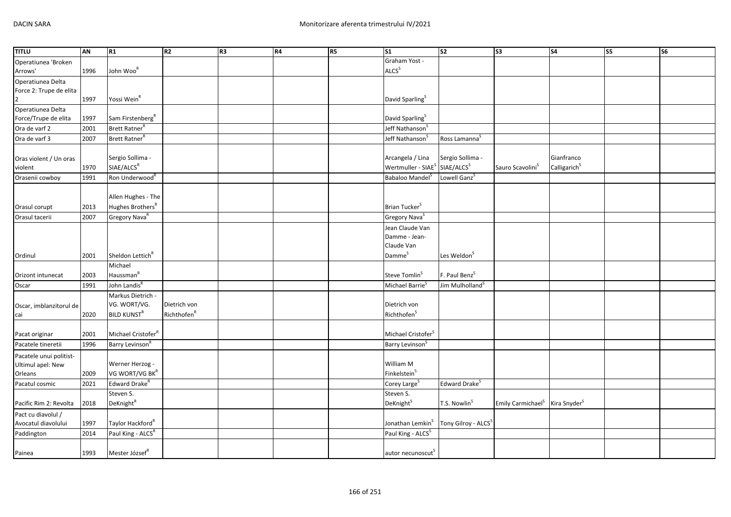| TITLU | AN | R1 | R2 | R3 | R4 | R5 | S1 | S2 | S3 | S4 | S5 | S6 |
|---|---|---|---|---|---|---|---|---|---|---|---|---|
| Operatiunea 'Broken Arrows' | 1996 | John Woo[R] | | | | | Graham Yost - ALCS[S] | | | | | |
| Operatiunea Delta Force 2: Trupe de elita 2 | 1997 | Yossi Wein[R] | | | | | David Sparling[S] | | | | | |
| Operatiunea Delta Force/Trupe de elita | 1997 | Sam Firstenberg[R] | | | | | David Sparling[S] | | | | | |
| Ora de varf 2 | 2001 | Brett Ratner[R] | | | | | Jeff Nathanson[S] | | | | | |
| Ora de varf 3 | 2007 | Brett Ratner[R] | | | | | Jeff Nathanson[S] | Ross Lamanna[S] | | | | |
| Oras violent / Un oras violent | 1970 | Sergio Sollima - SIAE/ALCS[R] | | | | | Arcangela / Lina Wertmuller - SIAE[S] | Sergio Sollima - SIAE/ALCS[S] | Sauro Scavolini[S] | Gianfranco Calligarich[S] | | |
| Orasenii cowboy | 1991 | Ron Underwood[R] | | | | | Babaloo Mandel[S] | Lowell Ganz[S] | | | | |
| Orasul corupt | 2013 | Allen Hughes - The Hughes Brothers[R] | | | | | Brian Tucker[S] | | | | | |
| Orasul tacerii | 2007 | Gregory Nava[R] | | | | | Gregory Nava[S] | | | | | |
| Ordinul | 2001 | Sheldon Lettich[R] | | | | | Jean Claude Van Damme - Jean-Claude Van Damme[S] | Les Weldon[S] | | | | |
| Orizont intunecat | 2003 | Michael Haussman[R] | | | | | Steve Tomlin[S] | F. Paul Benz[S] | | | | |
| Oscar | 1991 | John Landis[R] | | | | | Michael Barrie[S] | Jim Mulholland[S] | | | | |
| Oscar, imblanzitorul de cai | 2020 | Markus Dietrich - VG. WORT/VG. BILD KUNST[R] | Dietrich von Richthofen[R] | | | | Dietrich von Richthofen[S] | | | | | |
| Pacat originar | 2001 | Michael Cristofer[R] | | | | | Michael Cristofer[S] | | | | | |
| Pacatele tineretii | 1996 | Barry Levinson[R] | | | | | Barry Levinson[S] | | | | | |
| Pacatele unui politist-Ultimul apel: New Orleans | 2009 | Werner Herzog - VG WORT/VG BK[R] | | | | | William M Finkelstein[S] | | | | | |
| Pacatul cosmic | 2021 | Edward Drake[R] | | | | | Corey Large[S] | Edward Drake[S] | | | | |
| Pacific Rim 2: Revolta | 2018 | Steven S. DeKnight[R] | | | | | Steven S. DeKnight[S] | T.S. Nowlin[S] | Emily Carmichael[S] | Kira Snyder[S] | | |
| Pact cu diavolul / Avocatul diavolului | 1997 | Taylor Hackford[R] | | | | | Jonathan Lemkin[S] | Tony Gilroy - ALCS[S] | | | | |
| Paddington | 2014 | Paul King - ALCS[R] | | | | | Paul King - ALCS[S] | | | | | |
| Painea | 1993 | Mester József[R] | | | | | autor necunoscut[S] | | | | | |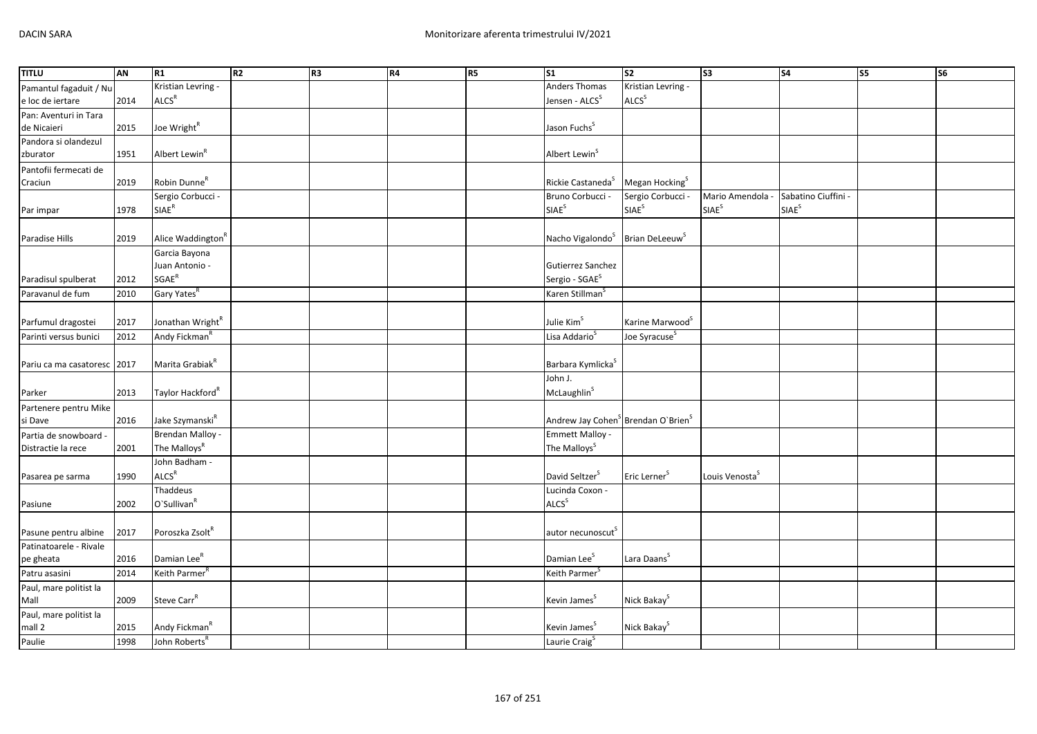| TITLU | AN | R1 | R2 | R3 | R4 | R5 | S1 | S2 | S3 | S4 | S5 | S6 |
|---|---|---|---|---|---|---|---|---|---|---|---|---|
| Pamantul fagaduit / Nu e loc de iertare | 2014 | Kristian Levring - ALCS[R] | | | | | Anders Thomas Jensen - ALCS[S] | Kristian Levring - ALCS[S] | | | | |
| Pan: Aventuri in Tara de Nicaieri | 2015 | Joe Wright[R] | | | | | Jason Fuchs[S] | | | | | |
| Pandora si olandezul zburator | 1951 | Albert Lewin[R] | | | | | Albert Lewin[S] | | | | | |
| Pantofii fermecati de Craciun | 2019 | Robin Dunne[R] | | | | | Rickie Castaneda[S] | Megan Hocking[S] | | | | |
| Par impar | 1978 | Sergio Corbucci - SIAE[R] | | | | | Bruno Corbucci - SIAE[S] | Sergio Corbucci - SIAE[S] | Mario Amendola - SIAE[S] | Sabatino Ciuffini - SIAE[S] | | |
| Paradise Hills | 2019 | Alice Waddington[R] | | | | | Nacho Vigalondo[S] | Brian DeLeeuw[S] | | | | |
| Paradisul spulberat | 2012 | Garcia Bayona Juan Antonio - SGAE[R] | | | | | Gutierrez Sanchez Sergio - SGAE[S] | | | | | |
| Paravanul de fum | 2010 | Gary Yates[R] | | | | | Karen Stillman[S] | | | | | |
| Parfumul dragostei | 2017 | Jonathan Wright[R] | | | | | Julie Kim[S] | Karine Marwood[S] | | | | |
| Parinti versus bunici | 2012 | Andy Fickman[R] | | | | | Lisa Addario[S] | Joe Syracuse[S] | | | | |
| Pariu ca ma casatoresc | 2017 | Marita Grabiak[R] | | | | | Barbara Kymlicka[S] | | | | | |
| Parker | 2013 | Taylor Hackford[R] | | | | | John J. McLaughlin[S] | | | | | |
| Partenere pentru Mike si Dave | 2016 | Jake Szymanski[R] | | | | | Andrew Jay Cohen[S] | Brendan O`Brien[S] | | | | |
| Partia de snowboard - Distractie la rece | 2001 | Brendan Malloy - The Malloys[R] | | | | | Emmett Malloy - The Malloys[S] | | | | | |
| Pasarea pe sarma | 1990 | John Badham - ALCS[R] | | | | | David Seltzer[S] | Eric Lerner[S] | Louis Venosta[S] | | | |
| Pasiune | 2002 | Thaddeus O`Sullivan[R] | | | | | Lucinda Coxon - ALCS[S] | | | | | |
| Pasune pentru albine | 2017 | Poroszka Zsolt[R] | | | | | autor necunoscut[S] | | | | | |
| Patinatoarele - Rivale pe gheata | 2016 | Damian Lee[R] | | | | | Damian Lee[S] | Lara Daans[S] | | | | |
| Patru asasini | 2014 | Keith Parmer[R] | | | | | Keith Parmer[S] | | | | | |
| Paul, mare politist la Mall | 2009 | Steve Carr[R] | | | | | Kevin James[S] | Nick Bakay[S] | | | | |
| Paul, mare politist la mall 2 | 2015 | Andy Fickman[R] | | | | | Kevin James[S] | Nick Bakay[S] | | | | |
| Paulie | 1998 | John Roberts[R] | | | | | Laurie Craig[S] | | | | | |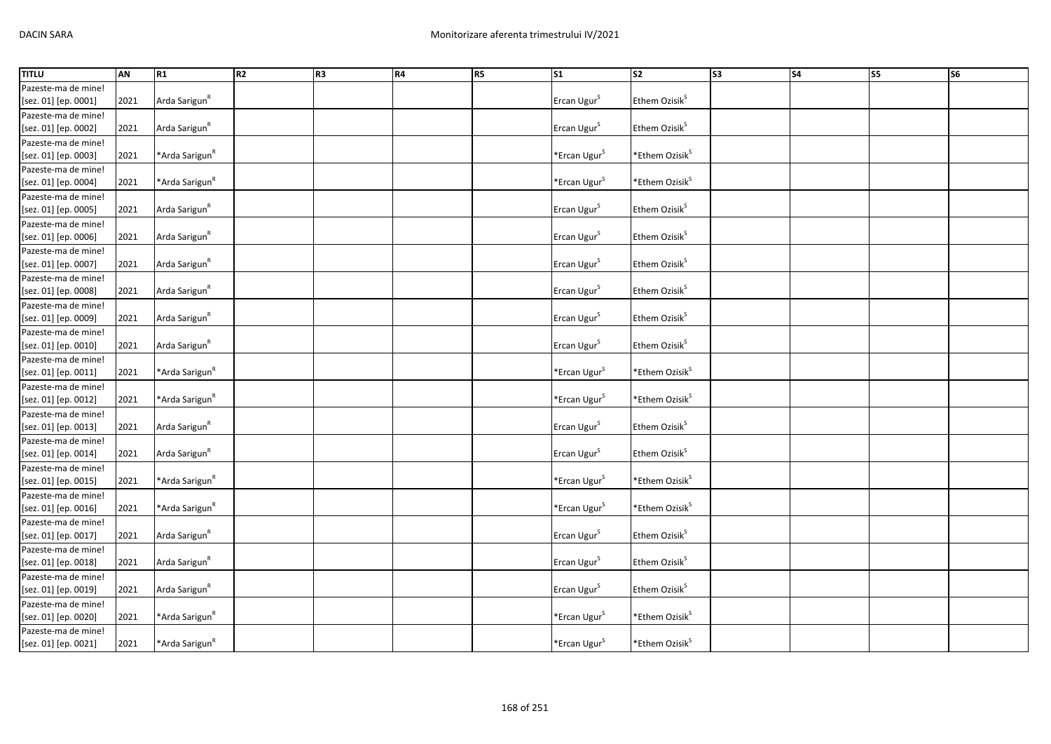| TITLU | AN | R1 | R2 | R3 | R4 | R5 | S1 | S2 | S3 | S4 | S5 | S6 |
|---|---|---|---|---|---|---|---|---|---|---|---|---|
| Pazeste-ma de mine! [sez. 01] [ep. 0001] | 2021 | Arda Sarigun[R] | | | | | Ercan Ugur[S] | Ethem Ozisik[S] | | | | |
| Pazeste-ma de mine! [sez. 01] [ep. 0002] | 2021 | Arda Sarigun[R] | | | | | Ercan Ugur[S] | Ethem Ozisik[S] | | | | |
| Pazeste-ma de mine! [sez. 01] [ep. 0003] | 2021 | *Arda Sarigun[R] | | | | | *Ercan Ugur[S] | *Ethem Ozisik[S] | | | | |
| Pazeste-ma de mine! [sez. 01] [ep. 0004] | 2021 | *Arda Sarigun[R] | | | | | *Ercan Ugur[S] | *Ethem Ozisik[S] | | | | |
| Pazeste-ma de mine! [sez. 01] [ep. 0005] | 2021 | Arda Sarigun[R] | | | | | Ercan Ugur[S] | Ethem Ozisik[S] | | | | |
| Pazeste-ma de mine! [sez. 01] [ep. 0006] | 2021 | Arda Sarigun[R] | | | | | Ercan Ugur[S] | Ethem Ozisik[S] | | | | |
| Pazeste-ma de mine! [sez. 01] [ep. 0007] | 2021 | Arda Sarigun[R] | | | | | Ercan Ugur[S] | Ethem Ozisik[S] | | | | |
| Pazeste-ma de mine! [sez. 01] [ep. 0008] | 2021 | Arda Sarigun[R] | | | | | Ercan Ugur[S] | Ethem Ozisik[S] | | | | |
| Pazeste-ma de mine! [sez. 01] [ep. 0009] | 2021 | Arda Sarigun[R] | | | | | Ercan Ugur[S] | Ethem Ozisik[S] | | | | |
| Pazeste-ma de mine! [sez. 01] [ep. 0010] | 2021 | Arda Sarigun[R] | | | | | Ercan Ugur[S] | Ethem Ozisik[S] | | | | |
| Pazeste-ma de mine! [sez. 01] [ep. 0011] | 2021 | *Arda Sarigun[R] | | | | | *Ercan Ugur[S] | *Ethem Ozisik[S] | | | | |
| Pazeste-ma de mine! [sez. 01] [ep. 0012] | 2021 | *Arda Sarigun[R] | | | | | *Ercan Ugur[S] | *Ethem Ozisik[S] | | | | |
| Pazeste-ma de mine! [sez. 01] [ep. 0013] | 2021 | Arda Sarigun[R] | | | | | Ercan Ugur[S] | Ethem Ozisik[S] | | | | |
| Pazeste-ma de mine! [sez. 01] [ep. 0014] | 2021 | Arda Sarigun[R] | | | | | Ercan Ugur[S] | Ethem Ozisik[S] | | | | |
| Pazeste-ma de mine! [sez. 01] [ep. 0015] | 2021 | *Arda Sarigun[R] | | | | | *Ercan Ugur[S] | *Ethem Ozisik[S] | | | | |
| Pazeste-ma de mine! [sez. 01] [ep. 0016] | 2021 | *Arda Sarigun[R] | | | | | *Ercan Ugur[S] | *Ethem Ozisik[S] | | | | |
| Pazeste-ma de mine! [sez. 01] [ep. 0017] | 2021 | Arda Sarigun[R] | | | | | Ercan Ugur[S] | Ethem Ozisik[S] | | | | |
| Pazeste-ma de mine! [sez. 01] [ep. 0018] | 2021 | Arda Sarigun[R] | | | | | Ercan Ugur[S] | Ethem Ozisik[S] | | | | |
| Pazeste-ma de mine! [sez. 01] [ep. 0019] | 2021 | Arda Sarigun[R] | | | | | Ercan Ugur[S] | Ethem Ozisik[S] | | | | |
| Pazeste-ma de mine! [sez. 01] [ep. 0020] | 2021 | *Arda Sarigun[R] | | | | | *Ercan Ugur[S] | *Ethem Ozisik[S] | | | | |
| Pazeste-ma de mine! [sez. 01] [ep. 0021] | 2021 | *Arda Sarigun[R] | | | | | *Ercan Ugur[S] | *Ethem Ozisik[S] | | | | |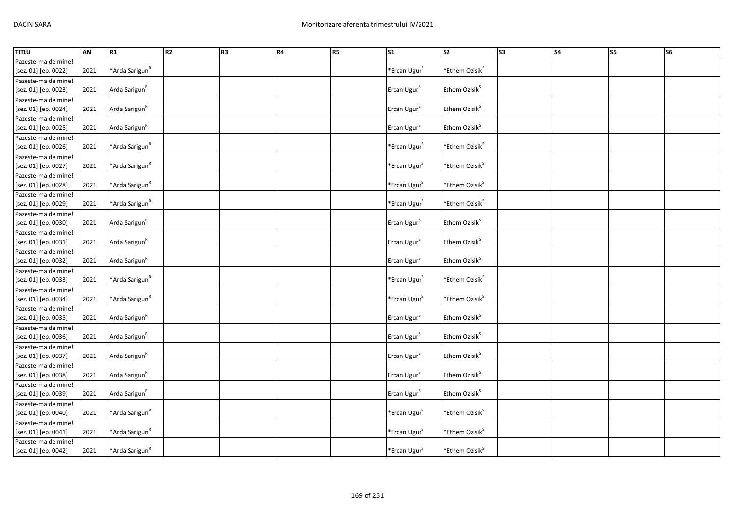| TITLU | AN | R1 | R2 | R3 | R4 | R5 | S1 | S2 | S3 | S4 | S5 | S6 |
|---|---|---|---|---|---|---|---|---|---|---|---|---|
| Pazeste-ma de mine! [sez. 01] [ep. 0022] | 2021 | *Arda Sarigun[R] | | | | | *Ercan Ugur[S] | *Ethem Ozisik[S] | | | | |
| Pazeste-ma de mine! [sez. 01] [ep. 0023] | 2021 | Arda Sarigun[R] | | | | | Ercan Ugur[S] | Ethem Ozisik[S] | | | | |
| Pazeste-ma de mine! [sez. 01] [ep. 0024] | 2021 | Arda Sarigun[R] | | | | | Ercan Ugur[S] | Ethem Ozisik[S] | | | | |
| Pazeste-ma de mine! [sez. 01] [ep. 0025] | 2021 | Arda Sarigun[R] | | | | | Ercan Ugur[S] | Ethem Ozisik[S] | | | | |
| Pazeste-ma de mine! [sez. 01] [ep. 0026] | 2021 | *Arda Sarigun[R] | | | | | *Ercan Ugur[S] | *Ethem Ozisik[S] | | | | |
| Pazeste-ma de mine! [sez. 01] [ep. 0027] | 2021 | *Arda Sarigun[R] | | | | | *Ercan Ugur[S] | *Ethem Ozisik[S] | | | | |
| Pazeste-ma de mine! [sez. 01] [ep. 0028] | 2021 | *Arda Sarigun[R] | | | | | *Ercan Ugur[S] | *Ethem Ozisik[S] | | | | |
| Pazeste-ma de mine! [sez. 01] [ep. 0029] | 2021 | *Arda Sarigun[R] | | | | | *Ercan Ugur[S] | *Ethem Ozisik[S] | | | | |
| Pazeste-ma de mine! [sez. 01] [ep. 0030] | 2021 | Arda Sarigun[R] | | | | | Ercan Ugur[S] | Ethem Ozisik[S] | | | | |
| Pazeste-ma de mine! [sez. 01] [ep. 0031] | 2021 | Arda Sarigun[R] | | | | | Ercan Ugur[S] | Ethem Ozisik[S] | | | | |
| Pazeste-ma de mine! [sez. 01] [ep. 0032] | 2021 | Arda Sarigun[R] | | | | | Ercan Ugur[S] | Ethem Ozisik[S] | | | | |
| Pazeste-ma de mine! [sez. 01] [ep. 0033] | 2021 | *Arda Sarigun[R] | | | | | *Ercan Ugur[S] | *Ethem Ozisik[S] | | | | |
| Pazeste-ma de mine! [sez. 01] [ep. 0034] | 2021 | *Arda Sarigun[R] | | | | | *Ercan Ugur[S] | *Ethem Ozisik[S] | | | | |
| Pazeste-ma de mine! [sez. 01] [ep. 0035] | 2021 | Arda Sarigun[R] | | | | | Ercan Ugur[S] | Ethem Ozisik[S] | | | | |
| Pazeste-ma de mine! [sez. 01] [ep. 0036] | 2021 | Arda Sarigun[R] | | | | | Ercan Ugur[S] | Ethem Ozisik[S] | | | | |
| Pazeste-ma de mine! [sez. 01] [ep. 0037] | 2021 | Arda Sarigun[R] | | | | | Ercan Ugur[S] | Ethem Ozisik[S] | | | | |
| Pazeste-ma de mine! [sez. 01] [ep. 0038] | 2021 | Arda Sarigun[R] | | | | | Ercan Ugur[S] | Ethem Ozisik[S] | | | | |
| Pazeste-ma de mine! [sez. 01] [ep. 0039] | 2021 | Arda Sarigun[R] | | | | | Ercan Ugur[S] | Ethem Ozisik[S] | | | | |
| Pazeste-ma de mine! [sez. 01] [ep. 0040] | 2021 | *Arda Sarigun[R] | | | | | *Ercan Ugur[S] | *Ethem Ozisik[S] | | | | |
| Pazeste-ma de mine! [sez. 01] [ep. 0041] | 2021 | *Arda Sarigun[R] | | | | | *Ercan Ugur[S] | *Ethem Ozisik[S] | | | | |
| Pazeste-ma de mine! [sez. 01] [ep. 0042] | 2021 | *Arda Sarigun[R] | | | | | *Ercan Ugur[S] | *Ethem Ozisik[S] | | | | |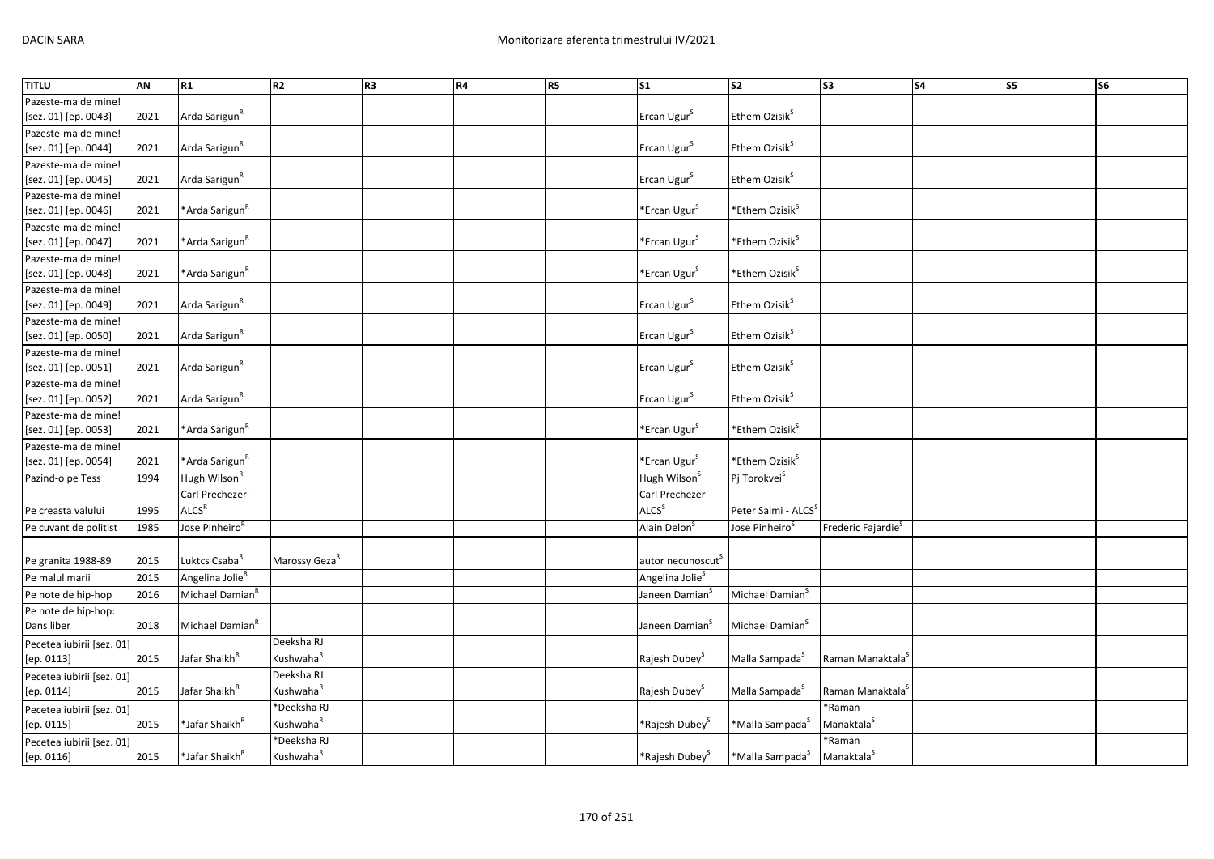| TITLU | AN | R1 | R2 | R3 | R4 | R5 | S1 | S2 | S3 | S4 | S5 | S6 |
|---|---|---|---|---|---|---|---|---|---|---|---|---|
| Pazeste-ma de mine! [sez. 01] [ep. 0043] | 2021 | Arda Sarigun[R] | | | | | Ercan Ugur[S] | Ethem Ozisik[S] | | | | |
| Pazeste-ma de mine! [sez. 01] [ep. 0044] | 2021 | Arda Sarigun[R] | | | | | Ercan Ugur[S] | Ethem Ozisik[S] | | | | |
| Pazeste-ma de mine! [sez. 01] [ep. 0045] | 2021 | Arda Sarigun[R] | | | | | Ercan Ugur[S] | Ethem Ozisik[S] | | | | |
| Pazeste-ma de mine! [sez. 01] [ep. 0046] | 2021 | *Arda Sarigun[R] | | | | | *Ercan Ugur[S] | *Ethem Ozisik[S] | | | | |
| Pazeste-ma de mine! [sez. 01] [ep. 0047] | 2021 | *Arda Sarigun[R] | | | | | *Ercan Ugur[S] | *Ethem Ozisik[S] | | | | |
| Pazeste-ma de mine! [sez. 01] [ep. 0048] | 2021 | *Arda Sarigun[R] | | | | | *Ercan Ugur[S] | *Ethem Ozisik[S] | | | | |
| Pazeste-ma de mine! [sez. 01] [ep. 0049] | 2021 | Arda Sarigun[R] | | | | | Ercan Ugur[S] | Ethem Ozisik[S] | | | | |
| Pazeste-ma de mine! [sez. 01] [ep. 0050] | 2021 | Arda Sarigun[R] | | | | | Ercan Ugur[S] | Ethem Ozisik[S] | | | | |
| Pazeste-ma de mine! [sez. 01] [ep. 0051] | 2021 | Arda Sarigun[R] | | | | | Ercan Ugur[S] | Ethem Ozisik[S] | | | | |
| Pazeste-ma de mine! [sez. 01] [ep. 0052] | 2021 | Arda Sarigun[R] | | | | | Ercan Ugur[S] | Ethem Ozisik[S] | | | | |
| Pazeste-ma de mine! [sez. 01] [ep. 0053] | 2021 | *Arda Sarigun[R] | | | | | *Ercan Ugur[S] | *Ethem Ozisik[S] | | | | |
| Pazeste-ma de mine! [sez. 01] [ep. 0054] | 2021 | *Arda Sarigun[R] | | | | | *Ercan Ugur[S] | *Ethem Ozisik[S] | | | | |
| Pazind-o pe Tess | 1994 | Hugh Wilson[R] | | | | | Hugh Wilson[S] | Pj Torokvei[S] | | | | |
| Pe creasta valului | 1995 | Carl Prechezer - ALCS[R] | | | | | Carl Prechezer - ALCS[S] | Peter Salmi - ALCS[S] | | | | |
| Pe cuvant de politist | 1985 | Jose Pinheiro[R] | | | | | Alain Delon[S] | Jose Pinheiro[S] | Frederic Fajardie[S] | | | |
| Pe granita 1988-89 | 2015 | Luktcs Csaba[R] | Marossy Geza[R] | | | | autor necunoscut[S] | | | | | |
| Pe malul marii | 2015 | Angelina Jolie[R] | | | | | Angelina Jolie[S] | | | | | |
| Pe note de hip-hop | 2016 | Michael Damian[R] | | | | | Janeen Damian[S] | Michael Damian[S] | | | | |
| Pe note de hip-hop: Dans liber | 2018 | Michael Damian[R] | | | | | Janeen Damian[S] | Michael Damian[S] | | | | |
| Pecetea iubirii [sez. 01] [ep. 0113] | 2015 | Jafar Shaikh[R] | Deeksha RJ Kushwaha[R] | | | | Rajesh Dubey[S] | Malla Sampada[S] | Raman Manaktala[S] | | | |
| Pecetea iubirii [sez. 01] [ep. 0114] | 2015 | Jafar Shaikh[R] | Deeksha RJ Kushwaha[R] | | | | Rajesh Dubey[S] | Malla Sampada[S] | Raman Manaktala[S] | | | |
| Pecetea iubirii [sez. 01] [ep. 0115] | 2015 | *Jafar Shaikh[R] | *Deeksha RJ Kushwaha[R] | | | | *Rajesh Dubey[S] | *Malla Sampada[S] | *Raman Manaktala[S] | | | |
| Pecetea iubirii [sez. 01] [ep. 0116] | 2015 | *Jafar Shaikh[R] | *Deeksha RJ Kushwaha[R] | | | | *Rajesh Dubey[S] | *Malla Sampada[S] | *Raman Manaktala[S] | | | |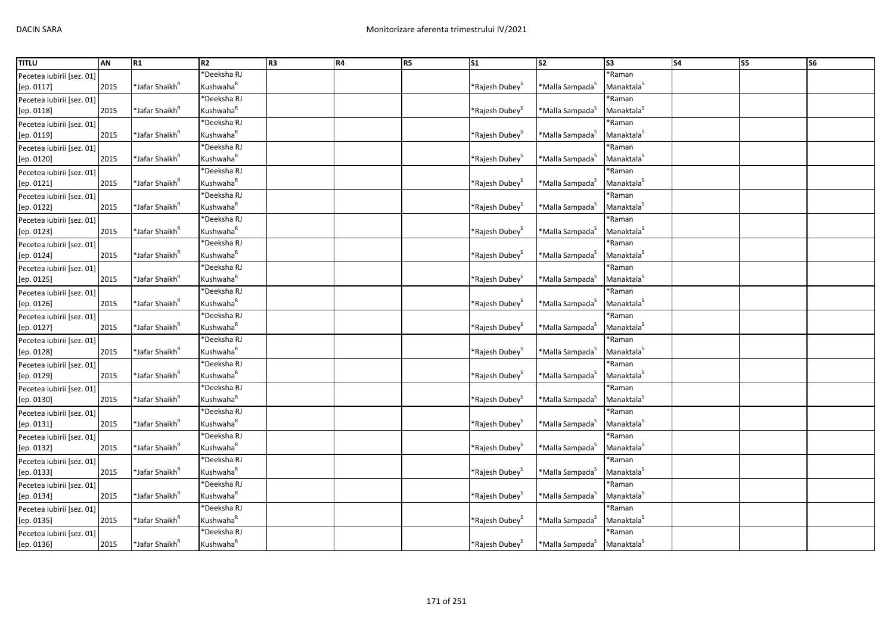| TITLU | AN | R1 | R2 | R3 | R4 | R5 | S1 | S2 | S3 | S4 | S5 | S6 |
|---|---|---|---|---|---|---|---|---|---|---|---|---|
| Pecetea iubirii [sez. 01] [ep. 0117] | 2015 | *Jafar Shaikh[R] | *Deeksha RJ Kushwaha[R] | | | | *Rajesh Dubey[S] | *Malla Sampada[S] | *Raman Manaktala[S] | | | |
| Pecetea iubirii [sez. 01] [ep. 0118] | 2015 | *Jafar Shaikh[R] | *Deeksha RJ Kushwaha[R] | | | | *Rajesh Dubey[S] | *Malla Sampada[S] | *Raman Manaktala[S] | | | |
| Pecetea iubirii [sez. 01] [ep. 0119] | 2015 | *Jafar Shaikh[R] | *Deeksha RJ Kushwaha[R] | | | | *Rajesh Dubey[S] | *Malla Sampada[S] | *Raman Manaktala[S] | | | |
| Pecetea iubirii [sez. 01] [ep. 0120] | 2015 | *Jafar Shaikh[R] | *Deeksha RJ Kushwaha[R] | | | | *Rajesh Dubey[S] | *Malla Sampada[S] | *Raman Manaktala[S] | | | |
| Pecetea iubirii [sez. 01] [ep. 0121] | 2015 | *Jafar Shaikh[R] | *Deeksha RJ Kushwaha[R] | | | | *Rajesh Dubey[S] | *Malla Sampada[S] | *Raman Manaktala[S] | | | |
| Pecetea iubirii [sez. 01] [ep. 0122] | 2015 | *Jafar Shaikh[R] | *Deeksha RJ Kushwaha[R] | | | | *Rajesh Dubey[S] | *Malla Sampada[S] | *Raman Manaktala[S] | | | |
| Pecetea iubirii [sez. 01] [ep. 0123] | 2015 | *Jafar Shaikh[R] | *Deeksha RJ Kushwaha[R] | | | | *Rajesh Dubey[S] | *Malla Sampada[S] | *Raman Manaktala[S] | | | |
| Pecetea iubirii [sez. 01] [ep. 0124] | 2015 | *Jafar Shaikh[R] | *Deeksha RJ Kushwaha[R] | | | | *Rajesh Dubey[S] | *Malla Sampada[S] | *Raman Manaktala[S] | | | |
| Pecetea iubirii [sez. 01] [ep. 0125] | 2015 | *Jafar Shaikh[R] | *Deeksha RJ Kushwaha[R] | | | | *Rajesh Dubey[S] | *Malla Sampada[S] | *Raman Manaktala[S] | | | |
| Pecetea iubirii [sez. 01] [ep. 0126] | 2015 | *Jafar Shaikh[R] | *Deeksha RJ Kushwaha[R] | | | | *Rajesh Dubey[S] | *Malla Sampada[S] | *Raman Manaktala[S] | | | |
| Pecetea iubirii [sez. 01] [ep. 0127] | 2015 | *Jafar Shaikh[R] | *Deeksha RJ Kushwaha[R] | | | | *Rajesh Dubey[S] | *Malla Sampada[S] | *Raman Manaktala[S] | | | |
| Pecetea iubirii [sez. 01] [ep. 0128] | 2015 | *Jafar Shaikh[R] | *Deeksha RJ Kushwaha[R] | | | | *Rajesh Dubey[S] | *Malla Sampada[S] | *Raman Manaktala[S] | | | |
| Pecetea iubirii [sez. 01] [ep. 0129] | 2015 | *Jafar Shaikh[R] | *Deeksha RJ Kushwaha[R] | | | | *Rajesh Dubey[S] | *Malla Sampada[S] | *Raman Manaktala[S] | | | |
| Pecetea iubirii [sez. 01] [ep. 0130] | 2015 | *Jafar Shaikh[R] | *Deeksha RJ Kushwaha[R] | | | | *Rajesh Dubey[S] | *Malla Sampada[S] | *Raman Manaktala[S] | | | |
| Pecetea iubirii [sez. 01] [ep. 0131] | 2015 | *Jafar Shaikh[R] | *Deeksha RJ Kushwaha[R] | | | | *Rajesh Dubey[S] | *Malla Sampada[S] | *Raman Manaktala[S] | | | |
| Pecetea iubirii [sez. 01] [ep. 0132] | 2015 | *Jafar Shaikh[R] | *Deeksha RJ Kushwaha[R] | | | | *Rajesh Dubey[S] | *Malla Sampada[S] | *Raman Manaktala[S] | | | |
| Pecetea iubirii [sez. 01] [ep. 0133] | 2015 | *Jafar Shaikh[R] | *Deeksha RJ Kushwaha[R] | | | | *Rajesh Dubey[S] | *Malla Sampada[S] | *Raman Manaktala[S] | | | |
| Pecetea iubirii [sez. 01] [ep. 0134] | 2015 | *Jafar Shaikh[R] | *Deeksha RJ Kushwaha[R] | | | | *Rajesh Dubey[S] | *Malla Sampada[S] | *Raman Manaktala[S] | | | |
| Pecetea iubirii [sez. 01] [ep. 0135] | 2015 | *Jafar Shaikh[R] | *Deeksha RJ Kushwaha[R] | | | | *Rajesh Dubey[S] | *Malla Sampada[S] | *Raman Manaktala[S] | | | |
| Pecetea iubirii [sez. 01] [ep. 0136] | 2015 | *Jafar Shaikh[R] | *Deeksha RJ Kushwaha[R] | | | | *Rajesh Dubey[S] | *Malla Sampada[S] | *Raman Manaktala[S] | | | |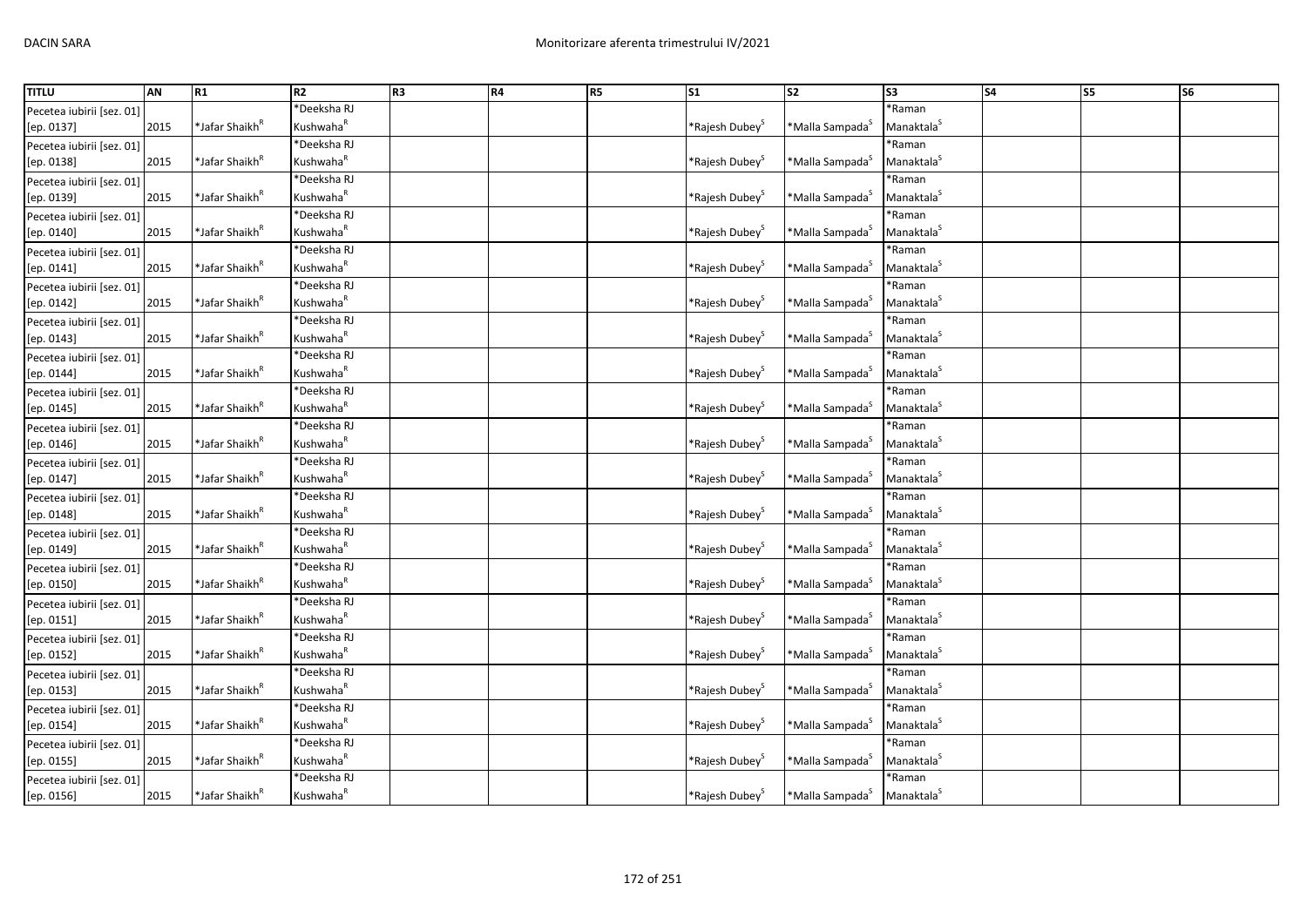| TITLU | AN | R1 | R2 | R3 | R4 | R5 | S1 | S2 | S3 | S4 | S5 | S6 |
|---|---|---|---|---|---|---|---|---|---|---|---|---|
| Pecetea iubirii [sez. 01] [ep. 0137] | 2015 | *Jafar Shaikh[R] | *Deeksha RJ Kushwaha[R] | | | | *Rajesh Dubey[S] | *Malla Sampada[S] | *Raman Manaktala[S] | | | |
| Pecetea iubirii [sez. 01] [ep. 0138] | 2015 | *Jafar Shaikh[R] | *Deeksha RJ Kushwaha[R] | | | | *Rajesh Dubey[S] | *Malla Sampada[S] | *Raman Manaktala[S] | | | |
| Pecetea iubirii [sez. 01] [ep. 0139] | 2015 | *Jafar Shaikh[R] | *Deeksha RJ Kushwaha[R] | | | | *Rajesh Dubey[S] | *Malla Sampada[S] | *Raman Manaktala[S] | | | |
| Pecetea iubirii [sez. 01] [ep. 0140] | 2015 | *Jafar Shaikh[R] | *Deeksha RJ Kushwaha[R] | | | | *Rajesh Dubey[S] | *Malla Sampada[S] | *Raman Manaktala[S] | | | |
| Pecetea iubirii [sez. 01] [ep. 0141] | 2015 | *Jafar Shaikh[R] | *Deeksha RJ Kushwaha[R] | | | | *Rajesh Dubey[S] | *Malla Sampada[S] | *Raman Manaktala[S] | | | |
| Pecetea iubirii [sez. 01] [ep. 0142] | 2015 | *Jafar Shaikh[R] | *Deeksha RJ Kushwaha[R] | | | | *Rajesh Dubey[S] | *Malla Sampada[S] | *Raman Manaktala[S] | | | |
| Pecetea iubirii [sez. 01] [ep. 0143] | 2015 | *Jafar Shaikh[R] | *Deeksha RJ Kushwaha[R] | | | | *Rajesh Dubey[S] | *Malla Sampada[S] | *Raman Manaktala[S] | | | |
| Pecetea iubirii [sez. 01] [ep. 0144] | 2015 | *Jafar Shaikh[R] | *Deeksha RJ Kushwaha[R] | | | | *Rajesh Dubey[S] | *Malla Sampada[S] | *Raman Manaktala[S] | | | |
| Pecetea iubirii [sez. 01] [ep. 0145] | 2015 | *Jafar Shaikh[R] | *Deeksha RJ Kushwaha[R] | | | | *Rajesh Dubey[S] | *Malla Sampada[S] | *Raman Manaktala[S] | | | |
| Pecetea iubirii [sez. 01] [ep. 0146] | 2015 | *Jafar Shaikh[R] | *Deeksha RJ Kushwaha[R] | | | | *Rajesh Dubey[S] | *Malla Sampada[S] | *Raman Manaktala[S] | | | |
| Pecetea iubirii [sez. 01] [ep. 0147] | 2015 | *Jafar Shaikh[R] | *Deeksha RJ Kushwaha[R] | | | | *Rajesh Dubey[S] | *Malla Sampada[S] | *Raman Manaktala[S] | | | |
| Pecetea iubirii [sez. 01] [ep. 0148] | 2015 | *Jafar Shaikh[R] | *Deeksha RJ Kushwaha[R] | | | | *Rajesh Dubey[S] | *Malla Sampada[S] | *Raman Manaktala[S] | | | |
| Pecetea iubirii [sez. 01] [ep. 0149] | 2015 | *Jafar Shaikh[R] | *Deeksha RJ Kushwaha[R] | | | | *Rajesh Dubey[S] | *Malla Sampada[S] | *Raman Manaktala[S] | | | |
| Pecetea iubirii [sez. 01] [ep. 0150] | 2015 | *Jafar Shaikh[R] | *Deeksha RJ Kushwaha[R] | | | | *Rajesh Dubey[S] | *Malla Sampada[S] | *Raman Manaktala[S] | | | |
| Pecetea iubirii [sez. 01] [ep. 0151] | 2015 | *Jafar Shaikh[R] | *Deeksha RJ Kushwaha[R] | | | | *Rajesh Dubey[S] | *Malla Sampada[S] | *Raman Manaktala[S] | | | |
| Pecetea iubirii [sez. 01] [ep. 0152] | 2015 | *Jafar Shaikh[R] | *Deeksha RJ Kushwaha[R] | | | | *Rajesh Dubey[S] | *Malla Sampada[S] | *Raman Manaktala[S] | | | |
| Pecetea iubirii [sez. 01] [ep. 0153] | 2015 | *Jafar Shaikh[R] | *Deeksha RJ Kushwaha[R] | | | | *Rajesh Dubey[S] | *Malla Sampada[S] | *Raman Manaktala[S] | | | |
| Pecetea iubirii [sez. 01] [ep. 0154] | 2015 | *Jafar Shaikh[R] | *Deeksha RJ Kushwaha[R] | | | | *Rajesh Dubey[S] | *Malla Sampada[S] | *Raman Manaktala[S] | | | |
| Pecetea iubirii [sez. 01] [ep. 0155] | 2015 | *Jafar Shaikh[R] | *Deeksha RJ Kushwaha[R] | | | | *Rajesh Dubey[S] | *Malla Sampada[S] | *Raman Manaktala[S] | | | |
| Pecetea iubirii [sez. 01] [ep. 0156] | 2015 | *Jafar Shaikh[R] | *Deeksha RJ Kushwaha[R] | | | | *Rajesh Dubey[S] | *Malla Sampada[S] | *Raman Manaktala[S] | | | |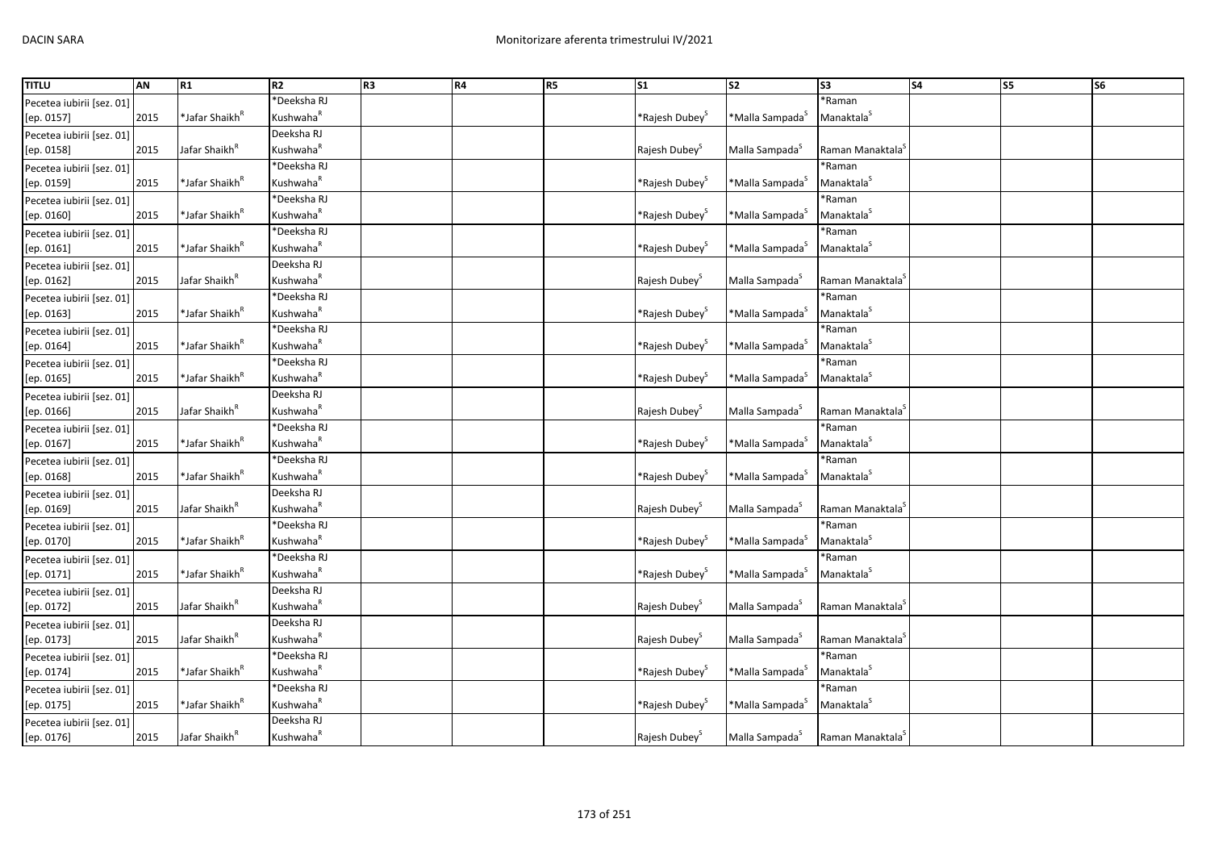| TITLU | AN | R1 | R2 | R3 | R4 | R5 | S1 | S2 | S3 | S4 | S5 | S6 |
|---|---|---|---|---|---|---|---|---|---|---|---|---|
| Pecetea iubirii [sez. 01] [ep. 0157] | 2015 | *Jafar Shaikh[R] | *Deeksha RJ Kushwaha[R] | | | | *Rajesh Dubey[S] | *Malla Sampada[S] | *Raman Manaktala[S] | | | |
| Pecetea iubirii [sez. 01] [ep. 0158] | 2015 | Jafar Shaikh[R] | Deeksha RJ Kushwaha[R] | | | | Rajesh Dubey[S] | Malla Sampada[S] | Raman Manaktala[S] | | | |
| Pecetea iubirii [sez. 01] [ep. 0159] | 2015 | *Jafar Shaikh[R] | *Deeksha RJ Kushwaha[R] | | | | *Rajesh Dubey[S] | *Malla Sampada[S] | *Raman Manaktala[S] | | | |
| Pecetea iubirii [sez. 01] [ep. 0160] | 2015 | *Jafar Shaikh[R] | *Deeksha RJ Kushwaha[R] | | | | *Rajesh Dubey[S] | *Malla Sampada[S] | *Raman Manaktala[S] | | | |
| Pecetea iubirii [sez. 01] [ep. 0161] | 2015 | *Jafar Shaikh[R] | *Deeksha RJ Kushwaha[R] | | | | *Rajesh Dubey[S] | *Malla Sampada[S] | *Raman Manaktala[S] | | | |
| Pecetea iubirii [sez. 01] [ep. 0162] | 2015 | Jafar Shaikh[R] | Deeksha RJ Kushwaha[R] | | | | Rajesh Dubey[S] | Malla Sampada[S] | Raman Manaktala[S] | | | |
| Pecetea iubirii [sez. 01] [ep. 0163] | 2015 | *Jafar Shaikh[R] | *Deeksha RJ Kushwaha[R] | | | | *Rajesh Dubey[S] | *Malla Sampada[S] | *Raman Manaktala[S] | | | |
| Pecetea iubirii [sez. 01] [ep. 0164] | 2015 | *Jafar Shaikh[R] | *Deeksha RJ Kushwaha[R] | | | | *Rajesh Dubey[S] | *Malla Sampada[S] | *Raman Manaktala[S] | | | |
| Pecetea iubirii [sez. 01] [ep. 0165] | 2015 | *Jafar Shaikh[R] | *Deeksha RJ Kushwaha[R] | | | | *Rajesh Dubey[S] | *Malla Sampada[S] | *Raman Manaktala[S] | | | |
| Pecetea iubirii [sez. 01] [ep. 0166] | 2015 | Jafar Shaikh[R] | Deeksha RJ Kushwaha[R] | | | | Rajesh Dubey[S] | Malla Sampada[S] | Raman Manaktala[S] | | | |
| Pecetea iubirii [sez. 01] [ep. 0167] | 2015 | *Jafar Shaikh[R] | *Deeksha RJ Kushwaha[R] | | | | *Rajesh Dubey[S] | *Malla Sampada[S] | *Raman Manaktala[S] | | | |
| Pecetea iubirii [sez. 01] [ep. 0168] | 2015 | *Jafar Shaikh[R] | *Deeksha RJ Kushwaha[R] | | | | *Rajesh Dubey[S] | *Malla Sampada[S] | *Raman Manaktala[S] | | | |
| Pecetea iubirii [sez. 01] [ep. 0169] | 2015 | Jafar Shaikh[R] | Deeksha RJ Kushwaha[R] | | | | Rajesh Dubey[S] | Malla Sampada[S] | Raman Manaktala[S] | | | |
| Pecetea iubirii [sez. 01] [ep. 0170] | 2015 | *Jafar Shaikh[R] | *Deeksha RJ Kushwaha[R] | | | | *Rajesh Dubey[S] | *Malla Sampada[S] | *Raman Manaktala[S] | | | |
| Pecetea iubirii [sez. 01] [ep. 0171] | 2015 | *Jafar Shaikh[R] | *Deeksha RJ Kushwaha[R] | | | | *Rajesh Dubey[S] | *Malla Sampada[S] | *Raman Manaktala[S] | | | |
| Pecetea iubirii [sez. 01] [ep. 0172] | 2015 | Jafar Shaikh[R] | Deeksha RJ Kushwaha[R] | | | | Rajesh Dubey[S] | Malla Sampada[S] | Raman Manaktala[S] | | | |
| Pecetea iubirii [sez. 01] [ep. 0173] | 2015 | Jafar Shaikh[R] | Deeksha RJ Kushwaha[R] | | | | Rajesh Dubey[S] | Malla Sampada[S] | Raman Manaktala[S] | | | |
| Pecetea iubirii [sez. 01] [ep. 0174] | 2015 | *Jafar Shaikh[R] | *Deeksha RJ Kushwaha[R] | | | | *Rajesh Dubey[S] | *Malla Sampada[S] | *Raman Manaktala[S] | | | |
| Pecetea iubirii [sez. 01] [ep. 0175] | 2015 | *Jafar Shaikh[R] | *Deeksha RJ Kushwaha[R] | | | | *Rajesh Dubey[S] | *Malla Sampada[S] | *Raman Manaktala[S] | | | |
| Pecetea iubirii [sez. 01] [ep. 0176] | 2015 | Jafar Shaikh[R] | Deeksha RJ Kushwaha[R] | | | | Rajesh Dubey[S] | Malla Sampada[S] | Raman Manaktala[S] | | | |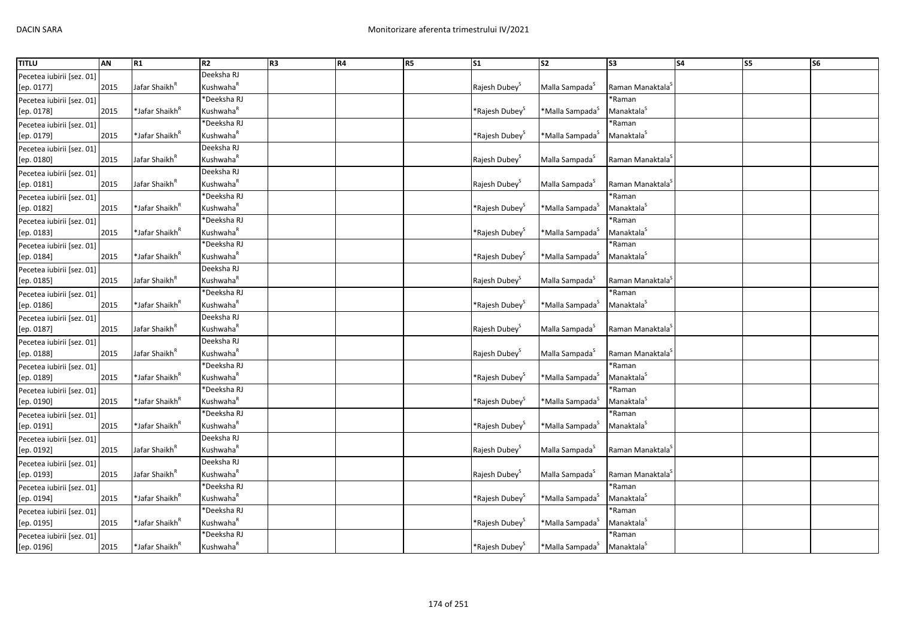| TITLU | AN | R1 | R2 | R3 | R4 | R5 | S1 | S2 | S3 | S4 | S5 | S6 |
|---|---|---|---|---|---|---|---|---|---|---|---|---|
| Pecetea iubirii [sez. 01] [ep. 0177] | 2015 | Jafar Shaikh[R] | Deeksha RJ Kushwaha[R] | | | | Rajesh Dubey[S] | Malla Sampada[S] | Raman Manaktala[S] | | | |
| Pecetea iubirii [sez. 01] [ep. 0178] | 2015 | *Jafar Shaikh[R] | *Deeksha RJ Kushwaha[R] | | | | *Rajesh Dubey[S] | *Malla Sampada[S] | *Raman Manaktala[S] | | | |
| Pecetea iubirii [sez. 01] [ep. 0179] | 2015 | *Jafar Shaikh[R] | *Deeksha RJ Kushwaha[R] | | | | *Rajesh Dubey[S] | *Malla Sampada[S] | *Raman Manaktala[S] | | | |
| Pecetea iubirii [sez. 01] [ep. 0180] | 2015 | Jafar Shaikh[R] | Deeksha RJ Kushwaha[R] | | | | Rajesh Dubey[S] | Malla Sampada[S] | Raman Manaktala[S] | | | |
| Pecetea iubirii [sez. 01] [ep. 0181] | 2015 | Jafar Shaikh[R] | Deeksha RJ Kushwaha[R] | | | | Rajesh Dubey[S] | Malla Sampada[S] | Raman Manaktala[S] | | | |
| Pecetea iubirii [sez. 01] [ep. 0182] | 2015 | *Jafar Shaikh[R] | *Deeksha RJ Kushwaha[R] | | | | *Rajesh Dubey[S] | *Malla Sampada[S] | *Raman Manaktala[S] | | | |
| Pecetea iubirii [sez. 01] [ep. 0183] | 2015 | *Jafar Shaikh[R] | *Deeksha RJ Kushwaha[R] | | | | *Rajesh Dubey[S] | *Malla Sampada[S] | *Raman Manaktala[S] | | | |
| Pecetea iubirii [sez. 01] [ep. 0184] | 2015 | *Jafar Shaikh[R] | *Deeksha RJ Kushwaha[R] | | | | *Rajesh Dubey[S] | *Malla Sampada[S] | *Raman Manaktala[S] | | | |
| Pecetea iubirii [sez. 01] [ep. 0185] | 2015 | Jafar Shaikh[R] | Deeksha RJ Kushwaha[R] | | | | Rajesh Dubey[S] | Malla Sampada[S] | Raman Manaktala[S] | | | |
| Pecetea iubirii [sez. 01] [ep. 0186] | 2015 | *Jafar Shaikh[R] | *Deeksha RJ Kushwaha[R] | | | | *Rajesh Dubey[S] | *Malla Sampada[S] | *Raman Manaktala[S] | | | |
| Pecetea iubirii [sez. 01] [ep. 0187] | 2015 | Jafar Shaikh[R] | Deeksha RJ Kushwaha[R] | | | | Rajesh Dubey[S] | Malla Sampada[S] | Raman Manaktala[S] | | | |
| Pecetea iubirii [sez. 01] [ep. 0188] | 2015 | Jafar Shaikh[R] | Deeksha RJ Kushwaha[R] | | | | Rajesh Dubey[S] | Malla Sampada[S] | Raman Manaktala[S] | | | |
| Pecetea iubirii [sez. 01] [ep. 0189] | 2015 | *Jafar Shaikh[R] | *Deeksha RJ Kushwaha[R] | | | | *Rajesh Dubey[S] | *Malla Sampada[S] | *Raman Manaktala[S] | | | |
| Pecetea iubirii [sez. 01] [ep. 0190] | 2015 | *Jafar Shaikh[R] | *Deeksha RJ Kushwaha[R] | | | | *Rajesh Dubey[S] | *Malla Sampada[S] | *Raman Manaktala[S] | | | |
| Pecetea iubirii [sez. 01] [ep. 0191] | 2015 | *Jafar Shaikh[R] | *Deeksha RJ Kushwaha[R] | | | | *Rajesh Dubey[S] | *Malla Sampada[S] | *Raman Manaktala[S] | | | |
| Pecetea iubirii [sez. 01] [ep. 0192] | 2015 | Jafar Shaikh[R] | Deeksha RJ Kushwaha[R] | | | | Rajesh Dubey[S] | Malla Sampada[S] | Raman Manaktala[S] | | | |
| Pecetea iubirii [sez. 01] [ep. 0193] | 2015 | Jafar Shaikh[R] | Deeksha RJ Kushwaha[R] | | | | Rajesh Dubey[S] | Malla Sampada[S] | Raman Manaktala[S] | | | |
| Pecetea iubirii [sez. 01] [ep. 0194] | 2015 | *Jafar Shaikh[R] | *Deeksha RJ Kushwaha[R] | | | | *Rajesh Dubey[S] | *Malla Sampada[S] | *Raman Manaktala[S] | | | |
| Pecetea iubirii [sez. 01] [ep. 0195] | 2015 | *Jafar Shaikh[R] | *Deeksha RJ Kushwaha[R] | | | | *Rajesh Dubey[S] | *Malla Sampada[S] | *Raman Manaktala[S] | | | |
| Pecetea iubirii [sez. 01] [ep. 0196] | 2015 | *Jafar Shaikh[R] | *Deeksha RJ Kushwaha[R] | | | | *Rajesh Dubey[S] | *Malla Sampada[S] | *Raman Manaktala[S] | | | |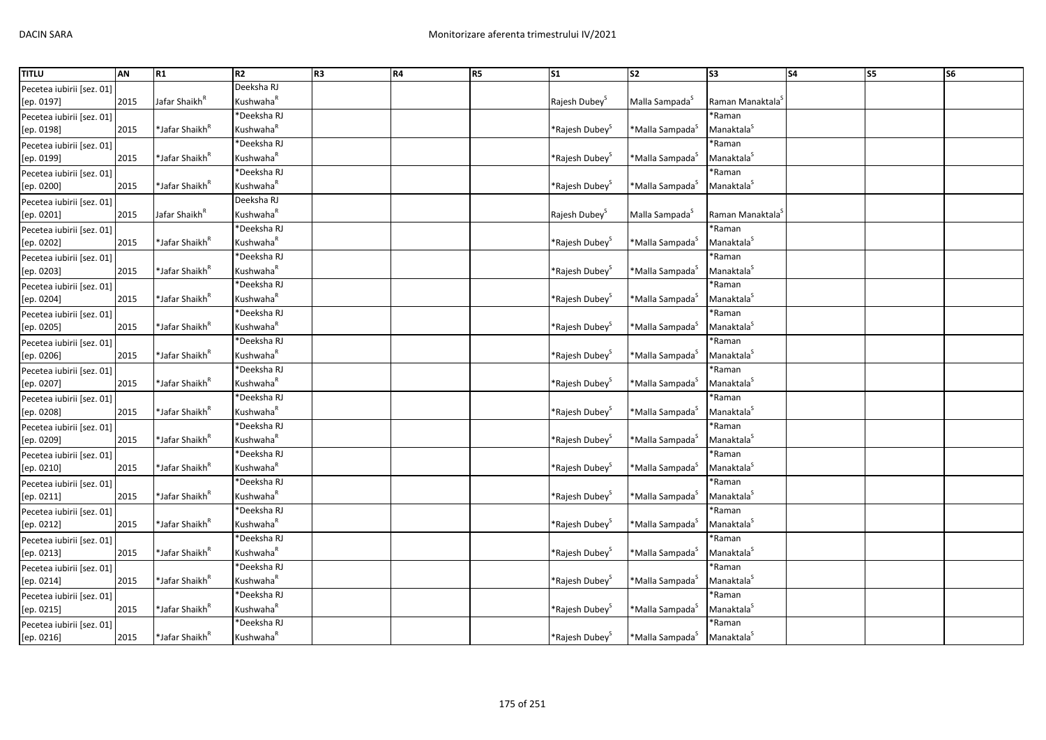| TITLU | AN | R1 | R2 | R3 | R4 | R5 | S1 | S2 | S3 | S4 | S5 | S6 |
|---|---|---|---|---|---|---|---|---|---|---|---|---|
| Pecetea iubirii [sez. 01] [ep. 0197] | 2015 | Jafar Shaikh[R] | Deeksha RJ Kushwaha[R] | | | | Rajesh Dubey[S] | Malla Sampada[S] | Raman Manaktala[S] | | | |
| Pecetea iubirii [sez. 01] [ep. 0198] | 2015 | *Jafar Shaikh[R] | *Deeksha RJ Kushwaha[R] | | | | *Rajesh Dubey[S] | *Malla Sampada[S] | *Raman Manaktala[S] | | | |
| Pecetea iubirii [sez. 01] [ep. 0199] | 2015 | *Jafar Shaikh[R] | *Deeksha RJ Kushwaha[R] | | | | *Rajesh Dubey[S] | *Malla Sampada[S] | *Raman Manaktala[S] | | | |
| Pecetea iubirii [sez. 01] [ep. 0200] | 2015 | *Jafar Shaikh[R] | *Deeksha RJ Kushwaha[R] | | | | *Rajesh Dubey[S] | *Malla Sampada[S] | *Raman Manaktala[S] | | | |
| Pecetea iubirii [sez. 01] [ep. 0201] | 2015 | Jafar Shaikh[R] | Deeksha RJ Kushwaha[R] | | | | Rajesh Dubey[S] | Malla Sampada[S] | Raman Manaktala[S] | | | |
| Pecetea iubirii [sez. 01] [ep. 0202] | 2015 | *Jafar Shaikh[R] | *Deeksha RJ Kushwaha[R] | | | | *Rajesh Dubey[S] | *Malla Sampada[S] | *Raman Manaktala[S] | | | |
| Pecetea iubirii [sez. 01] [ep. 0203] | 2015 | *Jafar Shaikh[R] | *Deeksha RJ Kushwaha[R] | | | | *Rajesh Dubey[S] | *Malla Sampada[S] | *Raman Manaktala[S] | | | |
| Pecetea iubirii [sez. 01] [ep. 0204] | 2015 | *Jafar Shaikh[R] | *Deeksha RJ Kushwaha[R] | | | | *Rajesh Dubey[S] | *Malla Sampada[S] | *Raman Manaktala[S] | | | |
| Pecetea iubirii [sez. 01] [ep. 0205] | 2015 | *Jafar Shaikh[R] | *Deeksha RJ Kushwaha[R] | | | | *Rajesh Dubey[S] | *Malla Sampada[S] | *Raman Manaktala[S] | | | |
| Pecetea iubirii [sez. 01] [ep. 0206] | 2015 | *Jafar Shaikh[R] | *Deeksha RJ Kushwaha[R] | | | | *Rajesh Dubey[S] | *Malla Sampada[S] | *Raman Manaktala[S] | | | |
| Pecetea iubirii [sez. 01] [ep. 0207] | 2015 | *Jafar Shaikh[R] | *Deeksha RJ Kushwaha[R] | | | | *Rajesh Dubey[S] | *Malla Sampada[S] | *Raman Manaktala[S] | | | |
| Pecetea iubirii [sez. 01] [ep. 0208] | 2015 | *Jafar Shaikh[R] | *Deeksha RJ Kushwaha[R] | | | | *Rajesh Dubey[S] | *Malla Sampada[S] | *Raman Manaktala[S] | | | |
| Pecetea iubirii [sez. 01] [ep. 0209] | 2015 | *Jafar Shaikh[R] | *Deeksha RJ Kushwaha[R] | | | | *Rajesh Dubey[S] | *Malla Sampada[S] | *Raman Manaktala[S] | | | |
| Pecetea iubirii [sez. 01] [ep. 0210] | 2015 | *Jafar Shaikh[R] | *Deeksha RJ Kushwaha[R] | | | | *Rajesh Dubey[S] | *Malla Sampada[S] | *Raman Manaktala[S] | | | |
| Pecetea iubirii [sez. 01] [ep. 0211] | 2015 | *Jafar Shaikh[R] | *Deeksha RJ Kushwaha[R] | | | | *Rajesh Dubey[S] | *Malla Sampada[S] | *Raman Manaktala[S] | | | |
| Pecetea iubirii [sez. 01] [ep. 0212] | 2015 | *Jafar Shaikh[R] | *Deeksha RJ Kushwaha[R] | | | | *Rajesh Dubey[S] | *Malla Sampada[S] | *Raman Manaktala[S] | | | |
| Pecetea iubirii [sez. 01] [ep. 0213] | 2015 | *Jafar Shaikh[R] | *Deeksha RJ Kushwaha[R] | | | | *Rajesh Dubey[S] | *Malla Sampada[S] | *Raman Manaktala[S] | | | |
| Pecetea iubirii [sez. 01] [ep. 0214] | 2015 | *Jafar Shaikh[R] | *Deeksha RJ Kushwaha[R] | | | | *Rajesh Dubey[S] | *Malla Sampada[S] | *Raman Manaktala[S] | | | |
| Pecetea iubirii [sez. 01] [ep. 0215] | 2015 | *Jafar Shaikh[R] | *Deeksha RJ Kushwaha[R] | | | | *Rajesh Dubey[S] | *Malla Sampada[S] | *Raman Manaktala[S] | | | |
| Pecetea iubirii [sez. 01] [ep. 0216] | 2015 | *Jafar Shaikh[R] | *Deeksha RJ Kushwaha[R] | | | | *Rajesh Dubey[S] | *Malla Sampada[S] | *Raman Manaktala[S] | | | |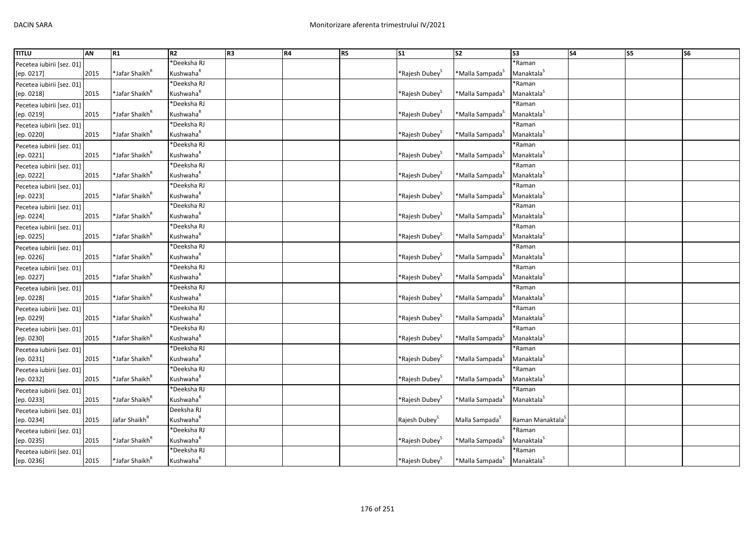| TITLU | AN | R1 | R2 | R3 | R4 | R5 | S1 | S2 | S3 | S4 | S5 | S6 |
|---|---|---|---|---|---|---|---|---|---|---|---|---|
| Pecetea iubirii [sez. 01] [ep. 0217] | 2015 | *Jafar Shaikh[R] | *Deeksha RJ Kushwaha[R] | | | | *Rajesh Dubey[S] | *Malla Sampada[S] | *Raman Manaktala[S] | | | |
| Pecetea iubirii [sez. 01] [ep. 0218] | 2015 | *Jafar Shaikh[R] | *Deeksha RJ Kushwaha[R] | | | | *Rajesh Dubey[S] | *Malla Sampada[S] | *Raman Manaktala[S] | | | |
| Pecetea iubirii [sez. 01] [ep. 0219] | 2015 | *Jafar Shaikh[R] | *Deeksha RJ Kushwaha[R] | | | | *Rajesh Dubey[S] | *Malla Sampada[S] | *Raman Manaktala[S] | | | |
| Pecetea iubirii [sez. 01] [ep. 0220] | 2015 | *Jafar Shaikh[R] | *Deeksha RJ Kushwaha[R] | | | | *Rajesh Dubey[S] | *Malla Sampada[S] | *Raman Manaktala[S] | | | |
| Pecetea iubirii [sez. 01] [ep. 0221] | 2015 | *Jafar Shaikh[R] | *Deeksha RJ Kushwaha[R] | | | | *Rajesh Dubey[S] | *Malla Sampada[S] | *Raman Manaktala[S] | | | |
| Pecetea iubirii [sez. 01] [ep. 0222] | 2015 | *Jafar Shaikh[R] | *Deeksha RJ Kushwaha[R] | | | | *Rajesh Dubey[S] | *Malla Sampada[S] | *Raman Manaktala[S] | | | |
| Pecetea iubirii [sez. 01] [ep. 0223] | 2015 | *Jafar Shaikh[R] | *Deeksha RJ Kushwaha[R] | | | | *Rajesh Dubey[S] | *Malla Sampada[S] | *Raman Manaktala[S] | | | |
| Pecetea iubirii [sez. 01] [ep. 0224] | 2015 | *Jafar Shaikh[R] | *Deeksha RJ Kushwaha[R] | | | | *Rajesh Dubey[S] | *Malla Sampada[S] | *Raman Manaktala[S] | | | |
| Pecetea iubirii [sez. 01] [ep. 0225] | 2015 | *Jafar Shaikh[R] | *Deeksha RJ Kushwaha[R] | | | | *Rajesh Dubey[S] | *Malla Sampada[S] | *Raman Manaktala[S] | | | |
| Pecetea iubirii [sez. 01] [ep. 0226] | 2015 | *Jafar Shaikh[R] | *Deeksha RJ Kushwaha[R] | | | | *Rajesh Dubey[S] | *Malla Sampada[S] | *Raman Manaktala[S] | | | |
| Pecetea iubirii [sez. 01] [ep. 0227] | 2015 | *Jafar Shaikh[R] | *Deeksha RJ Kushwaha[R] | | | | *Rajesh Dubey[S] | *Malla Sampada[S] | *Raman Manaktala[S] | | | |
| Pecetea iubirii [sez. 01] [ep. 0228] | 2015 | *Jafar Shaikh[R] | *Deeksha RJ Kushwaha[R] | | | | *Rajesh Dubey[S] | *Malla Sampada[S] | *Raman Manaktala[S] | | | |
| Pecetea iubirii [sez. 01] [ep. 0229] | 2015 | *Jafar Shaikh[R] | *Deeksha RJ Kushwaha[R] | | | | *Rajesh Dubey[S] | *Malla Sampada[S] | *Raman Manaktala[S] | | | |
| Pecetea iubirii [sez. 01] [ep. 0230] | 2015 | *Jafar Shaikh[R] | *Deeksha RJ Kushwaha[R] | | | | *Rajesh Dubey[S] | *Malla Sampada[S] | *Raman Manaktala[S] | | | |
| Pecetea iubirii [sez. 01] [ep. 0231] | 2015 | *Jafar Shaikh[R] | *Deeksha RJ Kushwaha[R] | | | | *Rajesh Dubey[S] | *Malla Sampada[S] | *Raman Manaktala[S] | | | |
| Pecetea iubirii [sez. 01] [ep. 0232] | 2015 | *Jafar Shaikh[R] | *Deeksha RJ Kushwaha[R] | | | | *Rajesh Dubey[S] | *Malla Sampada[S] | *Raman Manaktala[S] | | | |
| Pecetea iubirii [sez. 01] [ep. 0233] | 2015 | *Jafar Shaikh[R] | *Deeksha RJ Kushwaha[R] | | | | *Rajesh Dubey[S] | *Malla Sampada[S] | *Raman Manaktala[S] | | | |
| Pecetea iubirii [sez. 01] [ep. 0234] | 2015 | Jafar Shaikh[R] | Deeksha RJ Kushwaha[R] | | | | Rajesh Dubey[S] | Malla Sampada[S] | Raman Manaktala[S] | | | |
| Pecetea iubirii [sez. 01] [ep. 0235] | 2015 | *Jafar Shaikh[R] | *Deeksha RJ Kushwaha[R] | | | | *Rajesh Dubey[S] | *Malla Sampada[S] | *Raman Manaktala[S] | | | |
| Pecetea iubirii [sez. 01] [ep. 0236] | 2015 | *Jafar Shaikh[R] | *Deeksha RJ Kushwaha[R] | | | | *Rajesh Dubey[S] | *Malla Sampada[S] | *Raman Manaktala[S] | | | |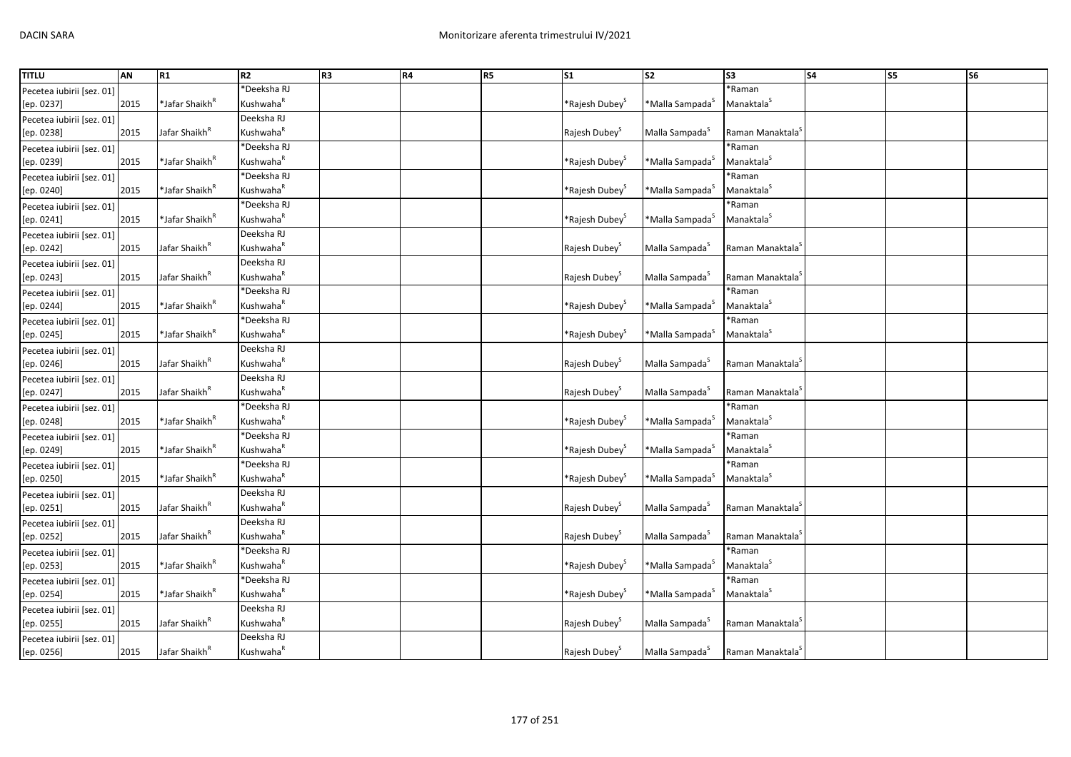| TITLU | AN | R1 | R2 | R3 | R4 | R5 | S1 | S2 | S3 | S4 | S5 | S6 |
|---|---|---|---|---|---|---|---|---|---|---|---|---|
| Pecetea iubirii [sez. 01] [ep. 0237] | 2015 | *Jafar Shaikh[R] | *Deeksha RJ Kushwaha[R] | | | | *Rajesh Dubey[S] | *Malla Sampada[S] | *Raman Manaktala[S] | | | |
| Pecetea iubirii [sez. 01] [ep. 0238] | 2015 | Jafar Shaikh[R] | Deeksha RJ Kushwaha[R] | | | | Rajesh Dubey[S] | Malla Sampada[S] | Raman Manaktala[S] | | | |
| Pecetea iubirii [sez. 01] [ep. 0239] | 2015 | *Jafar Shaikh[R] | *Deeksha RJ Kushwaha[R] | | | | *Rajesh Dubey[S] | *Malla Sampada[S] | *Raman Manaktala[S] | | | |
| Pecetea iubirii [sez. 01] [ep. 0240] | 2015 | *Jafar Shaikh[R] | *Deeksha RJ Kushwaha[R] | | | | *Rajesh Dubey[S] | *Malla Sampada[S] | *Raman Manaktala[S] | | | |
| Pecetea iubirii [sez. 01] [ep. 0241] | 2015 | *Jafar Shaikh[R] | *Deeksha RJ Kushwaha[R] | | | | *Rajesh Dubey[S] | *Malla Sampada[S] | *Raman Manaktala[S] | | | |
| Pecetea iubirii [sez. 01] [ep. 0242] | 2015 | Jafar Shaikh[R] | Deeksha RJ Kushwaha[R] | | | | Rajesh Dubey[S] | Malla Sampada[S] | Raman Manaktala[S] | | | |
| Pecetea iubirii [sez. 01] [ep. 0243] | 2015 | Jafar Shaikh[R] | Deeksha RJ Kushwaha[R] | | | | Rajesh Dubey[S] | Malla Sampada[S] | Raman Manaktala[S] | | | |
| Pecetea iubirii [sez. 01] [ep. 0244] | 2015 | *Jafar Shaikh[R] | *Deeksha RJ Kushwaha[R] | | | | *Rajesh Dubey[S] | *Malla Sampada[S] | *Raman Manaktala[S] | | | |
| Pecetea iubirii [sez. 01] [ep. 0245] | 2015 | *Jafar Shaikh[R] | *Deeksha RJ Kushwaha[R] | | | | *Rajesh Dubey[S] | *Malla Sampada[S] | *Raman Manaktala[S] | | | |
| Pecetea iubirii [sez. 01] [ep. 0246] | 2015 | Jafar Shaikh[R] | Deeksha RJ Kushwaha[R] | | | | Rajesh Dubey[S] | Malla Sampada[S] | Raman Manaktala[S] | | | |
| Pecetea iubirii [sez. 01] [ep. 0247] | 2015 | Jafar Shaikh[R] | Deeksha RJ Kushwaha[R] | | | | Rajesh Dubey[S] | Malla Sampada[S] | Raman Manaktala[S] | | | |
| Pecetea iubirii [sez. 01] [ep. 0248] | 2015 | *Jafar Shaikh[R] | *Deeksha RJ Kushwaha[R] | | | | *Rajesh Dubey[S] | *Malla Sampada[S] | *Raman Manaktala[S] | | | |
| Pecetea iubirii [sez. 01] [ep. 0249] | 2015 | *Jafar Shaikh[R] | *Deeksha RJ Kushwaha[R] | | | | *Rajesh Dubey[S] | *Malla Sampada[S] | *Raman Manaktala[S] | | | |
| Pecetea iubirii [sez. 01] [ep. 0250] | 2015 | *Jafar Shaikh[R] | *Deeksha RJ Kushwaha[R] | | | | *Rajesh Dubey[S] | *Malla Sampada[S] | *Raman Manaktala[S] | | | |
| Pecetea iubirii [sez. 01] [ep. 0251] | 2015 | Jafar Shaikh[R] | Deeksha RJ Kushwaha[R] | | | | Rajesh Dubey[S] | Malla Sampada[S] | Raman Manaktala[S] | | | |
| Pecetea iubirii [sez. 01] [ep. 0252] | 2015 | Jafar Shaikh[R] | Deeksha RJ Kushwaha[R] | | | | Rajesh Dubey[S] | Malla Sampada[S] | Raman Manaktala[S] | | | |
| Pecetea iubirii [sez. 01] [ep. 0253] | 2015 | *Jafar Shaikh[R] | *Deeksha RJ Kushwaha[R] | | | | *Rajesh Dubey[S] | *Malla Sampada[S] | *Raman Manaktala[S] | | | |
| Pecetea iubirii [sez. 01] [ep. 0254] | 2015 | *Jafar Shaikh[R] | *Deeksha RJ Kushwaha[R] | | | | *Rajesh Dubey[S] | *Malla Sampada[S] | *Raman Manaktala[S] | | | |
| Pecetea iubirii [sez. 01] [ep. 0255] | 2015 | Jafar Shaikh[R] | Deeksha RJ Kushwaha[R] | | | | Rajesh Dubey[S] | Malla Sampada[S] | Raman Manaktala[S] | | | |
| Pecetea iubirii [sez. 01] [ep. 0256] | 2015 | Jafar Shaikh[R] | Deeksha RJ Kushwaha[R] | | | | Rajesh Dubey[S] | Malla Sampada[S] | Raman Manaktala[S] | | | |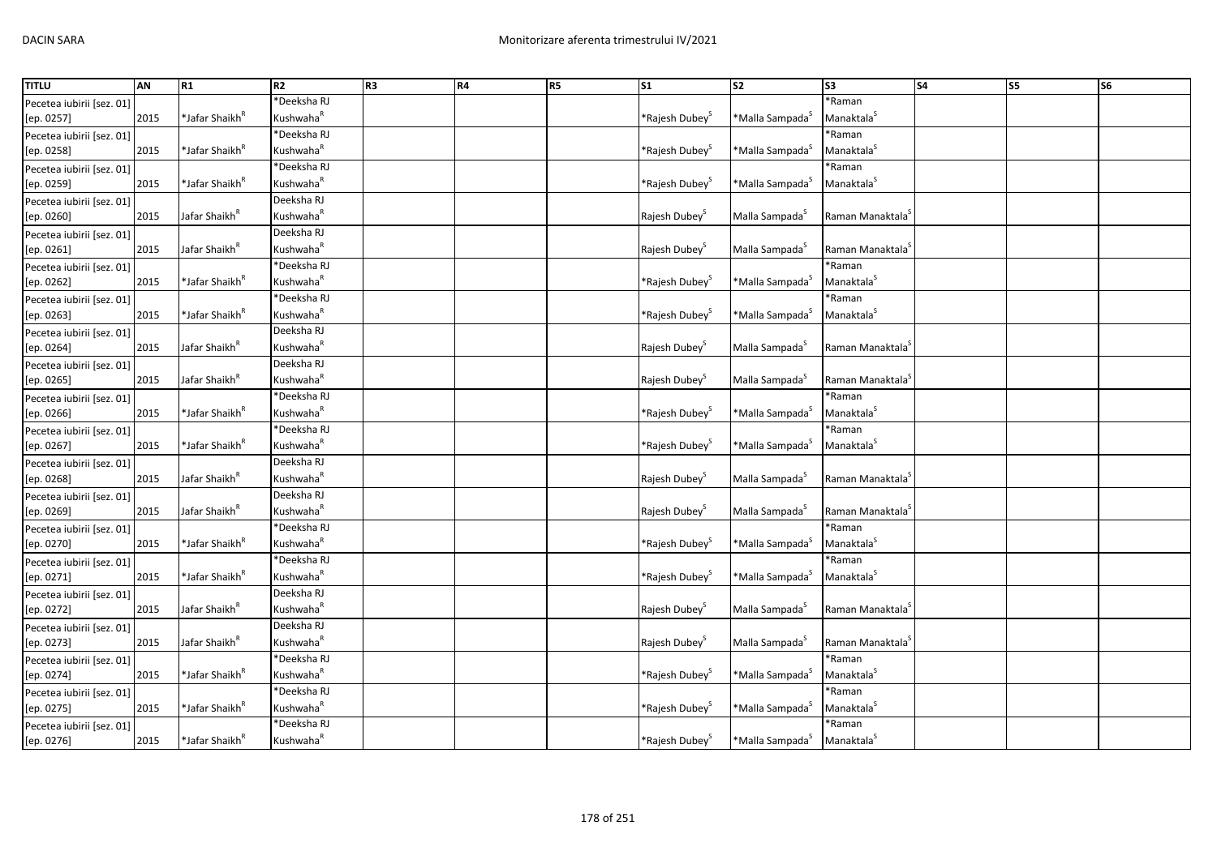| TITLU | AN | R1 | R2 | R3 | R4 | R5 | S1 | S2 | S3 | S4 | S5 | S6 |
|---|---|---|---|---|---|---|---|---|---|---|---|---|
| Pecetea iubirii [sez. 01] [ep. 0257] | 2015 | *Jafar Shaikh[R] | *Deeksha RJ Kushwaha[R] | | | | *Rajesh Dubey[S] | *Malla Sampada[S] | *Raman Manaktala[S] | | | |
| Pecetea iubirii [sez. 01] [ep. 0258] | 2015 | *Jafar Shaikh[R] | *Deeksha RJ Kushwaha[R] | | | | *Rajesh Dubey[S] | *Malla Sampada[S] | *Raman Manaktala[S] | | | |
| Pecetea iubirii [sez. 01] [ep. 0259] | 2015 | *Jafar Shaikh[R] | *Deeksha RJ Kushwaha[R] | | | | *Rajesh Dubey[S] | *Malla Sampada[S] | *Raman Manaktala[S] | | | |
| Pecetea iubirii [sez. 01] [ep. 0260] | 2015 | Jafar Shaikh[R] | Deeksha RJ Kushwaha[R] | | | | Rajesh Dubey[S] | Malla Sampada[S] | Raman Manaktala[S] | | | |
| Pecetea iubirii [sez. 01] [ep. 0261] | 2015 | Jafar Shaikh[R] | Deeksha RJ Kushwaha[R] | | | | Rajesh Dubey[S] | Malla Sampada[S] | Raman Manaktala[S] | | | |
| Pecetea iubirii [sez. 01] [ep. 0262] | 2015 | *Jafar Shaikh[R] | *Deeksha RJ Kushwaha[R] | | | | *Rajesh Dubey[S] | *Malla Sampada[S] | *Raman Manaktala[S] | | | |
| Pecetea iubirii [sez. 01] [ep. 0263] | 2015 | *Jafar Shaikh[R] | *Deeksha RJ Kushwaha[R] | | | | *Rajesh Dubey[S] | *Malla Sampada[S] | *Raman Manaktala[S] | | | |
| Pecetea iubirii [sez. 01] [ep. 0264] | 2015 | Jafar Shaikh[R] | Deeksha RJ Kushwaha[R] | | | | Rajesh Dubey[S] | Malla Sampada[S] | Raman Manaktala[S] | | | |
| Pecetea iubirii [sez. 01] [ep. 0265] | 2015 | Jafar Shaikh[R] | Deeksha RJ Kushwaha[R] | | | | Rajesh Dubey[S] | Malla Sampada[S] | Raman Manaktala[S] | | | |
| Pecetea iubirii [sez. 01] [ep. 0266] | 2015 | *Jafar Shaikh[R] | *Deeksha RJ Kushwaha[R] | | | | *Rajesh Dubey[S] | *Malla Sampada[S] | *Raman Manaktala[S] | | | |
| Pecetea iubirii [sez. 01] [ep. 0267] | 2015 | *Jafar Shaikh[R] | *Deeksha RJ Kushwaha[R] | | | | *Rajesh Dubey[S] | *Malla Sampada[S] | *Raman Manaktala[S] | | | |
| Pecetea iubirii [sez. 01] [ep. 0268] | 2015 | Jafar Shaikh[R] | Deeksha RJ Kushwaha[R] | | | | Rajesh Dubey[S] | Malla Sampada[S] | Raman Manaktala[S] | | | |
| Pecetea iubirii [sez. 01] [ep. 0269] | 2015 | Jafar Shaikh[R] | Deeksha RJ Kushwaha[R] | | | | Rajesh Dubey[S] | Malla Sampada[S] | Raman Manaktala[S] | | | |
| Pecetea iubirii [sez. 01] [ep. 0270] | 2015 | *Jafar Shaikh[R] | *Deeksha RJ Kushwaha[R] | | | | *Rajesh Dubey[S] | *Malla Sampada[S] | *Raman Manaktala[S] | | | |
| Pecetea iubirii [sez. 01] [ep. 0271] | 2015 | *Jafar Shaikh[R] | *Deeksha RJ Kushwaha[R] | | | | *Rajesh Dubey[S] | *Malla Sampada[S] | *Raman Manaktala[S] | | | |
| Pecetea iubirii [sez. 01] [ep. 0272] | 2015 | Jafar Shaikh[R] | Deeksha RJ Kushwaha[R] | | | | Rajesh Dubey[S] | Malla Sampada[S] | Raman Manaktala[S] | | | |
| Pecetea iubirii [sez. 01] [ep. 0273] | 2015 | Jafar Shaikh[R] | Deeksha RJ Kushwaha[R] | | | | Rajesh Dubey[S] | Malla Sampada[S] | Raman Manaktala[S] | | | |
| Pecetea iubirii [sez. 01] [ep. 0274] | 2015 | *Jafar Shaikh[R] | *Deeksha RJ Kushwaha[R] | | | | *Rajesh Dubey[S] | *Malla Sampada[S] | *Raman Manaktala[S] | | | |
| Pecetea iubirii [sez. 01] [ep. 0275] | 2015 | *Jafar Shaikh[R] | *Deeksha RJ Kushwaha[R] | | | | *Rajesh Dubey[S] | *Malla Sampada[S] | *Raman Manaktala[S] | | | |
| Pecetea iubirii [sez. 01] [ep. 0276] | 2015 | *Jafar Shaikh[R] | *Deeksha RJ Kushwaha[R] | | | | *Rajesh Dubey[S] | *Malla Sampada[S] | *Raman Manaktala[S] | | | |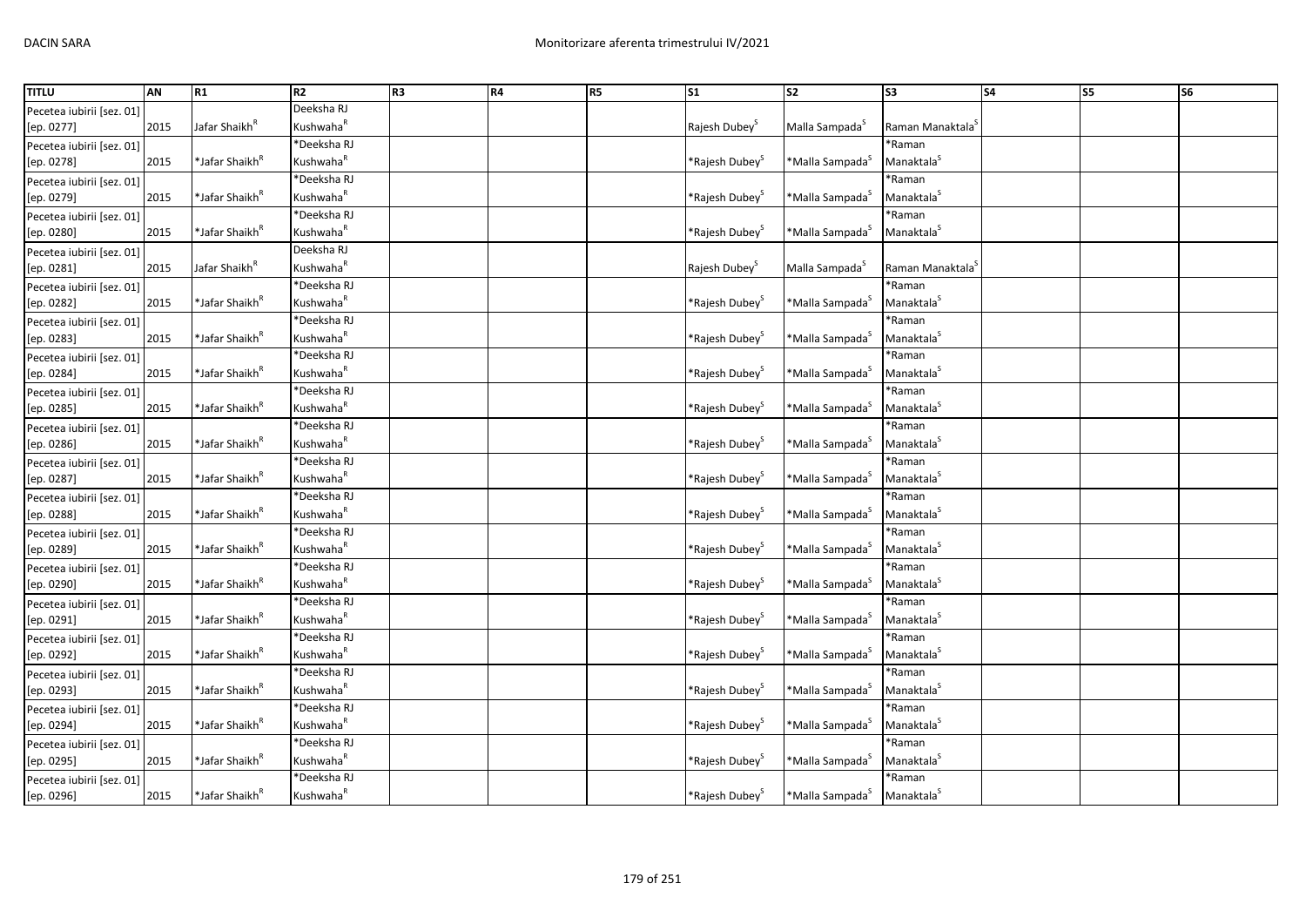| TITLU | AN | R1 | R2 | R3 | R4 | R5 | S1 | S2 | S3 | S4 | S5 | S6 |
|---|---|---|---|---|---|---|---|---|---|---|---|---|
| Pecetea iubirii [sez. 01] [ep. 0277] | 2015 | Jafar Shaikh[R] | Deeksha RJ Kushwaha[R] | | | | Rajesh Dubey[S] | Malla Sampada[S] | Raman Manaktala[S] | | | |
| Pecetea iubirii [sez. 01] [ep. 0278] | 2015 | *Jafar Shaikh[R] | *Deeksha RJ Kushwaha[R] | | | | *Rajesh Dubey[S] | *Malla Sampada[S] | *Raman Manaktala[S] | | | |
| Pecetea iubirii [sez. 01] [ep. 0279] | 2015 | *Jafar Shaikh[R] | *Deeksha RJ Kushwaha[R] | | | | *Rajesh Dubey[S] | *Malla Sampada[S] | *Raman Manaktala[S] | | | |
| Pecetea iubirii [sez. 01] [ep. 0280] | 2015 | *Jafar Shaikh[R] | *Deeksha RJ Kushwaha[R] | | | | *Rajesh Dubey[S] | *Malla Sampada[S] | *Raman Manaktala[S] | | | |
| Pecetea iubirii [sez. 01] [ep. 0281] | 2015 | Jafar Shaikh[R] | Deeksha RJ Kushwaha[R] | | | | Rajesh Dubey[S] | Malla Sampada[S] | Raman Manaktala[S] | | | |
| Pecetea iubirii [sez. 01] [ep. 0282] | 2015 | *Jafar Shaikh[R] | *Deeksha RJ Kushwaha[R] | | | | *Rajesh Dubey[S] | *Malla Sampada[S] | *Raman Manaktala[S] | | | |
| Pecetea iubirii [sez. 01] [ep. 0283] | 2015 | *Jafar Shaikh[R] | *Deeksha RJ Kushwaha[R] | | | | *Rajesh Dubey[S] | *Malla Sampada[S] | *Raman Manaktala[S] | | | |
| Pecetea iubirii [sez. 01] [ep. 0284] | 2015 | *Jafar Shaikh[R] | *Deeksha RJ Kushwaha[R] | | | | *Rajesh Dubey[S] | *Malla Sampada[S] | *Raman Manaktala[S] | | | |
| Pecetea iubirii [sez. 01] [ep. 0285] | 2015 | *Jafar Shaikh[R] | *Deeksha RJ Kushwaha[R] | | | | *Rajesh Dubey[S] | *Malla Sampada[S] | *Raman Manaktala[S] | | | |
| Pecetea iubirii [sez. 01] [ep. 0286] | 2015 | *Jafar Shaikh[R] | *Deeksha RJ Kushwaha[R] | | | | *Rajesh Dubey[S] | *Malla Sampada[S] | *Raman Manaktala[S] | | | |
| Pecetea iubirii [sez. 01] [ep. 0287] | 2015 | *Jafar Shaikh[R] | *Deeksha RJ Kushwaha[R] | | | | *Rajesh Dubey[S] | *Malla Sampada[S] | *Raman Manaktala[S] | | | |
| Pecetea iubirii [sez. 01] [ep. 0288] | 2015 | *Jafar Shaikh[R] | *Deeksha RJ Kushwaha[R] | | | | *Rajesh Dubey[S] | *Malla Sampada[S] | *Raman Manaktala[S] | | | |
| Pecetea iubirii [sez. 01] [ep. 0289] | 2015 | *Jafar Shaikh[R] | *Deeksha RJ Kushwaha[R] | | | | *Rajesh Dubey[S] | *Malla Sampada[S] | *Raman Manaktala[S] | | | |
| Pecetea iubirii [sez. 01] [ep. 0290] | 2015 | *Jafar Shaikh[R] | *Deeksha RJ Kushwaha[R] | | | | *Rajesh Dubey[S] | *Malla Sampada[S] | *Raman Manaktala[S] | | | |
| Pecetea iubirii [sez. 01] [ep. 0291] | 2015 | *Jafar Shaikh[R] | *Deeksha RJ Kushwaha[R] | | | | *Rajesh Dubey[S] | *Malla Sampada[S] | *Raman Manaktala[S] | | | |
| Pecetea iubirii [sez. 01] [ep. 0292] | 2015 | *Jafar Shaikh[R] | *Deeksha RJ Kushwaha[R] | | | | *Rajesh Dubey[S] | *Malla Sampada[S] | *Raman Manaktala[S] | | | |
| Pecetea iubirii [sez. 01] [ep. 0293] | 2015 | *Jafar Shaikh[R] | *Deeksha RJ Kushwaha[R] | | | | *Rajesh Dubey[S] | *Malla Sampada[S] | *Raman Manaktala[S] | | | |
| Pecetea iubirii [sez. 01] [ep. 0294] | 2015 | *Jafar Shaikh[R] | *Deeksha RJ Kushwaha[R] | | | | *Rajesh Dubey[S] | *Malla Sampada[S] | *Raman Manaktala[S] | | | |
| Pecetea iubirii [sez. 01] [ep. 0295] | 2015 | *Jafar Shaikh[R] | *Deeksha RJ Kushwaha[R] | | | | *Rajesh Dubey[S] | *Malla Sampada[S] | *Raman Manaktala[S] | | | |
| Pecetea iubirii [sez. 01] [ep. 0296] | 2015 | *Jafar Shaikh[R] | *Deeksha RJ Kushwaha[R] | | | | *Rajesh Dubey[S] | *Malla Sampada[S] | *Raman Manaktala[S] | | | |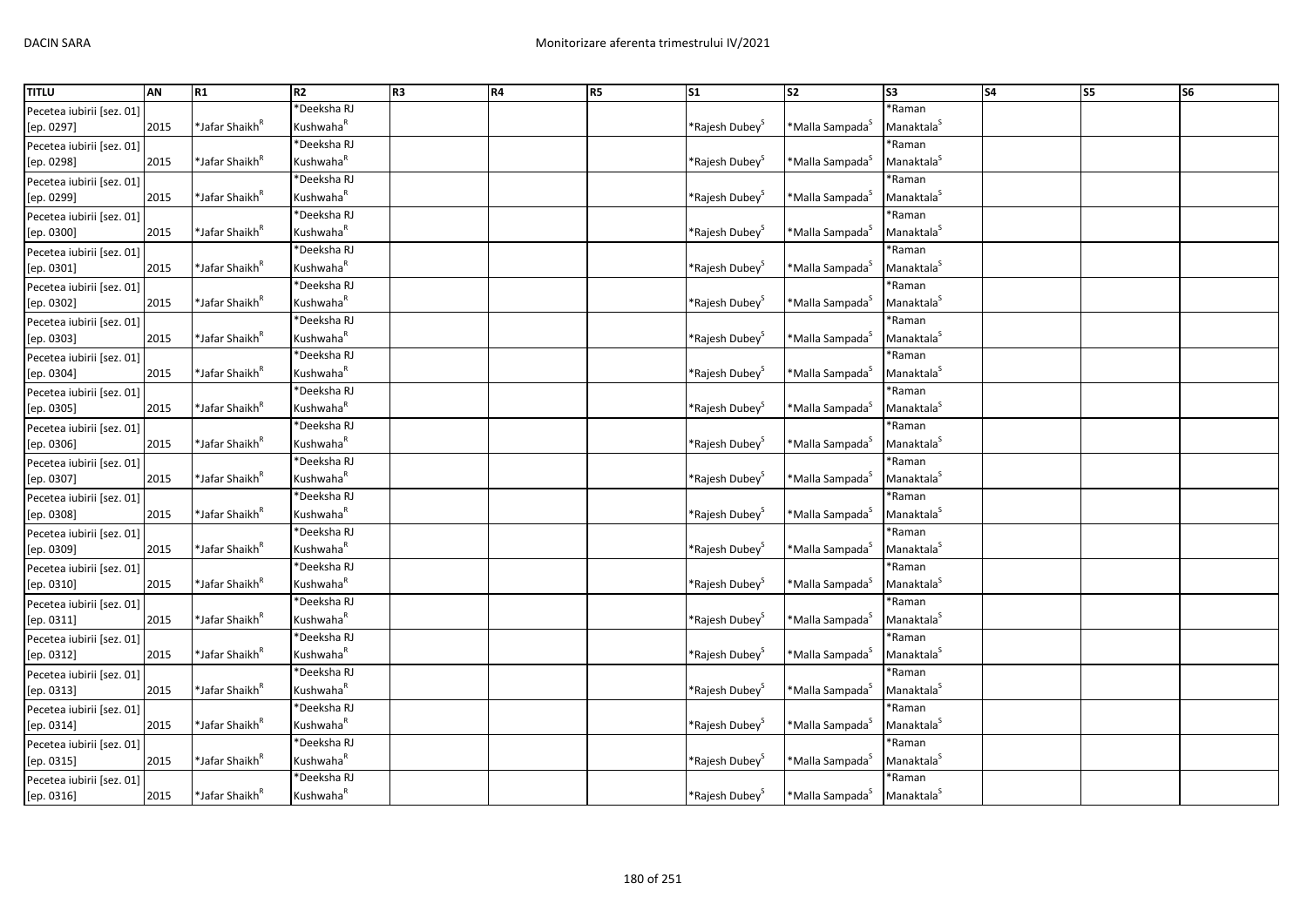| TITLU | AN | R1 | R2 | R3 | R4 | R5 | S1 | S2 | S3 | S4 | S5 | S6 |
|---|---|---|---|---|---|---|---|---|---|---|---|---|
| Pecetea iubirii [sez. 01] [ep. 0297] | 2015 | *Jafar Shaikh[R] | *Deeksha RJ Kushwaha[R] | | | | *Rajesh Dubey[S] | *Malla Sampada[S] | *Raman Manaktala[S] | | | |
| Pecetea iubirii [sez. 01] [ep. 0298] | 2015 | *Jafar Shaikh[R] | *Deeksha RJ Kushwaha[R] | | | | *Rajesh Dubey[S] | *Malla Sampada[S] | *Raman Manaktala[S] | | | |
| Pecetea iubirii [sez. 01] [ep. 0299] | 2015 | *Jafar Shaikh[R] | *Deeksha RJ Kushwaha[R] | | | | *Rajesh Dubey[S] | *Malla Sampada[S] | *Raman Manaktala[S] | | | |
| Pecetea iubirii [sez. 01] [ep. 0300] | 2015 | *Jafar Shaikh[R] | *Deeksha RJ Kushwaha[R] | | | | *Rajesh Dubey[S] | *Malla Sampada[S] | *Raman Manaktala[S] | | | |
| Pecetea iubirii [sez. 01] [ep. 0301] | 2015 | *Jafar Shaikh[R] | *Deeksha RJ Kushwaha[R] | | | | *Rajesh Dubey[S] | *Malla Sampada[S] | *Raman Manaktala[S] | | | |
| Pecetea iubirii [sez. 01] [ep. 0302] | 2015 | *Jafar Shaikh[R] | *Deeksha RJ Kushwaha[R] | | | | *Rajesh Dubey[S] | *Malla Sampada[S] | *Raman Manaktala[S] | | | |
| Pecetea iubirii [sez. 01] [ep. 0303] | 2015 | *Jafar Shaikh[R] | *Deeksha RJ Kushwaha[R] | | | | *Rajesh Dubey[S] | *Malla Sampada[S] | *Raman Manaktala[S] | | | |
| Pecetea iubirii [sez. 01] [ep. 0304] | 2015 | *Jafar Shaikh[R] | *Deeksha RJ Kushwaha[R] | | | | *Rajesh Dubey[S] | *Malla Sampada[S] | *Raman Manaktala[S] | | | |
| Pecetea iubirii [sez. 01] [ep. 0305] | 2015 | *Jafar Shaikh[R] | *Deeksha RJ Kushwaha[R] | | | | *Rajesh Dubey[S] | *Malla Sampada[S] | *Raman Manaktala[S] | | | |
| Pecetea iubirii [sez. 01] [ep. 0306] | 2015 | *Jafar Shaikh[R] | *Deeksha RJ Kushwaha[R] | | | | *Rajesh Dubey[S] | *Malla Sampada[S] | *Raman Manaktala[S] | | | |
| Pecetea iubirii [sez. 01] [ep. 0307] | 2015 | *Jafar Shaikh[R] | *Deeksha RJ Kushwaha[R] | | | | *Rajesh Dubey[S] | *Malla Sampada[S] | *Raman Manaktala[S] | | | |
| Pecetea iubirii [sez. 01] [ep. 0308] | 2015 | *Jafar Shaikh[R] | *Deeksha RJ Kushwaha[R] | | | | *Rajesh Dubey[S] | *Malla Sampada[S] | *Raman Manaktala[S] | | | |
| Pecetea iubirii [sez. 01] [ep. 0309] | 2015 | *Jafar Shaikh[R] | *Deeksha RJ Kushwaha[R] | | | | *Rajesh Dubey[S] | *Malla Sampada[S] | *Raman Manaktala[S] | | | |
| Pecetea iubirii [sez. 01] [ep. 0310] | 2015 | *Jafar Shaikh[R] | *Deeksha RJ Kushwaha[R] | | | | *Rajesh Dubey[S] | *Malla Sampada[S] | *Raman Manaktala[S] | | | |
| Pecetea iubirii [sez. 01] [ep. 0311] | 2015 | *Jafar Shaikh[R] | *Deeksha RJ Kushwaha[R] | | | | *Rajesh Dubey[S] | *Malla Sampada[S] | *Raman Manaktala[S] | | | |
| Pecetea iubirii [sez. 01] [ep. 0312] | 2015 | *Jafar Shaikh[R] | *Deeksha RJ Kushwaha[R] | | | | *Rajesh Dubey[S] | *Malla Sampada[S] | *Raman Manaktala[S] | | | |
| Pecetea iubirii [sez. 01] [ep. 0313] | 2015 | *Jafar Shaikh[R] | *Deeksha RJ Kushwaha[R] | | | | *Rajesh Dubey[S] | *Malla Sampada[S] | *Raman Manaktala[S] | | | |
| Pecetea iubirii [sez. 01] [ep. 0314] | 2015 | *Jafar Shaikh[R] | *Deeksha RJ Kushwaha[R] | | | | *Rajesh Dubey[S] | *Malla Sampada[S] | *Raman Manaktala[S] | | | |
| Pecetea iubirii [sez. 01] [ep. 0315] | 2015 | *Jafar Shaikh[R] | *Deeksha RJ Kushwaha[R] | | | | *Rajesh Dubey[S] | *Malla Sampada[S] | *Raman Manaktala[S] | | | |
| Pecetea iubirii [sez. 01] [ep. 0316] | 2015 | *Jafar Shaikh[R] | *Deeksha RJ Kushwaha[R] | | | | *Rajesh Dubey[S] | *Malla Sampada[S] | *Raman Manaktala[S] | | | |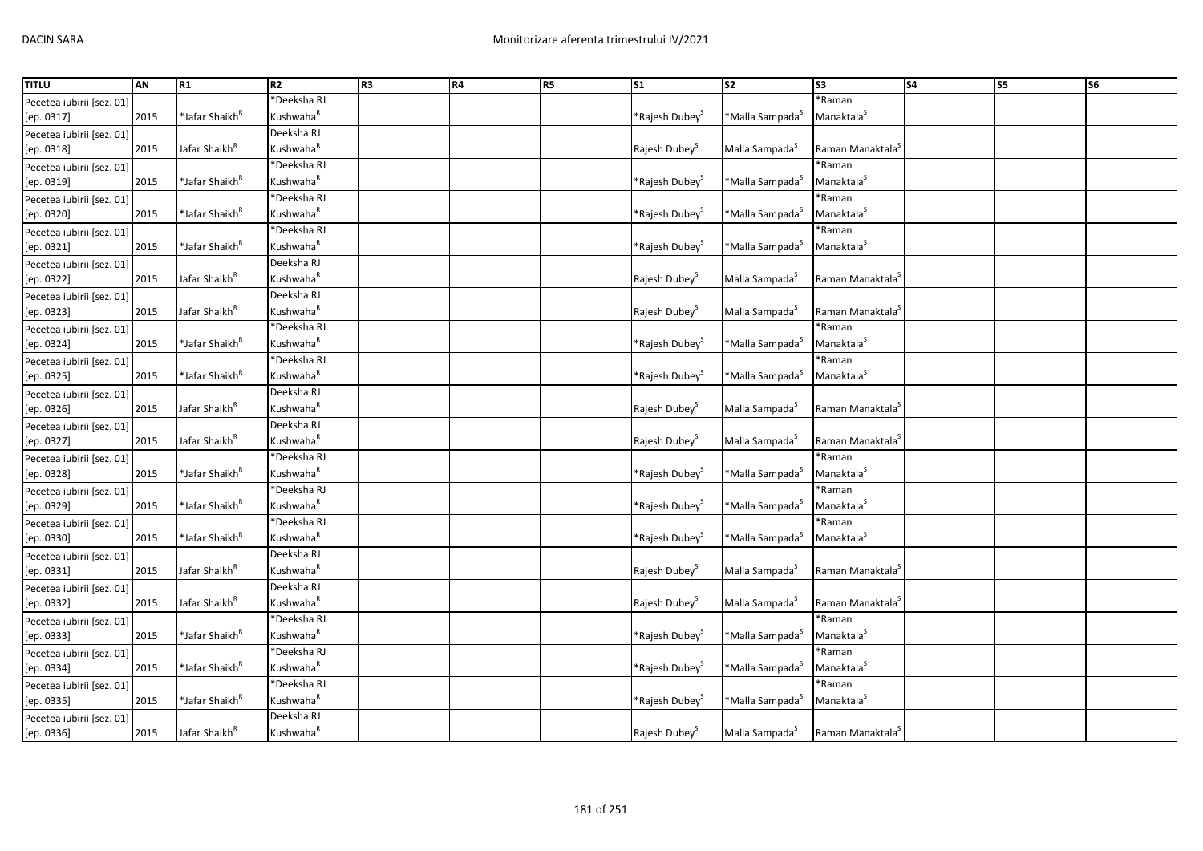| TITLU | AN | R1 | R2 | R3 | R4 | R5 | S1 | S2 | S3 | S4 | S5 | S6 |
|---|---|---|---|---|---|---|---|---|---|---|---|---|
| Pecetea iubirii [sez. 01] [ep. 0317] | 2015 | *Jafar Shaikh[R] | *Deeksha RJ Kushwaha[R] | | | | *Rajesh Dubey[S] | *Malla Sampada[S] | *Raman Manaktala[S] | | | |
| Pecetea iubirii [sez. 01] [ep. 0318] | 2015 | Jafar Shaikh[R] | Deeksha RJ Kushwaha[R] | | | | Rajesh Dubey[S] | Malla Sampada[S] | Raman Manaktala[S] | | | |
| Pecetea iubirii [sez. 01] [ep. 0319] | 2015 | *Jafar Shaikh[R] | *Deeksha RJ Kushwaha[R] | | | | *Rajesh Dubey[S] | *Malla Sampada[S] | *Raman Manaktala[S] | | | |
| Pecetea iubirii [sez. 01] [ep. 0320] | 2015 | *Jafar Shaikh[R] | *Deeksha RJ Kushwaha[R] | | | | *Rajesh Dubey[S] | *Malla Sampada[S] | *Raman Manaktala[S] | | | |
| Pecetea iubirii [sez. 01] [ep. 0321] | 2015 | *Jafar Shaikh[R] | *Deeksha RJ Kushwaha[R] | | | | *Rajesh Dubey[S] | *Malla Sampada[S] | *Raman Manaktala[S] | | | |
| Pecetea iubirii [sez. 01] [ep. 0322] | 2015 | Jafar Shaikh[R] | Deeksha RJ Kushwaha[R] | | | | Rajesh Dubey[S] | Malla Sampada[S] | Raman Manaktala[S] | | | |
| Pecetea iubirii [sez. 01] [ep. 0323] | 2015 | Jafar Shaikh[R] | Deeksha RJ Kushwaha[R] | | | | Rajesh Dubey[S] | Malla Sampada[S] | Raman Manaktala[S] | | | |
| Pecetea iubirii [sez. 01] [ep. 0324] | 2015 | *Jafar Shaikh[R] | *Deeksha RJ Kushwaha[R] | | | | *Rajesh Dubey[S] | *Malla Sampada[S] | *Raman Manaktala[S] | | | |
| Pecetea iubirii [sez. 01] [ep. 0325] | 2015 | *Jafar Shaikh[R] | *Deeksha RJ Kushwaha[R] | | | | *Rajesh Dubey[S] | *Malla Sampada[S] | *Raman Manaktala[S] | | | |
| Pecetea iubirii [sez. 01] [ep. 0326] | 2015 | Jafar Shaikh[R] | Deeksha RJ Kushwaha[R] | | | | Rajesh Dubey[S] | Malla Sampada[S] | Raman Manaktala[S] | | | |
| Pecetea iubirii [sez. 01] [ep. 0327] | 2015 | Jafar Shaikh[R] | Deeksha RJ Kushwaha[R] | | | | Rajesh Dubey[S] | Malla Sampada[S] | Raman Manaktala[S] | | | |
| Pecetea iubirii [sez. 01] [ep. 0328] | 2015 | *Jafar Shaikh[R] | *Deeksha RJ Kushwaha[R] | | | | *Rajesh Dubey[S] | *Malla Sampada[S] | *Raman Manaktala[S] | | | |
| Pecetea iubirii [sez. 01] [ep. 0329] | 2015 | *Jafar Shaikh[R] | *Deeksha RJ Kushwaha[R] | | | | *Rajesh Dubey[S] | *Malla Sampada[S] | *Raman Manaktala[S] | | | |
| Pecetea iubirii [sez. 01] [ep. 0330] | 2015 | *Jafar Shaikh[R] | *Deeksha RJ Kushwaha[R] | | | | *Rajesh Dubey[S] | *Malla Sampada[S] | *Raman Manaktala[S] | | | |
| Pecetea iubirii [sez. 01] [ep. 0331] | 2015 | Jafar Shaikh[R] | Deeksha RJ Kushwaha[R] | | | | Rajesh Dubey[S] | Malla Sampada[S] | Raman Manaktala[S] | | | |
| Pecetea iubirii [sez. 01] [ep. 0332] | 2015 | Jafar Shaikh[R] | Deeksha RJ Kushwaha[R] | | | | Rajesh Dubey[S] | Malla Sampada[S] | Raman Manaktala[S] | | | |
| Pecetea iubirii [sez. 01] [ep. 0333] | 2015 | *Jafar Shaikh[R] | *Deeksha RJ Kushwaha[R] | | | | *Rajesh Dubey[S] | *Malla Sampada[S] | *Raman Manaktala[S] | | | |
| Pecetea iubirii [sez. 01] [ep. 0334] | 2015 | *Jafar Shaikh[R] | *Deeksha RJ Kushwaha[R] | | | | *Rajesh Dubey[S] | *Malla Sampada[S] | *Raman Manaktala[S] | | | |
| Pecetea iubirii [sez. 01] [ep. 0335] | 2015 | *Jafar Shaikh[R] | *Deeksha RJ Kushwaha[R] | | | | *Rajesh Dubey[S] | *Malla Sampada[S] | *Raman Manaktala[S] | | | |
| Pecetea iubirii [sez. 01] [ep. 0336] | 2015 | Jafar Shaikh[R] | Deeksha RJ Kushwaha[R] | | | | Rajesh Dubey[S] | Malla Sampada[S] | Raman Manaktala[S] | | | |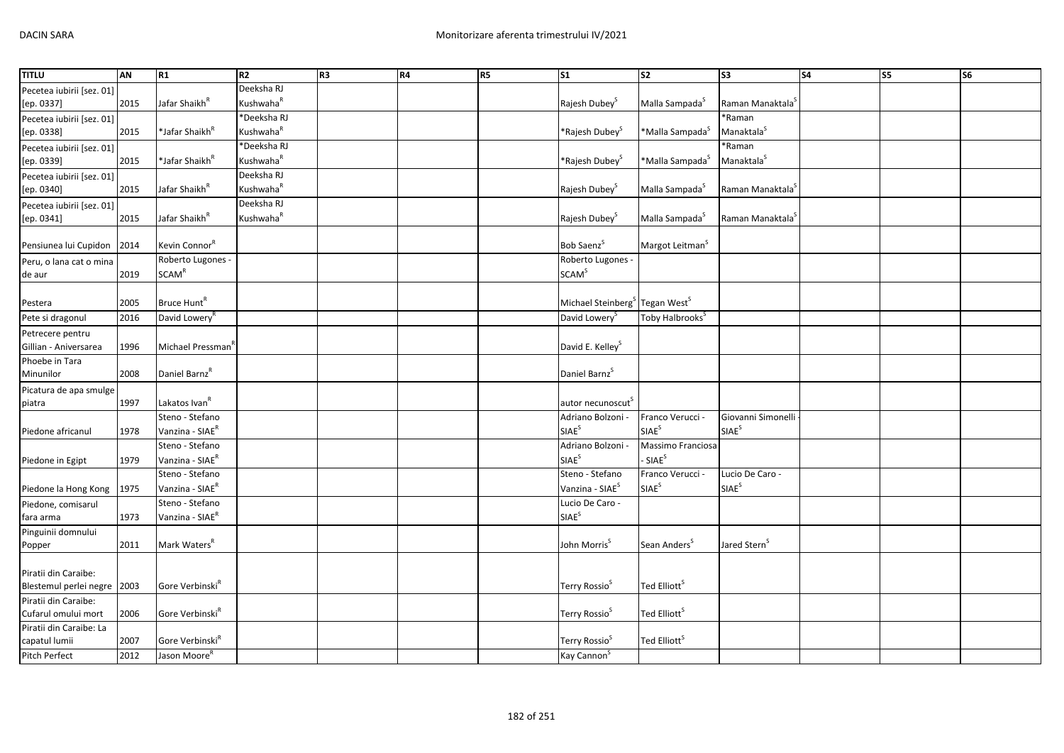| TITLU | AN | R1 | R2 | R3 | R4 | R5 | S1 | S2 | S3 | S4 | S5 | S6 |
|---|---|---|---|---|---|---|---|---|---|---|---|---|
| Pecetea iubirii [sez. 01] [ep. 0337] | 2015 | Jafar Shaikh[R] | Deeksha RJ Kushwaha[R] | | | | Rajesh Dubey[S] | Malla Sampada[S] | Raman Manaktala[S] | | | |
| Pecetea iubirii [sez. 01] [ep. 0338] | 2015 | *Jafar Shaikh[R] | *Deeksha RJ Kushwaha[R] | | | | *Rajesh Dubey[S] | *Malla Sampada[S] | *Raman Manaktala[S] | | | |
| Pecetea iubirii [sez. 01] [ep. 0339] | 2015 | *Jafar Shaikh[R] | *Deeksha RJ Kushwaha[R] | | | | *Rajesh Dubey[S] | *Malla Sampada[S] | *Raman Manaktala[S] | | | |
| Pecetea iubirii [sez. 01] [ep. 0340] | 2015 | Jafar Shaikh[R] | Deeksha RJ Kushwaha[R] | | | | Rajesh Dubey[S] | Malla Sampada[S] | Raman Manaktala[S] | | | |
| Pecetea iubirii [sez. 01] [ep. 0341] | 2015 | Jafar Shaikh[R] | Deeksha RJ Kushwaha[R] | | | | Rajesh Dubey[S] | Malla Sampada[S] | Raman Manaktala[S] | | | |
| Pensiunea lui Cupidon | 2014 | Kevin Connor[R] | | | | | Bob Saenz[S] | Margot Leitman[S] | | | | |
| Peru, o lana cat o mina de aur | 2019 | Roberto Lugones - SCAM[R] | | | | | Roberto Lugones - SCAM[S] | | | | | |
| Pestera | 2005 | Bruce Hunt[R] | | | | | Michael Steinberg[S] | Tegan West[S] | | | | |
| Pete si dragonul | 2016 | David Lowery[R] | | | | | David Lowery[S] | Toby Halbrooks[S] | | | | |
| Petrecere pentru Gillian - Aniversarea | 1996 | Michael Pressman[R] | | | | | David E. Kelley[S] | | | | | |
| Phoebe in Tara Minunilor | 2008 | Daniel Barnz[R] | | | | | Daniel Barnz[S] | | | | | |
| Picatura de apa smulge piatra | 1997 | Lakatos Ivan[R] | | | | | autor necunoscut[S] | | | | | |
| Piedone africanul | 1978 | Steno - Stefano Vanzina - SIAE[R] | | | | | Adriano Bolzoni - SIAE[S] | Franco Verucci - SIAE[S] | Giovanni Simonelli - SIAE[S] | | | |
| Piedone in Egipt | 1979 | Steno - Stefano Vanzina - SIAE[R] | | | | | Adriano Bolzoni - SIAE[S] | Massimo Franciosa - SIAE[S] | | | | |
| Piedone la Hong Kong | 1975 | Steno - Stefano Vanzina - SIAE[R] | | | | | Steno - Stefano Vanzina - SIAE[S] | Franco Verucci - SIAE[S] | Lucio De Caro - SIAE[S] | | | |
| Piedone, comisarul fara arma | 1973 | Steno - Stefano Vanzina - SIAE[R] | | | | | Lucio De Caro - SIAE[S] | | | | | |
| Pinguinii domnului Popper | 2011 | Mark Waters[R] | | | | | John Morris[S] | Sean Anders[S] | Jared Stern[S] | | | |
| Piratii din Caraibe: Blestemul perlei negre | 2003 | Gore Verbinski[R] | | | | | Terry Rossio[S] | Ted Elliott[S] | | | | |
| Piratii din Caraibe: Cufarul omului mort | 2006 | Gore Verbinski[R] | | | | | Terry Rossio[S] | Ted Elliott[S] | | | | |
| Piratii din Caraibe: La capatul lumii | 2007 | Gore Verbinski[R] | | | | | Terry Rossio[S] | Ted Elliott[S] | | | | |
| Pitch Perfect | 2012 | Jason Moore[R] | | | | | Kay Cannon[S] | | | | | |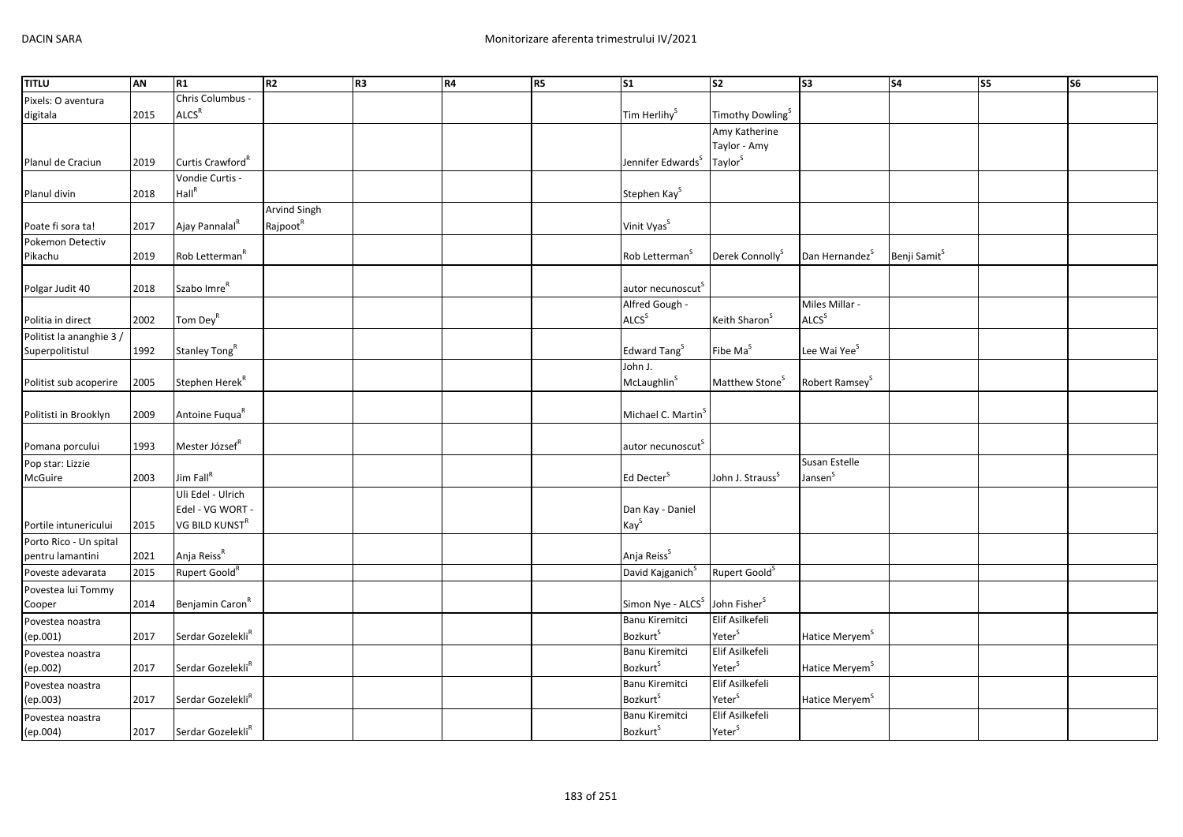| TITLU | AN | R1 | R2 | R3 | R4 | R5 | S1 | S2 | S3 | S4 | S5 | S6 |
|---|---|---|---|---|---|---|---|---|---|---|---|---|
| Pixels: O aventura digitala | 2015 | Chris Columbus - ALCS[R] | | | | | Tim Herlihy[S] | Timothy Dowling[S] | | | | |
| Planul de Craciun | 2019 | Curtis Crawford[R] | | | | | Jennifer Edwards[S] | Amy Katherine Taylor - Amy Taylor[S] | | | | |
| Planul divin | 2018 | Vondie Curtis - Hall[R] | | | | | Stephen Kay[S] | | | | | |
| Poate fi sora ta! | 2017 | Ajay Pannalal[R] | Arvind Singh Rajpoot[R] | | | | Vinit Vyas[S] | | | | | |
| Pokemon Detectiv Pikachu | 2019 | Rob Letterman[R] | | | | | Rob Letterman[S] | Derek Connolly[S] | Dan Hernandez[S] | Benji Samit[S] | | |
| Polgar Judit 40 | 2018 | Szabo Imre[R] | | | | | autor necunoscut[S] | | | | | |
| Politia in direct | 2002 | Tom Dey[R] | | | | | Alfred Gough - ALCS[S] | Keith Sharon[S] | Miles Millar - ALCS[S] | | | |
| Politist la ananghie 3 / Superpolitistul | 1992 | Stanley Tong[R] | | | | | Edward Tang[S] | Fibe Ma[S] | Lee Wai Yee[S] | | | |
| Politist sub acoperire | 2005 | Stephen Herek[R] | | | | | John J. McLaughlin[S] | Matthew Stone[S] | Robert Ramsey[S] | | | |
| Politisti in Brooklyn | 2009 | Antoine Fuqua[R] | | | | | Michael C. Martin[S] | | | | | |
| Pomana porcului | 1993 | Mester József[R] | | | | | autor necunoscut[S] | | | | | |
| Pop star: Lizzie McGuire | 2003 | Jim Fall[R] | | | | | Ed Decter[S] | John J. Strauss[S] | Susan Estelle Jansen[S] | | | |
| Portile intunericului | 2015 | Uli Edel - Ulrich Edel - VG WORT - VG BILD KUNST[R] | | | | | Dan Kay - Daniel Kay[S] | | | | | |
| Porto Rico - Un spital pentru lamantini | 2021 | Anja Reiss[R] | | | | | Anja Reiss[S] | | | | | |
| Poveste adevarata | 2015 | Rupert Goold[R] | | | | | David Kajganich[S] | Rupert Goold[S] | | | | |
| Povestea lui Tommy Cooper | 2014 | Benjamin Caron[R] | | | | | Simon Nye - ALCS[S] | John Fisher[S] | | | | |
| Povestea noastra (ep.001) | 2017 | Serdar Gozelekli[R] | | | | | Banu Kiremitci Bozkurt[S] | Elif Asilkefeli Yeter[S] | Hatice Meryem[S] | | | |
| Povestea noastra (ep.002) | 2017 | Serdar Gozelekli[R] | | | | | Banu Kiremitci Bozkurt[S] | Elif Asilkefeli Yeter[S] | Hatice Meryem[S] | | | |
| Povestea noastra (ep.003) | 2017 | Serdar Gozelekli[R] | | | | | Banu Kiremitci Bozkurt[S] | Elif Asilkefeli Yeter[S] | Hatice Meryem[S] | | | |
| Povestea noastra (ep.004) | 2017 | Serdar Gozelekli[R] | | | | | Banu Kiremitci Bozkurt[S] | Elif Asilkefeli Yeter[S] | | | | |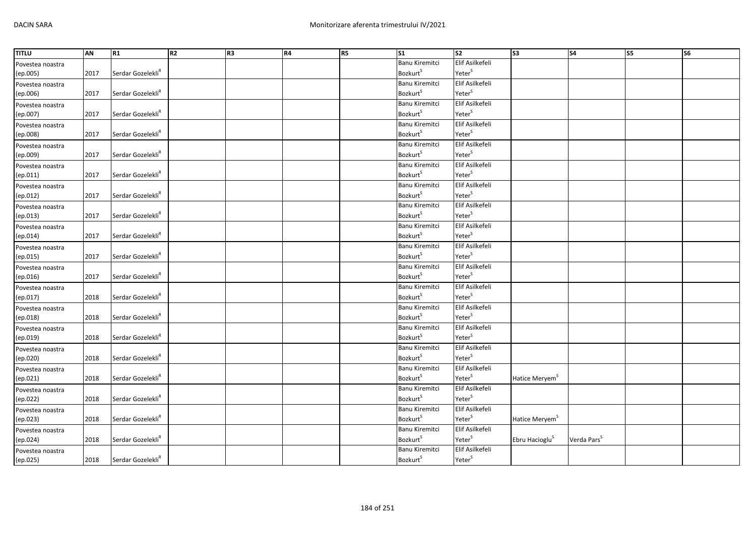| TITLU | AN | R1 | R2 | R3 | R4 | R5 | S1 | S2 | S3 | S4 | S5 | S6 |
|---|---|---|---|---|---|---|---|---|---|---|---|---|
| Povestea noastra (ep.005) | 2017 | Serdar Gozelekli[R] | | | | | Banu Kiremitci Bozkurt[S] | Elif Asilkefeli Yeter[S] | | | | |
| Povestea noastra (ep.006) | 2017 | Serdar Gozelekli[R] | | | | | Banu Kiremitci Bozkurt[S] | Elif Asilkefeli Yeter[S] | | | | |
| Povestea noastra (ep.007) | 2017 | Serdar Gozelekli[R] | | | | | Banu Kiremitci Bozkurt[S] | Elif Asilkefeli Yeter[S] | | | | |
| Povestea noastra (ep.008) | 2017 | Serdar Gozelekli[R] | | | | | Banu Kiremitci Bozkurt[S] | Elif Asilkefeli Yeter[S] | | | | |
| Povestea noastra (ep.009) | 2017 | Serdar Gozelekli[R] | | | | | Banu Kiremitci Bozkurt[S] | Elif Asilkefeli Yeter[S] | | | | |
| Povestea noastra (ep.011) | 2017 | Serdar Gozelekli[R] | | | | | Banu Kiremitci Bozkurt[S] | Elif Asilkefeli Yeter[S] | | | | |
| Povestea noastra (ep.012) | 2017 | Serdar Gozelekli[R] | | | | | Banu Kiremitci Bozkurt[S] | Elif Asilkefeli Yeter[S] | | | | |
| Povestea noastra (ep.013) | 2017 | Serdar Gozelekli[R] | | | | | Banu Kiremitci Bozkurt[S] | Elif Asilkefeli Yeter[S] | | | | |
| Povestea noastra (ep.014) | 2017 | Serdar Gozelekli[R] | | | | | Banu Kiremitci Bozkurt[S] | Elif Asilkefeli Yeter[S] | | | | |
| Povestea noastra (ep.015) | 2017 | Serdar Gozelekli[R] | | | | | Banu Kiremitci Bozkurt[S] | Elif Asilkefeli Yeter[S] | | | | |
| Povestea noastra (ep.016) | 2017 | Serdar Gozelekli[R] | | | | | Banu Kiremitci Bozkurt[S] | Elif Asilkefeli Yeter[S] | | | | |
| Povestea noastra (ep.017) | 2018 | Serdar Gozelekli[R] | | | | | Banu Kiremitci Bozkurt[S] | Elif Asilkefeli Yeter[S] | | | | |
| Povestea noastra (ep.018) | 2018 | Serdar Gozelekli[R] | | | | | Banu Kiremitci Bozkurt[S] | Elif Asilkefeli Yeter[S] | | | | |
| Povestea noastra (ep.019) | 2018 | Serdar Gozelekli[R] | | | | | Banu Kiremitci Bozkurt[S] | Elif Asilkefeli Yeter[S] | | | | |
| Povestea noastra (ep.020) | 2018 | Serdar Gozelekli[R] | | | | | Banu Kiremitci Bozkurt[S] | Elif Asilkefeli Yeter[S] | | | | |
| Povestea noastra (ep.021) | 2018 | Serdar Gozelekli[R] | | | | | Banu Kiremitci Bozkurt[S] | Elif Asilkefeli Yeter[S] | Hatice Meryem[S] | | | |
| Povestea noastra (ep.022) | 2018 | Serdar Gozelekli[R] | | | | | Banu Kiremitci Bozkurt[S] | Elif Asilkefeli Yeter[S] | | | | |
| Povestea noastra (ep.023) | 2018 | Serdar Gozelekli[R] | | | | | Banu Kiremitci Bozkurt[S] | Elif Asilkefeli Yeter[S] | Hatice Meryem[S] | | | |
| Povestea noastra (ep.024) | 2018 | Serdar Gozelekli[R] | | | | | Banu Kiremitci Bozkurt[S] | Elif Asilkefeli Yeter[S] | Ebru Hacioglu[S] | Verda Pars[S] | | |
| Povestea noastra (ep.025) | 2018 | Serdar Gozelekli[R] | | | | | Banu Kiremitci Bozkurt[S] | Elif Asilkefeli Yeter[S] | | | | |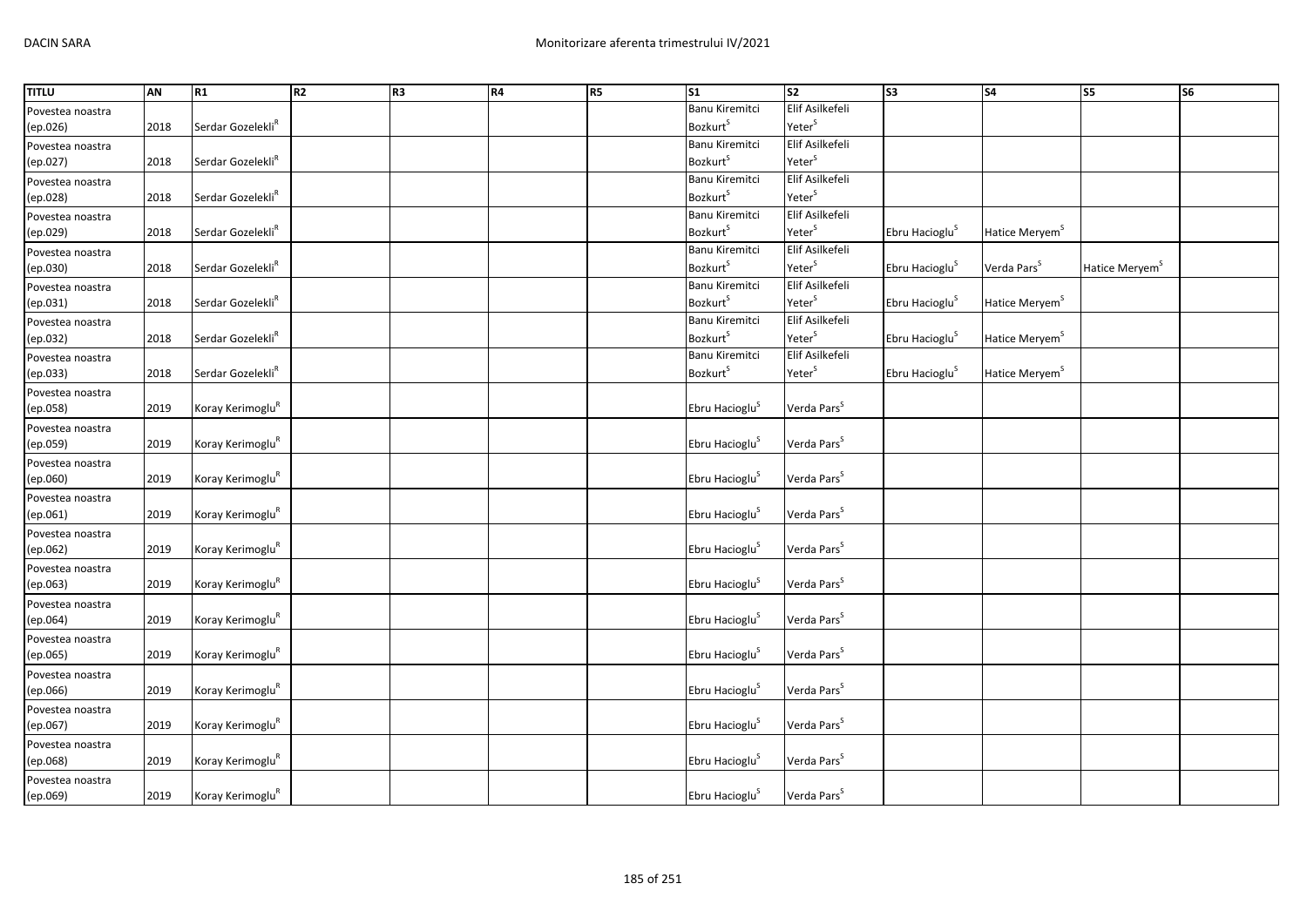| TITLU | AN | R1 | R2 | R3 | R4 | R5 | S1 | S2 | S3 | S4 | S5 | S6 |
|---|---|---|---|---|---|---|---|---|---|---|---|---|
| Povestea noastra (ep.026) | 2018 | Serdar Gozelekli[R] | | | | | Banu Kiremitci Bozkurt[S] | Elif Asilkefeli Yeter[S] | | | | |
| Povestea noastra (ep.027) | 2018 | Serdar Gozelekli[R] | | | | | Banu Kiremitci Bozkurt[S] | Elif Asilkefeli Yeter[S] | | | | |
| Povestea noastra (ep.028) | 2018 | Serdar Gozelekli[R] | | | | | Banu Kiremitci Bozkurt[S] | Elif Asilkefeli Yeter[S] | | | | |
| Povestea noastra (ep.029) | 2018 | Serdar Gozelekli[R] | | | | | Banu Kiremitci Bozkurt[S] | Elif Asilkefeli Yeter[S] | Ebru Hacioglu[S] | Hatice Meryem[S] | | |
| Povestea noastra (ep.030) | 2018 | Serdar Gozelekli[R] | | | | | Banu Kiremitci Bozkurt[S] | Elif Asilkefeli Yeter[S] | Ebru Hacioglu[S] | Verda Pars[S] | Hatice Meryem[S] | |
| Povestea noastra (ep.031) | 2018 | Serdar Gozelekli[R] | | | | | Banu Kiremitci Bozkurt[S] | Elif Asilkefeli Yeter[S] | Ebru Hacioglu[S] | Hatice Meryem[S] | | |
| Povestea noastra (ep.032) | 2018 | Serdar Gozelekli[R] | | | | | Banu Kiremitci Bozkurt[S] | Elif Asilkefeli Yeter[S] | Ebru Hacioglu[S] | Hatice Meryem[S] | | |
| Povestea noastra (ep.033) | 2018 | Serdar Gozelekli[R] | | | | | Banu Kiremitci Bozkurt[S] | Elif Asilkefeli Yeter[S] | Ebru Hacioglu[S] | Hatice Meryem[S] | | |
| Povestea noastra (ep.058) | 2019 | Koray Kerimoglu[R] | | | | | Ebru Hacioglu[S] | Verda Pars[S] | | | | |
| Povestea noastra (ep.059) | 2019 | Koray Kerimoglu[R] | | | | | Ebru Hacioglu[S] | Verda Pars[S] | | | | |
| Povestea noastra (ep.060) | 2019 | Koray Kerimoglu[R] | | | | | Ebru Hacioglu[S] | Verda Pars[S] | | | | |
| Povestea noastra (ep.061) | 2019 | Koray Kerimoglu[R] | | | | | Ebru Hacioglu[S] | Verda Pars[S] | | | | |
| Povestea noastra (ep.062) | 2019 | Koray Kerimoglu[R] | | | | | Ebru Hacioglu[S] | Verda Pars[S] | | | | |
| Povestea noastra (ep.063) | 2019 | Koray Kerimoglu[R] | | | | | Ebru Hacioglu[S] | Verda Pars[S] | | | | |
| Povestea noastra (ep.064) | 2019 | Koray Kerimoglu[R] | | | | | Ebru Hacioglu[S] | Verda Pars[S] | | | | |
| Povestea noastra (ep.065) | 2019 | Koray Kerimoglu[R] | | | | | Ebru Hacioglu[S] | Verda Pars[S] | | | | |
| Povestea noastra (ep.066) | 2019 | Koray Kerimoglu[R] | | | | | Ebru Hacioglu[S] | Verda Pars[S] | | | | |
| Povestea noastra (ep.067) | 2019 | Koray Kerimoglu[R] | | | | | Ebru Hacioglu[S] | Verda Pars[S] | | | | |
| Povestea noastra (ep.068) | 2019 | Koray Kerimoglu[R] | | | | | Ebru Hacioglu[S] | Verda Pars[S] | | | | |
| Povestea noastra (ep.069) | 2019 | Koray Kerimoglu[R] | | | | | Ebru Hacioglu[S] | Verda Pars[S] | | | | |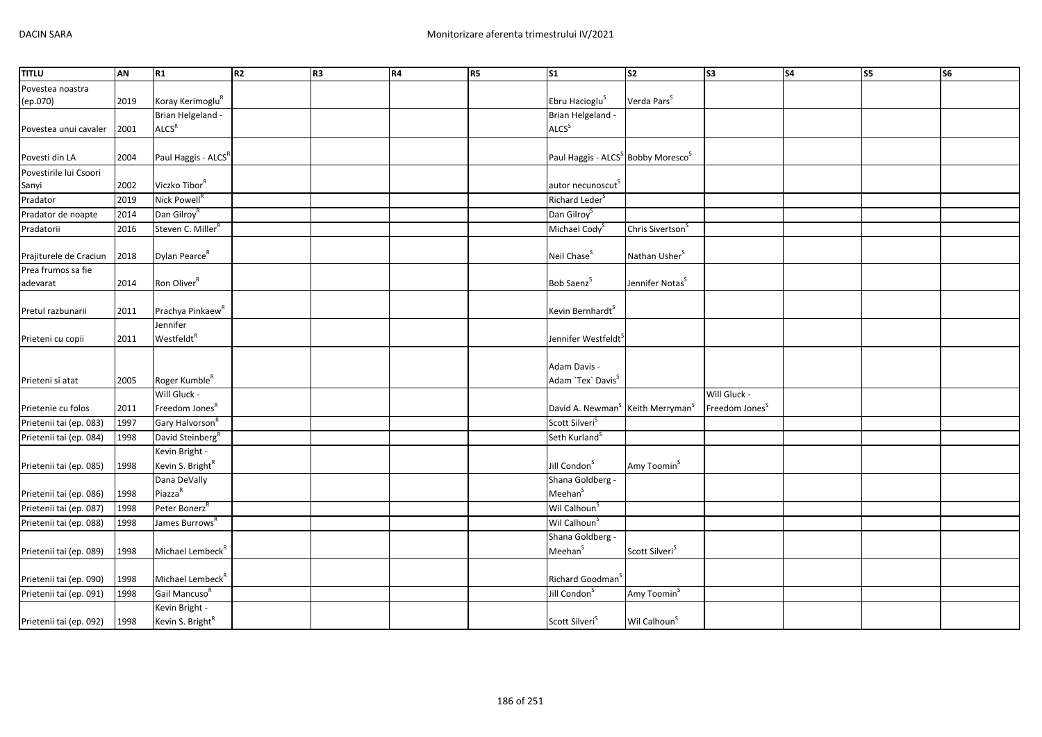| TITLU | AN | R1 | R2 | R3 | R4 | R5 | S1 | S2 | S3 | S4 | S5 | S6 |
|---|---|---|---|---|---|---|---|---|---|---|---|---|
| Povestea noastra (ep.070) | 2019 | Koray Kerimoglu[R] | | | | | Ebru Hacioglu[S] | Verda Pars[S] | | | | |
| Povestea unui cavaler | 2001 | Brian Helgeland - ALCS[R] | | | | | Brian Helgeland - ALCS[S] | | | | | |
| Povesti din LA | 2004 | Paul Haggis - ALCS[R] | | | | | Paul Haggis - ALCS[S] | Bobby Moresco[S] | | | | |
| Povestirile lui Csoori Sanyi | 2002 | Viczko Tibor[R] | | | | | autor necunoscut[S] | | | | | |
| Pradator | 2019 | Nick Powell[R] | | | | | Richard Leder[S] | | | | | |
| Pradator de noapte | 2014 | Dan Gilroy[R] | | | | | Dan Gilroy[S] | | | | | |
| Pradatorii | 2016 | Steven C. Miller[R] | | | | | Michael Cody[S] | Chris Sivertson[S] | | | | |
| Prajiturele de Craciun | 2018 | Dylan Pearce[R] | | | | | Neil Chase[S] | Nathan Usher[S] | | | | |
| Prea frumos sa fie adevarat | 2014 | Ron Oliver[R] | | | | | Bob Saenz[S] | Jennifer Notas[S] | | | | |
| Pretul razbunarii | 2011 | Prachya Pinkaew[R] | | | | | Kevin Bernhardt[S] | | | | | |
| Prieteni cu copii | 2011 | Jennifer Westfeldt[R] | | | | | Jennifer Westfeldt[S] | | | | | |
| Prieteni si atat | 2005 | Roger Kumble[R] | | | | | Adam Davis - Adam `Tex` Davis[S] | | | | | |
| Prietenie cu folos | 2011 | Will Gluck - Freedom Jones[R] | | | | | David A. Newman[S] | Keith Merryman[S] | Will Gluck - Freedom Jones[S] | | | |
| Prietenii tai (ep. 083) | 1997 | Gary Halvorson[R] | | | | | Scott Silveri[S] | | | | | |
| Prietenii tai (ep. 084) | 1998 | David Steinberg[R] | | | | | Seth Kurland[S] | | | | | |
| Prietenii tai (ep. 085) | 1998 | Kevin Bright - Kevin S. Bright[R] | | | | | Jill Condon[S] | Amy Toomin[S] | | | | |
| Prietenii tai (ep. 086) | 1998 | Dana DeVally Piazza[R] | | | | | Shana Goldberg - Meehan[S] | | | | | |
| Prietenii tai (ep. 087) | 1998 | Peter Bonerz[R] | | | | | Wil Calhoun[S] | | | | | |
| Prietenii tai (ep. 088) | 1998 | James Burrows[R] | | | | | Wil Calhoun[S] | | | | | |
| Prietenii tai (ep. 089) | 1998 | Michael Lembeck[R] | | | | | Shana Goldberg - Meehan[S] | Scott Silveri[S] | | | | |
| Prietenii tai (ep. 090) | 1998 | Michael Lembeck[R] | | | | | Richard Goodman[S] | | | | | |
| Prietenii tai (ep. 091) | 1998 | Gail Mancuso[R] | | | | | Jill Condon[S] | Amy Toomin[S] | | | | |
| Prietenii tai (ep. 092) | 1998 | Kevin Bright - Kevin S. Bright[R] | | | | | Scott Silveri[S] | Wil Calhoun[S] | | | | |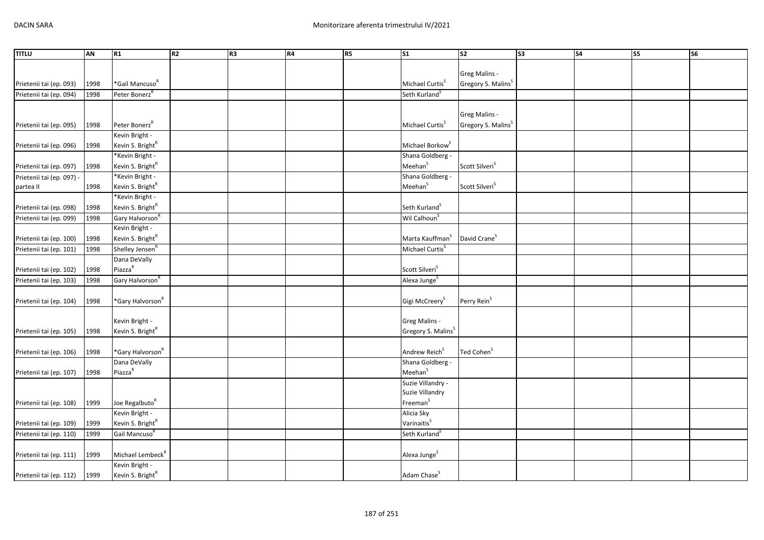| TITLU | AN | R1 | R2 | R3 | R4 | R5 | S1 | S2 | S3 | S4 | S5 | S6 |
|---|---|---|---|---|---|---|---|---|---|---|---|---|
| Prietenii tai (ep. 093) | 1998 | *Gail Mancuso[R] | | | | | Michael Curtis[S] | Greg Malins - Gregory S. Malins[S] | | | | |
| Prietenii tai (ep. 094) | 1998 | Peter Bonerz[R] | | | | | Seth Kurland[S] | | | | | |
| Prietenii tai (ep. 095) | 1998 | Peter Bonerz[R] | | | | | Michael Curtis[S] | Greg Malins - Gregory S. Malins[S] | | | | |
| Prietenii tai (ep. 096) | 1998 | Kevin Bright - Kevin S. Bright[R] | | | | | Michael Borkow[S] | | | | | |
| Prietenii tai (ep. 097) | 1998 | *Kevin Bright - Kevin S. Bright[R] | | | | | Shana Goldberg - Meehan[S] | Scott Silveri[S] | | | | |
| Prietenii tai (ep. 097) - partea II | 1998 | *Kevin Bright - Kevin S. Bright[R] | | | | | Shana Goldberg - Meehan[S] | Scott Silveri[S] | | | | |
| Prietenii tai (ep. 098) | 1998 | *Kevin Bright - Kevin S. Bright[R] | | | | | Seth Kurland[S] | | | | | |
| Prietenii tai (ep. 099) | 1998 | Gary Halvorson[R] | | | | | Wil Calhoun[S] | | | | | |
| Prietenii tai (ep. 100) | 1998 | Kevin Bright - Kevin S. Bright[R] | | | | | Marta Kauffman[S] | David Crane[S] | | | | |
| Prietenii tai (ep. 101) | 1998 | Shelley Jensen[R] | | | | | Michael Curtis[S] | | | | | |
| Prietenii tai (ep. 102) | 1998 | Dana DeVally Piazza[R] | | | | | Scott Silveri[S] | | | | | |
| Prietenii tai (ep. 103) | 1998 | Gary Halvorson[R] | | | | | Alexa Junge[S] | | | | | |
| Prietenii tai (ep. 104) | 1998 | *Gary Halvorson[R] | | | | | Gigi McCreery[S] | Perry Rein[S] | | | | |
| Prietenii tai (ep. 105) | 1998 | Kevin Bright - Kevin S. Bright[R] | | | | | Greg Malins - Gregory S. Malins[S] | | | | | |
| Prietenii tai (ep. 106) | 1998 | *Gary Halvorson[R] | | | | | Andrew Reich[S] | Ted Cohen[S] | | | | |
| Prietenii tai (ep. 107) | 1998 | Dana DeVally Piazza[R] | | | | | Shana Goldberg - Meehan[S] | | | | | |
| Prietenii tai (ep. 108) | 1999 | Joe Regalbuto[R] | | | | | Suzie Villandry - Suzie Villandry Freeman[S] | | | | | |
| Prietenii tai (ep. 109) | 1999 | Kevin Bright - Kevin S. Bright[R] | | | | | Alicia Sky Varinaitis[S] | | | | | |
| Prietenii tai (ep. 110) | 1999 | Gail Mancuso[R] | | | | | Seth Kurland[S] | | | | | |
| Prietenii tai (ep. 111) | 1999 | Michael Lembeck[R] | | | | | Alexa Junge[S] | | | | | |
| Prietenii tai (ep. 112) | 1999 | Kevin Bright - Kevin S. Bright[R] | | | | | Adam Chase[S] | | | | | |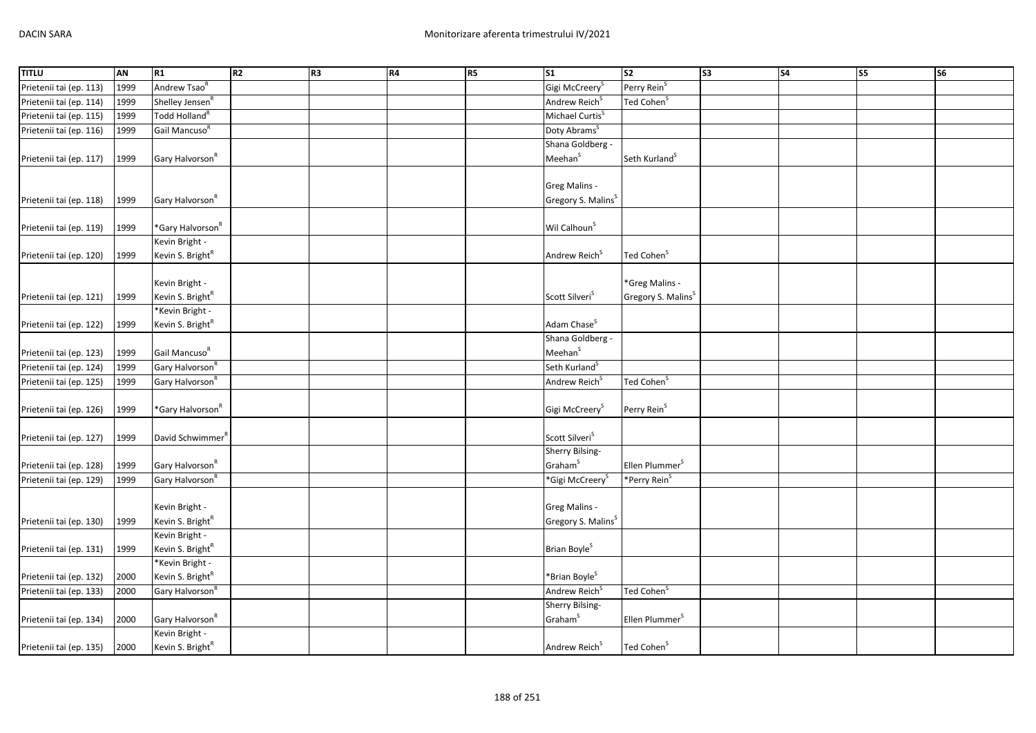| TITLU | AN | R1 | R2 | R3 | R4 | R5 | S1 | S2 | S3 | S4 | S5 | S6 |
|---|---|---|---|---|---|---|---|---|---|---|---|---|
| Prietenii tai (ep. 113) | 1999 | Andrew Tsao[R] | | | | | Gigi McCreery[S] | Perry Rein[S] | | | | |
| Prietenii tai (ep. 114) | 1999 | Shelley Jensen[R] | | | | | Andrew Reich[S] | Ted Cohen[S] | | | | |
| Prietenii tai (ep. 115) | 1999 | Todd Holland[R] | | | | | Michael Curtis[S] | | | | | |
| Prietenii tai (ep. 116) | 1999 | Gail Mancuso[R] | | | | | Doty Abrams[S] | | | | | |
| Prietenii tai (ep. 117) | 1999 | Gary Halvorson[R] | | | | | Shana Goldberg - Meehan[S] | Seth Kurland[S] | | | | |
| Prietenii tai (ep. 118) | 1999 | Gary Halvorson[R] | | | | | Greg Malins - Gregory S. Malins[S] | | | | | |
| Prietenii tai (ep. 119) | 1999 | *Gary Halvorson[R] | | | | | Wil Calhoun[S] | | | | | |
| Prietenii tai (ep. 120) | 1999 | Kevin Bright - Kevin S. Bright[R] | | | | | Andrew Reich[S] | Ted Cohen[S] | | | | |
| Prietenii tai (ep. 121) | 1999 | Kevin Bright - Kevin S. Bright[R] | | | | | Scott Silveri[S] | *Greg Malins - Gregory S. Malins[S] | | | | |
| Prietenii tai (ep. 122) | 1999 | *Kevin Bright - Kevin S. Bright[R] | | | | | Adam Chase[S] | | | | | |
| Prietenii tai (ep. 123) | 1999 | Gail Mancuso[R] | | | | | Shana Goldberg - Meehan[S] | | | | | |
| Prietenii tai (ep. 124) | 1999 | Gary Halvorson[R] | | | | | Seth Kurland[S] | | | | | |
| Prietenii tai (ep. 125) | 1999 | Gary Halvorson[R] | | | | | Andrew Reich[S] | Ted Cohen[S] | | | | |
| Prietenii tai (ep. 126) | 1999 | *Gary Halvorson[R] | | | | | Gigi McCreery[S] | Perry Rein[S] | | | | |
| Prietenii tai (ep. 127) | 1999 | David Schwimmer[R] | | | | | Scott Silveri[S] | | | | | |
| Prietenii tai (ep. 128) | 1999 | Gary Halvorson[R] | | | | | Sherry Bilsing-Graham[S] | Ellen Plummer[S] | | | | |
| Prietenii tai (ep. 129) | 1999 | Gary Halvorson[R] | | | | | *Gigi McCreery[S] | *Perry Rein[S] | | | | |
| Prietenii tai (ep. 130) | 1999 | Kevin Bright - Kevin S. Bright[R] | | | | | Greg Malins - Gregory S. Malins[S] | | | | | |
| Prietenii tai (ep. 131) | 1999 | Kevin Bright - Kevin S. Bright[R] | | | | | Brian Boyle[S] | | | | | |
| Prietenii tai (ep. 132) | 2000 | *Kevin Bright - Kevin S. Bright[R] | | | | | *Brian Boyle[S] | | | | | |
| Prietenii tai (ep. 133) | 2000 | Gary Halvorson[R] | | | | | Andrew Reich[S] | Ted Cohen[S] | | | | |
| Prietenii tai (ep. 134) | 2000 | Gary Halvorson[R] | | | | | Sherry Bilsing-Graham[S] | Ellen Plummer[S] | | | | |
| Prietenii tai (ep. 135) | 2000 | Kevin Bright - Kevin S. Bright[R] | | | | | Andrew Reich[S] | Ted Cohen[S] | | | | |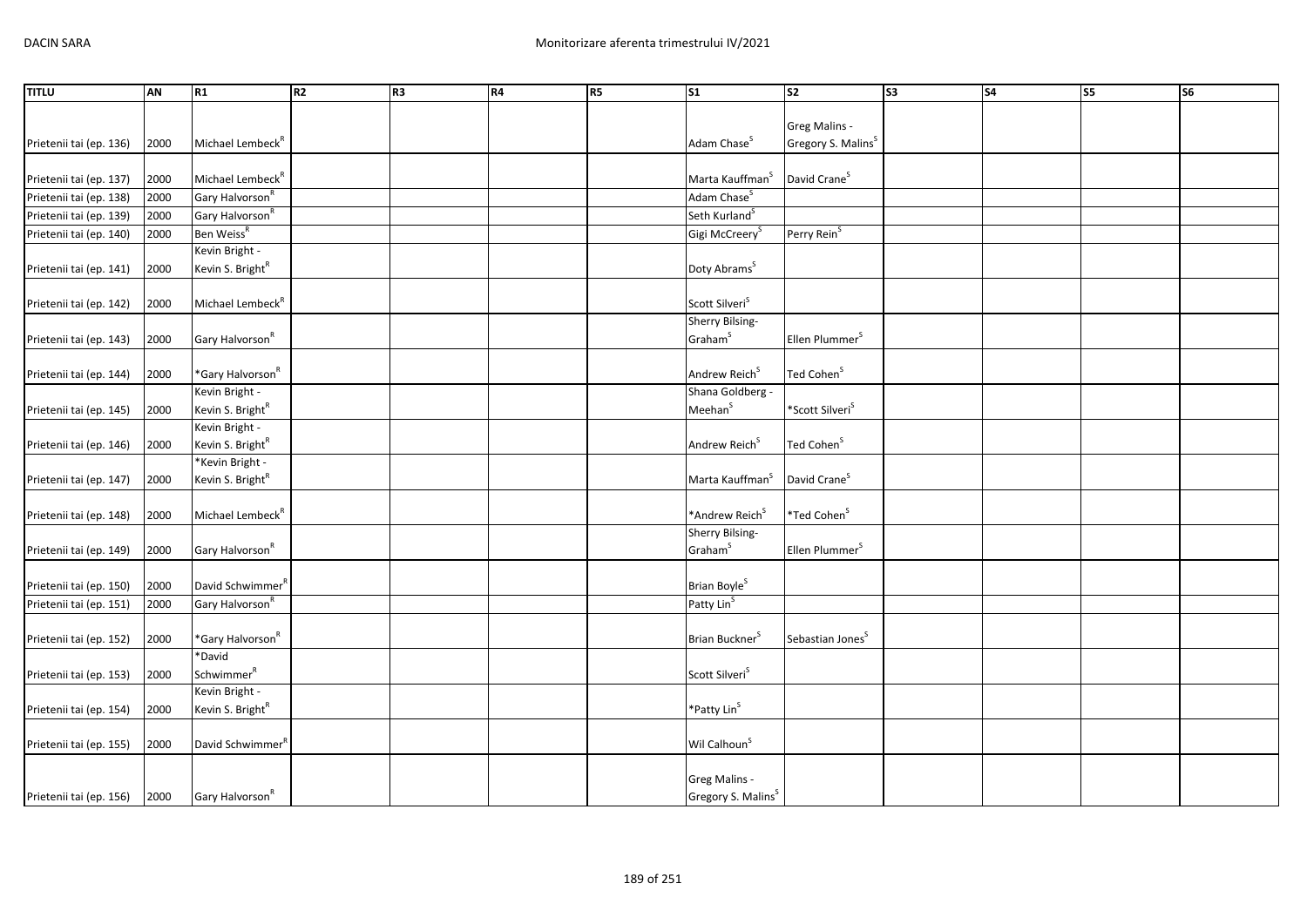| TITLU | AN | R1 | R2 | R3 | R4 | R5 | S1 | S2 | S3 | S4 | S5 | S6 |
|---|---|---|---|---|---|---|---|---|---|---|---|---|
| Prietenii tai (ep. 136) | 2000 | Michael Lembeck[R] | | | | | Adam Chase[S] | Greg Malins - Gregory S. Malins[S] | | | | |
| Prietenii tai (ep. 137) | 2000 | Michael Lembeck[R] | | | | | Marta Kauffman[S] | David Crane[S] | | | | |
| Prietenii tai (ep. 138) | 2000 | Gary Halvorson[R] | | | | | Adam Chase[S] | | | | | |
| Prietenii tai (ep. 139) | 2000 | Gary Halvorson[R] | | | | | Seth Kurland[S] | | | | | |
| Prietenii tai (ep. 140) | 2000 | Ben Weiss[R] | | | | | Gigi McCreery[S] | Perry Rein[S] | | | | |
| Prietenii tai (ep. 141) | 2000 | Kevin Bright - Kevin S. Bright[R] | | | | | Doty Abrams[S] | | | | | |
| Prietenii tai (ep. 142) | 2000 | Michael Lembeck[R] | | | | | Scott Silveri[S] | | | | | |
| Prietenii tai (ep. 143) | 2000 | Gary Halvorson[R] | | | | | Sherry Bilsing-Graham[S] | Ellen Plummer[S] | | | | |
| Prietenii tai (ep. 144) | 2000 | *Gary Halvorson[R] | | | | | Andrew Reich[S] | Ted Cohen[S] | | | | |
| Prietenii tai (ep. 145) | 2000 | Kevin Bright - Kevin S. Bright[R] | | | | | Shana Goldberg - Meehan[S] | *Scott Silveri[S] | | | | |
| Prietenii tai (ep. 146) | 2000 | Kevin Bright - Kevin S. Bright[R] | | | | | Andrew Reich[S] | Ted Cohen[S] | | | | |
| Prietenii tai (ep. 147) | 2000 | *Kevin Bright - Kevin S. Bright[R] | | | | | Marta Kauffman[S] | David Crane[S] | | | | |
| Prietenii tai (ep. 148) | 2000 | Michael Lembeck[R] | | | | | *Andrew Reich[S] | *Ted Cohen[S] | | | | |
| Prietenii tai (ep. 149) | 2000 | Gary Halvorson[R] | | | | | Sherry Bilsing-Graham[S] | Ellen Plummer[S] | | | | |
| Prietenii tai (ep. 150) | 2000 | David Schwimmer[R] | | | | | Brian Boyle[S] | | | | | |
| Prietenii tai (ep. 151) | 2000 | Gary Halvorson[R] | | | | | Patty Lin[S] | | | | | |
| Prietenii tai (ep. 152) | 2000 | *Gary Halvorson[R] | | | | | Brian Buckner[S] | Sebastian Jones[S] | | | | |
| Prietenii tai (ep. 153) | 2000 | *David Schwimmer[R] | | | | | Scott Silveri[S] | | | | | |
| Prietenii tai (ep. 154) | 2000 | Kevin Bright - Kevin S. Bright[R] | | | | | *Patty Lin[S] | | | | | |
| Prietenii tai (ep. 155) | 2000 | David Schwimmer[R] | | | | | Wil Calhoun[S] | | | | | |
| Prietenii tai (ep. 156) | 2000 | Gary Halvorson[R] | | | | | Greg Malins - Gregory S. Malins[S] | | | | | |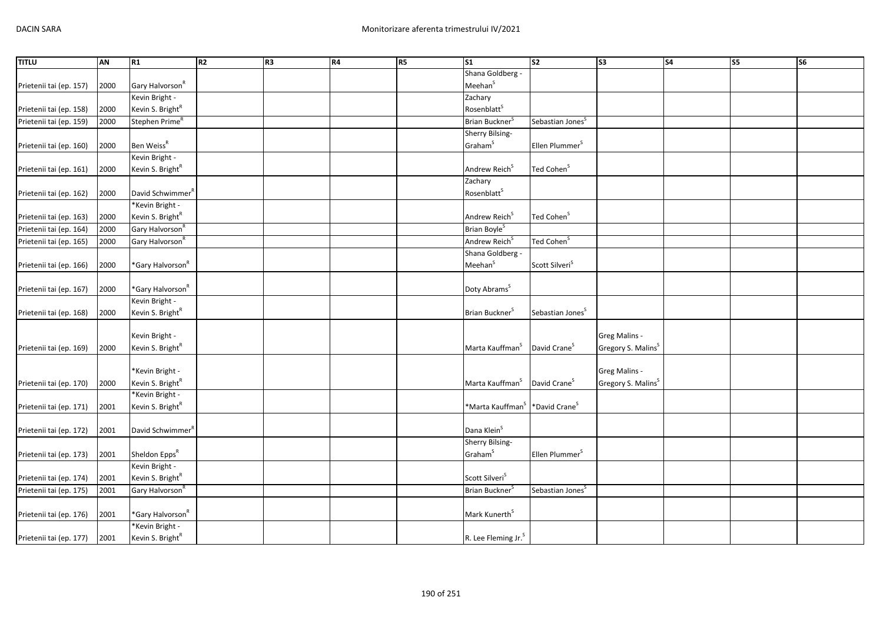| TITLU | AN | R1 | R2 | R3 | R4 | R5 | S1 | S2 | S3 | S4 | S5 | S6 |
|---|---|---|---|---|---|---|---|---|---|---|---|---|
| Prietenii tai (ep. 157) | 2000 | Gary Halvorson[R] | | | | | Shana Goldberg - Meehan[S] | | | | | |
| Prietenii tai (ep. 158) | 2000 | Kevin Bright - Kevin S. Bright[R] | | | | | Zachary Rosenblatt[S] | | | | | |
| Prietenii tai (ep. 159) | 2000 | Stephen Prime[R] | | | | | Brian Buckner[S] | Sebastian Jones[S] | | | | |
| Prietenii tai (ep. 160) | 2000 | Ben Weiss[R] | | | | | Sherry Bilsing-Graham[S] | Ellen Plummer[S] | | | | |
| Prietenii tai (ep. 161) | 2000 | Kevin Bright - Kevin S. Bright[R] | | | | | Andrew Reich[S] | Ted Cohen[S] | | | | |
| Prietenii tai (ep. 162) | 2000 | David Schwimmer[R] | | | | | Zachary Rosenblatt[S] | | | | | |
| Prietenii tai (ep. 163) | 2000 | *Kevin Bright - Kevin S. Bright[R] | | | | | Andrew Reich[S] | Ted Cohen[S] | | | | |
| Prietenii tai (ep. 164) | 2000 | Gary Halvorson[R] | | | | | Brian Boyle[S] | | | | | |
| Prietenii tai (ep. 165) | 2000 | Gary Halvorson[R] | | | | | Andrew Reich[S] | Ted Cohen[S] | | | | |
| Prietenii tai (ep. 166) | 2000 | *Gary Halvorson[R] | | | | | Shana Goldberg - Meehan[S] | Scott Silveri[S] | | | | |
| Prietenii tai (ep. 167) | 2000 | *Gary Halvorson[R] | | | | | Doty Abrams[S] | | | | | |
| Prietenii tai (ep. 168) | 2000 | Kevin Bright - Kevin S. Bright[R] | | | | | Brian Buckner[S] | Sebastian Jones[S] | | | | |
| Prietenii tai (ep. 169) | 2000 | Kevin Bright - Kevin S. Bright[R] | | | | | Marta Kauffman[S] | David Crane[S] | Greg Malins - Gregory S. Malins[S] | | | |
| Prietenii tai (ep. 170) | 2000 | *Kevin Bright - Kevin S. Bright[R] | | | | | Marta Kauffman[S] | David Crane[S] | Greg Malins - Gregory S. Malins[S] | | | |
| Prietenii tai (ep. 171) | 2001 | *Kevin Bright - Kevin S. Bright[R] | | | | | *Marta Kauffman[S] | *David Crane[S] | | | | |
| Prietenii tai (ep. 172) | 2001 | David Schwimmer[R] | | | | | Dana Klein[S] | | | | | |
| Prietenii tai (ep. 173) | 2001 | Sheldon Epps[R] | | | | | Sherry Bilsing-Graham[S] | Ellen Plummer[S] | | | | |
| Prietenii tai (ep. 174) | 2001 | Kevin Bright - Kevin S. Bright[R] | | | | | Scott Silveri[S] | | | | | |
| Prietenii tai (ep. 175) | 2001 | Gary Halvorson[R] | | | | | Brian Buckner[S] | Sebastian Jones[S] | | | | |
| Prietenii tai (ep. 176) | 2001 | *Gary Halvorson[R] | | | | | Mark Kunerth[S] | | | | | |
| Prietenii tai (ep. 177) | 2001 | *Kevin Bright - Kevin S. Bright[R] | | | | | R. Lee Fleming Jr.[S] | | | | | |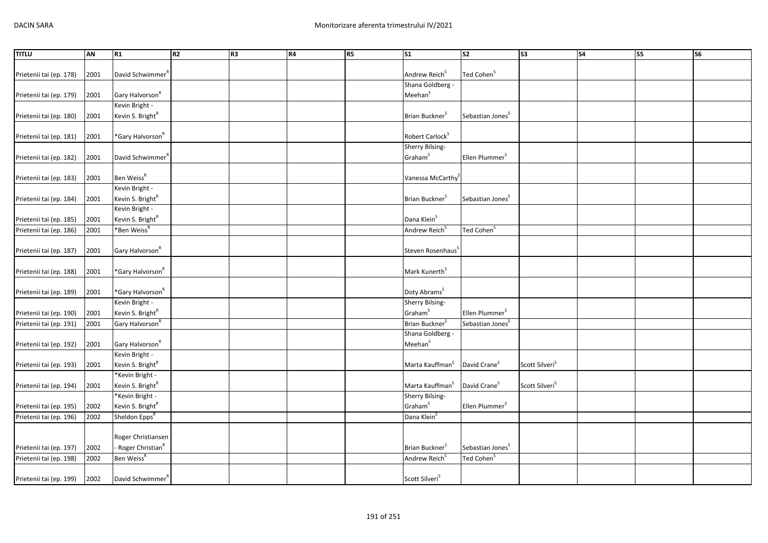| TITLU | AN | R1 | R2 | R3 | R4 | R5 | S1 | S2 | S3 | S4 | S5 | S6 |
|---|---|---|---|---|---|---|---|---|---|---|---|---|
| Prietenii tai (ep. 178) | 2001 | David Schwimmer[R] | | | | | Andrew Reich[S] | Ted Cohen[S] | | | | |
| Prietenii tai (ep. 179) | 2001 | Gary Halvorson[R] | | | | | Shana Goldberg - Meehan[S] | | | | | |
| Prietenii tai (ep. 180) | 2001 | Kevin Bright - Kevin S. Bright[R] | | | | | Brian Buckner[S] | Sebastian Jones[S] | | | | |
| Prietenii tai (ep. 181) | 2001 | *Gary Halvorson[R] | | | | | Robert Carlock[S] | | | | | |
| Prietenii tai (ep. 182) | 2001 | David Schwimmer[R] | | | | | Sherry Bilsing-Graham[S] | Ellen Plummer[S] | | | | |
| Prietenii tai (ep. 183) | 2001 | Ben Weiss[R] | | | | | Vanessa McCarthy[S] | | | | | |
| Prietenii tai (ep. 184) | 2001 | Kevin Bright - Kevin S. Bright[R] | | | | | Brian Buckner[S] | Sebastian Jones[S] | | | | |
| Prietenii tai (ep. 185) | 2001 | Kevin Bright - Kevin S. Bright[R] | | | | | Dana Klein[S] | | | | | |
| Prietenii tai (ep. 186) | 2001 | *Ben Weiss[R] | | | | | Andrew Reich[S] | Ted Cohen[S] | | | | |
| Prietenii tai (ep. 187) | 2001 | Gary Halvorson[R] | | | | | Steven Rosenhaus[S] | | | | | |
| Prietenii tai (ep. 188) | 2001 | *Gary Halvorson[R] | | | | | Mark Kunerth[S] | | | | | |
| Prietenii tai (ep. 189) | 2001 | *Gary Halvorson[R] | | | | | Doty Abrams[S] | | | | | |
| Prietenii tai (ep. 190) | 2001 | Kevin Bright - Kevin S. Bright[R] | | | | | Sherry Bilsing-Graham[S] | Ellen Plummer[S] | | | | |
| Prietenii tai (ep. 191) | 2001 | Gary Halvorson[R] | | | | | Brian Buckner[S] | Sebastian Jones[S] | | | | |
| Prietenii tai (ep. 192) | 2001 | Gary Halvorson[R] | | | | | Shana Goldberg - Meehan[S] | | | | | |
| Prietenii tai (ep. 193) | 2001 | Kevin Bright - Kevin S. Bright[R] | | | | | Marta Kauffman[S] | David Crane[S] | Scott Silveri[S] | | | |
| Prietenii tai (ep. 194) | 2001 | *Kevin Bright - Kevin S. Bright[R] | | | | | Marta Kauffman[S] | David Crane[S] | Scott Silveri[S] | | | |
| Prietenii tai (ep. 195) | 2002 | *Kevin Bright - Kevin S. Bright[R] | | | | | Sherry Bilsing-Graham[S] | Ellen Plummer[S] | | | | |
| Prietenii tai (ep. 196) | 2002 | Sheldon Epps[R] | | | | | Dana Klein[S] | | | | | |
| Prietenii tai (ep. 197) | 2002 | Roger Christiansen - Roger Christian[R] | | | | | Brian Buckner[S] | Sebastian Jones[S] | | | | |
| Prietenii tai (ep. 198) | 2002 | Ben Weiss[R] | | | | | Andrew Reich[S] | Ted Cohen[S] | | | | |
| Prietenii tai (ep. 199) | 2002 | David Schwimmer[R] | | | | | Scott Silveri[S] | | | | | |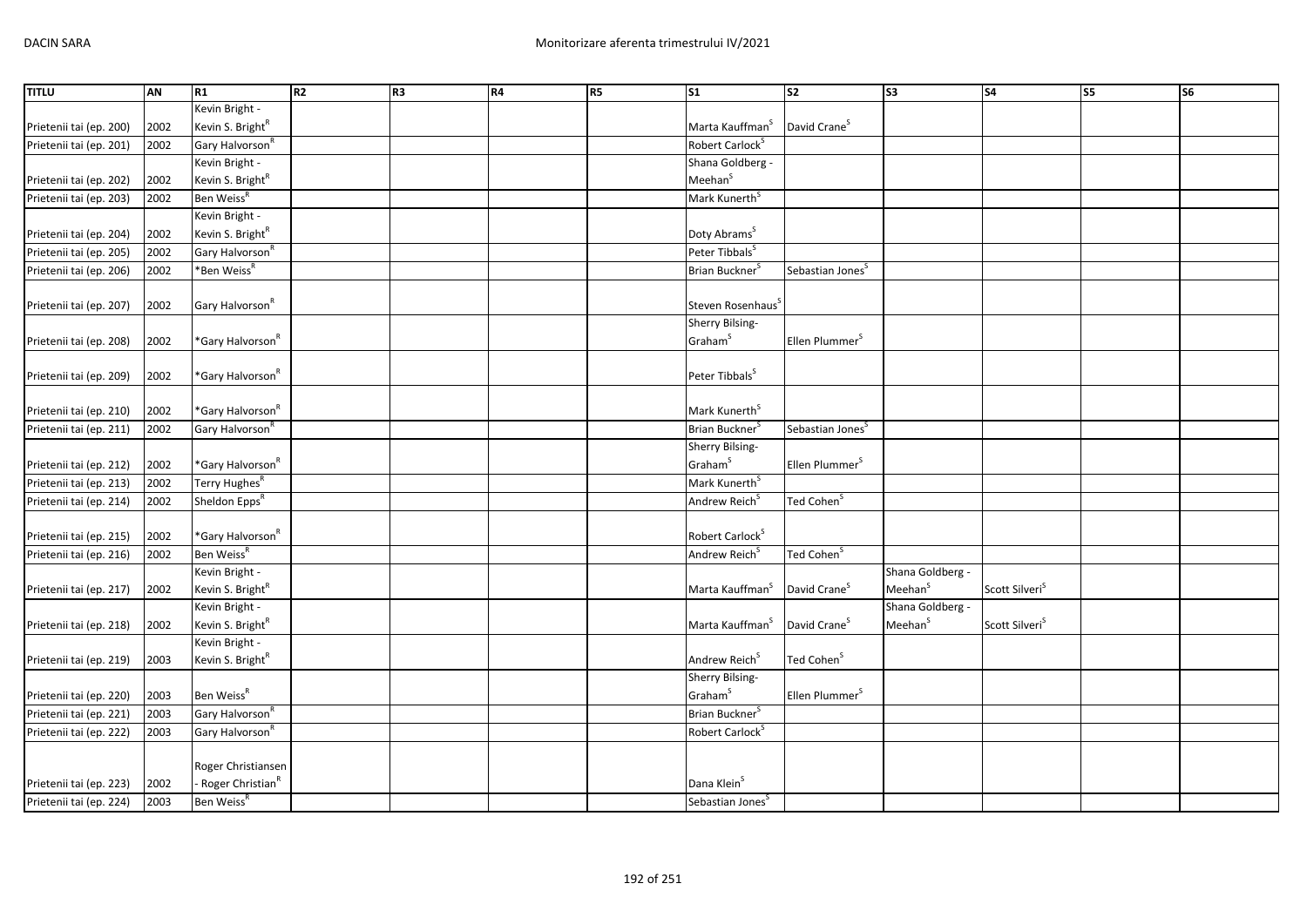| TITLU | AN | R1 | R2 | R3 | R4 | R5 | S1 | S2 | S3 | S4 | S5 | S6 |
|---|---|---|---|---|---|---|---|---|---|---|---|---|
| Prietenii tai (ep. 200) | 2002 | Kevin Bright - Kevin S. Bright[R] | | | | | Marta Kauffman[S] | David Crane[S] | | | | |
| Prietenii tai (ep. 201) | 2002 | Gary Halvorson[R] | | | | | Robert Carlock[S] | | | | | |
| Prietenii tai (ep. 202) | 2002 | Kevin Bright - Kevin S. Bright[R] | | | | | Shana Goldberg - Meehan[S] | | | | | |
| Prietenii tai (ep. 203) | 2002 | Ben Weiss[R] | | | | | Mark Kunerth[S] | | | | | |
| Prietenii tai (ep. 204) | 2002 | Kevin Bright - Kevin S. Bright[R] | | | | | Doty Abrams[S] | | | | | |
| Prietenii tai (ep. 205) | 2002 | Gary Halvorson[R] | | | | | Peter Tibbals[S] | | | | | |
| Prietenii tai (ep. 206) | 2002 | *Ben Weiss[R] | | | | | Brian Buckner[S] | Sebastian Jones[S] | | | | |
| Prietenii tai (ep. 207) | 2002 | Gary Halvorson[R] | | | | | Steven Rosenhaus[S] | | | | | |
| Prietenii tai (ep. 208) | 2002 | *Gary Halvorson[R] | | | | | Sherry Bilsing-Graham[S] | Ellen Plummer[S] | | | | |
| Prietenii tai (ep. 209) | 2002 | *Gary Halvorson[R] | | | | | Peter Tibbals[S] | | | | | |
| Prietenii tai (ep. 210) | 2002 | *Gary Halvorson[R] | | | | | Mark Kunerth[S] | | | | | |
| Prietenii tai (ep. 211) | 2002 | Gary Halvorson[R] | | | | | Brian Buckner[S] | Sebastian Jones[S] | | | | |
| Prietenii tai (ep. 212) | 2002 | *Gary Halvorson[R] | | | | | Sherry Bilsing-Graham[S] | Ellen Plummer[S] | | | | |
| Prietenii tai (ep. 213) | 2002 | Terry Hughes[R] | | | | | Mark Kunerth[S] | | | | | |
| Prietenii tai (ep. 214) | 2002 | Sheldon Epps[R] | | | | | Andrew Reich[S] | Ted Cohen[S] | | | | |
| Prietenii tai (ep. 215) | 2002 | *Gary Halvorson[R] | | | | | Robert Carlock[S] | | | | | |
| Prietenii tai (ep. 216) | 2002 | Ben Weiss[R] | | | | | Andrew Reich[S] | Ted Cohen[S] | | | | |
| Prietenii tai (ep. 217) | 2002 | Kevin Bright - Kevin S. Bright[R] | | | | | Marta Kauffman[S] | David Crane[S] | Shana Goldberg - Meehan[S] | Scott Silveri[S] | | |
| Prietenii tai (ep. 218) | 2002 | Kevin Bright - Kevin S. Bright[R] | | | | | Marta Kauffman[S] | David Crane[S] | Shana Goldberg - Meehan[S] | Scott Silveri[S] | | |
| Prietenii tai (ep. 219) | 2003 | Kevin Bright - Kevin S. Bright[R] | | | | | Andrew Reich[S] | Ted Cohen[S] | | | | |
| Prietenii tai (ep. 220) | 2003 | Ben Weiss[R] | | | | | Sherry Bilsing-Graham[S] | Ellen Plummer[S] | | | | |
| Prietenii tai (ep. 221) | 2003 | Gary Halvorson[R] | | | | | Brian Buckner[S] | | | | | |
| Prietenii tai (ep. 222) | 2003 | Gary Halvorson[R] | | | | | Robert Carlock[S] | | | | | |
| Prietenii tai (ep. 223) | 2002 | Roger Christiansen - Roger Christian[R] | | | | | Dana Klein[S] | | | | | |
| Prietenii tai (ep. 224) | 2003 | Ben Weiss[R] | | | | | Sebastian Jones[S] | | | | | |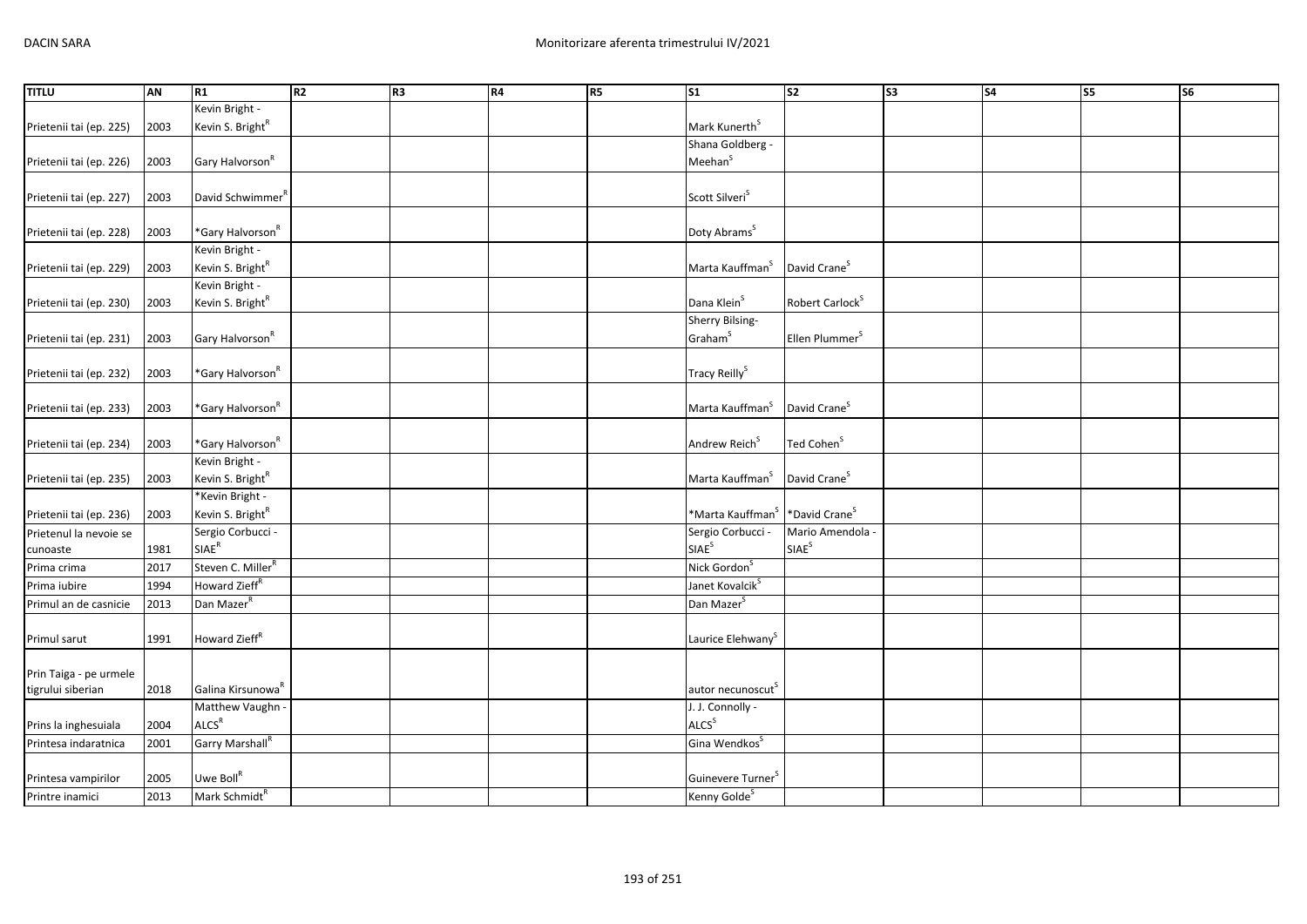| TITLU | AN | R1 | R2 | R3 | R4 | R5 | S1 | S2 | S3 | S4 | S5 | S6 |
|---|---|---|---|---|---|---|---|---|---|---|---|---|
| Prietenii tai (ep. 225) | 2003 | Kevin Bright - Kevin S. Bright[R] | | | | | Mark Kunerth[S] | | | | | |
| Prietenii tai (ep. 226) | 2003 | Gary Halvorson[R] | | | | | Shana Goldberg - Meehan[S] | | | | | |
| Prietenii tai (ep. 227) | 2003 | David Schwimmer[R] | | | | | Scott Silveri[S] | | | | | |
| Prietenii tai (ep. 228) | 2003 | *Gary Halvorson[R] | | | | | Doty Abrams[S] | | | | | |
| Prietenii tai (ep. 229) | 2003 | Kevin Bright - Kevin S. Bright[R] | | | | | Marta Kauffman[S] | David Crane[S] | | | | |
| Prietenii tai (ep. 230) | 2003 | Kevin Bright - Kevin S. Bright[R] | | | | | Dana Klein[S] | Robert Carlock[S] | | | | |
| Prietenii tai (ep. 231) | 2003 | Gary Halvorson[R] | | | | | Sherry Bilsing-Graham[S] | Ellen Plummer[S] | | | | |
| Prietenii tai (ep. 232) | 2003 | *Gary Halvorson[R] | | | | | Tracy Reilly[S] | | | | | |
| Prietenii tai (ep. 233) | 2003 | *Gary Halvorson[R] | | | | | Marta Kauffman[S] | David Crane[S] | | | | |
| Prietenii tai (ep. 234) | 2003 | *Gary Halvorson[R] | | | | | Andrew Reich[S] | Ted Cohen[S] | | | | |
| Prietenii tai (ep. 235) | 2003 | Kevin Bright - Kevin S. Bright[R] | | | | | Marta Kauffman[S] | David Crane[S] | | | | |
| Prietenii tai (ep. 236) | 2003 | *Kevin Bright - Kevin S. Bright[R] | | | | | *Marta Kauffman[S] | *David Crane[S] | | | | |
| Prietenul la nevoie se cunoaste | 1981 | Sergio Corbucci - SIAE[R] | | | | | Sergio Corbucci - SIAE[S] | Mario Amendola - SIAE[S] | | | | |
| Prima crima | 2017 | Steven C. Miller[R] | | | | | Nick Gordon[S] | | | | | |
| Prima iubire | 1994 | Howard Zieff[R] | | | | | Janet Kovalcik[S] | | | | | |
| Primul an de casnicie | 2013 | Dan Mazer[R] | | | | | Dan Mazer[S] | | | | | |
| Primul sarut | 1991 | Howard Zieff[R] | | | | | Laurice Elehwany[S] | | | | | |
| Prin Taiga - pe urmele tigrului siberian | 2018 | Galina Kirsunowa[R] | | | | | autor necunoscut[S] | | | | | |
| Prins la inghesuiala | 2004 | Matthew Vaughn - ALCS[R] | | | | | J. J. Connolly - ALCS[S] | | | | | |
| Printesa indaratnica | 2001 | Garry Marshall[R] | | | | | Gina Wendkos[S] | | | | | |
| Printesa vampirilor | 2005 | Uwe Boll[R] | | | | | Guinevere Turner[S] | | | | | |
| Printre inamici | 2013 | Mark Schmidt[R] | | | | | Kenny Golde[S] | | | | | |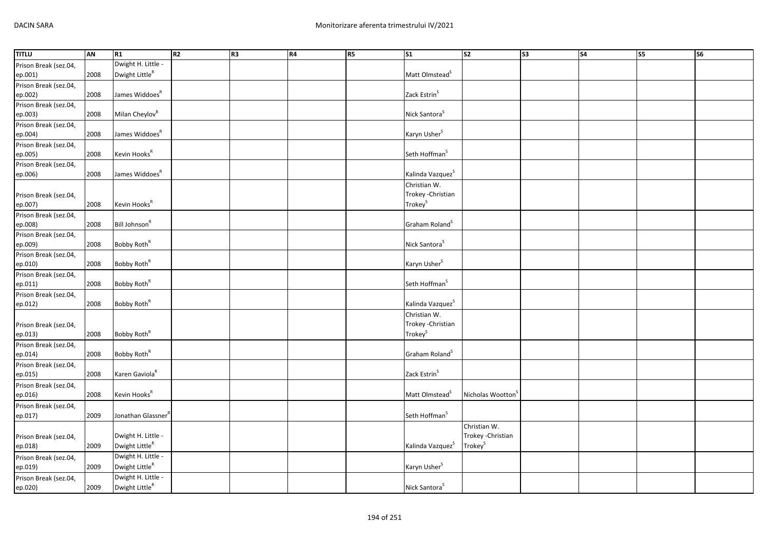| TITLU | AN | R1 | R2 | R3 | R4 | R5 | S1 | S2 | S3 | S4 | S5 | S6 |
|---|---|---|---|---|---|---|---|---|---|---|---|---|
| Prison Break (sez.04, ep.001) | 2008 | Dwight H. Little - Dwight Little[R] | | | | | Matt Olmstead[S] | | | | | |
| Prison Break (sez.04, ep.002) | 2008 | James Widdoes[R] | | | | | Zack Estrin[S] | | | | | |
| Prison Break (sez.04, ep.003) | 2008 | Milan Cheylov[R] | | | | | Nick Santora[S] | | | | | |
| Prison Break (sez.04, ep.004) | 2008 | James Widdoes[R] | | | | | Karyn Usher[S] | | | | | |
| Prison Break (sez.04, ep.005) | 2008 | Kevin Hooks[R] | | | | | Seth Hoffman[S] | | | | | |
| Prison Break (sez.04, ep.006) | 2008 | James Widdoes[R] | | | | | Kalinda Vazquez[S] | | | | | |
| Prison Break (sez.04, ep.007) | 2008 | Kevin Hooks[R] | | | | | Christian W. Trokey -Christian Trokey[S] | | | | | |
| Prison Break (sez.04, ep.008) | 2008 | Bill Johnson[R] | | | | | Graham Roland[S] | | | | | |
| Prison Break (sez.04, ep.009) | 2008 | Bobby Roth[R] | | | | | Nick Santora[S] | | | | | |
| Prison Break (sez.04, ep.010) | 2008 | Bobby Roth[R] | | | | | Karyn Usher[S] | | | | | |
| Prison Break (sez.04, ep.011) | 2008 | Bobby Roth[R] | | | | | Seth Hoffman[S] | | | | | |
| Prison Break (sez.04, ep.012) | 2008 | Bobby Roth[R] | | | | | Kalinda Vazquez[S] | | | | | |
| Prison Break (sez.04, ep.013) | 2008 | Bobby Roth[R] | | | | | Christian W. Trokey -Christian Trokey[S] | | | | | |
| Prison Break (sez.04, ep.014) | 2008 | Bobby Roth[R] | | | | | Graham Roland[S] | | | | | |
| Prison Break (sez.04, ep.015) | 2008 | Karen Gaviola[R] | | | | | Zack Estrin[S] | | | | | |
| Prison Break (sez.04, ep.016) | 2008 | Kevin Hooks[R] | | | | | Matt Olmstead[S] | Nicholas Wootton[S] | | | | |
| Prison Break (sez.04, ep.017) | 2009 | Jonathan Glassner[R] | | | | | Seth Hoffman[S] | | | | | |
| Prison Break (sez.04, ep.018) | 2009 | Dwight H. Little - Dwight Little[R] | | | | | Kalinda Vazquez[S] | Christian W. Trokey -Christian Trokey[S] | | | | |
| Prison Break (sez.04, ep.019) | 2009 | Dwight H. Little - Dwight Little[R] | | | | | Karyn Usher[S] | | | | | |
| Prison Break (sez.04, ep.020) | 2009 | Dwight H. Little - Dwight Little[R] | | | | | Nick Santora[S] | | | | | |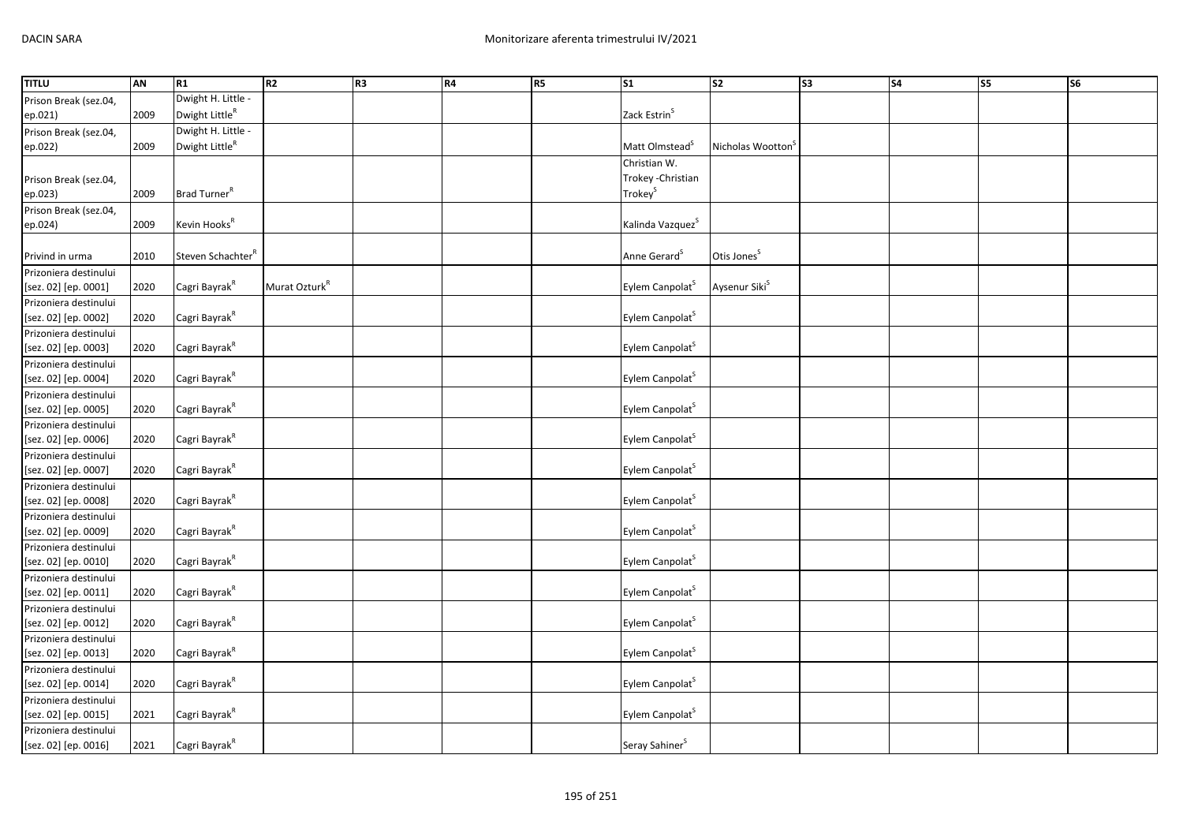| TITLU | AN | R1 | R2 | R3 | R4 | R5 | S1 | S2 | S3 | S4 | S5 | S6 |
|---|---|---|---|---|---|---|---|---|---|---|---|---|
| Prison Break (sez.04, ep.021) | 2009 | Dwight H. Little - Dwight Little[R] | | | | | Zack Estrin[S] | | | | | |
| Prison Break (sez.04, ep.022) | 2009 | Dwight H. Little - Dwight Little[R] | | | | | Matt Olmstead[S] | Nicholas Wootton[S] | | | | |
| Prison Break (sez.04, ep.023) | 2009 | Brad Turner[R] | | | | | Christian W. Trokey -Christian Trokey[S] | | | | | |
| Prison Break (sez.04, ep.024) | 2009 | Kevin Hooks[R] | | | | | Kalinda Vazquez[S] | | | | | |
| Privind in urma | 2010 | Steven Schachter[R] | | | | | Anne Gerard[S] | Otis Jones[S] | | | | |
| Prizoniera destinului [sez. 02] [ep. 0001] | 2020 | Cagri Bayrak[R] | Murat Ozturk[R] | | | | Eylem Canpolat[S] | Aysenur Siki[S] | | | | |
| Prizoniera destinului [sez. 02] [ep. 0002] | 2020 | Cagri Bayrak[R] | | | | | Eylem Canpolat[S] | | | | | |
| Prizoniera destinului [sez. 02] [ep. 0003] | 2020 | Cagri Bayrak[R] | | | | | Eylem Canpolat[S] | | | | | |
| Prizoniera destinului [sez. 02] [ep. 0004] | 2020 | Cagri Bayrak[R] | | | | | Eylem Canpolat[S] | | | | | |
| Prizoniera destinului [sez. 02] [ep. 0005] | 2020 | Cagri Bayrak[R] | | | | | Eylem Canpolat[S] | | | | | |
| Prizoniera destinului [sez. 02] [ep. 0006] | 2020 | Cagri Bayrak[R] | | | | | Eylem Canpolat[S] | | | | | |
| Prizoniera destinului [sez. 02] [ep. 0007] | 2020 | Cagri Bayrak[R] | | | | | Eylem Canpolat[S] | | | | | |
| Prizoniera destinului [sez. 02] [ep. 0008] | 2020 | Cagri Bayrak[R] | | | | | Eylem Canpolat[S] | | | | | |
| Prizoniera destinului [sez. 02] [ep. 0009] | 2020 | Cagri Bayrak[R] | | | | | Eylem Canpolat[S] | | | | | |
| Prizoniera destinului [sez. 02] [ep. 0010] | 2020 | Cagri Bayrak[R] | | | | | Eylem Canpolat[S] | | | | | |
| Prizoniera destinului [sez. 02] [ep. 0011] | 2020 | Cagri Bayrak[R] | | | | | Eylem Canpolat[S] | | | | | |
| Prizoniera destinului [sez. 02] [ep. 0012] | 2020 | Cagri Bayrak[R] | | | | | Eylem Canpolat[S] | | | | | |
| Prizoniera destinului [sez. 02] [ep. 0013] | 2020 | Cagri Bayrak[R] | | | | | Eylem Canpolat[S] | | | | | |
| Prizoniera destinului [sez. 02] [ep. 0014] | 2020 | Cagri Bayrak[R] | | | | | Eylem Canpolat[S] | | | | | |
| Prizoniera destinului [sez. 02] [ep. 0015] | 2021 | Cagri Bayrak[R] | | | | | Eylem Canpolat[S] | | | | | |
| Prizoniera destinului [sez. 02] [ep. 0016] | 2021 | Cagri Bayrak[R] | | | | | Seray Sahiner[S] | | | | | |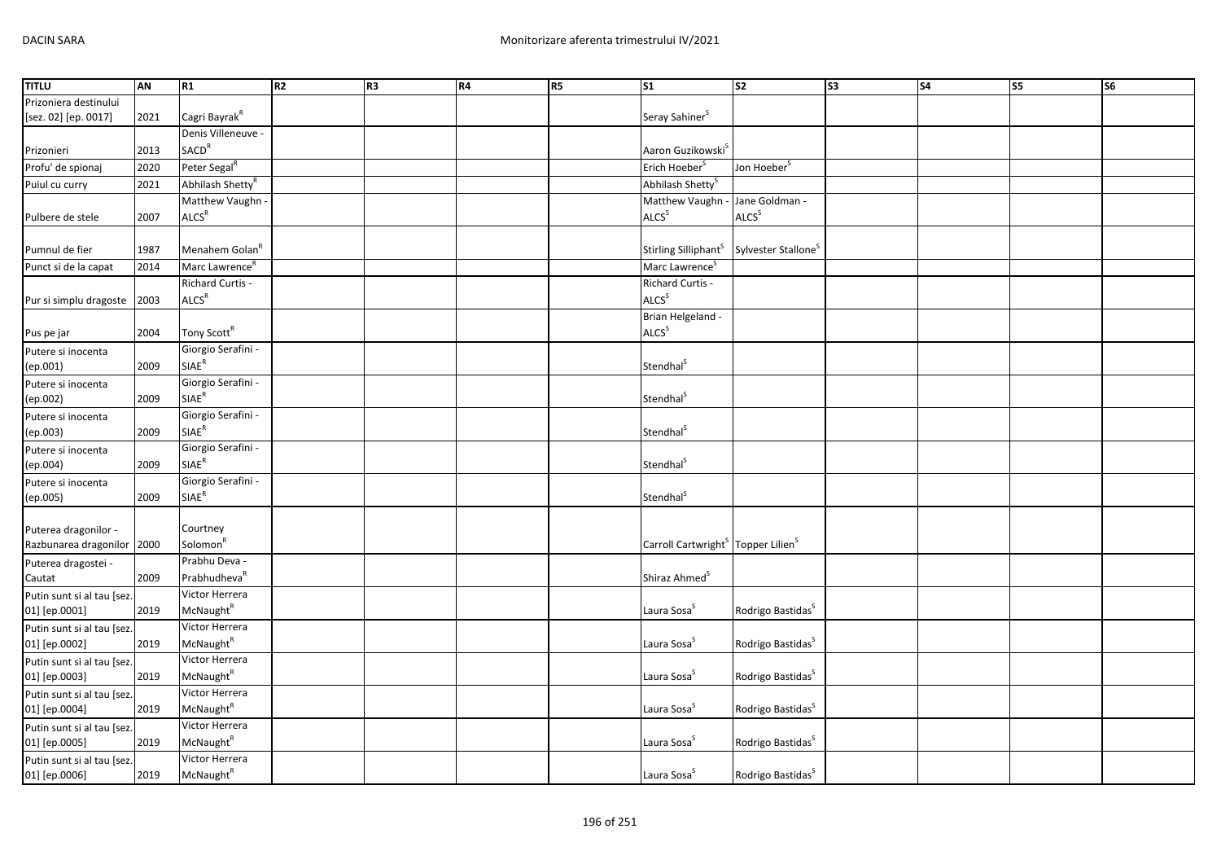| TITLU | AN | R1 | R2 | R3 | R4 | R5 | S1 | S2 | S3 | S4 | S5 | S6 |
|---|---|---|---|---|---|---|---|---|---|---|---|---|
| Prizoniera destinului [sez. 02] [ep. 0017] | 2021 | Cagri Bayrak[R] | | | | | Seray Sahiner[S] | | | | | |
| Prizonieri | 2013 | Denis Villeneuve - SACD[R] | | | | | Aaron Guzikowski[S] | | | | | |
| Profu' de spionaj | 2020 | Peter Segal[R] | | | | | Erich Hoeber[S] | Jon Hoeber[S] | | | | |
| Puiul cu curry | 2021 | Abhilash Shetty[R] | | | | | Abhilash Shetty[S] | | | | | |
| Pulbere de stele | 2007 | Matthew Vaughn - ALCS[R] | | | | | Matthew Vaughn - ALCS[S] | Jane Goldman - ALCS[S] | | | | |
| Pumnul de fier | 1987 | Menahem Golan[R] | | | | | Stirling Silliphant[S] | Sylvester Stallone[S] | | | | |
| Punct si de la capat | 2014 | Marc Lawrence[R] | | | | | Marc Lawrence[S] | | | | | |
| Pur si simplu dragoste | 2003 | Richard Curtis - ALCS[R] | | | | | Richard Curtis - ALCS[S] | | | | | |
| Pus pe jar | 2004 | Tony Scott[R] | | | | | Brian Helgeland - ALCS[S] | | | | | |
| Putere si inocenta (ep.001) | 2009 | Giorgio Serafini - SIAE[R] | | | | | Stendhal[S] | | | | | |
| Putere si inocenta (ep.002) | 2009 | Giorgio Serafini - SIAE[R] | | | | | Stendhal[S] | | | | | |
| Putere si inocenta (ep.003) | 2009 | Giorgio Serafini - SIAE[R] | | | | | Stendhal[S] | | | | | |
| Putere si inocenta (ep.004) | 2009 | Giorgio Serafini - SIAE[R] | | | | | Stendhal[S] | | | | | |
| Putere si inocenta (ep.005) | 2009 | Giorgio Serafini - SIAE[R] | | | | | Stendhal[S] | | | | | |
| Puterea dragonilor - Razbunarea dragonilor | 2000 | Courtney Solomon[R] | | | | | Carroll Cartwright[S] | Topper Lilien[S] | | | | |
| Puterea dragostei - Cautat | 2009 | Prabhu Deva - Prabhudheva[R] | | | | | Shiraz Ahmed[S] | | | | | |
| Putin sunt si al tau [sez. 01] [ep.0001] | 2019 | Victor Herrera McNaught[R] | | | | | Laura Sosa[S] | Rodrigo Bastidas[S] | | | | |
| Putin sunt si al tau [sez. 01] [ep.0002] | 2019 | Victor Herrera McNaught[R] | | | | | Laura Sosa[S] | Rodrigo Bastidas[S] | | | | |
| Putin sunt si al tau [sez. 01] [ep.0003] | 2019 | Victor Herrera McNaught[R] | | | | | Laura Sosa[S] | Rodrigo Bastidas[S] | | | | |
| Putin sunt si al tau [sez. 01] [ep.0004] | 2019 | Victor Herrera McNaught[R] | | | | | Laura Sosa[S] | Rodrigo Bastidas[S] | | | | |
| Putin sunt si al tau [sez. 01] [ep.0005] | 2019 | Victor Herrera McNaught[R] | | | | | Laura Sosa[S] | Rodrigo Bastidas[S] | | | | |
| Putin sunt si al tau [sez. 01] [ep.0006] | 2019 | Victor Herrera McNaught[R] | | | | | Laura Sosa[S] | Rodrigo Bastidas[S] | | | | |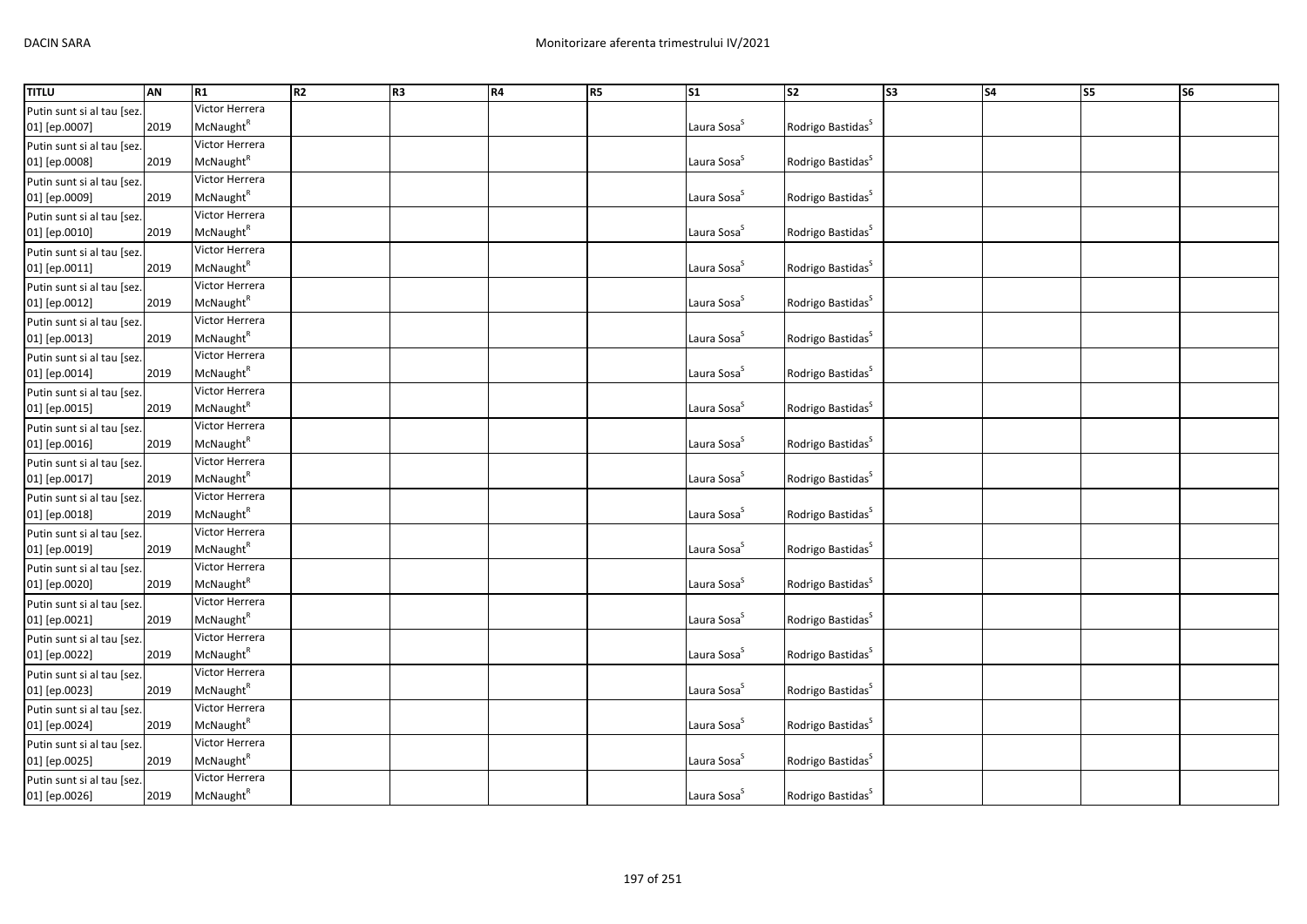| TITLU | AN | R1 | R2 | R3 | R4 | R5 | S1 | S2 | S3 | S4 | S5 | S6 |
|---|---|---|---|---|---|---|---|---|---|---|---|---|
| Putin sunt si al tau [sez. 01] [ep.0007] | 2019 | Victor Herrera McNaught[R] | | | | | Laura Sosa[S] | Rodrigo Bastidas[S] | | | | |
| Putin sunt si al tau [sez. 01] [ep.0008] | 2019 | Victor Herrera McNaught[R] | | | | | Laura Sosa[S] | Rodrigo Bastidas[S] | | | | |
| Putin sunt si al tau [sez. 01] [ep.0009] | 2019 | Victor Herrera McNaught[R] | | | | | Laura Sosa[S] | Rodrigo Bastidas[S] | | | | |
| Putin sunt si al tau [sez. 01] [ep.0010] | 2019 | Victor Herrera McNaught[R] | | | | | Laura Sosa[S] | Rodrigo Bastidas[S] | | | | |
| Putin sunt si al tau [sez. 01] [ep.0011] | 2019 | Victor Herrera McNaught[R] | | | | | Laura Sosa[S] | Rodrigo Bastidas[S] | | | | |
| Putin sunt si al tau [sez. 01] [ep.0012] | 2019 | Victor Herrera McNaught[R] | | | | | Laura Sosa[S] | Rodrigo Bastidas[S] | | | | |
| Putin sunt si al tau [sez. 01] [ep.0013] | 2019 | Victor Herrera McNaught[R] | | | | | Laura Sosa[S] | Rodrigo Bastidas[S] | | | | |
| Putin sunt si al tau [sez. 01] [ep.0014] | 2019 | Victor Herrera McNaught[R] | | | | | Laura Sosa[S] | Rodrigo Bastidas[S] | | | | |
| Putin sunt si al tau [sez. 01] [ep.0015] | 2019 | Victor Herrera McNaught[R] | | | | | Laura Sosa[S] | Rodrigo Bastidas[S] | | | | |
| Putin sunt si al tau [sez. 01] [ep.0016] | 2019 | Victor Herrera McNaught[R] | | | | | Laura Sosa[S] | Rodrigo Bastidas[S] | | | | |
| Putin sunt si al tau [sez. 01] [ep.0017] | 2019 | Victor Herrera McNaught[R] | | | | | Laura Sosa[S] | Rodrigo Bastidas[S] | | | | |
| Putin sunt si al tau [sez. 01] [ep.0018] | 2019 | Victor Herrera McNaught[R] | | | | | Laura Sosa[S] | Rodrigo Bastidas[S] | | | | |
| Putin sunt si al tau [sez. 01] [ep.0019] | 2019 | Victor Herrera McNaught[R] | | | | | Laura Sosa[S] | Rodrigo Bastidas[S] | | | | |
| Putin sunt si al tau [sez. 01] [ep.0020] | 2019 | Victor Herrera McNaught[R] | | | | | Laura Sosa[S] | Rodrigo Bastidas[S] | | | | |
| Putin sunt si al tau [sez. 01] [ep.0021] | 2019 | Victor Herrera McNaught[R] | | | | | Laura Sosa[S] | Rodrigo Bastidas[S] | | | | |
| Putin sunt si al tau [sez. 01] [ep.0022] | 2019 | Victor Herrera McNaught[R] | | | | | Laura Sosa[S] | Rodrigo Bastidas[S] | | | | |
| Putin sunt si al tau [sez. 01] [ep.0023] | 2019 | Victor Herrera McNaught[R] | | | | | Laura Sosa[S] | Rodrigo Bastidas[S] | | | | |
| Putin sunt si al tau [sez. 01] [ep.0024] | 2019 | Victor Herrera McNaught[R] | | | | | Laura Sosa[S] | Rodrigo Bastidas[S] | | | | |
| Putin sunt si al tau [sez. 01] [ep.0025] | 2019 | Victor Herrera McNaught[R] | | | | | Laura Sosa[S] | Rodrigo Bastidas[S] | | | | |
| Putin sunt si al tau [sez. 01] [ep.0026] | 2019 | Victor Herrera McNaught[R] | | | | | Laura Sosa[S] | Rodrigo Bastidas[S] | | | | |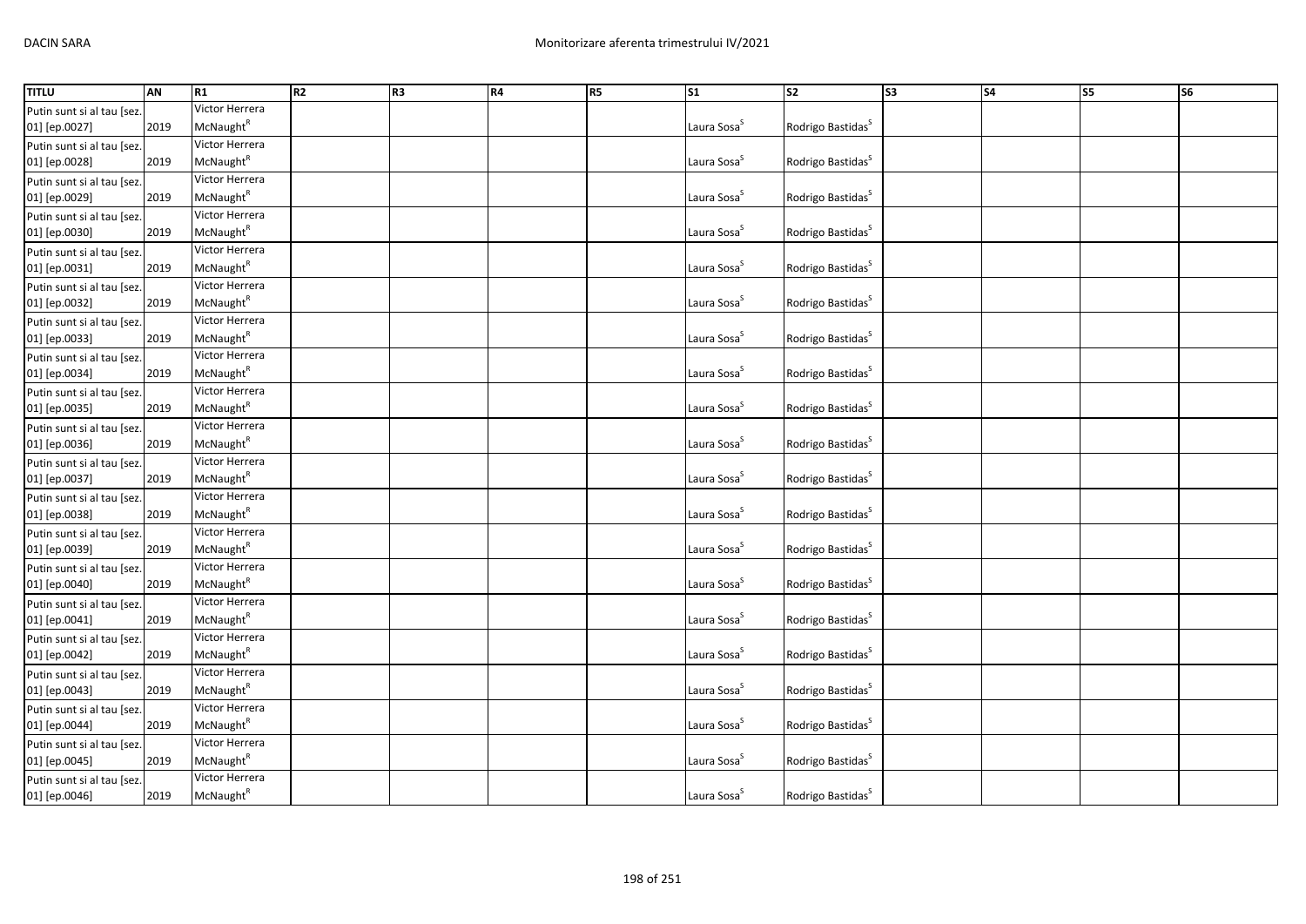| TITLU | AN | R1 | R2 | R3 | R4 | R5 | S1 | S2 | S3 | S4 | S5 | S6 |
|---|---|---|---|---|---|---|---|---|---|---|---|---|
| Putin sunt si al tau [sez. 01] [ep.0027] | 2019 | Victor Herrera McNaught[R] | | | | | Laura Sosa[S] | Rodrigo Bastidas[S] | | | | |
| Putin sunt si al tau [sez. 01] [ep.0028] | 2019 | Victor Herrera McNaught[R] | | | | | Laura Sosa[S] | Rodrigo Bastidas[S] | | | | |
| Putin sunt si al tau [sez. 01] [ep.0029] | 2019 | Victor Herrera McNaught[R] | | | | | Laura Sosa[S] | Rodrigo Bastidas[S] | | | | |
| Putin sunt si al tau [sez. 01] [ep.0030] | 2019 | Victor Herrera McNaught[R] | | | | | Laura Sosa[S] | Rodrigo Bastidas[S] | | | | |
| Putin sunt si al tau [sez. 01] [ep.0031] | 2019 | Victor Herrera McNaught[R] | | | | | Laura Sosa[S] | Rodrigo Bastidas[S] | | | | |
| Putin sunt si al tau [sez. 01] [ep.0032] | 2019 | Victor Herrera McNaught[R] | | | | | Laura Sosa[S] | Rodrigo Bastidas[S] | | | | |
| Putin sunt si al tau [sez. 01] [ep.0033] | 2019 | Victor Herrera McNaught[R] | | | | | Laura Sosa[S] | Rodrigo Bastidas[S] | | | | |
| Putin sunt si al tau [sez. 01] [ep.0034] | 2019 | Victor Herrera McNaught[R] | | | | | Laura Sosa[S] | Rodrigo Bastidas[S] | | | | |
| Putin sunt si al tau [sez. 01] [ep.0035] | 2019 | Victor Herrera McNaught[R] | | | | | Laura Sosa[S] | Rodrigo Bastidas[S] | | | | |
| Putin sunt si al tau [sez. 01] [ep.0036] | 2019 | Victor Herrera McNaught[R] | | | | | Laura Sosa[S] | Rodrigo Bastidas[S] | | | | |
| Putin sunt si al tau [sez. 01] [ep.0037] | 2019 | Victor Herrera McNaught[R] | | | | | Laura Sosa[S] | Rodrigo Bastidas[S] | | | | |
| Putin sunt si al tau [sez. 01] [ep.0038] | 2019 | Victor Herrera McNaught[R] | | | | | Laura Sosa[S] | Rodrigo Bastidas[S] | | | | |
| Putin sunt si al tau [sez. 01] [ep.0039] | 2019 | Victor Herrera McNaught[R] | | | | | Laura Sosa[S] | Rodrigo Bastidas[S] | | | | |
| Putin sunt si al tau [sez. 01] [ep.0040] | 2019 | Victor Herrera McNaught[R] | | | | | Laura Sosa[S] | Rodrigo Bastidas[S] | | | | |
| Putin sunt si al tau [sez. 01] [ep.0041] | 2019 | Victor Herrera McNaught[R] | | | | | Laura Sosa[S] | Rodrigo Bastidas[S] | | | | |
| Putin sunt si al tau [sez. 01] [ep.0042] | 2019 | Victor Herrera McNaught[R] | | | | | Laura Sosa[S] | Rodrigo Bastidas[S] | | | | |
| Putin sunt si al tau [sez. 01] [ep.0043] | 2019 | Victor Herrera McNaught[R] | | | | | Laura Sosa[S] | Rodrigo Bastidas[S] | | | | |
| Putin sunt si al tau [sez. 01] [ep.0044] | 2019 | Victor Herrera McNaught[R] | | | | | Laura Sosa[S] | Rodrigo Bastidas[S] | | | | |
| Putin sunt si al tau [sez. 01] [ep.0045] | 2019 | Victor Herrera McNaught[R] | | | | | Laura Sosa[S] | Rodrigo Bastidas[S] | | | | |
| Putin sunt si al tau [sez. 01] [ep.0046] | 2019 | Victor Herrera McNaught[R] | | | | | Laura Sosa[S] | Rodrigo Bastidas[S] | | | | |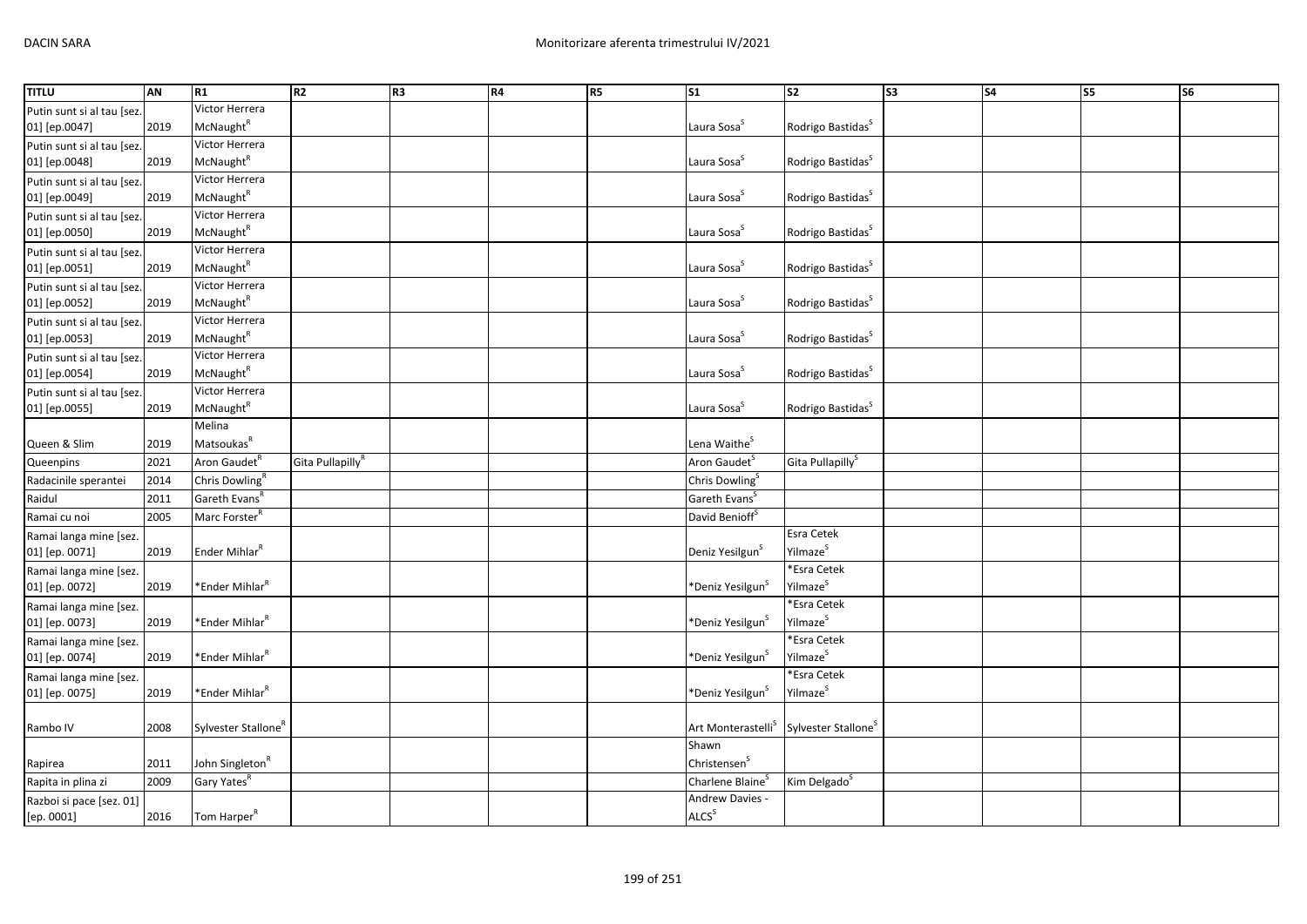| TITLU | AN | R1 | R2 | R3 | R4 | R5 | S1 | S2 | S3 | S4 | S5 | S6 |
|---|---|---|---|---|---|---|---|---|---|---|---|---|
| Putin sunt si al tau [sez. 01] [ep.0047] | 2019 | Victor Herrera McNaught[R] | | | | | Laura Sosa[S] | Rodrigo Bastidas[S] | | | | |
| Putin sunt si al tau [sez. 01] [ep.0048] | 2019 | Victor Herrera McNaught[R] | | | | | Laura Sosa[S] | Rodrigo Bastidas[S] | | | | |
| Putin sunt si al tau [sez. 01] [ep.0049] | 2019 | Victor Herrera McNaught[R] | | | | | Laura Sosa[S] | Rodrigo Bastidas[S] | | | | |
| Putin sunt si al tau [sez. 01] [ep.0050] | 2019 | Victor Herrera McNaught[R] | | | | | Laura Sosa[S] | Rodrigo Bastidas[S] | | | | |
| Putin sunt si al tau [sez. 01] [ep.0051] | 2019 | Victor Herrera McNaught[R] | | | | | Laura Sosa[S] | Rodrigo Bastidas[S] | | | | |
| Putin sunt si al tau [sez. 01] [ep.0052] | 2019 | Victor Herrera McNaught[R] | | | | | Laura Sosa[S] | Rodrigo Bastidas[S] | | | | |
| Putin sunt si al tau [sez. 01] [ep.0053] | 2019 | Victor Herrera McNaught[R] | | | | | Laura Sosa[S] | Rodrigo Bastidas[S] | | | | |
| Putin sunt si al tau [sez. 01] [ep.0054] | 2019 | Victor Herrera McNaught[R] | | | | | Laura Sosa[S] | Rodrigo Bastidas[S] | | | | |
| Putin sunt si al tau [sez. 01] [ep.0055] | 2019 | Victor Herrera McNaught[R] | | | | | Laura Sosa[S] | Rodrigo Bastidas[S] | | | | |
| Queen & Slim | 2019 | Melina Matsoukas[R] | | | | | Lena Waithe[S] | | | | | |
| Queenpins | 2021 | Aron Gaudet[R] | Gita Pullapilly[R] | | | | Aron Gaudet[S] | Gita Pullapilly[S] | | | | |
| Radacinile sperantei | 2014 | Chris Dowling[R] | | | | | Chris Dowling[S] | | | | | |
| Raidul | 2011 | Gareth Evans[R] | | | | | Gareth Evans[S] | | | | | |
| Ramai cu noi | 2005 | Marc Forster[R] | | | | | David Benioff[S] | | | | | |
| Ramai langa mine [sez. 01] [ep. 0071] | 2019 | Ender Mihlar[R] | | | | | Deniz Yesilgun[S] | Esra Cetek Yilmaze[S] | | | | |
| Ramai langa mine [sez. 01] [ep. 0072] | 2019 | *Ender Mihlar[R] | | | | | *Deniz Yesilgun[S] | *Esra Cetek Yilmaze[S] | | | | |
| Ramai langa mine [sez. 01] [ep. 0073] | 2019 | *Ender Mihlar[R] | | | | | *Deniz Yesilgun[S] | *Esra Cetek Yilmaze[S] | | | | |
| Ramai langa mine [sez. 01] [ep. 0074] | 2019 | *Ender Mihlar[R] | | | | | *Deniz Yesilgun[S] | *Esra Cetek Yilmaze[S] | | | | |
| Ramai langa mine [sez. 01] [ep. 0075] | 2019 | *Ender Mihlar[R] | | | | | *Deniz Yesilgun[S] | *Esra Cetek Yilmaze[S] | | | | |
| Rambo IV | 2008 | Sylvester Stallone[R] | | | | | Art Monterastelli[S] | Sylvester Stallone[S] | | | | |
| Rapirea | 2011 | John Singleton[R] | | | | | Shawn Christensen[S] | | | | | |
| Rapita in plina zi | 2009 | Gary Yates[R] | | | | | Charlene Blaine[S] | Kim Delgado[S] | | | | |
| Razboi si pace [sez. 01] [ep. 0001] | 2016 | Tom Harper[R] | | | | | Andrew Davies - ALCS[S] | | | | | |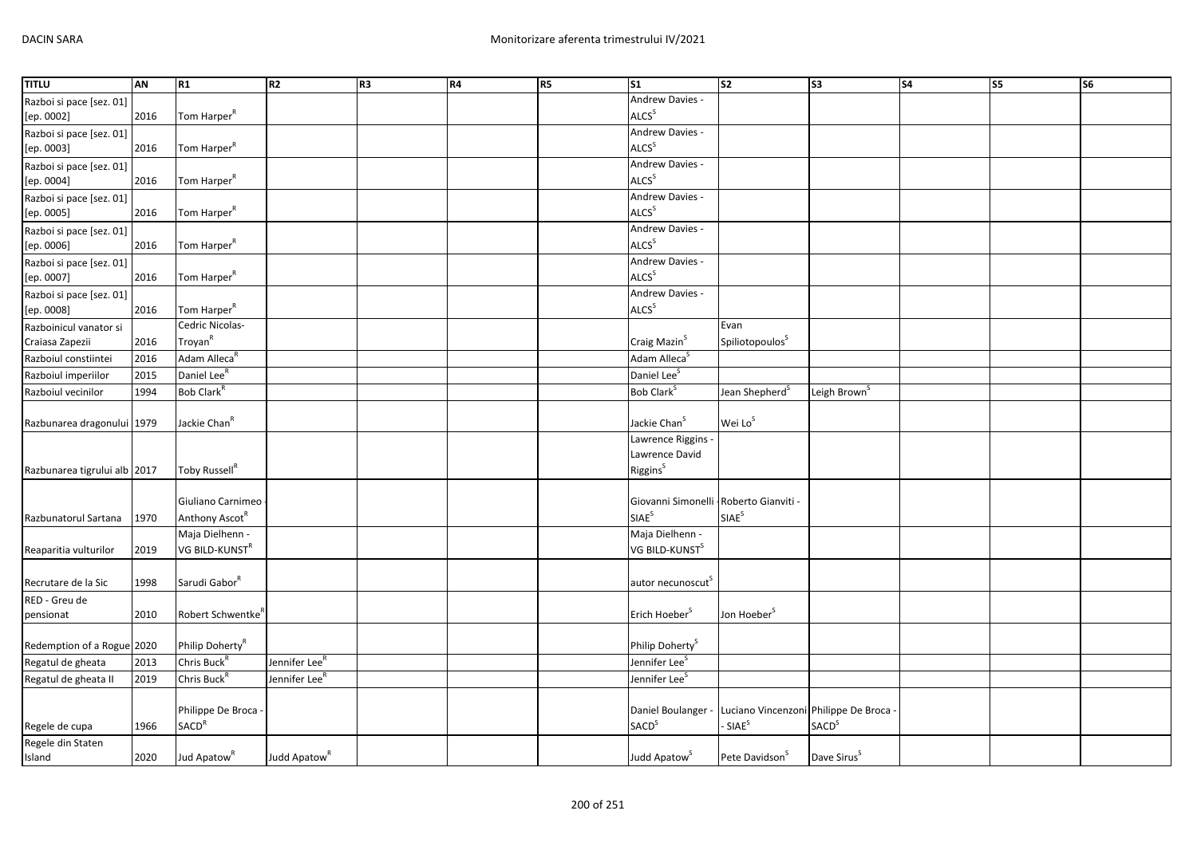| TITLU | AN | R1 | R2 | R3 | R4 | R5 | S1 | S2 | S3 | S4 | S5 | S6 |
|---|---|---|---|---|---|---|---|---|---|---|---|---|
| Razboi si pace [sez. 01] [ep. 0002] | 2016 | Tom Harper[R] | | | | | Andrew Davies - ALCS[S] | | | | | |
| Razboi si pace [sez. 01] [ep. 0003] | 2016 | Tom Harper[R] | | | | | Andrew Davies - ALCS[S] | | | | | |
| Razboi si pace [sez. 01] [ep. 0004] | 2016 | Tom Harper[R] | | | | | Andrew Davies - ALCS[S] | | | | | |
| Razboi si pace [sez. 01] [ep. 0005] | 2016 | Tom Harper[R] | | | | | Andrew Davies - ALCS[S] | | | | | |
| Razboi si pace [sez. 01] [ep. 0006] | 2016 | Tom Harper[R] | | | | | Andrew Davies - ALCS[S] | | | | | |
| Razboi si pace [sez. 01] [ep. 0007] | 2016 | Tom Harper[R] | | | | | Andrew Davies - ALCS[S] | | | | | |
| Razboi si pace [sez. 01] [ep. 0008] | 2016 | Tom Harper[R] | | | | | Andrew Davies - ALCS[S] | | | | | |
| Razboinicul vanator si Craiasa Zapezii | 2016 | Cedric Nicolas-Troyan[R] | | | | | Craig Mazin[S] | Evan Spiliotopoulos[S] | | | | |
| Razboiul constiintei | 2016 | Adam Alleca[R] | | | | | Adam Alleca[S] | | | | | |
| Razboiul imperiilor | 2015 | Daniel Lee[R] | | | | | Daniel Lee[S] | | | | | |
| Razboiul vecinilor | 1994 | Bob Clark[R] | | | | | Bob Clark[S] | Jean Shepherd[S] | Leigh Brown[S] | | | |
| Razbunarea dragonului | 1979 | Jackie Chan[R] | | | | | Jackie Chan[S] | Wei Lo[S] | | | | |
| Razbunarea tigrului alb | 2017 | Toby Russell[R] | | | | | Lawrence Riggins - Lawrence David Riggins[S] | | | | | |
| Razbunatorul Sartana | 1970 | Giuliano Carnimeo - Anthony Ascot[R] | | | | | Giovanni Simonelli - SIAE[S] | Roberto Gianviti - SIAE[S] | | | | |
| Reaparitia vulturilor | 2019 | Maja Dielhenn - VG BILD-KUNST[R] | | | | | Maja Dielhenn - VG BILD-KUNST[S] | | | | | |
| Recrutare de la Sic | 1998 | Sarudi Gabor[R] | | | | | autor necunoscut[S] | | | | | |
| RED - Greu de pensionat | 2010 | Robert Schwentke[R] | | | | | Erich Hoeber[S] | Jon Hoeber[S] | | | | |
| Redemption of a Rogue | 2020 | Philip Doherty[R] | | | | | Philip Doherty[S] | | | | | |
| Regatul de gheata | 2013 | Chris Buck[R] | Jennifer Lee[R] | | | | Jennifer Lee[S] | | | | | |
| Regatul de gheata II | 2019 | Chris Buck[R] | Jennifer Lee[R] | | | | Jennifer Lee[S] | | | | | |
| Regele de cupa | 1966 | Philippe De Broca - SACD[R] | | | | | Daniel Boulanger - SACD[S] | Luciano Vincenzoni - SIAE[S] | Philippe De Broca - SACD[S] | | | |
| Regele din Staten Island | 2020 | Jud Apatow[R] | Judd Apatow[R] | | | | Judd Apatow[S] | Pete Davidson[S] | Dave Sirus[S] | | | |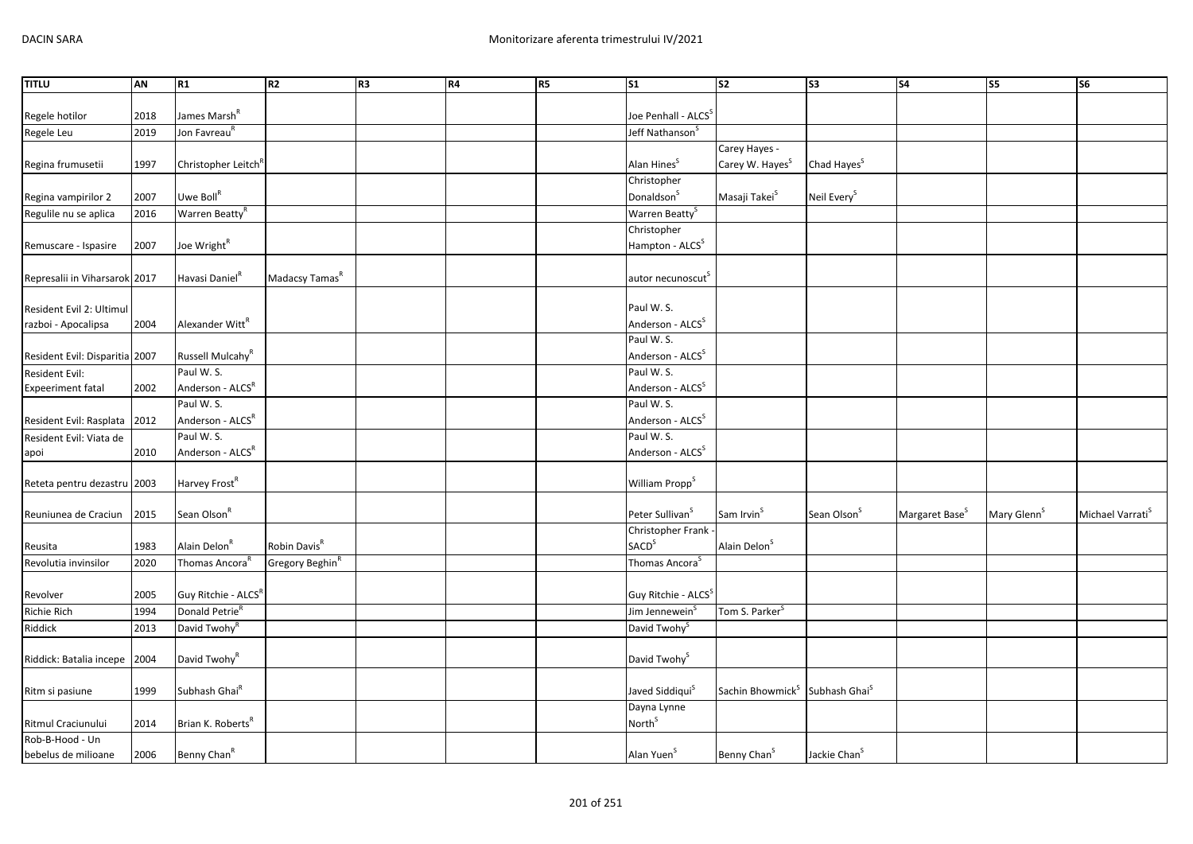| TITLU | AN | R1 | R2 | R3 | R4 | R5 | S1 | S2 | S3 | S4 | S5 | S6 |
|---|---|---|---|---|---|---|---|---|---|---|---|---|
| Regele hotilor | 2018 | James Marsh[R] | | | | | Joe Penhall - ALCS[S] | | | | | |
| Regele Leu | 2019 | Jon Favreau[R] | | | | | Jeff Nathanson[S] | | | | | |
| Regina frumusetii | 1997 | Christopher Leitch[R] | | | | | Alan Hines[S] | Carey Hayes - Carey W. Hayes[S] | Chad Hayes[S] | | | |
| Regina vampirilor 2 | 2007 | Uwe Boll[R] | | | | | Christopher Donaldson[S] | Masaji Takei[S] | Neil Every[S] | | | |
| Regulile nu se aplica | 2016 | Warren Beatty[R] | | | | | Warren Beatty[S] | | | | | |
| Remuscare - Ispasire | 2007 | Joe Wright[R] | | | | | Christopher Hampton - ALCS[S] | | | | | |
| Represalii in Viharsarok | 2017 | Havasi Daniel[R] | Madacsy Tamas[R] | | | | autor necunoscut[S] | | | | | |
| Resident Evil 2: Ultimul razboi - Apocalipsa | 2004 | Alexander Witt[R] | | | | | Paul W. S. Anderson - ALCS[S] | | | | | |
| Resident Evil: Disparitia | 2007 | Russell Mulcahy[R] | | | | | Paul W. S. Anderson - ALCS[S] | | | | | |
| Resident Evil: Expeeriment fatal | 2002 | Paul W. S. Anderson - ALCS[R] | | | | | Paul W. S. Anderson - ALCS[S] | | | | | |
| Resident Evil: Rasplata | 2012 | Paul W. S. Anderson - ALCS[R] | | | | | Paul W. S. Anderson - ALCS[S] | | | | | |
| Resident Evil: Viata de apoi | 2010 | Paul W. S. Anderson - ALCS[R] | | | | | Paul W. S. Anderson - ALCS[S] | | | | | |
| Reteta pentru dezastru | 2003 | Harvey Frost[R] | | | | | William Propp[S] | | | | | |
| Reuniunea de Craciun | 2015 | Sean Olson[R] | | | | | Peter Sullivan[S] | Sam Irvin[S] | Sean Olson[S] | Margaret Base[S] | Mary Glenn[S] | Michael Varrati[S] |
| Reusita | 1983 | Alain Delon[R] | Robin Davis[R] | | | | Christopher Frank - SACD[S] | Alain Delon[S] | | | | |
| Revolutia invinsilor | 2020 | Thomas Ancora[R] | Gregory Beghin[R] | | | | Thomas Ancora[S] | | | | | |
| Revolver | 2005 | Guy Ritchie - ALCS[R] | | | | | Guy Ritchie - ALCS[S] | | | | | |
| Richie Rich | 1994 | Donald Petrie[R] | | | | | Jim Jennewein[S] | Tom S. Parker[S] | | | | |
| Riddick | 2013 | David Twohy[R] | | | | | David Twohy[S] | | | | | |
| Riddick: Batalia incepe | 2004 | David Twohy[R] | | | | | David Twohy[S] | | | | | |
| Ritm si pasiune | 1999 | Subhash Ghai[R] | | | | | Javed Siddiqui[S] | Sachin Bhowmick[S] | Subhash Ghai[S] | | | |
| Ritmul Craciunului | 2014 | Brian K. Roberts[R] | | | | | Dayna Lynne North[S] | | | | | |
| Rob-B-Hood - Un bebelus de milioane | 2006 | Benny Chan[R] | | | | | Alan Yuen[S] | Benny Chan[S] | Jackie Chan[S] | | | |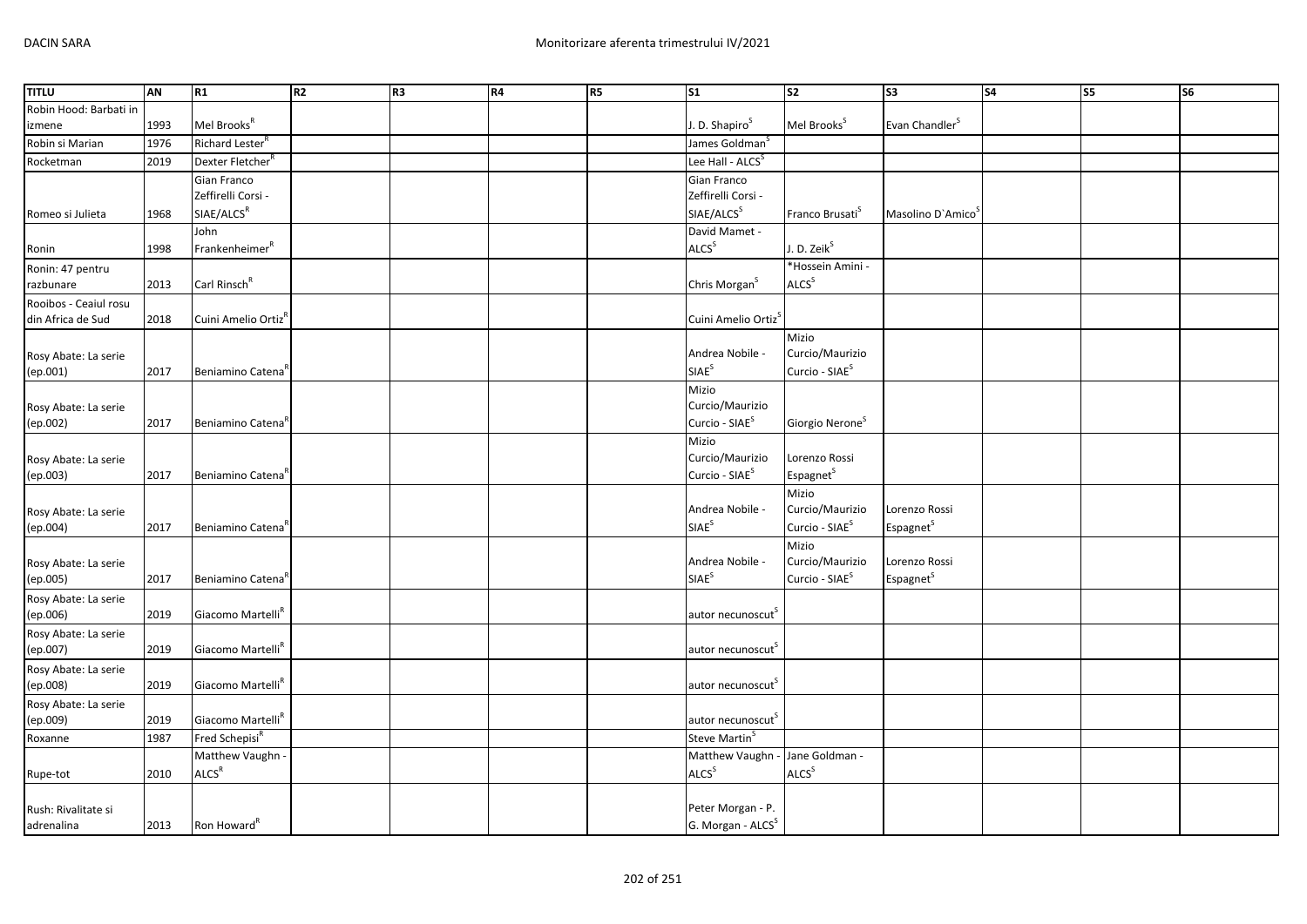| TITLU | AN | R1 | R2 | R3 | R4 | R5 | S1 | S2 | S3 | S4 | S5 | S6 |
|---|---|---|---|---|---|---|---|---|---|---|---|---|
| Robin Hood: Barbati in izmene | 1993 | Mel Brooks[R] | | | | | J. D. Shapiro[S] | Mel Brooks[S] | Evan Chandler[S] | | | |
| Robin si Marian | 1976 | Richard Lester[R] | | | | | James Goldman[S] | | | | | |
| Rocketman | 2019 | Dexter Fletcher[R] | | | | | Lee Hall - ALCS[S] | | | | | |
| Romeo si Julieta | 1968 | Gian Franco Zeffirelli Corsi - SIAE/ALCS[R] | | | | | Gian Franco Zeffirelli Corsi - SIAE/ALCS[S] | Franco Brusati[S] | Masolino D`Amico[S] | | | |
| Ronin | 1998 | John Frankenheimer[R] | | | | | David Mamet - ALCS[S] | J. D. Zeik[S] | | | | |
| Ronin: 47 pentru razbunare | 2013 | Carl Rinsch[R] | | | | | Chris Morgan[S] | *Hossein Amini - ALCS[S] | | | | |
| Rooibos - Ceaiul rosu din Africa de Sud | 2018 | Cuini Amelio Ortiz[R] | | | | | Cuini Amelio Ortiz[S] | | | | | |
| Rosy Abate: La serie (ep.001) | 2017 | Beniamino Catena[R] | | | | | Andrea Nobile - SIAE[S] | Mizio Curcio/Maurizio Curcio - SIAE[S] | | | | |
| Rosy Abate: La serie (ep.002) | 2017 | Beniamino Catena[R] | | | | | Mizio Curcio/Maurizio Curcio - SIAE[S] | Giorgio Nerone[S] | | | | |
| Rosy Abate: La serie (ep.003) | 2017 | Beniamino Catena[R] | | | | | Mizio Curcio/Maurizio Curcio - SIAE[S] | Lorenzo Rossi Espagnet[S] | | | | |
| Rosy Abate: La serie (ep.004) | 2017 | Beniamino Catena[R] | | | | | Andrea Nobile - SIAE[S] | Mizio Curcio/Maurizio Curcio - SIAE[S] | Lorenzo Rossi Espagnet[S] | | | |
| Rosy Abate: La serie (ep.005) | 2017 | Beniamino Catena[R] | | | | | Andrea Nobile - SIAE[S] | Mizio Curcio/Maurizio Curcio - SIAE[S] | Lorenzo Rossi Espagnet[S] | | | |
| Rosy Abate: La serie (ep.006) | 2019 | Giacomo Martelli[R] | | | | | autor necunoscut[S] | | | | | |
| Rosy Abate: La serie (ep.007) | 2019 | Giacomo Martelli[R] | | | | | autor necunoscut[S] | | | | | |
| Rosy Abate: La serie (ep.008) | 2019 | Giacomo Martelli[R] | | | | | autor necunoscut[S] | | | | | |
| Rosy Abate: La serie (ep.009) | 2019 | Giacomo Martelli[R] | | | | | autor necunoscut[S] | | | | | |
| Roxanne | 1987 | Fred Schepisi[R] | | | | | Steve Martin[S] | | | | | |
| Rupe-tot | 2010 | Matthew Vaughn - ALCS[R] | | | | | Matthew Vaughn - ALCS[S] | Jane Goldman - ALCS[S] | | | | |
| Rush: Rivalitate si adrenalina | 2013 | Ron Howard[R] | | | | | Peter Morgan - P. G. Morgan - ALCS[S] | | | | | |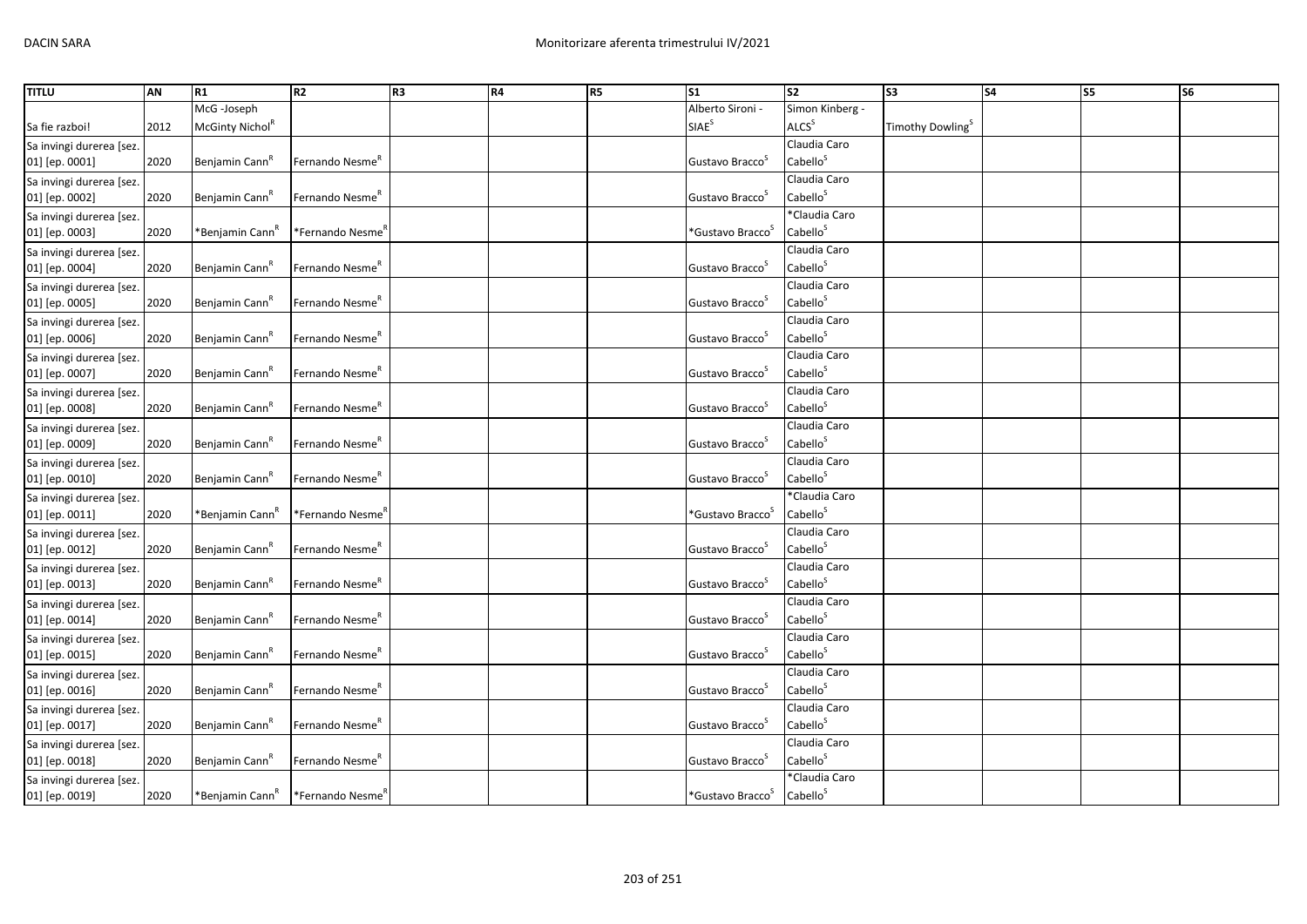| TITLU | AN | R1 | R2 | R3 | R4 | R5 | S1 | S2 | S3 | S4 | S5 | S6 |
|---|---|---|---|---|---|---|---|---|---|---|---|---|
| Sa fie razboi! | 2012 | McG -Joseph McGinty Nichol[R] | | | | | Alberto Sironi - SIAE[S] | Simon Kinberg - ALCS[S] | Timothy Dowling[S] | | | |
| Sa invingi durerea [sez. 01] [ep. 0001] | 2020 | Benjamin Cann[R] | Fernando Nesme[R] | | | | Gustavo Bracco[S] | Claudia Caro Cabello[S] | | | | |
| Sa invingi durerea [sez. 01] [ep. 0002] | 2020 | Benjamin Cann[R] | Fernando Nesme[R] | | | | Gustavo Bracco[S] | Claudia Caro Cabello[S] | | | | |
| Sa invingi durerea [sez. 01] [ep. 0003] | 2020 | *Benjamin Cann[R] | *Fernando Nesme[R] | | | | *Gustavo Bracco[S] | *Claudia Caro Cabello[S] | | | | |
| Sa invingi durerea [sez. 01] [ep. 0004] | 2020 | Benjamin Cann[R] | Fernando Nesme[R] | | | | Gustavo Bracco[S] | Claudia Caro Cabello[S] | | | | |
| Sa invingi durerea [sez. 01] [ep. 0005] | 2020 | Benjamin Cann[R] | Fernando Nesme[R] | | | | Gustavo Bracco[S] | Claudia Caro Cabello[S] | | | | |
| Sa invingi durerea [sez. 01] [ep. 0006] | 2020 | Benjamin Cann[R] | Fernando Nesme[R] | | | | Gustavo Bracco[S] | Claudia Caro Cabello[S] | | | | |
| Sa invingi durerea [sez. 01] [ep. 0007] | 2020 | Benjamin Cann[R] | Fernando Nesme[R] | | | | Gustavo Bracco[S] | Claudia Caro Cabello[S] | | | | |
| Sa invingi durerea [sez. 01] [ep. 0008] | 2020 | Benjamin Cann[R] | Fernando Nesme[R] | | | | Gustavo Bracco[S] | Claudia Caro Cabello[S] | | | | |
| Sa invingi durerea [sez. 01] [ep. 0009] | 2020 | Benjamin Cann[R] | Fernando Nesme[R] | | | | Gustavo Bracco[S] | Claudia Caro Cabello[S] | | | | |
| Sa invingi durerea [sez. 01] [ep. 0010] | 2020 | Benjamin Cann[R] | Fernando Nesme[R] | | | | Gustavo Bracco[S] | Claudia Caro Cabello[S] | | | | |
| Sa invingi durerea [sez. 01] [ep. 0011] | 2020 | *Benjamin Cann[R] | *Fernando Nesme[R] | | | | *Gustavo Bracco[S] | *Claudia Caro Cabello[S] | | | | |
| Sa invingi durerea [sez. 01] [ep. 0012] | 2020 | Benjamin Cann[R] | Fernando Nesme[R] | | | | Gustavo Bracco[S] | Claudia Caro Cabello[S] | | | | |
| Sa invingi durerea [sez. 01] [ep. 0013] | 2020 | Benjamin Cann[R] | Fernando Nesme[R] | | | | Gustavo Bracco[S] | Claudia Caro Cabello[S] | | | | |
| Sa invingi durerea [sez. 01] [ep. 0014] | 2020 | Benjamin Cann[R] | Fernando Nesme[R] | | | | Gustavo Bracco[S] | Claudia Caro Cabello[S] | | | | |
| Sa invingi durerea [sez. 01] [ep. 0015] | 2020 | Benjamin Cann[R] | Fernando Nesme[R] | | | | Gustavo Bracco[S] | Claudia Caro Cabello[S] | | | | |
| Sa invingi durerea [sez. 01] [ep. 0016] | 2020 | Benjamin Cann[R] | Fernando Nesme[R] | | | | Gustavo Bracco[S] | Claudia Caro Cabello[S] | | | | |
| Sa invingi durerea [sez. 01] [ep. 0017] | 2020 | Benjamin Cann[R] | Fernando Nesme[R] | | | | Gustavo Bracco[S] | Claudia Caro Cabello[S] | | | | |
| Sa invingi durerea [sez. 01] [ep. 0018] | 2020 | Benjamin Cann[R] | Fernando Nesme[R] | | | | Gustavo Bracco[S] | Claudia Caro Cabello[S] | | | | |
| Sa invingi durerea [sez. 01] [ep. 0019] | 2020 | *Benjamin Cann[R] | *Fernando Nesme[R] | | | | *Gustavo Bracco[S] | *Claudia Caro Cabello[S] | | | | |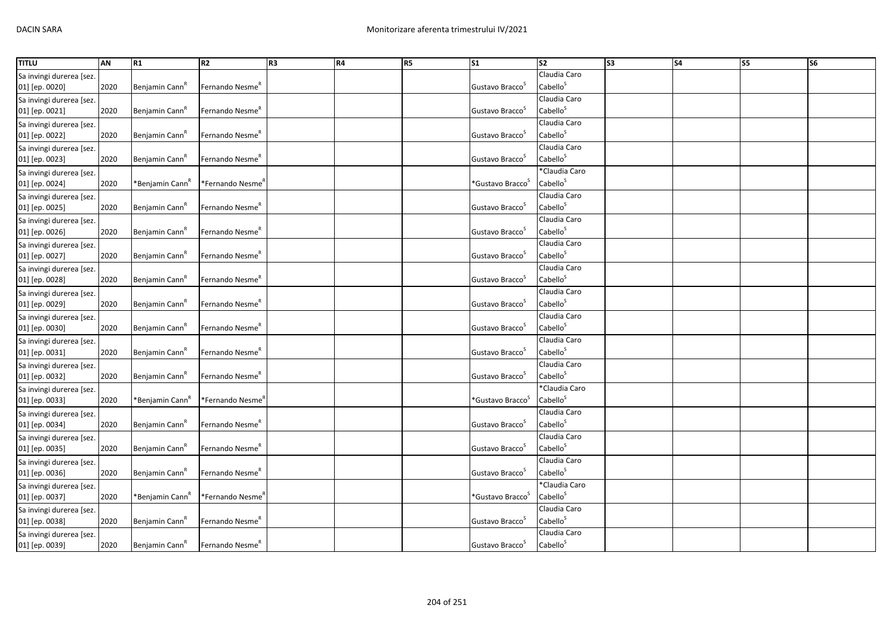| TITLU | AN | R1 | R2 | R3 | R4 | R5 | S1 | S2 | S3 | S4 | S5 | S6 |
|---|---|---|---|---|---|---|---|---|---|---|---|---|
| Sa invingi durerea [sez. 01] [ep. 0020] | 2020 | Benjamin Cann[R] | Fernando Nesme[R] | | | | Gustavo Bracco[S] | Claudia Caro Cabello[S] | | | | |
| Sa invingi durerea [sez. 01] [ep. 0021] | 2020 | Benjamin Cann[R] | Fernando Nesme[R] | | | | Gustavo Bracco[S] | Claudia Caro Cabello[S] | | | | |
| Sa invingi durerea [sez. 01] [ep. 0022] | 2020 | Benjamin Cann[R] | Fernando Nesme[R] | | | | Gustavo Bracco[S] | Claudia Caro Cabello[S] | | | | |
| Sa invingi durerea [sez. 01] [ep. 0023] | 2020 | Benjamin Cann[R] | Fernando Nesme[R] | | | | Gustavo Bracco[S] | Claudia Caro Cabello[S] | | | | |
| Sa invingi durerea [sez. 01] [ep. 0024] | 2020 | *Benjamin Cann[R] | *Fernando Nesme[R] | | | | *Gustavo Bracco[S] | *Claudia Caro Cabello[S] | | | | |
| Sa invingi durerea [sez. 01] [ep. 0025] | 2020 | Benjamin Cann[R] | Fernando Nesme[R] | | | | Gustavo Bracco[S] | Claudia Caro Cabello[S] | | | | |
| Sa invingi durerea [sez. 01] [ep. 0026] | 2020 | Benjamin Cann[R] | Fernando Nesme[R] | | | | Gustavo Bracco[S] | Claudia Caro Cabello[S] | | | | |
| Sa invingi durerea [sez. 01] [ep. 0027] | 2020 | Benjamin Cann[R] | Fernando Nesme[R] | | | | Gustavo Bracco[S] | Claudia Caro Cabello[S] | | | | |
| Sa invingi durerea [sez. 01] [ep. 0028] | 2020 | Benjamin Cann[R] | Fernando Nesme[R] | | | | Gustavo Bracco[S] | Claudia Caro Cabello[S] | | | | |
| Sa invingi durerea [sez. 01] [ep. 0029] | 2020 | Benjamin Cann[R] | Fernando Nesme[R] | | | | Gustavo Bracco[S] | Claudia Caro Cabello[S] | | | | |
| Sa invingi durerea [sez. 01] [ep. 0030] | 2020 | Benjamin Cann[R] | Fernando Nesme[R] | | | | Gustavo Bracco[S] | Claudia Caro Cabello[S] | | | | |
| Sa invingi durerea [sez. 01] [ep. 0031] | 2020 | Benjamin Cann[R] | Fernando Nesme[R] | | | | Gustavo Bracco[S] | Claudia Caro Cabello[S] | | | | |
| Sa invingi durerea [sez. 01] [ep. 0032] | 2020 | Benjamin Cann[R] | Fernando Nesme[R] | | | | Gustavo Bracco[S] | Claudia Caro Cabello[S] | | | | |
| Sa invingi durerea [sez. 01] [ep. 0033] | 2020 | *Benjamin Cann[R] | *Fernando Nesme[R] | | | | *Gustavo Bracco[S] | *Claudia Caro Cabello[S] | | | | |
| Sa invingi durerea [sez. 01] [ep. 0034] | 2020 | Benjamin Cann[R] | Fernando Nesme[R] | | | | Gustavo Bracco[S] | Claudia Caro Cabello[S] | | | | |
| Sa invingi durerea [sez. 01] [ep. 0035] | 2020 | Benjamin Cann[R] | Fernando Nesme[R] | | | | Gustavo Bracco[S] | Claudia Caro Cabello[S] | | | | |
| Sa invingi durerea [sez. 01] [ep. 0036] | 2020 | Benjamin Cann[R] | Fernando Nesme[R] | | | | Gustavo Bracco[S] | Claudia Caro Cabello[S] | | | | |
| Sa invingi durerea [sez. 01] [ep. 0037] | 2020 | *Benjamin Cann[R] | *Fernando Nesme[R] | | | | *Gustavo Bracco[S] | *Claudia Caro Cabello[S] | | | | |
| Sa invingi durerea [sez. 01] [ep. 0038] | 2020 | Benjamin Cann[R] | Fernando Nesme[R] | | | | Gustavo Bracco[S] | Claudia Caro Cabello[S] | | | | |
| Sa invingi durerea [sez. 01] [ep. 0039] | 2020 | Benjamin Cann[R] | Fernando Nesme[R] | | | | Gustavo Bracco[S] | Claudia Caro Cabello[S] | | | | |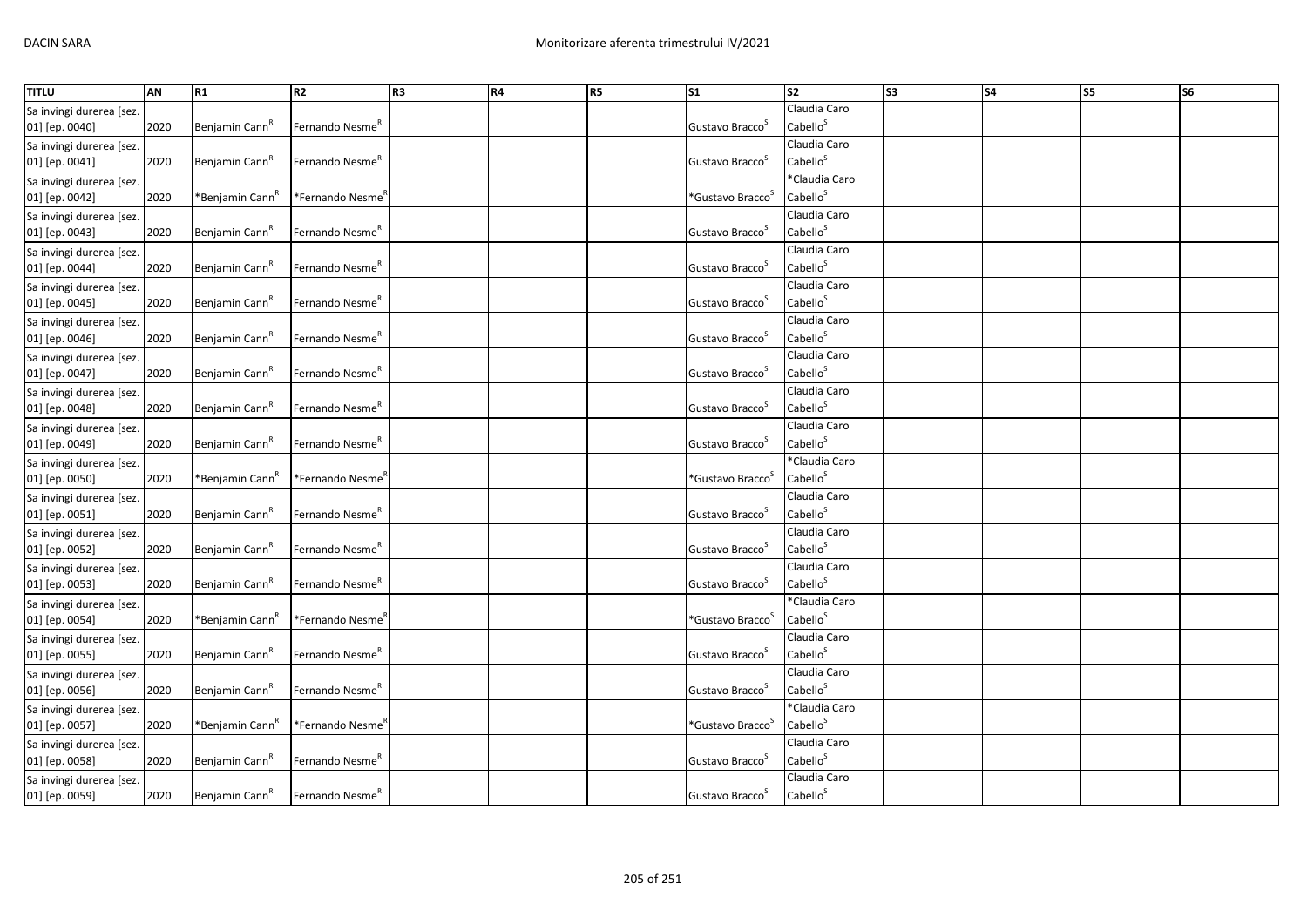| TITLU | AN | R1 | R2 | R3 | R4 | R5 | S1 | S2 | S3 | S4 | S5 | S6 |
|---|---|---|---|---|---|---|---|---|---|---|---|---|
| Sa invingi durerea [sez. 01] [ep. 0040] | 2020 | Benjamin Cann[R] | Fernando Nesme[R] | | | | Gustavo Bracco[S] | Claudia Caro Cabello[S] | | | | |
| Sa invingi durerea [sez. 01] [ep. 0041] | 2020 | Benjamin Cann[R] | Fernando Nesme[R] | | | | Gustavo Bracco[S] | Claudia Caro Cabello[S] | | | | |
| Sa invingi durerea [sez. 01] [ep. 0042] | 2020 | *Benjamin Cann[R] | *Fernando Nesme[R] | | | | *Gustavo Bracco[S] | *Claudia Caro Cabello[S] | | | | |
| Sa invingi durerea [sez. 01] [ep. 0043] | 2020 | Benjamin Cann[R] | Fernando Nesme[R] | | | | Gustavo Bracco[S] | Claudia Caro Cabello[S] | | | | |
| Sa invingi durerea [sez. 01] [ep. 0044] | 2020 | Benjamin Cann[R] | Fernando Nesme[R] | | | | Gustavo Bracco[S] | Claudia Caro Cabello[S] | | | | |
| Sa invingi durerea [sez. 01] [ep. 0045] | 2020 | Benjamin Cann[R] | Fernando Nesme[R] | | | | Gustavo Bracco[S] | Claudia Caro Cabello[S] | | | | |
| Sa invingi durerea [sez. 01] [ep. 0046] | 2020 | Benjamin Cann[R] | Fernando Nesme[R] | | | | Gustavo Bracco[S] | Claudia Caro Cabello[S] | | | | |
| Sa invingi durerea [sez. 01] [ep. 0047] | 2020 | Benjamin Cann[R] | Fernando Nesme[R] | | | | Gustavo Bracco[S] | Claudia Caro Cabello[S] | | | | |
| Sa invingi durerea [sez. 01] [ep. 0048] | 2020 | Benjamin Cann[R] | Fernando Nesme[R] | | | | Gustavo Bracco[S] | Claudia Caro Cabello[S] | | | | |
| Sa invingi durerea [sez. 01] [ep. 0049] | 2020 | Benjamin Cann[R] | Fernando Nesme[R] | | | | Gustavo Bracco[S] | Claudia Caro Cabello[S] | | | | |
| Sa invingi durerea [sez. 01] [ep. 0050] | 2020 | *Benjamin Cann[R] | *Fernando Nesme[R] | | | | *Gustavo Bracco[S] | *Claudia Caro Cabello[S] | | | | |
| Sa invingi durerea [sez. 01] [ep. 0051] | 2020 | Benjamin Cann[R] | Fernando Nesme[R] | | | | Gustavo Bracco[S] | Claudia Caro Cabello[S] | | | | |
| Sa invingi durerea [sez. 01] [ep. 0052] | 2020 | Benjamin Cann[R] | Fernando Nesme[R] | | | | Gustavo Bracco[S] | Claudia Caro Cabello[S] | | | | |
| Sa invingi durerea [sez. 01] [ep. 0053] | 2020 | Benjamin Cann[R] | Fernando Nesme[R] | | | | Gustavo Bracco[S] | Claudia Caro Cabello[S] | | | | |
| Sa invingi durerea [sez. 01] [ep. 0054] | 2020 | *Benjamin Cann[R] | *Fernando Nesme[R] | | | | *Gustavo Bracco[S] | *Claudia Caro Cabello[S] | | | | |
| Sa invingi durerea [sez. 01] [ep. 0055] | 2020 | Benjamin Cann[R] | Fernando Nesme[R] | | | | Gustavo Bracco[S] | Claudia Caro Cabello[S] | | | | |
| Sa invingi durerea [sez. 01] [ep. 0056] | 2020 | Benjamin Cann[R] | Fernando Nesme[R] | | | | Gustavo Bracco[S] | Claudia Caro Cabello[S] | | | | |
| Sa invingi durerea [sez. 01] [ep. 0057] | 2020 | *Benjamin Cann[R] | *Fernando Nesme[R] | | | | *Gustavo Bracco[S] | *Claudia Caro Cabello[S] | | | | |
| Sa invingi durerea [sez. 01] [ep. 0058] | 2020 | Benjamin Cann[R] | Fernando Nesme[R] | | | | Gustavo Bracco[S] | Claudia Caro Cabello[S] | | | | |
| Sa invingi durerea [sez. 01] [ep. 0059] | 2020 | Benjamin Cann[R] | Fernando Nesme[R] | | | | Gustavo Bracco[S] | Claudia Caro Cabello[S] | | | | |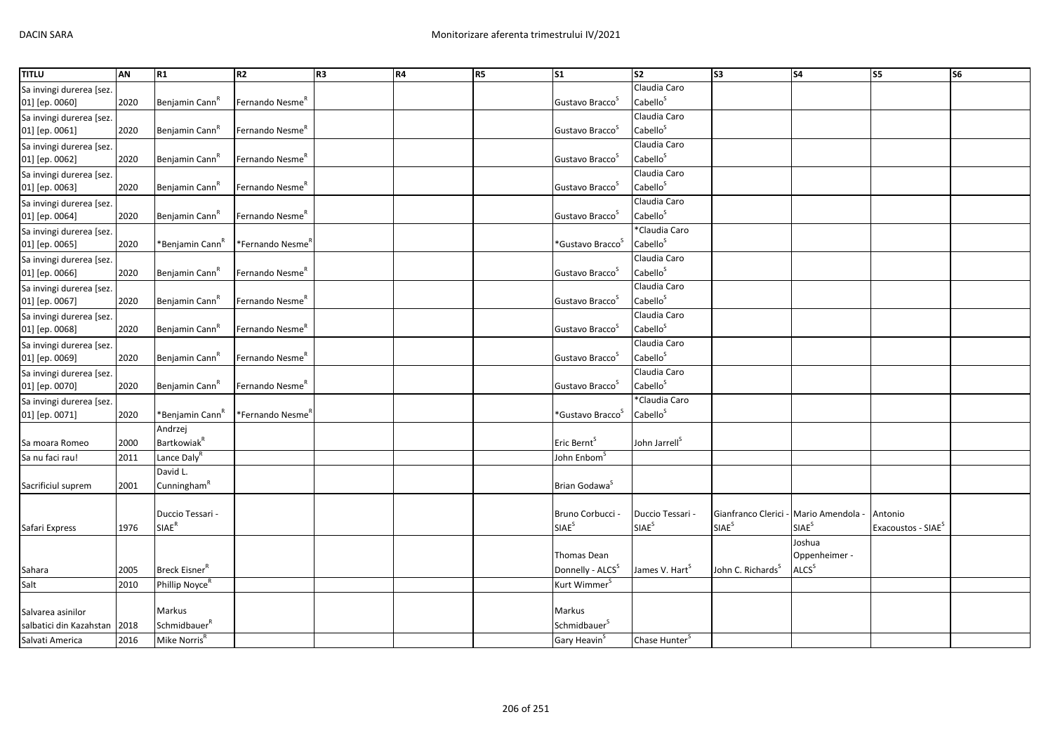| TITLU | AN | R1 | R2 | R3 | R4 | R5 | S1 | S2 | S3 | S4 | S5 | S6 |
|---|---|---|---|---|---|---|---|---|---|---|---|---|
| Sa invingi durerea [sez. 01] [ep. 0060] | 2020 | Benjamin Cann[R] | Fernando Nesme[R] | | | | Gustavo Bracco[S] | Claudia Caro Cabello[S] | | | | |
| Sa invingi durerea [sez. 01] [ep. 0061] | 2020 | Benjamin Cann[R] | Fernando Nesme[R] | | | | Gustavo Bracco[S] | Claudia Caro Cabello[S] | | | | |
| Sa invingi durerea [sez. 01] [ep. 0062] | 2020 | Benjamin Cann[R] | Fernando Nesme[R] | | | | Gustavo Bracco[S] | Claudia Caro Cabello[S] | | | | |
| Sa invingi durerea [sez. 01] [ep. 0063] | 2020 | Benjamin Cann[R] | Fernando Nesme[R] | | | | Gustavo Bracco[S] | Claudia Caro Cabello[S] | | | | |
| Sa invingi durerea [sez. 01] [ep. 0064] | 2020 | Benjamin Cann[R] | Fernando Nesme[R] | | | | Gustavo Bracco[S] | Claudia Caro Cabello[S] | | | | |
| Sa invingi durerea [sez. 01] [ep. 0065] | 2020 | *Benjamin Cann[R] | *Fernando Nesme[R] | | | | *Gustavo Bracco[S] | *Claudia Caro Cabello[S] | | | | |
| Sa invingi durerea [sez. 01] [ep. 0066] | 2020 | Benjamin Cann[R] | Fernando Nesme[R] | | | | Gustavo Bracco[S] | Claudia Caro Cabello[S] | | | | |
| Sa invingi durerea [sez. 01] [ep. 0067] | 2020 | Benjamin Cann[R] | Fernando Nesme[R] | | | | Gustavo Bracco[S] | Claudia Caro Cabello[S] | | | | |
| Sa invingi durerea [sez. 01] [ep. 0068] | 2020 | Benjamin Cann[R] | Fernando Nesme[R] | | | | Gustavo Bracco[S] | Claudia Caro Cabello[S] | | | | |
| Sa invingi durerea [sez. 01] [ep. 0069] | 2020 | Benjamin Cann[R] | Fernando Nesme[R] | | | | Gustavo Bracco[S] | Claudia Caro Cabello[S] | | | | |
| Sa invingi durerea [sez. 01] [ep. 0070] | 2020 | Benjamin Cann[R] | Fernando Nesme[R] | | | | Gustavo Bracco[S] | Claudia Caro Cabello[S] | | | | |
| Sa invingi durerea [sez. 01] [ep. 0071] | 2020 | *Benjamin Cann[R] | *Fernando Nesme[R] | | | | *Gustavo Bracco[S] | *Claudia Caro Cabello[S] | | | | |
| Sa moara Romeo | 2000 | Andrzej Bartkowiak[R] | | | | | Eric Bernt[S] | John Jarrell[S] | | | | |
| Sa nu faci rau! | 2011 | Lance Daly[R] | | | | | John Enbom[S] | | | | | |
| Sacrificiul suprem | 2001 | David L. Cunningham[R] | | | | | Brian Godawa[S] | | | | | |
| Safari Express | 1976 | Duccio Tessari - SIAE[R] | | | | | Bruno Corbucci - SIAE[S] | Duccio Tessari - SIAE[S] | Gianfranco Clerici - SIAE[S] | Mario Amendola - SIAE[S] | Antonio Exacoustos - SIAE[S] | |
| Sahara | 2005 | Breck Eisner[R] | | | | | Thomas Dean Donnelly - ALCS[S] | James V. Hart[S] | John C. Richards[S] | Joshua Oppenheimer - ALCS[S] | | |
| Salt | 2010 | Phillip Noyce[R] | | | | | Kurt Wimmer[S] | | | | | |
| Salvarea asinilor salbatici din Kazahstan | 2018 | Markus Schmidbauer[R] | | | | | Markus Schmidbauer[S] | | | | | |
| Salvati America | 2016 | Mike Norris[R] | | | | | Gary Heavin[S] | Chase Hunter[S] | | | | |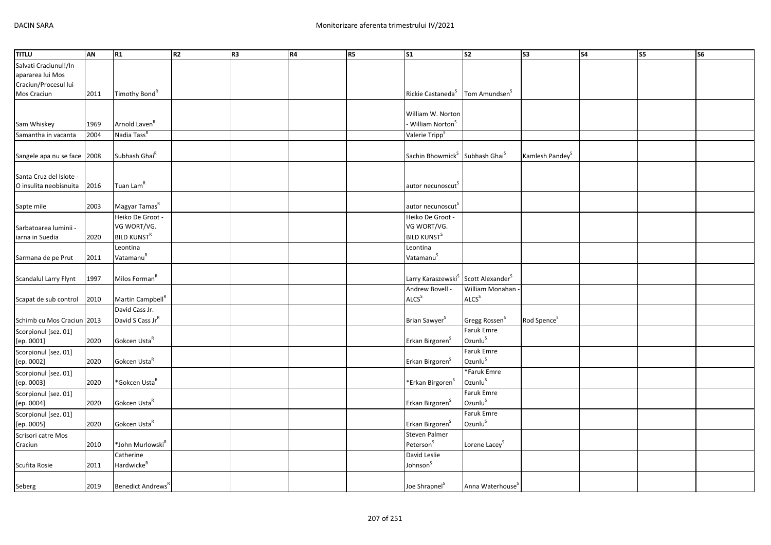| TITLU | AN | R1 | R2 | R3 | R4 | R5 | S1 | S2 | S3 | S4 | S5 | S6 |
|---|---|---|---|---|---|---|---|---|---|---|---|---|
| Salvati Craciunul!/In apararea lui Mos Craciun/Procesul lui Mos Craciun | 2011 | Timothy Bond[R] | | | | | Rickie Castaneda[S] | Tom Amundsen[S] | | | | |
| Sam Whiskey | 1969 | Arnold Laven[R] | | | | | William W. Norton - William Norton[S] | | | | | |
| Samantha in vacanta | 2004 | Nadia Tass[R] | | | | | Valerie Tripp[S] | | | | | |
| Sangele apa nu se face | 2008 | Subhash Ghai[R] | | | | | Sachin Bhowmick[S] | Subhash Ghai[S] | Kamlesh Pandey[S] | | | |
| Santa Cruz del Islote - O insulita neobisnuita | 2016 | Tuan Lam[R] | | | | | autor necunoscut[S] | | | | | |
| Sapte mile | 2003 | Magyar Tamas[R] | | | | | autor necunoscut[S] | | | | | |
| Sarbatoarea luminii - iarna in Suedia | 2020 | Heiko De Groot - VG WORT/VG. BILD KUNST[R] | | | | | Heiko De Groot - VG WORT/VG. BILD KUNST[S] | | | | | |
| Sarmana de pe Prut | 2011 | Leontina Vatamanu[R] | | | | | Leontina Vatamanu[S] | | | | | |
| Scandalul Larry Flynt | 1997 | Milos Forman[R] | | | | | Larry Karaszewski[S] | Scott Alexander[S] | | | | |
| Scapat de sub control | 2010 | Martin Campbell[R] | | | | | Andrew Bovell - ALCS[S] | William Monahan - ALCS[S] | | | | |
| Schimb cu Mos Craciun | 2013 | David Cass Jr. - David S Cass Jr[R] | | | | | Brian Sawyer[S] | Gregg Rossen[S] | Rod Spence[S] | | | |
| Scorpionul [sez. 01] [ep. 0001] | 2020 | Gokcen Usta[R] | | | | | Erkan Birgoren[S] | Faruk Emre Ozunlu[S] | | | | |
| Scorpionul [sez. 01] [ep. 0002] | 2020 | Gokcen Usta[R] | | | | | Erkan Birgoren[S] | Faruk Emre Ozunlu[S] | | | | |
| Scorpionul [sez. 01] [ep. 0003] | 2020 | *Gokcen Usta[R] | | | | | *Erkan Birgoren[S] | *Faruk Emre Ozunlu[S] | | | | |
| Scorpionul [sez. 01] [ep. 0004] | 2020 | Gokcen Usta[R] | | | | | Erkan Birgoren[S] | Faruk Emre Ozunlu[S] | | | | |
| Scorpionul [sez. 01] [ep. 0005] | 2020 | Gokcen Usta[R] | | | | | Erkan Birgoren[S] | Faruk Emre Ozunlu[S] | | | | |
| Scrisori catre Mos Craciun | 2010 | *John Murlowski[R] | | | | | Steven Palmer Peterson[S] | Lorene Lacey[S] | | | | |
| Scufita Rosie | 2011 | Catherine Hardwicke[R] | | | | | David Leslie Johnson[S] | | | | | |
| Seberg | 2019 | Benedict Andrews[R] | | | | | Joe Shrapnel[S] | Anna Waterhouse[S] | | | | |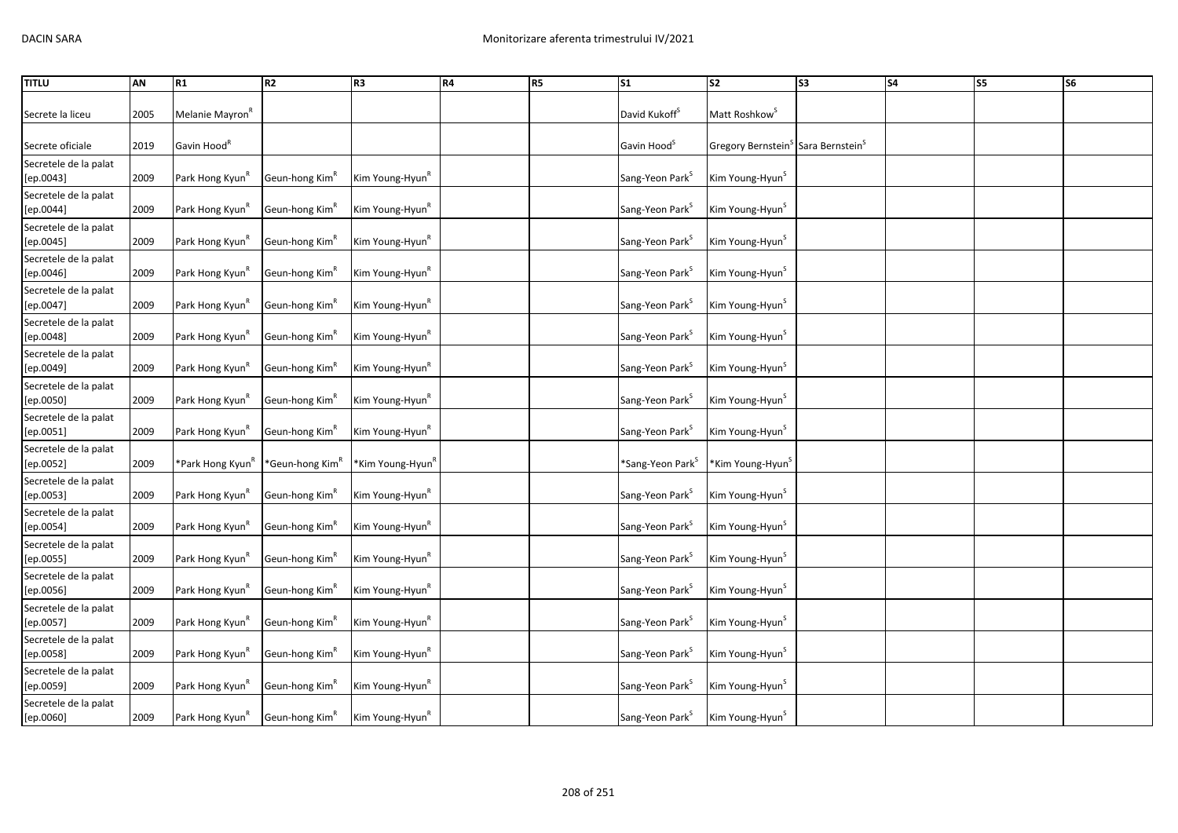| TITLU | AN | R1 | R2 | R3 | R4 | R5 | S1 | S2 | S3 | S4 | S5 | S6 |
|---|---|---|---|---|---|---|---|---|---|---|---|---|
| Secrete la liceu | 2005 | Melanie Mayron[R] | | | | | David Kukoff[S] | Matt Roshkow[S] | | | | |
| Secrete oficiale | 2019 | Gavin Hood[R] | | | | | Gavin Hood[S] | Gregory Bernstein[S] | Sara Bernstein[S] | | | |
| Secretele de la palat [ep.0043] | 2009 | Park Hong Kyun[R] | Geun-hong Kim[R] | Kim Young-Hyun[R] | | | Sang-Yeon Park[S] | Kim Young-Hyun[S] | | | | |
| Secretele de la palat [ep.0044] | 2009 | Park Hong Kyun[R] | Geun-hong Kim[R] | Kim Young-Hyun[R] | | | Sang-Yeon Park[S] | Kim Young-Hyun[S] | | | | |
| Secretele de la palat [ep.0045] | 2009 | Park Hong Kyun[R] | Geun-hong Kim[R] | Kim Young-Hyun[R] | | | Sang-Yeon Park[S] | Kim Young-Hyun[S] | | | | |
| Secretele de la palat [ep.0046] | 2009 | Park Hong Kyun[R] | Geun-hong Kim[R] | Kim Young-Hyun[R] | | | Sang-Yeon Park[S] | Kim Young-Hyun[S] | | | | |
| Secretele de la palat [ep.0047] | 2009 | Park Hong Kyun[R] | Geun-hong Kim[R] | Kim Young-Hyun[R] | | | Sang-Yeon Park[S] | Kim Young-Hyun[S] | | | | |
| Secretele de la palat [ep.0048] | 2009 | Park Hong Kyun[R] | Geun-hong Kim[R] | Kim Young-Hyun[R] | | | Sang-Yeon Park[S] | Kim Young-Hyun[S] | | | | |
| Secretele de la palat [ep.0049] | 2009 | Park Hong Kyun[R] | Geun-hong Kim[R] | Kim Young-Hyun[R] | | | Sang-Yeon Park[S] | Kim Young-Hyun[S] | | | | |
| Secretele de la palat [ep.0050] | 2009 | Park Hong Kyun[R] | Geun-hong Kim[R] | Kim Young-Hyun[R] | | | Sang-Yeon Park[S] | Kim Young-Hyun[S] | | | | |
| Secretele de la palat [ep.0051] | 2009 | Park Hong Kyun[R] | Geun-hong Kim[R] | Kim Young-Hyun[R] | | | Sang-Yeon Park[S] | Kim Young-Hyun[S] | | | | |
| Secretele de la palat [ep.0052] | 2009 | *Park Hong Kyun[R] | *Geun-hong Kim[R] | *Kim Young-Hyun[R] | | | *Sang-Yeon Park[S] | *Kim Young-Hyun[S] | | | | |
| Secretele de la palat [ep.0053] | 2009 | Park Hong Kyun[R] | Geun-hong Kim[R] | Kim Young-Hyun[R] | | | Sang-Yeon Park[S] | Kim Young-Hyun[S] | | | | |
| Secretele de la palat [ep.0054] | 2009 | Park Hong Kyun[R] | Geun-hong Kim[R] | Kim Young-Hyun[R] | | | Sang-Yeon Park[S] | Kim Young-Hyun[S] | | | | |
| Secretele de la palat [ep.0055] | 2009 | Park Hong Kyun[R] | Geun-hong Kim[R] | Kim Young-Hyun[R] | | | Sang-Yeon Park[S] | Kim Young-Hyun[S] | | | | |
| Secretele de la palat [ep.0056] | 2009 | Park Hong Kyun[R] | Geun-hong Kim[R] | Kim Young-Hyun[R] | | | Sang-Yeon Park[S] | Kim Young-Hyun[S] | | | | |
| Secretele de la palat [ep.0057] | 2009 | Park Hong Kyun[R] | Geun-hong Kim[R] | Kim Young-Hyun[R] | | | Sang-Yeon Park[S] | Kim Young-Hyun[S] | | | | |
| Secretele de la palat [ep.0058] | 2009 | Park Hong Kyun[R] | Geun-hong Kim[R] | Kim Young-Hyun[R] | | | Sang-Yeon Park[S] | Kim Young-Hyun[S] | | | | |
| Secretele de la palat [ep.0059] | 2009 | Park Hong Kyun[R] | Geun-hong Kim[R] | Kim Young-Hyun[R] | | | Sang-Yeon Park[S] | Kim Young-Hyun[S] | | | | |
| Secretele de la palat [ep.0060] | 2009 | Park Hong Kyun[R] | Geun-hong Kim[R] | Kim Young-Hyun[R] | | | Sang-Yeon Park[S] | Kim Young-Hyun[S] | | | | |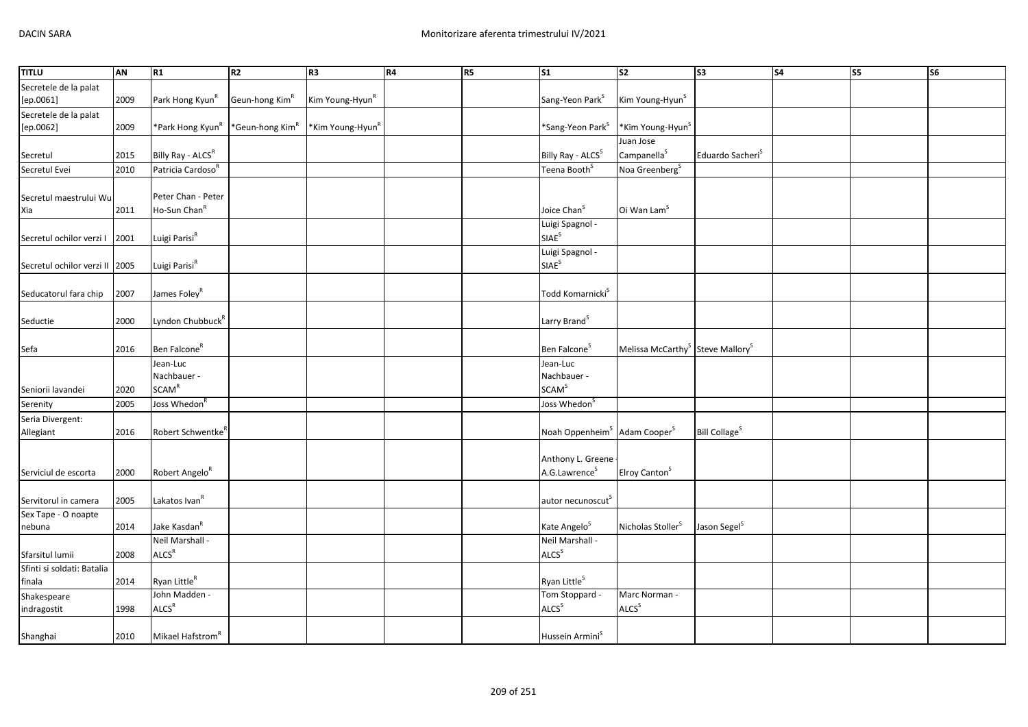| TITLU | AN | R1 | R2 | R3 | R4 | R5 | S1 | S2 | S3 | S4 | S5 | S6 |
|---|---|---|---|---|---|---|---|---|---|---|---|---|
| Secretele de la palat [ep.0061] | 2009 | Park Hong Kyun[R] | Geun-hong Kim[R] | Kim Young-Hyun[R] | | | Sang-Yeon Park[S] | Kim Young-Hyun[S] | | | | |
| Secretele de la palat [ep.0062] | 2009 | *Park Hong Kyun[R] | *Geun-hong Kim[R] | *Kim Young-Hyun[R] | | | *Sang-Yeon Park[S] | *Kim Young-Hyun[S] | | | | |
| Secretul | 2015 | Billy Ray - ALCS[R] | | | | | Billy Ray - ALCS[S] | Juan Jose Campanella[S] | Eduardo Sacheri[S] | | | |
| Secretul Evei | 2010 | Patricia Cardoso[R] | | | | | Teena Booth[S] | Noa Greenberg[S] | | | | |
| Secretul maestrului Wu Xia | 2011 | Peter Chan - Peter Ho-Sun Chan[R] | | | | | Joice Chan[S] | Oi Wan Lam[S] | | | | |
| Secretul ochilor verzi I | 2001 | Luigi Parisi[R] | | | | | Luigi Spagnol - SIAE[S] | | | | | |
| Secretul ochilor verzi II | 2005 | Luigi Parisi[R] | | | | | Luigi Spagnol - SIAE[S] | | | | | |
| Seducatorul fara chip | 2007 | James Foley[R] | | | | | Todd Komarnicki[S] | | | | | |
| Seductie | 2000 | Lyndon Chubbuck[R] | | | | | Larry Brand[S] | | | | | |
| Sefa | 2016 | Ben Falcone[R] | | | | | Ben Falcone[S] | Melissa McCarthy[S] | Steve Mallory[S] | | | |
| Seniorii lavandei | 2020 | Jean-Luc Nachbauer - SCAM[R] | | | | | Jean-Luc Nachbauer - SCAM[S] | | | | | |
| Serenity | 2005 | Joss Whedon[R] | | | | | Joss Whedon[S] | | | | | |
| Seria Divergent: Allegiant | 2016 | Robert Schwentke[R] | | | | | Noah Oppenheim[S] | Adam Cooper[S] | Bill Collage[S] | | | |
| Serviciul de escorta | 2000 | Robert Angelo[R] | | | | | Anthony L. Greene - A.G.Lawrence[S] | Elroy Canton[S] | | | | |
| Servitorul in camera | 2005 | Lakatos Ivan[R] | | | | | autor necunoscut[S] | | | | | |
| Sex Tape - O noapte nebuna | 2014 | Jake Kasdan[R] | | | | | Kate Angelo[S] | Nicholas Stoller[S] | Jason Segel[S] | | | |
| Sfarsitul lumii | 2008 | Neil Marshall - ALCS[R] | | | | | Neil Marshall - ALCS[S] | | | | | |
| Sfinti si soldati: Batalia finala | 2014 | Ryan Little[R] | | | | | Ryan Little[S] | | | | | |
| Shakespeare indragostit | 1998 | John Madden - ALCS[R] | | | | | Tom Stoppard - ALCS[S] | Marc Norman - ALCS[S] | | | | |
| Shanghai | 2010 | Mikael Hafstrom[R] | | | | | Hussein Armini[S] | | | | | |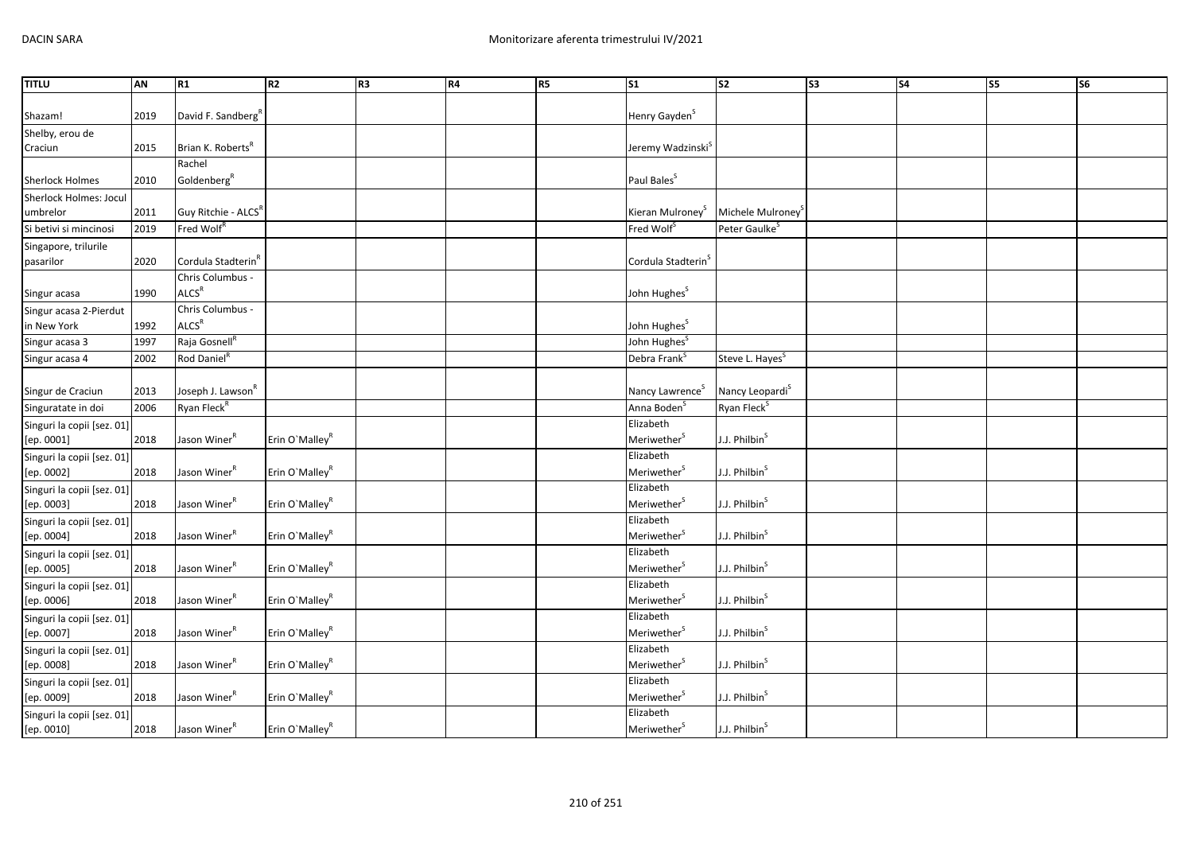| TITLU | AN | R1 | R2 | R3 | R4 | R5 | S1 | S2 | S3 | S4 | S5 | S6 |
|---|---|---|---|---|---|---|---|---|---|---|---|---|
| Shazam! | 2019 | David F. Sandberg[R] | | | | | Henry Gayden[S] | | | | | |
| Shelby, erou de Craciun | 2015 | Brian K. Roberts[R] | | | | | Jeremy Wadzinski[S] | | | | | |
| Sherlock Holmes | 2010 | Rachel Goldenberg[R] | | | | | Paul Bales[S] | | | | | |
| Sherlock Holmes: Jocul umbrelor | 2011 | Guy Ritchie - ALCS[R] | | | | | Kieran Mulroney[S] | Michele Mulroney[S] | | | | |
| Si betivi si mincinosi | 2019 | Fred Wolf[R] | | | | | Fred Wolf[S] | Peter Gaulke[S] | | | | |
| Singapore, trilurile pasarilor | 2020 | Cordula Stadterin[R] | | | | | Cordula Stadterin[S] | | | | | |
| Singur acasa | 1990 | Chris Columbus - ALCS[R] | | | | | John Hughes[S] | | | | | |
| Singur acasa 2-Pierdut in New York | 1992 | Chris Columbus - ALCS[R] | | | | | John Hughes[S] | | | | | |
| Singur acasa 3 | 1997 | Raja Gosnell[R] | | | | | John Hughes[S] | | | | | |
| Singur acasa 4 | 2002 | Rod Daniel[R] | | | | | Debra Frank[S] | Steve L. Hayes[S] | | | | |
| Singur de Craciun | 2013 | Joseph J. Lawson[R] | | | | | Nancy Lawrence[S] | Nancy Leopardi[S] | | | | |
| Singuratate in doi | 2006 | Ryan Fleck[R] | | | | | Anna Boden[S] | Ryan Fleck[S] | | | | |
| Singuri la copii [sez. 01] [ep. 0001] | 2018 | Jason Winer[R] | Erin O`Malley[R] | | | | Elizabeth Meriwether[S] | J.J. Philbin[S] | | | | |
| Singuri la copii [sez. 01] [ep. 0002] | 2018 | Jason Winer[R] | Erin O`Malley[R] | | | | Elizabeth Meriwether[S] | J.J. Philbin[S] | | | | |
| Singuri la copii [sez. 01] [ep. 0003] | 2018 | Jason Winer[R] | Erin O`Malley[R] | | | | Elizabeth Meriwether[S] | J.J. Philbin[S] | | | | |
| Singuri la copii [sez. 01] [ep. 0004] | 2018 | Jason Winer[R] | Erin O`Malley[R] | | | | Elizabeth Meriwether[S] | J.J. Philbin[S] | | | | |
| Singuri la copii [sez. 01] [ep. 0005] | 2018 | Jason Winer[R] | Erin O`Malley[R] | | | | Elizabeth Meriwether[S] | J.J. Philbin[S] | | | | |
| Singuri la copii [sez. 01] [ep. 0006] | 2018 | Jason Winer[R] | Erin O`Malley[R] | | | | Elizabeth Meriwether[S] | J.J. Philbin[S] | | | | |
| Singuri la copii [sez. 01] [ep. 0007] | 2018 | Jason Winer[R] | Erin O`Malley[R] | | | | Elizabeth Meriwether[S] | J.J. Philbin[S] | | | | |
| Singuri la copii [sez. 01] [ep. 0008] | 2018 | Jason Winer[R] | Erin O`Malley[R] | | | | Elizabeth Meriwether[S] | J.J. Philbin[S] | | | | |
| Singuri la copii [sez. 01] [ep. 0009] | 2018 | Jason Winer[R] | Erin O`Malley[R] | | | | Elizabeth Meriwether[S] | J.J. Philbin[S] | | | | |
| Singuri la copii [sez. 01] [ep. 0010] | 2018 | Jason Winer[R] | Erin O`Malley[R] | | | | Elizabeth Meriwether[S] | J.J. Philbin[S] | | | | |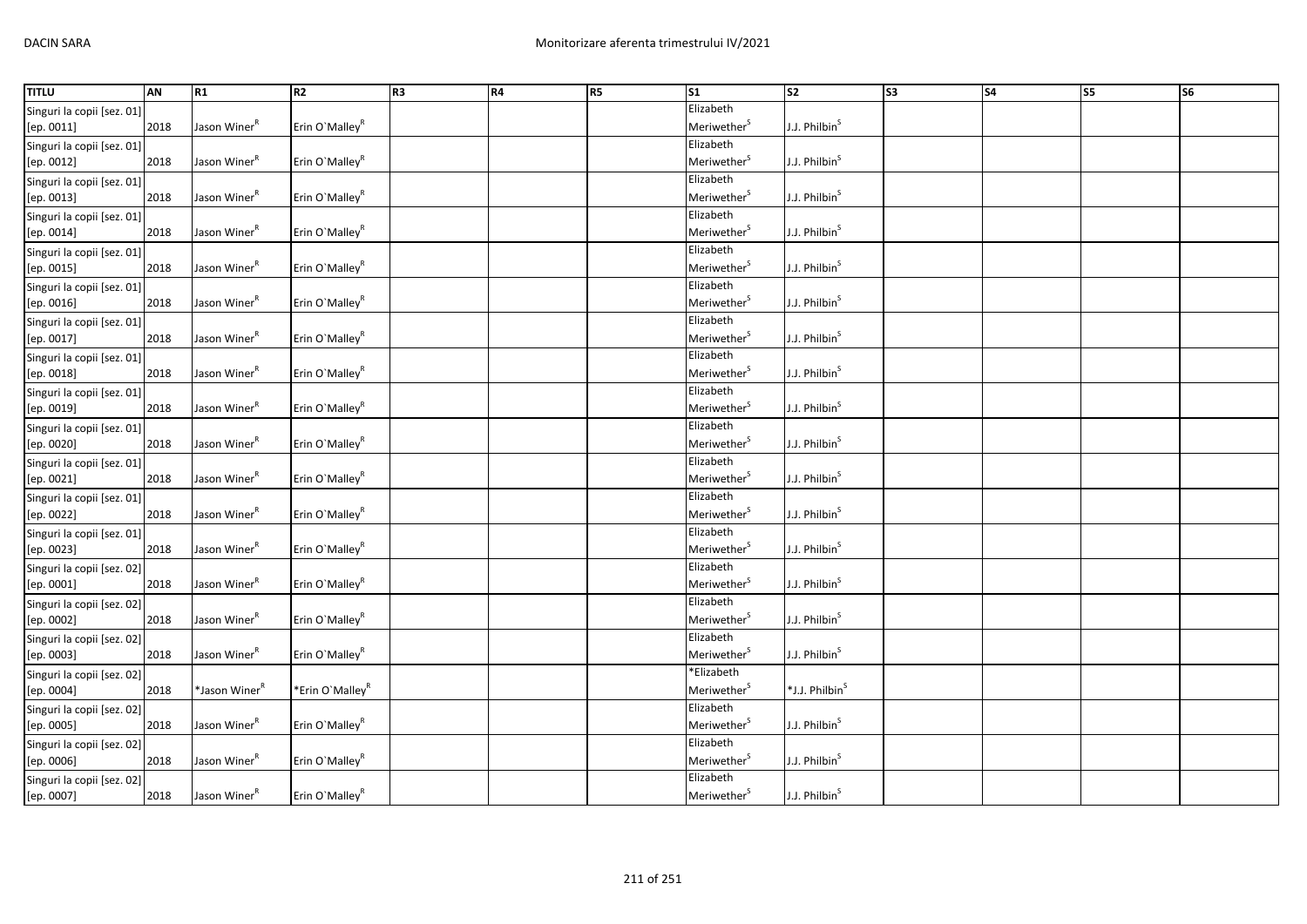| TITLU | AN | R1 | R2 | R3 | R4 | R5 | S1 | S2 | S3 | S4 | S5 | S6 |
|---|---|---|---|---|---|---|---|---|---|---|---|---|
| Singuri la copii [sez. 01] [ep. 0011] | 2018 | Jason Winer[R] | Erin O`Malley[R] | | | | Elizabeth Meriwether[S] | J.J. Philbin[S] | | | | |
| Singuri la copii [sez. 01] [ep. 0012] | 2018 | Jason Winer[R] | Erin O`Malley[R] | | | | Elizabeth Meriwether[S] | J.J. Philbin[S] | | | | |
| Singuri la copii [sez. 01] [ep. 0013] | 2018 | Jason Winer[R] | Erin O`Malley[R] | | | | Elizabeth Meriwether[S] | J.J. Philbin[S] | | | | |
| Singuri la copii [sez. 01] [ep. 0014] | 2018 | Jason Winer[R] | Erin O`Malley[R] | | | | Elizabeth Meriwether[S] | J.J. Philbin[S] | | | | |
| Singuri la copii [sez. 01] [ep. 0015] | 2018 | Jason Winer[R] | Erin O`Malley[R] | | | | Elizabeth Meriwether[S] | J.J. Philbin[S] | | | | |
| Singuri la copii [sez. 01] [ep. 0016] | 2018 | Jason Winer[R] | Erin O`Malley[R] | | | | Elizabeth Meriwether[S] | J.J. Philbin[S] | | | | |
| Singuri la copii [sez. 01] [ep. 0017] | 2018 | Jason Winer[R] | Erin O`Malley[R] | | | | Elizabeth Meriwether[S] | J.J. Philbin[S] | | | | |
| Singuri la copii [sez. 01] [ep. 0018] | 2018 | Jason Winer[R] | Erin O`Malley[R] | | | | Elizabeth Meriwether[S] | J.J. Philbin[S] | | | | |
| Singuri la copii [sez. 01] [ep. 0019] | 2018 | Jason Winer[R] | Erin O`Malley[R] | | | | Elizabeth Meriwether[S] | J.J. Philbin[S] | | | | |
| Singuri la copii [sez. 01] [ep. 0020] | 2018 | Jason Winer[R] | Erin O`Malley[R] | | | | Elizabeth Meriwether[S] | J.J. Philbin[S] | | | | |
| Singuri la copii [sez. 01] [ep. 0021] | 2018 | Jason Winer[R] | Erin O`Malley[R] | | | | Elizabeth Meriwether[S] | J.J. Philbin[S] | | | | |
| Singuri la copii [sez. 01] [ep. 0022] | 2018 | Jason Winer[R] | Erin O`Malley[R] | | | | Elizabeth Meriwether[S] | J.J. Philbin[S] | | | | |
| Singuri la copii [sez. 01] [ep. 0023] | 2018 | Jason Winer[R] | Erin O`Malley[R] | | | | Elizabeth Meriwether[S] | J.J. Philbin[S] | | | | |
| Singuri la copii [sez. 02] [ep. 0001] | 2018 | Jason Winer[R] | Erin O`Malley[R] | | | | Elizabeth Meriwether[S] | J.J. Philbin[S] | | | | |
| Singuri la copii [sez. 02] [ep. 0002] | 2018 | Jason Winer[R] | Erin O`Malley[R] | | | | Elizabeth Meriwether[S] | J.J. Philbin[S] | | | | |
| Singuri la copii [sez. 02] [ep. 0003] | 2018 | Jason Winer[R] | Erin O`Malley[R] | | | | Elizabeth Meriwether[S] | J.J. Philbin[S] | | | | |
| Singuri la copii [sez. 02] [ep. 0004] | 2018 | *Jason Winer[R] | *Erin O`Malley[R] | | | | *Elizabeth Meriwether[S] | *J.J. Philbin[S] | | | | |
| Singuri la copii [sez. 02] [ep. 0005] | 2018 | Jason Winer[R] | Erin O`Malley[R] | | | | Elizabeth Meriwether[S] | J.J. Philbin[S] | | | | |
| Singuri la copii [sez. 02] [ep. 0006] | 2018 | Jason Winer[R] | Erin O`Malley[R] | | | | Elizabeth Meriwether[S] | J.J. Philbin[S] | | | | |
| Singuri la copii [sez. 02] [ep. 0007] | 2018 | Jason Winer[R] | Erin O`Malley[R] | | | | Elizabeth Meriwether[S] | J.J. Philbin[S] | | | | |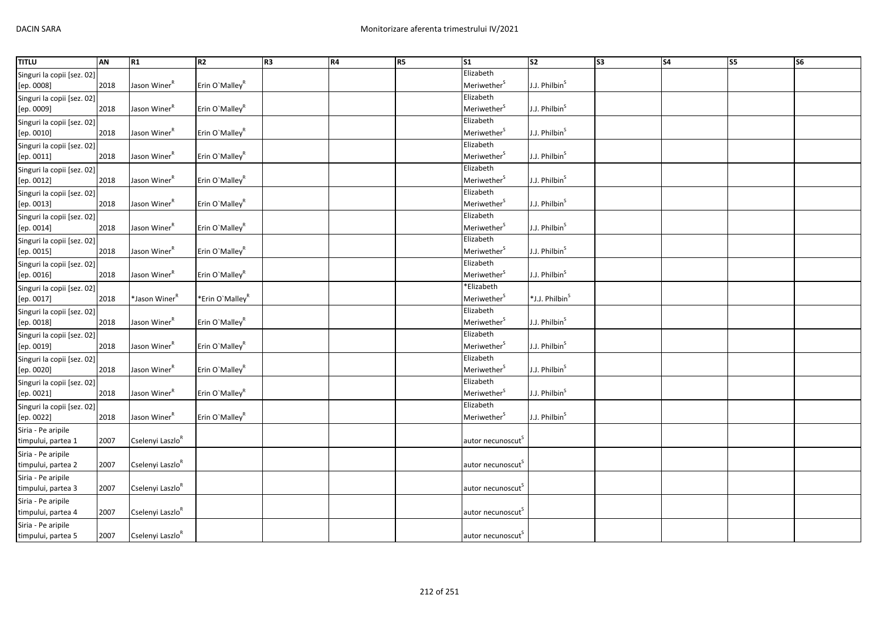| TITLU | AN | R1 | R2 | R3 | R4 | R5 | S1 | S2 | S3 | S4 | S5 | S6 |
|---|---|---|---|---|---|---|---|---|---|---|---|---|
| Singuri la copii [sez. 02] [ep. 0008] | 2018 | Jason Winer[R] | Erin O`Malley[R] | | | | Elizabeth Meriwether[S] | J.J. Philbin[S] | | | | |
| Singuri la copii [sez. 02] [ep. 0009] | 2018 | Jason Winer[R] | Erin O`Malley[R] | | | | Elizabeth Meriwether[S] | J.J. Philbin[S] | | | | |
| Singuri la copii [sez. 02] [ep. 0010] | 2018 | Jason Winer[R] | Erin O`Malley[R] | | | | Elizabeth Meriwether[S] | J.J. Philbin[S] | | | | |
| Singuri la copii [sez. 02] [ep. 0011] | 2018 | Jason Winer[R] | Erin O`Malley[R] | | | | Elizabeth Meriwether[S] | J.J. Philbin[S] | | | | |
| Singuri la copii [sez. 02] [ep. 0012] | 2018 | Jason Winer[R] | Erin O`Malley[R] | | | | Elizabeth Meriwether[S] | J.J. Philbin[S] | | | | |
| Singuri la copii [sez. 02] [ep. 0013] | 2018 | Jason Winer[R] | Erin O`Malley[R] | | | | Elizabeth Meriwether[S] | J.J. Philbin[S] | | | | |
| Singuri la copii [sez. 02] [ep. 0014] | 2018 | Jason Winer[R] | Erin O`Malley[R] | | | | Elizabeth Meriwether[S] | J.J. Philbin[S] | | | | |
| Singuri la copii [sez. 02] [ep. 0015] | 2018 | Jason Winer[R] | Erin O`Malley[R] | | | | Elizabeth Meriwether[S] | J.J. Philbin[S] | | | | |
| Singuri la copii [sez. 02] [ep. 0016] | 2018 | Jason Winer[R] | Erin O`Malley[R] | | | | Elizabeth Meriwether[S] | J.J. Philbin[S] | | | | |
| Singuri la copii [sez. 02] [ep. 0017] | 2018 | *Jason Winer[R] | *Erin O`Malley[R] | | | | *Elizabeth Meriwether[S] | *J.J. Philbin[S] | | | | |
| Singuri la copii [sez. 02] [ep. 0018] | 2018 | Jason Winer[R] | Erin O`Malley[R] | | | | Elizabeth Meriwether[S] | J.J. Philbin[S] | | | | |
| Singuri la copii [sez. 02] [ep. 0019] | 2018 | Jason Winer[R] | Erin O`Malley[R] | | | | Elizabeth Meriwether[S] | J.J. Philbin[S] | | | | |
| Singuri la copii [sez. 02] [ep. 0020] | 2018 | Jason Winer[R] | Erin O`Malley[R] | | | | Elizabeth Meriwether[S] | J.J. Philbin[S] | | | | |
| Singuri la copii [sez. 02] [ep. 0021] | 2018 | Jason Winer[R] | Erin O`Malley[R] | | | | Elizabeth Meriwether[S] | J.J. Philbin[S] | | | | |
| Singuri la copii [sez. 02] [ep. 0022] | 2018 | Jason Winer[R] | Erin O`Malley[R] | | | | Elizabeth Meriwether[S] | J.J. Philbin[S] | | | | |
| Siria - Pe aripile timpului, partea 1 | 2007 | Cselenyi Laszlo[R] | | | | | autor necunoscut[S] | | | | | |
| Siria - Pe aripile timpului, partea 2 | 2007 | Cselenyi Laszlo[R] | | | | | autor necunoscut[S] | | | | | |
| Siria - Pe aripile timpului, partea 3 | 2007 | Cselenyi Laszlo[R] | | | | | autor necunoscut[S] | | | | | |
| Siria - Pe aripile timpului, partea 4 | 2007 | Cselenyi Laszlo[R] | | | | | autor necunoscut[S] | | | | | |
| Siria - Pe aripile timpului, partea 5 | 2007 | Cselenyi Laszlo[R] | | | | | autor necunoscut[S] | | | | | |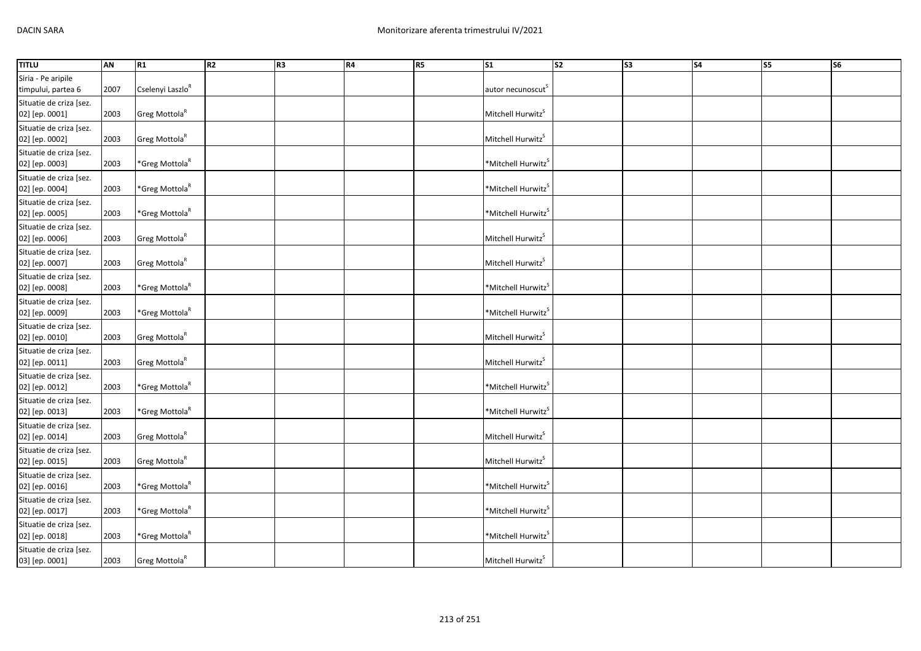| TITLU | AN | R1 | R2 | R3 | R4 | R5 | S1 | S2 | S3 | S4 | S5 | S6 |
|---|---|---|---|---|---|---|---|---|---|---|---|---|
| Siria - Pe aripile timpului, partea 6 | 2007 | Cselenyi Laszlo[R] | | | | | autor necunoscut[S] | | | | | |
| Situatie de criza [sez. 02] [ep. 0001] | 2003 | Greg Mottola[R] | | | | | Mitchell Hurwitz[S] | | | | | |
| Situatie de criza [sez. 02] [ep. 0002] | 2003 | Greg Mottola[R] | | | | | Mitchell Hurwitz[S] | | | | | |
| Situatie de criza [sez. 02] [ep. 0003] | 2003 | *Greg Mottola[R] | | | | | *Mitchell Hurwitz[S] | | | | | |
| Situatie de criza [sez. 02] [ep. 0004] | 2003 | *Greg Mottola[R] | | | | | *Mitchell Hurwitz[S] | | | | | |
| Situatie de criza [sez. 02] [ep. 0005] | 2003 | *Greg Mottola[R] | | | | | *Mitchell Hurwitz[S] | | | | | |
| Situatie de criza [sez. 02] [ep. 0006] | 2003 | Greg Mottola[R] | | | | | Mitchell Hurwitz[S] | | | | | |
| Situatie de criza [sez. 02] [ep. 0007] | 2003 | Greg Mottola[R] | | | | | Mitchell Hurwitz[S] | | | | | |
| Situatie de criza [sez. 02] [ep. 0008] | 2003 | *Greg Mottola[R] | | | | | *Mitchell Hurwitz[S] | | | | | |
| Situatie de criza [sez. 02] [ep. 0009] | 2003 | *Greg Mottola[R] | | | | | *Mitchell Hurwitz[S] | | | | | |
| Situatie de criza [sez. 02] [ep. 0010] | 2003 | Greg Mottola[R] | | | | | Mitchell Hurwitz[S] | | | | | |
| Situatie de criza [sez. 02] [ep. 0011] | 2003 | Greg Mottola[R] | | | | | Mitchell Hurwitz[S] | | | | | |
| Situatie de criza [sez. 02] [ep. 0012] | 2003 | *Greg Mottola[R] | | | | | *Mitchell Hurwitz[S] | | | | | |
| Situatie de criza [sez. 02] [ep. 0013] | 2003 | *Greg Mottola[R] | | | | | *Mitchell Hurwitz[S] | | | | | |
| Situatie de criza [sez. 02] [ep. 0014] | 2003 | Greg Mottola[R] | | | | | Mitchell Hurwitz[S] | | | | | |
| Situatie de criza [sez. 02] [ep. 0015] | 2003 | Greg Mottola[R] | | | | | Mitchell Hurwitz[S] | | | | | |
| Situatie de criza [sez. 02] [ep. 0016] | 2003 | *Greg Mottola[R] | | | | | *Mitchell Hurwitz[S] | | | | | |
| Situatie de criza [sez. 02] [ep. 0017] | 2003 | *Greg Mottola[R] | | | | | *Mitchell Hurwitz[S] | | | | | |
| Situatie de criza [sez. 02] [ep. 0018] | 2003 | *Greg Mottola[R] | | | | | *Mitchell Hurwitz[S] | | | | | |
| Situatie de criza [sez. 03] [ep. 0001] | 2003 | Greg Mottola[R] | | | | | Mitchell Hurwitz[S] | | | | | |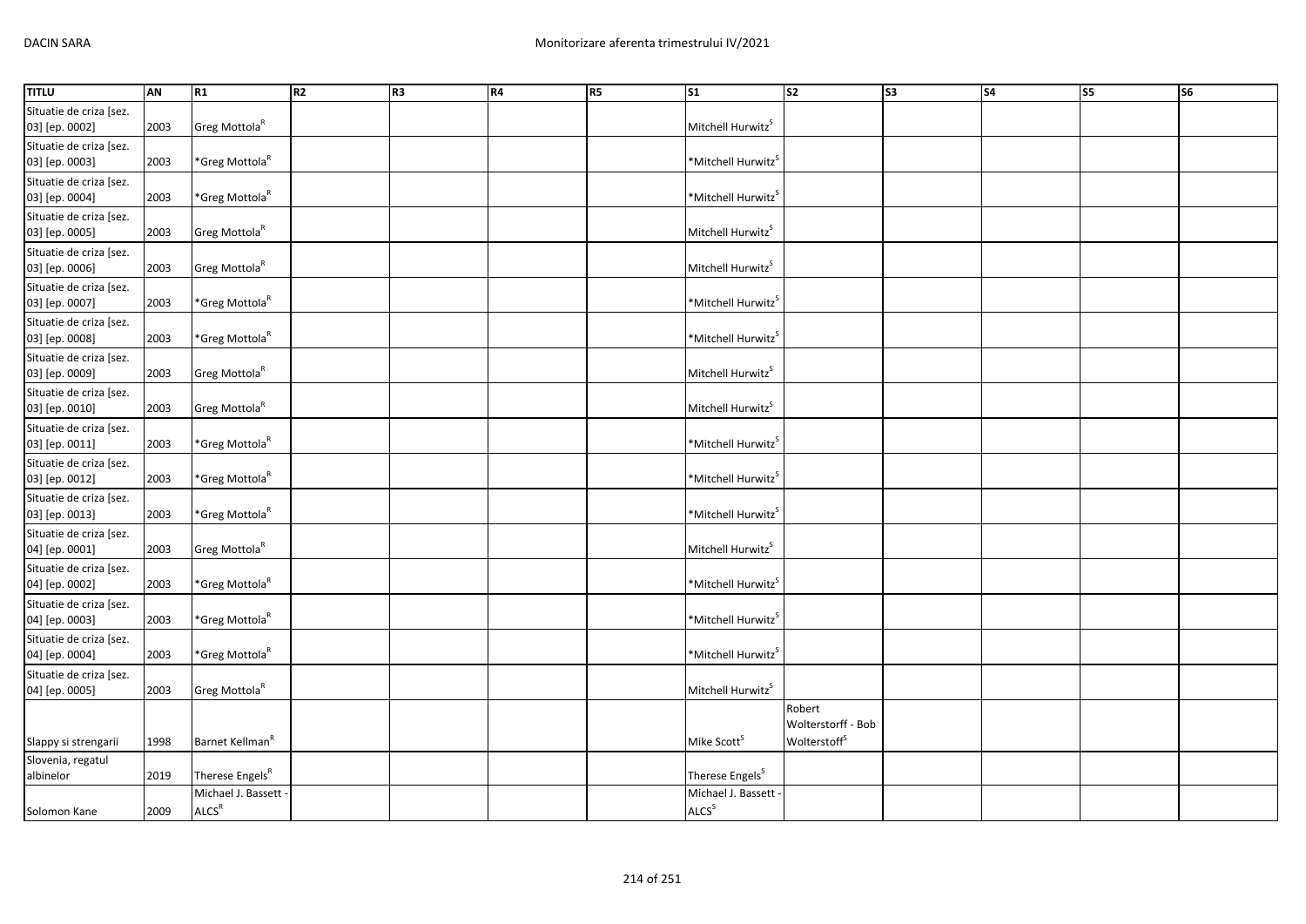| TITLU | AN | R1 | R2 | R3 | R4 | R5 | S1 | S2 | S3 | S4 | S5 | S6 |
|---|---|---|---|---|---|---|---|---|---|---|---|---|
| Situatie de criza [sez. 03] [ep. 0002] | 2003 | Greg Mottola[R] | | | | | Mitchell Hurwitz[S] | | | | | |
| Situatie de criza [sez. 03] [ep. 0003] | 2003 | *Greg Mottola[R] | | | | | *Mitchell Hurwitz[S] | | | | | |
| Situatie de criza [sez. 03] [ep. 0004] | 2003 | *Greg Mottola[R] | | | | | *Mitchell Hurwitz[S] | | | | | |
| Situatie de criza [sez. 03] [ep. 0005] | 2003 | Greg Mottola[R] | | | | | Mitchell Hurwitz[S] | | | | | |
| Situatie de criza [sez. 03] [ep. 0006] | 2003 | Greg Mottola[R] | | | | | Mitchell Hurwitz[S] | | | | | |
| Situatie de criza [sez. 03] [ep. 0007] | 2003 | *Greg Mottola[R] | | | | | *Mitchell Hurwitz[S] | | | | | |
| Situatie de criza [sez. 03] [ep. 0008] | 2003 | *Greg Mottola[R] | | | | | *Mitchell Hurwitz[S] | | | | | |
| Situatie de criza [sez. 03] [ep. 0009] | 2003 | Greg Mottola[R] | | | | | Mitchell Hurwitz[S] | | | | | |
| Situatie de criza [sez. 03] [ep. 0010] | 2003 | Greg Mottola[R] | | | | | Mitchell Hurwitz[S] | | | | | |
| Situatie de criza [sez. 03] [ep. 0011] | 2003 | *Greg Mottola[R] | | | | | *Mitchell Hurwitz[S] | | | | | |
| Situatie de criza [sez. 03] [ep. 0012] | 2003 | *Greg Mottola[R] | | | | | *Mitchell Hurwitz[S] | | | | | |
| Situatie de criza [sez. 03] [ep. 0013] | 2003 | *Greg Mottola[R] | | | | | *Mitchell Hurwitz[S] | | | | | |
| Situatie de criza [sez. 04] [ep. 0001] | 2003 | Greg Mottola[R] | | | | | Mitchell Hurwitz[S] | | | | | |
| Situatie de criza [sez. 04] [ep. 0002] | 2003 | *Greg Mottola[R] | | | | | *Mitchell Hurwitz[S] | | | | | |
| Situatie de criza [sez. 04] [ep. 0003] | 2003 | *Greg Mottola[R] | | | | | *Mitchell Hurwitz[S] | | | | | |
| Situatie de criza [sez. 04] [ep. 0004] | 2003 | *Greg Mottola[R] | | | | | *Mitchell Hurwitz[S] | | | | | |
| Situatie de criza [sez. 04] [ep. 0005] | 2003 | Greg Mottola[R] | | | | | Mitchell Hurwitz[S] | | | | | |
| Slappy si strengarii | 1998 | Barnet Kellman[R] | | | | | Mike Scott[S] | Robert Wolterstorff - Bob Wolterstoff[S] | | | | |
| Slovenia, regatul albinelor | 2019 | Therese Engels[R] | | | | | Therese Engels[S] | | | | | |
| Solomon Kane | 2009 | Michael J. Bassett - ALCS[R] | | | | | Michael J. Bassett - ALCS[S] | | | | | |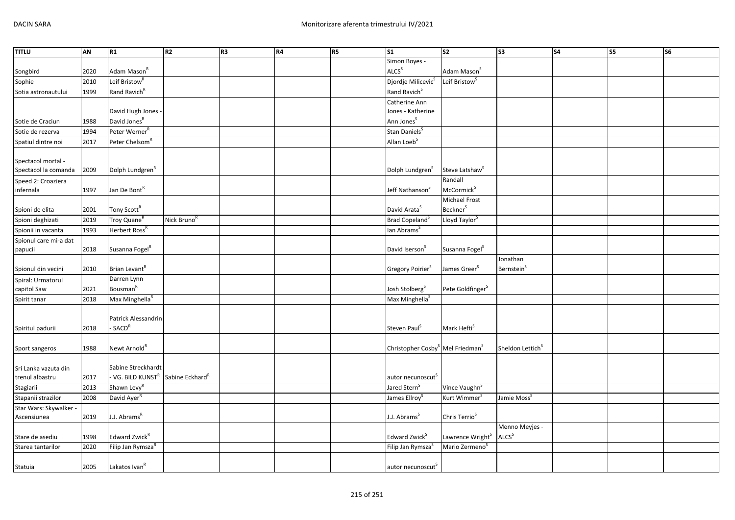| TITLU | AN | R1 | R2 | R3 | R4 | R5 | S1 | S2 | S3 | S4 | S5 | S6 |
|---|---|---|---|---|---|---|---|---|---|---|---|---|
| Songbird | 2020 | Adam Mason[R] | | | | | Simon Boyes - ALCS[S] | Adam Mason[S] | | | | |
| Sophie | 2010 | Leif Bristow[R] | | | | | Djordje Milicevic[S] | Leif Bristow[S] | | | | |
| Sotia astronautului | 1999 | Rand Ravich[R] | | | | | Rand Ravich[S] | | | | | |
| Sotie de Craciun | 1988 | David Hugh Jones - David Jones[R] | | | | | Catherine Ann Jones - Katherine Ann Jones[S] | | | | | |
| Sotie de rezerva | 1994 | Peter Werner[R] | | | | | Stan Daniels[S] | | | | | |
| Spatiul dintre noi | 2017 | Peter Chelsom[R] | | | | | Allan Loeb[S] | | | | | |
| Spectacol mortal - Spectacol la comanda | 2009 | Dolph Lundgren[R] | | | | | Dolph Lundgren[S] | Steve Latshaw[S] | | | | |
| Speed 2: Croaziera infernala | 1997 | Jan De Bont[R] | | | | | Jeff Nathanson[S] | Randall McCormick[S] | | | | |
| Spioni de elita | 2001 | Tony Scott[R] | | | | | David Arata[S] | Michael Frost Beckner[S] | | | | |
| Spioni deghizati | 2019 | Troy Quane[R] | Nick Bruno[R] | | | | Brad Copeland[S] | Lloyd Taylor[S] | | | | |
| Spionii in vacanta | 1993 | Herbert Ross[R] | | | | | Ian Abrams[S] | | | | | |
| Spionul care mi-a dat papucii | 2018 | Susanna Fogel[R] | | | | | David Iserson[S] | Susanna Fogel[S] | | | | |
| Spionul din vecini | 2010 | Brian Levant[R] | | | | | Gregory Poirier[S] | James Greer[S] | Jonathan Bernstein[S] | | | |
| Spiral: Urmatorul capitol Saw | 2021 | Darren Lynn Bousman[R] | | | | | Josh Stolberg[S] | Pete Goldfinger[S] | | | | |
| Spirit tanar | 2018 | Max Minghella[R] | | | | | Max Minghella[S] | | | | | |
| Spiritul padurii | 2018 | Patrick Alessandrin - SACD[R] | | | | | Steven Paul[S] | Mark Hefti[S] | | | | |
| Sport sangeros | 1988 | Newt Arnold[R] | | | | | Christopher Cosby[S] | Mel Friedman[S] | Sheldon Lettich[S] | | | |
| Sri Lanka vazuta din trenul albastru | 2017 | Sabine Streckhardt - VG. BILD KUNST[R] | Sabine Eckhard[R] | | | | autor necunoscut[S] | | | | | |
| Stagiarii | 2013 | Shawn Levy[R] | | | | | Jared Stern[S] | Vince Vaughn[S] | | | | |
| Stapanii strazilor | 2008 | David Ayer[R] | | | | | James Ellroy[S] | Kurt Wimmer[S] | Jamie Moss[S] | | | |
| Star Wars: Skywalker - Ascensiunea | 2019 | J.J. Abrams[R] | | | | | J.J. Abrams[S] | Chris Terrio[S] | | | | |
| Stare de asediu | 1998 | Edward Zwick[R] | | | | | Edward Zwick[S] | Lawrence Wright[S] | Menno Meyjes - ALCS[S] | | | |
| Starea tantarilor | 2020 | Filip Jan Rymsza[R] | | | | | Filip Jan Rymsza[S] | Mario Zermeno[S] | | | | |
| Statuia | 2005 | Lakatos Ivan[R] | | | | | autor necunoscut[S] | | | | | |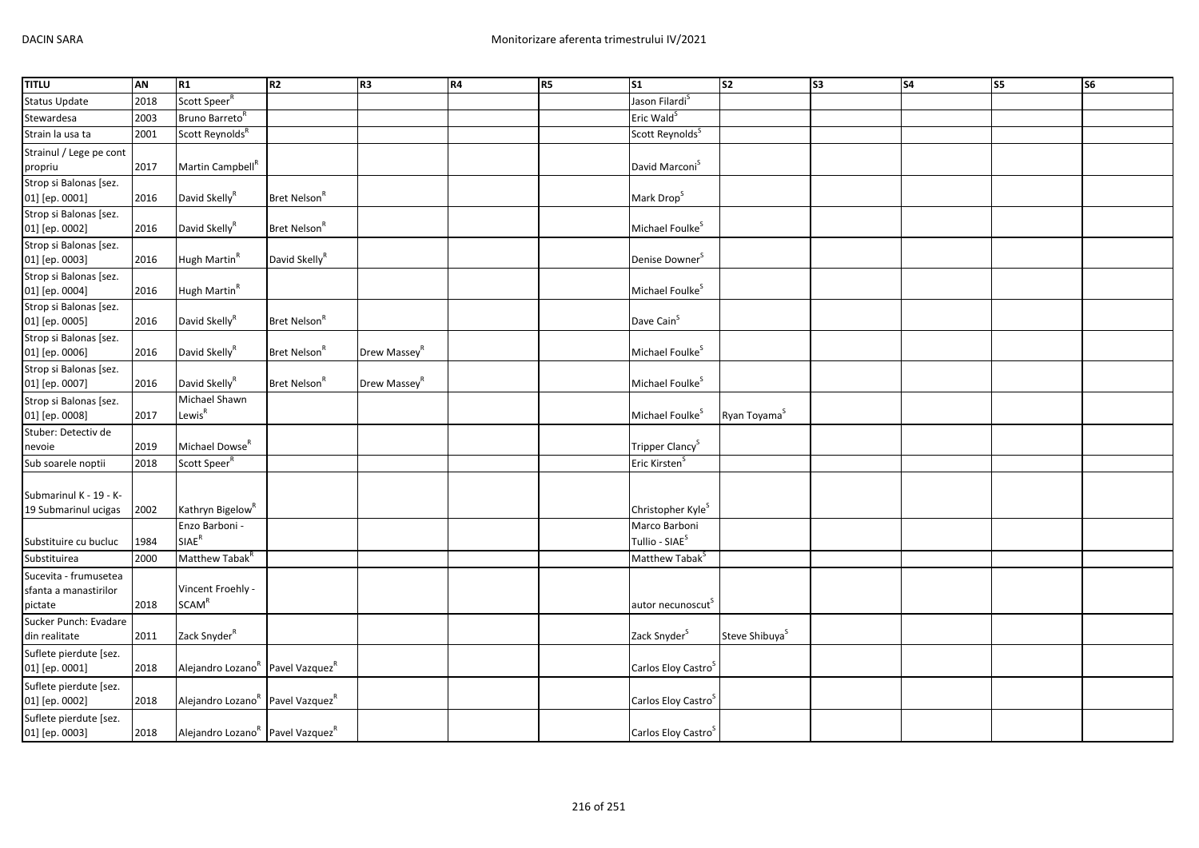| TITLU | AN | R1 | R2 | R3 | R4 | R5 | S1 | S2 | S3 | S4 | S5 | S6 |
|---|---|---|---|---|---|---|---|---|---|---|---|---|
| Status Update | 2018 | Scott Speer[R] | | | | | Jason Filardi[S] | | | | | |
| Stewardesa | 2003 | Bruno Barreto[R] | | | | | Eric Wald[S] | | | | | |
| Strain la usa ta | 2001 | Scott Reynolds[R] | | | | | Scott Reynolds[S] | | | | | |
| Strainul / Lege pe cont propriu | 2017 | Martin Campbell[R] | | | | | David Marconi[S] | | | | | |
| Strop si Balonas [sez. 01] [ep. 0001] | 2016 | David Skelly[R] | Bret Nelson[R] | | | | Mark Drop[S] | | | | | |
| Strop si Balonas [sez. 01] [ep. 0002] | 2016 | David Skelly[R] | Bret Nelson[R] | | | | Michael Foulke[S] | | | | | |
| Strop si Balonas [sez. 01] [ep. 0003] | 2016 | Hugh Martin[R] | David Skelly[R] | | | | Denise Downer[S] | | | | | |
| Strop si Balonas [sez. 01] [ep. 0004] | 2016 | Hugh Martin[R] | | | | | Michael Foulke[S] | | | | | |
| Strop si Balonas [sez. 01] [ep. 0005] | 2016 | David Skelly[R] | Bret Nelson[R] | | | | Dave Cain[S] | | | | | |
| Strop si Balonas [sez. 01] [ep. 0006] | 2016 | David Skelly[R] | Bret Nelson[R] | Drew Massey[R] | | | Michael Foulke[S] | | | | | |
| Strop si Balonas [sez. 01] [ep. 0007] | 2016 | David Skelly[R] | Bret Nelson[R] | Drew Massey[R] | | | Michael Foulke[S] | | | | | |
| Strop si Balonas [sez. 01] [ep. 0008] | 2017 | Michael Shawn Lewis[R] | | | | | Michael Foulke[S] | Ryan Toyama[S] | | | | |
| Stuber: Detectiv de nevoie | 2019 | Michael Dowse[R] | | | | | Tripper Clancy[S] | | | | | |
| Sub soarele noptii | 2018 | Scott Speer[R] | | | | | Eric Kirsten[S] | | | | | |
| Submarinul K - 19 - K-19 Submarinul ucigas | 2002 | Kathryn Bigelow[R] | | | | | Christopher Kyle[S] | | | | | |
| Substituire cu bucluc | 1984 | Enzo Barboni - SIAE[R] | | | | | Marco Barboni Tullio - SIAE[S] | | | | | |
| Substituirea | 2000 | Matthew Tabak[R] | | | | | Matthew Tabak[S] | | | | | |
| Sucevita - frumusetea sfanta a manastirilor pictate | 2018 | Vincent Froehly - SCAM[R] | | | | | autor necunoscut[S] | | | | | |
| Sucker Punch: Evadare din realitate | 2011 | Zack Snyder[R] | | | | | Zack Snyder[S] | Steve Shibuya[S] | | | | |
| Suflete pierdute [sez. 01] [ep. 0001] | 2018 | Alejandro Lozano[R] | Pavel Vazquez[R] | | | | Carlos Eloy Castro[S] | | | | | |
| Suflete pierdute [sez. 01] [ep. 0002] | 2018 | Alejandro Lozano[R] | Pavel Vazquez[R] | | | | Carlos Eloy Castro[S] | | | | | |
| Suflete pierdute [sez. 01] [ep. 0003] | 2018 | Alejandro Lozano[R] | Pavel Vazquez[R] | | | | Carlos Eloy Castro[S] | | | | | |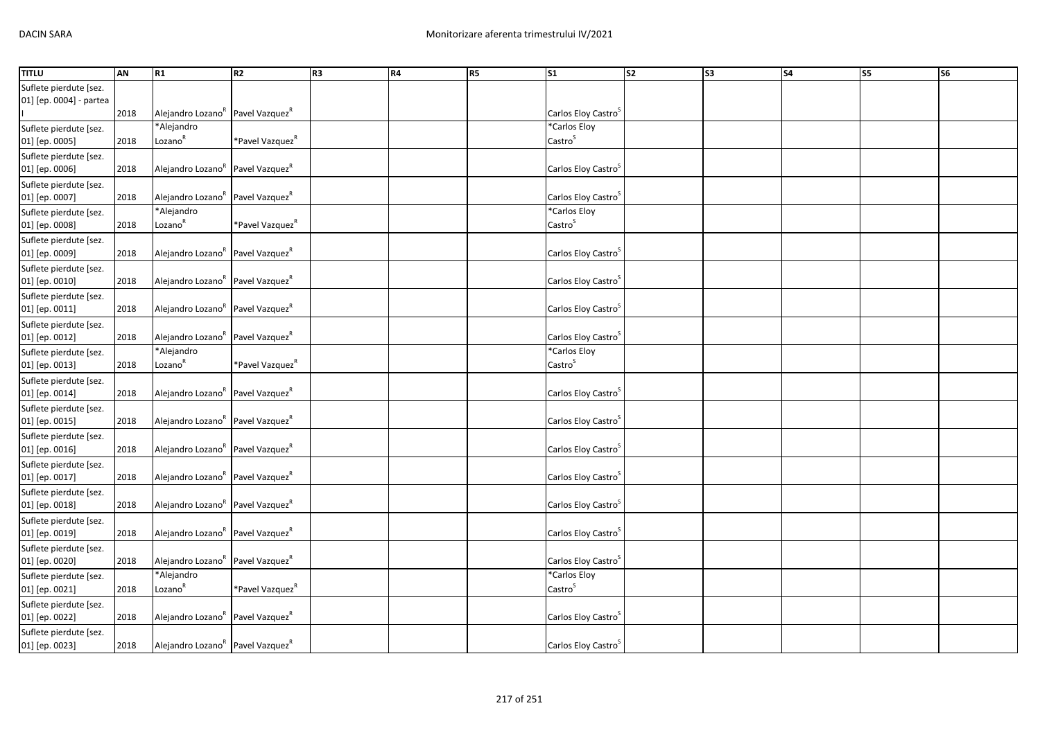| TITLU | AN | R1 | R2 | R3 | R4 | R5 | S1 | S2 | S3 | S4 | S5 | S6 |
|---|---|---|---|---|---|---|---|---|---|---|---|---|
| Suflete pierdute [sez. 01] [ep. 0004] - partea I | 2018 | Alejandro Lozano[R] | Pavel Vazquez[R] | | | | Carlos Eloy Castro[S] | | | | | |
| Suflete pierdute [sez. 01] [ep. 0005] | 2018 | *Alejandro Lozano[R] | *Pavel Vazquez[R] | | | | *Carlos Eloy Castro[S] | | | | | |
| Suflete pierdute [sez. 01] [ep. 0006] | 2018 | Alejandro Lozano[R] | Pavel Vazquez[R] | | | | Carlos Eloy Castro[S] | | | | | |
| Suflete pierdute [sez. 01] [ep. 0007] | 2018 | Alejandro Lozano[R] | Pavel Vazquez[R] | | | | Carlos Eloy Castro[S] | | | | | |
| Suflete pierdute [sez. 01] [ep. 0008] | 2018 | *Alejandro Lozano[R] | *Pavel Vazquez[R] | | | | *Carlos Eloy Castro[S] | | | | | |
| Suflete pierdute [sez. 01] [ep. 0009] | 2018 | Alejandro Lozano[R] | Pavel Vazquez[R] | | | | Carlos Eloy Castro[S] | | | | | |
| Suflete pierdute [sez. 01] [ep. 0010] | 2018 | Alejandro Lozano[R] | Pavel Vazquez[R] | | | | Carlos Eloy Castro[S] | | | | | |
| Suflete pierdute [sez. 01] [ep. 0011] | 2018 | Alejandro Lozano[R] | Pavel Vazquez[R] | | | | Carlos Eloy Castro[S] | | | | | |
| Suflete pierdute [sez. 01] [ep. 0012] | 2018 | Alejandro Lozano[R] | Pavel Vazquez[R] | | | | Carlos Eloy Castro[S] | | | | | |
| Suflete pierdute [sez. 01] [ep. 0013] | 2018 | *Alejandro Lozano[R] | *Pavel Vazquez[R] | | | | *Carlos Eloy Castro[S] | | | | | |
| Suflete pierdute [sez. 01] [ep. 0014] | 2018 | Alejandro Lozano[R] | Pavel Vazquez[R] | | | | Carlos Eloy Castro[S] | | | | | |
| Suflete pierdute [sez. 01] [ep. 0015] | 2018 | Alejandro Lozano[R] | Pavel Vazquez[R] | | | | Carlos Eloy Castro[S] | | | | | |
| Suflete pierdute [sez. 01] [ep. 0016] | 2018 | Alejandro Lozano[R] | Pavel Vazquez[R] | | | | Carlos Eloy Castro[S] | | | | | |
| Suflete pierdute [sez. 01] [ep. 0017] | 2018 | Alejandro Lozano[R] | Pavel Vazquez[R] | | | | Carlos Eloy Castro[S] | | | | | |
| Suflete pierdute [sez. 01] [ep. 0018] | 2018 | Alejandro Lozano[R] | Pavel Vazquez[R] | | | | Carlos Eloy Castro[S] | | | | | |
| Suflete pierdute [sez. 01] [ep. 0019] | 2018 | Alejandro Lozano[R] | Pavel Vazquez[R] | | | | Carlos Eloy Castro[S] | | | | | |
| Suflete pierdute [sez. 01] [ep. 0020] | 2018 | Alejandro Lozano[R] | Pavel Vazquez[R] | | | | Carlos Eloy Castro[S] | | | | | |
| Suflete pierdute [sez. 01] [ep. 0021] | 2018 | *Alejandro Lozano[R] | *Pavel Vazquez[R] | | | | *Carlos Eloy Castro[S] | | | | | |
| Suflete pierdute [sez. 01] [ep. 0022] | 2018 | Alejandro Lozano[R] | Pavel Vazquez[R] | | | | Carlos Eloy Castro[S] | | | | | |
| Suflete pierdute [sez. 01] [ep. 0023] | 2018 | Alejandro Lozano[R] | Pavel Vazquez[R] | | | | Carlos Eloy Castro[S] | | | | | |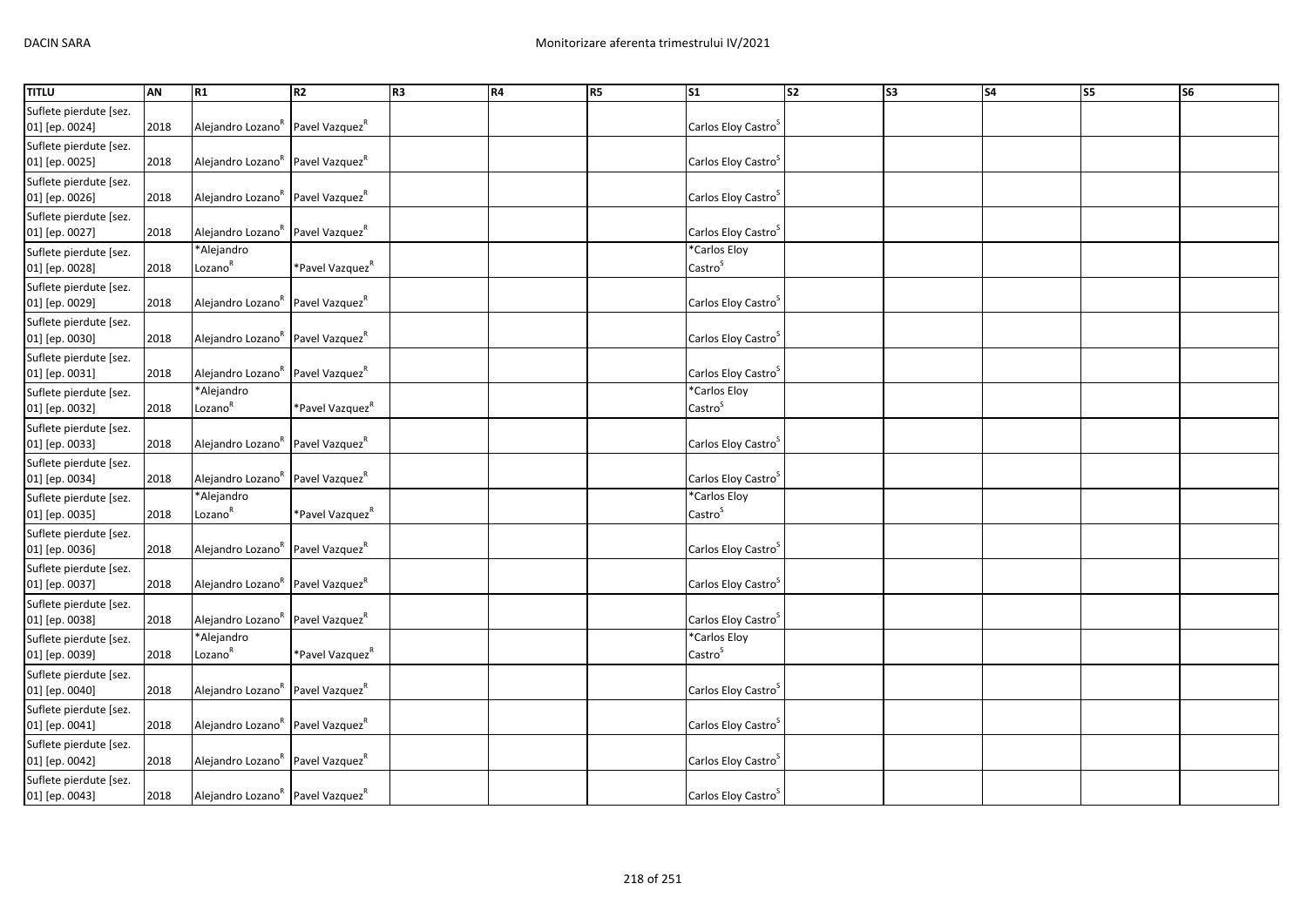| TITLU | AN | R1 | R2 | R3 | R4 | R5 | S1 | S2 | S3 | S4 | S5 | S6 |
|---|---|---|---|---|---|---|---|---|---|---|---|---|
| Suflete pierdute [sez. 01] [ep. 0024] | 2018 | Alejandro Lozano[R] | Pavel Vazquez[R] | | | | Carlos Eloy Castro[S] | | | | | |
| Suflete pierdute [sez. 01] [ep. 0025] | 2018 | Alejandro Lozano[R] | Pavel Vazquez[R] | | | | Carlos Eloy Castro[S] | | | | | |
| Suflete pierdute [sez. 01] [ep. 0026] | 2018 | Alejandro Lozano[R] | Pavel Vazquez[R] | | | | Carlos Eloy Castro[S] | | | | | |
| Suflete pierdute [sez. 01] [ep. 0027] | 2018 | Alejandro Lozano[R] | Pavel Vazquez[R] | | | | Carlos Eloy Castro[S] | | | | | |
| Suflete pierdute [sez. 01] [ep. 0028] | 2018 | *Alejandro Lozano[R] | *Pavel Vazquez[R] | | | | *Carlos Eloy Castro[S] | | | | | |
| Suflete pierdute [sez. 01] [ep. 0029] | 2018 | Alejandro Lozano[R] | Pavel Vazquez[R] | | | | Carlos Eloy Castro[S] | | | | | |
| Suflete pierdute [sez. 01] [ep. 0030] | 2018 | Alejandro Lozano[R] | Pavel Vazquez[R] | | | | Carlos Eloy Castro[S] | | | | | |
| Suflete pierdute [sez. 01] [ep. 0031] | 2018 | Alejandro Lozano[R] | Pavel Vazquez[R] | | | | Carlos Eloy Castro[S] | | | | | |
| Suflete pierdute [sez. 01] [ep. 0032] | 2018 | *Alejandro Lozano[R] | *Pavel Vazquez[R] | | | | *Carlos Eloy Castro[S] | | | | | |
| Suflete pierdute [sez. 01] [ep. 0033] | 2018 | Alejandro Lozano[R] | Pavel Vazquez[R] | | | | Carlos Eloy Castro[S] | | | | | |
| Suflete pierdute [sez. 01] [ep. 0034] | 2018 | Alejandro Lozano[R] | Pavel Vazquez[R] | | | | Carlos Eloy Castro[S] | | | | | |
| Suflete pierdute [sez. 01] [ep. 0035] | 2018 | *Alejandro Lozano[R] | *Pavel Vazquez[R] | | | | *Carlos Eloy Castro[S] | | | | | |
| Suflete pierdute [sez. 01] [ep. 0036] | 2018 | Alejandro Lozano[R] | Pavel Vazquez[R] | | | | Carlos Eloy Castro[S] | | | | | |
| Suflete pierdute [sez. 01] [ep. 0037] | 2018 | Alejandro Lozano[R] | Pavel Vazquez[R] | | | | Carlos Eloy Castro[S] | | | | | |
| Suflete pierdute [sez. 01] [ep. 0038] | 2018 | Alejandro Lozano[R] | Pavel Vazquez[R] | | | | Carlos Eloy Castro[S] | | | | | |
| Suflete pierdute [sez. 01] [ep. 0039] | 2018 | *Alejandro Lozano[R] | *Pavel Vazquez[R] | | | | *Carlos Eloy Castro[S] | | | | | |
| Suflete pierdute [sez. 01] [ep. 0040] | 2018 | Alejandro Lozano[R] | Pavel Vazquez[R] | | | | Carlos Eloy Castro[S] | | | | | |
| Suflete pierdute [sez. 01] [ep. 0041] | 2018 | Alejandro Lozano[R] | Pavel Vazquez[R] | | | | Carlos Eloy Castro[S] | | | | | |
| Suflete pierdute [sez. 01] [ep. 0042] | 2018 | Alejandro Lozano[R] | Pavel Vazquez[R] | | | | Carlos Eloy Castro[S] | | | | | |
| Suflete pierdute [sez. 01] [ep. 0043] | 2018 | Alejandro Lozano[R] | Pavel Vazquez[R] | | | | Carlos Eloy Castro[S] | | | | | |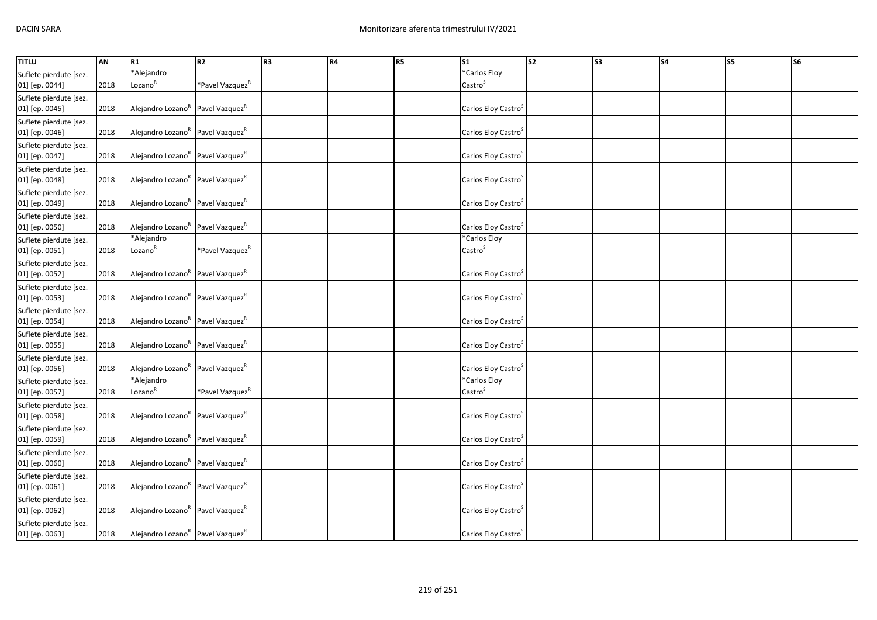| TITLU | AN | R1 | R2 | R3 | R4 | R5 | S1 | S2 | S3 | S4 | S5 | S6 |
|---|---|---|---|---|---|---|---|---|---|---|---|---|
| Suflete pierdute [sez. 01] [ep. 0044] | 2018 | *Alejandro Lozano[R] | *Pavel Vazquez[R] | | | | *Carlos Eloy Castro[S] | | | | | |
| Suflete pierdute [sez. 01] [ep. 0045] | 2018 | Alejandro Lozano[R] | Pavel Vazquez[R] | | | | Carlos Eloy Castro[S] | | | | | |
| Suflete pierdute [sez. 01] [ep. 0046] | 2018 | Alejandro Lozano[R] | Pavel Vazquez[R] | | | | Carlos Eloy Castro[S] | | | | | |
| Suflete pierdute [sez. 01] [ep. 0047] | 2018 | Alejandro Lozano[R] | Pavel Vazquez[R] | | | | Carlos Eloy Castro[S] | | | | | |
| Suflete pierdute [sez. 01] [ep. 0048] | 2018 | Alejandro Lozano[R] | Pavel Vazquez[R] | | | | Carlos Eloy Castro[S] | | | | | |
| Suflete pierdute [sez. 01] [ep. 0049] | 2018 | Alejandro Lozano[R] | Pavel Vazquez[R] | | | | Carlos Eloy Castro[S] | | | | | |
| Suflete pierdute [sez. 01] [ep. 0050] | 2018 | Alejandro Lozano[R] | Pavel Vazquez[R] | | | | Carlos Eloy Castro[S] | | | | | |
| Suflete pierdute [sez. 01] [ep. 0051] | 2018 | *Alejandro Lozano[R] | *Pavel Vazquez[R] | | | | *Carlos Eloy Castro[S] | | | | | |
| Suflete pierdute [sez. 01] [ep. 0052] | 2018 | Alejandro Lozano[R] | Pavel Vazquez[R] | | | | Carlos Eloy Castro[S] | | | | | |
| Suflete pierdute [sez. 01] [ep. 0053] | 2018 | Alejandro Lozano[R] | Pavel Vazquez[R] | | | | Carlos Eloy Castro[S] | | | | | |
| Suflete pierdute [sez. 01] [ep. 0054] | 2018 | Alejandro Lozano[R] | Pavel Vazquez[R] | | | | Carlos Eloy Castro[S] | | | | | |
| Suflete pierdute [sez. 01] [ep. 0055] | 2018 | Alejandro Lozano[R] | Pavel Vazquez[R] | | | | Carlos Eloy Castro[S] | | | | | |
| Suflete pierdute [sez. 01] [ep. 0056] | 2018 | Alejandro Lozano[R] | Pavel Vazquez[R] | | | | Carlos Eloy Castro[S] | | | | | |
| Suflete pierdute [sez. 01] [ep. 0057] | 2018 | *Alejandro Lozano[R] | *Pavel Vazquez[R] | | | | *Carlos Eloy Castro[S] | | | | | |
| Suflete pierdute [sez. 01] [ep. 0058] | 2018 | Alejandro Lozano[R] | Pavel Vazquez[R] | | | | Carlos Eloy Castro[S] | | | | | |
| Suflete pierdute [sez. 01] [ep. 0059] | 2018 | Alejandro Lozano[R] | Pavel Vazquez[R] | | | | Carlos Eloy Castro[S] | | | | | |
| Suflete pierdute [sez. 01] [ep. 0060] | 2018 | Alejandro Lozano[R] | Pavel Vazquez[R] | | | | Carlos Eloy Castro[S] | | | | | |
| Suflete pierdute [sez. 01] [ep. 0061] | 2018 | Alejandro Lozano[R] | Pavel Vazquez[R] | | | | Carlos Eloy Castro[S] | | | | | |
| Suflete pierdute [sez. 01] [ep. 0062] | 2018 | Alejandro Lozano[R] | Pavel Vazquez[R] | | | | Carlos Eloy Castro[S] | | | | | |
| Suflete pierdute [sez. 01] [ep. 0063] | 2018 | Alejandro Lozano[R] | Pavel Vazquez[R] | | | | Carlos Eloy Castro[S] | | | | | |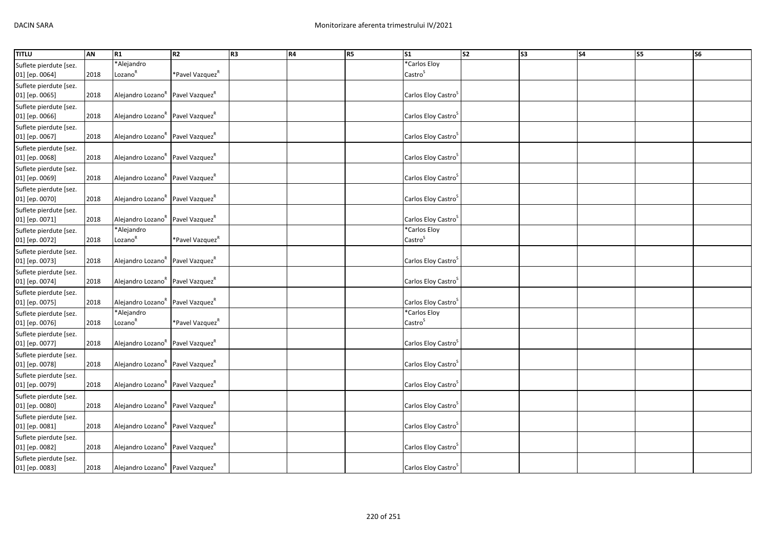| TITLU | AN | R1 | R2 | R3 | R4 | R5 | S1 | S2 | S3 | S4 | S5 | S6 |
|---|---|---|---|---|---|---|---|---|---|---|---|---|
| Suflete pierdute [sez. 01] [ep. 0064] | 2018 | *Alejandro Lozano[R] | *Pavel Vazquez[R] | | | | *Carlos Eloy Castro[S] | | | | | |
| Suflete pierdute [sez. 01] [ep. 0065] | 2018 | Alejandro Lozano[R] | Pavel Vazquez[R] | | | | Carlos Eloy Castro[S] | | | | | |
| Suflete pierdute [sez. 01] [ep. 0066] | 2018 | Alejandro Lozano[R] | Pavel Vazquez[R] | | | | Carlos Eloy Castro[S] | | | | | |
| Suflete pierdute [sez. 01] [ep. 0067] | 2018 | Alejandro Lozano[R] | Pavel Vazquez[R] | | | | Carlos Eloy Castro[S] | | | | | |
| Suflete pierdute [sez. 01] [ep. 0068] | 2018 | Alejandro Lozano[R] | Pavel Vazquez[R] | | | | Carlos Eloy Castro[S] | | | | | |
| Suflete pierdute [sez. 01] [ep. 0069] | 2018 | Alejandro Lozano[R] | Pavel Vazquez[R] | | | | Carlos Eloy Castro[S] | | | | | |
| Suflete pierdute [sez. 01] [ep. 0070] | 2018 | Alejandro Lozano[R] | Pavel Vazquez[R] | | | | Carlos Eloy Castro[S] | | | | | |
| Suflete pierdute [sez. 01] [ep. 0071] | 2018 | Alejandro Lozano[R] | Pavel Vazquez[R] | | | | Carlos Eloy Castro[S] | | | | | |
| Suflete pierdute [sez. 01] [ep. 0072] | 2018 | *Alejandro Lozano[R] | *Pavel Vazquez[R] | | | | *Carlos Eloy Castro[S] | | | | | |
| Suflete pierdute [sez. 01] [ep. 0073] | 2018 | Alejandro Lozano[R] | Pavel Vazquez[R] | | | | Carlos Eloy Castro[S] | | | | | |
| Suflete pierdute [sez. 01] [ep. 0074] | 2018 | Alejandro Lozano[R] | Pavel Vazquez[R] | | | | Carlos Eloy Castro[S] | | | | | |
| Suflete pierdute [sez. 01] [ep. 0075] | 2018 | Alejandro Lozano[R] | Pavel Vazquez[R] | | | | Carlos Eloy Castro[S] | | | | | |
| Suflete pierdute [sez. 01] [ep. 0076] | 2018 | *Alejandro Lozano[R] | *Pavel Vazquez[R] | | | | *Carlos Eloy Castro[S] | | | | | |
| Suflete pierdute [sez. 01] [ep. 0077] | 2018 | Alejandro Lozano[R] | Pavel Vazquez[R] | | | | Carlos Eloy Castro[S] | | | | | |
| Suflete pierdute [sez. 01] [ep. 0078] | 2018 | Alejandro Lozano[R] | Pavel Vazquez[R] | | | | Carlos Eloy Castro[S] | | | | | |
| Suflete pierdute [sez. 01] [ep. 0079] | 2018 | Alejandro Lozano[R] | Pavel Vazquez[R] | | | | Carlos Eloy Castro[S] | | | | | |
| Suflete pierdute [sez. 01] [ep. 0080] | 2018 | Alejandro Lozano[R] | Pavel Vazquez[R] | | | | Carlos Eloy Castro[S] | | | | | |
| Suflete pierdute [sez. 01] [ep. 0081] | 2018 | Alejandro Lozano[R] | Pavel Vazquez[R] | | | | Carlos Eloy Castro[S] | | | | | |
| Suflete pierdute [sez. 01] [ep. 0082] | 2018 | Alejandro Lozano[R] | Pavel Vazquez[R] | | | | Carlos Eloy Castro[S] | | | | | |
| Suflete pierdute [sez. 01] [ep. 0083] | 2018 | Alejandro Lozano[R] | Pavel Vazquez[R] | | | | Carlos Eloy Castro[S] | | | | | |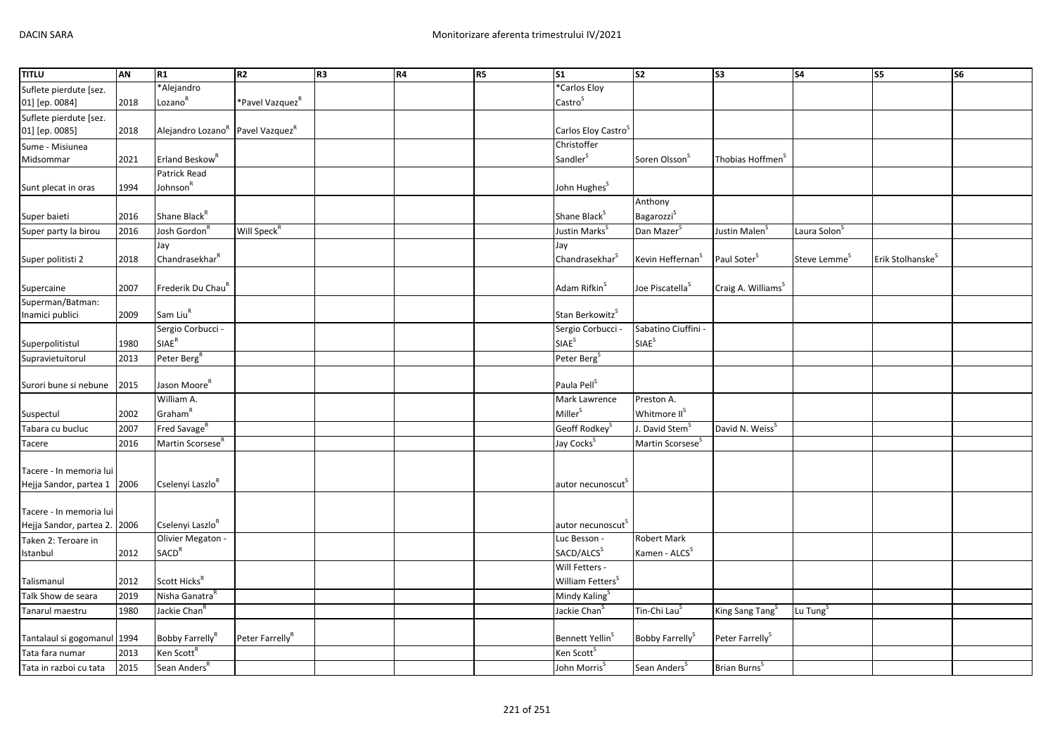| TITLU | AN | R1 | R2 | R3 | R4 | R5 | S1 | S2 | S3 | S4 | S5 | S6 |
|---|---|---|---|---|---|---|---|---|---|---|---|---|
| Suflete pierdute [sez. 01] [ep. 0084] | 2018 | *Alejandro Lozano[R] | *Pavel Vazquez[R] | | | | *Carlos Eloy Castro[S] | | | | | |
| Suflete pierdute [sez. 01] [ep. 0085] | 2018 | Alejandro Lozano[R] | Pavel Vazquez[R] | | | | Carlos Eloy Castro[S] | | | | | |
| Sume - Misiunea Midsommar | 2021 | Erland Beskow[R] | | | | | Christoffer Sandler[S] | Soren Olsson[S] | Thobias Hoffmen[S] | | | |
| Sunt plecat in oras | 1994 | Patrick Read Johnson[R] | | | | | John Hughes[S] | | | | | |
| Super baieti | 2016 | Shane Black[R] | | | | | Shane Black[S] | Anthony Bagarozzi[S] | | | | |
| Super party la birou | 2016 | Josh Gordon[R] | Will Speck[R] | | | | Justin Marks[S] | Dan Mazer[S] | Justin Malen[S] | Laura Solon[S] | | |
| Super politisti 2 | 2018 | Jay Chandrasekhar[R] | | | | | Jay Chandrasekhar[S] | Kevin Heffernan[S] | Paul Soter[S] | Steve Lemme[S] | Erik Stolhanske[S] | |
| Supercaine | 2007 | Frederik Du Chau[R] | | | | | Adam Rifkin[S] | Joe Piscatella[S] | Craig A. Williams[S] | | | |
| Superman/Batman: Inamici publici | 2009 | Sam Liu[R] | | | | | Stan Berkowitz[S] | | | | | |
| Superpolitistul | 1980 | Sergio Corbucci - SIAE[R] | | | | | Sergio Corbucci - SIAE[S] | Sabatino Ciuffini - SIAE[S] | | | | |
| Supravietuitorul | 2013 | Peter Berg[R] | | | | | Peter Berg[S] | | | | | |
| Surori bune si nebune | 2015 | Jason Moore[R] | | | | | Paula Pell[S] | | | | | |
| Suspectul | 2002 | William A. Graham[R] | | | | | Mark Lawrence Miller[S] | Preston A. Whitmore II[S] | | | | |
| Tabara cu bucluc | 2007 | Fred Savage[R] | | | | | Geoff Rodkey[S] | J. David Stem[S] | David N. Weiss[S] | | | |
| Tacere | 2016 | Martin Scorsese[R] | | | | | Jay Cocks[S] | Martin Scorsese[S] | | | | |
| Tacere - In memoria lui Hejja Sandor, partea 1 | 2006 | Cselenyi Laszlo[R] | | | | | autor necunoscut[S] | | | | | |
| Tacere - In memoria lui Hejja Sandor, partea 2. | 2006 | Cselenyi Laszlo[R] | | | | | autor necunoscut[S] | | | | | |
| Taken 2: Teroare in Istanbul | 2012 | Olivier Megaton - SACD[R] | | | | | Luc Besson - SACD/ALCS[S] | Robert Mark Kamen - ALCS[S] | | | | |
| Talismanul | 2012 | Scott Hicks[R] | | | | | Will Fetters - William Fetters[S] | | | | | |
| Talk Show de seara | 2019 | Nisha Ganatra[R] | | | | | Mindy Kaling[S] | | | | | |
| Tanarul maestru | 1980 | Jackie Chan[R] | | | | | Jackie Chan[S] | Tin-Chi Lau[S] | King Sang Tang[S] | Lu Tung[S] | | |
| Tantalaul si gogomanul | 1994 | Bobby Farrelly[R] | Peter Farrelly[R] | | | | Bennett Yellin[S] | Bobby Farrelly[S] | Peter Farrelly[S] | | | |
| Tata fara numar | 2013 | Ken Scott[R] | | | | | Ken Scott[S] | | | | | |
| Tata in razboi cu tata | 2015 | Sean Anders[R] | | | | | John Morris[S] | Sean Anders[S] | Brian Burns[S] | | | |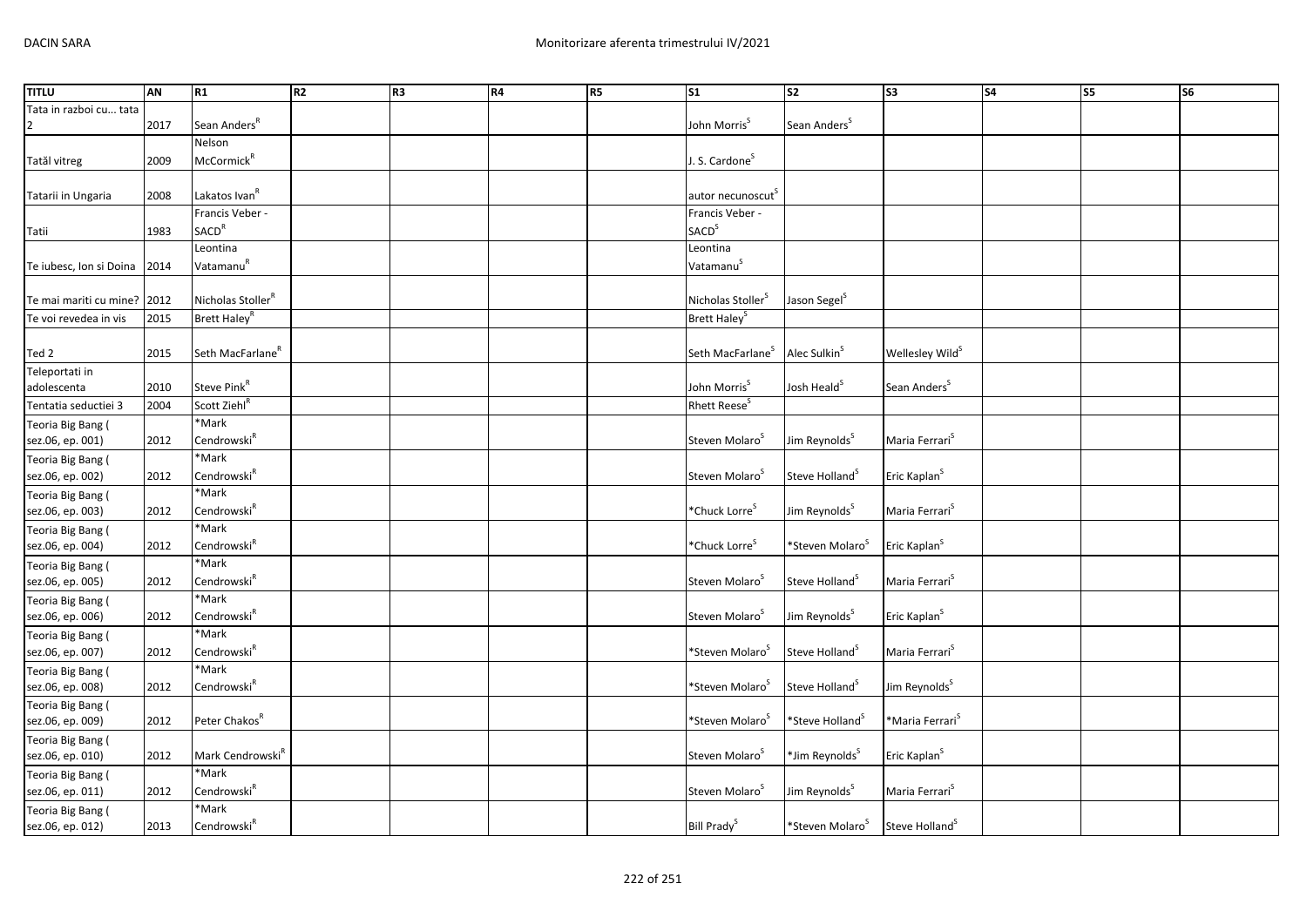| TITLU | AN | R1 | R2 | R3 | R4 | R5 | S1 | S2 | S3 | S4 | S5 | S6 |
|---|---|---|---|---|---|---|---|---|---|---|---|---|
| Tata in razboi cu... tata 2 | 2017 | Sean Anders[R] | | | | | John Morris[S] | Sean Anders[S] | | | | |
| Tatăl vitreg | 2009 | Nelson McCormick[R] | | | | | J. S. Cardone[S] | | | | | |
| Tatarii in Ungaria | 2008 | Lakatos Ivan[R] | | | | | autor necunoscut[S] | | | | | |
| Tatii | 1983 | Francis Veber - SACD[R] | | | | | Francis Veber - SACD[S] | | | | | |
| Te iubesc, Ion si Doina | 2014 | Leontina Vatamanu[R] | | | | | Leontina Vatamanu[S] | | | | | |
| Te mai mariti cu mine? | 2012 | Nicholas Stoller[R] | | | | | Nicholas Stoller[S] | Jason Segel[S] | | | | |
| Te voi revedea in vis | 2015 | Brett Haley[R] | | | | | Brett Haley[S] | | | | | |
| Ted 2 | 2015 | Seth MacFarlane[R] | | | | | Seth MacFarlane[S] | Alec Sulkin[S] | Wellesley Wild[S] | | | |
| Teleportati in adolescenta | 2010 | Steve Pink[R] | | | | | John Morris[S] | Josh Heald[S] | Sean Anders[S] | | | |
| Tentatia seductiei 3 | 2004 | Scott Ziehl[R] | | | | | Rhett Reese[S] | | | | | |
| Teoria Big Bang ( sez.06, ep. 001) | 2012 | *Mark Cendrowski[R] | | | | | Steven Molaro[S] | Jim Reynolds[S] | Maria Ferrari[S] | | | |
| Teoria Big Bang ( sez.06, ep. 002) | 2012 | *Mark Cendrowski[R] | | | | | Steven Molaro[S] | Steve Holland[S] | Eric Kaplan[S] | | | |
| Teoria Big Bang ( sez.06, ep. 003) | 2012 | *Mark Cendrowski[R] | | | | | *Chuck Lorre[S] | Jim Reynolds[S] | Maria Ferrari[S] | | | |
| Teoria Big Bang ( sez.06, ep. 004) | 2012 | *Mark Cendrowski[R] | | | | | *Chuck Lorre[S] | *Steven Molaro[S] | Eric Kaplan[S] | | | |
| Teoria Big Bang ( sez.06, ep. 005) | 2012 | *Mark Cendrowski[R] | | | | | Steven Molaro[S] | Steve Holland[S] | Maria Ferrari[S] | | | |
| Teoria Big Bang ( sez.06, ep. 006) | 2012 | *Mark Cendrowski[R] | | | | | Steven Molaro[S] | Jim Reynolds[S] | Eric Kaplan[S] | | | |
| Teoria Big Bang ( sez.06, ep. 007) | 2012 | *Mark Cendrowski[R] | | | | | *Steven Molaro[S] | Steve Holland[S] | Maria Ferrari[S] | | | |
| Teoria Big Bang ( sez.06, ep. 008) | 2012 | *Mark Cendrowski[R] | | | | | *Steven Molaro[S] | Steve Holland[S] | Jim Reynolds[S] | | | |
| Teoria Big Bang ( sez.06, ep. 009) | 2012 | Peter Chakos[R] | | | | | *Steven Molaro[S] | *Steve Holland[S] | *Maria Ferrari[S] | | | |
| Teoria Big Bang ( sez.06, ep. 010) | 2012 | Mark Cendrowski[R] | | | | | Steven Molaro[S] | *Jim Reynolds[S] | Eric Kaplan[S] | | | |
| Teoria Big Bang ( sez.06, ep. 011) | 2012 | *Mark Cendrowski[R] | | | | | Steven Molaro[S] | Jim Reynolds[S] | Maria Ferrari[S] | | | |
| Teoria Big Bang ( sez.06, ep. 012) | 2013 | *Mark Cendrowski[R] | | | | | Bill Prady[S] | *Steven Molaro[S] | Steve Holland[S] | | | |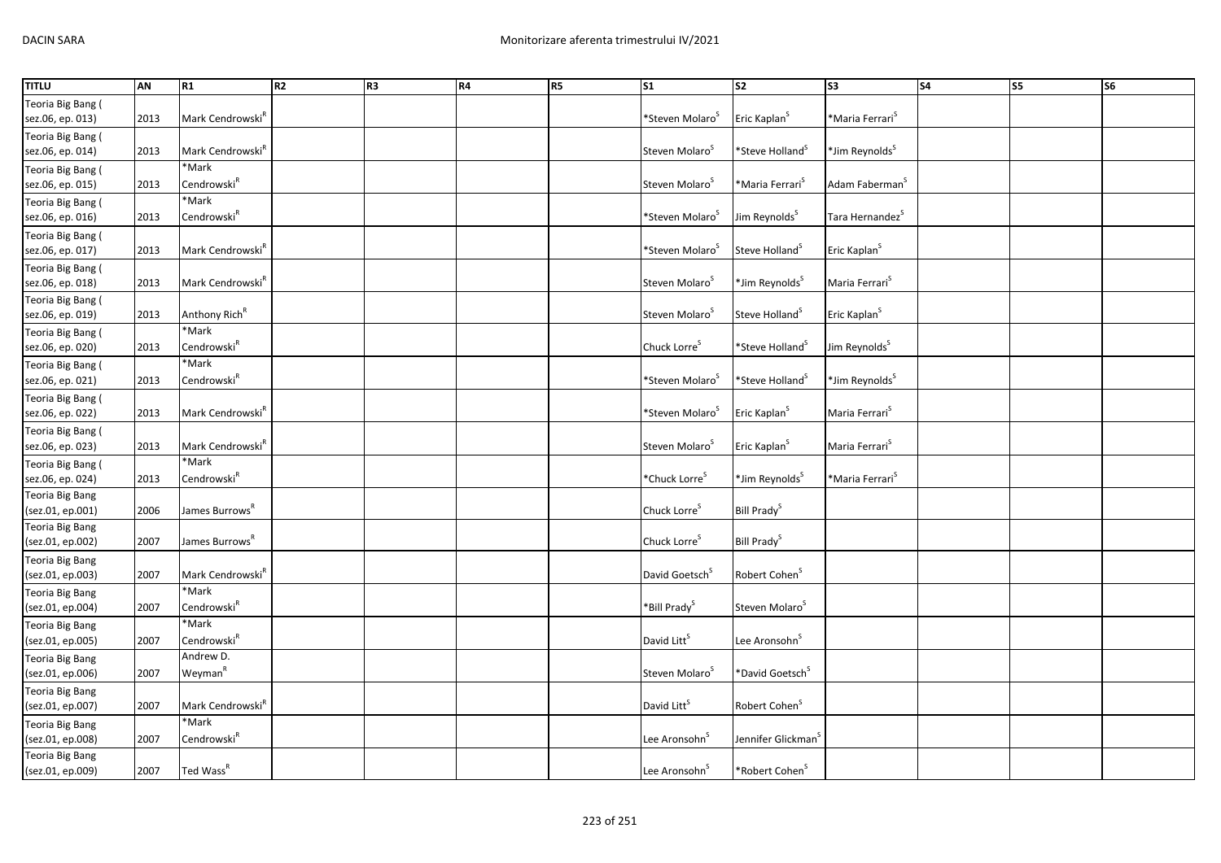| TITLU | AN | R1 | R2 | R3 | R4 | R5 | S1 | S2 | S3 | S4 | S5 | S6 |
|---|---|---|---|---|---|---|---|---|---|---|---|---|
| Teoria Big Bang ( sez.06, ep. 013) | 2013 | Mark Cendrowski[R] | | | | | *Steven Molaro[S] | Eric Kaplan[S] | *Maria Ferrari[S] | | | |
| Teoria Big Bang ( sez.06, ep. 014) | 2013 | Mark Cendrowski[R] | | | | | Steven Molaro[S] | *Steve Holland[S] | *Jim Reynolds[S] | | | |
| Teoria Big Bang ( sez.06, ep. 015) | 2013 | *Mark Cendrowski[R] | | | | | Steven Molaro[S] | *Maria Ferrari[S] | Adam Faberman[S] | | | |
| Teoria Big Bang ( sez.06, ep. 016) | 2013 | *Mark Cendrowski[R] | | | | | *Steven Molaro[S] | Jim Reynolds[S] | Tara Hernandez[S] | | | |
| Teoria Big Bang ( sez.06, ep. 017) | 2013 | Mark Cendrowski[R] | | | | | *Steven Molaro[S] | Steve Holland[S] | Eric Kaplan[S] | | | |
| Teoria Big Bang ( sez.06, ep. 018) | 2013 | Mark Cendrowski[R] | | | | | Steven Molaro[S] | *Jim Reynolds[S] | Maria Ferrari[S] | | | |
| Teoria Big Bang ( sez.06, ep. 019) | 2013 | Anthony Rich[R] | | | | | Steven Molaro[S] | Steve Holland[S] | Eric Kaplan[S] | | | |
| Teoria Big Bang ( sez.06, ep. 020) | 2013 | *Mark Cendrowski[R] | | | | | Chuck Lorre[S] | *Steve Holland[S] | Jim Reynolds[S] | | | |
| Teoria Big Bang ( sez.06, ep. 021) | 2013 | *Mark Cendrowski[R] | | | | | *Steven Molaro[S] | *Steve Holland[S] | *Jim Reynolds[S] | | | |
| Teoria Big Bang ( sez.06, ep. 022) | 2013 | Mark Cendrowski[R] | | | | | *Steven Molaro[S] | Eric Kaplan[S] | Maria Ferrari[S] | | | |
| Teoria Big Bang ( sez.06, ep. 023) | 2013 | Mark Cendrowski[R] | | | | | Steven Molaro[S] | Eric Kaplan[S] | Maria Ferrari[S] | | | |
| Teoria Big Bang ( sez.06, ep. 024) | 2013 | *Mark Cendrowski[R] | | | | | *Chuck Lorre[S] | *Jim Reynolds[S] | *Maria Ferrari[S] | | | |
| Teoria Big Bang (sez.01, ep.001) | 2006 | James Burrows[R] | | | | | Chuck Lorre[S] | Bill Prady[S] | | | | |
| Teoria Big Bang (sez.01, ep.002) | 2007 | James Burrows[R] | | | | | Chuck Lorre[S] | Bill Prady[S] | | | | |
| Teoria Big Bang (sez.01, ep.003) | 2007 | Mark Cendrowski[R] | | | | | David Goetsch[S] | Robert Cohen[S] | | | | |
| Teoria Big Bang (sez.01, ep.004) | 2007 | *Mark Cendrowski[R] | | | | | *Bill Prady[S] | Steven Molaro[S] | | | | |
| Teoria Big Bang (sez.01, ep.005) | 2007 | *Mark Cendrowski[R] | | | | | David Litt[S] | Lee Aronsohn[S] | | | | |
| Teoria Big Bang (sez.01, ep.006) | 2007 | Andrew D. Weyman[R] | | | | | Steven Molaro[S] | *David Goetsch[S] | | | | |
| Teoria Big Bang (sez.01, ep.007) | 2007 | Mark Cendrowski[R] | | | | | David Litt[S] | Robert Cohen[S] | | | | |
| Teoria Big Bang (sez.01, ep.008) | 2007 | *Mark Cendrowski[R] | | | | | Lee Aronsohn[S] | Jennifer Glickman[S] | | | | |
| Teoria Big Bang (sez.01, ep.009) | 2007 | Ted Wass[R] | | | | | Lee Aronsohn[S] | *Robert Cohen[S] | | | | |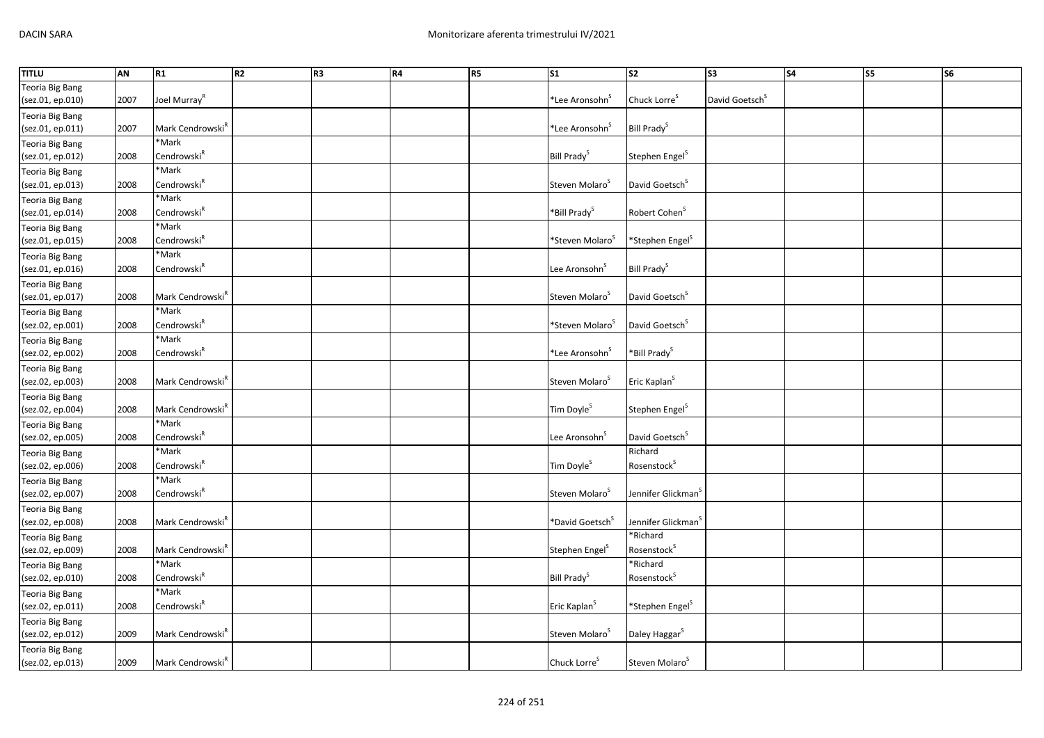| TITLU | AN | R1 | R2 | R3 | R4 | R5 | S1 | S2 | S3 | S4 | S5 | S6 |
|---|---|---|---|---|---|---|---|---|---|---|---|---|
| Teoria Big Bang (sez.01, ep.010) | 2007 | Joel Murray[R] | | | | | *Lee Aronsohn[S] | Chuck Lorre[S] | David Goetsch[S] | | | |
| Teoria Big Bang (sez.01, ep.011) | 2007 | Mark Cendrowski[R] | | | | | *Lee Aronsohn[S] | Bill Prady[S] | | | | |
| Teoria Big Bang (sez.01, ep.012) | 2008 | *Mark Cendrowski[R] | | | | | Bill Prady[S] | Stephen Engel[S] | | | | |
| Teoria Big Bang (sez.01, ep.013) | 2008 | *Mark Cendrowski[R] | | | | | Steven Molaro[S] | David Goetsch[S] | | | | |
| Teoria Big Bang (sez.01, ep.014) | 2008 | *Mark Cendrowski[R] | | | | | *Bill Prady[S] | Robert Cohen[S] | | | | |
| Teoria Big Bang (sez.01, ep.015) | 2008 | *Mark Cendrowski[R] | | | | | *Steven Molaro[S] | *Stephen Engel[S] | | | | |
| Teoria Big Bang (sez.01, ep.016) | 2008 | *Mark Cendrowski[R] | | | | | Lee Aronsohn[S] | Bill Prady[S] | | | | |
| Teoria Big Bang (sez.01, ep.017) | 2008 | Mark Cendrowski[R] | | | | | Steven Molaro[S] | David Goetsch[S] | | | | |
| Teoria Big Bang (sez.02, ep.001) | 2008 | *Mark Cendrowski[R] | | | | | *Steven Molaro[S] | David Goetsch[S] | | | | |
| Teoria Big Bang (sez.02, ep.002) | 2008 | *Mark Cendrowski[R] | | | | | *Lee Aronsohn[S] | *Bill Prady[S] | | | | |
| Teoria Big Bang (sez.02, ep.003) | 2008 | Mark Cendrowski[R] | | | | | Steven Molaro[S] | Eric Kaplan[S] | | | | |
| Teoria Big Bang (sez.02, ep.004) | 2008 | Mark Cendrowski[R] | | | | | Tim Doyle[S] | Stephen Engel[S] | | | | |
| Teoria Big Bang (sez.02, ep.005) | 2008 | *Mark Cendrowski[R] | | | | | Lee Aronsohn[S] | David Goetsch[S] | | | | |
| Teoria Big Bang (sez.02, ep.006) | 2008 | *Mark Cendrowski[R] | | | | | Tim Doyle[S] | Richard Rosenstock[S] | | | | |
| Teoria Big Bang (sez.02, ep.007) | 2008 | *Mark Cendrowski[R] | | | | | Steven Molaro[S] | Jennifer Glickman[S] | | | | |
| Teoria Big Bang (sez.02, ep.008) | 2008 | Mark Cendrowski[R] | | | | | *David Goetsch[S] | Jennifer Glickman[S] | | | | |
| Teoria Big Bang (sez.02, ep.009) | 2008 | Mark Cendrowski[R] | | | | | Stephen Engel[S] | *Richard Rosenstock[S] | | | | |
| Teoria Big Bang (sez.02, ep.010) | 2008 | *Mark Cendrowski[R] | | | | | Bill Prady[S] | *Richard Rosenstock[S] | | | | |
| Teoria Big Bang (sez.02, ep.011) | 2008 | *Mark Cendrowski[R] | | | | | Eric Kaplan[S] | *Stephen Engel[S] | | | | |
| Teoria Big Bang (sez.02, ep.012) | 2009 | Mark Cendrowski[R] | | | | | Steven Molaro[S] | Daley Haggar[S] | | | | |
| Teoria Big Bang (sez.02, ep.013) | 2009 | Mark Cendrowski[R] | | | | | Chuck Lorre[S] | Steven Molaro[S] | | | | |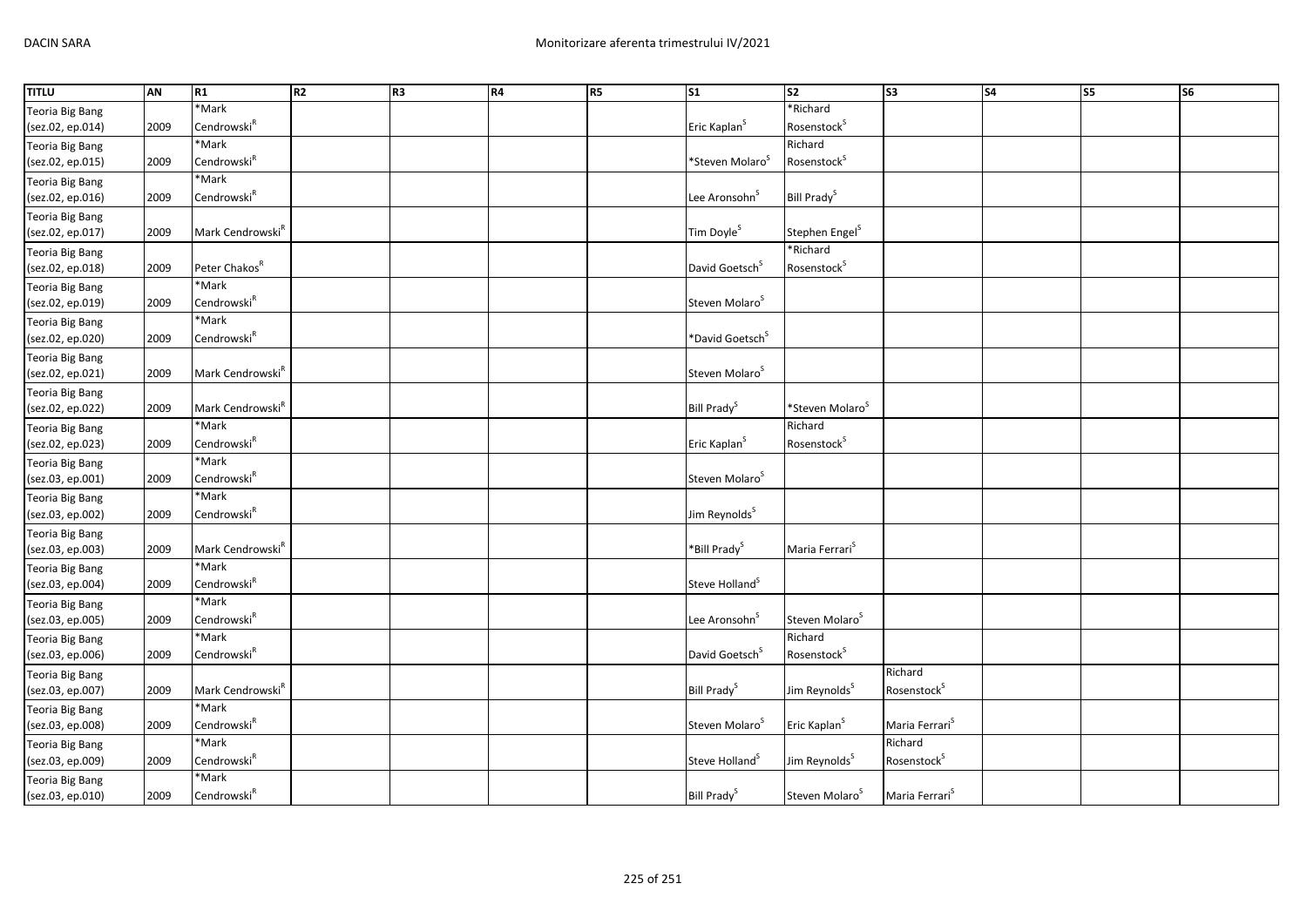| TITLU | AN | R1 | R2 | R3 | R4 | R5 | S1 | S2 | S3 | S4 | S5 | S6 |
|---|---|---|---|---|---|---|---|---|---|---|---|---|
| Teoria Big Bang (sez.02, ep.014) | 2009 | *Mark Cendrowski[R] | | | | | Eric Kaplan[S] | *Richard Rosenstock[S] | | | | |
| Teoria Big Bang (sez.02, ep.015) | 2009 | *Mark Cendrowski[R] | | | | | *Steven Molaro[S] | Richard Rosenstock[S] | | | | |
| Teoria Big Bang (sez.02, ep.016) | 2009 | *Mark Cendrowski[R] | | | | | Lee Aronsohn[S] | Bill Prady[S] | | | | |
| Teoria Big Bang (sez.02, ep.017) | 2009 | Mark Cendrowski[R] | | | | | Tim Doyle[S] | Stephen Engel[S] | | | | |
| Teoria Big Bang (sez.02, ep.018) | 2009 | Peter Chakos[R] | | | | | David Goetsch[S] | *Richard Rosenstock[S] | | | | |
| Teoria Big Bang (sez.02, ep.019) | 2009 | *Mark Cendrowski[R] | | | | | Steven Molaro[S] | | | | | |
| Teoria Big Bang (sez.02, ep.020) | 2009 | *Mark Cendrowski[R] | | | | | *David Goetsch[S] | | | | | |
| Teoria Big Bang (sez.02, ep.021) | 2009 | Mark Cendrowski[R] | | | | | Steven Molaro[S] | | | | | |
| Teoria Big Bang (sez.02, ep.022) | 2009 | Mark Cendrowski[R] | | | | | Bill Prady[S] | *Steven Molaro[S] | | | | |
| Teoria Big Bang (sez.02, ep.023) | 2009 | *Mark Cendrowski[R] | | | | | Eric Kaplan[S] | Richard Rosenstock[S] | | | | |
| Teoria Big Bang (sez.03, ep.001) | 2009 | *Mark Cendrowski[R] | | | | | Steven Molaro[S] | | | | | |
| Teoria Big Bang (sez.03, ep.002) | 2009 | *Mark Cendrowski[R] | | | | | Jim Reynolds[S] | | | | | |
| Teoria Big Bang (sez.03, ep.003) | 2009 | Mark Cendrowski[R] | | | | | *Bill Prady[S] | Maria Ferrari[S] | | | | |
| Teoria Big Bang (sez.03, ep.004) | 2009 | *Mark Cendrowski[R] | | | | | Steve Holland[S] | | | | | |
| Teoria Big Bang (sez.03, ep.005) | 2009 | *Mark Cendrowski[R] | | | | | Lee Aronsohn[S] | Steven Molaro[S] | | | | |
| Teoria Big Bang (sez.03, ep.006) | 2009 | *Mark Cendrowski[R] | | | | | David Goetsch[S] | Richard Rosenstock[S] | | | | |
| Teoria Big Bang (sez.03, ep.007) | 2009 | Mark Cendrowski[R] | | | | | Bill Prady[S] | Jim Reynolds[S] | Richard Rosenstock[S] | | | |
| Teoria Big Bang (sez.03, ep.008) | 2009 | *Mark Cendrowski[R] | | | | | Steven Molaro[S] | Eric Kaplan[S] | Maria Ferrari[S] | | | |
| Teoria Big Bang (sez.03, ep.009) | 2009 | *Mark Cendrowski[R] | | | | | Steve Holland[S] | Jim Reynolds[S] | Richard Rosenstock[S] | | | |
| Teoria Big Bang (sez.03, ep.010) | 2009 | *Mark Cendrowski[R] | | | | | Bill Prady[S] | Steven Molaro[S] | Maria Ferrari[S] | | | |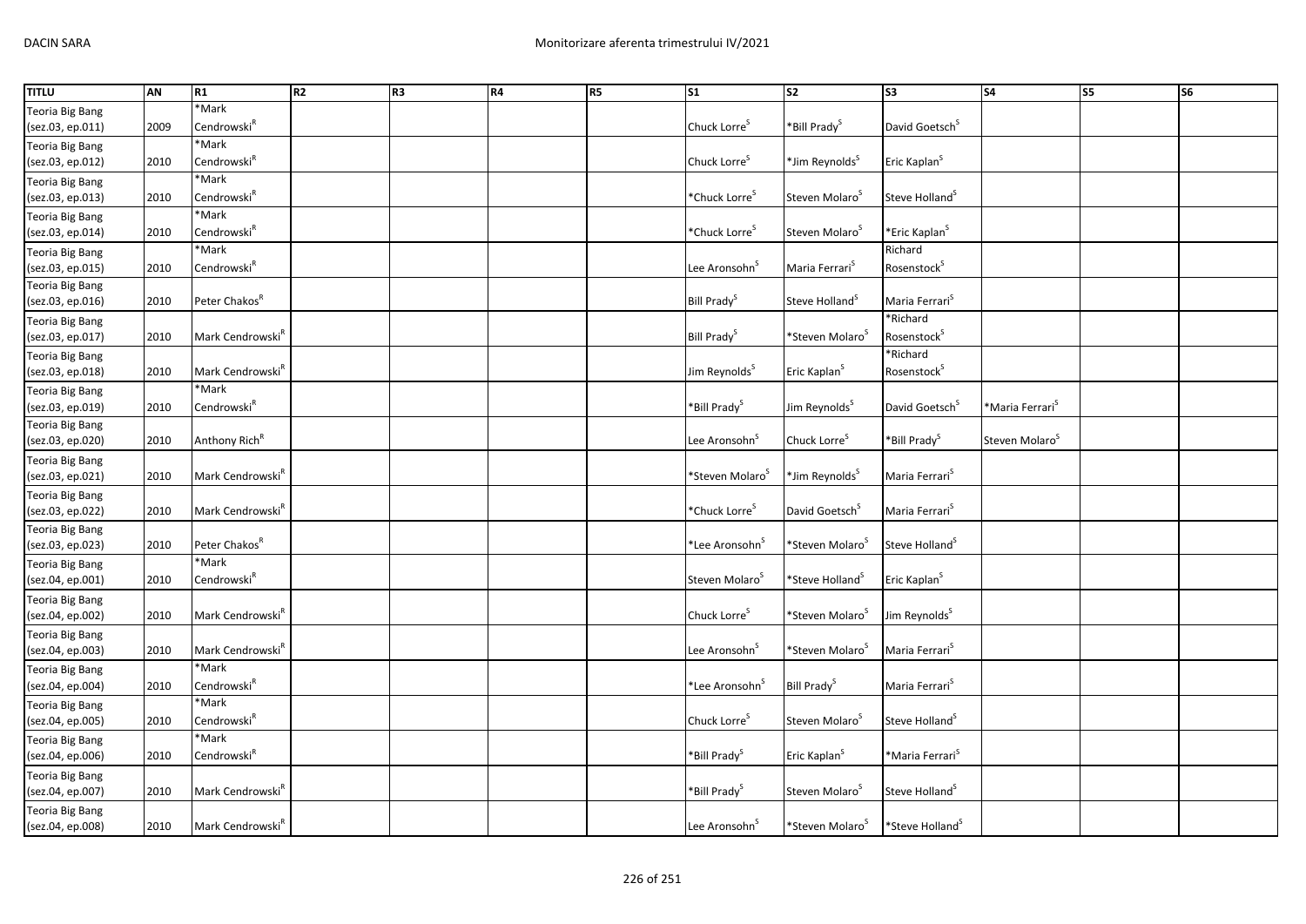| TITLU | AN | R1 | R2 | R3 | R4 | R5 | S1 | S2 | S3 | S4 | S5 | S6 |
|---|---|---|---|---|---|---|---|---|---|---|---|---|
| Teoria Big Bang (sez.03, ep.011) | 2009 | *Mark Cendrowski[R] | | | | | Chuck Lorre[S] | *Bill Prady[S] | David Goetsch[S] | | | |
| Teoria Big Bang (sez.03, ep.012) | 2010 | *Mark Cendrowski[R] | | | | | Chuck Lorre[S] | *Jim Reynolds[S] | Eric Kaplan[S] | | | |
| Teoria Big Bang (sez.03, ep.013) | 2010 | *Mark Cendrowski[R] | | | | | *Chuck Lorre[S] | Steven Molaro[S] | Steve Holland[S] | | | |
| Teoria Big Bang (sez.03, ep.014) | 2010 | *Mark Cendrowski[R] | | | | | *Chuck Lorre[S] | Steven Molaro[S] | *Eric Kaplan[S] | | | |
| Teoria Big Bang (sez.03, ep.015) | 2010 | *Mark Cendrowski[R] | | | | | Lee Aronsohn[S] | Maria Ferrari[S] | Richard Rosenstock[S] | | | |
| Teoria Big Bang (sez.03, ep.016) | 2010 | Peter Chakos[R] | | | | | Bill Prady[S] | Steve Holland[S] | Maria Ferrari[S] | | | |
| Teoria Big Bang (sez.03, ep.017) | 2010 | Mark Cendrowski[R] | | | | | Bill Prady[S] | *Steven Molaro[S] | *Richard Rosenstock[S] | | | |
| Teoria Big Bang (sez.03, ep.018) | 2010 | Mark Cendrowski[R] | | | | | Jim Reynolds[S] | Eric Kaplan[S] | *Richard Rosenstock[S] | | | |
| Teoria Big Bang (sez.03, ep.019) | 2010 | *Mark Cendrowski[R] | | | | | *Bill Prady[S] | Jim Reynolds[S] | David Goetsch[S] | *Maria Ferrari[S] | | |
| Teoria Big Bang (sez.03, ep.020) | 2010 | Anthony Rich[R] | | | | | Lee Aronsohn[S] | Chuck Lorre[S] | *Bill Prady[S] | Steven Molaro[S] | | |
| Teoria Big Bang (sez.03, ep.021) | 2010 | Mark Cendrowski[R] | | | | | *Steven Molaro[S] | *Jim Reynolds[S] | Maria Ferrari[S] | | | |
| Teoria Big Bang (sez.03, ep.022) | 2010 | Mark Cendrowski[R] | | | | | *Chuck Lorre[S] | David Goetsch[S] | Maria Ferrari[S] | | | |
| Teoria Big Bang (sez.03, ep.023) | 2010 | Peter Chakos[R] | | | | | *Lee Aronsohn[S] | *Steven Molaro[S] | Steve Holland[S] | | | |
| Teoria Big Bang (sez.04, ep.001) | 2010 | *Mark Cendrowski[R] | | | | | Steven Molaro[S] | *Steve Holland[S] | Eric Kaplan[S] | | | |
| Teoria Big Bang (sez.04, ep.002) | 2010 | Mark Cendrowski[R] | | | | | Chuck Lorre[S] | *Steven Molaro[S] | Jim Reynolds[S] | | | |
| Teoria Big Bang (sez.04, ep.003) | 2010 | Mark Cendrowski[R] | | | | | Lee Aronsohn[S] | *Steven Molaro[S] | Maria Ferrari[S] | | | |
| Teoria Big Bang (sez.04, ep.004) | 2010 | *Mark Cendrowski[R] | | | | | *Lee Aronsohn[S] | Bill Prady[S] | Maria Ferrari[S] | | | |
| Teoria Big Bang (sez.04, ep.005) | 2010 | *Mark Cendrowski[R] | | | | | Chuck Lorre[S] | Steven Molaro[S] | Steve Holland[S] | | | |
| Teoria Big Bang (sez.04, ep.006) | 2010 | *Mark Cendrowski[R] | | | | | *Bill Prady[S] | Eric Kaplan[S] | *Maria Ferrari[S] | | | |
| Teoria Big Bang (sez.04, ep.007) | 2010 | Mark Cendrowski[R] | | | | | *Bill Prady[S] | Steven Molaro[S] | Steve Holland[S] | | | |
| Teoria Big Bang (sez.04, ep.008) | 2010 | Mark Cendrowski[R] | | | | | Lee Aronsohn[S] | *Steven Molaro[S] | *Steve Holland[S] | | | |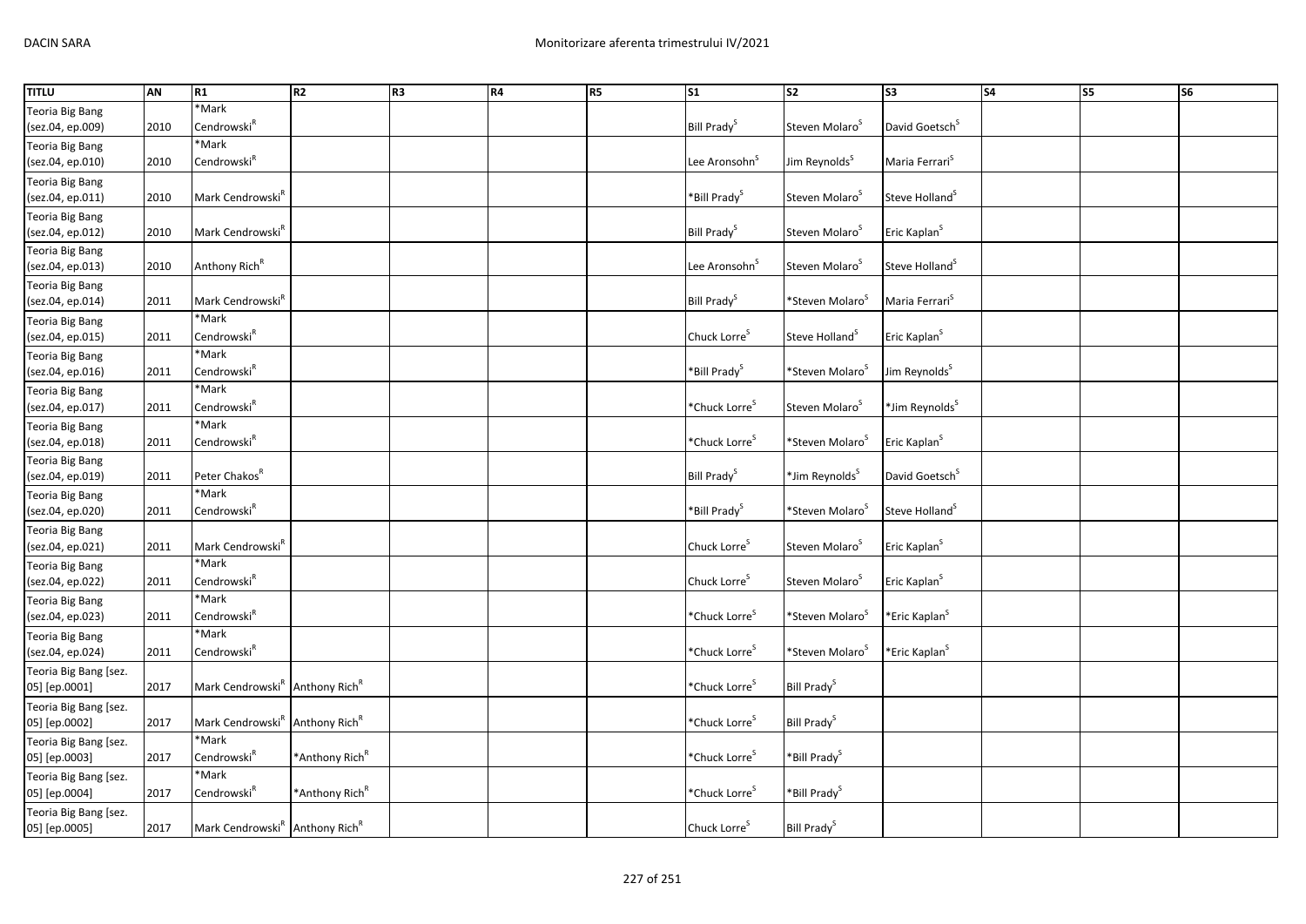| TITLU | AN | R1 | R2 | R3 | R4 | R5 | S1 | S2 | S3 | S4 | S5 | S6 |
|---|---|---|---|---|---|---|---|---|---|---|---|---|
| Teoria Big Bang (sez.04, ep.009) | 2010 | *Mark Cendrowski[R] | | | | | Bill Prady[S] | Steven Molaro[S] | David Goetsch[S] | | | |
| Teoria Big Bang (sez.04, ep.010) | 2010 | *Mark Cendrowski[R] | | | | | Lee Aronsohn[S] | Jim Reynolds[S] | Maria Ferrari[S] | | | |
| Teoria Big Bang (sez.04, ep.011) | 2010 | Mark Cendrowski[R] | | | | | *Bill Prady[S] | Steven Molaro[S] | Steve Holland[S] | | | |
| Teoria Big Bang (sez.04, ep.012) | 2010 | Mark Cendrowski[R] | | | | | Bill Prady[S] | Steven Molaro[S] | Eric Kaplan[S] | | | |
| Teoria Big Bang (sez.04, ep.013) | 2010 | Anthony Rich[R] | | | | | Lee Aronsohn[S] | Steven Molaro[S] | Steve Holland[S] | | | |
| Teoria Big Bang (sez.04, ep.014) | 2011 | Mark Cendrowski[R] | | | | | Bill Prady[S] | *Steven Molaro[S] | Maria Ferrari[S] | | | |
| Teoria Big Bang (sez.04, ep.015) | 2011 | *Mark Cendrowski[R] | | | | | Chuck Lorre[S] | Steve Holland[S] | Eric Kaplan[S] | | | |
| Teoria Big Bang (sez.04, ep.016) | 2011 | *Mark Cendrowski[R] | | | | | *Bill Prady[S] | *Steven Molaro[S] | Jim Reynolds[S] | | | |
| Teoria Big Bang (sez.04, ep.017) | 2011 | *Mark Cendrowski[R] | | | | | *Chuck Lorre[S] | Steven Molaro[S] | *Jim Reynolds[S] | | | |
| Teoria Big Bang (sez.04, ep.018) | 2011 | *Mark Cendrowski[R] | | | | | *Chuck Lorre[S] | *Steven Molaro[S] | Eric Kaplan[S] | | | |
| Teoria Big Bang (sez.04, ep.019) | 2011 | Peter Chakos[R] | | | | | Bill Prady[S] | *Jim Reynolds[S] | David Goetsch[S] | | | |
| Teoria Big Bang (sez.04, ep.020) | 2011 | *Mark Cendrowski[R] | | | | | *Bill Prady[S] | *Steven Molaro[S] | Steve Holland[S] | | | |
| Teoria Big Bang (sez.04, ep.021) | 2011 | Mark Cendrowski[R] | | | | | Chuck Lorre[S] | Steven Molaro[S] | Eric Kaplan[S] | | | |
| Teoria Big Bang (sez.04, ep.022) | 2011 | *Mark Cendrowski[R] | | | | | Chuck Lorre[S] | Steven Molaro[S] | Eric Kaplan[S] | | | |
| Teoria Big Bang (sez.04, ep.023) | 2011 | *Mark Cendrowski[R] | | | | | *Chuck Lorre[S] | *Steven Molaro[S] | *Eric Kaplan[S] | | | |
| Teoria Big Bang (sez.04, ep.024) | 2011 | *Mark Cendrowski[R] | | | | | *Chuck Lorre[S] | *Steven Molaro[S] | *Eric Kaplan[S] | | | |
| Teoria Big Bang [sez. 05] [ep.0001] | 2017 | Mark Cendrowski[R] | Anthony Rich[R] | | | | *Chuck Lorre[S] | Bill Prady[S] | | | | |
| Teoria Big Bang [sez. 05] [ep.0002] | 2017 | Mark Cendrowski[R] | Anthony Rich[R] | | | | *Chuck Lorre[S] | Bill Prady[S] | | | | |
| Teoria Big Bang [sez. 05] [ep.0003] | 2017 | *Mark Cendrowski[R] | *Anthony Rich[R] | | | | *Chuck Lorre[S] | *Bill Prady[S] | | | | |
| Teoria Big Bang [sez. 05] [ep.0004] | 2017 | *Mark Cendrowski[R] | *Anthony Rich[R] | | | | *Chuck Lorre[S] | *Bill Prady[S] | | | | |
| Teoria Big Bang [sez. 05] [ep.0005] | 2017 | Mark Cendrowski[R] | Anthony Rich[R] | | | | Chuck Lorre[S] | Bill Prady[S] | | | | |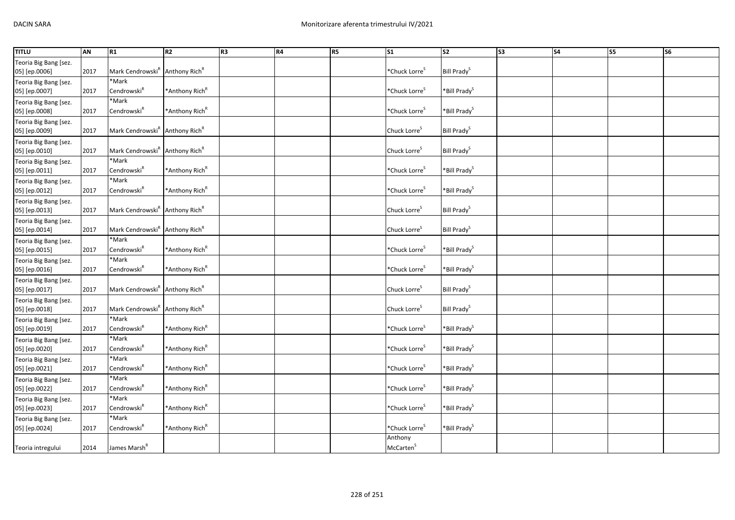| TITLU | AN | R1 | R2 | R3 | R4 | R5 | S1 | S2 | S3 | S4 | S5 | S6 |
|---|---|---|---|---|---|---|---|---|---|---|---|---|
| Teoria Big Bang [sez. 05] [ep.0006] | 2017 | Mark Cendrowski[R] | Anthony Rich[R] | | | | *Chuck Lorre[S] | Bill Prady[S] | | | | |
| Teoria Big Bang [sez. 05] [ep.0007] | 2017 | *Mark Cendrowski[R] | *Anthony Rich[R] | | | | *Chuck Lorre[S] | *Bill Prady[S] | | | | |
| Teoria Big Bang [sez. 05] [ep.0008] | 2017 | *Mark Cendrowski[R] | *Anthony Rich[R] | | | | *Chuck Lorre[S] | *Bill Prady[S] | | | | |
| Teoria Big Bang [sez. 05] [ep.0009] | 2017 | Mark Cendrowski[R] | Anthony Rich[R] | | | | Chuck Lorre[S] | Bill Prady[S] | | | | |
| Teoria Big Bang [sez. 05] [ep.0010] | 2017 | Mark Cendrowski[R] | Anthony Rich[R] | | | | Chuck Lorre[S] | Bill Prady[S] | | | | |
| Teoria Big Bang [sez. 05] [ep.0011] | 2017 | *Mark Cendrowski[R] | *Anthony Rich[R] | | | | *Chuck Lorre[S] | *Bill Prady[S] | | | | |
| Teoria Big Bang [sez. 05] [ep.0012] | 2017 | *Mark Cendrowski[R] | *Anthony Rich[R] | | | | *Chuck Lorre[S] | *Bill Prady[S] | | | | |
| Teoria Big Bang [sez. 05] [ep.0013] | 2017 | Mark Cendrowski[R] | Anthony Rich[R] | | | | Chuck Lorre[S] | Bill Prady[S] | | | | |
| Teoria Big Bang [sez. 05] [ep.0014] | 2017 | Mark Cendrowski[R] | Anthony Rich[R] | | | | Chuck Lorre[S] | Bill Prady[S] | | | | |
| Teoria Big Bang [sez. 05] [ep.0015] | 2017 | *Mark Cendrowski[R] | *Anthony Rich[R] | | | | *Chuck Lorre[S] | *Bill Prady[S] | | | | |
| Teoria Big Bang [sez. 05] [ep.0016] | 2017 | *Mark Cendrowski[R] | *Anthony Rich[R] | | | | *Chuck Lorre[S] | *Bill Prady[S] | | | | |
| Teoria Big Bang [sez. 05] [ep.0017] | 2017 | Mark Cendrowski[R] | Anthony Rich[R] | | | | Chuck Lorre[S] | Bill Prady[S] | | | | |
| Teoria Big Bang [sez. 05] [ep.0018] | 2017 | Mark Cendrowski[R] | Anthony Rich[R] | | | | Chuck Lorre[S] | Bill Prady[S] | | | | |
| Teoria Big Bang [sez. 05] [ep.0019] | 2017 | *Mark Cendrowski[R] | *Anthony Rich[R] | | | | *Chuck Lorre[S] | *Bill Prady[S] | | | | |
| Teoria Big Bang [sez. 05] [ep.0020] | 2017 | *Mark Cendrowski[R] | *Anthony Rich[R] | | | | *Chuck Lorre[S] | *Bill Prady[S] | | | | |
| Teoria Big Bang [sez. 05] [ep.0021] | 2017 | *Mark Cendrowski[R] | *Anthony Rich[R] | | | | *Chuck Lorre[S] | *Bill Prady[S] | | | | |
| Teoria Big Bang [sez. 05] [ep.0022] | 2017 | *Mark Cendrowski[R] | *Anthony Rich[R] | | | | *Chuck Lorre[S] | *Bill Prady[S] | | | | |
| Teoria Big Bang [sez. 05] [ep.0023] | 2017 | *Mark Cendrowski[R] | *Anthony Rich[R] | | | | *Chuck Lorre[S] | *Bill Prady[S] | | | | |
| Teoria Big Bang [sez. 05] [ep.0024] | 2017 | *Mark Cendrowski[R] | *Anthony Rich[R] | | | | *Chuck Lorre[S] | *Bill Prady[S] | | | | |
| Teoria intregului | 2014 | James Marsh[R] | | | | | Anthony McCarten[S] | | | | | |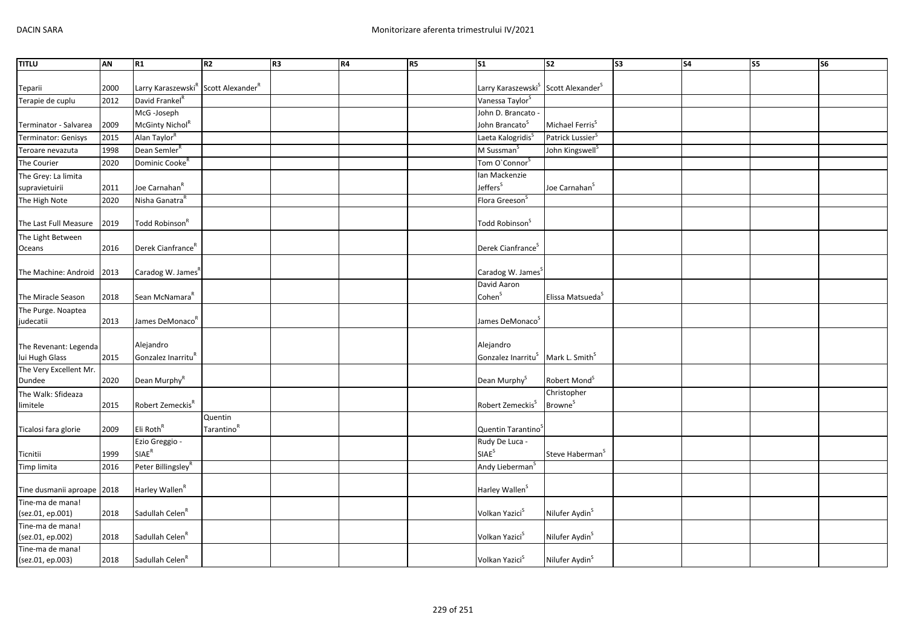| TITLU | AN | R1 | R2 | R3 | R4 | R5 | S1 | S2 | S3 | S4 | S5 | S6 |
|---|---|---|---|---|---|---|---|---|---|---|---|---|
| Teparii | 2000 | Larry Karaszewski[R] | Scott Alexander[R] | | | | Larry Karaszewski[S] | Scott Alexander[S] | | | | |
| Terapie de cuplu | 2012 | David Frankel[R] | | | | | Vanessa Taylor[S] | | | | | |
| Terminator - Salvarea | 2009 | McG -Joseph McGinty Nichol[R] | | | | | John D. Brancato - John Brancato[S] | Michael Ferris[S] | | | | |
| Terminator: Genisys | 2015 | Alan Taylor[R] | | | | | Laeta Kalogridis[S] | Patrick Lussier[S] | | | | |
| Teroare nevazuta | 1998 | Dean Semler[R] | | | | | M Sussman[S] | John Kingswell[S] | | | | |
| The Courier | 2020 | Dominic Cooke[R] | | | | | Tom O`Connor[S] | | | | | |
| The Grey: La limita supravietuirii | 2011 | Joe Carnahan[R] | | | | | Ian Mackenzie Jeffers[S] | Joe Carnahan[S] | | | | |
| The High Note | 2020 | Nisha Ganatra[R] | | | | | Flora Greeson[S] | | | | | |
| The Last Full Measure | 2019 | Todd Robinson[R] | | | | | Todd Robinson[S] | | | | | |
| The Light Between Oceans | 2016 | Derek Cianfrance[R] | | | | | Derek Cianfrance[S] | | | | | |
| The Machine: Android | 2013 | Caradog W. James[R] | | | | | Caradog W. James[S] | | | | | |
| The Miracle Season | 2018 | Sean McNamara[R] | | | | | David Aaron Cohen[S] | Elissa Matsueda[S] | | | | |
| The Purge. Noaptea judecatii | 2013 | James DeMonaco[R] | | | | | James DeMonaco[S] | | | | | |
| The Revenant: Legenda lui Hugh Glass | 2015 | Alejandro Gonzalez Inarritu[R] | | | | | Alejandro Gonzalez Inarritu[S] | Mark L. Smith[S] | | | | |
| The Very Excellent Mr. Dundee | 2020 | Dean Murphy[R] | | | | | Dean Murphy[S] | Robert Mond[S] | | | | |
| The Walk: Sfideaza limitele | 2015 | Robert Zemeckis[R] | | | | | Robert Zemeckis[S] | Christopher Browne[S] | | | | |
| Ticalosi fara glorie | 2009 | Eli Roth[R] | Quentin Tarantino[R] | | | | Quentin Tarantino[S] | | | | | |
| Ticnitii | 1999 | Ezio Greggio - SIAE[R] | | | | | Rudy De Luca - SIAE[S] | Steve Haberman[S] | | | | |
| Timp limita | 2016 | Peter Billingsley[R] | | | | | Andy Lieberman[S] | | | | | |
| Tine dusmanii aproape | 2018 | Harley Wallen[R] | | | | | Harley Wallen[S] | | | | | |
| Tine-ma de mana! (sez.01, ep.001) | 2018 | Sadullah Celen[R] | | | | | Volkan Yazici[S] | Nilufer Aydin[S] | | | | |
| Tine-ma de mana! (sez.01, ep.002) | 2018 | Sadullah Celen[R] | | | | | Volkan Yazici[S] | Nilufer Aydin[S] | | | | |
| Tine-ma de mana! (sez.01, ep.003) | 2018 | Sadullah Celen[R] | | | | | Volkan Yazici[S] | Nilufer Aydin[S] | | | | |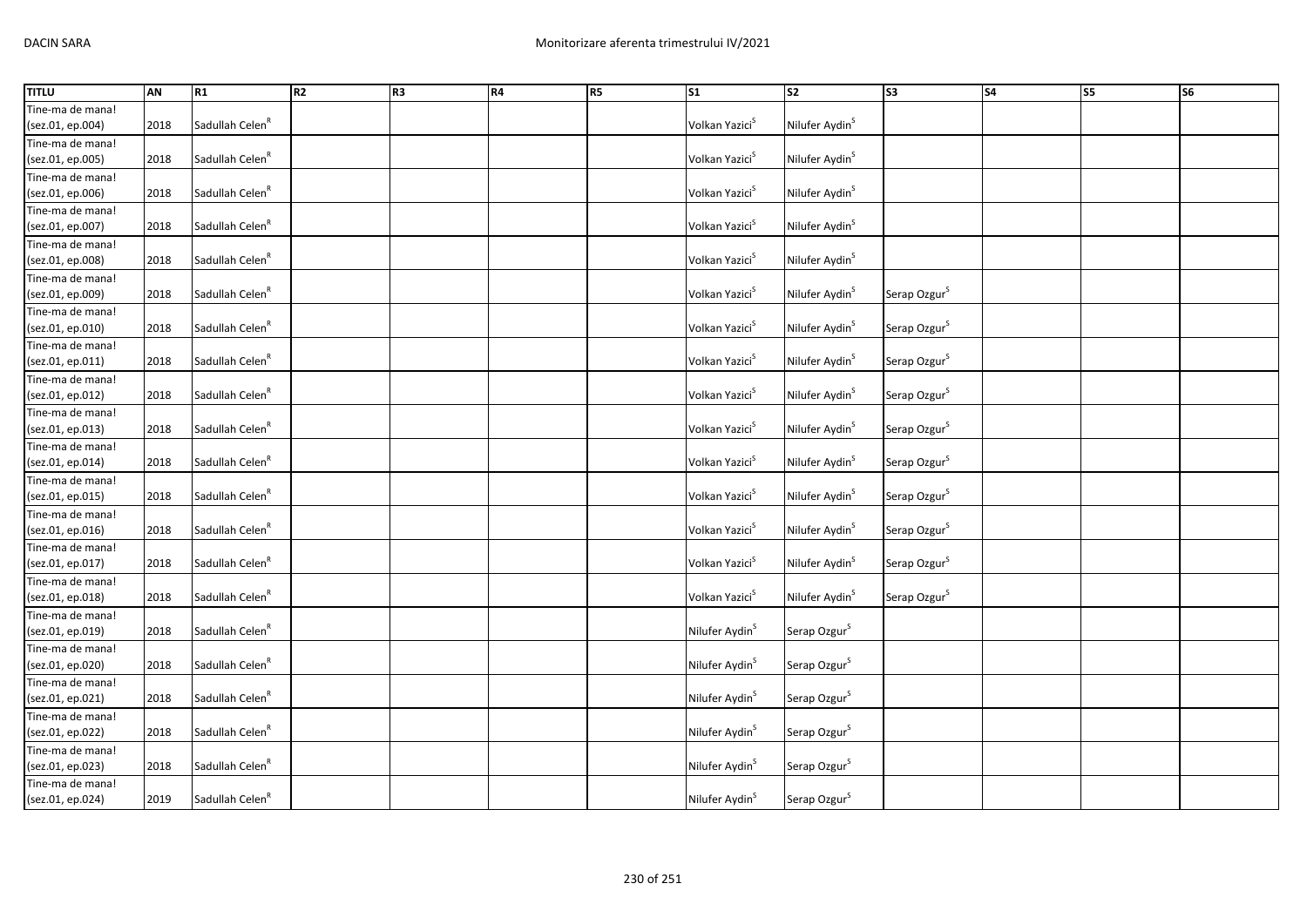| TITLU | AN | R1 | R2 | R3 | R4 | R5 | S1 | S2 | S3 | S4 | S5 | S6 |
|---|---|---|---|---|---|---|---|---|---|---|---|---|
| Tine-ma de mana! (sez.01, ep.004) | 2018 | Sadullah Celen[R] | | | | | Volkan Yazici[S] | Nilufer Aydin[S] | | | | |
| Tine-ma de mana! (sez.01, ep.005) | 2018 | Sadullah Celen[R] | | | | | Volkan Yazici[S] | Nilufer Aydin[S] | | | | |
| Tine-ma de mana! (sez.01, ep.006) | 2018 | Sadullah Celen[R] | | | | | Volkan Yazici[S] | Nilufer Aydin[S] | | | | |
| Tine-ma de mana! (sez.01, ep.007) | 2018 | Sadullah Celen[R] | | | | | Volkan Yazici[S] | Nilufer Aydin[S] | | | | |
| Tine-ma de mana! (sez.01, ep.008) | 2018 | Sadullah Celen[R] | | | | | Volkan Yazici[S] | Nilufer Aydin[S] | | | | |
| Tine-ma de mana! (sez.01, ep.009) | 2018 | Sadullah Celen[R] | | | | | Volkan Yazici[S] | Nilufer Aydin[S] | Serap Ozgur[S] | | | |
| Tine-ma de mana! (sez.01, ep.010) | 2018 | Sadullah Celen[R] | | | | | Volkan Yazici[S] | Nilufer Aydin[S] | Serap Ozgur[S] | | | |
| Tine-ma de mana! (sez.01, ep.011) | 2018 | Sadullah Celen[R] | | | | | Volkan Yazici[S] | Nilufer Aydin[S] | Serap Ozgur[S] | | | |
| Tine-ma de mana! (sez.01, ep.012) | 2018 | Sadullah Celen[R] | | | | | Volkan Yazici[S] | Nilufer Aydin[S] | Serap Ozgur[S] | | | |
| Tine-ma de mana! (sez.01, ep.013) | 2018 | Sadullah Celen[R] | | | | | Volkan Yazici[S] | Nilufer Aydin[S] | Serap Ozgur[S] | | | |
| Tine-ma de mana! (sez.01, ep.014) | 2018 | Sadullah Celen[R] | | | | | Volkan Yazici[S] | Nilufer Aydin[S] | Serap Ozgur[S] | | | |
| Tine-ma de mana! (sez.01, ep.015) | 2018 | Sadullah Celen[R] | | | | | Volkan Yazici[S] | Nilufer Aydin[S] | Serap Ozgur[S] | | | |
| Tine-ma de mana! (sez.01, ep.016) | 2018 | Sadullah Celen[R] | | | | | Volkan Yazici[S] | Nilufer Aydin[S] | Serap Ozgur[S] | | | |
| Tine-ma de mana! (sez.01, ep.017) | 2018 | Sadullah Celen[R] | | | | | Volkan Yazici[S] | Nilufer Aydin[S] | Serap Ozgur[S] | | | |
| Tine-ma de mana! (sez.01, ep.018) | 2018 | Sadullah Celen[R] | | | | | Volkan Yazici[S] | Nilufer Aydin[S] | Serap Ozgur[S] | | | |
| Tine-ma de mana! (sez.01, ep.019) | 2018 | Sadullah Celen[R] | | | | | Nilufer Aydin[S] | Serap Ozgur[S] | | | | |
| Tine-ma de mana! (sez.01, ep.020) | 2018 | Sadullah Celen[R] | | | | | Nilufer Aydin[S] | Serap Ozgur[S] | | | | |
| Tine-ma de mana! (sez.01, ep.021) | 2018 | Sadullah Celen[R] | | | | | Nilufer Aydin[S] | Serap Ozgur[S] | | | | |
| Tine-ma de mana! (sez.01, ep.022) | 2018 | Sadullah Celen[R] | | | | | Nilufer Aydin[S] | Serap Ozgur[S] | | | | |
| Tine-ma de mana! (sez.01, ep.023) | 2018 | Sadullah Celen[R] | | | | | Nilufer Aydin[S] | Serap Ozgur[S] | | | | |
| Tine-ma de mana! (sez.01, ep.024) | 2019 | Sadullah Celen[R] | | | | | Nilufer Aydin[S] | Serap Ozgur[S] | | | | |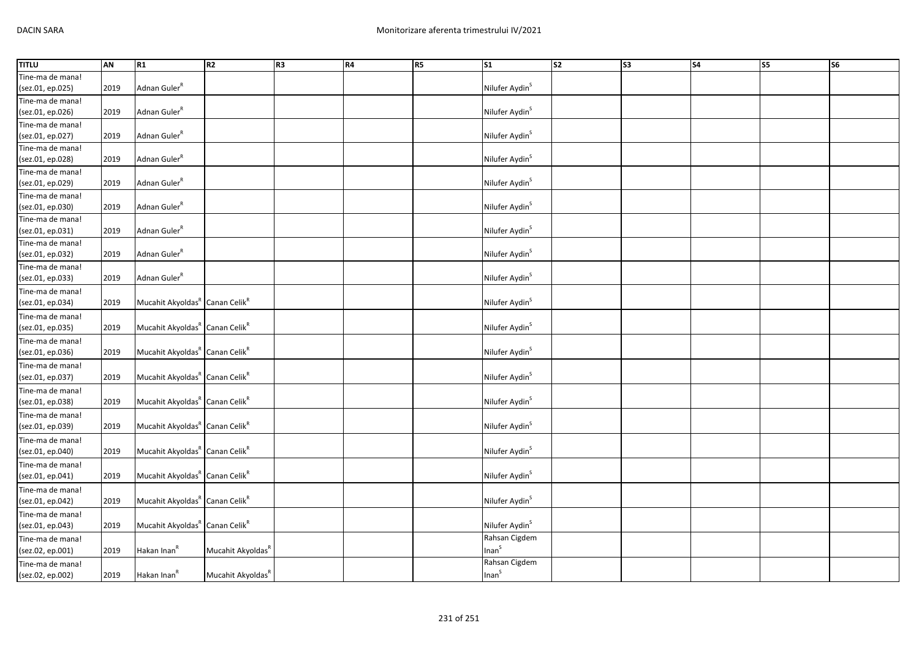| TITLU | AN | R1 | R2 | R3 | R4 | R5 | S1 | S2 | S3 | S4 | S5 | S6 |
|---|---|---|---|---|---|---|---|---|---|---|---|---|
| Tine-ma de mana! (sez.01, ep.025) | 2019 | Adnan Guler[R] | | | | | Nilufer Aydin[S] | | | | | |
| Tine-ma de mana! (sez.01, ep.026) | 2019 | Adnan Guler[R] | | | | | Nilufer Aydin[S] | | | | | |
| Tine-ma de mana! (sez.01, ep.027) | 2019 | Adnan Guler[R] | | | | | Nilufer Aydin[S] | | | | | |
| Tine-ma de mana! (sez.01, ep.028) | 2019 | Adnan Guler[R] | | | | | Nilufer Aydin[S] | | | | | |
| Tine-ma de mana! (sez.01, ep.029) | 2019 | Adnan Guler[R] | | | | | Nilufer Aydin[S] | | | | | |
| Tine-ma de mana! (sez.01, ep.030) | 2019 | Adnan Guler[R] | | | | | Nilufer Aydin[S] | | | | | |
| Tine-ma de mana! (sez.01, ep.031) | 2019 | Adnan Guler[R] | | | | | Nilufer Aydin[S] | | | | | |
| Tine-ma de mana! (sez.01, ep.032) | 2019 | Adnan Guler[R] | | | | | Nilufer Aydin[S] | | | | | |
| Tine-ma de mana! (sez.01, ep.033) | 2019 | Adnan Guler[R] | | | | | Nilufer Aydin[S] | | | | | |
| Tine-ma de mana! (sez.01, ep.034) | 2019 | Mucahit Akyoldas[R] | Canan Celik[R] | | | | Nilufer Aydin[S] | | | | | |
| Tine-ma de mana! (sez.01, ep.035) | 2019 | Mucahit Akyoldas[R] | Canan Celik[R] | | | | Nilufer Aydin[S] | | | | | |
| Tine-ma de mana! (sez.01, ep.036) | 2019 | Mucahit Akyoldas[R] | Canan Celik[R] | | | | Nilufer Aydin[S] | | | | | |
| Tine-ma de mana! (sez.01, ep.037) | 2019 | Mucahit Akyoldas[R] | Canan Celik[R] | | | | Nilufer Aydin[S] | | | | | |
| Tine-ma de mana! (sez.01, ep.038) | 2019 | Mucahit Akyoldas[R] | Canan Celik[R] | | | | Nilufer Aydin[S] | | | | | |
| Tine-ma de mana! (sez.01, ep.039) | 2019 | Mucahit Akyoldas[R] | Canan Celik[R] | | | | Nilufer Aydin[S] | | | | | |
| Tine-ma de mana! (sez.01, ep.040) | 2019 | Mucahit Akyoldas[R] | Canan Celik[R] | | | | Nilufer Aydin[S] | | | | | |
| Tine-ma de mana! (sez.01, ep.041) | 2019 | Mucahit Akyoldas[R] | Canan Celik[R] | | | | Nilufer Aydin[S] | | | | | |
| Tine-ma de mana! (sez.01, ep.042) | 2019 | Mucahit Akyoldas[R] | Canan Celik[R] | | | | Nilufer Aydin[S] | | | | | |
| Tine-ma de mana! (sez.01, ep.043) | 2019 | Mucahit Akyoldas[R] | Canan Celik[R] | | | | Nilufer Aydin[S] | | | | | |
| Tine-ma de mana! (sez.02, ep.001) | 2019 | Hakan Inan[R] | Mucahit Akyoldas[R] | | | | Rahsan Cigdem Inan[S] | | | | | |
| Tine-ma de mana! (sez.02, ep.002) | 2019 | Hakan Inan[R] | Mucahit Akyoldas[R] | | | | Rahsan Cigdem Inan[S] | | | | | |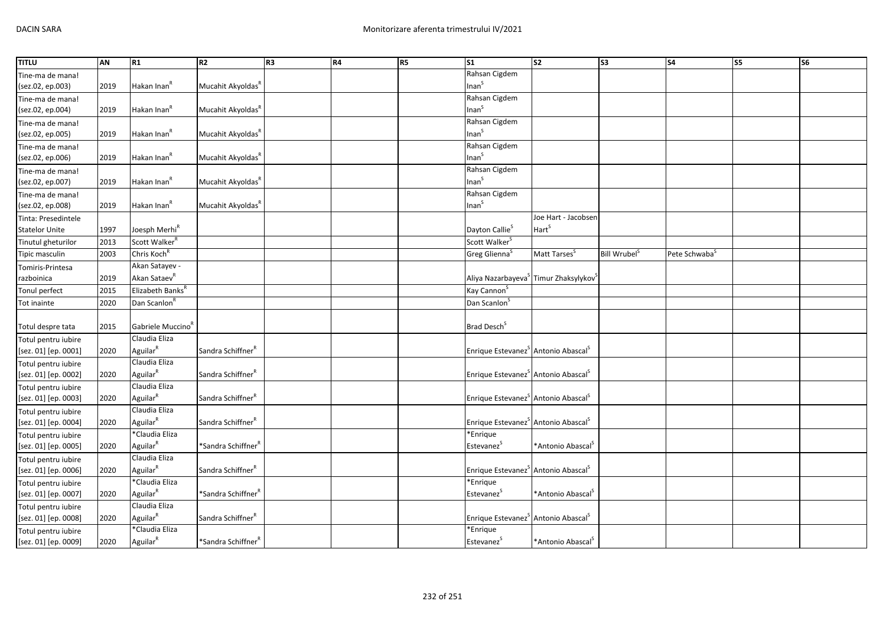| TITLU | AN | R1 | R2 | R3 | R4 | R5 | S1 | S2 | S3 | S4 | S5 | S6 |
|---|---|---|---|---|---|---|---|---|---|---|---|---|
| Tine-ma de mana! (sez.02, ep.003) | 2019 | Hakan Inan[R] | Mucahit Akyoldas[R] | | | | Rahsan Cigdem Inan[S] | | | | | |
| Tine-ma de mana! (sez.02, ep.004) | 2019 | Hakan Inan[R] | Mucahit Akyoldas[R] | | | | Rahsan Cigdem Inan[S] | | | | | |
| Tine-ma de mana! (sez.02, ep.005) | 2019 | Hakan Inan[R] | Mucahit Akyoldas[R] | | | | Rahsan Cigdem Inan[S] | | | | | |
| Tine-ma de mana! (sez.02, ep.006) | 2019 | Hakan Inan[R] | Mucahit Akyoldas[R] | | | | Rahsan Cigdem Inan[S] | | | | | |
| Tine-ma de mana! (sez.02, ep.007) | 2019 | Hakan Inan[R] | Mucahit Akyoldas[R] | | | | Rahsan Cigdem Inan[S] | | | | | |
| Tine-ma de mana! (sez.02, ep.008) | 2019 | Hakan Inan[R] | Mucahit Akyoldas[R] | | | | Rahsan Cigdem Inan[S] | | | | | |
| Tinta: Presedintele Statelor Unite | 1997 | Joesph Merhi[R] | | | | | Dayton Callie[S] | Joe Hart - Jacobsen Hart[S] | | | | |
| Tinutul gheturilor | 2013 | Scott Walker[R] | | | | | Scott Walker[S] | | | | | |
| Tipic masculin | 2003 | Chris Koch[R] | | | | | Greg Glienna[S] | Matt Tarses[S] | Bill Wrubel[S] | Pete Schwaba[S] | | |
| Tomiris-Printesa razboinica | 2019 | Akan Satayev - Akan Sataev[R] | | | | | Aliya Nazarbayeva[S] | Timur Zhaksylykov[S] | | | | |
| Tonul perfect | 2015 | Elizabeth Banks[R] | | | | | Kay Cannon[S] | | | | | |
| Tot inainte | 2020 | Dan Scanlon[R] | | | | | Dan Scanlon[S] | | | | | |
| Totul despre tata | 2015 | Gabriele Muccino[R] | | | | | Brad Desch[S] | | | | | |
| Totul pentru iubire [sez. 01] [ep. 0001] | 2020 | Claudia Eliza Aguilar[R] | Sandra Schiffner[R] | | | | Enrique Estevanez[S] | Antonio Abascal[S] | | | | |
| Totul pentru iubire [sez. 01] [ep. 0002] | 2020 | Claudia Eliza Aguilar[R] | Sandra Schiffner[R] | | | | Enrique Estevanez[S] | Antonio Abascal[S] | | | | |
| Totul pentru iubire [sez. 01] [ep. 0003] | 2020 | Claudia Eliza Aguilar[R] | Sandra Schiffner[R] | | | | Enrique Estevanez[S] | Antonio Abascal[S] | | | | |
| Totul pentru iubire [sez. 01] [ep. 0004] | 2020 | Claudia Eliza Aguilar[R] | Sandra Schiffner[R] | | | | Enrique Estevanez[S] | Antonio Abascal[S] | | | | |
| Totul pentru iubire [sez. 01] [ep. 0005] | 2020 | *Claudia Eliza Aguilar[R] | *Sandra Schiffner[R] | | | | *Enrique Estevanez[S] | *Antonio Abascal[S] | | | | |
| Totul pentru iubire [sez. 01] [ep. 0006] | 2020 | Claudia Eliza Aguilar[R] | Sandra Schiffner[R] | | | | Enrique Estevanez[S] | Antonio Abascal[S] | | | | |
| Totul pentru iubire [sez. 01] [ep. 0007] | 2020 | *Claudia Eliza Aguilar[R] | *Sandra Schiffner[R] | | | | *Enrique Estevanez[S] | *Antonio Abascal[S] | | | | |
| Totul pentru iubire [sez. 01] [ep. 0008] | 2020 | Claudia Eliza Aguilar[R] | Sandra Schiffner[R] | | | | Enrique Estevanez[S] | Antonio Abascal[S] | | | | |
| Totul pentru iubire [sez. 01] [ep. 0009] | 2020 | *Claudia Eliza Aguilar[R] | *Sandra Schiffner[R] | | | | *Enrique Estevanez[S] | *Antonio Abascal[S] | | | | |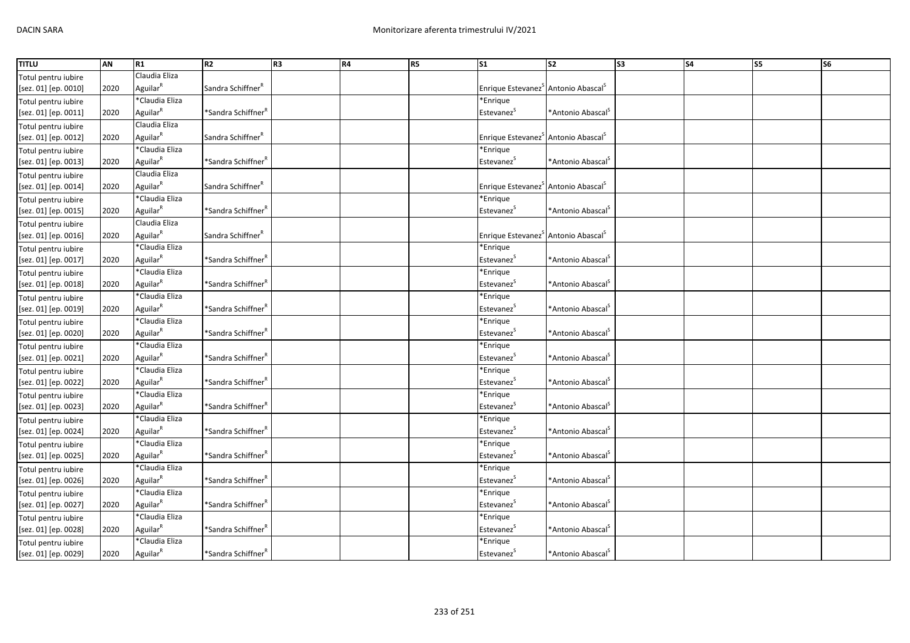| TITLU | AN | R1 | R2 | R3 | R4 | R5 | S1 | S2 | S3 | S4 | S5 | S6 |
|---|---|---|---|---|---|---|---|---|---|---|---|---|
| Totul pentru iubire [sez. 01] [ep. 0010] | 2020 | Claudia Eliza Aguilar[R] | Sandra Schiffner[R] | | | | Enrique Estevanez[S] | Antonio Abascal[S] | | | | |
| Totul pentru iubire [sez. 01] [ep. 0011] | 2020 | *Claudia Eliza Aguilar[R] | *Sandra Schiffner[R] | | | | *Enrique Estevanez[S] | *Antonio Abascal[S] | | | | |
| Totul pentru iubire [sez. 01] [ep. 0012] | 2020 | Claudia Eliza Aguilar[R] | Sandra Schiffner[R] | | | | Enrique Estevanez[S] | Antonio Abascal[S] | | | | |
| Totul pentru iubire [sez. 01] [ep. 0013] | 2020 | *Claudia Eliza Aguilar[R] | *Sandra Schiffner[R] | | | | *Enrique Estevanez[S] | *Antonio Abascal[S] | | | | |
| Totul pentru iubire [sez. 01] [ep. 0014] | 2020 | Claudia Eliza Aguilar[R] | Sandra Schiffner[R] | | | | Enrique Estevanez[S] | Antonio Abascal[S] | | | | |
| Totul pentru iubire [sez. 01] [ep. 0015] | 2020 | *Claudia Eliza Aguilar[R] | *Sandra Schiffner[R] | | | | *Enrique Estevanez[S] | *Antonio Abascal[S] | | | | |
| Totul pentru iubire [sez. 01] [ep. 0016] | 2020 | Claudia Eliza Aguilar[R] | Sandra Schiffner[R] | | | | Enrique Estevanez[S] | Antonio Abascal[S] | | | | |
| Totul pentru iubire [sez. 01] [ep. 0017] | 2020 | *Claudia Eliza Aguilar[R] | *Sandra Schiffner[R] | | | | *Enrique Estevanez[S] | *Antonio Abascal[S] | | | | |
| Totul pentru iubire [sez. 01] [ep. 0018] | 2020 | *Claudia Eliza Aguilar[R] | *Sandra Schiffner[R] | | | | *Enrique Estevanez[S] | *Antonio Abascal[S] | | | | |
| Totul pentru iubire [sez. 01] [ep. 0019] | 2020 | *Claudia Eliza Aguilar[R] | *Sandra Schiffner[R] | | | | *Enrique Estevanez[S] | *Antonio Abascal[S] | | | | |
| Totul pentru iubire [sez. 01] [ep. 0020] | 2020 | *Claudia Eliza Aguilar[R] | *Sandra Schiffner[R] | | | | *Enrique Estevanez[S] | *Antonio Abascal[S] | | | | |
| Totul pentru iubire [sez. 01] [ep. 0021] | 2020 | *Claudia Eliza Aguilar[R] | *Sandra Schiffner[R] | | | | *Enrique Estevanez[S] | *Antonio Abascal[S] | | | | |
| Totul pentru iubire [sez. 01] [ep. 0022] | 2020 | *Claudia Eliza Aguilar[R] | *Sandra Schiffner[R] | | | | *Enrique Estevanez[S] | *Antonio Abascal[S] | | | | |
| Totul pentru iubire [sez. 01] [ep. 0023] | 2020 | *Claudia Eliza Aguilar[R] | *Sandra Schiffner[R] | | | | *Enrique Estevanez[S] | *Antonio Abascal[S] | | | | |
| Totul pentru iubire [sez. 01] [ep. 0024] | 2020 | *Claudia Eliza Aguilar[R] | *Sandra Schiffner[R] | | | | *Enrique Estevanez[S] | *Antonio Abascal[S] | | | | |
| Totul pentru iubire [sez. 01] [ep. 0025] | 2020 | *Claudia Eliza Aguilar[R] | *Sandra Schiffner[R] | | | | *Enrique Estevanez[S] | *Antonio Abascal[S] | | | | |
| Totul pentru iubire [sez. 01] [ep. 0026] | 2020 | *Claudia Eliza Aguilar[R] | *Sandra Schiffner[R] | | | | *Enrique Estevanez[S] | *Antonio Abascal[S] | | | | |
| Totul pentru iubire [sez. 01] [ep. 0027] | 2020 | *Claudia Eliza Aguilar[R] | *Sandra Schiffner[R] | | | | *Enrique Estevanez[S] | *Antonio Abascal[S] | | | | |
| Totul pentru iubire [sez. 01] [ep. 0028] | 2020 | *Claudia Eliza Aguilar[R] | *Sandra Schiffner[R] | | | | *Enrique Estevanez[S] | *Antonio Abascal[S] | | | | |
| Totul pentru iubire [sez. 01] [ep. 0029] | 2020 | *Claudia Eliza Aguilar[R] | *Sandra Schiffner[R] | | | | *Enrique Estevanez[S] | *Antonio Abascal[S] | | | | |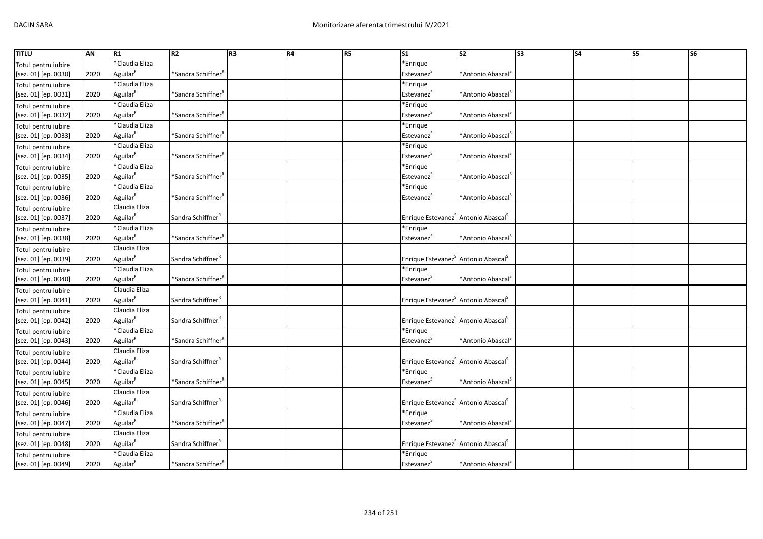| TITLU | AN | R1 | R2 | R3 | R4 | R5 | S1 | S2 | S3 | S4 | S5 | S6 |
|---|---|---|---|---|---|---|---|---|---|---|---|---|
| Totul pentru iubire [sez. 01] [ep. 0030] | 2020 | *Claudia Eliza Aguilar[R] | *Sandra Schiffner[R] | | | | *Enrique Estevanez[S] | *Antonio Abascal[S] | | | | |
| Totul pentru iubire [sez. 01] [ep. 0031] | 2020 | *Claudia Eliza Aguilar[R] | *Sandra Schiffner[R] | | | | *Enrique Estevanez[S] | *Antonio Abascal[S] | | | | |
| Totul pentru iubire [sez. 01] [ep. 0032] | 2020 | *Claudia Eliza Aguilar[R] | *Sandra Schiffner[R] | | | | *Enrique Estevanez[S] | *Antonio Abascal[S] | | | | |
| Totul pentru iubire [sez. 01] [ep. 0033] | 2020 | *Claudia Eliza Aguilar[R] | *Sandra Schiffner[R] | | | | *Enrique Estevanez[S] | *Antonio Abascal[S] | | | | |
| Totul pentru iubire [sez. 01] [ep. 0034] | 2020 | *Claudia Eliza Aguilar[R] | *Sandra Schiffner[R] | | | | *Enrique Estevanez[S] | *Antonio Abascal[S] | | | | |
| Totul pentru iubire [sez. 01] [ep. 0035] | 2020 | *Claudia Eliza Aguilar[R] | *Sandra Schiffner[R] | | | | *Enrique Estevanez[S] | *Antonio Abascal[S] | | | | |
| Totul pentru iubire [sez. 01] [ep. 0036] | 2020 | *Claudia Eliza Aguilar[R] | *Sandra Schiffner[R] | | | | *Enrique Estevanez[S] | *Antonio Abascal[S] | | | | |
| Totul pentru iubire [sez. 01] [ep. 0037] | 2020 | Claudia Eliza Aguilar[R] | Sandra Schiffner[R] | | | | Enrique Estevanez[S] | Antonio Abascal[S] | | | | |
| Totul pentru iubire [sez. 01] [ep. 0038] | 2020 | *Claudia Eliza Aguilar[R] | *Sandra Schiffner[R] | | | | *Enrique Estevanez[S] | *Antonio Abascal[S] | | | | |
| Totul pentru iubire [sez. 01] [ep. 0039] | 2020 | Claudia Eliza Aguilar[R] | Sandra Schiffner[R] | | | | Enrique Estevanez[S] | Antonio Abascal[S] | | | | |
| Totul pentru iubire [sez. 01] [ep. 0040] | 2020 | *Claudia Eliza Aguilar[R] | *Sandra Schiffner[R] | | | | *Enrique Estevanez[S] | *Antonio Abascal[S] | | | | |
| Totul pentru iubire [sez. 01] [ep. 0041] | 2020 | Claudia Eliza Aguilar[R] | Sandra Schiffner[R] | | | | Enrique Estevanez[S] | Antonio Abascal[S] | | | | |
| Totul pentru iubire [sez. 01] [ep. 0042] | 2020 | Claudia Eliza Aguilar[R] | Sandra Schiffner[R] | | | | Enrique Estevanez[S] | Antonio Abascal[S] | | | | |
| Totul pentru iubire [sez. 01] [ep. 0043] | 2020 | *Claudia Eliza Aguilar[R] | *Sandra Schiffner[R] | | | | *Enrique Estevanez[S] | *Antonio Abascal[S] | | | | |
| Totul pentru iubire [sez. 01] [ep. 0044] | 2020 | Claudia Eliza Aguilar[R] | Sandra Schiffner[R] | | | | Enrique Estevanez[S] | Antonio Abascal[S] | | | | |
| Totul pentru iubire [sez. 01] [ep. 0045] | 2020 | *Claudia Eliza Aguilar[R] | *Sandra Schiffner[R] | | | | *Enrique Estevanez[S] | *Antonio Abascal[S] | | | | |
| Totul pentru iubire [sez. 01] [ep. 0046] | 2020 | Claudia Eliza Aguilar[R] | Sandra Schiffner[R] | | | | Enrique Estevanez[S] | Antonio Abascal[S] | | | | |
| Totul pentru iubire [sez. 01] [ep. 0047] | 2020 | *Claudia Eliza Aguilar[R] | *Sandra Schiffner[R] | | | | *Enrique Estevanez[S] | *Antonio Abascal[S] | | | | |
| Totul pentru iubire [sez. 01] [ep. 0048] | 2020 | Claudia Eliza Aguilar[R] | Sandra Schiffner[R] | | | | Enrique Estevanez[S] | Antonio Abascal[S] | | | | |
| Totul pentru iubire [sez. 01] [ep. 0049] | 2020 | *Claudia Eliza Aguilar[R] | *Sandra Schiffner[R] | | | | *Enrique Estevanez[S] | *Antonio Abascal[S] | | | | |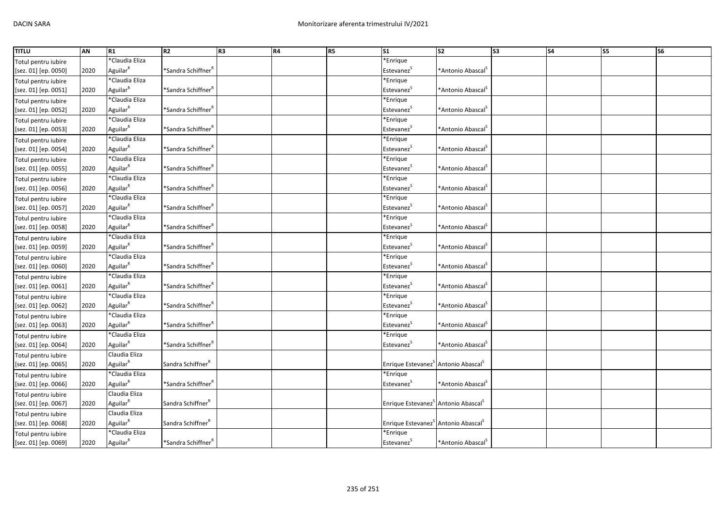| TITLU | AN | R1 | R2 | R3 | R4 | R5 | S1 | S2 | S3 | S4 | S5 | S6 |
|---|---|---|---|---|---|---|---|---|---|---|---|---|
| Totul pentru iubire [sez. 01] [ep. 0050] | 2020 | *Claudia Eliza Aguilar[R] | *Sandra Schiffner[R] | | | | *Enrique Estevanez[S] | *Antonio Abascal[S] | | | | |
| Totul pentru iubire [sez. 01] [ep. 0051] | 2020 | *Claudia Eliza Aguilar[R] | *Sandra Schiffner[R] | | | | *Enrique Estevanez[S] | *Antonio Abascal[S] | | | | |
| Totul pentru iubire [sez. 01] [ep. 0052] | 2020 | *Claudia Eliza Aguilar[R] | *Sandra Schiffner[R] | | | | *Enrique Estevanez[S] | *Antonio Abascal[S] | | | | |
| Totul pentru iubire [sez. 01] [ep. 0053] | 2020 | *Claudia Eliza Aguilar[R] | *Sandra Schiffner[R] | | | | *Enrique Estevanez[S] | *Antonio Abascal[S] | | | | |
| Totul pentru iubire [sez. 01] [ep. 0054] | 2020 | *Claudia Eliza Aguilar[R] | *Sandra Schiffner[R] | | | | *Enrique Estevanez[S] | *Antonio Abascal[S] | | | | |
| Totul pentru iubire [sez. 01] [ep. 0055] | 2020 | *Claudia Eliza Aguilar[R] | *Sandra Schiffner[R] | | | | *Enrique Estevanez[S] | *Antonio Abascal[S] | | | | |
| Totul pentru iubire [sez. 01] [ep. 0056] | 2020 | *Claudia Eliza Aguilar[R] | *Sandra Schiffner[R] | | | | *Enrique Estevanez[S] | *Antonio Abascal[S] | | | | |
| Totul pentru iubire [sez. 01] [ep. 0057] | 2020 | *Claudia Eliza Aguilar[R] | *Sandra Schiffner[R] | | | | *Enrique Estevanez[S] | *Antonio Abascal[S] | | | | |
| Totul pentru iubire [sez. 01] [ep. 0058] | 2020 | *Claudia Eliza Aguilar[R] | *Sandra Schiffner[R] | | | | *Enrique Estevanez[S] | *Antonio Abascal[S] | | | | |
| Totul pentru iubire [sez. 01] [ep. 0059] | 2020 | *Claudia Eliza Aguilar[R] | *Sandra Schiffner[R] | | | | *Enrique Estevanez[S] | *Antonio Abascal[S] | | | | |
| Totul pentru iubire [sez. 01] [ep. 0060] | 2020 | *Claudia Eliza Aguilar[R] | *Sandra Schiffner[R] | | | | *Enrique Estevanez[S] | *Antonio Abascal[S] | | | | |
| Totul pentru iubire [sez. 01] [ep. 0061] | 2020 | *Claudia Eliza Aguilar[R] | *Sandra Schiffner[R] | | | | *Enrique Estevanez[S] | *Antonio Abascal[S] | | | | |
| Totul pentru iubire [sez. 01] [ep. 0062] | 2020 | *Claudia Eliza Aguilar[R] | *Sandra Schiffner[R] | | | | *Enrique Estevanez[S] | *Antonio Abascal[S] | | | | |
| Totul pentru iubire [sez. 01] [ep. 0063] | 2020 | *Claudia Eliza Aguilar[R] | *Sandra Schiffner[R] | | | | *Enrique Estevanez[S] | *Antonio Abascal[S] | | | | |
| Totul pentru iubire [sez. 01] [ep. 0064] | 2020 | *Claudia Eliza Aguilar[R] | *Sandra Schiffner[R] | | | | *Enrique Estevanez[S] | *Antonio Abascal[S] | | | | |
| Totul pentru iubire [sez. 01] [ep. 0065] | 2020 | Claudia Eliza Aguilar[R] | Sandra Schiffner[R] | | | | Enrique Estevanez[S] | Antonio Abascal[S] | | | | |
| Totul pentru iubire [sez. 01] [ep. 0066] | 2020 | *Claudia Eliza Aguilar[R] | *Sandra Schiffner[R] | | | | *Enrique Estevanez[S] | *Antonio Abascal[S] | | | | |
| Totul pentru iubire [sez. 01] [ep. 0067] | 2020 | Claudia Eliza Aguilar[R] | Sandra Schiffner[R] | | | | Enrique Estevanez[S] | Antonio Abascal[S] | | | | |
| Totul pentru iubire [sez. 01] [ep. 0068] | 2020 | Claudia Eliza Aguilar[R] | Sandra Schiffner[R] | | | | Enrique Estevanez[S] | Antonio Abascal[S] | | | | |
| Totul pentru iubire [sez. 01] [ep. 0069] | 2020 | *Claudia Eliza Aguilar[R] | *Sandra Schiffner[R] | | | | *Enrique Estevanez[S] | *Antonio Abascal[S] | | | | |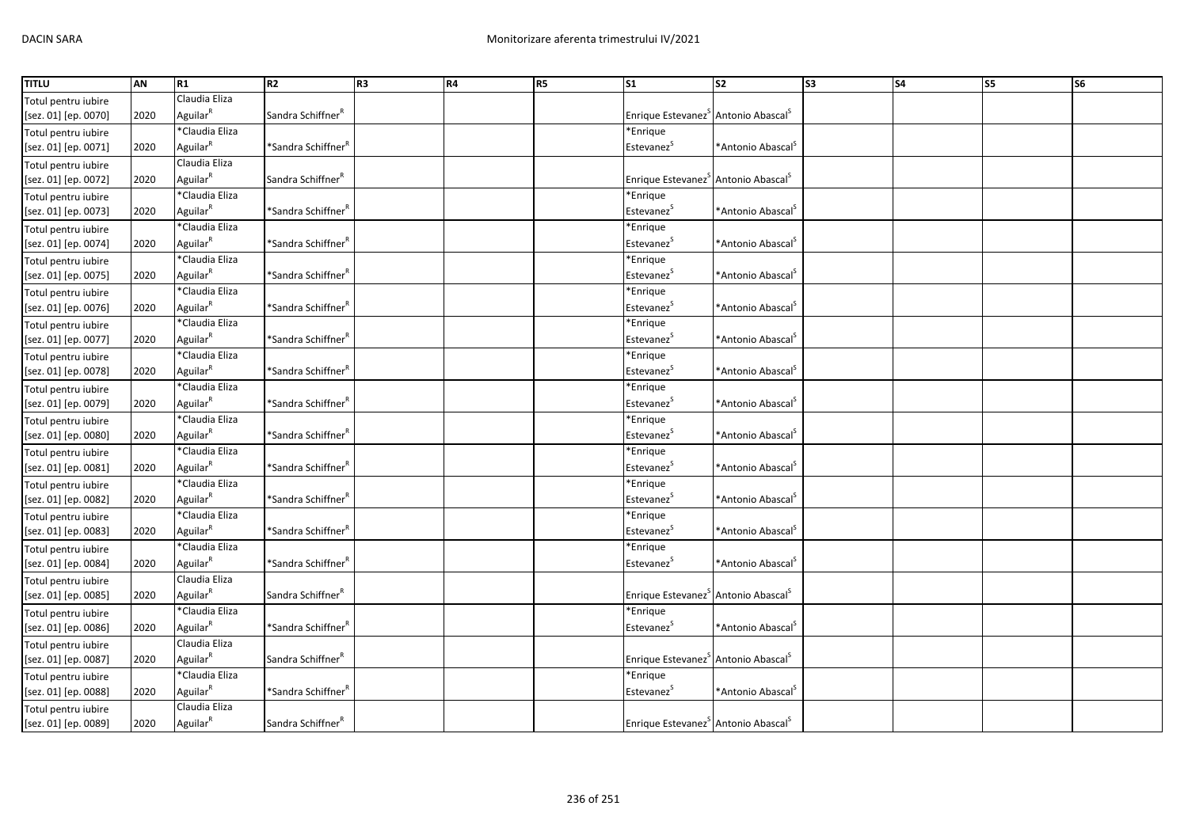| TITLU | AN | R1 | R2 | R3 | R4 | R5 | S1 | S2 | S3 | S4 | S5 | S6 |
| --- | --- | --- | --- | --- | --- | --- | --- | --- | --- | --- | --- | --- |
| Totul pentru iubire [sez. 01] [ep. 0070] | 2020 | Claudia Eliza Aguilar[R] | Sandra Schiffner[R] | | | | Enrique Estevanez[S] | Antonio Abascal[S] | | | | |
| Totul pentru iubire [sez. 01] [ep. 0071] | 2020 | *Claudia Eliza Aguilar[R] | *Sandra Schiffner[R] | | | | *Enrique Estevanez[S] | *Antonio Abascal[S] | | | | |
| Totul pentru iubire [sez. 01] [ep. 0072] | 2020 | Claudia Eliza Aguilar[R] | Sandra Schiffner[R] | | | | Enrique Estevanez[S] | Antonio Abascal[S] | | | | |
| Totul pentru iubire [sez. 01] [ep. 0073] | 2020 | *Claudia Eliza Aguilar[R] | *Sandra Schiffner[R] | | | | *Enrique Estevanez[S] | *Antonio Abascal[S] | | | | |
| Totul pentru iubire [sez. 01] [ep. 0074] | 2020 | *Claudia Eliza Aguilar[R] | *Sandra Schiffner[R] | | | | *Enrique Estevanez[S] | *Antonio Abascal[S] | | | | |
| Totul pentru iubire [sez. 01] [ep. 0075] | 2020 | *Claudia Eliza Aguilar[R] | *Sandra Schiffner[R] | | | | *Enrique Estevanez[S] | *Antonio Abascal[S] | | | | |
| Totul pentru iubire [sez. 01] [ep. 0076] | 2020 | *Claudia Eliza Aguilar[R] | *Sandra Schiffner[R] | | | | *Enrique Estevanez[S] | *Antonio Abascal[S] | | | | |
| Totul pentru iubire [sez. 01] [ep. 0077] | 2020 | *Claudia Eliza Aguilar[R] | *Sandra Schiffner[R] | | | | *Enrique Estevanez[S] | *Antonio Abascal[S] | | | | |
| Totul pentru iubire [sez. 01] [ep. 0078] | 2020 | *Claudia Eliza Aguilar[R] | *Sandra Schiffner[R] | | | | *Enrique Estevanez[S] | *Antonio Abascal[S] | | | | |
| Totul pentru iubire [sez. 01] [ep. 0079] | 2020 | *Claudia Eliza Aguilar[R] | *Sandra Schiffner[R] | | | | *Enrique Estevanez[S] | *Antonio Abascal[S] | | | | |
| Totul pentru iubire [sez. 01] [ep. 0080] | 2020 | *Claudia Eliza Aguilar[R] | *Sandra Schiffner[R] | | | | *Enrique Estevanez[S] | *Antonio Abascal[S] | | | | |
| Totul pentru iubire [sez. 01] [ep. 0081] | 2020 | *Claudia Eliza Aguilar[R] | *Sandra Schiffner[R] | | | | *Enrique Estevanez[S] | *Antonio Abascal[S] | | | | |
| Totul pentru iubire [sez. 01] [ep. 0082] | 2020 | *Claudia Eliza Aguilar[R] | *Sandra Schiffner[R] | | | | *Enrique Estevanez[S] | *Antonio Abascal[S] | | | | |
| Totul pentru iubire [sez. 01] [ep. 0083] | 2020 | *Claudia Eliza Aguilar[R] | *Sandra Schiffner[R] | | | | *Enrique Estevanez[S] | *Antonio Abascal[S] | | | | |
| Totul pentru iubire [sez. 01] [ep. 0084] | 2020 | *Claudia Eliza Aguilar[R] | *Sandra Schiffner[R] | | | | *Enrique Estevanez[S] | *Antonio Abascal[S] | | | | |
| Totul pentru iubire [sez. 01] [ep. 0085] | 2020 | Claudia Eliza Aguilar[R] | Sandra Schiffner[R] | | | | Enrique Estevanez[S] | Antonio Abascal[S] | | | | |
| Totul pentru iubire [sez. 01] [ep. 0086] | 2020 | *Claudia Eliza Aguilar[R] | *Sandra Schiffner[R] | | | | *Enrique Estevanez[S] | *Antonio Abascal[S] | | | | |
| Totul pentru iubire [sez. 01] [ep. 0087] | 2020 | Claudia Eliza Aguilar[R] | Sandra Schiffner[R] | | | | Enrique Estevanez[S] | Antonio Abascal[S] | | | | |
| Totul pentru iubire [sez. 01] [ep. 0088] | 2020 | *Claudia Eliza Aguilar[R] | *Sandra Schiffner[R] | | | | *Enrique Estevanez[S] | *Antonio Abascal[S] | | | | |
| Totul pentru iubire [sez. 01] [ep. 0089] | 2020 | Claudia Eliza Aguilar[R] | Sandra Schiffner[R] | | | | Enrique Estevanez[S] | Antonio Abascal[S] | | | | |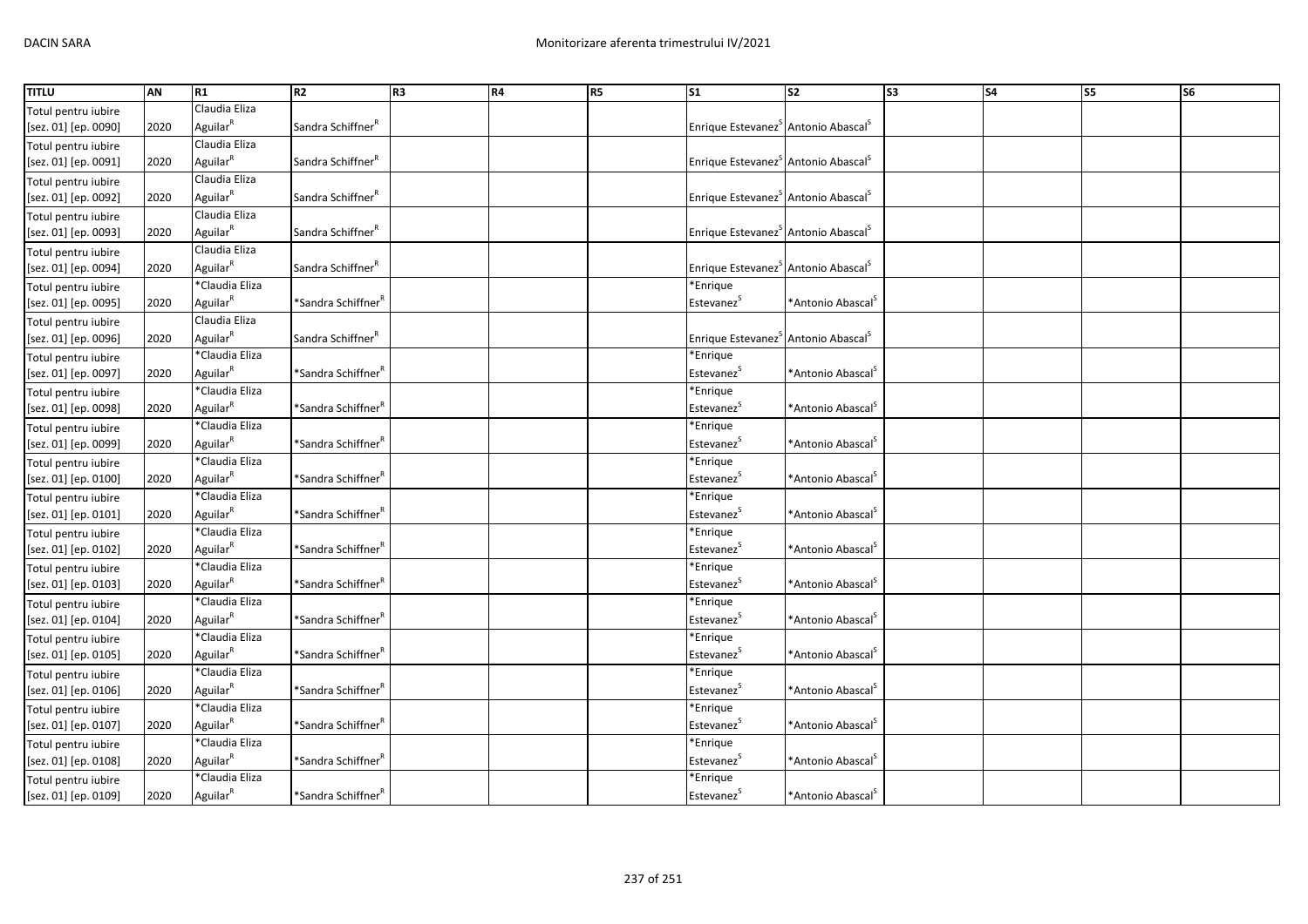| TITLU | AN | R1 | R2 | R3 | R4 | R5 | S1 | S2 | S3 | S4 | S5 | S6 |
|---|---|---|---|---|---|---|---|---|---|---|---|---|
| Totul pentru iubire [sez. 01] [ep. 0090] | 2020 | Claudia Eliza Aguilar[R] | Sandra Schiffner[R] | | | | Enrique Estevanez[S] | Antonio Abascal[S] | | | | |
| Totul pentru iubire [sez. 01] [ep. 0091] | 2020 | Claudia Eliza Aguilar[R] | Sandra Schiffner[R] | | | | Enrique Estevanez[S] | Antonio Abascal[S] | | | | |
| Totul pentru iubire [sez. 01] [ep. 0092] | 2020 | Claudia Eliza Aguilar[R] | Sandra Schiffner[R] | | | | Enrique Estevanez[S] | Antonio Abascal[S] | | | | |
| Totul pentru iubire [sez. 01] [ep. 0093] | 2020 | Claudia Eliza Aguilar[R] | Sandra Schiffner[R] | | | | Enrique Estevanez[S] | Antonio Abascal[S] | | | | |
| Totul pentru iubire [sez. 01] [ep. 0094] | 2020 | Claudia Eliza Aguilar[R] | Sandra Schiffner[R] | | | | Enrique Estevanez[S] | Antonio Abascal[S] | | | | |
| Totul pentru iubire [sez. 01] [ep. 0095] | 2020 | *Claudia Eliza Aguilar[R] | *Sandra Schiffner[R] | | | | *Enrique Estevanez[S] | *Antonio Abascal[S] | | | | |
| Totul pentru iubire [sez. 01] [ep. 0096] | 2020 | Claudia Eliza Aguilar[R] | Sandra Schiffner[R] | | | | Enrique Estevanez[S] | Antonio Abascal[S] | | | | |
| Totul pentru iubire [sez. 01] [ep. 0097] | 2020 | *Claudia Eliza Aguilar[R] | *Sandra Schiffner[R] | | | | *Enrique Estevanez[S] | *Antonio Abascal[S] | | | | |
| Totul pentru iubire [sez. 01] [ep. 0098] | 2020 | *Claudia Eliza Aguilar[R] | *Sandra Schiffner[R] | | | | *Enrique Estevanez[S] | *Antonio Abascal[S] | | | | |
| Totul pentru iubire [sez. 01] [ep. 0099] | 2020 | *Claudia Eliza Aguilar[R] | *Sandra Schiffner[R] | | | | *Enrique Estevanez[S] | *Antonio Abascal[S] | | | | |
| Totul pentru iubire [sez. 01] [ep. 0100] | 2020 | *Claudia Eliza Aguilar[R] | *Sandra Schiffner[R] | | | | *Enrique Estevanez[S] | *Antonio Abascal[S] | | | | |
| Totul pentru iubire [sez. 01] [ep. 0101] | 2020 | *Claudia Eliza Aguilar[R] | *Sandra Schiffner[R] | | | | *Enrique Estevanez[S] | *Antonio Abascal[S] | | | | |
| Totul pentru iubire [sez. 01] [ep. 0102] | 2020 | *Claudia Eliza Aguilar[R] | *Sandra Schiffner[R] | | | | *Enrique Estevanez[S] | *Antonio Abascal[S] | | | | |
| Totul pentru iubire [sez. 01] [ep. 0103] | 2020 | *Claudia Eliza Aguilar[R] | *Sandra Schiffner[R] | | | | *Enrique Estevanez[S] | *Antonio Abascal[S] | | | | |
| Totul pentru iubire [sez. 01] [ep. 0104] | 2020 | *Claudia Eliza Aguilar[R] | *Sandra Schiffner[R] | | | | *Enrique Estevanez[S] | *Antonio Abascal[S] | | | | |
| Totul pentru iubire [sez. 01] [ep. 0105] | 2020 | *Claudia Eliza Aguilar[R] | *Sandra Schiffner[R] | | | | *Enrique Estevanez[S] | *Antonio Abascal[S] | | | | |
| Totul pentru iubire [sez. 01] [ep. 0106] | 2020 | *Claudia Eliza Aguilar[R] | *Sandra Schiffner[R] | | | | *Enrique Estevanez[S] | *Antonio Abascal[S] | | | | |
| Totul pentru iubire [sez. 01] [ep. 0107] | 2020 | *Claudia Eliza Aguilar[R] | *Sandra Schiffner[R] | | | | *Enrique Estevanez[S] | *Antonio Abascal[S] | | | | |
| Totul pentru iubire [sez. 01] [ep. 0108] | 2020 | *Claudia Eliza Aguilar[R] | *Sandra Schiffner[R] | | | | *Enrique Estevanez[S] | *Antonio Abascal[S] | | | | |
| Totul pentru iubire [sez. 01] [ep. 0109] | 2020 | *Claudia Eliza Aguilar[R] | *Sandra Schiffner[R] | | | | *Enrique Estevanez[S] | *Antonio Abascal[S] | | | | |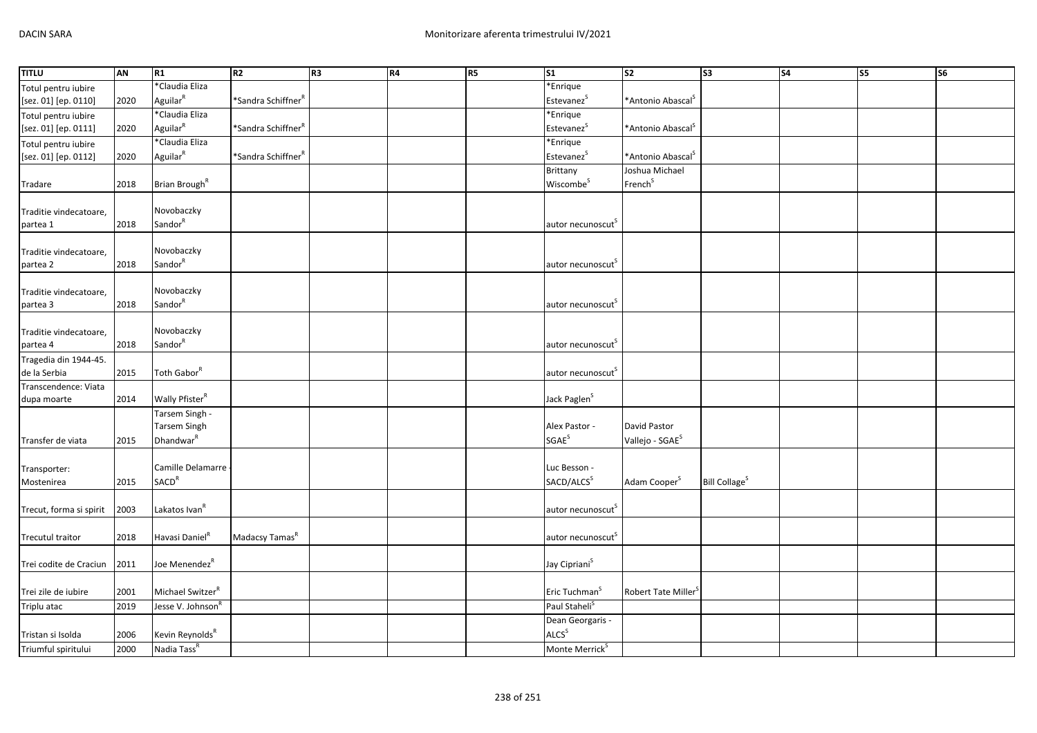| TITLU | AN | R1 | R2 | R3 | R4 | R5 | S1 | S2 | S3 | S4 | S5 | S6 |
|---|---|---|---|---|---|---|---|---|---|---|---|---|
| Totul pentru iubire [sez. 01] [ep. 0110] | 2020 | *Claudia Eliza Aguilar[R] | *Sandra Schiffner[R] | | | | *Enrique Estevanez[S] | *Antonio Abascal[S] | | | | |
| Totul pentru iubire [sez. 01] [ep. 0111] | 2020 | *Claudia Eliza Aguilar[R] | *Sandra Schiffner[R] | | | | *Enrique Estevanez[S] | *Antonio Abascal[S] | | | | |
| Totul pentru iubire [sez. 01] [ep. 0112] | 2020 | *Claudia Eliza Aguilar[R] | *Sandra Schiffner[R] | | | | *Enrique Estevanez[S] | *Antonio Abascal[S] | | | | |
| Tradare | 2018 | Brian Brough[R] | | | | | Brittany Wiscombe[S] | Joshua Michael French[S] | | | | |
| Traditie vindecatoare, partea 1 | 2018 | Novobaczky Sandor[R] | | | | | autor necunoscut[S] | | | | | |
| Traditie vindecatoare, partea 2 | 2018 | Novobaczky Sandor[R] | | | | | autor necunoscut[S] | | | | | |
| Traditie vindecatoare, partea 3 | 2018 | Novobaczky Sandor[R] | | | | | autor necunoscut[S] | | | | | |
| Traditie vindecatoare, partea 4 | 2018 | Novobaczky Sandor[R] | | | | | autor necunoscut[S] | | | | | |
| Tragedia din 1944-45. de la Serbia | 2015 | Toth Gabor[R] | | | | | autor necunoscut[S] | | | | | |
| Transcendence: Viata dupa moarte | 2014 | Wally Pfister[R] | | | | | Jack Paglen[S] | | | | | |
| Transfer de viata | 2015 | Tarsem Singh - Tarsem Singh Dhandwar[R] | | | | | Alex Pastor - SGAE[S] | David Pastor Vallejo - SGAE[S] | | | | |
| Transporter: Mostenirea | 2015 | Camille Delamarre - SACD[R] | | | | | Luc Besson - SACD/ALCS[S] | Adam Cooper[S] | Bill Collage[S] | | | |
| Trecut, forma si spirit | 2003 | Lakatos Ivan[R] | | | | | autor necunoscut[S] | | | | | |
| Trecutul traitor | 2018 | Havasi Daniel[R] | Madacsy Tamas[R] | | | | autor necunoscut[S] | | | | | |
| Trei codite de Craciun | 2011 | Joe Menendez[R] | | | | | Jay Cipriani[S] | | | | | |
| Trei zile de iubire | 2001 | Michael Switzer[R] | | | | | Eric Tuchman[S] | Robert Tate Miller[S] | | | | |
| Triplu atac | 2019 | Jesse V. Johnson[R] | | | | | Paul Staheli[S] | | | | | |
| Tristan si Isolda | 2006 | Kevin Reynolds[R] | | | | | Dean Georgaris - ALCS[S] | | | | | |
| Triumful spiritului | 2000 | Nadia Tass[R] | | | | | Monte Merrick[S] | | | | | |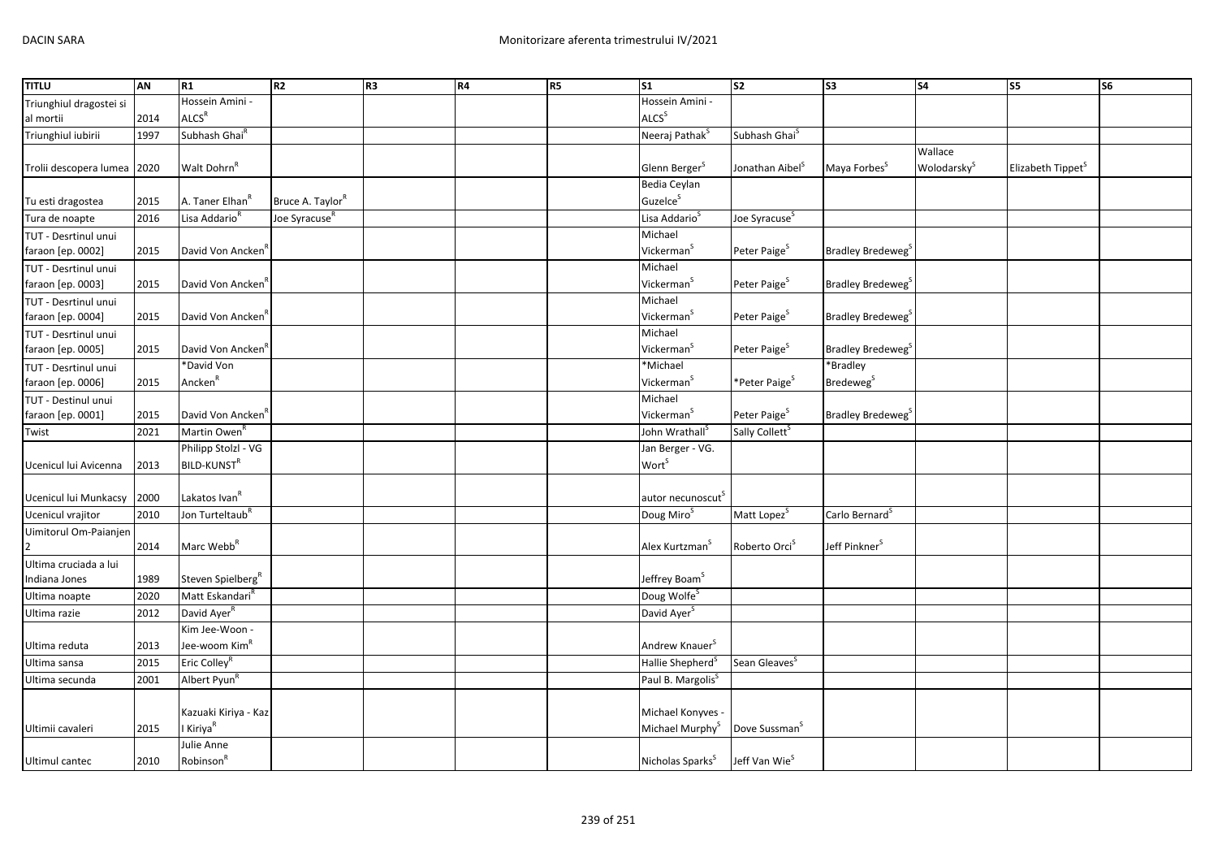| TITLU | AN | R1 | R2 | R3 | R4 | R5 | S1 | S2 | S3 | S4 | S5 | S6 |
|---|---|---|---|---|---|---|---|---|---|---|---|---|
| Triunghiul dragostei si al mortii | 2014 | Hossein Amini - ALCS[R] | | | | | Hossein Amini - ALCS[S] | | | | | |
| Triunghiul iubirii | 1997 | Subhash Ghai[R] | | | | | Neeraj Pathak[S] | Subhash Ghai[S] | | | | |
| Trolii descopera lumea | 2020 | Walt Dohrn[R] | | | | | Glenn Berger[S] | Jonathan Aibel[S] | Maya Forbes[S] | Wallace Wolodarsky[S] | Elizabeth Tippet[S] | |
| Tu esti dragostea | 2015 | A. Taner Elhan[R] | Bruce A. Taylor[R] | | | | Bedia Ceylan Guzelce[S] | | | | | |
| Tura de noapte | 2016 | Lisa Addario[R] | Joe Syracuse[R] | | | | Lisa Addario[S] | Joe Syracuse[S] | | | | |
| TUT - Desrtinul unui faraon [ep. 0002] | 2015 | David Von Ancken[R] | | | | | Michael Vickerman[S] | Peter Paige[S] | Bradley Bredeweg[S] | | | |
| TUT - Desrtinul unui faraon [ep. 0003] | 2015 | David Von Ancken[R] | | | | | Michael Vickerman[S] | Peter Paige[S] | Bradley Bredeweg[S] | | | |
| TUT - Desrtinul unui faraon [ep. 0004] | 2015 | David Von Ancken[R] | | | | | Michael Vickerman[S] | Peter Paige[S] | Bradley Bredeweg[S] | | | |
| TUT - Desrtinul unui faraon [ep. 0005] | 2015 | David Von Ancken[R] | | | | | Michael Vickerman[S] | Peter Paige[S] | Bradley Bredeweg[S] | | | |
| TUT - Desrtinul unui faraon [ep. 0006] | 2015 | *David Von Ancken[R] | | | | | *Michael Vickerman[S] | *Peter Paige[S] | *Bradley Bredeweg[S] | | | |
| TUT - Destinul unui faraon [ep. 0001] | 2015 | David Von Ancken[R] | | | | | Michael Vickerman[S] | Peter Paige[S] | Bradley Bredeweg[S] | | | |
| Twist | 2021 | Martin Owen[R] | | | | | John Wrathall[S] | Sally Collett[S] | | | | |
| Ucenicul lui Avicenna | 2013 | Philipp Stolzl - VG BILD-KUNST[R] | | | | | Jan Berger - VG. Wort[S] | | | | | |
| Ucenicul lui Munkacsy | 2000 | Lakatos Ivan[R] | | | | | autor necunoscut[S] | | | | | |
| Ucenicul vrajitor | 2010 | Jon Turteltaub[R] | | | | | Doug Miro[S] | Matt Lopez[S] | Carlo Bernard[S] | | | |
| Uimitorul Om-Paianjen 2 | 2014 | Marc Webb[R] | | | | | Alex Kurtzman[S] | Roberto Orci[S] | Jeff Pinkner[S] | | | |
| Ultima cruciada a lui Indiana Jones | 1989 | Steven Spielberg[R] | | | | | Jeffrey Boam[S] | | | | | |
| Ultima noapte | 2020 | Matt Eskandari[R] | | | | | Doug Wolfe[S] | | | | | |
| Ultima razie | 2012 | David Ayer[R] | | | | | David Ayer[S] | | | | | |
| Ultima reduta | 2013 | Kim Jee-Woon - Jee-woom Kim[R] | | | | | Andrew Knauer[S] | | | | | |
| Ultima sansa | 2015 | Eric Colley[R] | | | | | Hallie Shepherd[S] | Sean Gleaves[S] | | | | |
| Ultima secunda | 2001 | Albert Pyun[R] | | | | | Paul B. Margolis[S] | | | | | |
| Ultimii cavaleri | 2015 | Kazuaki Kiriya - Kaz I Kiriya[R] | | | | | Michael Konyves - Michael Murphy[S] | Dove Sussman[S] | | | | |
| Ultimul cantec | 2010 | Julie Anne Robinson[R] | | | | | Nicholas Sparks[S] | Jeff Van Wie[S] | | | | |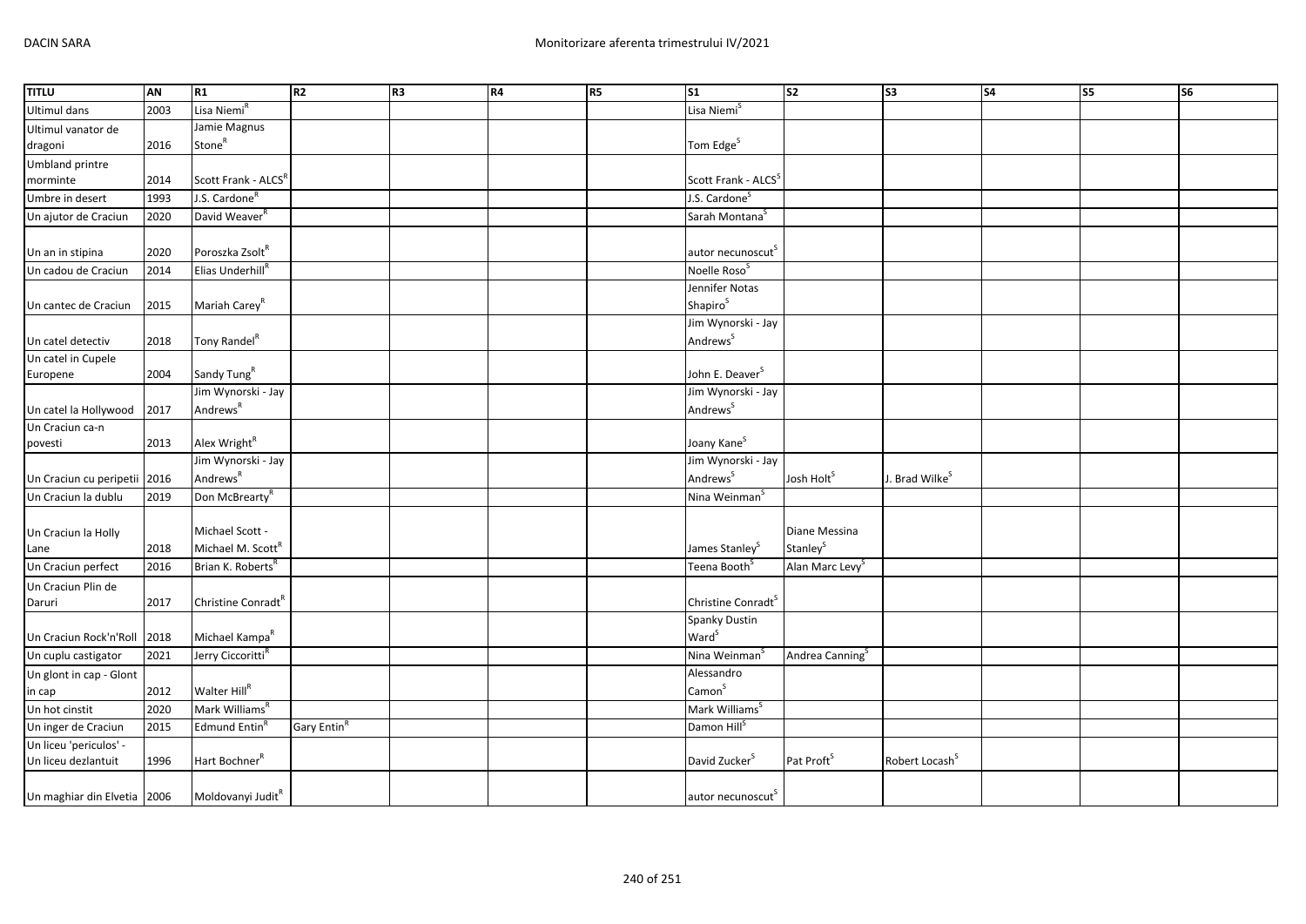| TITLU | AN | R1 | R2 | R3 | R4 | R5 | S1 | S2 | S3 | S4 | S5 | S6 |
|---|---|---|---|---|---|---|---|---|---|---|---|---|
| Ultimul dans | 2003 | Lisa Niemi[R] | | | | | Lisa Niemi[S] | | | | | |
| Ultimul vanator de dragoni | 2016 | Jamie Magnus Stone[R] | | | | | Tom Edge[S] | | | | | |
| Umbland printre morminte | 2014 | Scott Frank - ALCS[R] | | | | | Scott Frank - ALCS[S] | | | | | |
| Umbre in desert | 1993 | J.S. Cardone[R] | | | | | J.S. Cardone[S] | | | | | |
| Un ajutor de Craciun | 2020 | David Weaver[R] | | | | | Sarah Montana[S] | | | | | |
| Un an in stipina | 2020 | Poroszka Zsolt[R] | | | | | autor necunoscut[S] | | | | | |
| Un cadou de Craciun | 2014 | Elias Underhill[R] | | | | | Noelle Roso[S] | | | | | |
| Un cantec de Craciun | 2015 | Mariah Carey[R] | | | | | Jennifer Notas Shapiro[S] | | | | | |
| Un catel detectiv | 2018 | Tony Randel[R] | | | | | Jim Wynorski - Jay Andrews[S] | | | | | |
| Un catel in Cupele Europene | 2004 | Sandy Tung[R] | | | | | John E. Deaver[S] | | | | | |
| Un catel la Hollywood | 2017 | Jim Wynorski - Jay Andrews[R] | | | | | Jim Wynorski - Jay Andrews[S] | | | | | |
| Un Craciun ca-n povesti | 2013 | Alex Wright[R] | | | | | Joany Kane[S] | | | | | |
| Un Craciun cu peripetii | 2016 | Jim Wynorski - Jay Andrews[R] | | | | | Jim Wynorski - Jay Andrews[S] | Josh Holt[S] | J. Brad Wilke[S] | | | |
| Un Craciun la dublu | 2019 | Don McBrearty[R] | | | | | Nina Weinman[S] | | | | | |
| Un Craciun la Holly Lane | 2018 | Michael Scott - Michael M. Scott[R] | | | | | James Stanley[S] | Diane Messina Stanley[S] | | | | |
| Un Craciun perfect | 2016 | Brian K. Roberts[R] | | | | | Teena Booth[S] | Alan Marc Levy[S] | | | | |
| Un Craciun Plin de Daruri | 2017 | Christine Conradt[R] | | | | | Christine Conradt[S] | | | | | |
| Un Craciun Rock'n'Roll | 2018 | Michael Kampa[R] | | | | | Spanky Dustin Ward[S] | | | | | |
| Un cuplu castigator | 2021 | Jerry Ciccoritti[R] | | | | | Nina Weinman[S] | Andrea Canning[S] | | | | |
| Un glont in cap - Glont in cap | 2012 | Walter Hill[R] | | | | | Alessandro Camon[S] | | | | | |
| Un hot cinstit | 2020 | Mark Williams[R] | | | | | Mark Williams[S] | | | | | |
| Un inger de Craciun | 2015 | Edmund Entin[R] | Gary Entin[R] | | | | Damon Hill[S] | | | | | |
| Un liceu 'periculos' - Un liceu dezlantuit | 1996 | Hart Bochner[R] | | | | | David Zucker[S] | Pat Proft[S] | Robert Locash[S] | | | |
| Un maghiar din Elvetia | 2006 | Moldovanyi Judit[R] | | | | | autor necunoscut[S] | | | | | |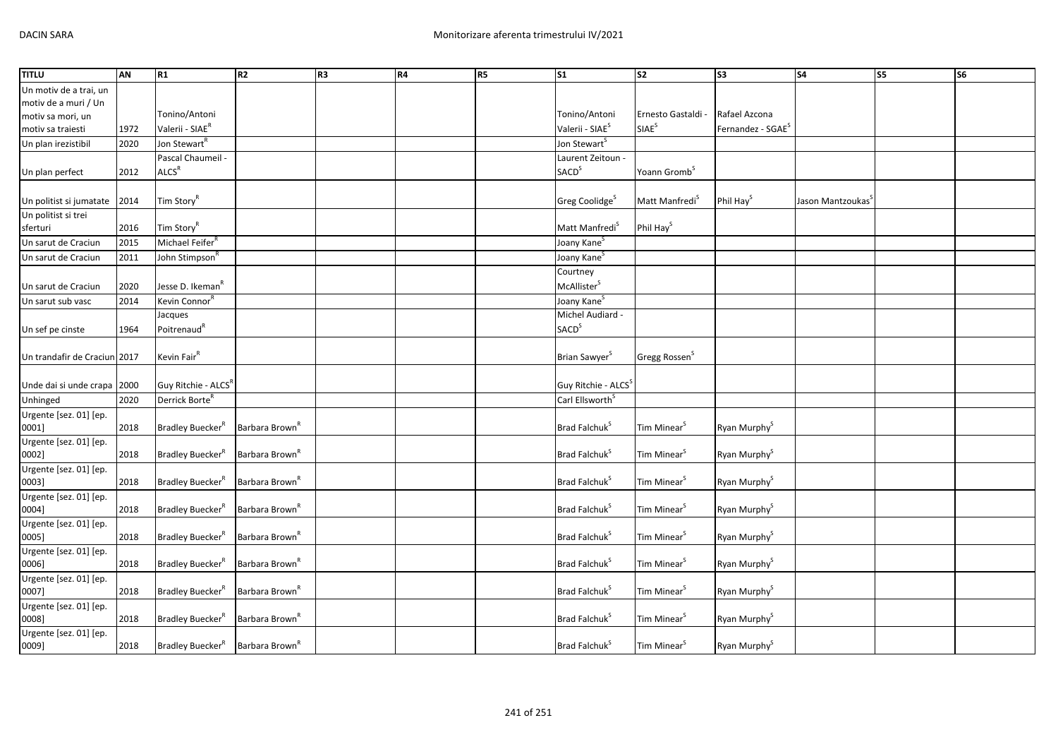| TITLU | AN | R1 | R2 | R3 | R4 | R5 | S1 | S2 | S3 | S4 | S5 | S6 |
|---|---|---|---|---|---|---|---|---|---|---|---|---|
| Un motiv de a trai, un motiv de a muri / Un motiv sa mori, un motiv sa traiesti | 1972 | Tonino/Antoni Valerii - SIAE[R] | | | | | Tonino/Antoni Valerii - SIAE[S] | Ernesto Gastaldi - SIAE[S] | Rafael Azcona Fernandez - SGAE[S] | | | |
| Un plan irezistibil | 2020 | Jon Stewart[R] | | | | | Jon Stewart[S] | | | | | |
| Un plan perfect | 2012 | Pascal Chaumeil - ALCS[R] | | | | | Laurent Zeitoun - SACD[S] | Yoann Gromb[S] | | | | |
| Un politist si jumatate | 2014 | Tim Story[R] | | | | | Greg Coolidge[S] | Matt Manfredi[S] | Phil Hay[S] | Jason Mantzoukas[S] | | |
| Un politist si trei sferturi | 2016 | Tim Story[R] | | | | | Matt Manfredi[S] | Phil Hay[S] | | | | |
| Un sarut de Craciun | 2015 | Michael Feifer[R] | | | | | Joany Kane[S] | | | | | |
| Un sarut de Craciun | 2011 | John Stimpson[R] | | | | | Joany Kane[S] | | | | | |
| Un sarut de Craciun | 2020 | Jesse D. Ikeman[R] | | | | | Courtney McAllister[S] | | | | | |
| Un sarut sub vasc | 2014 | Kevin Connor[R] | | | | | Joany Kane[S] | | | | | |
| Un sef pe cinste | 1964 | Jacques Poitrenaud[R] | | | | | Michel Audiard - SACD[S] | | | | | |
| Un trandafir de Craciun | 2017 | Kevin Fair[R] | | | | | Brian Sawyer[S] | Gregg Rossen[S] | | | | |
| Unde dai si unde crapa | 2000 | Guy Ritchie - ALCS[R] | | | | | Guy Ritchie - ALCS[S] | | | | | |
| Unhinged | 2020 | Derrick Borte[R] | | | | | Carl Ellsworth[S] | | | | | |
| Urgente [sez. 01] [ep. 0001] | 2018 | Bradley Buecker[R] | Barbara Brown[R] | | | | Brad Falchuk[S] | Tim Minear[S] | Ryan Murphy[S] | | | |
| Urgente [sez. 01] [ep. 0002] | 2018 | Bradley Buecker[R] | Barbara Brown[R] | | | | Brad Falchuk[S] | Tim Minear[S] | Ryan Murphy[S] | | | |
| Urgente [sez. 01] [ep. 0003] | 2018 | Bradley Buecker[R] | Barbara Brown[R] | | | | Brad Falchuk[S] | Tim Minear[S] | Ryan Murphy[S] | | | |
| Urgente [sez. 01] [ep. 0004] | 2018 | Bradley Buecker[R] | Barbara Brown[R] | | | | Brad Falchuk[S] | Tim Minear[S] | Ryan Murphy[S] | | | |
| Urgente [sez. 01] [ep. 0005] | 2018 | Bradley Buecker[R] | Barbara Brown[R] | | | | Brad Falchuk[S] | Tim Minear[S] | Ryan Murphy[S] | | | |
| Urgente [sez. 01] [ep. 0006] | 2018 | Bradley Buecker[R] | Barbara Brown[R] | | | | Brad Falchuk[S] | Tim Minear[S] | Ryan Murphy[S] | | | |
| Urgente [sez. 01] [ep. 0007] | 2018 | Bradley Buecker[R] | Barbara Brown[R] | | | | Brad Falchuk[S] | Tim Minear[S] | Ryan Murphy[S] | | | |
| Urgente [sez. 01] [ep. 0008] | 2018 | Bradley Buecker[R] | Barbara Brown[R] | | | | Brad Falchuk[S] | Tim Minear[S] | Ryan Murphy[S] | | | |
| Urgente [sez. 01] [ep. 0009] | 2018 | Bradley Buecker[R] | Barbara Brown[R] | | | | Brad Falchuk[S] | Tim Minear[S] | Ryan Murphy[S] | | | |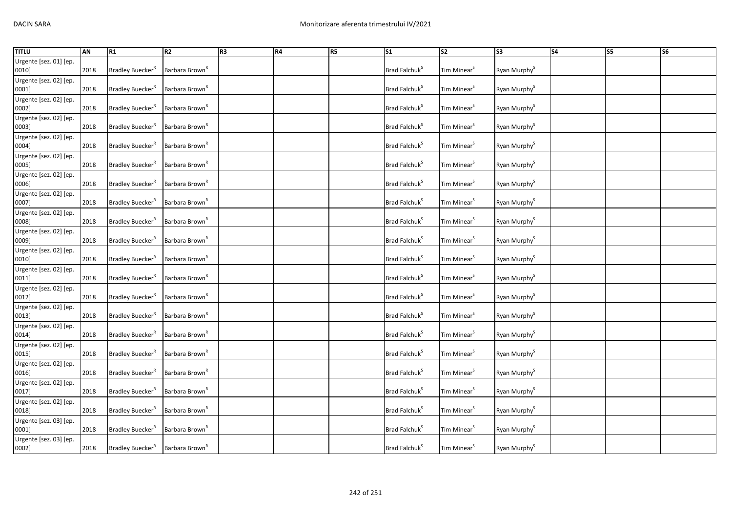| TITLU | AN | R1 | R2 | R3 | R4 | R5 | S1 | S2 | S3 | S4 | S5 | S6 |
|---|---|---|---|---|---|---|---|---|---|---|---|---|
| Urgente [sez. 01] [ep. 0010] | 2018 | Bradley Buecker[R] | Barbara Brown[R] | | | | Brad Falchuk[S] | Tim Minear[S] | Ryan Murphy[S] | | | |
| Urgente [sez. 02] [ep. 0001] | 2018 | Bradley Buecker[R] | Barbara Brown[R] | | | | Brad Falchuk[S] | Tim Minear[S] | Ryan Murphy[S] | | | |
| Urgente [sez. 02] [ep. 0002] | 2018 | Bradley Buecker[R] | Barbara Brown[R] | | | | Brad Falchuk[S] | Tim Minear[S] | Ryan Murphy[S] | | | |
| Urgente [sez. 02] [ep. 0003] | 2018 | Bradley Buecker[R] | Barbara Brown[R] | | | | Brad Falchuk[S] | Tim Minear[S] | Ryan Murphy[S] | | | |
| Urgente [sez. 02] [ep. 0004] | 2018 | Bradley Buecker[R] | Barbara Brown[R] | | | | Brad Falchuk[S] | Tim Minear[S] | Ryan Murphy[S] | | | |
| Urgente [sez. 02] [ep. 0005] | 2018 | Bradley Buecker[R] | Barbara Brown[R] | | | | Brad Falchuk[S] | Tim Minear[S] | Ryan Murphy[S] | | | |
| Urgente [sez. 02] [ep. 0006] | 2018 | Bradley Buecker[R] | Barbara Brown[R] | | | | Brad Falchuk[S] | Tim Minear[S] | Ryan Murphy[S] | | | |
| Urgente [sez. 02] [ep. 0007] | 2018 | Bradley Buecker[R] | Barbara Brown[R] | | | | Brad Falchuk[S] | Tim Minear[S] | Ryan Murphy[S] | | | |
| Urgente [sez. 02] [ep. 0008] | 2018 | Bradley Buecker[R] | Barbara Brown[R] | | | | Brad Falchuk[S] | Tim Minear[S] | Ryan Murphy[S] | | | |
| Urgente [sez. 02] [ep. 0009] | 2018 | Bradley Buecker[R] | Barbara Brown[R] | | | | Brad Falchuk[S] | Tim Minear[S] | Ryan Murphy[S] | | | |
| Urgente [sez. 02] [ep. 0010] | 2018 | Bradley Buecker[R] | Barbara Brown[R] | | | | Brad Falchuk[S] | Tim Minear[S] | Ryan Murphy[S] | | | |
| Urgente [sez. 02] [ep. 0011] | 2018 | Bradley Buecker[R] | Barbara Brown[R] | | | | Brad Falchuk[S] | Tim Minear[S] | Ryan Murphy[S] | | | |
| Urgente [sez. 02] [ep. 0012] | 2018 | Bradley Buecker[R] | Barbara Brown[R] | | | | Brad Falchuk[S] | Tim Minear[S] | Ryan Murphy[S] | | | |
| Urgente [sez. 02] [ep. 0013] | 2018 | Bradley Buecker[R] | Barbara Brown[R] | | | | Brad Falchuk[S] | Tim Minear[S] | Ryan Murphy[S] | | | |
| Urgente [sez. 02] [ep. 0014] | 2018 | Bradley Buecker[R] | Barbara Brown[R] | | | | Brad Falchuk[S] | Tim Minear[S] | Ryan Murphy[S] | | | |
| Urgente [sez. 02] [ep. 0015] | 2018 | Bradley Buecker[R] | Barbara Brown[R] | | | | Brad Falchuk[S] | Tim Minear[S] | Ryan Murphy[S] | | | |
| Urgente [sez. 02] [ep. 0016] | 2018 | Bradley Buecker[R] | Barbara Brown[R] | | | | Brad Falchuk[S] | Tim Minear[S] | Ryan Murphy[S] | | | |
| Urgente [sez. 02] [ep. 0017] | 2018 | Bradley Buecker[R] | Barbara Brown[R] | | | | Brad Falchuk[S] | Tim Minear[S] | Ryan Murphy[S] | | | |
| Urgente [sez. 02] [ep. 0018] | 2018 | Bradley Buecker[R] | Barbara Brown[R] | | | | Brad Falchuk[S] | Tim Minear[S] | Ryan Murphy[S] | | | |
| Urgente [sez. 03] [ep. 0001] | 2018 | Bradley Buecker[R] | Barbara Brown[R] | | | | Brad Falchuk[S] | Tim Minear[S] | Ryan Murphy[S] | | | |
| Urgente [sez. 03] [ep. 0002] | 2018 | Bradley Buecker[R] | Barbara Brown[R] | | | | Brad Falchuk[S] | Tim Minear[S] | Ryan Murphy[S] | | | |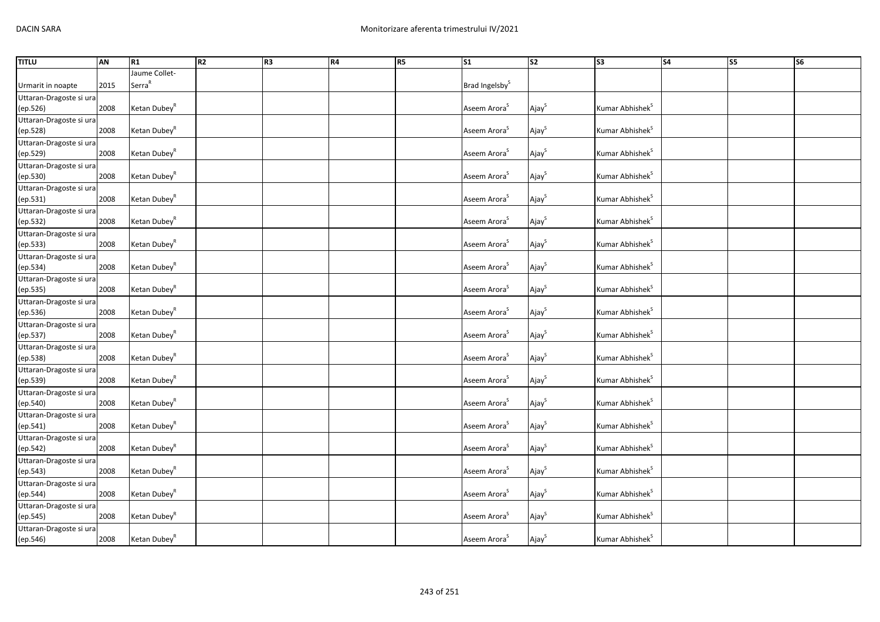| TITLU | AN | R1 | R2 | R3 | R4 | R5 | S1 | S2 | S3 | S4 | S5 | S6 |
|---|---|---|---|---|---|---|---|---|---|---|---|---|
| Urmarit in noapte | 2015 | Jaume Collet-Serra[R] | | | | | Brad Ingelsby[S] | | | | | |
| Uttaran-Dragoste si ura (ep.526) | 2008 | Ketan Dubey[R] | | | | | Aseem Arora[S] | Ajay[S] | Kumar Abhishek[S] | | | |
| Uttaran-Dragoste si ura (ep.528) | 2008 | Ketan Dubey[R] | | | | | Aseem Arora[S] | Ajay[S] | Kumar Abhishek[S] | | | |
| Uttaran-Dragoste si ura (ep.529) | 2008 | Ketan Dubey[R] | | | | | Aseem Arora[S] | Ajay[S] | Kumar Abhishek[S] | | | |
| Uttaran-Dragoste si ura (ep.530) | 2008 | Ketan Dubey[R] | | | | | Aseem Arora[S] | Ajay[S] | Kumar Abhishek[S] | | | |
| Uttaran-Dragoste si ura (ep.531) | 2008 | Ketan Dubey[R] | | | | | Aseem Arora[S] | Ajay[S] | Kumar Abhishek[S] | | | |
| Uttaran-Dragoste si ura (ep.532) | 2008 | Ketan Dubey[R] | | | | | Aseem Arora[S] | Ajay[S] | Kumar Abhishek[S] | | | |
| Uttaran-Dragoste si ura (ep.533) | 2008 | Ketan Dubey[R] | | | | | Aseem Arora[S] | Ajay[S] | Kumar Abhishek[S] | | | |
| Uttaran-Dragoste si ura (ep.534) | 2008 | Ketan Dubey[R] | | | | | Aseem Arora[S] | Ajay[S] | Kumar Abhishek[S] | | | |
| Uttaran-Dragoste si ura (ep.535) | 2008 | Ketan Dubey[R] | | | | | Aseem Arora[S] | Ajay[S] | Kumar Abhishek[S] | | | |
| Uttaran-Dragoste si ura (ep.536) | 2008 | Ketan Dubey[R] | | | | | Aseem Arora[S] | Ajay[S] | Kumar Abhishek[S] | | | |
| Uttaran-Dragoste si ura (ep.537) | 2008 | Ketan Dubey[R] | | | | | Aseem Arora[S] | Ajay[S] | Kumar Abhishek[S] | | | |
| Uttaran-Dragoste si ura (ep.538) | 2008 | Ketan Dubey[R] | | | | | Aseem Arora[S] | Ajay[S] | Kumar Abhishek[S] | | | |
| Uttaran-Dragoste si ura (ep.539) | 2008 | Ketan Dubey[R] | | | | | Aseem Arora[S] | Ajay[S] | Kumar Abhishek[S] | | | |
| Uttaran-Dragoste si ura (ep.540) | 2008 | Ketan Dubey[R] | | | | | Aseem Arora[S] | Ajay[S] | Kumar Abhishek[S] | | | |
| Uttaran-Dragoste si ura (ep.541) | 2008 | Ketan Dubey[R] | | | | | Aseem Arora[S] | Ajay[S] | Kumar Abhishek[S] | | | |
| Uttaran-Dragoste si ura (ep.542) | 2008 | Ketan Dubey[R] | | | | | Aseem Arora[S] | Ajay[S] | Kumar Abhishek[S] | | | |
| Uttaran-Dragoste si ura (ep.543) | 2008 | Ketan Dubey[R] | | | | | Aseem Arora[S] | Ajay[S] | Kumar Abhishek[S] | | | |
| Uttaran-Dragoste si ura (ep.544) | 2008 | Ketan Dubey[R] | | | | | Aseem Arora[S] | Ajay[S] | Kumar Abhishek[S] | | | |
| Uttaran-Dragoste si ura (ep.545) | 2008 | Ketan Dubey[R] | | | | | Aseem Arora[S] | Ajay[S] | Kumar Abhishek[S] | | | |
| Uttaran-Dragoste si ura (ep.546) | 2008 | Ketan Dubey[R] | | | | | Aseem Arora[S] | Ajay[S] | Kumar Abhishek[S] | | | |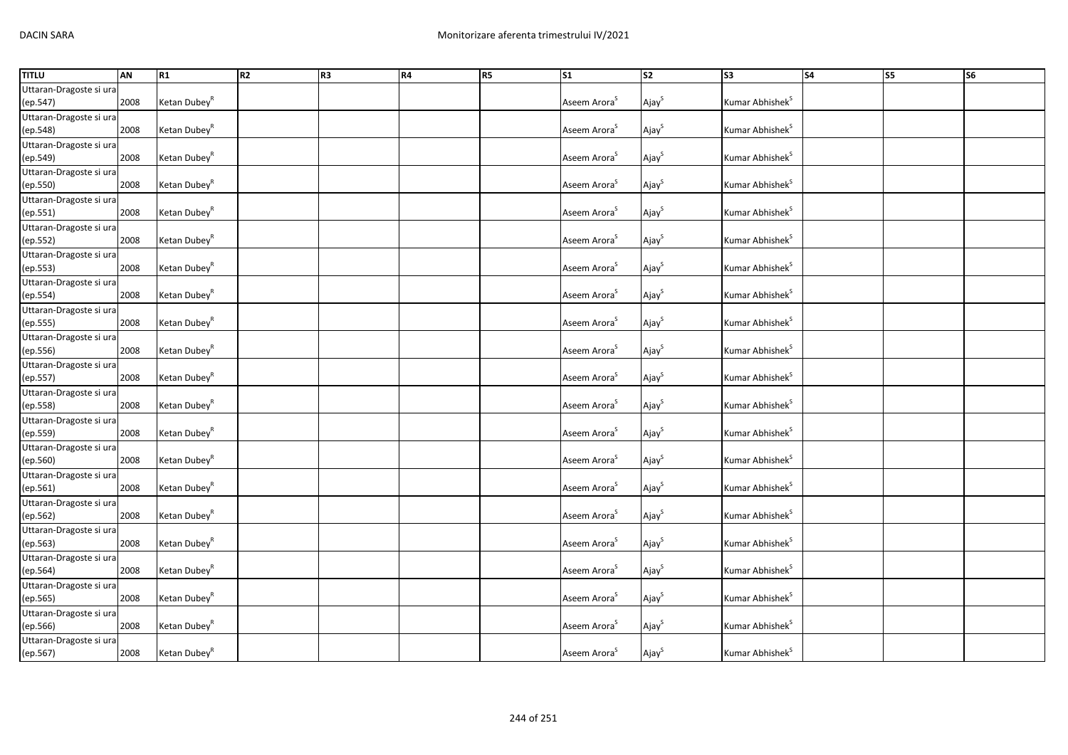| TITLU | AN | R1 | R2 | R3 | R4 | R5 | S1 | S2 | S3 | S4 | S5 | S6 |
|---|---|---|---|---|---|---|---|---|---|---|---|---|
| Uttaran-Dragoste si ura (ep.547) | 2008 | Ketan Dubey[R] | | | | | Aseem Arora[S] | Ajay[S] | Kumar Abhishek[S] | | | |
| Uttaran-Dragoste si ura (ep.548) | 2008 | Ketan Dubey[R] | | | | | Aseem Arora[S] | Ajay[S] | Kumar Abhishek[S] | | | |
| Uttaran-Dragoste si ura (ep.549) | 2008 | Ketan Dubey[R] | | | | | Aseem Arora[S] | Ajay[S] | Kumar Abhishek[S] | | | |
| Uttaran-Dragoste si ura (ep.550) | 2008 | Ketan Dubey[R] | | | | | Aseem Arora[S] | Ajay[S] | Kumar Abhishek[S] | | | |
| Uttaran-Dragoste si ura (ep.551) | 2008 | Ketan Dubey[R] | | | | | Aseem Arora[S] | Ajay[S] | Kumar Abhishek[S] | | | |
| Uttaran-Dragoste si ura (ep.552) | 2008 | Ketan Dubey[R] | | | | | Aseem Arora[S] | Ajay[S] | Kumar Abhishek[S] | | | |
| Uttaran-Dragoste si ura (ep.553) | 2008 | Ketan Dubey[R] | | | | | Aseem Arora[S] | Ajay[S] | Kumar Abhishek[S] | | | |
| Uttaran-Dragoste si ura (ep.554) | 2008 | Ketan Dubey[R] | | | | | Aseem Arora[S] | Ajay[S] | Kumar Abhishek[S] | | | |
| Uttaran-Dragoste si ura (ep.555) | 2008 | Ketan Dubey[R] | | | | | Aseem Arora[S] | Ajay[S] | Kumar Abhishek[S] | | | |
| Uttaran-Dragoste si ura (ep.556) | 2008 | Ketan Dubey[R] | | | | | Aseem Arora[S] | Ajay[S] | Kumar Abhishek[S] | | | |
| Uttaran-Dragoste si ura (ep.557) | 2008 | Ketan Dubey[R] | | | | | Aseem Arora[S] | Ajay[S] | Kumar Abhishek[S] | | | |
| Uttaran-Dragoste si ura (ep.558) | 2008 | Ketan Dubey[R] | | | | | Aseem Arora[S] | Ajay[S] | Kumar Abhishek[S] | | | |
| Uttaran-Dragoste si ura (ep.559) | 2008 | Ketan Dubey[R] | | | | | Aseem Arora[S] | Ajay[S] | Kumar Abhishek[S] | | | |
| Uttaran-Dragoste si ura (ep.560) | 2008 | Ketan Dubey[R] | | | | | Aseem Arora[S] | Ajay[S] | Kumar Abhishek[S] | | | |
| Uttaran-Dragoste si ura (ep.561) | 2008 | Ketan Dubey[R] | | | | | Aseem Arora[S] | Ajay[S] | Kumar Abhishek[S] | | | |
| Uttaran-Dragoste si ura (ep.562) | 2008 | Ketan Dubey[R] | | | | | Aseem Arora[S] | Ajay[S] | Kumar Abhishek[S] | | | |
| Uttaran-Dragoste si ura (ep.563) | 2008 | Ketan Dubey[R] | | | | | Aseem Arora[S] | Ajay[S] | Kumar Abhishek[S] | | | |
| Uttaran-Dragoste si ura (ep.564) | 2008 | Ketan Dubey[R] | | | | | Aseem Arora[S] | Ajay[S] | Kumar Abhishek[S] | | | |
| Uttaran-Dragoste si ura (ep.565) | 2008 | Ketan Dubey[R] | | | | | Aseem Arora[S] | Ajay[S] | Kumar Abhishek[S] | | | |
| Uttaran-Dragoste si ura (ep.566) | 2008 | Ketan Dubey[R] | | | | | Aseem Arora[S] | Ajay[S] | Kumar Abhishek[S] | | | |
| Uttaran-Dragoste si ura (ep.567) | 2008 | Ketan Dubey[R] | | | | | Aseem Arora[S] | Ajay[S] | Kumar Abhishek[S] | | | |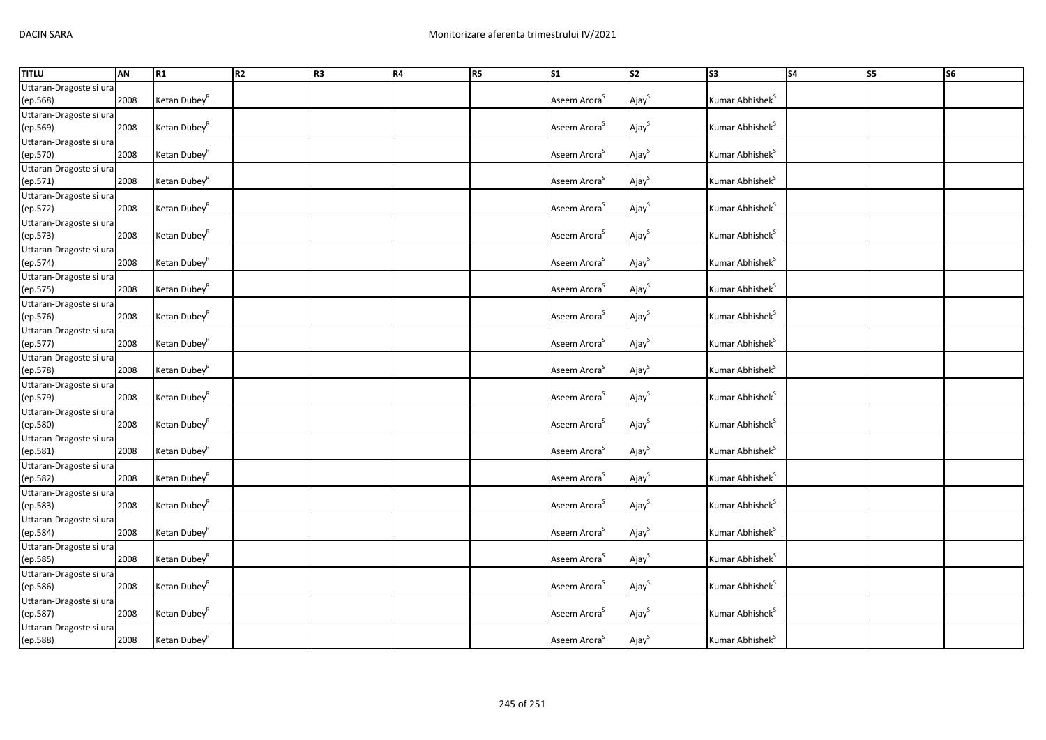| TITLU | AN | R1 | R2 | R3 | R4 | R5 | S1 | S2 | S3 | S4 | S5 | S6 |
|---|---|---|---|---|---|---|---|---|---|---|---|---|
| Uttaran-Dragoste si ura (ep.568) | 2008 | Ketan Dubey[R] | | | | | Aseem Arora[S] | Ajay[S] | Kumar Abhishek[S] | | | |
| Uttaran-Dragoste si ura (ep.569) | 2008 | Ketan Dubey[R] | | | | | Aseem Arora[S] | Ajay[S] | Kumar Abhishek[S] | | | |
| Uttaran-Dragoste si ura (ep.570) | 2008 | Ketan Dubey[R] | | | | | Aseem Arora[S] | Ajay[S] | Kumar Abhishek[S] | | | |
| Uttaran-Dragoste si ura (ep.571) | 2008 | Ketan Dubey[R] | | | | | Aseem Arora[S] | Ajay[S] | Kumar Abhishek[S] | | | |
| Uttaran-Dragoste si ura (ep.572) | 2008 | Ketan Dubey[R] | | | | | Aseem Arora[S] | Ajay[S] | Kumar Abhishek[S] | | | |
| Uttaran-Dragoste si ura (ep.573) | 2008 | Ketan Dubey[R] | | | | | Aseem Arora[S] | Ajay[S] | Kumar Abhishek[S] | | | |
| Uttaran-Dragoste si ura (ep.574) | 2008 | Ketan Dubey[R] | | | | | Aseem Arora[S] | Ajay[S] | Kumar Abhishek[S] | | | |
| Uttaran-Dragoste si ura (ep.575) | 2008 | Ketan Dubey[R] | | | | | Aseem Arora[S] | Ajay[S] | Kumar Abhishek[S] | | | |
| Uttaran-Dragoste si ura (ep.576) | 2008 | Ketan Dubey[R] | | | | | Aseem Arora[S] | Ajay[S] | Kumar Abhishek[S] | | | |
| Uttaran-Dragoste si ura (ep.577) | 2008 | Ketan Dubey[R] | | | | | Aseem Arora[S] | Ajay[S] | Kumar Abhishek[S] | | | |
| Uttaran-Dragoste si ura (ep.578) | 2008 | Ketan Dubey[R] | | | | | Aseem Arora[S] | Ajay[S] | Kumar Abhishek[S] | | | |
| Uttaran-Dragoste si ura (ep.579) | 2008 | Ketan Dubey[R] | | | | | Aseem Arora[S] | Ajay[S] | Kumar Abhishek[S] | | | |
| Uttaran-Dragoste si ura (ep.580) | 2008 | Ketan Dubey[R] | | | | | Aseem Arora[S] | Ajay[S] | Kumar Abhishek[S] | | | |
| Uttaran-Dragoste si ura (ep.581) | 2008 | Ketan Dubey[R] | | | | | Aseem Arora[S] | Ajay[S] | Kumar Abhishek[S] | | | |
| Uttaran-Dragoste si ura (ep.582) | 2008 | Ketan Dubey[R] | | | | | Aseem Arora[S] | Ajay[S] | Kumar Abhishek[S] | | | |
| Uttaran-Dragoste si ura (ep.583) | 2008 | Ketan Dubey[R] | | | | | Aseem Arora[S] | Ajay[S] | Kumar Abhishek[S] | | | |
| Uttaran-Dragoste si ura (ep.584) | 2008 | Ketan Dubey[R] | | | | | Aseem Arora[S] | Ajay[S] | Kumar Abhishek[S] | | | |
| Uttaran-Dragoste si ura (ep.585) | 2008 | Ketan Dubey[R] | | | | | Aseem Arora[S] | Ajay[S] | Kumar Abhishek[S] | | | |
| Uttaran-Dragoste si ura (ep.586) | 2008 | Ketan Dubey[R] | | | | | Aseem Arora[S] | Ajay[S] | Kumar Abhishek[S] | | | |
| Uttaran-Dragoste si ura (ep.587) | 2008 | Ketan Dubey[R] | | | | | Aseem Arora[S] | Ajay[S] | Kumar Abhishek[S] | | | |
| Uttaran-Dragoste si ura (ep.588) | 2008 | Ketan Dubey[R] | | | | | Aseem Arora[S] | Ajay[S] | Kumar Abhishek[S] | | | |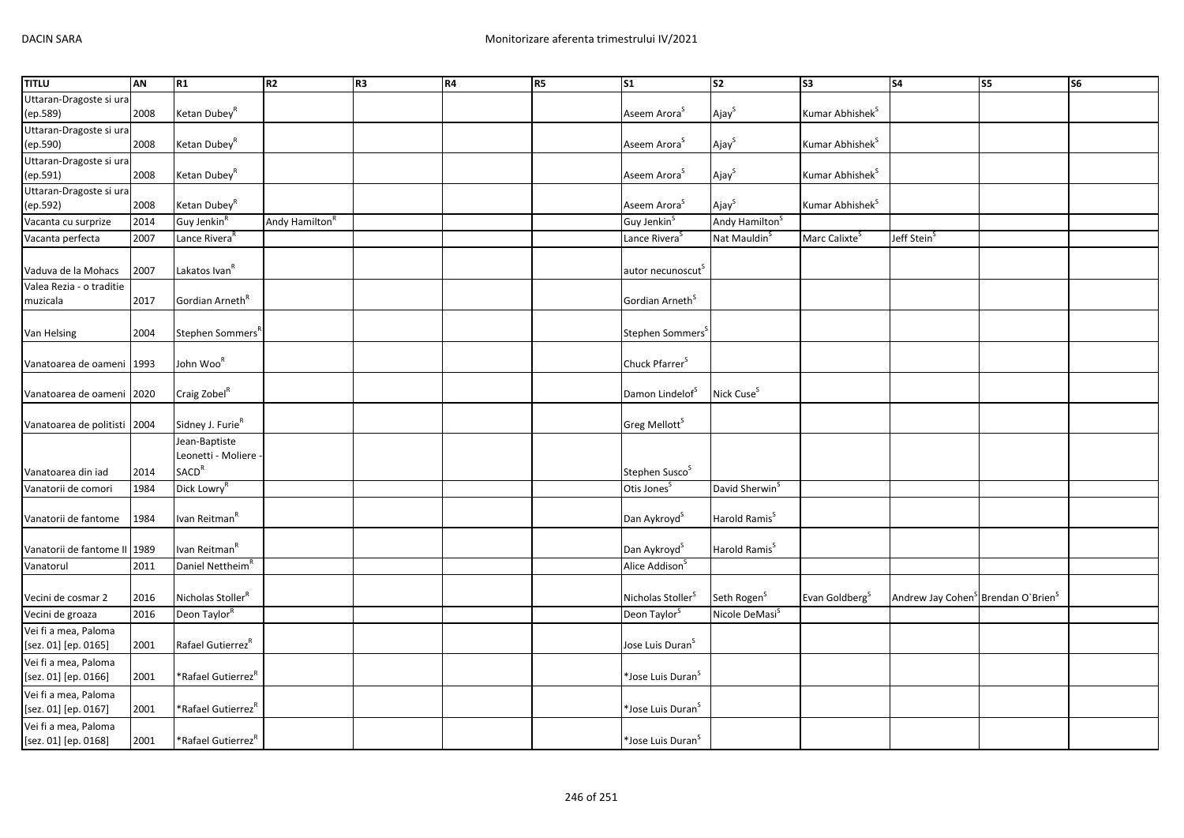| TITLU | AN | R1 | R2 | R3 | R4 | R5 | S1 | S2 | S3 | S4 | S5 | S6 |
|---|---|---|---|---|---|---|---|---|---|---|---|---|
| Uttaran-Dragoste si ura (ep.589) | 2008 | Ketan Dubey[R] | | | | | Aseem Arora[S] | Ajay[S] | Kumar Abhishek[S] | | | |
| Uttaran-Dragoste si ura (ep.590) | 2008 | Ketan Dubey[R] | | | | | Aseem Arora[S] | Ajay[S] | Kumar Abhishek[S] | | | |
| Uttaran-Dragoste si ura (ep.591) | 2008 | Ketan Dubey[R] | | | | | Aseem Arora[S] | Ajay[S] | Kumar Abhishek[S] | | | |
| Uttaran-Dragoste si ura (ep.592) | 2008 | Ketan Dubey[R] | | | | | Aseem Arora[S] | Ajay[S] | Kumar Abhishek[S] | | | |
| Vacanta cu surprize | 2014 | Guy Jenkin[R] | Andy Hamilton[R] | | | | Guy Jenkin[S] | Andy Hamilton[S] | | | | |
| Vacanta perfecta | 2007 | Lance Rivera[R] | | | | | Lance Rivera[S] | Nat Mauldin[S] | Marc Calixte[S] | Jeff Stein[S] | | |
| Vaduva de la Mohacs | 2007 | Lakatos Ivan[R] | | | | | autor necunoscut[S] | | | | | |
| Valea Rezia - o traditie muzicala | 2017 | Gordian Arneth[R] | | | | | Gordian Arneth[S] | | | | | |
| Van Helsing | 2004 | Stephen Sommers[R] | | | | | Stephen Sommers[S] | | | | | |
| Vanatoarea de oameni | 1993 | John Woo[R] | | | | | Chuck Pfarrer[S] | | | | | |
| Vanatoarea de oameni | 2020 | Craig Zobel[R] | | | | | Damon Lindelof[S] | Nick Cuse[S] | | | | |
| Vanatoarea de politisti | 2004 | Sidney J. Furie[R] | | | | | Greg Mellott[S] | | | | | |
| Vanatoarea din iad | 2014 | Jean-Baptiste Leonetti - Moliere - SACD[R] | | | | | Stephen Susco[S] | | | | | |
| Vanatorii de comori | 1984 | Dick Lowry[R] | | | | | Otis Jones[S] | David Sherwin[S] | | | | |
| Vanatorii de fantome | 1984 | Ivan Reitman[R] | | | | | Dan Aykroyd[S] | Harold Ramis[S] | | | | |
| Vanatorii de fantome II | 1989 | Ivan Reitman[R] | | | | | Dan Aykroyd[S] | Harold Ramis[S] | | | | |
| Vanatorul | 2011 | Daniel Nettheim[R] | | | | | Alice Addison[S] | | | | | |
| Vecini de cosmar 2 | 2016 | Nicholas Stoller[R] | | | | | Nicholas Stoller[S] | Seth Rogen[S] | Evan Goldberg[S] | Andrew Jay Cohen[S] | Brendan O`Brien[S] | |
| Vecini de groaza | 2016 | Deon Taylor[R] | | | | | Deon Taylor[S] | Nicole DeMasi[S] | | | | |
| Vei fi a mea, Paloma [sez. 01] [ep. 0165] | 2001 | Rafael Gutierrez[R] | | | | | Jose Luis Duran[S] | | | | | |
| Vei fi a mea, Paloma [sez. 01] [ep. 0166] | 2001 | *Rafael Gutierrez[R] | | | | | *Jose Luis Duran[S] | | | | | |
| Vei fi a mea, Paloma [sez. 01] [ep. 0167] | 2001 | *Rafael Gutierrez[R] | | | | | *Jose Luis Duran[S] | | | | | |
| Vei fi a mea, Paloma [sez. 01] [ep. 0168] | 2001 | *Rafael Gutierrez[R] | | | | | *Jose Luis Duran[S] | | | | | |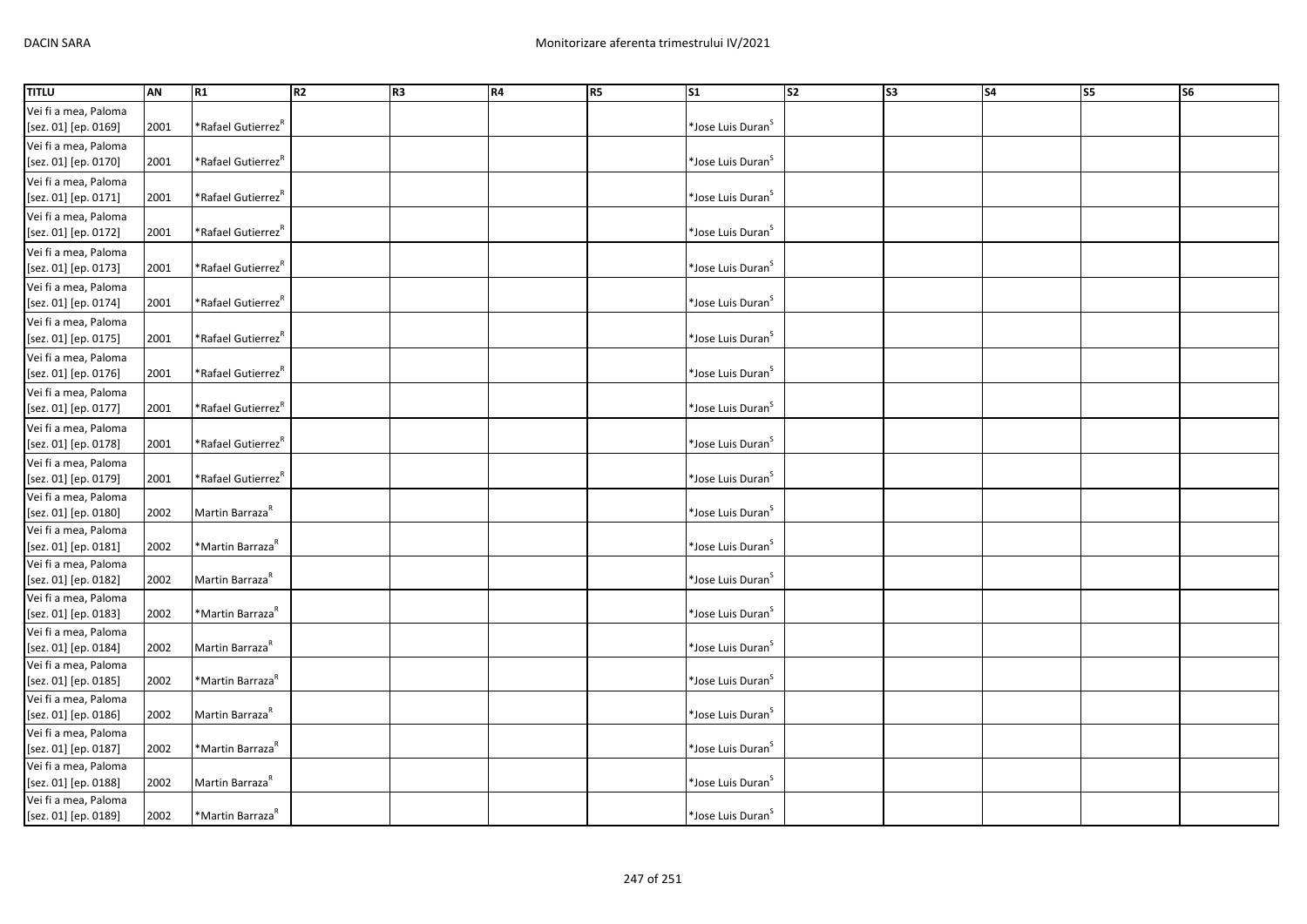| TITLU | AN | R1 | R2 | R3 | R4 | R5 | S1 | S2 | S3 | S4 | S5 | S6 |
|---|---|---|---|---|---|---|---|---|---|---|---|---|
| Vei fi a mea, Paloma [sez. 01] [ep. 0169] | 2001 | *Rafael Gutierrez[R] | | | | | *Jose Luis Duran[S] | | | | | |
| Vei fi a mea, Paloma [sez. 01] [ep. 0170] | 2001 | *Rafael Gutierrez[R] | | | | | *Jose Luis Duran[S] | | | | | |
| Vei fi a mea, Paloma [sez. 01] [ep. 0171] | 2001 | *Rafael Gutierrez[R] | | | | | *Jose Luis Duran[S] | | | | | |
| Vei fi a mea, Paloma [sez. 01] [ep. 0172] | 2001 | *Rafael Gutierrez[R] | | | | | *Jose Luis Duran[S] | | | | | |
| Vei fi a mea, Paloma [sez. 01] [ep. 0173] | 2001 | *Rafael Gutierrez[R] | | | | | *Jose Luis Duran[S] | | | | | |
| Vei fi a mea, Paloma [sez. 01] [ep. 0174] | 2001 | *Rafael Gutierrez[R] | | | | | *Jose Luis Duran[S] | | | | | |
| Vei fi a mea, Paloma [sez. 01] [ep. 0175] | 2001 | *Rafael Gutierrez[R] | | | | | *Jose Luis Duran[S] | | | | | |
| Vei fi a mea, Paloma [sez. 01] [ep. 0176] | 2001 | *Rafael Gutierrez[R] | | | | | *Jose Luis Duran[S] | | | | | |
| Vei fi a mea, Paloma [sez. 01] [ep. 0177] | 2001 | *Rafael Gutierrez[R] | | | | | *Jose Luis Duran[S] | | | | | |
| Vei fi a mea, Paloma [sez. 01] [ep. 0178] | 2001 | *Rafael Gutierrez[R] | | | | | *Jose Luis Duran[S] | | | | | |
| Vei fi a mea, Paloma [sez. 01] [ep. 0179] | 2001 | *Rafael Gutierrez[R] | | | | | *Jose Luis Duran[S] | | | | | |
| Vei fi a mea, Paloma [sez. 01] [ep. 0180] | 2002 | Martin Barraza[R] | | | | | *Jose Luis Duran[S] | | | | | |
| Vei fi a mea, Paloma [sez. 01] [ep. 0181] | 2002 | *Martin Barraza[R] | | | | | *Jose Luis Duran[S] | | | | | |
| Vei fi a mea, Paloma [sez. 01] [ep. 0182] | 2002 | Martin Barraza[R] | | | | | *Jose Luis Duran[S] | | | | | |
| Vei fi a mea, Paloma [sez. 01] [ep. 0183] | 2002 | *Martin Barraza[R] | | | | | *Jose Luis Duran[S] | | | | | |
| Vei fi a mea, Paloma [sez. 01] [ep. 0184] | 2002 | Martin Barraza[R] | | | | | *Jose Luis Duran[S] | | | | | |
| Vei fi a mea, Paloma [sez. 01] [ep. 0185] | 2002 | *Martin Barraza[R] | | | | | *Jose Luis Duran[S] | | | | | |
| Vei fi a mea, Paloma [sez. 01] [ep. 0186] | 2002 | Martin Barraza[R] | | | | | *Jose Luis Duran[S] | | | | | |
| Vei fi a mea, Paloma [sez. 01] [ep. 0187] | 2002 | *Martin Barraza[R] | | | | | *Jose Luis Duran[S] | | | | | |
| Vei fi a mea, Paloma [sez. 01] [ep. 0188] | 2002 | Martin Barraza[R] | | | | | *Jose Luis Duran[S] | | | | | |
| Vei fi a mea, Paloma [sez. 01] [ep. 0189] | 2002 | *Martin Barraza[R] | | | | | *Jose Luis Duran[S] | | | | | |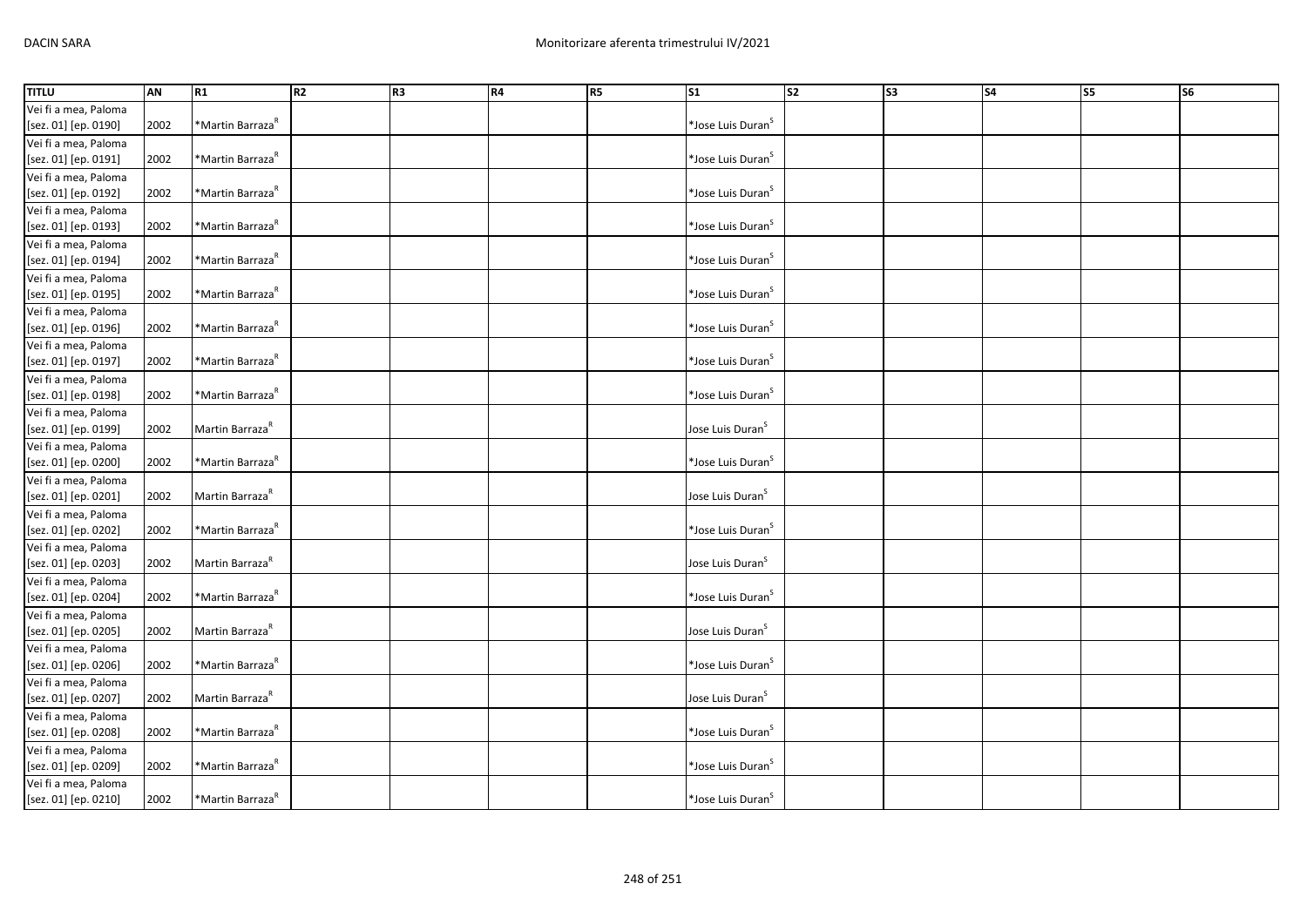| TITLU | AN | R1 | R2 | R3 | R4 | R5 | S1 | S2 | S3 | S4 | S5 | S6 |
|---|---|---|---|---|---|---|---|---|---|---|---|---|
| Vei fi a mea, Paloma [sez. 01] [ep. 0190] | 2002 | *Martin Barraza[R] | | | | | *Jose Luis Duran[S] | | | | | |
| Vei fi a mea, Paloma [sez. 01] [ep. 0191] | 2002 | *Martin Barraza[R] | | | | | *Jose Luis Duran[S] | | | | | |
| Vei fi a mea, Paloma [sez. 01] [ep. 0192] | 2002 | *Martin Barraza[R] | | | | | *Jose Luis Duran[S] | | | | | |
| Vei fi a mea, Paloma [sez. 01] [ep. 0193] | 2002 | *Martin Barraza[R] | | | | | *Jose Luis Duran[S] | | | | | |
| Vei fi a mea, Paloma [sez. 01] [ep. 0194] | 2002 | *Martin Barraza[R] | | | | | *Jose Luis Duran[S] | | | | | |
| Vei fi a mea, Paloma [sez. 01] [ep. 0195] | 2002 | *Martin Barraza[R] | | | | | *Jose Luis Duran[S] | | | | | |
| Vei fi a mea, Paloma [sez. 01] [ep. 0196] | 2002 | *Martin Barraza[R] | | | | | *Jose Luis Duran[S] | | | | | |
| Vei fi a mea, Paloma [sez. 01] [ep. 0197] | 2002 | *Martin Barraza[R] | | | | | *Jose Luis Duran[S] | | | | | |
| Vei fi a mea, Paloma [sez. 01] [ep. 0198] | 2002 | *Martin Barraza[R] | | | | | *Jose Luis Duran[S] | | | | | |
| Vei fi a mea, Paloma [sez. 01] [ep. 0199] | 2002 | Martin Barraza[R] | | | | | Jose Luis Duran[S] | | | | | |
| Vei fi a mea, Paloma [sez. 01] [ep. 0200] | 2002 | *Martin Barraza[R] | | | | | *Jose Luis Duran[S] | | | | | |
| Vei fi a mea, Paloma [sez. 01] [ep. 0201] | 2002 | Martin Barraza[R] | | | | | Jose Luis Duran[S] | | | | | |
| Vei fi a mea, Paloma [sez. 01] [ep. 0202] | 2002 | *Martin Barraza[R] | | | | | *Jose Luis Duran[S] | | | | | |
| Vei fi a mea, Paloma [sez. 01] [ep. 0203] | 2002 | Martin Barraza[R] | | | | | Jose Luis Duran[S] | | | | | |
| Vei fi a mea, Paloma [sez. 01] [ep. 0204] | 2002 | *Martin Barraza[R] | | | | | *Jose Luis Duran[S] | | | | | |
| Vei fi a mea, Paloma [sez. 01] [ep. 0205] | 2002 | Martin Barraza[R] | | | | | Jose Luis Duran[S] | | | | | |
| Vei fi a mea, Paloma [sez. 01] [ep. 0206] | 2002 | *Martin Barraza[R] | | | | | *Jose Luis Duran[S] | | | | | |
| Vei fi a mea, Paloma [sez. 01] [ep. 0207] | 2002 | Martin Barraza[R] | | | | | Jose Luis Duran[S] | | | | | |
| Vei fi a mea, Paloma [sez. 01] [ep. 0208] | 2002 | *Martin Barraza[R] | | | | | *Jose Luis Duran[S] | | | | | |
| Vei fi a mea, Paloma [sez. 01] [ep. 0209] | 2002 | *Martin Barraza[R] | | | | | *Jose Luis Duran[S] | | | | | |
| Vei fi a mea, Paloma [sez. 01] [ep. 0210] | 2002 | *Martin Barraza[R] | | | | | *Jose Luis Duran[S] | | | | | |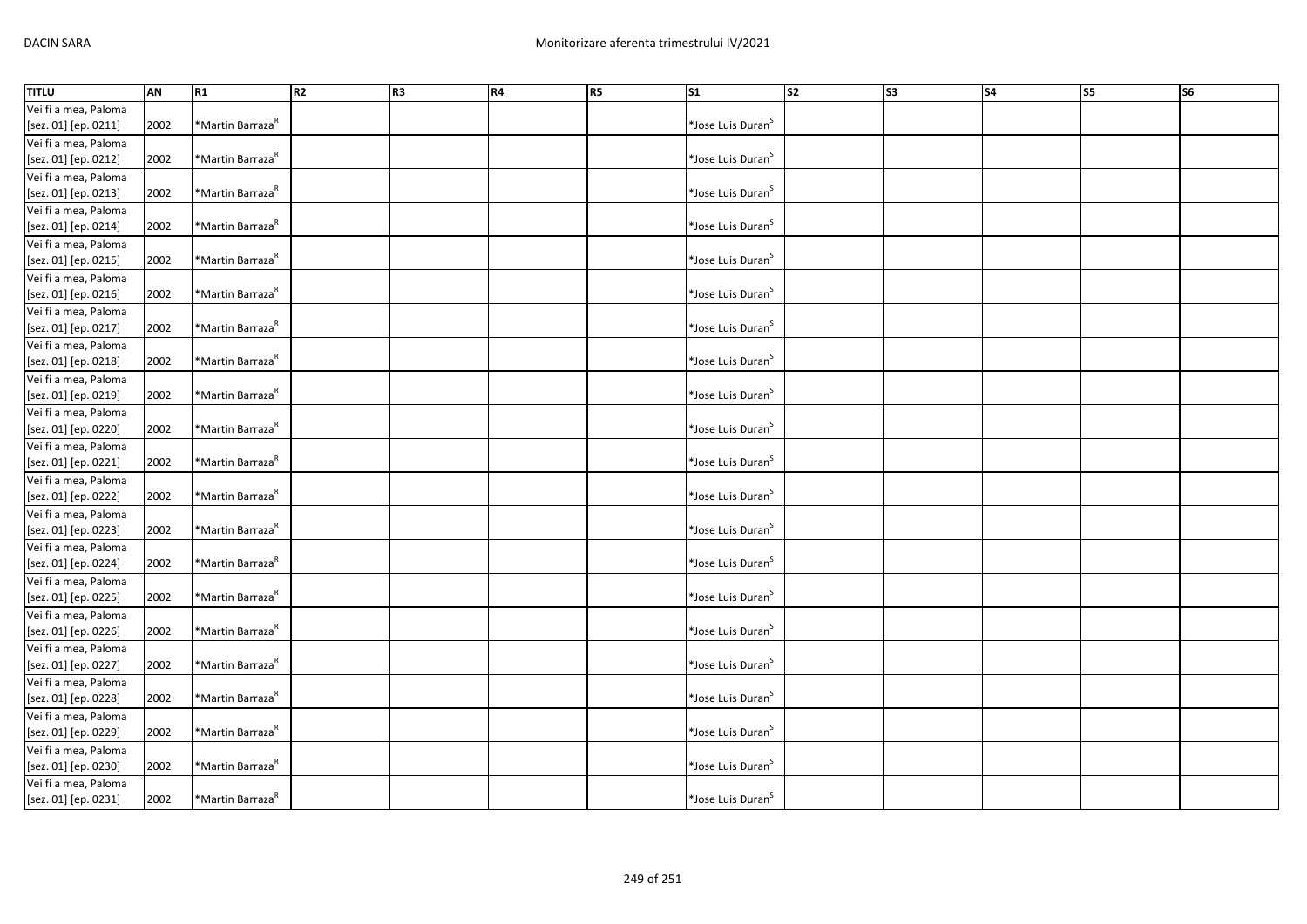| TITLU | AN | R1 | R2 | R3 | R4 | R5 | S1 | S2 | S3 | S4 | S5 | S6 |
|---|---|---|---|---|---|---|---|---|---|---|---|---|
| Vei fi a mea, Paloma [sez. 01] [ep. 0211] | 2002 | *Martin Barraza[R] | | | | | *Jose Luis Duran[S] | | | | | |
| Vei fi a mea, Paloma [sez. 01] [ep. 0212] | 2002 | *Martin Barraza[R] | | | | | *Jose Luis Duran[S] | | | | | |
| Vei fi a mea, Paloma [sez. 01] [ep. 0213] | 2002 | *Martin Barraza[R] | | | | | *Jose Luis Duran[S] | | | | | |
| Vei fi a mea, Paloma [sez. 01] [ep. 0214] | 2002 | *Martin Barraza[R] | | | | | *Jose Luis Duran[S] | | | | | |
| Vei fi a mea, Paloma [sez. 01] [ep. 0215] | 2002 | *Martin Barraza[R] | | | | | *Jose Luis Duran[S] | | | | | |
| Vei fi a mea, Paloma [sez. 01] [ep. 0216] | 2002 | *Martin Barraza[R] | | | | | *Jose Luis Duran[S] | | | | | |
| Vei fi a mea, Paloma [sez. 01] [ep. 0217] | 2002 | *Martin Barraza[R] | | | | | *Jose Luis Duran[S] | | | | | |
| Vei fi a mea, Paloma [sez. 01] [ep. 0218] | 2002 | *Martin Barraza[R] | | | | | *Jose Luis Duran[S] | | | | | |
| Vei fi a mea, Paloma [sez. 01] [ep. 0219] | 2002 | *Martin Barraza[R] | | | | | *Jose Luis Duran[S] | | | | | |
| Vei fi a mea, Paloma [sez. 01] [ep. 0220] | 2002 | *Martin Barraza[R] | | | | | *Jose Luis Duran[S] | | | | | |
| Vei fi a mea, Paloma [sez. 01] [ep. 0221] | 2002 | *Martin Barraza[R] | | | | | *Jose Luis Duran[S] | | | | | |
| Vei fi a mea, Paloma [sez. 01] [ep. 0222] | 2002 | *Martin Barraza[R] | | | | | *Jose Luis Duran[S] | | | | | |
| Vei fi a mea, Paloma [sez. 01] [ep. 0223] | 2002 | *Martin Barraza[R] | | | | | *Jose Luis Duran[S] | | | | | |
| Vei fi a mea, Paloma [sez. 01] [ep. 0224] | 2002 | *Martin Barraza[R] | | | | | *Jose Luis Duran[S] | | | | | |
| Vei fi a mea, Paloma [sez. 01] [ep. 0225] | 2002 | *Martin Barraza[R] | | | | | *Jose Luis Duran[S] | | | | | |
| Vei fi a mea, Paloma [sez. 01] [ep. 0226] | 2002 | *Martin Barraza[R] | | | | | *Jose Luis Duran[S] | | | | | |
| Vei fi a mea, Paloma [sez. 01] [ep. 0227] | 2002 | *Martin Barraza[R] | | | | | *Jose Luis Duran[S] | | | | | |
| Vei fi a mea, Paloma [sez. 01] [ep. 0228] | 2002 | *Martin Barraza[R] | | | | | *Jose Luis Duran[S] | | | | | |
| Vei fi a mea, Paloma [sez. 01] [ep. 0229] | 2002 | *Martin Barraza[R] | | | | | *Jose Luis Duran[S] | | | | | |
| Vei fi a mea, Paloma [sez. 01] [ep. 0230] | 2002 | *Martin Barraza[R] | | | | | *Jose Luis Duran[S] | | | | | |
| Vei fi a mea, Paloma [sez. 01] [ep. 0231] | 2002 | *Martin Barraza[R] | | | | | *Jose Luis Duran[S] | | | | | |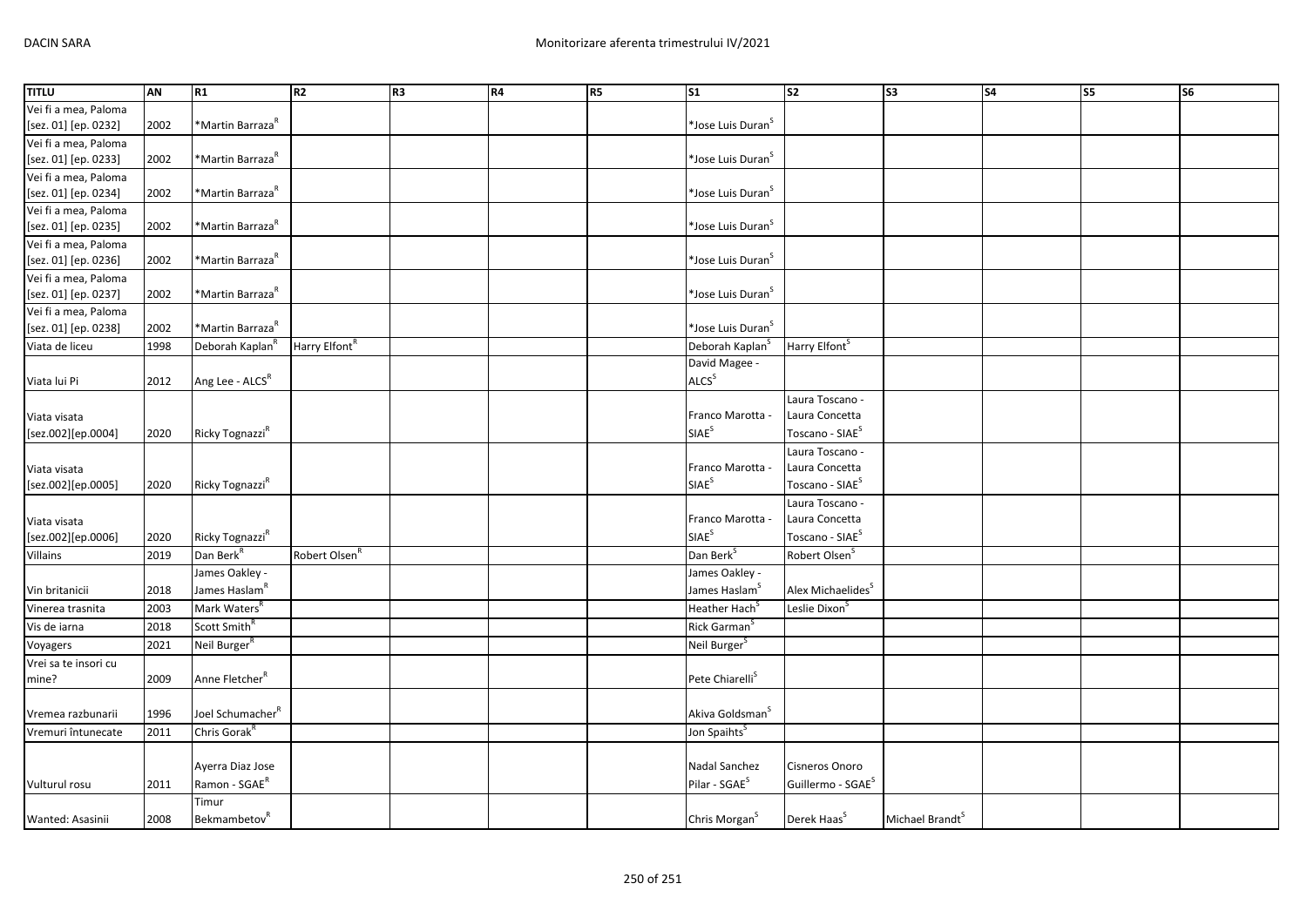| TITLU | AN | R1 | R2 | R3 | R4 | R5 | S1 | S2 | S3 | S4 | S5 | S6 |
|---|---|---|---|---|---|---|---|---|---|---|---|---|
| Vei fi a mea, Paloma [sez. 01] [ep. 0232] | 2002 | *Martin Barraza[R] | | | | | *Jose Luis Duran[S] | | | | | |
| Vei fi a mea, Paloma [sez. 01] [ep. 0233] | 2002 | *Martin Barraza[R] | | | | | *Jose Luis Duran[S] | | | | | |
| Vei fi a mea, Paloma [sez. 01] [ep. 0234] | 2002 | *Martin Barraza[R] | | | | | *Jose Luis Duran[S] | | | | | |
| Vei fi a mea, Paloma [sez. 01] [ep. 0235] | 2002 | *Martin Barraza[R] | | | | | *Jose Luis Duran[S] | | | | | |
| Vei fi a mea, Paloma [sez. 01] [ep. 0236] | 2002 | *Martin Barraza[R] | | | | | *Jose Luis Duran[S] | | | | | |
| Vei fi a mea, Paloma [sez. 01] [ep. 0237] | 2002 | *Martin Barraza[R] | | | | | *Jose Luis Duran[S] | | | | | |
| Vei fi a mea, Paloma [sez. 01] [ep. 0238] | 2002 | *Martin Barraza[R] | | | | | *Jose Luis Duran[S] | | | | | |
| Viata de liceu | 1998 | Deborah Kaplan[R] | Harry Elfont[R] | | | | Deborah Kaplan[S] | Harry Elfont[S] | | | | |
| Viata lui Pi | 2012 | Ang Lee - ALCS[R] | | | | | David Magee - ALCS[S] | | | | | |
| Viata visata [sez.002][ep.0004] | 2020 | Ricky Tognazzi[R] | | | | | Franco Marotta - SIAE[S] | Laura Toscano - Laura Concetta Toscano - SIAE[S] | | | | |
| Viata visata [sez.002][ep.0005] | 2020 | Ricky Tognazzi[R] | | | | | Franco Marotta - SIAE[S] | Laura Toscano - Laura Concetta Toscano - SIAE[S] | | | | |
| Viata visata [sez.002][ep.0006] | 2020 | Ricky Tognazzi[R] | | | | | Franco Marotta - SIAE[S] | Laura Toscano - Laura Concetta Toscano - SIAE[S] | | | | |
| Villains | 2019 | Dan Berk[R] | Robert Olsen[R] | | | | Dan Berk[S] | Robert Olsen[S] | | | | |
| Vin britanicii | 2018 | James Oakley - James Haslam[R] | | | | | James Oakley - James Haslam[S] | Alex Michaelides[S] | | | | |
| Vinerea trasnita | 2003 | Mark Waters[R] | | | | | Heather Hach[S] | Leslie Dixon[S] | | | | |
| Vis de iarna | 2018 | Scott Smith[R] | | | | | Rick Garman[S] | | | | | |
| Voyagers | 2021 | Neil Burger[R] | | | | | Neil Burger[S] | | | | | |
| Vrei sa te insori cu mine? | 2009 | Anne Fletcher[R] | | | | | Pete Chiarelli[S] | | | | | |
| Vremea razbunarii | 1996 | Joel Schumacher[R] | | | | | Akiva Goldsman[S] | | | | | |
| Vremuri întunecate | 2011 | Chris Gorak[R] | | | | | Jon Spaihts[S] | | | | | |
| Vulturul rosu | 2011 | Ayerra Diaz Jose Ramon - SGAE[R] | | | | | Nadal Sanchez Pilar - SGAE[S] | Cisneros Onoro Guillermo - SGAE[S] | | | | |
| Wanted: Asasinii | 2008 | Timur Bekmambetov[R] | | | | | Chris Morgan[S] | Derek Haas[S] | Michael Brandt[S] | | | |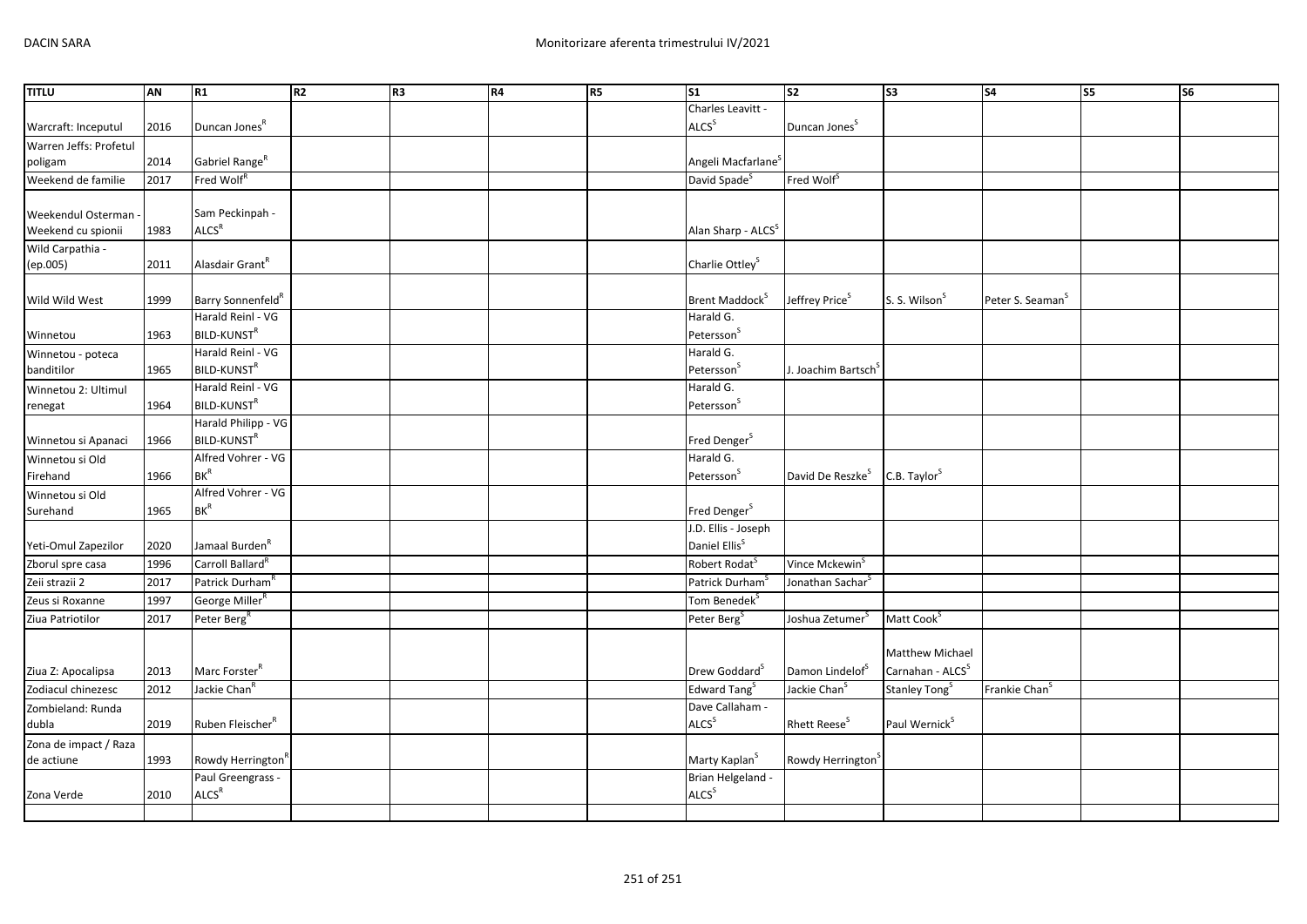| TITLU | AN | R1 | R2 | R3 | R4 | R5 | S1 | S2 | S3 | S4 | S5 | S6 |
|---|---|---|---|---|---|---|---|---|---|---|---|---|
| Warcraft: Inceputul | 2016 | Duncan Jones[R] | | | | | Charles Leavitt - ALCS[S] | Duncan Jones[S] | | | | |
| Warren Jeffs: Profetul poligam | 2014 | Gabriel Range[R] | | | | | Angeli Macfarlane[S] | | | | | |
| Weekend de familie | 2017 | Fred Wolf[R] | | | | | David Spade[S] | Fred Wolf[S] | | | | |
| Weekendul Osterman - Weekend cu spionii | 1983 | Sam Peckinpah - ALCS[R] | | | | | Alan Sharp - ALCS[S] | | | | | |
| Wild Carpathia - (ep.005) | 2011 | Alasdair Grant[R] | | | | | Charlie Ottley[S] | | | | | |
| Wild Wild West | 1999 | Barry Sonnenfeld[R] | | | | | Brent Maddock[S] | Jeffrey Price[S] | S. S. Wilson[S] | Peter S. Seaman[S] | | |
| Winnetou | 1963 | Harald Reinl - VG BILD-KUNST[R] | | | | | Harald G. Petersson[S] | | | | | |
| Winnetou - poteca banditilor | 1965 | Harald Reinl - VG BILD-KUNST[R] | | | | | Harald G. Petersson[S] | J. Joachim Bartsch[S] | | | | |
| Winnetou 2: Ultimul renegat | 1964 | Harald Reinl - VG BILD-KUNST[R] | | | | | Harald G. Petersson[S] | | | | | |
| Winnetou si Apanaci | 1966 | Harald Philipp - VG BILD-KUNST[R] | | | | | Fred Denger[S] | | | | | |
| Winnetou si Old Firehand | 1966 | Alfred Vohrer - VG BK[R] | | | | | Harald G. Petersson[S] | David De Reszke[S] | C.B. Taylor[S] | | | |
| Winnetou si Old Surehand | 1965 | Alfred Vohrer - VG BK[R] | | | | | Fred Denger[S] | | | | | |
| Yeti-Omul Zapezilor | 2020 | Jamaal Burden[R] | | | | | J.D. Ellis - Joseph Daniel Ellis[S] | | | | | |
| Zborul spre casa | 1996 | Carroll Ballard[R] | | | | | Robert Rodat[S] | Vince Mckewin[S] | | | | |
| Zeii strazii 2 | 2017 | Patrick Durham[R] | | | | | Patrick Durham[S] | Jonathan Sachar[S] | | | | |
| Zeus si Roxanne | 1997 | George Miller[R] | | | | | Tom Benedek[S] | | | | | |
| Ziua Patriotilor | 2017 | Peter Berg[R] | | | | | Peter Berg[S] | Joshua Zetumer[S] | Matt Cook[S] | | | |
| Ziua Z: Apocalipsa | 2013 | Marc Forster[R] | | | | | Drew Goddard[S] | Damon Lindelof[S] | Matthew Michael Carnahan - ALCS[S] | | | |
| Zodiacul chinezesc | 2012 | Jackie Chan[R] | | | | | Edward Tang[S] | Jackie Chan[S] | Stanley Tong[S] | Frankie Chan[S] | | |
| Zombieland: Runda dubla | 2019 | Ruben Fleischer[R] | | | | | Dave Callaham - ALCS[S] | Rhett Reese[S] | Paul Wernick[S] | | | |
| Zona de impact / Raza de actiune | 1993 | Rowdy Herrington[R] | | | | | Marty Kaplan[S] | Rowdy Herrington[S] | | | | |
| Zona Verde | 2010 | Paul Greengrass - ALCS[R] | | | | | Brian Helgeland - ALCS[S] | | | | | |